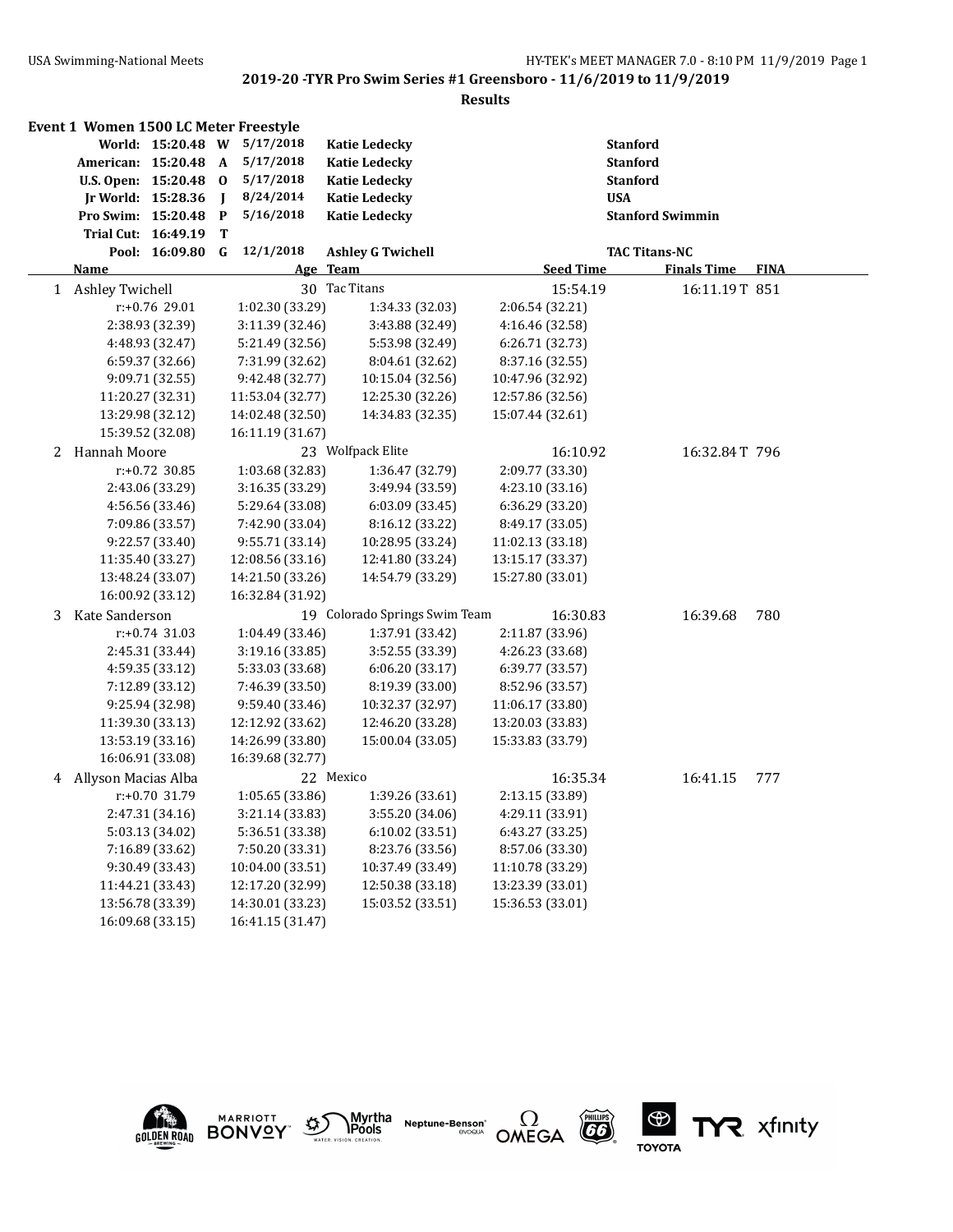## 2019-20 -TYR Pro Swim Series #1 Greensboro - 11/6/2019 to 11/9/2019

**Results**

### Event 1 Women 1500 LC Meter Freestyle

| Record | Time | Code | Date | Name | Team |
|---|---|---|---|---|---|
| World: | 15:20.48 | W | 5/17/2018 | Katie Ledecky | Stanford |
| American: | 15:20.48 | A | 5/17/2018 | Katie Ledecky | Stanford |
| U.S. Open: | 15:20.48 | O | 5/17/2018 | Katie Ledecky | Stanford |
| Jr World: | 15:28.36 | J | 8/24/2014 | Katie Ledecky | USA |
| Pro Swim: | 15:20.48 | P | 5/16/2018 | Katie Ledecky | Stanford Swimmin |
| Trial Cut: | 16:49.19 | T | | | |
| Pool: | 16:09.80 | G | 12/1/2018 | Ashley G Twichell | TAC Titans-NC |

| | Name | Age | Team | Seed Time | Finals Time | FINA |
|---|---|---|---|---|---|---|
| 1 | Ashley Twichell | 30 | Tac Titans | 15:54.19 | 16:11.19 T | 851 |
| 2 | Hannah Moore | 23 | Wolfpack Elite | 16:10.92 | 16:32.84 T | 796 |
| 3 | Kate Sanderson | 19 | Colorado Springs Swim Team | 16:30.83 | 16:39.68 | 780 |
| 4 | Allyson Macias Alba | 22 | Mexico | 16:35.34 | 16:41.15 | 777 |

**1 Ashley Twichell — splits**

| | | | |
|---|---|---|---|
| r:+0.76 29.01 | 1:02.30 (33.29) | 1:34.33 (32.03) | 2:06.54 (32.21) |
| 2:38.93 (32.39) | 3:11.39 (32.46) | 3:43.88 (32.49) | 4:16.46 (32.58) |
| 4:48.93 (32.47) | 5:21.49 (32.56) | 5:53.98 (32.49) | 6:26.71 (32.73) |
| 6:59.37 (32.66) | 7:31.99 (32.62) | 8:04.61 (32.62) | 8:37.16 (32.55) |
| 9:09.71 (32.55) | 9:42.48 (32.77) | 10:15.04 (32.56) | 10:47.96 (32.92) |
| 11:20.27 (32.31) | 11:53.04 (32.77) | 12:25.30 (32.26) | 12:57.86 (32.56) |
| 13:29.98 (32.12) | 14:02.48 (32.50) | 14:34.83 (32.35) | 15:07.44 (32.61) |
| 15:39.52 (32.08) | 16:11.19 (31.67) | | |

**2 Hannah Moore — splits**

| | | | |
|---|---|---|---|
| r:+0.72 30.85 | 1:03.68 (32.83) | 1:36.47 (32.79) | 2:09.77 (33.30) |
| 2:43.06 (33.29) | 3:16.35 (33.29) | 3:49.94 (33.59) | 4:23.10 (33.16) |
| 4:56.56 (33.46) | 5:29.64 (33.08) | 6:03.09 (33.45) | 6:36.29 (33.20) |
| 7:09.86 (33.57) | 7:42.90 (33.04) | 8:16.12 (33.22) | 8:49.17 (33.05) |
| 9:22.57 (33.40) | 9:55.71 (33.14) | 10:28.95 (33.24) | 11:02.13 (33.18) |
| 11:35.40 (33.27) | 12:08.56 (33.16) | 12:41.80 (33.24) | 13:15.17 (33.37) |
| 13:48.24 (33.07) | 14:21.50 (33.26) | 14:54.79 (33.29) | 15:27.80 (33.01) |
| 16:00.92 (33.12) | 16:32.84 (31.92) | | |

**3 Kate Sanderson — splits**

| | | | |
|---|---|---|---|
| r:+0.74 31.03 | 1:04.49 (33.46) | 1:37.91 (33.42) | 2:11.87 (33.96) |
| 2:45.31 (33.44) | 3:19.16 (33.85) | 3:52.55 (33.39) | 4:26.23 (33.68) |
| 4:59.35 (33.12) | 5:33.03 (33.68) | 6:06.20 (33.17) | 6:39.77 (33.57) |
| 7:12.89 (33.12) | 7:46.39 (33.50) | 8:19.39 (33.00) | 8:52.96 (33.57) |
| 9:25.94 (32.98) | 9:59.40 (33.46) | 10:32.37 (32.97) | 11:06.17 (33.80) |
| 11:39.30 (33.13) | 12:12.92 (33.62) | 12:46.20 (33.28) | 13:20.03 (33.83) |
| 13:53.19 (33.16) | 14:26.99 (33.80) | 15:00.04 (33.05) | 15:33.83 (33.79) |
| 16:06.91 (33.08) | 16:39.68 (32.77) | | |

**4 Allyson Macias Alba — splits**

| | | | |
|---|---|---|---|
| r:+0.70 31.79 | 1:05.65 (33.86) | 1:39.26 (33.61) | 2:13.15 (33.89) |
| 2:47.31 (34.16) | 3:21.14 (33.83) | 3:55.20 (34.06) | 4:29.11 (33.91) |
| 5:03.13 (34.02) | 5:36.51 (33.38) | 6:10.02 (33.51) | 6:43.27 (33.25) |
| 7:16.89 (33.62) | 7:50.20 (33.31) | 8:23.76 (33.56) | 8:57.06 (33.30) |
| 9:30.49 (33.43) | 10:04.00 (33.51) | 10:37.49 (33.49) | 11:10.78 (33.29) |
| 11:44.21 (33.43) | 12:17.20 (32.99) | 12:50.38 (33.18) | 13:23.39 (33.01) |
| 13:56.78 (33.39) | 14:30.01 (33.23) | 15:03.52 (33.51) | 15:36.53 (33.01) |
| 16:09.68 (33.15) | 16:41.15 (31.47) | | |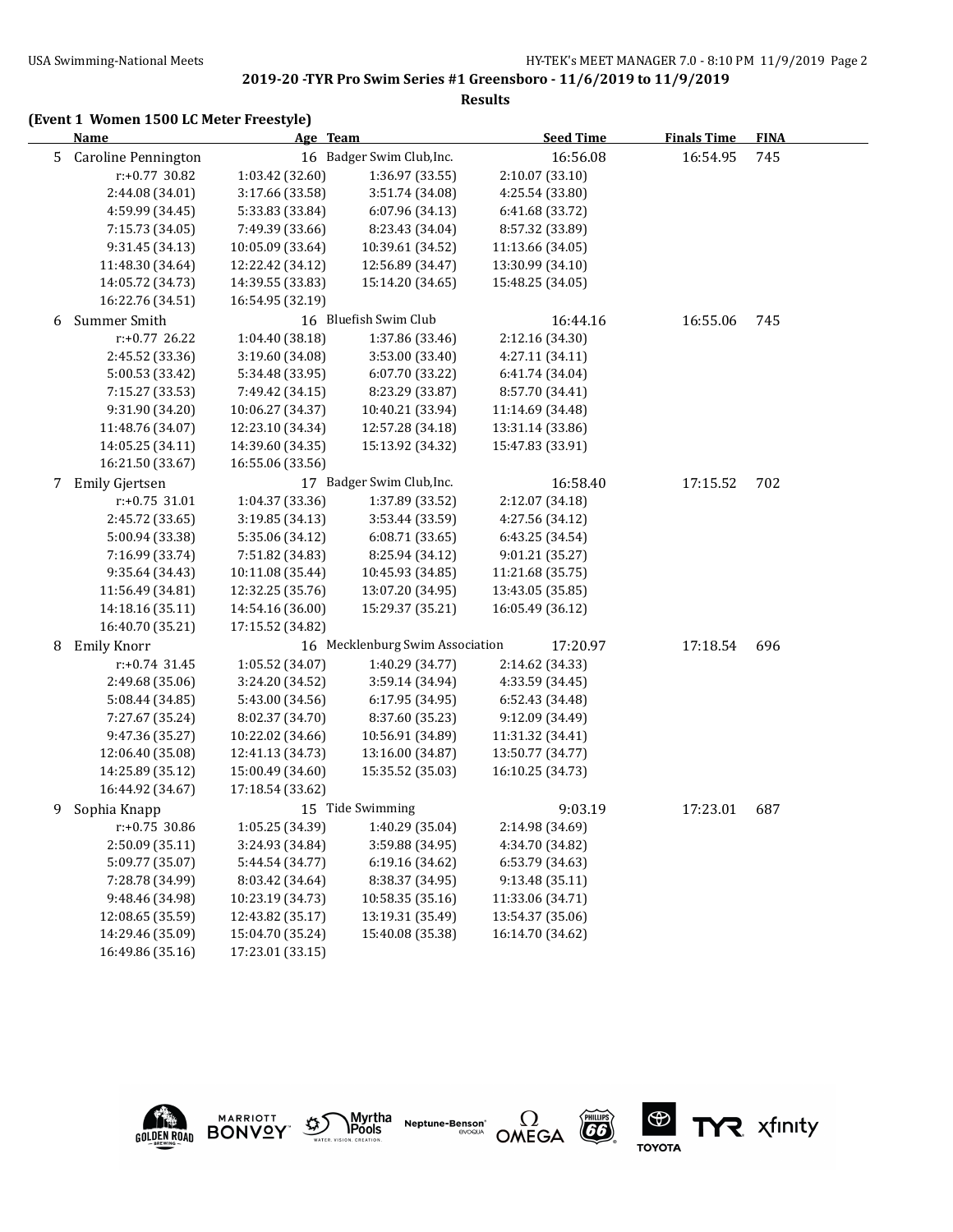**2019-20 -TYR Pro Swim Series #1 Greensboro - 11/6/2019 to 11/9/2019**

**Results**

**(Event 1 Women 1500 LC Meter Freestyle)**

| | Name | Age | Team | Seed Time | Finals Time | FINA |
|---|---|---|---|---|---|---|
| 5 | Caroline Pennington | 16 | Badger Swim Club,Inc. | 16:56.08 | 16:54.95 | 745 |
| 6 | Summer Smith | 16 | Bluefish Swim Club | 16:44.16 | 16:55.06 | 745 |
| 7 | Emily Gjertsen | 17 | Badger Swim Club,Inc. | 16:58.40 | 17:15.52 | 702 |
| 8 | Emily Knorr | 16 | Mecklenburg Swim Association | 17:20.97 | 17:18.54 | 696 |
| 9 | Sophia Knapp | 15 | Tide Swimming | 9:03.19 | 17:23.01 | 687 |

**5 Caroline Pennington** splits:

| | | | |
|---|---|---|---|
| r:+0.77 30.82 | 1:03.42 (32.60) | 1:36.97 (33.55) | 2:10.07 (33.10) |
| 2:44.08 (34.01) | 3:17.66 (33.58) | 3:51.74 (34.08) | 4:25.54 (33.80) |
| 4:59.99 (34.45) | 5:33.83 (33.84) | 6:07.96 (34.13) | 6:41.68 (33.72) |
| 7:15.73 (34.05) | 7:49.39 (33.66) | 8:23.43 (34.04) | 8:57.32 (33.89) |
| 9:31.45 (34.13) | 10:05.09 (33.64) | 10:39.61 (34.52) | 11:13.66 (34.05) |
| 11:48.30 (34.64) | 12:22.42 (34.12) | 12:56.89 (34.47) | 13:30.99 (34.10) |
| 14:05.72 (34.73) | 14:39.55 (33.83) | 15:14.20 (34.65) | 15:48.25 (34.05) |
| 16:22.76 (34.51) | 16:54.95 (32.19) | | |

**6 Summer Smith** splits:

| | | | |
|---|---|---|---|
| r:+0.77 26.22 | 1:04.40 (38.18) | 1:37.86 (33.46) | 2:12.16 (34.30) |
| 2:45.52 (33.36) | 3:19.60 (34.08) | 3:53.00 (33.40) | 4:27.11 (34.11) |
| 5:00.53 (33.42) | 5:34.48 (33.95) | 6:07.70 (33.22) | 6:41.74 (34.04) |
| 7:15.27 (33.53) | 7:49.42 (34.15) | 8:23.29 (33.87) | 8:57.70 (34.41) |
| 9:31.90 (34.20) | 10:06.27 (34.37) | 10:40.21 (33.94) | 11:14.69 (34.48) |
| 11:48.76 (34.07) | 12:23.10 (34.34) | 12:57.28 (34.18) | 13:31.14 (33.86) |
| 14:05.25 (34.11) | 14:39.60 (34.35) | 15:13.92 (34.32) | 15:47.83 (33.91) |
| 16:21.50 (33.67) | 16:55.06 (33.56) | | |

**7 Emily Gjertsen** splits:

| | | | |
|---|---|---|---|
| r:+0.75 31.01 | 1:04.37 (33.36) | 1:37.89 (33.52) | 2:12.07 (34.18) |
| 2:45.72 (33.65) | 3:19.85 (34.13) | 3:53.44 (33.59) | 4:27.56 (34.12) |
| 5:00.94 (33.38) | 5:35.06 (34.12) | 6:08.71 (33.65) | 6:43.25 (34.54) |
| 7:16.99 (33.74) | 7:51.82 (34.83) | 8:25.94 (34.12) | 9:01.21 (35.27) |
| 9:35.64 (34.43) | 10:11.08 (35.44) | 10:45.93 (34.85) | 11:21.68 (35.75) |
| 11:56.49 (34.81) | 12:32.25 (35.76) | 13:07.20 (34.95) | 13:43.05 (35.85) |
| 14:18.16 (35.11) | 14:54.16 (36.00) | 15:29.37 (35.21) | 16:05.49 (36.12) |
| 16:40.70 (35.21) | 17:15.52 (34.82) | | |

**8 Emily Knorr** splits:

| | | | |
|---|---|---|---|
| r:+0.74 31.45 | 1:05.52 (34.07) | 1:40.29 (34.77) | 2:14.62 (34.33) |
| 2:49.68 (35.06) | 3:24.20 (34.52) | 3:59.14 (34.94) | 4:33.59 (34.45) |
| 5:08.44 (34.85) | 5:43.00 (34.56) | 6:17.95 (34.95) | 6:52.43 (34.48) |
| 7:27.67 (35.24) | 8:02.37 (34.70) | 8:37.60 (35.23) | 9:12.09 (34.49) |
| 9:47.36 (35.27) | 10:22.02 (34.66) | 10:56.91 (34.89) | 11:31.32 (34.41) |
| 12:06.40 (35.08) | 12:41.13 (34.73) | 13:16.00 (34.87) | 13:50.77 (34.77) |
| 14:25.89 (35.12) | 15:00.49 (34.60) | 15:35.52 (35.03) | 16:10.25 (34.73) |
| 16:44.92 (34.67) | 17:18.54 (33.62) | | |

**9 Sophia Knapp** splits:

| | | | |
|---|---|---|---|
| r:+0.75 30.86 | 1:05.25 (34.39) | 1:40.29 (35.04) | 2:14.98 (34.69) |
| 2:50.09 (35.11) | 3:24.93 (34.84) | 3:59.88 (34.95) | 4:34.70 (34.82) |
| 5:09.77 (35.07) | 5:44.54 (34.77) | 6:19.16 (34.62) | 6:53.79 (34.63) |
| 7:28.78 (34.99) | 8:03.42 (34.64) | 8:38.37 (34.95) | 9:13.48 (35.11) |
| 9:48.46 (34.98) | 10:23.19 (34.73) | 10:58.35 (35.16) | 11:33.06 (34.71) |
| 12:08.65 (35.59) | 12:43.82 (35.17) | 13:19.31 (35.49) | 13:54.37 (35.06) |
| 14:29.46 (35.09) | 15:04.70 (35.24) | 15:40.08 (35.38) | 16:14.70 (34.62) |
| 16:49.86 (35.16) | 17:23.01 (33.15) | | |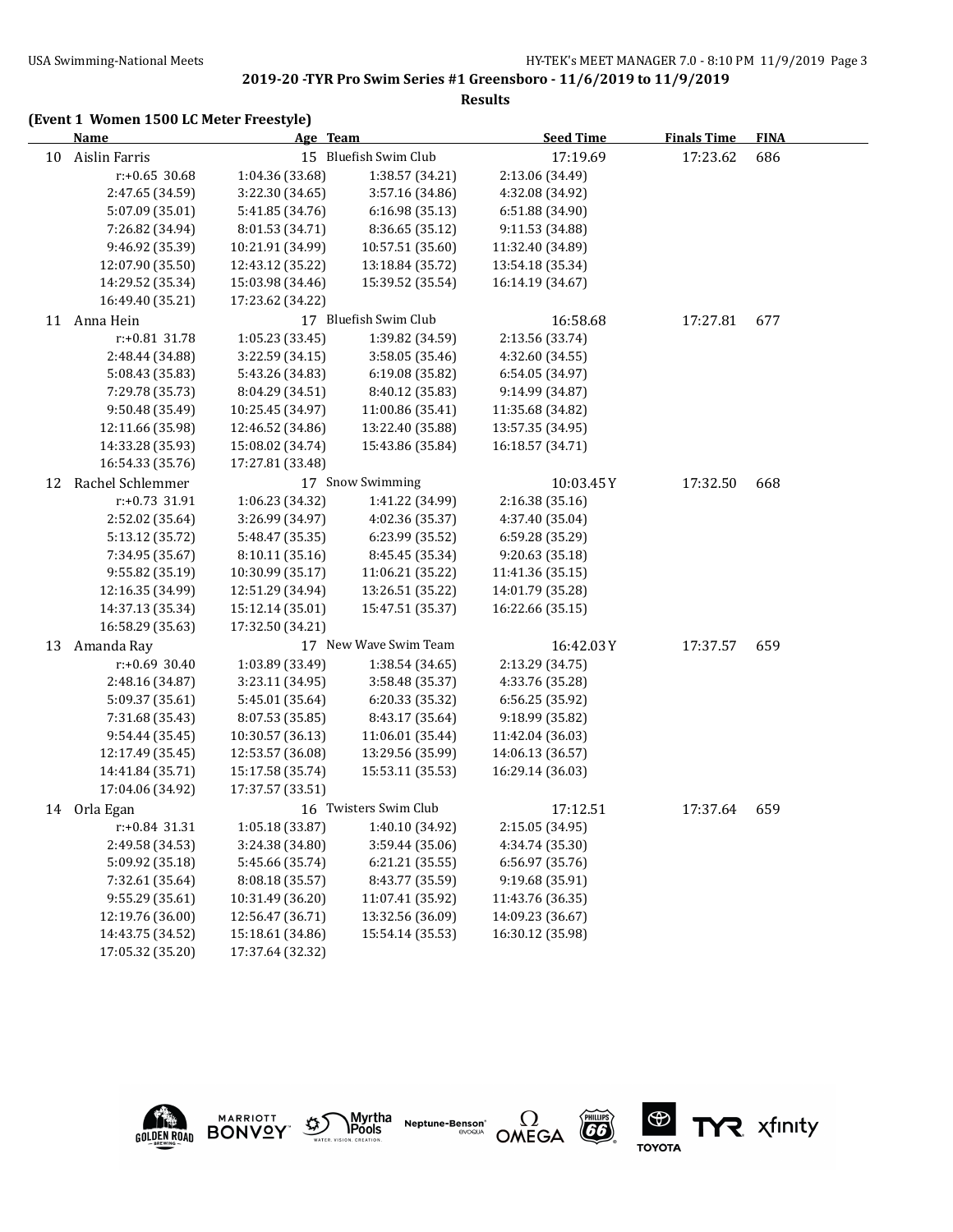**2019-20 -TYR Pro Swim Series #1 Greensboro - 11/6/2019 to 11/9/2019**

**Results**

**(Event 1 Women 1500 LC Meter Freestyle)**

| | Name | Age | Team | Seed Time | Finals Time | FINA |
|---|---|---|---|---|---|---|
| 10 | Aislin Farris | 15 | Bluefish Swim Club | 17:19.69 | 17:23.62 | 686 |
| | r:+0.65 30.68 | 1:04.36 (33.68) | 1:38.57 (34.21) | 2:13.06 (34.49) | | |
| | 2:47.65 (34.59) | 3:22.30 (34.65) | 3:57.16 (34.86) | 4:32.08 (34.92) | | |
| | 5:07.09 (35.01) | 5:41.85 (34.76) | 6:16.98 (35.13) | 6:51.88 (34.90) | | |
| | 7:26.82 (34.94) | 8:01.53 (34.71) | 8:36.65 (35.12) | 9:11.53 (34.88) | | |
| | 9:46.92 (35.39) | 10:21.91 (34.99) | 10:57.51 (35.60) | 11:32.40 (34.89) | | |
| | 12:07.90 (35.50) | 12:43.12 (35.22) | 13:18.84 (35.72) | 13:54.18 (35.34) | | |
| | 14:29.52 (35.34) | 15:03.98 (34.46) | 15:39.52 (35.54) | 16:14.19 (34.67) | | |
| | 16:49.40 (35.21) | 17:23.62 (34.22) | | | | |
| 11 | Anna Hein | 17 | Bluefish Swim Club | 16:58.68 | 17:27.81 | 677 |
| | r:+0.81 31.78 | 1:05.23 (33.45) | 1:39.82 (34.59) | 2:13.56 (33.74) | | |
| | 2:48.44 (34.88) | 3:22.59 (34.15) | 3:58.05 (35.46) | 4:32.60 (34.55) | | |
| | 5:08.43 (35.83) | 5:43.26 (34.83) | 6:19.08 (35.82) | 6:54.05 (34.97) | | |
| | 7:29.78 (35.73) | 8:04.29 (34.51) | 8:40.12 (35.83) | 9:14.99 (34.87) | | |
| | 9:50.48 (35.49) | 10:25.45 (34.97) | 11:00.86 (35.41) | 11:35.68 (34.82) | | |
| | 12:11.66 (35.98) | 12:46.52 (34.86) | 13:22.40 (35.88) | 13:57.35 (34.95) | | |
| | 14:33.28 (35.93) | 15:08.02 (34.74) | 15:43.86 (35.84) | 16:18.57 (34.71) | | |
| | 16:54.33 (35.76) | 17:27.81 (33.48) | | | | |
| 12 | Rachel Schlemmer | 17 | Snow Swimming | 10:03.45Y | 17:32.50 | 668 |
| | r:+0.73 31.91 | 1:06.23 (34.32) | 1:41.22 (34.99) | 2:16.38 (35.16) | | |
| | 2:52.02 (35.64) | 3:26.99 (34.97) | 4:02.36 (35.37) | 4:37.40 (35.04) | | |
| | 5:13.12 (35.72) | 5:48.47 (35.35) | 6:23.99 (35.52) | 6:59.28 (35.29) | | |
| | 7:34.95 (35.67) | 8:10.11 (35.16) | 8:45.45 (35.34) | 9:20.63 (35.18) | | |
| | 9:55.82 (35.19) | 10:30.99 (35.17) | 11:06.21 (35.22) | 11:41.36 (35.15) | | |
| | 12:16.35 (34.99) | 12:51.29 (34.94) | 13:26.51 (35.22) | 14:01.79 (35.28) | | |
| | 14:37.13 (35.34) | 15:12.14 (35.01) | 15:47.51 (35.37) | 16:22.66 (35.15) | | |
| | 16:58.29 (35.63) | 17:32.50 (34.21) | | | | |
| 13 | Amanda Ray | 17 | New Wave Swim Team | 16:42.03Y | 17:37.57 | 659 |
| | r:+0.69 30.40 | 1:03.89 (33.49) | 1:38.54 (34.65) | 2:13.29 (34.75) | | |
| | 2:48.16 (34.87) | 3:23.11 (34.95) | 3:58.48 (35.37) | 4:33.76 (35.28) | | |
| | 5:09.37 (35.61) | 5:45.01 (35.64) | 6:20.33 (35.32) | 6:56.25 (35.92) | | |
| | 7:31.68 (35.43) | 8:07.53 (35.85) | 8:43.17 (35.64) | 9:18.99 (35.82) | | |
| | 9:54.44 (35.45) | 10:30.57 (36.13) | 11:06.01 (35.44) | 11:42.04 (36.03) | | |
| | 12:17.49 (35.45) | 12:53.57 (36.08) | 13:29.56 (35.99) | 14:06.13 (36.57) | | |
| | 14:41.84 (35.71) | 15:17.58 (35.74) | 15:53.11 (35.53) | 16:29.14 (36.03) | | |
| | 17:04.06 (34.92) | 17:37.57 (33.51) | | | | |
| 14 | Orla Egan | 16 | Twisters Swim Club | 17:12.51 | 17:37.64 | 659 |
| | r:+0.84 31.31 | 1:05.18 (33.87) | 1:40.10 (34.92) | 2:15.05 (34.95) | | |
| | 2:49.58 (34.53) | 3:24.38 (34.80) | 3:59.44 (35.06) | 4:34.74 (35.30) | | |
| | 5:09.92 (35.18) | 5:45.66 (35.74) | 6:21.21 (35.55) | 6:56.97 (35.76) | | |
| | 7:32.61 (35.64) | 8:08.18 (35.57) | 8:43.77 (35.59) | 9:19.68 (35.91) | | |
| | 9:55.29 (35.61) | 10:31.49 (36.20) | 11:07.41 (35.92) | 11:43.76 (36.35) | | |
| | 12:19.76 (36.00) | 12:56.47 (36.71) | 13:32.56 (36.09) | 14:09.23 (36.67) | | |
| | 14:43.75 (34.52) | 15:18.61 (34.86) | 15:54.14 (35.53) | 16:30.12 (35.98) | | |
| | 17:05.32 (35.20) | 17:37.64 (32.32) | | | | |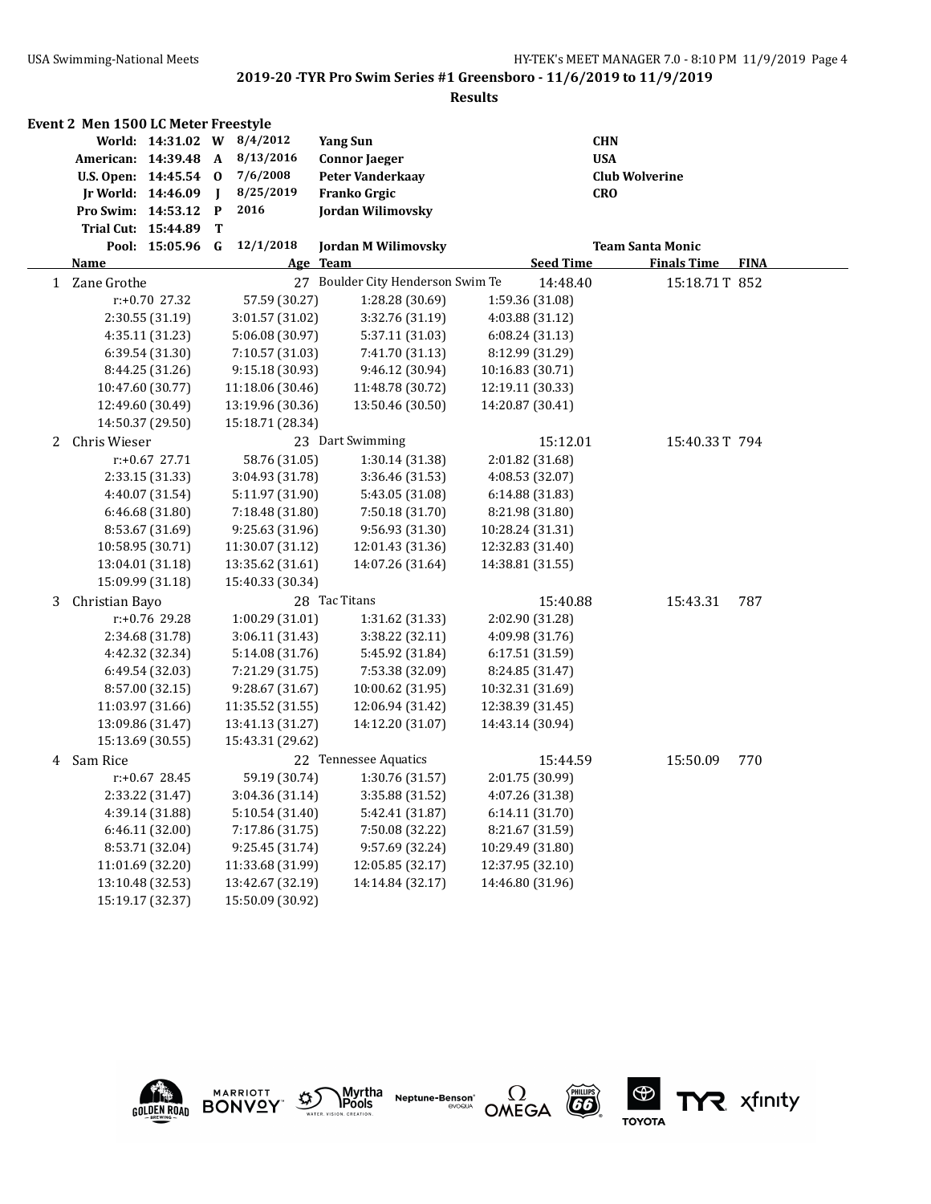## 2019-20 -TYR Pro Swim Series #1 Greensboro - 11/6/2019 to 11/9/2019

### Results

**Event 2 Men 1500 LC Meter Freestyle**

| Record | Time | Code | Date | Name | Team |
|---|---|---|---|---|---|
| World: | 14:31.02 | W | 8/4/2012 | Yang Sun | CHN |
| American: | 14:39.48 | A | 8/13/2016 | Connor Jaeger | USA |
| U.S. Open: | 14:45.54 | O | 7/6/2008 | Peter Vanderkaay | Club Wolverine |
| Jr World: | 14:46.09 | J | 8/25/2019 | Franko Grgic | CRO |
| Pro Swim: | 14:53.12 | P | 2016 | Jordan Wilimovsky | |
| Trial Cut: | 15:44.89 | T | | | |
| Pool: | 15:05.96 | G | 12/1/2018 | Jordan M Wilimovsky | Team Santa Monic |

| | Name | Age | Team | Seed Time | Finals Time | FINA |
|---|---|---|---|---|---|---|
| 1 | Zane Grothe | 27 | Boulder City Henderson Swim Te | 14:48.40 | 15:18.71 T | 852 |
| | r:+0.70 27.32 | 57.59 (30.27) | 1:28.28 (30.69) | 1:59.36 (31.08) | | |
| | 2:30.55 (31.19) | 3:01.57 (31.02) | 3:32.76 (31.19) | 4:03.88 (31.12) | | |
| | 4:35.11 (31.23) | 5:06.08 (30.97) | 5:37.11 (31.03) | 6:08.24 (31.13) | | |
| | 6:39.54 (31.30) | 7:10.57 (31.03) | 7:41.70 (31.13) | 8:12.99 (31.29) | | |
| | 8:44.25 (31.26) | 9:15.18 (30.93) | 9:46.12 (30.94) | 10:16.83 (30.71) | | |
| | 10:47.60 (30.77) | 11:18.06 (30.46) | 11:48.78 (30.72) | 12:19.11 (30.33) | | |
| | 12:49.60 (30.49) | 13:19.96 (30.36) | 13:50.46 (30.50) | 14:20.87 (30.41) | | |
| | 14:50.37 (29.50) | 15:18.71 (28.34) | | | | |
| 2 | Chris Wieser | 23 | Dart Swimming | 15:12.01 | 15:40.33 T | 794 |
| | r:+0.67 27.71 | 58.76 (31.05) | 1:30.14 (31.38) | 2:01.82 (31.68) | | |
| | 2:33.15 (31.33) | 3:04.93 (31.78) | 3:36.46 (31.53) | 4:08.53 (32.07) | | |
| | 4:40.07 (31.54) | 5:11.97 (31.90) | 5:43.05 (31.08) | 6:14.88 (31.83) | | |
| | 6:46.68 (31.80) | 7:18.48 (31.80) | 7:50.18 (31.70) | 8:21.98 (31.80) | | |
| | 8:53.67 (31.69) | 9:25.63 (31.96) | 9:56.93 (31.30) | 10:28.24 (31.31) | | |
| | 10:58.95 (30.71) | 11:30.07 (31.12) | 12:01.43 (31.36) | 12:32.83 (31.40) | | |
| | 13:04.01 (31.18) | 13:35.62 (31.61) | 14:07.26 (31.64) | 14:38.81 (31.55) | | |
| | 15:09.99 (31.18) | 15:40.33 (30.34) | | | | |
| 3 | Christian Bayo | 28 | Tac Titans | 15:40.88 | 15:43.31 | 787 |
| | r:+0.76 29.28 | 1:00.29 (31.01) | 1:31.62 (31.33) | 2:02.90 (31.28) | | |
| | 2:34.68 (31.78) | 3:06.11 (31.43) | 3:38.22 (32.11) | 4:09.98 (31.76) | | |
| | 4:42.32 (32.34) | 5:14.08 (31.76) | 5:45.92 (31.84) | 6:17.51 (31.59) | | |
| | 6:49.54 (32.03) | 7:21.29 (31.75) | 7:53.38 (32.09) | 8:24.85 (31.47) | | |
| | 8:57.00 (32.15) | 9:28.67 (31.67) | 10:00.62 (31.95) | 10:32.31 (31.69) | | |
| | 11:03.97 (31.66) | 11:35.52 (31.55) | 12:06.94 (31.42) | 12:38.39 (31.45) | | |
| | 13:09.86 (31.47) | 13:41.13 (31.27) | 14:12.20 (31.07) | 14:43.14 (30.94) | | |
| | 15:13.69 (30.55) | 15:43.31 (29.62) | | | | |
| 4 | Sam Rice | 22 | Tennessee Aquatics | 15:44.59 | 15:50.09 | 770 |
| | r:+0.67 28.45 | 59.19 (30.74) | 1:30.76 (31.57) | 2:01.75 (30.99) | | |
| | 2:33.22 (31.47) | 3:04.36 (31.14) | 3:35.88 (31.52) | 4:07.26 (31.38) | | |
| | 4:39.14 (31.88) | 5:10.54 (31.40) | 5:42.41 (31.87) | 6:14.11 (31.70) | | |
| | 6:46.11 (32.00) | 7:17.86 (31.75) | 7:50.08 (32.22) | 8:21.67 (31.59) | | |
| | 8:53.71 (32.04) | 9:25.45 (31.74) | 9:57.69 (32.24) | 10:29.49 (31.80) | | |
| | 11:01.69 (32.20) | 11:33.68 (31.99) | 12:05.85 (32.17) | 12:37.95 (32.10) | | |
| | 13:10.48 (32.53) | 13:42.67 (32.19) | 14:14.84 (32.17) | 14:46.80 (31.96) | | |
| | 15:19.17 (32.37) | 15:50.09 (30.92) | | | | |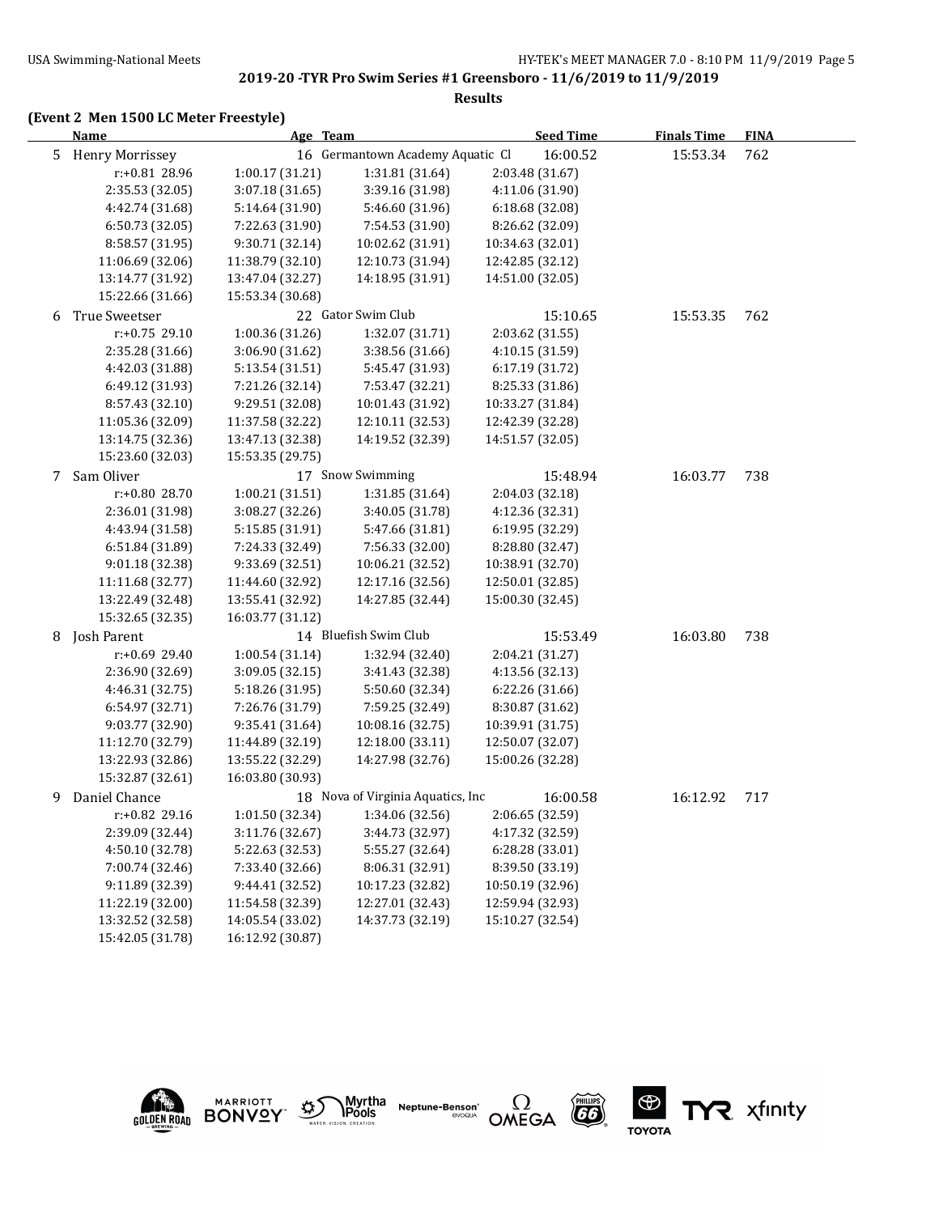**2019-20 -TYR Pro Swim Series #1 Greensboro - 11/6/2019 to 11/9/2019**

**Results**

### (Event 2 Men 1500 LC Meter Freestyle)

| | Name | Age | Team | Seed Time | Finals Time | FINA |
|---|---|---|---|---|---|---|
| 5 | Henry Morrissey | 16 | Germantown Academy Aquatic Cl | 16:00.52 | 15:53.34 | 762 |

| | | | |
|---|---|---|---|
| r:+0.81 28.96 | 1:00.17 (31.21) | 1:31.81 (31.64) | 2:03.48 (31.67) |
| 2:35.53 (32.05) | 3:07.18 (31.65) | 3:39.16 (31.98) | 4:11.06 (31.90) |
| 4:42.74 (31.68) | 5:14.64 (31.90) | 5:46.60 (31.96) | 6:18.68 (32.08) |
| 6:50.73 (32.05) | 7:22.63 (31.90) | 7:54.53 (31.90) | 8:26.62 (32.09) |
| 8:58.57 (31.95) | 9:30.71 (32.14) | 10:02.62 (31.91) | 10:34.63 (32.01) |
| 11:06.69 (32.06) | 11:38.79 (32.10) | 12:10.73 (31.94) | 12:42.85 (32.12) |
| 13:14.77 (31.92) | 13:47.04 (32.27) | 14:18.95 (31.91) | 14:51.00 (32.05) |
| 15:22.66 (31.66) | 15:53.34 (30.68) | | |

| | Name | Age | Team | Seed Time | Finals Time | FINA |
|---|---|---|---|---|---|---|
| 6 | True Sweetser | 22 | Gator Swim Club | 15:10.65 | 15:53.35 | 762 |

| | | | |
|---|---|---|---|
| r:+0.75 29.10 | 1:00.36 (31.26) | 1:32.07 (31.71) | 2:03.62 (31.55) |
| 2:35.28 (31.66) | 3:06.90 (31.62) | 3:38.56 (31.66) | 4:10.15 (31.59) |
| 4:42.03 (31.88) | 5:13.54 (31.51) | 5:45.47 (31.93) | 6:17.19 (31.72) |
| 6:49.12 (31.93) | 7:21.26 (32.14) | 7:53.47 (32.21) | 8:25.33 (31.86) |
| 8:57.43 (32.10) | 9:29.51 (32.08) | 10:01.43 (31.92) | 10:33.27 (31.84) |
| 11:05.36 (32.09) | 11:37.58 (32.22) | 12:10.11 (32.53) | 12:42.39 (32.28) |
| 13:14.75 (32.36) | 13:47.13 (32.38) | 14:19.52 (32.39) | 14:51.57 (32.05) |
| 15:23.60 (32.03) | 15:53.35 (29.75) | | |

| | Name | Age | Team | Seed Time | Finals Time | FINA |
|---|---|---|---|---|---|---|
| 7 | Sam Oliver | 17 | Snow Swimming | 15:48.94 | 16:03.77 | 738 |

| | | | |
|---|---|---|---|
| r:+0.80 28.70 | 1:00.21 (31.51) | 1:31.85 (31.64) | 2:04.03 (32.18) |
| 2:36.01 (31.98) | 3:08.27 (32.26) | 3:40.05 (31.78) | 4:12.36 (32.31) |
| 4:43.94 (31.58) | 5:15.85 (31.91) | 5:47.66 (31.81) | 6:19.95 (32.29) |
| 6:51.84 (31.89) | 7:24.33 (32.49) | 7:56.33 (32.00) | 8:28.80 (32.47) |
| 9:01.18 (32.38) | 9:33.69 (32.51) | 10:06.21 (32.52) | 10:38.91 (32.70) |
| 11:11.68 (32.77) | 11:44.60 (32.92) | 12:17.16 (32.56) | 12:50.01 (32.85) |
| 13:22.49 (32.48) | 13:55.41 (32.92) | 14:27.85 (32.44) | 15:00.30 (32.45) |
| 15:32.65 (32.35) | 16:03.77 (31.12) | | |

| | Name | Age | Team | Seed Time | Finals Time | FINA |
|---|---|---|---|---|---|---|
| 8 | Josh Parent | 14 | Bluefish Swim Club | 15:53.49 | 16:03.80 | 738 |

| | | | |
|---|---|---|---|
| r:+0.69 29.40 | 1:00.54 (31.14) | 1:32.94 (32.40) | 2:04.21 (31.27) |
| 2:36.90 (32.69) | 3:09.05 (32.15) | 3:41.43 (32.38) | 4:13.56 (32.13) |
| 4:46.31 (32.75) | 5:18.26 (31.95) | 5:50.60 (32.34) | 6:22.26 (31.66) |
| 6:54.97 (32.71) | 7:26.76 (31.79) | 7:59.25 (32.49) | 8:30.87 (31.62) |
| 9:03.77 (32.90) | 9:35.41 (31.64) | 10:08.16 (32.75) | 10:39.91 (31.75) |
| 11:12.70 (32.79) | 11:44.89 (32.19) | 12:18.00 (33.11) | 12:50.07 (32.07) |
| 13:22.93 (32.86) | 13:55.22 (32.29) | 14:27.98 (32.76) | 15:00.26 (32.28) |
| 15:32.87 (32.61) | 16:03.80 (30.93) | | |

| | Name | Age | Team | Seed Time | Finals Time | FINA |
|---|---|---|---|---|---|---|
| 9 | Daniel Chance | 18 | Nova of Virginia Aquatics, Inc | 16:00.58 | 16:12.92 | 717 |

| | | | |
|---|---|---|---|
| r:+0.82 29.16 | 1:01.50 (32.34) | 1:34.06 (32.56) | 2:06.65 (32.59) |
| 2:39.09 (32.44) | 3:11.76 (32.67) | 3:44.73 (32.97) | 4:17.32 (32.59) |
| 4:50.10 (32.78) | 5:22.63 (32.53) | 5:55.27 (32.64) | 6:28.28 (33.01) |
| 7:00.74 (32.46) | 7:33.40 (32.66) | 8:06.31 (32.91) | 8:39.50 (33.19) |
| 9:11.89 (32.39) | 9:44.41 (32.52) | 10:17.23 (32.82) | 10:50.19 (32.96) |
| 11:22.19 (32.00) | 11:54.58 (32.39) | 12:27.01 (32.43) | 12:59.94 (32.93) |
| 13:32.52 (32.58) | 14:05.54 (33.02) | 14:37.73 (32.19) | 15:10.27 (32.54) |
| 15:42.05 (31.78) | 16:12.92 (30.87) | | |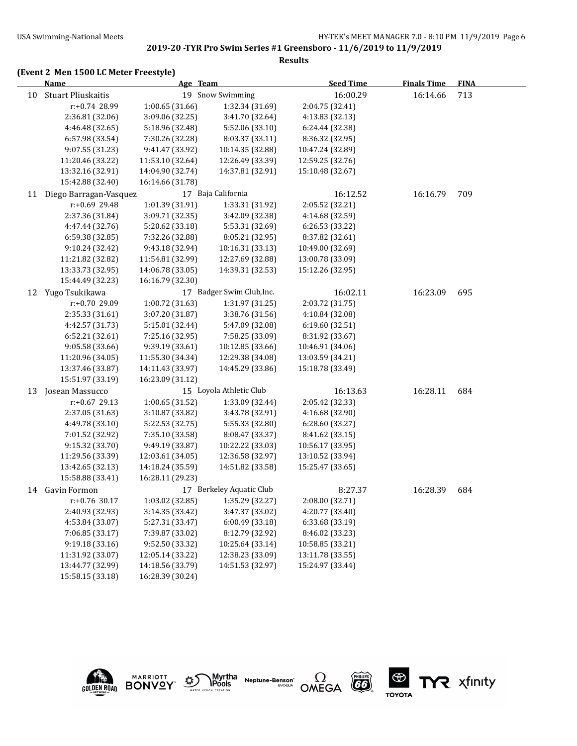**2019-20 -TYR Pro Swim Series #1 Greensboro - 11/6/2019 to 11/9/2019**

**Results**

**(Event 2 Men 1500 LC Meter Freestyle)**

| | Name | Age | Team | Seed Time | Finals Time | FINA |
|---|---|---|---|---|---|---|
| 10 | Stuart Pliuskaitis | 19 | Snow Swimming | 16:00.29 | 16:14.66 | 713 |
| | r:+0.74 28.99 | 1:00.65 (31.66) | 1:32.34 (31.69) | 2:04.75 (32.41) | | |
| | 2:36.81 (32.06) | 3:09.06 (32.25) | 3:41.70 (32.64) | 4:13.83 (32.13) | | |
| | 4:46.48 (32.65) | 5:18.96 (32.48) | 5:52.06 (33.10) | 6:24.44 (32.38) | | |
| | 6:57.98 (33.54) | 7:30.26 (32.28) | 8:03.37 (33.11) | 8:36.32 (32.95) | | |
| | 9:07.55 (31.23) | 9:41.47 (33.92) | 10:14.35 (32.88) | 10:47.24 (32.89) | | |
| | 11:20.46 (33.22) | 11:53.10 (32.64) | 12:26.49 (33.39) | 12:59.25 (32.76) | | |
| | 13:32.16 (32.91) | 14:04.90 (32.74) | 14:37.81 (32.91) | 15:10.48 (32.67) | | |
| | 15:42.88 (32.40) | 16:14.66 (31.78) | | | | |
| 11 | Diego Barragan-Vasquez | 17 | Baja California | 16:12.52 | 16:16.79 | 709 |
| | r:+0.69 29.48 | 1:01.39 (31.91) | 1:33.31 (31.92) | 2:05.52 (32.21) | | |
| | 2:37.36 (31.84) | 3:09.71 (32.35) | 3:42.09 (32.38) | 4:14.68 (32.59) | | |
| | 4:47.44 (32.76) | 5:20.62 (33.18) | 5:53.31 (32.69) | 6:26.53 (33.22) | | |
| | 6:59.38 (32.85) | 7:32.26 (32.88) | 8:05.21 (32.95) | 8:37.82 (32.61) | | |
| | 9:10.24 (32.42) | 9:43.18 (32.94) | 10:16.31 (33.13) | 10:49.00 (32.69) | | |
| | 11:21.82 (32.82) | 11:54.81 (32.99) | 12:27.69 (32.88) | 13:00.78 (33.09) | | |
| | 13:33.73 (32.95) | 14:06.78 (33.05) | 14:39.31 (32.53) | 15:12.26 (32.95) | | |
| | 15:44.49 (32.23) | 16:16.79 (32.30) | | | | |
| 12 | Yugo Tsukikawa | 17 | Badger Swim Club,Inc. | 16:02.11 | 16:23.09 | 695 |
| | r:+0.70 29.09 | 1:00.72 (31.63) | 1:31.97 (31.25) | 2:03.72 (31.75) | | |
| | 2:35.33 (31.61) | 3:07.20 (31.87) | 3:38.76 (31.56) | 4:10.84 (32.08) | | |
| | 4:42.57 (31.73) | 5:15.01 (32.44) | 5:47.09 (32.08) | 6:19.60 (32.51) | | |
| | 6:52.21 (32.61) | 7:25.16 (32.95) | 7:58.25 (33.09) | 8:31.92 (33.67) | | |
| | 9:05.58 (33.66) | 9:39.19 (33.61) | 10:12.85 (33.66) | 10:46.91 (34.06) | | |
| | 11:20.96 (34.05) | 11:55.30 (34.34) | 12:29.38 (34.08) | 13:03.59 (34.21) | | |
| | 13:37.46 (33.87) | 14:11.43 (33.97) | 14:45.29 (33.86) | 15:18.78 (33.49) | | |
| | 15:51.97 (33.19) | 16:23.09 (31.12) | | | | |
| 13 | Josean Massucco | 15 | Loyola Athletic Club | 16:13.63 | 16:28.11 | 684 |
| | r:+0.67 29.13 | 1:00.65 (31.52) | 1:33.09 (32.44) | 2:05.42 (32.33) | | |
| | 2:37.05 (31.63) | 3:10.87 (33.82) | 3:43.78 (32.91) | 4:16.68 (32.90) | | |
| | 4:49.78 (33.10) | 5:22.53 (32.75) | 5:55.33 (32.80) | 6:28.60 (33.27) | | |
| | 7:01.52 (32.92) | 7:35.10 (33.58) | 8:08.47 (33.37) | 8:41.62 (33.15) | | |
| | 9:15.32 (33.70) | 9:49.19 (33.87) | 10:22.22 (33.03) | 10:56.17 (33.95) | | |
| | 11:29.56 (33.39) | 12:03.61 (34.05) | 12:36.58 (32.97) | 13:10.52 (33.94) | | |
| | 13:42.65 (32.13) | 14:18.24 (35.59) | 14:51.82 (33.58) | 15:25.47 (33.65) | | |
| | 15:58.88 (33.41) | 16:28.11 (29.23) | | | | |
| 14 | Gavin Formon | 17 | Berkeley Aquatic Club | 8:27.37 | 16:28.39 | 684 |
| | r:+0.76 30.17 | 1:03.02 (32.85) | 1:35.29 (32.27) | 2:08.00 (32.71) | | |
| | 2:40.93 (32.93) | 3:14.35 (33.42) | 3:47.37 (33.02) | 4:20.77 (33.40) | | |
| | 4:53.84 (33.07) | 5:27.31 (33.47) | 6:00.49 (33.18) | 6:33.68 (33.19) | | |
| | 7:06.85 (33.17) | 7:39.87 (33.02) | 8:12.79 (32.92) | 8:46.02 (33.23) | | |
| | 9:19.18 (33.16) | 9:52.50 (33.32) | 10:25.64 (33.14) | 10:58.85 (33.21) | | |
| | 11:31.92 (33.07) | 12:05.14 (33.22) | 12:38.23 (33.09) | 13:11.78 (33.55) | | |
| | 13:44.77 (32.99) | 14:18.56 (33.79) | 14:51.53 (32.97) | 15:24.97 (33.44) | | |
| | 15:58.15 (33.18) | 16:28.39 (30.24) | | | | |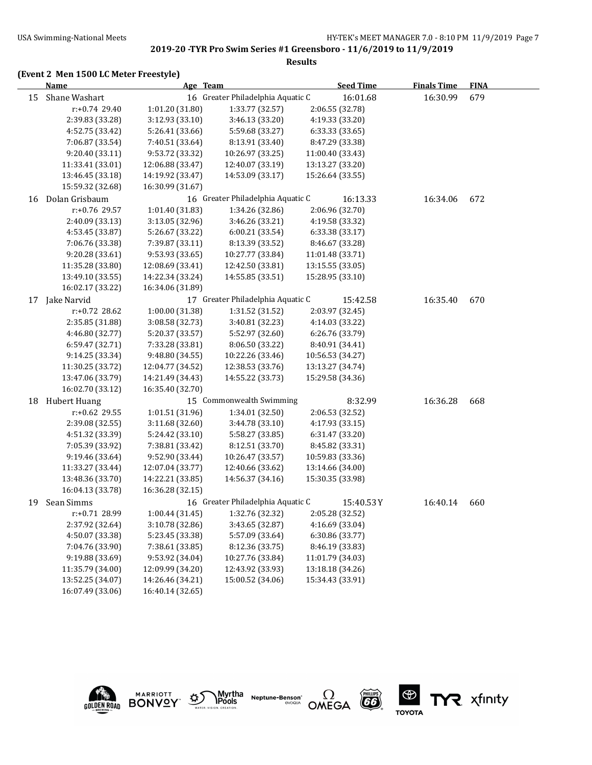**2019-20 -TYR Pro Swim Series #1 Greensboro - 11/6/2019 to 11/9/2019**

**Results**

**(Event 2 Men 1500 LC Meter Freestyle)**

| | Name | Age | Team | Seed Time | Finals Time | FINA |
|---|---|---|---|---|---|---|
| 15 | Shane Washart | 16 | Greater Philadelphia Aquatic C | 16:01.68 | 16:30.99 | 679 |
| | r:+0.74 29.40 | 1:01.20 (31.80) | 1:33.77 (32.57) | 2:06.55 (32.78) | | |
| | 2:39.83 (33.28) | 3:12.93 (33.10) | 3:46.13 (33.20) | 4:19.33 (33.20) | | |
| | 4:52.75 (33.42) | 5:26.41 (33.66) | 5:59.68 (33.27) | 6:33.33 (33.65) | | |
| | 7:06.87 (33.54) | 7:40.51 (33.64) | 8:13.91 (33.40) | 8:47.29 (33.38) | | |
| | 9:20.40 (33.11) | 9:53.72 (33.32) | 10:26.97 (33.25) | 11:00.40 (33.43) | | |
| | 11:33.41 (33.01) | 12:06.88 (33.47) | 12:40.07 (33.19) | 13:13.27 (33.20) | | |
| | 13:46.45 (33.18) | 14:19.92 (33.47) | 14:53.09 (33.17) | 15:26.64 (33.55) | | |
| | 15:59.32 (32.68) | 16:30.99 (31.67) | | | | |
| 16 | Dolan Grisbaum | 16 | Greater Philadelphia Aquatic C | 16:13.33 | 16:34.06 | 672 |
| | r:+0.76 29.57 | 1:01.40 (31.83) | 1:34.26 (32.86) | 2:06.96 (32.70) | | |
| | 2:40.09 (33.13) | 3:13.05 (32.96) | 3:46.26 (33.21) | 4:19.58 (33.32) | | |
| | 4:53.45 (33.87) | 5:26.67 (33.22) | 6:00.21 (33.54) | 6:33.38 (33.17) | | |
| | 7:06.76 (33.38) | 7:39.87 (33.11) | 8:13.39 (33.52) | 8:46.67 (33.28) | | |
| | 9:20.28 (33.61) | 9:53.93 (33.65) | 10:27.77 (33.84) | 11:01.48 (33.71) | | |
| | 11:35.28 (33.80) | 12:08.69 (33.41) | 12:42.50 (33.81) | 13:15.55 (33.05) | | |
| | 13:49.10 (33.55) | 14:22.34 (33.24) | 14:55.85 (33.51) | 15:28.95 (33.10) | | |
| | 16:02.17 (33.22) | 16:34.06 (31.89) | | | | |
| 17 | Jake Narvid | 17 | Greater Philadelphia Aquatic C | 15:42.58 | 16:35.40 | 670 |
| | r:+0.72 28.62 | 1:00.00 (31.38) | 1:31.52 (31.52) | 2:03.97 (32.45) | | |
| | 2:35.85 (31.88) | 3:08.58 (32.73) | 3:40.81 (32.23) | 4:14.03 (33.22) | | |
| | 4:46.80 (32.77) | 5:20.37 (33.57) | 5:52.97 (32.60) | 6:26.76 (33.79) | | |
| | 6:59.47 (32.71) | 7:33.28 (33.81) | 8:06.50 (33.22) | 8:40.91 (34.41) | | |
| | 9:14.25 (33.34) | 9:48.80 (34.55) | 10:22.26 (33.46) | 10:56.53 (34.27) | | |
| | 11:30.25 (33.72) | 12:04.77 (34.52) | 12:38.53 (33.76) | 13:13.27 (34.74) | | |
| | 13:47.06 (33.79) | 14:21.49 (34.43) | 14:55.22 (33.73) | 15:29.58 (34.36) | | |
| | 16:02.70 (33.12) | 16:35.40 (32.70) | | | | |
| 18 | Hubert Huang | 15 | Commonwealth Swimming | 8:32.99 | 16:36.28 | 668 |
| | r:+0.62 29.55 | 1:01.51 (31.96) | 1:34.01 (32.50) | 2:06.53 (32.52) | | |
| | 2:39.08 (32.55) | 3:11.68 (32.60) | 3:44.78 (33.10) | 4:17.93 (33.15) | | |
| | 4:51.32 (33.39) | 5:24.42 (33.10) | 5:58.27 (33.85) | 6:31.47 (33.20) | | |
| | 7:05.39 (33.92) | 7:38.81 (33.42) | 8:12.51 (33.70) | 8:45.82 (33.31) | | |
| | 9:19.46 (33.64) | 9:52.90 (33.44) | 10:26.47 (33.57) | 10:59.83 (33.36) | | |
| | 11:33.27 (33.44) | 12:07.04 (33.77) | 12:40.66 (33.62) | 13:14.66 (34.00) | | |
| | 13:48.36 (33.70) | 14:22.21 (33.85) | 14:56.37 (34.16) | 15:30.35 (33.98) | | |
| | 16:04.13 (33.78) | 16:36.28 (32.15) | | | | |
| 19 | Sean Simms | 16 | Greater Philadelphia Aquatic C | 15:40.53Y | 16:40.14 | 660 |
| | r:+0.71 28.99 | 1:00.44 (31.45) | 1:32.76 (32.32) | 2:05.28 (32.52) | | |
| | 2:37.92 (32.64) | 3:10.78 (32.86) | 3:43.65 (32.87) | 4:16.69 (33.04) | | |
| | 4:50.07 (33.38) | 5:23.45 (33.38) | 5:57.09 (33.64) | 6:30.86 (33.77) | | |
| | 7:04.76 (33.90) | 7:38.61 (33.85) | 8:12.36 (33.75) | 8:46.19 (33.83) | | |
| | 9:19.88 (33.69) | 9:53.92 (34.04) | 10:27.76 (33.84) | 11:01.79 (34.03) | | |
| | 11:35.79 (34.00) | 12:09.99 (34.20) | 12:43.92 (33.93) | 13:18.18 (34.26) | | |
| | 13:52.25 (34.07) | 14:26.46 (34.21) | 15:00.52 (34.06) | 15:34.43 (33.91) | | |
| | 16:07.49 (33.06) | 16:40.14 (32.65) | | | | |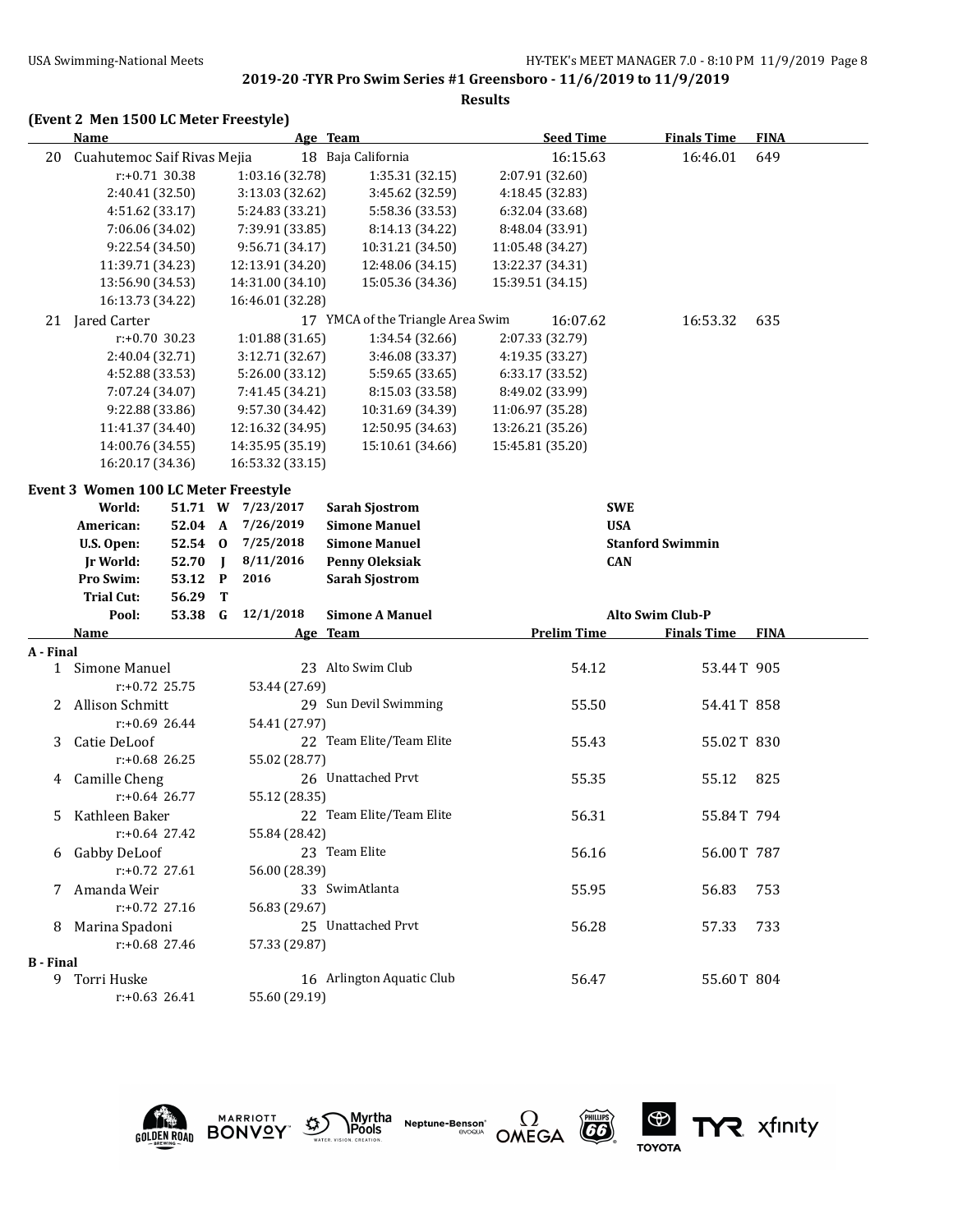## 2019-20 -TYR Pro Swim Series #1 Greensboro - 11/6/2019 to 11/9/2019

**Results**

### (Event 2 Men 1500 LC Meter Freestyle)

| | Name | Age | Team | Seed Time | Finals Time | FINA |
|---|---|---|---|---|---|---|
| 20 | Cuahutemoc Saif Rivas Mejia | 18 | Baja California | 16:15.63 | 16:46.01 | 649 |

r:+0.71 30.38 | 1:03.16 (32.78) | 1:35.31 (32.15) | 2:07.91 (32.60)
2:40.41 (32.50) | 3:13.03 (32.62) | 3:45.62 (32.59) | 4:18.45 (32.83)
4:51.62 (33.17) | 5:24.83 (33.21) | 5:58.36 (33.53) | 6:32.04 (33.68)
7:06.06 (34.02) | 7:39.91 (33.85) | 8:14.13 (34.22) | 8:48.04 (33.91)
9:22.54 (34.50) | 9:56.71 (34.17) | 10:31.21 (34.50) | 11:05.48 (34.27)
11:39.71 (34.23) | 12:13.91 (34.20) | 12:48.06 (34.15) | 13:22.37 (34.31)
13:56.90 (34.53) | 14:31.00 (34.10) | 15:05.36 (34.36) | 15:39.51 (34.15)
16:13.73 (34.22) | 16:46.01 (32.28)

| | Name | Age | Team | Seed Time | Finals Time | FINA |
|---|---|---|---|---|---|---|
| 21 | Jared Carter | 17 | YMCA of the Triangle Area Swim | 16:07.62 | 16:53.32 | 635 |

r:+0.70 30.23 | 1:01.88 (31.65) | 1:34.54 (32.66) | 2:07.33 (32.79)
2:40.04 (32.71) | 3:12.71 (32.67) | 3:46.08 (33.37) | 4:19.35 (33.27)
4:52.88 (33.53) | 5:26.00 (33.12) | 5:59.65 (33.65) | 6:33.17 (33.52)
7:07.24 (34.07) | 7:41.45 (34.21) | 8:15.03 (33.58) | 8:49.02 (33.99)
9:22.88 (33.86) | 9:57.30 (34.42) | 10:31.69 (34.39) | 11:06.97 (35.28)
11:41.37 (34.40) | 12:16.32 (34.95) | 12:50.95 (34.63) | 13:26.21 (35.26)
14:00.76 (34.55) | 14:35.95 (35.19) | 15:10.61 (34.66) | 15:45.81 (35.20)
16:20.17 (34.36) | 16:53.32 (33.15)

### Event 3 Women 100 LC Meter Freestyle

| Record | Time | Code | Date | Name | Team |
|---|---|---|---|---|---|
| World: | 51.71 | W | 7/23/2017 | Sarah Sjostrom | SWE |
| American: | 52.04 | A | 7/26/2019 | Simone Manuel | USA |
| U.S. Open: | 52.54 | O | 7/25/2018 | Simone Manuel | Stanford Swimmin |
| Jr World: | 52.70 | J | 8/11/2016 | Penny Oleksiak | CAN |
| Pro Swim: | 53.12 | P | 2016 | Sarah Sjostrom | |
| Trial Cut: | 56.29 | T | | | |
| Pool: | 53.38 | G | 12/1/2018 | Simone A Manuel | Alto Swim Club-P |

| | Name | Age | Team | Prelim Time | Finals Time | FINA |
|---|---|---|---|---|---|---|
| **A - Final** | | | | | | |
| 1 | Simone Manuel | 23 | Alto Swim Club | 54.12 | 53.44 T | 905 |
| | r:+0.72 25.75 | 53.44 (27.69) | | | | |
| 2 | Allison Schmitt | 29 | Sun Devil Swimming | 55.50 | 54.41 T | 858 |
| | r:+0.69 26.44 | 54.41 (27.97) | | | | |
| 3 | Catie DeLoof | 22 | Team Elite/Team Elite | 55.43 | 55.02 T | 830 |
| | r:+0.68 26.25 | 55.02 (28.77) | | | | |
| 4 | Camille Cheng | 26 | Unattached Prvt | 55.35 | 55.12 | 825 |
| | r:+0.64 26.77 | 55.12 (28.35) | | | | |
| 5 | Kathleen Baker | 22 | Team Elite/Team Elite | 56.31 | 55.84 T | 794 |
| | r:+0.64 27.42 | 55.84 (28.42) | | | | |
| 6 | Gabby DeLoof | 23 | Team Elite | 56.16 | 56.00 T | 787 |
| | r:+0.72 27.61 | 56.00 (28.39) | | | | |
| 7 | Amanda Weir | 33 | SwimAtlanta | 55.95 | 56.83 | 753 |
| | r:+0.72 27.16 | 56.83 (29.67) | | | | |
| 8 | Marina Spadoni | 25 | Unattached Prvt | 56.28 | 57.33 | 733 |
| | r:+0.68 27.46 | 57.33 (29.87) | | | | |
| **B - Final** | | | | | | |
| 9 | Torri Huske | 16 | Arlington Aquatic Club | 56.47 | 55.60 T | 804 |
| | r:+0.63 26.41 | 55.60 (29.19) | | | | |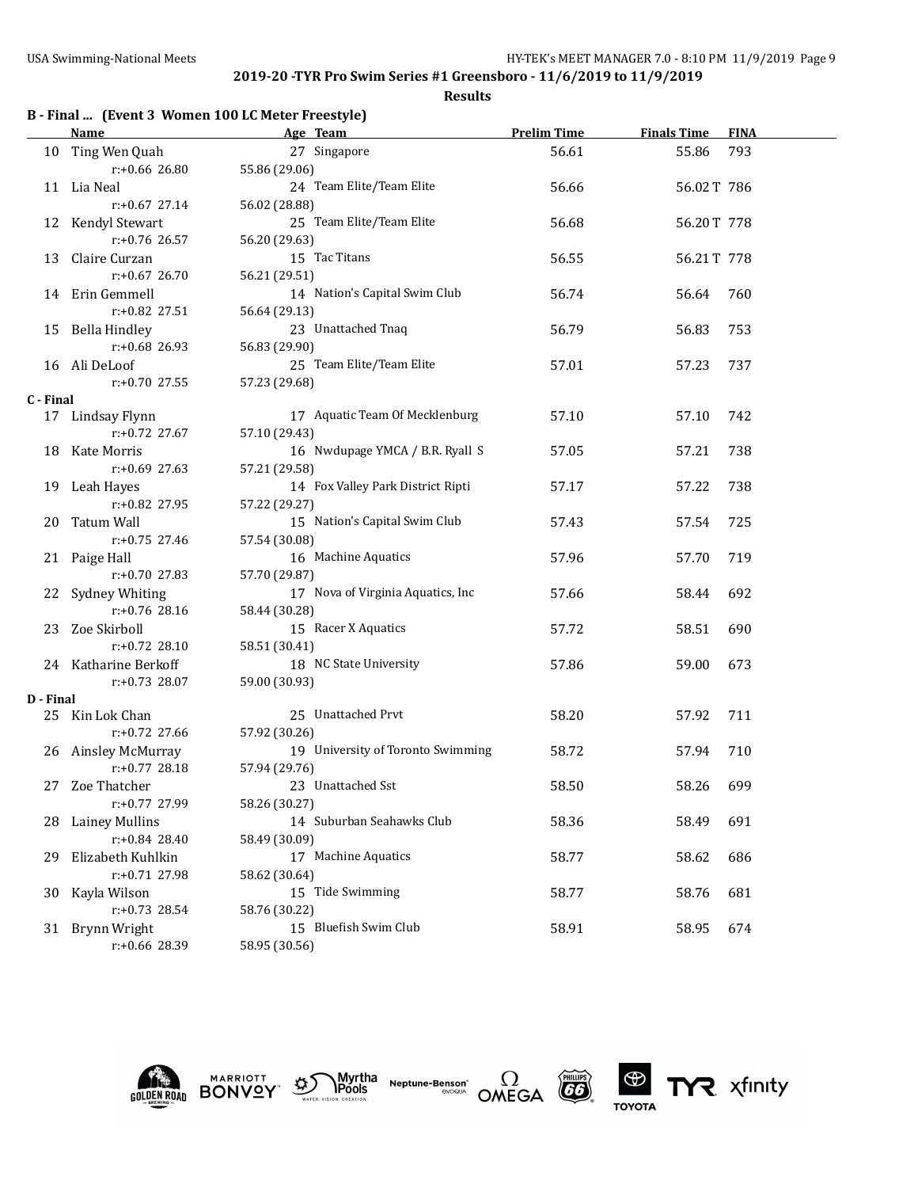**2019-20 -TYR Pro Swim Series #1 Greensboro - 11/6/2019 to 11/9/2019**

**Results**

### B - Final ... (Event 3 Women 100 LC Meter Freestyle)

| | Name | Age | Team | Prelim Time | Finals Time | FINA |
|---|---|---|---|---|---|---|
| 10 | Ting Wen Quah | 27 | Singapore | 56.61 | 55.86 | 793 |
| | r:+0.66 26.80 | | 55.86 (29.06) | | | |
| 11 | Lia Neal | 24 | Team Elite/Team Elite | 56.66 | 56.02T | 786 |
| | r:+0.67 27.14 | | 56.02 (28.88) | | | |
| 12 | Kendyl Stewart | 25 | Team Elite/Team Elite | 56.68 | 56.20T | 778 |
| | r:+0.76 26.57 | | 56.20 (29.63) | | | |
| 13 | Claire Curzan | 15 | Tac Titans | 56.55 | 56.21T | 778 |
| | r:+0.67 26.70 | | 56.21 (29.51) | | | |
| 14 | Erin Gemmell | 14 | Nation's Capital Swim Club | 56.74 | 56.64 | 760 |
| | r:+0.82 27.51 | | 56.64 (29.13) | | | |
| 15 | Bella Hindley | 23 | Unattached Tnaq | 56.79 | 56.83 | 753 |
| | r:+0.68 26.93 | | 56.83 (29.90) | | | |
| 16 | Ali DeLoof | 25 | Team Elite/Team Elite | 57.01 | 57.23 | 737 |
| | r:+0.70 27.55 | | 57.23 (29.68) | | | |

### C - Final

| | Name | Age | Team | Prelim Time | Finals Time | FINA |
|---|---|---|---|---|---|---|
| 17 | Lindsay Flynn | 17 | Aquatic Team Of Mecklenburg | 57.10 | 57.10 | 742 |
| | r:+0.72 27.67 | | 57.10 (29.43) | | | |
| 18 | Kate Morris | 16 | Nwdupage YMCA / B.R. Ryall S | 57.05 | 57.21 | 738 |
| | r:+0.69 27.63 | | 57.21 (29.58) | | | |
| 19 | Leah Hayes | 14 | Fox Valley Park District Ripti | 57.17 | 57.22 | 738 |
| | r:+0.82 27.95 | | 57.22 (29.27) | | | |
| 20 | Tatum Wall | 15 | Nation's Capital Swim Club | 57.43 | 57.54 | 725 |
| | r:+0.75 27.46 | | 57.54 (30.08) | | | |
| 21 | Paige Hall | 16 | Machine Aquatics | 57.96 | 57.70 | 719 |
| | r:+0.70 27.83 | | 57.70 (29.87) | | | |
| 22 | Sydney Whiting | 17 | Nova of Virginia Aquatics, Inc | 57.66 | 58.44 | 692 |
| | r:+0.76 28.16 | | 58.44 (30.28) | | | |
| 23 | Zoe Skirboll | 15 | Racer X Aquatics | 57.72 | 58.51 | 690 |
| | r:+0.72 28.10 | | 58.51 (30.41) | | | |
| 24 | Katharine Berkoff | 18 | NC State University | 57.86 | 59.00 | 673 |
| | r:+0.73 28.07 | | 59.00 (30.93) | | | |

### D - Final

| | Name | Age | Team | Prelim Time | Finals Time | FINA |
|---|---|---|---|---|---|---|
| 25 | Kin Lok Chan | 25 | Unattached Prvt | 58.20 | 57.92 | 711 |
| | r:+0.72 27.66 | | 57.92 (30.26) | | | |
| 26 | Ainsley McMurray | 19 | University of Toronto Swimming | 58.72 | 57.94 | 710 |
| | r:+0.77 28.18 | | 57.94 (29.76) | | | |
| 27 | Zoe Thatcher | 23 | Unattached Sst | 58.50 | 58.26 | 699 |
| | r:+0.77 27.99 | | 58.26 (30.27) | | | |
| 28 | Lainey Mullins | 14 | Suburban Seahawks Club | 58.36 | 58.49 | 691 |
| | r:+0.84 28.40 | | 58.49 (30.09) | | | |
| 29 | Elizabeth Kuhlkin | 17 | Machine Aquatics | 58.77 | 58.62 | 686 |
| | r:+0.71 27.98 | | 58.62 (30.64) | | | |
| 30 | Kayla Wilson | 15 | Tide Swimming | 58.77 | 58.76 | 681 |
| | r:+0.73 28.54 | | 58.76 (30.22) | | | |
| 31 | Brynn Wright | 15 | Bluefish Swim Club | 58.91 | 58.95 | 674 |
| | r:+0.66 28.39 | | 58.95 (30.56) | | | |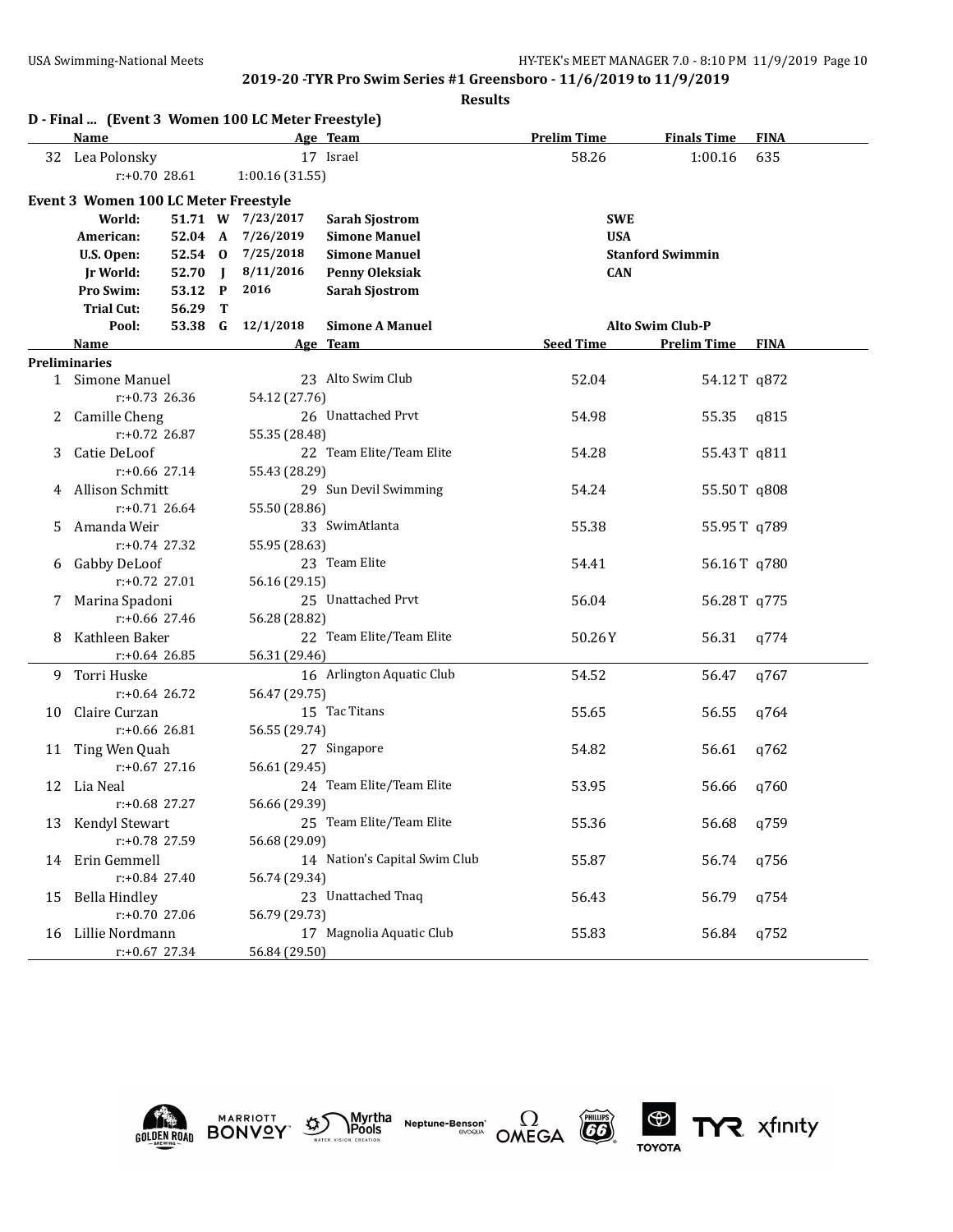**2019-20 -TYR Pro Swim Series #1 Greensboro - 11/6/2019 to 11/9/2019**

**Results**

### D - Final ... (Event 3 Women 100 LC Meter Freestyle)

| | Name | Age | Team | Prelim Time | Finals Time | FINA |
|---|---|---|---|---|---|---|
| 32 | Lea Polonsky | 17 | Israel | 58.26 | 1:00.16 | 635 |
| | r:+0.70 28.61 | | 1:00.16 (31.55) | | | |

### Event 3 Women 100 LC Meter Freestyle

| | | | | | |
|---|---|---|---|---|---|
| World: | 51.71 | W | 7/23/2017 | **Sarah Sjostrom** | **SWE** |
| American: | 52.04 | A | 7/26/2019 | **Simone Manuel** | **USA** |
| U.S. Open: | 52.54 | O | 7/25/2018 | **Simone Manuel** | **Stanford Swimmin** |
| Jr World: | 52.70 | J | 8/11/2016 | **Penny Oleksiak** | **CAN** |
| Pro Swim: | 53.12 | P | 2016 | **Sarah Sjostrom** | |
| Trial Cut: | 56.29 | T | | | |
| Pool: | 53.38 | G | 12/1/2018 | **Simone A Manuel** | **Alto Swim Club-P** |

**Preliminaries**

| | Name | Age | Team | Seed Time | Prelim Time | FINA |
|---|---|---|---|---|---|---|
| 1 | Simone Manuel | 23 | Alto Swim Club | 52.04 | 54.12T | q872 |
| | r:+0.73 26.36 | | 54.12 (27.76) | | | |
| 2 | Camille Cheng | 26 | Unattached Prvt | 54.98 | 55.35 | q815 |
| | r:+0.72 26.87 | | 55.35 (28.48) | | | |
| 3 | Catie DeLoof | 22 | Team Elite/Team Elite | 54.28 | 55.43T | q811 |
| | r:+0.66 27.14 | | 55.43 (28.29) | | | |
| 4 | Allison Schmitt | 29 | Sun Devil Swimming | 54.24 | 55.50T | q808 |
| | r:+0.71 26.64 | | 55.50 (28.86) | | | |
| 5 | Amanda Weir | 33 | SwimAtlanta | 55.38 | 55.95T | q789 |
| | r:+0.74 27.32 | | 55.95 (28.63) | | | |
| 6 | Gabby DeLoof | 23 | Team Elite | 54.41 | 56.16T | q780 |
| | r:+0.72 27.01 | | 56.16 (29.15) | | | |
| 7 | Marina Spadoni | 25 | Unattached Prvt | 56.04 | 56.28T | q775 |
| | r:+0.66 27.46 | | 56.28 (28.82) | | | |
| 8 | Kathleen Baker | 22 | Team Elite/Team Elite | 50.26Y | 56.31 | q774 |
| | r:+0.64 26.85 | | 56.31 (29.46) | | | |
| 9 | Torri Huske | 16 | Arlington Aquatic Club | 54.52 | 56.47 | q767 |
| | r:+0.64 26.72 | | 56.47 (29.75) | | | |
| 10 | Claire Curzan | 15 | Tac Titans | 55.65 | 56.55 | q764 |
| | r:+0.66 26.81 | | 56.55 (29.74) | | | |
| 11 | Ting Wen Quah | 27 | Singapore | 54.82 | 56.61 | q762 |
| | r:+0.67 27.16 | | 56.61 (29.45) | | | |
| 12 | Lia Neal | 24 | Team Elite/Team Elite | 53.95 | 56.66 | q760 |
| | r:+0.68 27.27 | | 56.66 (29.39) | | | |
| 13 | Kendyl Stewart | 25 | Team Elite/Team Elite | 55.36 | 56.68 | q759 |
| | r:+0.78 27.59 | | 56.68 (29.09) | | | |
| 14 | Erin Gemmell | 14 | Nation's Capital Swim Club | 55.87 | 56.74 | q756 |
| | r:+0.84 27.40 | | 56.74 (29.34) | | | |
| 15 | Bella Hindley | 23 | Unattached Tnaq | 56.43 | 56.79 | q754 |
| | r:+0.70 27.06 | | 56.79 (29.73) | | | |
| 16 | Lillie Nordmann | 17 | Magnolia Aquatic Club | 55.83 | 56.84 | q752 |
| | r:+0.67 27.34 | | 56.84 (29.50) | | | |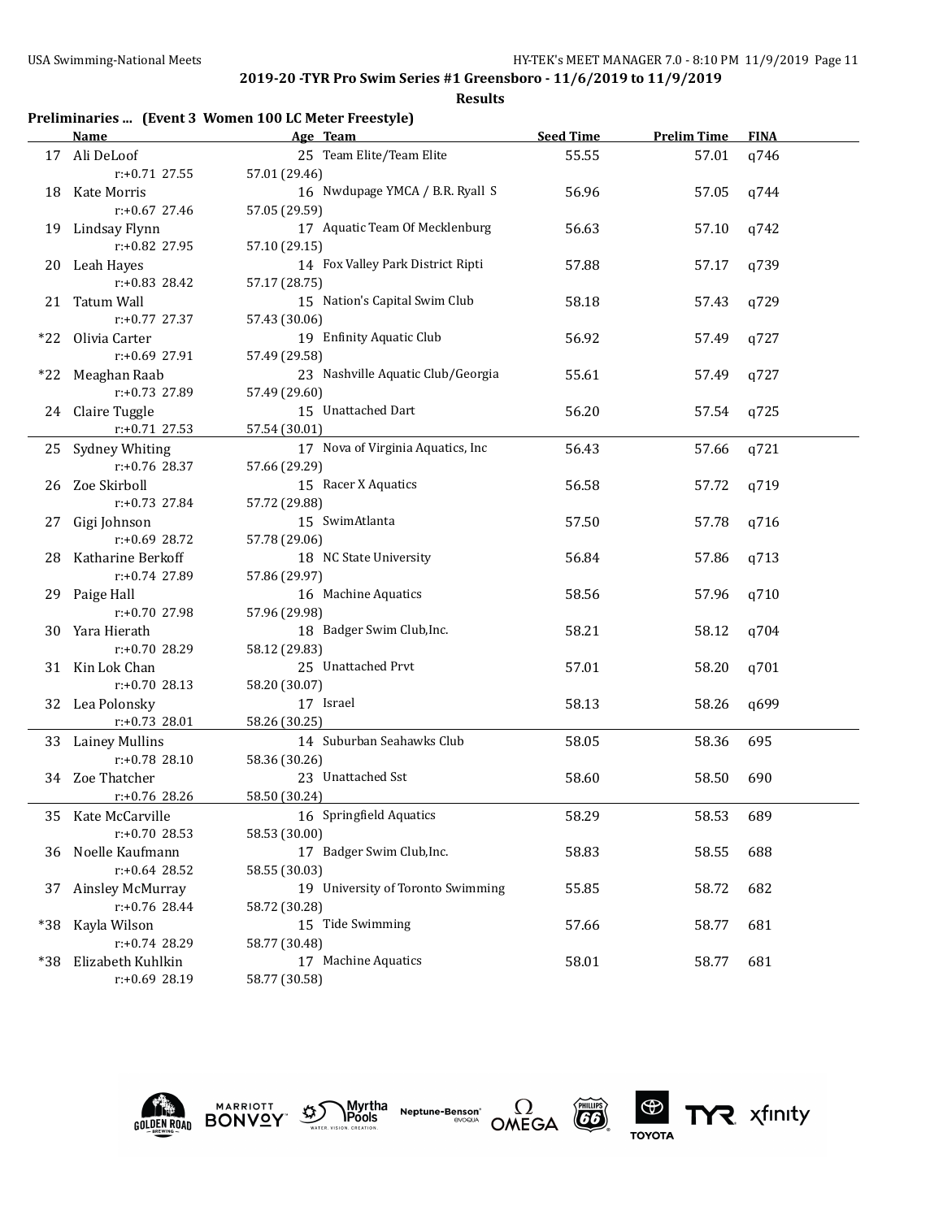**2019-20 -TYR Pro Swim Series #1 Greensboro - 11/6/2019 to 11/9/2019**

**Results**

**Preliminaries ... (Event 3 Women 100 LC Meter Freestyle)**

| | Name | Age | Team | Seed Time | Prelim Time | FINA |
|---|---|---|---|---|---|---|
| 17 | Ali DeLoof | 25 | Team Elite/Team Elite | 55.55 | 57.01 | q746 |
| | r:+0.71 27.55 | | 57.01 (29.46) | | | |
| 18 | Kate Morris | 16 | Nwdupage YMCA / B.R. Ryall S | 56.96 | 57.05 | q744 |
| | r:+0.67 27.46 | | 57.05 (29.59) | | | |
| 19 | Lindsay Flynn | 17 | Aquatic Team Of Mecklenburg | 56.63 | 57.10 | q742 |
| | r:+0.82 27.95 | | 57.10 (29.15) | | | |
| 20 | Leah Hayes | 14 | Fox Valley Park District Ripti | 57.88 | 57.17 | q739 |
| | r:+0.83 28.42 | | 57.17 (28.75) | | | |
| 21 | Tatum Wall | 15 | Nation's Capital Swim Club | 58.18 | 57.43 | q729 |
| | r:+0.77 27.37 | | 57.43 (30.06) | | | |
| *22 | Olivia Carter | 19 | Enfinity Aquatic Club | 56.92 | 57.49 | q727 |
| | r:+0.69 27.91 | | 57.49 (29.58) | | | |
| *22 | Meaghan Raab | 23 | Nashville Aquatic Club/Georgia | 55.61 | 57.49 | q727 |
| | r:+0.73 27.89 | | 57.49 (29.60) | | | |
| 24 | Claire Tuggle | 15 | Unattached Dart | 56.20 | 57.54 | q725 |
| | r:+0.71 27.53 | | 57.54 (30.01) | | | |
| 25 | Sydney Whiting | 17 | Nova of Virginia Aquatics, Inc | 56.43 | 57.66 | q721 |
| | r:+0.76 28.37 | | 57.66 (29.29) | | | |
| 26 | Zoe Skirboll | 15 | Racer X Aquatics | 56.58 | 57.72 | q719 |
| | r:+0.73 27.84 | | 57.72 (29.88) | | | |
| 27 | Gigi Johnson | 15 | SwimAtlanta | 57.50 | 57.78 | q716 |
| | r:+0.69 28.72 | | 57.78 (29.06) | | | |
| 28 | Katharine Berkoff | 18 | NC State University | 56.84 | 57.86 | q713 |
| | r:+0.74 27.89 | | 57.86 (29.97) | | | |
| 29 | Paige Hall | 16 | Machine Aquatics | 58.56 | 57.96 | q710 |
| | r:+0.70 27.98 | | 57.96 (29.98) | | | |
| 30 | Yara Hierath | 18 | Badger Swim Club,Inc. | 58.21 | 58.12 | q704 |
| | r:+0.70 28.29 | | 58.12 (29.83) | | | |
| 31 | Kin Lok Chan | 25 | Unattached Prvt | 57.01 | 58.20 | q701 |
| | r:+0.70 28.13 | | 58.20 (30.07) | | | |
| 32 | Lea Polonsky | 17 | Israel | 58.13 | 58.26 | q699 |
| | r:+0.73 28.01 | | 58.26 (30.25) | | | |
| 33 | Lainey Mullins | 14 | Suburban Seahawks Club | 58.05 | 58.36 | 695 |
| | r:+0.78 28.10 | | 58.36 (30.26) | | | |
| 34 | Zoe Thatcher | 23 | Unattached Sst | 58.60 | 58.50 | 690 |
| | r:+0.76 28.26 | | 58.50 (30.24) | | | |
| 35 | Kate McCarville | 16 | Springfield Aquatics | 58.29 | 58.53 | 689 |
| | r:+0.70 28.53 | | 58.53 (30.00) | | | |
| 36 | Noelle Kaufmann | 17 | Badger Swim Club,Inc. | 58.83 | 58.55 | 688 |
| | r:+0.64 28.52 | | 58.55 (30.03) | | | |
| 37 | Ainsley McMurray | 19 | University of Toronto Swimming | 55.85 | 58.72 | 682 |
| | r:+0.76 28.44 | | 58.72 (30.28) | | | |
| *38 | Kayla Wilson | 15 | Tide Swimming | 57.66 | 58.77 | 681 |
| | r:+0.74 28.29 | | 58.77 (30.48) | | | |
| *38 | Elizabeth Kuhlkin | 17 | Machine Aquatics | 58.01 | 58.77 | 681 |
| | r:+0.69 28.19 | | 58.77 (30.58) | | | |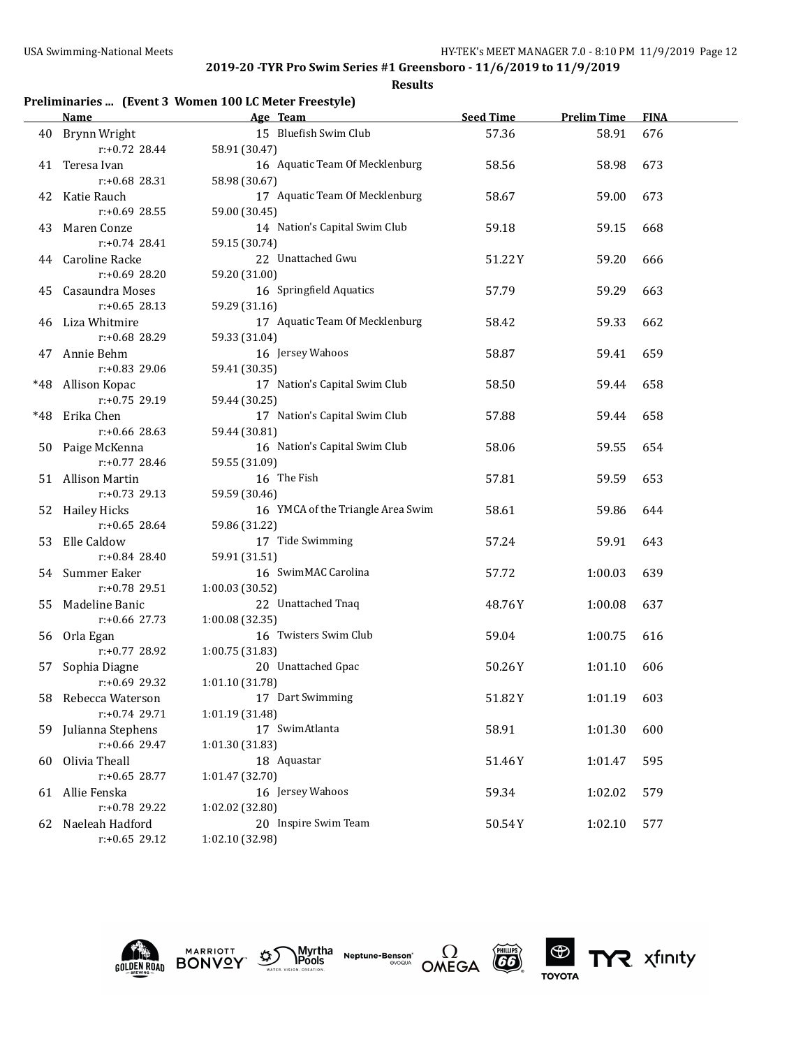## 2019-20 -TYR Pro Swim Series #1 Greensboro - 11/6/2019 to 11/9/2019

**Results**

### Preliminaries ... (Event 3 Women 100 LC Meter Freestyle)

| | Name | Age | Team | Seed Time | Prelim Time | FINA |
|---|---|---|---|---|---|---|
| 40 | Brynn Wright | 15 | Bluefish Swim Club | 57.36 | 58.91 | 676 |
| | r:+0.72 28.44 | 58.91 (30.47) | | | | |
| 41 | Teresa Ivan | 16 | Aquatic Team Of Mecklenburg | 58.56 | 58.98 | 673 |
| | r:+0.68 28.31 | 58.98 (30.67) | | | | |
| 42 | Katie Rauch | 17 | Aquatic Team Of Mecklenburg | 58.67 | 59.00 | 673 |
| | r:+0.69 28.55 | 59.00 (30.45) | | | | |
| 43 | Maren Conze | 14 | Nation's Capital Swim Club | 59.18 | 59.15 | 668 |
| | r:+0.74 28.41 | 59.15 (30.74) | | | | |
| 44 | Caroline Racke | 22 | Unattached Gwu | 51.22Y | 59.20 | 666 |
| | r:+0.69 28.20 | 59.20 (31.00) | | | | |
| 45 | Casaundra Moses | 16 | Springfield Aquatics | 57.79 | 59.29 | 663 |
| | r:+0.65 28.13 | 59.29 (31.16) | | | | |
| 46 | Liza Whitmire | 17 | Aquatic Team Of Mecklenburg | 58.42 | 59.33 | 662 |
| | r:+0.68 28.29 | 59.33 (31.04) | | | | |
| 47 | Annie Behm | 16 | Jersey Wahoos | 58.87 | 59.41 | 659 |
| | r:+0.83 29.06 | 59.41 (30.35) | | | | |
| *48 | Allison Kopac | 17 | Nation's Capital Swim Club | 58.50 | 59.44 | 658 |
| | r:+0.75 29.19 | 59.44 (30.25) | | | | |
| *48 | Erika Chen | 17 | Nation's Capital Swim Club | 57.88 | 59.44 | 658 |
| | r:+0.66 28.63 | 59.44 (30.81) | | | | |
| 50 | Paige McKenna | 16 | Nation's Capital Swim Club | 58.06 | 59.55 | 654 |
| | r:+0.77 28.46 | 59.55 (31.09) | | | | |
| 51 | Allison Martin | 16 | The Fish | 57.81 | 59.59 | 653 |
| | r:+0.73 29.13 | 59.59 (30.46) | | | | |
| 52 | Hailey Hicks | 16 | YMCA of the Triangle Area Swim | 58.61 | 59.86 | 644 |
| | r:+0.65 28.64 | 59.86 (31.22) | | | | |
| 53 | Elle Caldow | 17 | Tide Swimming | 57.24 | 59.91 | 643 |
| | r:+0.84 28.40 | 59.91 (31.51) | | | | |
| 54 | Summer Eaker | 16 | SwimMAC Carolina | 57.72 | 1:00.03 | 639 |
| | r:+0.78 29.51 | 1:00.03 (30.52) | | | | |
| 55 | Madeline Banic | 22 | Unattached Tnaq | 48.76Y | 1:00.08 | 637 |
| | r:+0.66 27.73 | 1:00.08 (32.35) | | | | |
| 56 | Orla Egan | 16 | Twisters Swim Club | 59.04 | 1:00.75 | 616 |
| | r:+0.77 28.92 | 1:00.75 (31.83) | | | | |
| 57 | Sophia Diagne | 20 | Unattached Gpac | 50.26Y | 1:01.10 | 606 |
| | r:+0.69 29.32 | 1:01.10 (31.78) | | | | |
| 58 | Rebecca Waterson | 17 | Dart Swimming | 51.82Y | 1:01.19 | 603 |
| | r:+0.74 29.71 | 1:01.19 (31.48) | | | | |
| 59 | Julianna Stephens | 17 | SwimAtlanta | 58.91 | 1:01.30 | 600 |
| | r:+0.66 29.47 | 1:01.30 (31.83) | | | | |
| 60 | Olivia Theall | 18 | Aquastar | 51.46Y | 1:01.47 | 595 |
| | r:+0.65 28.77 | 1:01.47 (32.70) | | | | |
| 61 | Allie Fenska | 16 | Jersey Wahoos | 59.34 | 1:02.02 | 579 |
| | r:+0.78 29.22 | 1:02.02 (32.80) | | | | |
| 62 | Naeleah Hadford | 20 | Inspire Swim Team | 50.54Y | 1:02.10 | 577 |
| | r:+0.65 29.12 | 1:02.10 (32.98) | | | | |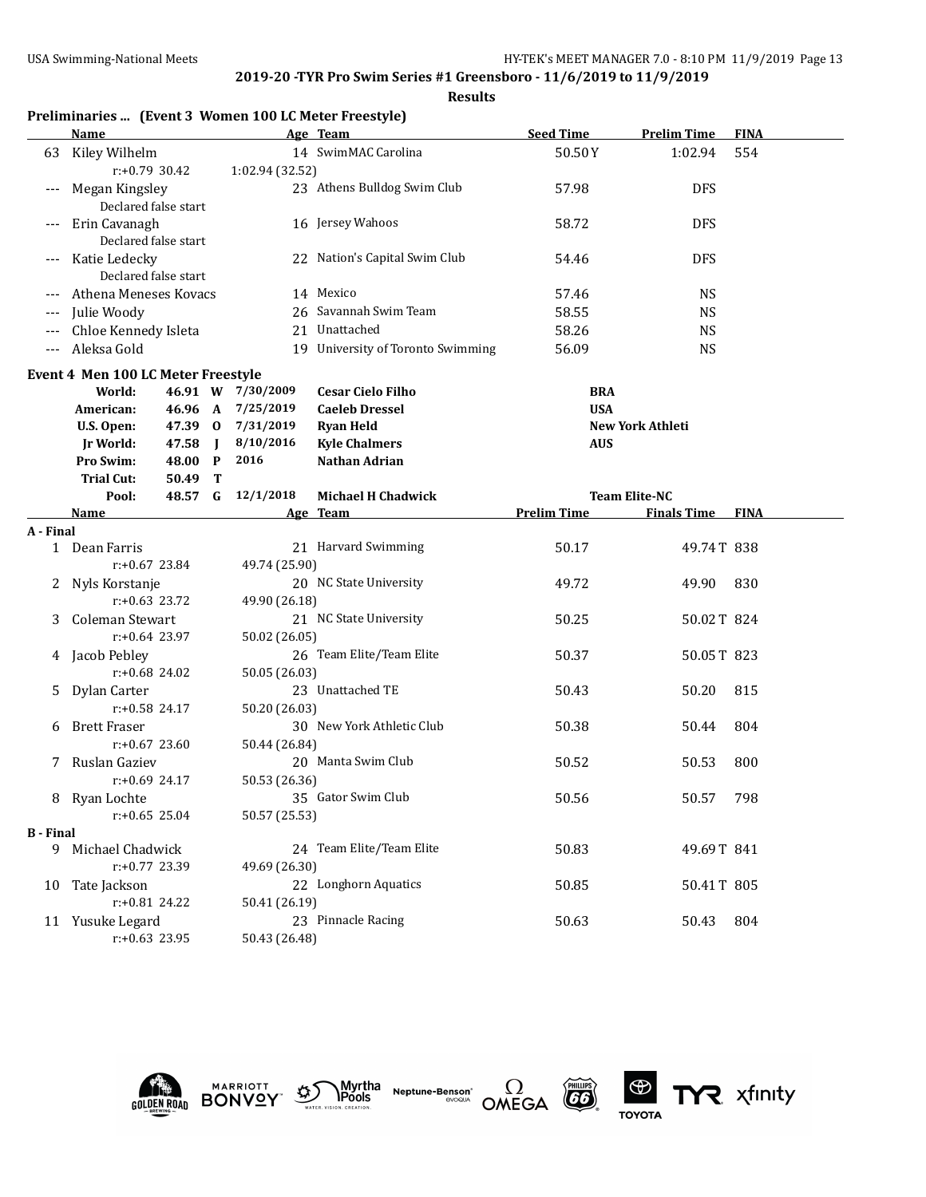## 2019-20 -TYR Pro Swim Series #1 Greensboro - 11/6/2019 to 11/9/2019

**Results**

### Preliminaries ... (Event 3 Women 100 LC Meter Freestyle)

| | Name | Age | Team | Seed Time | Prelim Time | FINA |
|---|---|---|---|---|---|---|
| 63 | Kiley Wilhelm | 14 | SwimMAC Carolina | 50.50Y | 1:02.94 | 554 |
| | r:+0.79 30.42 | 1:02.94 (32.52) | | | | |
| --- | Megan Kingsley | 23 | Athens Bulldog Swim Club | 57.98 | DFS | |
| | Declared false start | | | | | |
| --- | Erin Cavanagh | 16 | Jersey Wahoos | 58.72 | DFS | |
| | Declared false start | | | | | |
| --- | Katie Ledecky | 22 | Nation's Capital Swim Club | 54.46 | DFS | |
| | Declared false start | | | | | |
| --- | Athena Meneses Kovacs | 14 | Mexico | 57.46 | NS | |
| --- | Julie Woody | 26 | Savannah Swim Team | 58.55 | NS | |
| --- | Chloe Kennedy Isleta | 21 | Unattached | 58.26 | NS | |
| --- | Aleksa Gold | 19 | University of Toronto Swimming | 56.09 | NS | |

### Event 4 Men 100 LC Meter Freestyle

| | | | | | |
|---|---|---|---|---|---|
| World: | 46.91 | W | 7/30/2009 | Cesar Cielo Filho | BRA |
| American: | 46.96 | A | 7/25/2019 | Caeleb Dressel | USA |
| U.S. Open: | 47.39 | O | 7/31/2019 | Ryan Held | New York Athleti |
| Jr World: | 47.58 | J | 8/10/2016 | Kyle Chalmers | AUS |
| Pro Swim: | 48.00 | P | 2016 | Nathan Adrian | |
| Trial Cut: | 50.49 | T | | | |
| Pool: | 48.57 | G | 12/1/2018 | Michael H Chadwick | Team Elite-NC |

| | Name | Age | Team | Prelim Time | Finals Time | FINA |
|---|---|---|---|---|---|---|
| **A - Final** | | | | | | |
| 1 | Dean Farris | 21 | Harvard Swimming | 50.17 | 49.74T | 838 |
| | r:+0.67 23.84 | 49.74 (25.90) | | | | |
| 2 | Nyls Korstanje | 20 | NC State University | 49.72 | 49.90 | 830 |
| | r:+0.63 23.72 | 49.90 (26.18) | | | | |
| 3 | Coleman Stewart | 21 | NC State University | 50.25 | 50.02T | 824 |
| | r:+0.64 23.97 | 50.02 (26.05) | | | | |
| 4 | Jacob Pebley | 26 | Team Elite/Team Elite | 50.37 | 50.05T | 823 |
| | r:+0.68 24.02 | 50.05 (26.03) | | | | |
| 5 | Dylan Carter | 23 | Unattached TE | 50.43 | 50.20 | 815 |
| | r:+0.58 24.17 | 50.20 (26.03) | | | | |
| 6 | Brett Fraser | 30 | New York Athletic Club | 50.38 | 50.44 | 804 |
| | r:+0.67 23.60 | 50.44 (26.84) | | | | |
| 7 | Ruslan Gaziev | 20 | Manta Swim Club | 50.52 | 50.53 | 800 |
| | r:+0.69 24.17 | 50.53 (26.36) | | | | |
| 8 | Ryan Lochte | 35 | Gator Swim Club | 50.56 | 50.57 | 798 |
| | r:+0.65 25.04 | 50.57 (25.53) | | | | |
| **B - Final** | | | | | | |
| 9 | Michael Chadwick | 24 | Team Elite/Team Elite | 50.83 | 49.69T | 841 |
| | r:+0.77 23.39 | 49.69 (26.30) | | | | |
| 10 | Tate Jackson | 22 | Longhorn Aquatics | 50.85 | 50.41T | 805 |
| | r:+0.81 24.22 | 50.41 (26.19) | | | | |
| 11 | Yusuke Legard | 23 | Pinnacle Racing | 50.63 | 50.43 | 804 |
| | r:+0.63 23.95 | 50.43 (26.48) | | | | |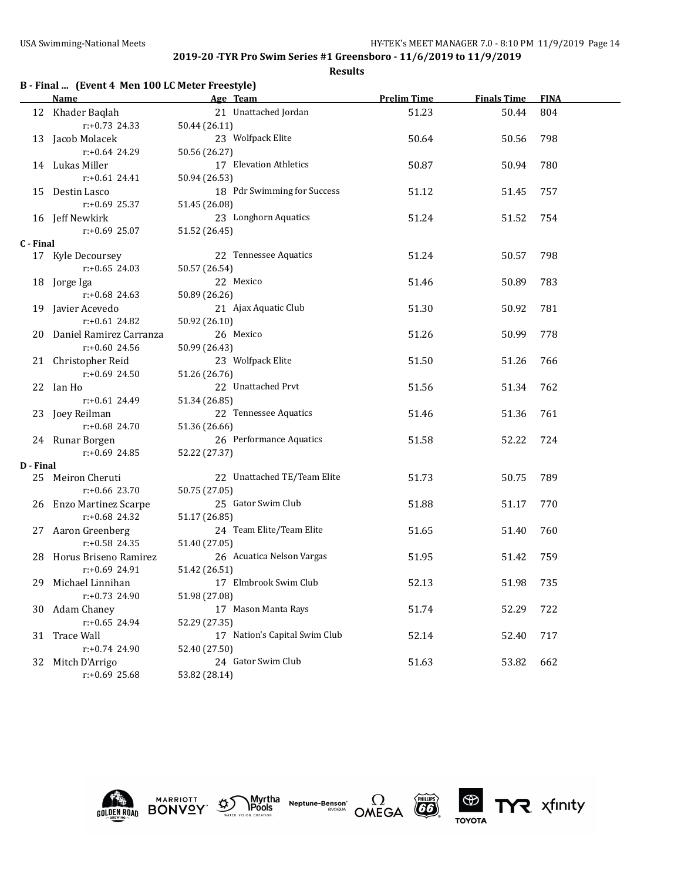**Results**

## B - Final ... (Event 4 Men 100 LC Meter Freestyle)

| | Name | Age | Team | Prelim Time | Finals Time | FINA |
|---|---|---|---|---|---|---|
| 12 | Khader Baqlah | 21 | Unattached Jordan | 51.23 | 50.44 | 804 |
| | r:+0.73 24.33 | 50.44 (26.11) | | | | |
| 13 | Jacob Molacek | 23 | Wolfpack Elite | 50.64 | 50.56 | 798 |
| | r:+0.64 24.29 | 50.56 (26.27) | | | | |
| 14 | Lukas Miller | 17 | Elevation Athletics | 50.87 | 50.94 | 780 |
| | r:+0.61 24.41 | 50.94 (26.53) | | | | |
| 15 | Destin Lasco | 18 | Pdr Swimming for Success | 51.12 | 51.45 | 757 |
| | r:+0.69 25.37 | 51.45 (26.08) | | | | |
| 16 | Jeff Newkirk | 23 | Longhorn Aquatics | 51.24 | 51.52 | 754 |
| | r:+0.69 25.07 | 51.52 (26.45) | | | | |

## C - Final

| | Name | Age | Team | Prelim Time | Finals Time | FINA |
|---|---|---|---|---|---|---|
| 17 | Kyle Decoursey | 22 | Tennessee Aquatics | 51.24 | 50.57 | 798 |
| | r:+0.65 24.03 | 50.57 (26.54) | | | | |
| 18 | Jorge Iga | 22 | Mexico | 51.46 | 50.89 | 783 |
| | r:+0.68 24.63 | 50.89 (26.26) | | | | |
| 19 | Javier Acevedo | 21 | Ajax Aquatic Club | 51.30 | 50.92 | 781 |
| | r:+0.61 24.82 | 50.92 (26.10) | | | | |
| 20 | Daniel Ramirez Carranza | 26 | Mexico | 51.26 | 50.99 | 778 |
| | r:+0.60 24.56 | 50.99 (26.43) | | | | |
| 21 | Christopher Reid | 23 | Wolfpack Elite | 51.50 | 51.26 | 766 |
| | r:+0.69 24.50 | 51.26 (26.76) | | | | |
| 22 | Ian Ho | 22 | Unattached Prvt | 51.56 | 51.34 | 762 |
| | r:+0.61 24.49 | 51.34 (26.85) | | | | |
| 23 | Joey Reilman | 22 | Tennessee Aquatics | 51.46 | 51.36 | 761 |
| | r:+0.68 24.70 | 51.36 (26.66) | | | | |
| 24 | Runar Borgen | 26 | Performance Aquatics | 51.58 | 52.22 | 724 |
| | r:+0.69 24.85 | 52.22 (27.37) | | | | |

## D - Final

| | Name | Age | Team | Prelim Time | Finals Time | FINA |
|---|---|---|---|---|---|---|
| 25 | Meiron Cheruti | 22 | Unattached TE/Team Elite | 51.73 | 50.75 | 789 |
| | r:+0.66 23.70 | 50.75 (27.05) | | | | |
| 26 | Enzo Martinez Scarpe | 25 | Gator Swim Club | 51.88 | 51.17 | 770 |
| | r:+0.68 24.32 | 51.17 (26.85) | | | | |
| 27 | Aaron Greenberg | 24 | Team Elite/Team Elite | 51.65 | 51.40 | 760 |
| | r:+0.58 24.35 | 51.40 (27.05) | | | | |
| 28 | Horus Briseno Ramirez | 26 | Acuatica Nelson Vargas | 51.95 | 51.42 | 759 |
| | r:+0.69 24.91 | 51.42 (26.51) | | | | |
| 29 | Michael Linnihan | 17 | Elmbrook Swim Club | 52.13 | 51.98 | 735 |
| | r:+0.73 24.90 | 51.98 (27.08) | | | | |
| 30 | Adam Chaney | 17 | Mason Manta Rays | 51.74 | 52.29 | 722 |
| | r:+0.65 24.94 | 52.29 (27.35) | | | | |
| 31 | Trace Wall | 17 | Nation's Capital Swim Club | 52.14 | 52.40 | 717 |
| | r:+0.74 24.90 | 52.40 (27.50) | | | | |
| 32 | Mitch D'Arrigo | 24 | Gator Swim Club | 51.63 | 53.82 | 662 |
| | r:+0.69 25.68 | 53.82 (28.14) | | | | |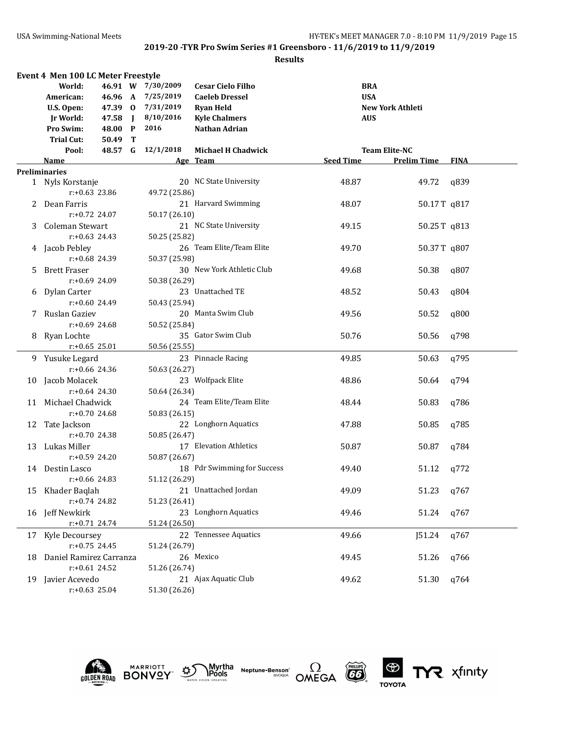**USA Swimming-National Meets** HY-TEK's MEET MANAGER 7.0 - 8:10 PM 11/9/2019

## 2019-20 -TYR Pro Swim Series #1 Greensboro - 11/6/2019 to 11/9/2019

### Results

### Event 4 Men 100 LC Meter Freestyle

| Record | Time | Code | Date | Name | Team |
|---|---|---|---|---|---|
| World: | 46.91 | W | 7/30/2009 | Cesar Cielo Filho | BRA |
| American: | 46.96 | A | 7/25/2019 | Caeleb Dressel | USA |
| U.S. Open: | 47.39 | O | 7/31/2019 | Ryan Held | New York Athleti |
| Jr World: | 47.58 | J | 8/10/2016 | Kyle Chalmers | AUS |
| Pro Swim: | 48.00 | P | 2016 | Nathan Adrian | |
| Trial Cut: | 50.49 | T | | | |
| Pool: | 48.57 | G | 12/1/2018 | Michael H Chadwick | Team Elite-NC |

**Preliminaries**

| Place | Name | Age | Team | Seed Time | Prelim Time | FINA | Reaction | 50m | 100m (split) |
|---|---|---|---|---|---|---|---|---|---|
| 1 | Nyls Korstanje | 20 | NC State University | 48.87 | 49.72 | q839 | r:+0.63 | 23.86 | 49.72 (25.86) |
| 2 | Dean Farris | 21 | Harvard Swimming | 48.07 | 50.17 T | q817 | r:+0.72 | 24.07 | 50.17 (26.10) |
| 3 | Coleman Stewart | 21 | NC State University | 49.15 | 50.25 T | q813 | r:+0.63 | 24.43 | 50.25 (25.82) |
| 4 | Jacob Pebley | 26 | Team Elite/Team Elite | 49.70 | 50.37 T | q807 | r:+0.68 | 24.39 | 50.37 (25.98) |
| 5 | Brett Fraser | 30 | New York Athletic Club | 49.68 | 50.38 | q807 | r:+0.69 | 24.09 | 50.38 (26.29) |
| 6 | Dylan Carter | 23 | Unattached TE | 48.52 | 50.43 | q804 | r:+0.60 | 24.49 | 50.43 (25.94) |
| 7 | Ruslan Gaziev | 20 | Manta Swim Club | 49.56 | 50.52 | q800 | r:+0.69 | 24.68 | 50.52 (25.84) |
| 8 | Ryan Lochte | 35 | Gator Swim Club | 50.76 | 50.56 | q798 | r:+0.65 | 25.01 | 50.56 (25.55) |
| 9 | Yusuke Legard | 23 | Pinnacle Racing | 49.85 | 50.63 | q795 | r:+0.66 | 24.36 | 50.63 (26.27) |
| 10 | Jacob Molacek | 23 | Wolfpack Elite | 48.86 | 50.64 | q794 | r:+0.64 | 24.30 | 50.64 (26.34) |
| 11 | Michael Chadwick | 24 | Team Elite/Team Elite | 48.44 | 50.83 | q786 | r:+0.70 | 24.68 | 50.83 (26.15) |
| 12 | Tate Jackson | 22 | Longhorn Aquatics | 47.88 | 50.85 | q785 | r:+0.70 | 24.38 | 50.85 (26.47) |
| 13 | Lukas Miller | 17 | Elevation Athletics | 50.87 | 50.87 | q784 | r:+0.59 | 24.20 | 50.87 (26.67) |
| 14 | Destin Lasco | 18 | Pdr Swimming for Success | 49.40 | 51.12 | q772 | r:+0.66 | 24.83 | 51.12 (26.29) |
| 15 | Khader Baqlah | 21 | Unattached Jordan | 49.09 | 51.23 | q767 | r:+0.74 | 24.82 | 51.23 (26.41) |
| 16 | Jeff Newkirk | 23 | Longhorn Aquatics | 49.46 | 51.24 | q767 | r:+0.71 | 24.74 | 51.24 (26.50) |
| 17 | Kyle Decoursey | 22 | Tennessee Aquatics | 49.66 | J51.24 | q767 | r:+0.75 | 24.45 | 51.24 (26.79) |
| 18 | Daniel Ramirez Carranza | 26 | Mexico | 49.45 | 51.26 | q766 | r:+0.61 | 24.52 | 51.26 (26.74) |
| 19 | Javier Acevedo | 21 | Ajax Aquatic Club | 49.62 | 51.30 | q764 | r:+0.63 | 25.04 | 51.30 (26.26) |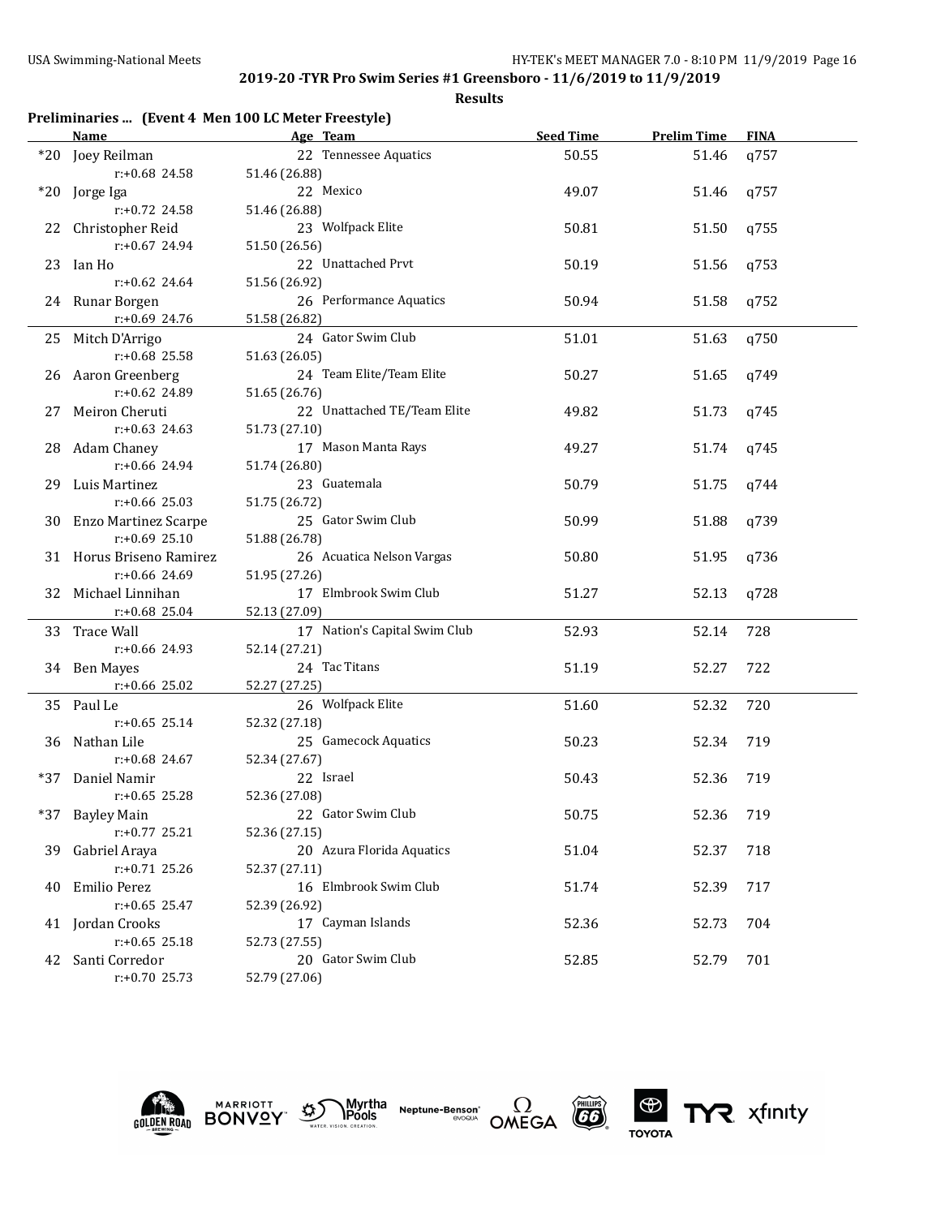## 2019-20 -TYR Pro Swim Series #1 Greensboro - 11/6/2019 to 11/9/2019

**Results**

### Preliminaries ... (Event 4 Men 100 LC Meter Freestyle)

| | Name | Age | Team | Seed Time | Prelim Time | FINA |
|---|---|---|---|---|---|---|
| *20 | Joey Reilman | 22 | Tennessee Aquatics | 50.55 | 51.46 | q757 |
| | r:+0.68 24.58 | | 51.46 (26.88) | | | |
| *20 | Jorge Iga | 22 | Mexico | 49.07 | 51.46 | q757 |
| | r:+0.72 24.58 | | 51.46 (26.88) | | | |
| 22 | Christopher Reid | 23 | Wolfpack Elite | 50.81 | 51.50 | q755 |
| | r:+0.67 24.94 | | 51.50 (26.56) | | | |
| 23 | Ian Ho | 22 | Unattached Prvt | 50.19 | 51.56 | q753 |
| | r:+0.62 24.64 | | 51.56 (26.92) | | | |
| 24 | Runar Borgen | 26 | Performance Aquatics | 50.94 | 51.58 | q752 |
| | r:+0.69 24.76 | | 51.58 (26.82) | | | |
| 25 | Mitch D'Arrigo | 24 | Gator Swim Club | 51.01 | 51.63 | q750 |
| | r:+0.68 25.58 | | 51.63 (26.05) | | | |
| 26 | Aaron Greenberg | 24 | Team Elite/Team Elite | 50.27 | 51.65 | q749 |
| | r:+0.62 24.89 | | 51.65 (26.76) | | | |
| 27 | Meiron Cheruti | 22 | Unattached TE/Team Elite | 49.82 | 51.73 | q745 |
| | r:+0.63 24.63 | | 51.73 (27.10) | | | |
| 28 | Adam Chaney | 17 | Mason Manta Rays | 49.27 | 51.74 | q745 |
| | r:+0.66 24.94 | | 51.74 (26.80) | | | |
| 29 | Luis Martinez | 23 | Guatemala | 50.79 | 51.75 | q744 |
| | r:+0.66 25.03 | | 51.75 (26.72) | | | |
| 30 | Enzo Martinez Scarpe | 25 | Gator Swim Club | 50.99 | 51.88 | q739 |
| | r:+0.69 25.10 | | 51.88 (26.78) | | | |
| 31 | Horus Briseno Ramirez | 26 | Acuatica Nelson Vargas | 50.80 | 51.95 | q736 |
| | r:+0.66 24.69 | | 51.95 (27.26) | | | |
| 32 | Michael Linnihan | 17 | Elmbrook Swim Club | 51.27 | 52.13 | q728 |
| | r:+0.68 25.04 | | 52.13 (27.09) | | | |
| 33 | Trace Wall | 17 | Nation's Capital Swim Club | 52.93 | 52.14 | 728 |
| | r:+0.66 24.93 | | 52.14 (27.21) | | | |
| 34 | Ben Mayes | 24 | Tac Titans | 51.19 | 52.27 | 722 |
| | r:+0.66 25.02 | | 52.27 (27.25) | | | |
| 35 | Paul Le | 26 | Wolfpack Elite | 51.60 | 52.32 | 720 |
| | r:+0.65 25.14 | | 52.32 (27.18) | | | |
| 36 | Nathan Lile | 25 | Gamecock Aquatics | 50.23 | 52.34 | 719 |
| | r:+0.68 24.67 | | 52.34 (27.67) | | | |
| *37 | Daniel Namir | 22 | Israel | 50.43 | 52.36 | 719 |
| | r:+0.65 25.28 | | 52.36 (27.08) | | | |
| *37 | Bayley Main | 22 | Gator Swim Club | 50.75 | 52.36 | 719 |
| | r:+0.77 25.21 | | 52.36 (27.15) | | | |
| 39 | Gabriel Araya | 20 | Azura Florida Aquatics | 51.04 | 52.37 | 718 |
| | r:+0.71 25.26 | | 52.37 (27.11) | | | |
| 40 | Emilio Perez | 16 | Elmbrook Swim Club | 51.74 | 52.39 | 717 |
| | r:+0.65 25.47 | | 52.39 (26.92) | | | |
| 41 | Jordan Crooks | 17 | Cayman Islands | 52.36 | 52.73 | 704 |
| | r:+0.65 25.18 | | 52.73 (27.55) | | | |
| 42 | Santi Corredor | 20 | Gator Swim Club | 52.85 | 52.79 | 701 |
| | r:+0.70 25.73 | | 52.79 (27.06) | | | |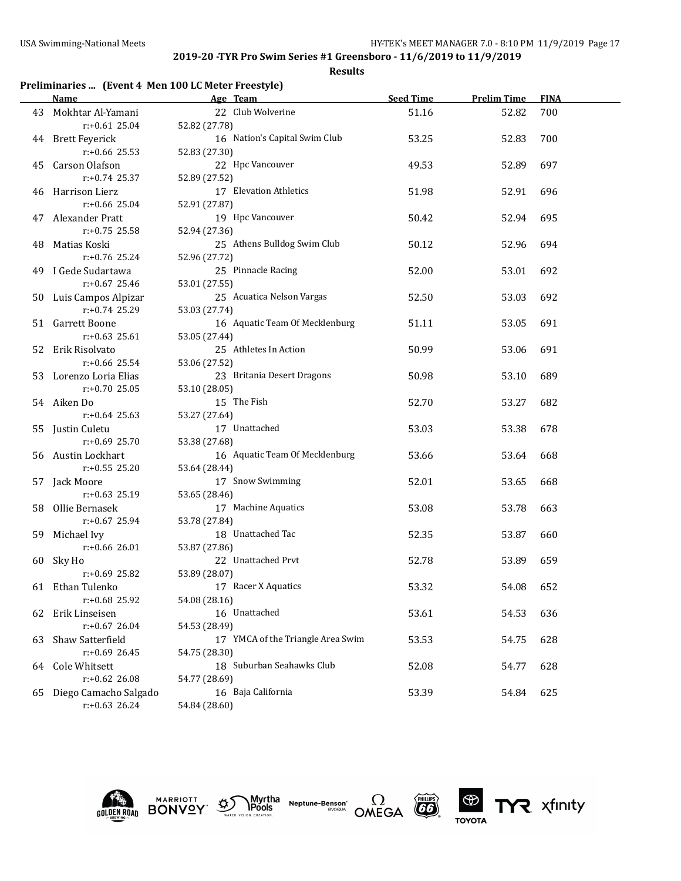**2019-20 -TYR Pro Swim Series #1 Greensboro - 11/6/2019 to 11/9/2019**

**Results**

### Preliminaries ... (Event 4 Men 100 LC Meter Freestyle)

| | Name | Age | Team | Seed Time | Prelim Time | FINA |
|---|---|---|---|---|---|---|
| 43 | Mokhtar Al-Yamani | 22 | Club Wolverine | 51.16 | 52.82 | 700 |
| | r:+0.61 25.04 | 52.82 (27.78) | | | | |
| 44 | Brett Feyerick | 16 | Nation's Capital Swim Club | 53.25 | 52.83 | 700 |
| | r:+0.66 25.53 | 52.83 (27.30) | | | | |
| 45 | Carson Olafson | 22 | Hpc Vancouver | 49.53 | 52.89 | 697 |
| | r:+0.74 25.37 | 52.89 (27.52) | | | | |
| 46 | Harrison Lierz | 17 | Elevation Athletics | 51.98 | 52.91 | 696 |
| | r:+0.66 25.04 | 52.91 (27.87) | | | | |
| 47 | Alexander Pratt | 19 | Hpc Vancouver | 50.42 | 52.94 | 695 |
| | r:+0.75 25.58 | 52.94 (27.36) | | | | |
| 48 | Matias Koski | 25 | Athens Bulldog Swim Club | 50.12 | 52.96 | 694 |
| | r:+0.76 25.24 | 52.96 (27.72) | | | | |
| 49 | I Gede Sudartawa | 25 | Pinnacle Racing | 52.00 | 53.01 | 692 |
| | r:+0.67 25.46 | 53.01 (27.55) | | | | |
| 50 | Luis Campos Alpizar | 25 | Acuatica Nelson Vargas | 52.50 | 53.03 | 692 |
| | r:+0.74 25.29 | 53.03 (27.74) | | | | |
| 51 | Garrett Boone | 16 | Aquatic Team Of Mecklenburg | 51.11 | 53.05 | 691 |
| | r:+0.63 25.61 | 53.05 (27.44) | | | | |
| 52 | Erik Risolvato | 25 | Athletes In Action | 50.99 | 53.06 | 691 |
| | r:+0.66 25.54 | 53.06 (27.52) | | | | |
| 53 | Lorenzo Loria Elias | 23 | Britania Desert Dragons | 50.98 | 53.10 | 689 |
| | r:+0.70 25.05 | 53.10 (28.05) | | | | |
| 54 | Aiken Do | 15 | The Fish | 52.70 | 53.27 | 682 |
| | r:+0.64 25.63 | 53.27 (27.64) | | | | |
| 55 | Justin Culetu | 17 | Unattached | 53.03 | 53.38 | 678 |
| | r:+0.69 25.70 | 53.38 (27.68) | | | | |
| 56 | Austin Lockhart | 16 | Aquatic Team Of Mecklenburg | 53.66 | 53.64 | 668 |
| | r:+0.55 25.20 | 53.64 (28.44) | | | | |
| 57 | Jack Moore | 17 | Snow Swimming | 52.01 | 53.65 | 668 |
| | r:+0.63 25.19 | 53.65 (28.46) | | | | |
| 58 | Ollie Bernasek | 17 | Machine Aquatics | 53.08 | 53.78 | 663 |
| | r:+0.67 25.94 | 53.78 (27.84) | | | | |
| 59 | Michael Ivy | 18 | Unattached Tac | 52.35 | 53.87 | 660 |
| | r:+0.66 26.01 | 53.87 (27.86) | | | | |
| 60 | Sky Ho | 22 | Unattached Prvt | 52.78 | 53.89 | 659 |
| | r:+0.69 25.82 | 53.89 (28.07) | | | | |
| 61 | Ethan Tulenko | 17 | Racer X Aquatics | 53.32 | 54.08 | 652 |
| | r:+0.68 25.92 | 54.08 (28.16) | | | | |
| 62 | Erik Linseisen | 16 | Unattached | 53.61 | 54.53 | 636 |
| | r:+0.67 26.04 | 54.53 (28.49) | | | | |
| 63 | Shaw Satterfield | 17 | YMCA of the Triangle Area Swim | 53.53 | 54.75 | 628 |
| | r:+0.69 26.45 | 54.75 (28.30) | | | | |
| 64 | Cole Whitsett | 18 | Suburban Seahawks Club | 52.08 | 54.77 | 628 |
| | r:+0.62 26.08 | 54.77 (28.69) | | | | |
| 65 | Diego Camacho Salgado | 16 | Baja California | 53.39 | 54.84 | 625 |
| | r:+0.63 26.24 | 54.84 (28.60) | | | | |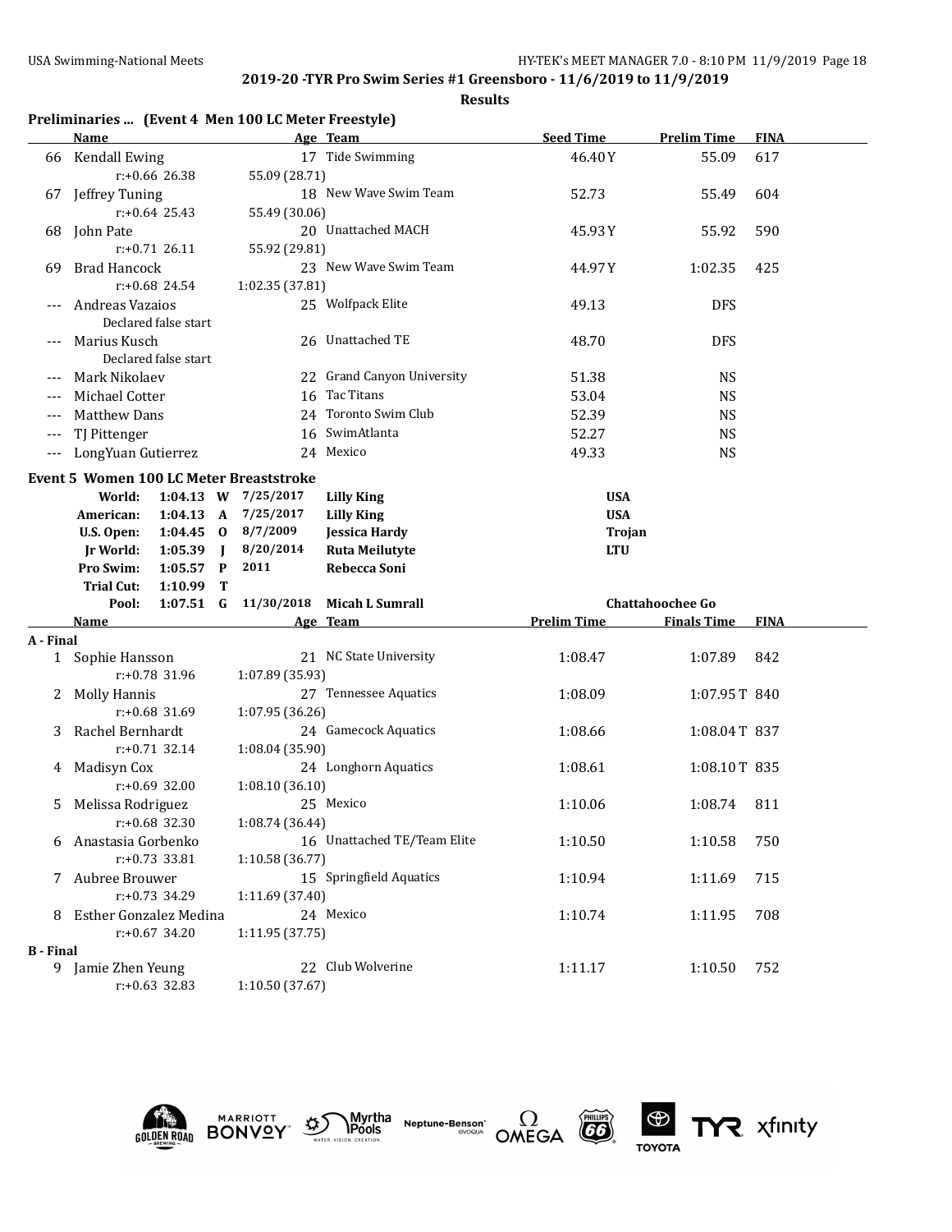**2019-20 -TYR Pro Swim Series #1 Greensboro - 11/6/2019 to 11/9/2019**

**Results**

### Preliminaries ... (Event 4 Men 100 LC Meter Freestyle)

| | Name | Age | Team | Seed Time | Prelim Time | FINA |
|---|---|---|---|---|---|---|
| 66 | Kendall Ewing | 17 | Tide Swimming | 46.40Y | 55.09 | 617 |
| | r:+0.66 26.38 | | 55.09 (28.71) | | | |
| 67 | Jeffrey Tuning | 18 | New Wave Swim Team | 52.73 | 55.49 | 604 |
| | r:+0.64 25.43 | | 55.49 (30.06) | | | |
| 68 | John Pate | 20 | Unattached MACH | 45.93Y | 55.92 | 590 |
| | r:+0.71 26.11 | | 55.92 (29.81) | | | |
| 69 | Brad Hancock | 23 | New Wave Swim Team | 44.97Y | 1:02.35 | 425 |
| | r:+0.68 24.54 | | 1:02.35 (37.81) | | | |
| --- | Andreas Vazaios | 25 | Wolfpack Elite | 49.13 | DFS | |
| | Declared false start | | | | | |
| --- | Marius Kusch | 26 | Unattached TE | 48.70 | DFS | |
| | Declared false start | | | | | |
| --- | Mark Nikolaev | 22 | Grand Canyon University | 51.38 | NS | |
| --- | Michael Cotter | 16 | Tac Titans | 53.04 | NS | |
| --- | Matthew Dans | 24 | Toronto Swim Club | 52.39 | NS | |
| --- | TJ Pittenger | 16 | SwimAtlanta | 52.27 | NS | |
| --- | LongYuan Gutierrez | 24 | Mexico | 49.33 | NS | |

### Event 5 Women 100 LC Meter Breaststroke

| | | | | | |
|---|---|---|---|---|---|
| **World:** | **1:04.13** | **W** | **7/25/2017** | **Lilly King** | **USA** |
| **American:** | **1:04.13** | **A** | **7/25/2017** | **Lilly King** | **USA** |
| **U.S. Open:** | **1:04.45** | **O** | **8/7/2009** | **Jessica Hardy** | **Trojan** |
| **Jr World:** | **1:05.39** | **J** | **8/20/2014** | **Ruta Meilutyte** | **LTU** |
| **Pro Swim:** | **1:05.57** | **P** | **2011** | **Rebecca Soni** | |
| **Trial Cut:** | **1:10.99** | **T** | | | |
| **Pool:** | **1:07.51** | **G** | **11/30/2018** | **Micah L Sumrall** | **Chattahoochee Go** |

| | Name | Age | Team | Prelim Time | Finals Time | FINA |
|---|---|---|---|---|---|---|
| **A - Final** | | | | | | |
| 1 | Sophie Hansson | 21 | NC State University | 1:08.47 | 1:07.89 | 842 |
| | r:+0.78 31.96 | | 1:07.89 (35.93) | | | |
| 2 | Molly Hannis | 27 | Tennessee Aquatics | 1:08.09 | 1:07.95 T | 840 |
| | r:+0.68 31.69 | | 1:07.95 (36.26) | | | |
| 3 | Rachel Bernhardt | 24 | Gamecock Aquatics | 1:08.66 | 1:08.04 T | 837 |
| | r:+0.71 32.14 | | 1:08.04 (35.90) | | | |
| 4 | Madisyn Cox | 24 | Longhorn Aquatics | 1:08.61 | 1:08.10 T | 835 |
| | r:+0.69 32.00 | | 1:08.10 (36.10) | | | |
| 5 | Melissa Rodriguez | 25 | Mexico | 1:10.06 | 1:08.74 | 811 |
| | r:+0.68 32.30 | | 1:08.74 (36.44) | | | |
| 6 | Anastasia Gorbenko | 16 | Unattached TE/Team Elite | 1:10.50 | 1:10.58 | 750 |
| | r:+0.73 33.81 | | 1:10.58 (36.77) | | | |
| 7 | Aubree Brouwer | 15 | Springfield Aquatics | 1:10.94 | 1:11.69 | 715 |
| | r:+0.73 34.29 | | 1:11.69 (37.40) | | | |
| 8 | Esther Gonzalez Medina | 24 | Mexico | 1:10.74 | 1:11.95 | 708 |
| | r:+0.67 34.20 | | 1:11.95 (37.75) | | | |
| **B - Final** | | | | | | |
| 9 | Jamie Zhen Yeung | 22 | Club Wolverine | 1:11.17 | 1:10.50 | 752 |
| | r:+0.63 32.83 | | 1:10.50 (37.67) | | | |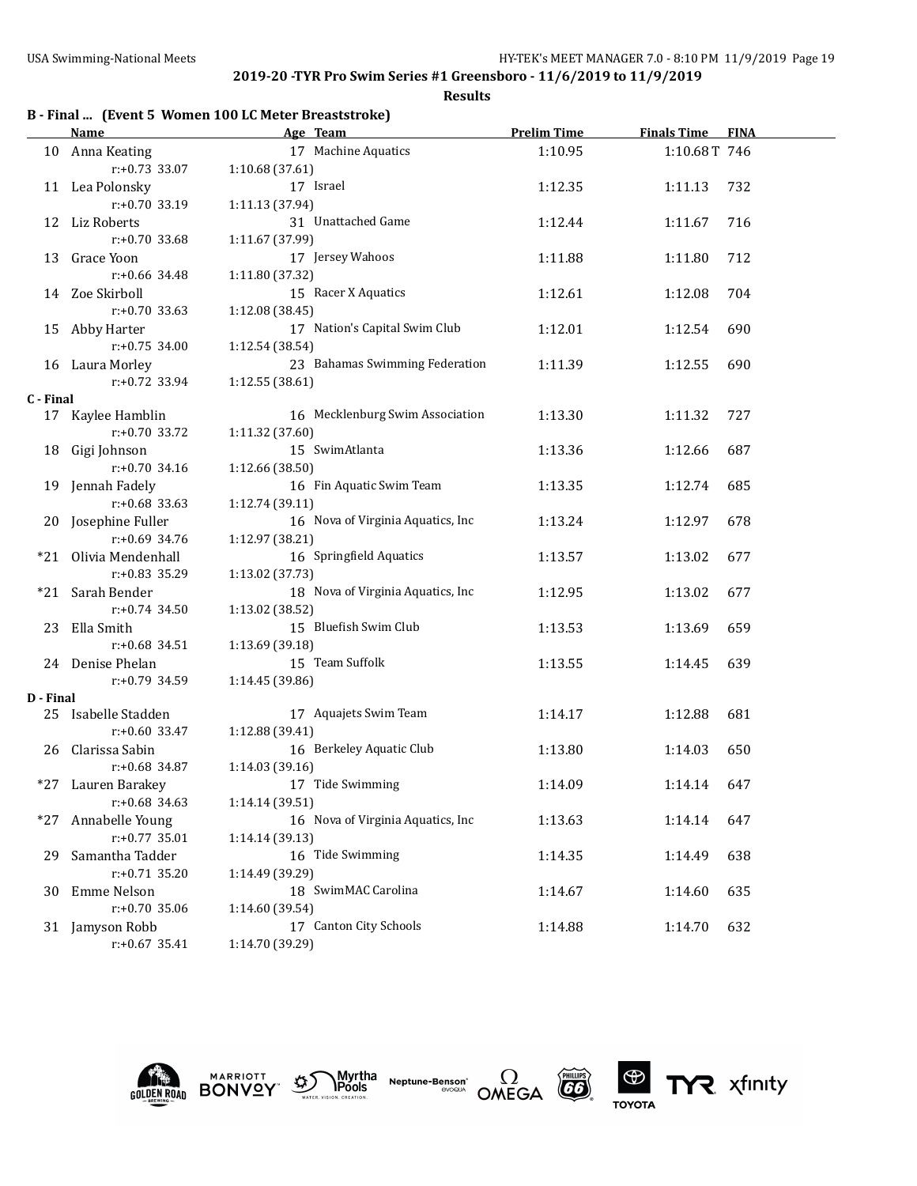**2019-20 -TYR Pro Swim Series #1 Greensboro - 11/6/2019 to 11/9/2019**

**Results**

### B - Final ... (Event 5 Women 100 LC Meter Breaststroke)

| | Name | Age | Team | Prelim Time | Finals Time | FINA |
|---|---|---|---|---|---|---|
| 10 | Anna Keating | 17 | Machine Aquatics | 1:10.95 | 1:10.68T | 746 |
| | r:+0.73 33.07 | 1:10.68 (37.61) | | | | |
| 11 | Lea Polonsky | 17 | Israel | 1:12.35 | 1:11.13 | 732 |
| | r:+0.70 33.19 | 1:11.13 (37.94) | | | | |
| 12 | Liz Roberts | 31 | Unattached Game | 1:12.44 | 1:11.67 | 716 |
| | r:+0.70 33.68 | 1:11.67 (37.99) | | | | |
| 13 | Grace Yoon | 17 | Jersey Wahoos | 1:11.88 | 1:11.80 | 712 |
| | r:+0.66 34.48 | 1:11.80 (37.32) | | | | |
| 14 | Zoe Skirboll | 15 | Racer X Aquatics | 1:12.61 | 1:12.08 | 704 |
| | r:+0.70 33.63 | 1:12.08 (38.45) | | | | |
| 15 | Abby Harter | 17 | Nation's Capital Swim Club | 1:12.01 | 1:12.54 | 690 |
| | r:+0.75 34.00 | 1:12.54 (38.54) | | | | |
| 16 | Laura Morley | 23 | Bahamas Swimming Federation | 1:11.39 | 1:12.55 | 690 |
| | r:+0.72 33.94 | 1:12.55 (38.61) | | | | |
| **C - Final** | | | | | | |
| 17 | Kaylee Hamblin | 16 | Mecklenburg Swim Association | 1:13.30 | 1:11.32 | 727 |
| | r:+0.70 33.72 | 1:11.32 (37.60) | | | | |
| 18 | Gigi Johnson | 15 | SwimAtlanta | 1:13.36 | 1:12.66 | 687 |
| | r:+0.70 34.16 | 1:12.66 (38.50) | | | | |
| 19 | Jennah Fadely | 16 | Fin Aquatic Swim Team | 1:13.35 | 1:12.74 | 685 |
| | r:+0.68 33.63 | 1:12.74 (39.11) | | | | |
| 20 | Josephine Fuller | 16 | Nova of Virginia Aquatics, Inc | 1:13.24 | 1:12.97 | 678 |
| | r:+0.69 34.76 | 1:12.97 (38.21) | | | | |
| *21 | Olivia Mendenhall | 16 | Springfield Aquatics | 1:13.57 | 1:13.02 | 677 |
| | r:+0.83 35.29 | 1:13.02 (37.73) | | | | |
| *21 | Sarah Bender | 18 | Nova of Virginia Aquatics, Inc | 1:12.95 | 1:13.02 | 677 |
| | r:+0.74 34.50 | 1:13.02 (38.52) | | | | |
| 23 | Ella Smith | 15 | Bluefish Swim Club | 1:13.53 | 1:13.69 | 659 |
| | r:+0.68 34.51 | 1:13.69 (39.18) | | | | |
| 24 | Denise Phelan | 15 | Team Suffolk | 1:13.55 | 1:14.45 | 639 |
| | r:+0.79 34.59 | 1:14.45 (39.86) | | | | |
| **D - Final** | | | | | | |
| 25 | Isabelle Stadden | 17 | Aquajets Swim Team | 1:14.17 | 1:12.88 | 681 |
| | r:+0.60 33.47 | 1:12.88 (39.41) | | | | |
| 26 | Clarissa Sabin | 16 | Berkeley Aquatic Club | 1:13.80 | 1:14.03 | 650 |
| | r:+0.68 34.87 | 1:14.03 (39.16) | | | | |
| *27 | Lauren Barakey | 17 | Tide Swimming | 1:14.09 | 1:14.14 | 647 |
| | r:+0.68 34.63 | 1:14.14 (39.51) | | | | |
| *27 | Annabelle Young | 16 | Nova of Virginia Aquatics, Inc | 1:13.63 | 1:14.14 | 647 |
| | r:+0.77 35.01 | 1:14.14 (39.13) | | | | |
| 29 | Samantha Tadder | 16 | Tide Swimming | 1:14.35 | 1:14.49 | 638 |
| | r:+0.71 35.20 | 1:14.49 (39.29) | | | | |
| 30 | Emme Nelson | 18 | SwimMAC Carolina | 1:14.67 | 1:14.60 | 635 |
| | r:+0.70 35.06 | 1:14.60 (39.54) | | | | |
| 31 | Jamyson Robb | 17 | Canton City Schools | 1:14.88 | 1:14.70 | 632 |
| | r:+0.67 35.41 | 1:14.70 (39.29) | | | | |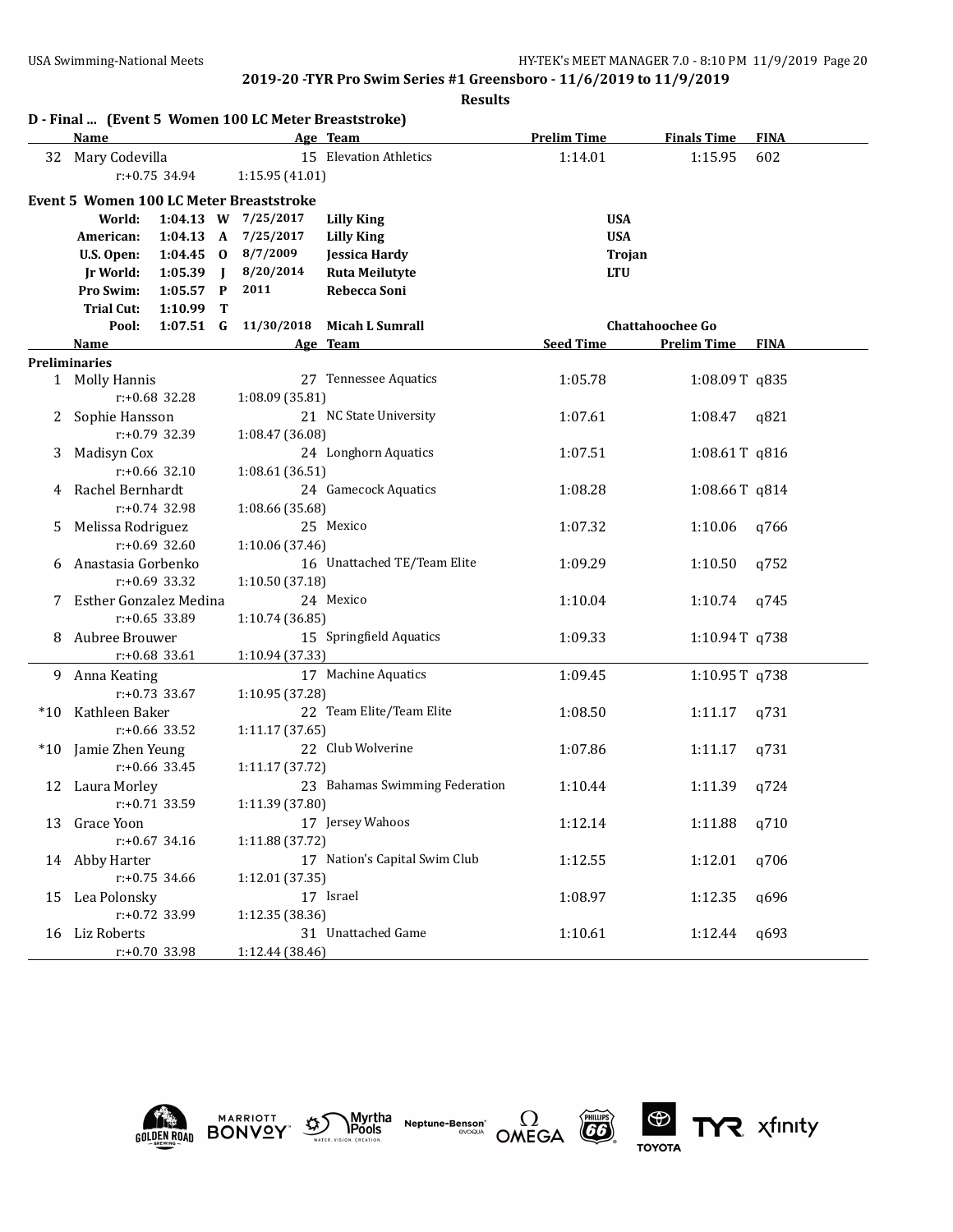**2019-20 -TYR Pro Swim Series #1 Greensboro - 11/6/2019 to 11/9/2019**

**Results**

### D - Final ... (Event 5 Women 100 LC Meter Breaststroke)

| | Name | Age | Team | Prelim Time | Finals Time | FINA |
|---|---|---|---|---|---|---|
| 32 | Mary Codevilla | 15 | Elevation Athletics | 1:14.01 | 1:15.95 | 602 |
| | r:+0.75 34.94 | | 1:15.95 (41.01) | | | |

### Event 5 Women 100 LC Meter Breaststroke

| | Time | | Date | Name | Team |
|---|---|---|---|---|---|
| World: | 1:04.13 | W | 7/25/2017 | Lilly King | USA |
| American: | 1:04.13 | A | 7/25/2017 | Lilly King | USA |
| U.S. Open: | 1:04.45 | O | 8/7/2009 | Jessica Hardy | Trojan |
| Jr World: | 1:05.39 | J | 8/20/2014 | Ruta Meilutyte | LTU |
| Pro Swim: | 1:05.57 | P | 2011 | Rebecca Soni | |
| Trial Cut: | 1:10.99 | T | | | |
| Pool: | 1:07.51 | G | 11/30/2018 | Micah L Sumrall | Chattahoochee Go |

**Preliminaries**

| | Name | Age | Team | Seed Time | Prelim Time | FINA |
|---|---|---|---|---|---|---|
| 1 | Molly Hannis | 27 | Tennessee Aquatics | 1:05.78 | 1:08.09 T | q835 |
| | r:+0.68 32.28 | | 1:08.09 (35.81) | | | |
| 2 | Sophie Hansson | 21 | NC State University | 1:07.61 | 1:08.47 | q821 |
| | r:+0.79 32.39 | | 1:08.47 (36.08) | | | |
| 3 | Madisyn Cox | 24 | Longhorn Aquatics | 1:07.51 | 1:08.61 T | q816 |
| | r:+0.66 32.10 | | 1:08.61 (36.51) | | | |
| 4 | Rachel Bernhardt | 24 | Gamecock Aquatics | 1:08.28 | 1:08.66 T | q814 |
| | r:+0.74 32.98 | | 1:08.66 (35.68) | | | |
| 5 | Melissa Rodriguez | 25 | Mexico | 1:07.32 | 1:10.06 | q766 |
| | r:+0.69 32.60 | | 1:10.06 (37.46) | | | |
| 6 | Anastasia Gorbenko | 16 | Unattached TE/Team Elite | 1:09.29 | 1:10.50 | q752 |
| | r:+0.69 33.32 | | 1:10.50 (37.18) | | | |
| 7 | Esther Gonzalez Medina | 24 | Mexico | 1:10.04 | 1:10.74 | q745 |
| | r:+0.65 33.89 | | 1:10.74 (36.85) | | | |
| 8 | Aubree Brouwer | 15 | Springfield Aquatics | 1:09.33 | 1:10.94 T | q738 |
| | r:+0.68 33.61 | | 1:10.94 (37.33) | | | |
| 9 | Anna Keating | 17 | Machine Aquatics | 1:09.45 | 1:10.95 T | q738 |
| | r:+0.73 33.67 | | 1:10.95 (37.28) | | | |
| *10 | Kathleen Baker | 22 | Team Elite/Team Elite | 1:08.50 | 1:11.17 | q731 |
| | r:+0.66 33.52 | | 1:11.17 (37.65) | | | |
| *10 | Jamie Zhen Yeung | 22 | Club Wolverine | 1:07.86 | 1:11.17 | q731 |
| | r:+0.66 33.45 | | 1:11.17 (37.72) | | | |
| 12 | Laura Morley | 23 | Bahamas Swimming Federation | 1:10.44 | 1:11.39 | q724 |
| | r:+0.71 33.59 | | 1:11.39 (37.80) | | | |
| 13 | Grace Yoon | 17 | Jersey Wahoos | 1:12.14 | 1:11.88 | q710 |
| | r:+0.67 34.16 | | 1:11.88 (37.72) | | | |
| 14 | Abby Harter | 17 | Nation's Capital Swim Club | 1:12.55 | 1:12.01 | q706 |
| | r:+0.75 34.66 | | 1:12.01 (37.35) | | | |
| 15 | Lea Polonsky | 17 | Israel | 1:08.97 | 1:12.35 | q696 |
| | r:+0.72 33.99 | | 1:12.35 (38.36) | | | |
| 16 | Liz Roberts | 31 | Unattached Game | 1:10.61 | 1:12.44 | q693 |
| | r:+0.70 33.98 | | 1:12.44 (38.46) | | | |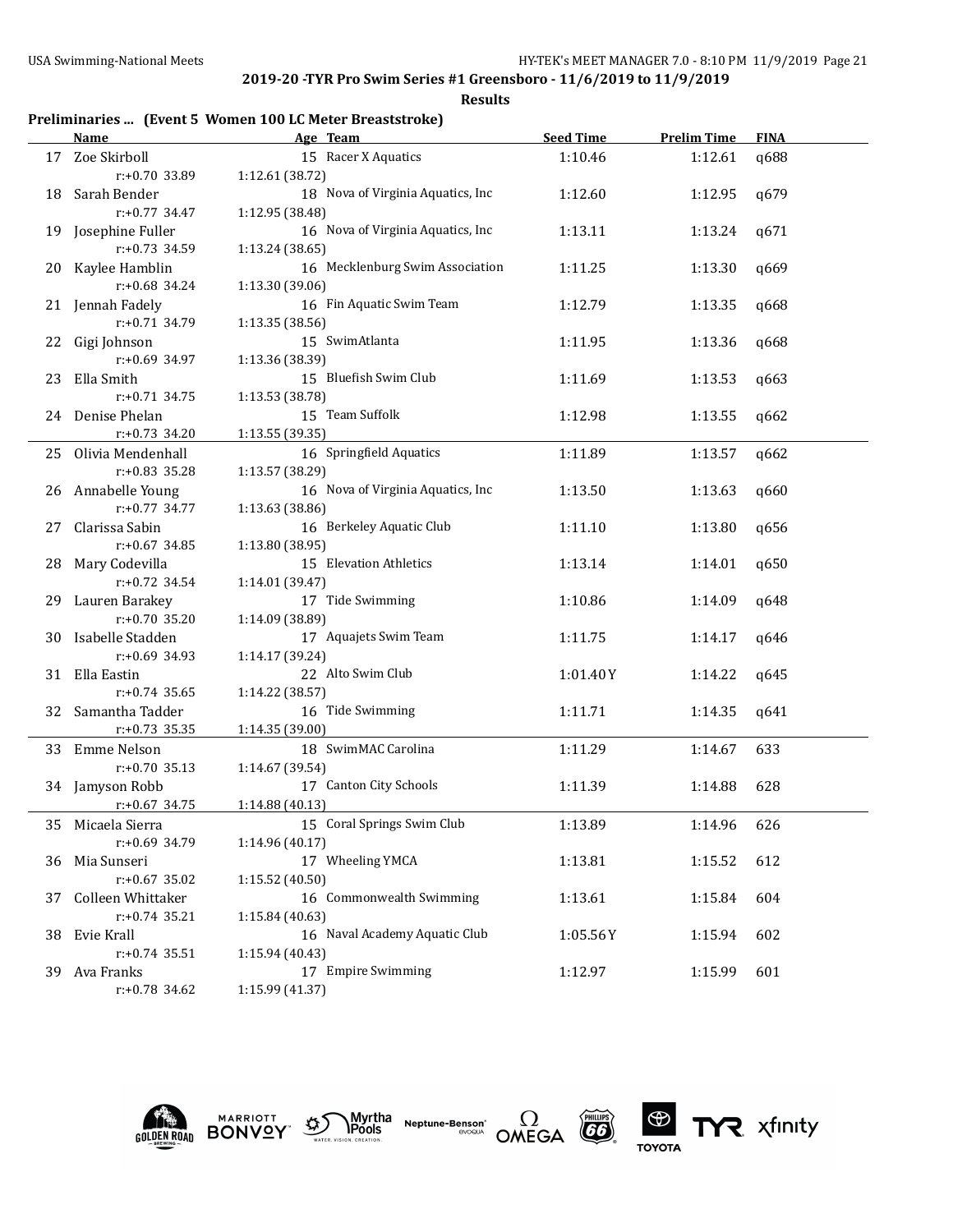## 2019-20 -TYR Pro Swim Series #1 Greensboro - 11/6/2019 to 11/9/2019

**Results**

### Preliminaries ... (Event 5 Women 100 LC Meter Breaststroke)

| | Name | Age | Team | Seed Time | Prelim Time | FINA |
|---|---|---|---|---|---|---|
| 17 | Zoe Skirboll | 15 | Racer X Aquatics | 1:10.46 | 1:12.61 | q688 |
| | r:+0.70 33.89 | | 1:12.61 (38.72) | | | |
| 18 | Sarah Bender | 18 | Nova of Virginia Aquatics, Inc | 1:12.60 | 1:12.95 | q679 |
| | r:+0.77 34.47 | | 1:12.95 (38.48) | | | |
| 19 | Josephine Fuller | 16 | Nova of Virginia Aquatics, Inc | 1:13.11 | 1:13.24 | q671 |
| | r:+0.73 34.59 | | 1:13.24 (38.65) | | | |
| 20 | Kaylee Hamblin | 16 | Mecklenburg Swim Association | 1:11.25 | 1:13.30 | q669 |
| | r:+0.68 34.24 | | 1:13.30 (39.06) | | | |
| 21 | Jennah Fadely | 16 | Fin Aquatic Swim Team | 1:12.79 | 1:13.35 | q668 |
| | r:+0.71 34.79 | | 1:13.35 (38.56) | | | |
| 22 | Gigi Johnson | 15 | SwimAtlanta | 1:11.95 | 1:13.36 | q668 |
| | r:+0.69 34.97 | | 1:13.36 (38.39) | | | |
| 23 | Ella Smith | 15 | Bluefish Swim Club | 1:11.69 | 1:13.53 | q663 |
| | r:+0.71 34.75 | | 1:13.53 (38.78) | | | |
| 24 | Denise Phelan | 15 | Team Suffolk | 1:12.98 | 1:13.55 | q662 |
| | r:+0.73 34.20 | | 1:13.55 (39.35) | | | |
| 25 | Olivia Mendenhall | 16 | Springfield Aquatics | 1:11.89 | 1:13.57 | q662 |
| | r:+0.83 35.28 | | 1:13.57 (38.29) | | | |
| 26 | Annabelle Young | 16 | Nova of Virginia Aquatics, Inc | 1:13.50 | 1:13.63 | q660 |
| | r:+0.77 34.77 | | 1:13.63 (38.86) | | | |
| 27 | Clarissa Sabin | 16 | Berkeley Aquatic Club | 1:11.10 | 1:13.80 | q656 |
| | r:+0.67 34.85 | | 1:13.80 (38.95) | | | |
| 28 | Mary Codevilla | 15 | Elevation Athletics | 1:13.14 | 1:14.01 | q650 |
| | r:+0.72 34.54 | | 1:14.01 (39.47) | | | |
| 29 | Lauren Barakey | 17 | Tide Swimming | 1:10.86 | 1:14.09 | q648 |
| | r:+0.70 35.20 | | 1:14.09 (38.89) | | | |
| 30 | Isabelle Stadden | 17 | Aquajets Swim Team | 1:11.75 | 1:14.17 | q646 |
| | r:+0.69 34.93 | | 1:14.17 (39.24) | | | |
| 31 | Ella Eastin | 22 | Alto Swim Club | 1:01.40Y | 1:14.22 | q645 |
| | r:+0.74 35.65 | | 1:14.22 (38.57) | | | |
| 32 | Samantha Tadder | 16 | Tide Swimming | 1:11.71 | 1:14.35 | q641 |
| | r:+0.73 35.35 | | 1:14.35 (39.00) | | | |
| 33 | Emme Nelson | 18 | SwimMAC Carolina | 1:11.29 | 1:14.67 | 633 |
| | r:+0.70 35.13 | | 1:14.67 (39.54) | | | |
| 34 | Jamyson Robb | 17 | Canton City Schools | 1:11.39 | 1:14.88 | 628 |
| | r:+0.67 34.75 | | 1:14.88 (40.13) | | | |
| 35 | Micaela Sierra | 15 | Coral Springs Swim Club | 1:13.89 | 1:14.96 | 626 |
| | r:+0.69 34.79 | | 1:14.96 (40.17) | | | |
| 36 | Mia Sunseri | 17 | Wheeling YMCA | 1:13.81 | 1:15.52 | 612 |
| | r:+0.67 35.02 | | 1:15.52 (40.50) | | | |
| 37 | Colleen Whittaker | 16 | Commonwealth Swimming | 1:13.61 | 1:15.84 | 604 |
| | r:+0.74 35.21 | | 1:15.84 (40.63) | | | |
| 38 | Evie Krall | 16 | Naval Academy Aquatic Club | 1:05.56Y | 1:15.94 | 602 |
| | r:+0.74 35.51 | | 1:15.94 (40.43) | | | |
| 39 | Ava Franks | 17 | Empire Swimming | 1:12.97 | 1:15.99 | 601 |
| | r:+0.78 34.62 | | 1:15.99 (41.37) | | | |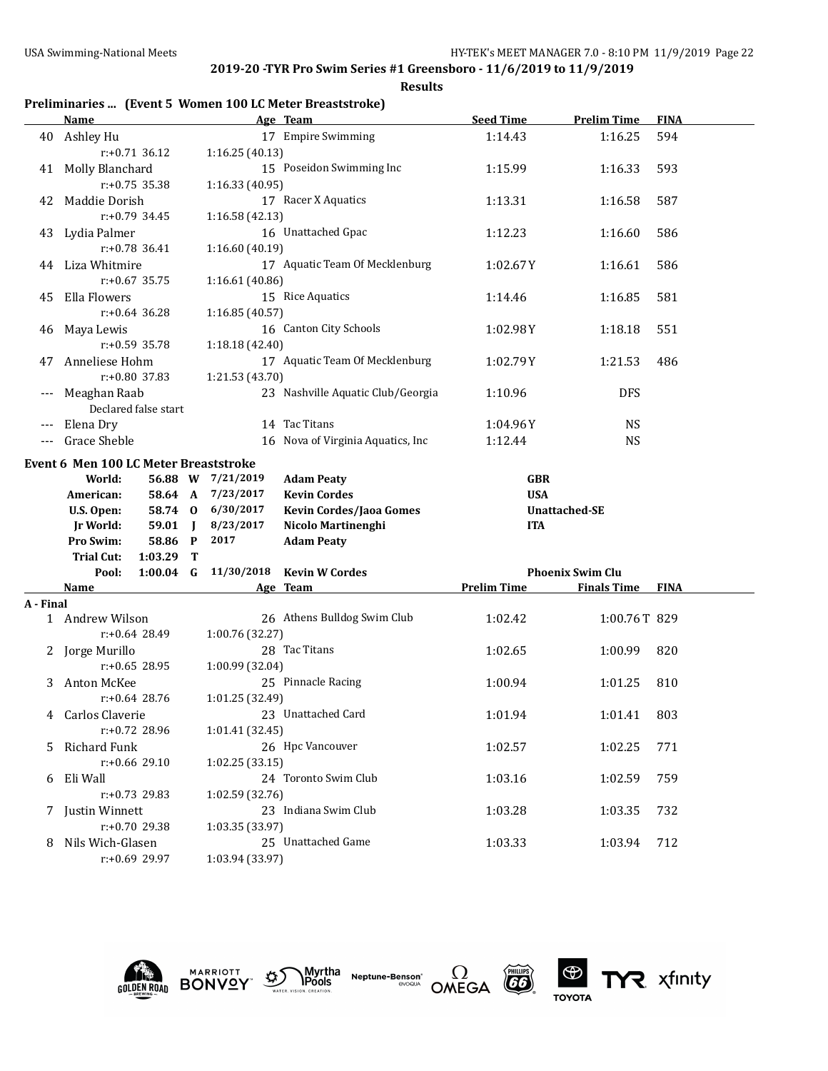**2019-20 -TYR Pro Swim Series #1 Greensboro - 11/6/2019 to 11/9/2019**

**Results**

### Preliminaries ... (Event 5 Women 100 LC Meter Breaststroke)

| | Name | Age | Team | Seed Time | Prelim Time | FINA |
|---|---|---|---|---|---|---|
| 40 | Ashley Hu | 17 | Empire Swimming | 1:14.43 | 1:16.25 | 594 |
| | r:+0.71 36.12 | | 1:16.25 (40.13) | | | |
| 41 | Molly Blanchard | 15 | Poseidon Swimming Inc | 1:15.99 | 1:16.33 | 593 |
| | r:+0.75 35.38 | | 1:16.33 (40.95) | | | |
| 42 | Maddie Dorish | 17 | Racer X Aquatics | 1:13.31 | 1:16.58 | 587 |
| | r:+0.79 34.45 | | 1:16.58 (42.13) | | | |
| 43 | Lydia Palmer | 16 | Unattached Gpac | 1:12.23 | 1:16.60 | 586 |
| | r:+0.78 36.41 | | 1:16.60 (40.19) | | | |
| 44 | Liza Whitmire | 17 | Aquatic Team Of Mecklenburg | 1:02.67Y | 1:16.61 | 586 |
| | r:+0.67 35.75 | | 1:16.61 (40.86) | | | |
| 45 | Ella Flowers | 15 | Rice Aquatics | 1:14.46 | 1:16.85 | 581 |
| | r:+0.64 36.28 | | 1:16.85 (40.57) | | | |
| 46 | Maya Lewis | 16 | Canton City Schools | 1:02.98Y | 1:18.18 | 551 |
| | r:+0.59 35.78 | | 1:18.18 (42.40) | | | |
| 47 | Anneliese Hohm | 17 | Aquatic Team Of Mecklenburg | 1:02.79Y | 1:21.53 | 486 |
| | r:+0.80 37.83 | | 1:21.53 (43.70) | | | |
| --- | Meaghan Raab | 23 | Nashville Aquatic Club/Georgia | 1:10.96 | DFS | |
| | Declared false start | | | | | |
| --- | Elena Dry | 14 | Tac Titans | 1:04.96Y | NS | |
| --- | Grace Sheble | 16 | Nova of Virginia Aquatics, Inc | 1:12.44 | NS | |

### Event 6 Men 100 LC Meter Breaststroke

| | Time | | Date | Name | Team |
|---|---|---|---|---|---|
| World: | 56.88 | W | 7/21/2019 | Adam Peaty | GBR |
| American: | 58.64 | A | 7/23/2017 | Kevin Cordes | USA |
| U.S. Open: | 58.74 | O | 6/30/2017 | Kevin Cordes/Jaoa Gomes | Unattached-SE |
| Jr World: | 59.01 | J | 8/23/2017 | Nicolo Martinenghi | ITA |
| Pro Swim: | 58.86 | P | 2017 | Adam Peaty | |
| Trial Cut: | 1:03.29 | T | | | |
| Pool: | 1:00.04 | G | 11/30/2018 | Kevin W Cordes | Phoenix Swim Clu |

**A - Final**

| | Name | Age | Team | Prelim Time | Finals Time | FINA |
|---|---|---|---|---|---|---|
| 1 | Andrew Wilson | 26 | Athens Bulldog Swim Club | 1:02.42 | 1:00.76T | 829 |
| | r:+0.64 28.49 | | 1:00.76 (32.27) | | | |
| 2 | Jorge Murillo | 28 | Tac Titans | 1:02.65 | 1:00.99 | 820 |
| | r:+0.65 28.95 | | 1:00.99 (32.04) | | | |
| 3 | Anton McKee | 25 | Pinnacle Racing | 1:00.94 | 1:01.25 | 810 |
| | r:+0.64 28.76 | | 1:01.25 (32.49) | | | |
| 4 | Carlos Claverie | 23 | Unattached Card | 1:01.94 | 1:01.41 | 803 |
| | r:+0.72 28.96 | | 1:01.41 (32.45) | | | |
| 5 | Richard Funk | 26 | Hpc Vancouver | 1:02.57 | 1:02.25 | 771 |
| | r:+0.66 29.10 | | 1:02.25 (33.15) | | | |
| 6 | Eli Wall | 24 | Toronto Swim Club | 1:03.16 | 1:02.59 | 759 |
| | r:+0.73 29.83 | | 1:02.59 (32.76) | | | |
| 7 | Justin Winnett | 23 | Indiana Swim Club | 1:03.28 | 1:03.35 | 732 |
| | r:+0.70 29.38 | | 1:03.35 (33.97) | | | |
| 8 | Nils Wich-Glasen | 25 | Unattached Game | 1:03.33 | 1:03.94 | 712 |
| | r:+0.69 29.97 | | 1:03.94 (33.97) | | | |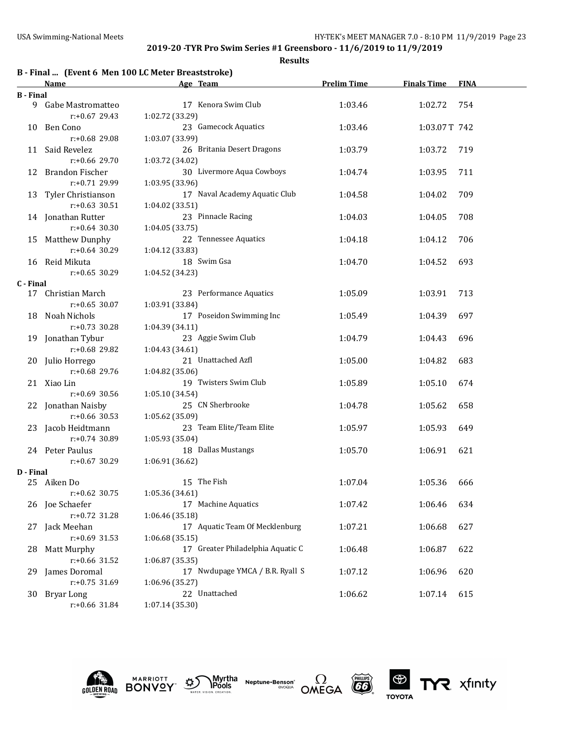## 2019-20 -TYR Pro Swim Series #1 Greensboro - 11/6/2019 to 11/9/2019

**Results**

### B - Final ... (Event 6 Men 100 LC Meter Breaststroke)

| | Name | Age | Team | Prelim Time | Finals Time | FINA |
|---|---|---|---|---|---|---|
| **B - Final** | | | | | | |
| 9 | Gabe Mastromatteo | 17 | Kenora Swim Club | 1:03.46 | 1:02.72 | 754 |
| | r:+0.67 29.43 | 1:02.72 (33.29) | | | | |
| 10 | Ben Cono | 23 | Gamecock Aquatics | 1:03.46 | 1:03.07 T | 742 |
| | r:+0.68 29.08 | 1:03.07 (33.99) | | | | |
| 11 | Said Revelez | 26 | Britania Desert Dragons | 1:03.79 | 1:03.72 | 719 |
| | r:+0.66 29.70 | 1:03.72 (34.02) | | | | |
| 12 | Brandon Fischer | 30 | Livermore Aqua Cowboys | 1:04.74 | 1:03.95 | 711 |
| | r:+0.71 29.99 | 1:03.95 (33.96) | | | | |
| 13 | Tyler Christianson | 17 | Naval Academy Aquatic Club | 1:04.58 | 1:04.02 | 709 |
| | r:+0.63 30.51 | 1:04.02 (33.51) | | | | |
| 14 | Jonathan Rutter | 23 | Pinnacle Racing | 1:04.03 | 1:04.05 | 708 |
| | r:+0.64 30.30 | 1:04.05 (33.75) | | | | |
| 15 | Matthew Dunphy | 22 | Tennessee Aquatics | 1:04.18 | 1:04.12 | 706 |
| | r:+0.64 30.29 | 1:04.12 (33.83) | | | | |
| 16 | Reid Mikuta | 18 | Swim Gsa | 1:04.70 | 1:04.52 | 693 |
| | r:+0.65 30.29 | 1:04.52 (34.23) | | | | |
| **C - Final** | | | | | | |
| 17 | Christian March | 23 | Performance Aquatics | 1:05.09 | 1:03.91 | 713 |
| | r:+0.65 30.07 | 1:03.91 (33.84) | | | | |
| 18 | Noah Nichols | 17 | Poseidon Swimming Inc | 1:05.49 | 1:04.39 | 697 |
| | r:+0.73 30.28 | 1:04.39 (34.11) | | | | |
| 19 | Jonathan Tybur | 23 | Aggie Swim Club | 1:04.79 | 1:04.43 | 696 |
| | r:+0.68 29.82 | 1:04.43 (34.61) | | | | |
| 20 | Julio Horrego | 21 | Unattached Azfl | 1:05.00 | 1:04.82 | 683 |
| | r:+0.68 29.76 | 1:04.82 (35.06) | | | | |
| 21 | Xiao Lin | 19 | Twisters Swim Club | 1:05.89 | 1:05.10 | 674 |
| | r:+0.69 30.56 | 1:05.10 (34.54) | | | | |
| 22 | Jonathan Naisby | 25 | CN Sherbrooke | 1:04.78 | 1:05.62 | 658 |
| | r:+0.66 30.53 | 1:05.62 (35.09) | | | | |
| 23 | Jacob Heidtmann | 23 | Team Elite/Team Elite | 1:05.97 | 1:05.93 | 649 |
| | r:+0.74 30.89 | 1:05.93 (35.04) | | | | |
| 24 | Peter Paulus | 18 | Dallas Mustangs | 1:05.70 | 1:06.91 | 621 |
| | r:+0.67 30.29 | 1:06.91 (36.62) | | | | |
| **D - Final** | | | | | | |
| 25 | Aiken Do | 15 | The Fish | 1:07.04 | 1:05.36 | 666 |
| | r:+0.62 30.75 | 1:05.36 (34.61) | | | | |
| 26 | Joe Schaefer | 17 | Machine Aquatics | 1:07.42 | 1:06.46 | 634 |
| | r:+0.72 31.28 | 1:06.46 (35.18) | | | | |
| 27 | Jack Meehan | 17 | Aquatic Team Of Mecklenburg | 1:07.21 | 1:06.68 | 627 |
| | r:+0.69 31.53 | 1:06.68 (35.15) | | | | |
| 28 | Matt Murphy | 17 | Greater Philadelphia Aquatic C | 1:06.48 | 1:06.87 | 622 |
| | r:+0.66 31.52 | 1:06.87 (35.35) | | | | |
| 29 | James Doromal | 17 | Nwdupage YMCA / B.R. Ryall S | 1:07.12 | 1:06.96 | 620 |
| | r:+0.75 31.69 | 1:06.96 (35.27) | | | | |
| 30 | Bryar Long | 22 | Unattached | 1:06.62 | 1:07.14 | 615 |
| | r:+0.66 31.84 | 1:07.14 (35.30) | | | | |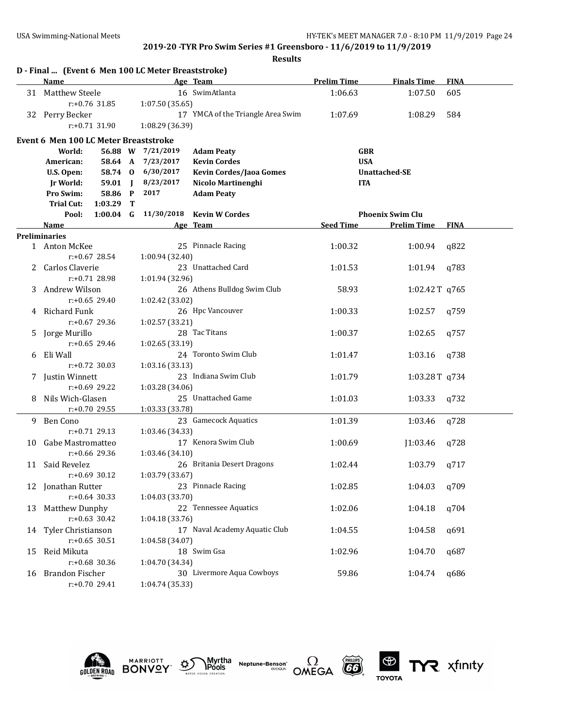**2019-20 -TYR Pro Swim Series #1 Greensboro - 11/6/2019 to 11/9/2019**

**Results**

### D - Final ... (Event 6 Men 100 LC Meter Breaststroke)

| | Name | Age | Team | Prelim Time | Finals Time | FINA |
|---|---|---|---|---|---|---|
| 31 | Matthew Steele | 16 | SwimAtlanta | 1:06.63 | 1:07.50 | 605 |
| | r:+0.76 31.85 | | 1:07.50 (35.65) | | | |
| 32 | Perry Becker | 17 | YMCA of the Triangle Area Swim | 1:07.69 | 1:08.29 | 584 |
| | r:+0.71 31.90 | | 1:08.29 (36.39) | | | |

### Event 6 Men 100 LC Meter Breaststroke

| | Time | | Date | Name | Team |
|---|---|---|---|---|---|
| World: | 56.88 | W | 7/21/2019 | Adam Peaty | GBR |
| American: | 58.64 | A | 7/23/2017 | Kevin Cordes | USA |
| U.S. Open: | 58.74 | O | 6/30/2017 | Kevin Cordes/Jaoa Gomes | Unattached-SE |
| Jr World: | 59.01 | J | 8/23/2017 | Nicolo Martinenghi | ITA |
| Pro Swim: | 58.86 | P | 2017 | Adam Peaty | |
| Trial Cut: | 1:03.29 | T | | | |
| Pool: | 1:00.04 | G | 11/30/2018 | Kevin W Cordes | Phoenix Swim Clu |

**Preliminaries**

| | Name | Age | Team | Seed Time | Prelim Time | FINA |
|---|---|---|---|---|---|---|
| 1 | Anton McKee | 25 | Pinnacle Racing | 1:00.32 | 1:00.94 | q822 |
| | r:+0.67 28.54 | | 1:00.94 (32.40) | | | |
| 2 | Carlos Claverie | 23 | Unattached Card | 1:01.53 | 1:01.94 | q783 |
| | r:+0.71 28.98 | | 1:01.94 (32.96) | | | |
| 3 | Andrew Wilson | 26 | Athens Bulldog Swim Club | 58.93 | 1:02.42 T | q765 |
| | r:+0.65 29.40 | | 1:02.42 (33.02) | | | |
| 4 | Richard Funk | 26 | Hpc Vancouver | 1:00.33 | 1:02.57 | q759 |
| | r:+0.67 29.36 | | 1:02.57 (33.21) | | | |
| 5 | Jorge Murillo | 28 | Tac Titans | 1:00.37 | 1:02.65 | q757 |
| | r:+0.65 29.46 | | 1:02.65 (33.19) | | | |
| 6 | Eli Wall | 24 | Toronto Swim Club | 1:01.47 | 1:03.16 | q738 |
| | r:+0.72 30.03 | | 1:03.16 (33.13) | | | |
| 7 | Justin Winnett | 23 | Indiana Swim Club | 1:01.79 | 1:03.28 T | q734 |
| | r:+0.69 29.22 | | 1:03.28 (34.06) | | | |
| 8 | Nils Wich-Glasen | 25 | Unattached Game | 1:01.03 | 1:03.33 | q732 |
| | r:+0.70 29.55 | | 1:03.33 (33.78) | | | |
| 9 | Ben Cono | 23 | Gamecock Aquatics | 1:01.39 | 1:03.46 | q728 |
| | r:+0.71 29.13 | | 1:03.46 (34.33) | | | |
| 10 | Gabe Mastromatteo | 17 | Kenora Swim Club | 1:00.69 | J1:03.46 | q728 |
| | r:+0.66 29.36 | | 1:03.46 (34.10) | | | |
| 11 | Said Revelez | 26 | Britania Desert Dragons | 1:02.44 | 1:03.79 | q717 |
| | r:+0.69 30.12 | | 1:03.79 (33.67) | | | |
| 12 | Jonathan Rutter | 23 | Pinnacle Racing | 1:02.85 | 1:04.03 | q709 |
| | r:+0.64 30.33 | | 1:04.03 (33.70) | | | |
| 13 | Matthew Dunphy | 22 | Tennessee Aquatics | 1:02.06 | 1:04.18 | q704 |
| | r:+0.63 30.42 | | 1:04.18 (33.76) | | | |
| 14 | Tyler Christianson | 17 | Naval Academy Aquatic Club | 1:04.55 | 1:04.58 | q691 |
| | r:+0.65 30.51 | | 1:04.58 (34.07) | | | |
| 15 | Reid Mikuta | 18 | Swim Gsa | 1:02.96 | 1:04.70 | q687 |
| | r:+0.68 30.36 | | 1:04.70 (34.34) | | | |
| 16 | Brandon Fischer | 30 | Livermore Aqua Cowboys | 59.86 | 1:04.74 | q686 |
| | r:+0.70 29.41 | | 1:04.74 (35.33) | | | |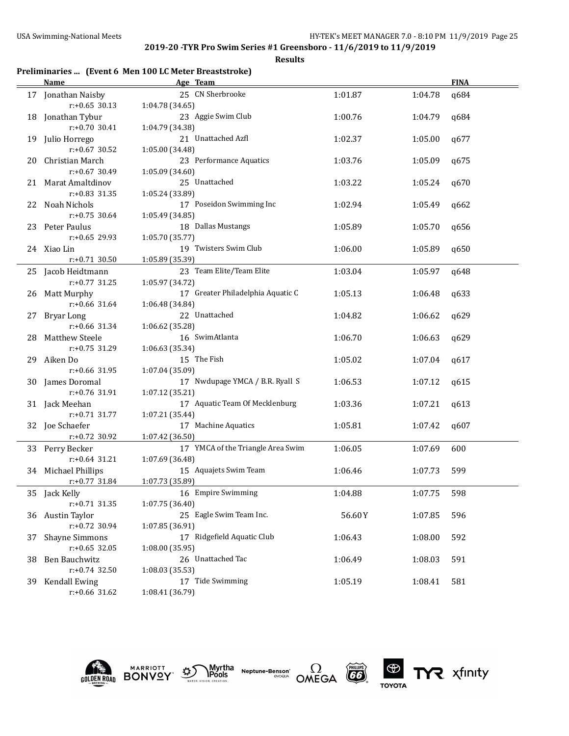## 2019-20 -TYR Pro Swim Series #1 Greensboro - 11/6/2019 to 11/9/2019

**Results**

### Preliminaries ... (Event 6 Men 100 LC Meter Breaststroke)

| | Name | Age | Team | Seed | Prelim | FINA |
|---|---|---|---|---|---|---|
| 17 | Jonathan Naisby | 25 | CN Sherbrooke | 1:01.87 | 1:04.78 | q684 |
| | r:+0.65 30.13 | | 1:04.78 (34.65) | | | |
| 18 | Jonathan Tybur | 23 | Aggie Swim Club | 1:00.76 | 1:04.79 | q684 |
| | r:+0.70 30.41 | | 1:04.79 (34.38) | | | |
| 19 | Julio Horrego | 21 | Unattached Azfl | 1:02.37 | 1:05.00 | q677 |
| | r:+0.67 30.52 | | 1:05.00 (34.48) | | | |
| 20 | Christian March | 23 | Performance Aquatics | 1:03.76 | 1:05.09 | q675 |
| | r:+0.67 30.49 | | 1:05.09 (34.60) | | | |
| 21 | Marat Amaltdinov | 25 | Unattached | 1:03.22 | 1:05.24 | q670 |
| | r:+0.83 31.35 | | 1:05.24 (33.89) | | | |
| 22 | Noah Nichols | 17 | Poseidon Swimming Inc | 1:02.94 | 1:05.49 | q662 |
| | r:+0.75 30.64 | | 1:05.49 (34.85) | | | |
| 23 | Peter Paulus | 18 | Dallas Mustangs | 1:05.89 | 1:05.70 | q656 |
| | r:+0.65 29.93 | | 1:05.70 (35.77) | | | |
| 24 | Xiao Lin | 19 | Twisters Swim Club | 1:06.00 | 1:05.89 | q650 |
| | r:+0.71 30.50 | | 1:05.89 (35.39) | | | |
| 25 | Jacob Heidtmann | 23 | Team Elite/Team Elite | 1:03.04 | 1:05.97 | q648 |
| | r:+0.77 31.25 | | 1:05.97 (34.72) | | | |
| 26 | Matt Murphy | 17 | Greater Philadelphia Aquatic C | 1:05.13 | 1:06.48 | q633 |
| | r:+0.66 31.64 | | 1:06.48 (34.84) | | | |
| 27 | Bryar Long | 22 | Unattached | 1:04.82 | 1:06.62 | q629 |
| | r:+0.66 31.34 | | 1:06.62 (35.28) | | | |
| 28 | Matthew Steele | 16 | SwimAtlanta | 1:06.70 | 1:06.63 | q629 |
| | r:+0.75 31.29 | | 1:06.63 (35.34) | | | |
| 29 | Aiken Do | 15 | The Fish | 1:05.02 | 1:07.04 | q617 |
| | r:+0.66 31.95 | | 1:07.04 (35.09) | | | |
| 30 | James Doromal | 17 | Nwdupage YMCA / B.R. Ryall S | 1:06.53 | 1:07.12 | q615 |
| | r:+0.76 31.91 | | 1:07.12 (35.21) | | | |
| 31 | Jack Meehan | 17 | Aquatic Team Of Mecklenburg | 1:03.36 | 1:07.21 | q613 |
| | r:+0.71 31.77 | | 1:07.21 (35.44) | | | |
| 32 | Joe Schaefer | 17 | Machine Aquatics | 1:05.81 | 1:07.42 | q607 |
| | r:+0.72 30.92 | | 1:07.42 (36.50) | | | |
| 33 | Perry Becker | 17 | YMCA of the Triangle Area Swim | 1:06.05 | 1:07.69 | 600 |
| | r:+0.64 31.21 | | 1:07.69 (36.48) | | | |
| 34 | Michael Phillips | 15 | Aquajets Swim Team | 1:06.46 | 1:07.73 | 599 |
| | r:+0.77 31.84 | | 1:07.73 (35.89) | | | |
| 35 | Jack Kelly | 16 | Empire Swimming | 1:04.88 | 1:07.75 | 598 |
| | r:+0.71 31.35 | | 1:07.75 (36.40) | | | |
| 36 | Austin Taylor | 25 | Eagle Swim Team Inc. | 56.60Y | 1:07.85 | 596 |
| | r:+0.72 30.94 | | 1:07.85 (36.91) | | | |
| 37 | Shayne Simmons | 17 | Ridgefield Aquatic Club | 1:06.43 | 1:08.00 | 592 |
| | r:+0.65 32.05 | | 1:08.00 (35.95) | | | |
| 38 | Ben Bauchwitz | 26 | Unattached Tac | 1:06.49 | 1:08.03 | 591 |
| | r:+0.74 32.50 | | 1:08.03 (35.53) | | | |
| 39 | Kendall Ewing | 17 | Tide Swimming | 1:05.19 | 1:08.41 | 581 |
| | r:+0.66 31.62 | | 1:08.41 (36.79) | | | |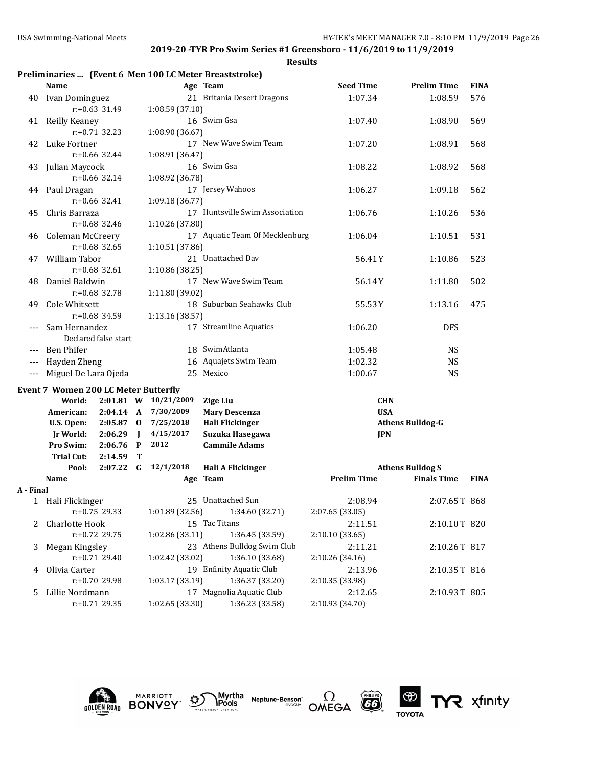## 2019-20 -TYR Pro Swim Series #1 Greensboro - 11/6/2019 to 11/9/2019

**Results**

### Preliminaries ... (Event 6 Men 100 LC Meter Breaststroke)

| | Name | Age | Team | Seed Time | Prelim Time | FINA |
|---|---|---|---|---|---|---|
| 40 | Ivan Dominguez | 21 | Britania Desert Dragons | 1:07.34 | 1:08.59 | 576 |
| | r:+0.63 31.49 | 1:08.59 (37.10) | | | | |
| 41 | Reilly Keaney | 16 | Swim Gsa | 1:07.40 | 1:08.90 | 569 |
| | r:+0.71 32.23 | 1:08.90 (36.67) | | | | |
| 42 | Luke Fortner | 17 | New Wave Swim Team | 1:07.20 | 1:08.91 | 568 |
| | r:+0.66 32.44 | 1:08.91 (36.47) | | | | |
| 43 | Julian Maycock | 16 | Swim Gsa | 1:08.22 | 1:08.92 | 568 |
| | r:+0.66 32.14 | 1:08.92 (36.78) | | | | |
| 44 | Paul Dragan | 17 | Jersey Wahoos | 1:06.27 | 1:09.18 | 562 |
| | r:+0.66 32.41 | 1:09.18 (36.77) | | | | |
| 45 | Chris Barraza | 17 | Huntsville Swim Association | 1:06.76 | 1:10.26 | 536 |
| | r:+0.68 32.46 | 1:10.26 (37.80) | | | | |
| 46 | Coleman McCreery | 17 | Aquatic Team Of Mecklenburg | 1:06.04 | 1:10.51 | 531 |
| | r:+0.68 32.65 | 1:10.51 (37.86) | | | | |
| 47 | William Tabor | 21 | Unattached Dav | 56.41Y | 1:10.86 | 523 |
| | r:+0.68 32.61 | 1:10.86 (38.25) | | | | |
| 48 | Daniel Baldwin | 17 | New Wave Swim Team | 56.14Y | 1:11.80 | 502 |
| | r:+0.68 32.78 | 1:11.80 (39.02) | | | | |
| 49 | Cole Whitsett | 18 | Suburban Seahawks Club | 55.53Y | 1:13.16 | 475 |
| | r:+0.68 34.59 | 1:13.16 (38.57) | | | | |
| --- | Sam Hernandez | 17 | Streamline Aquatics | 1:06.20 | DFS | |
| | Declared false start | | | | | |
| --- | Ben Phifer | 18 | SwimAtlanta | 1:05.48 | NS | |
| --- | Hayden Zheng | 16 | Aquajets Swim Team | 1:02.32 | NS | |
| --- | Miguel De Lara Ojeda | 25 | Mexico | 1:00.67 | NS | |

### Event 7 Women 200 LC Meter Butterfly

| Record | Time | | Date | Name | Team |
|---|---|---|---|---|---|
| World: | 2:01.81 | W | 10/21/2009 | Zige Liu | CHN |
| American: | 2:04.14 | A | 7/30/2009 | Mary Descenza | USA |
| U.S. Open: | 2:05.87 | O | 7/25/2018 | Hali Flickinger | Athens Bulldog-G |
| Jr World: | 2:06.29 | J | 4/15/2017 | Suzuka Hasegawa | JPN |
| Pro Swim: | 2:06.76 | P | 2012 | Cammile Adams | |
| Trial Cut: | 2:14.59 | T | | | |
| Pool: | 2:07.22 | G | 12/1/2018 | Hali A Flickinger | Athens Bulldog S |

| | Name | Age | Team | Prelim Time | Finals Time | FINA |
|---|---|---|---|---|---|---|
| **A - Final** | | | | | | |
| 1 | Hali Flickinger | 25 | Unattached Sun | 2:08.94 | 2:07.65 T | 868 |
| | r:+0.75 29.33 | 1:01.89 (32.56) | 1:34.60 (32.71) | 2:07.65 (33.05) | | |
| 2 | Charlotte Hook | 15 | Tac Titans | 2:11.51 | 2:10.10 T | 820 |
| | r:+0.72 29.75 | 1:02.86 (33.11) | 1:36.45 (33.59) | 2:10.10 (33.65) | | |
| 3 | Megan Kingsley | 23 | Athens Bulldog Swim Club | 2:11.21 | 2:10.26 T | 817 |
| | r:+0.71 29.40 | 1:02.42 (33.02) | 1:36.10 (33.68) | 2:10.26 (34.16) | | |
| 4 | Olivia Carter | 19 | Enfinity Aquatic Club | 2:13.96 | 2:10.35 T | 816 |
| | r:+0.70 29.98 | 1:03.17 (33.19) | 1:36.37 (33.20) | 2:10.35 (33.98) | | |
| 5 | Lillie Nordmann | 17 | Magnolia Aquatic Club | 2:12.65 | 2:10.93 T | 805 |
| | r:+0.71 29.35 | 1:02.65 (33.30) | 1:36.23 (33.58) | 2:10.93 (34.70) | | |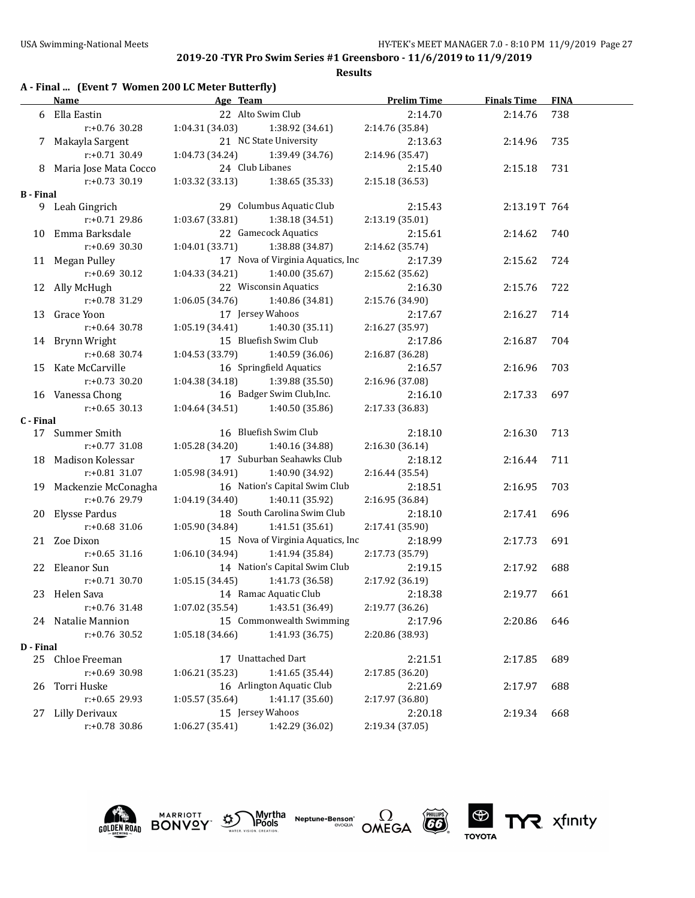## 2019-20 -TYR Pro Swim Series #1 Greensboro - 11/6/2019 to 11/9/2019

**Results**

### A - Final ... (Event 7 Women 200 LC Meter Butterfly)

| | Name | Age | Team | Prelim Time | Finals Time | FINA |
|---|---|---|---|---|---|---|
| 6 | Ella Eastin | 22 | Alto Swim Club | 2:14.70 | 2:14.76 | 738 |
| | r:+0.76 30.28 | 1:04.31 (34.03) | 1:38.92 (34.61) | 2:14.76 (35.84) | | |
| 7 | Makayla Sargent | 21 | NC State University | 2:13.63 | 2:14.96 | 735 |
| | r:+0.71 30.49 | 1:04.73 (34.24) | 1:39.49 (34.76) | 2:14.96 (35.47) | | |
| 8 | Maria Jose Mata Cocco | 24 | Club Libanes | 2:15.40 | 2:15.18 | 731 |
| | r:+0.73 30.19 | 1:03.32 (33.13) | 1:38.65 (35.33) | 2:15.18 (36.53) | | |
| **B - Final** | | | | | | |
| 9 | Leah Gingrich | 29 | Columbus Aquatic Club | 2:15.43 | 2:13.19T | 764 |
| | r:+0.71 29.86 | 1:03.67 (33.81) | 1:38.18 (34.51) | 2:13.19 (35.01) | | |
| 10 | Emma Barksdale | 22 | Gamecock Aquatics | 2:15.61 | 2:14.62 | 740 |
| | r:+0.69 30.30 | 1:04.01 (33.71) | 1:38.88 (34.87) | 2:14.62 (35.74) | | |
| 11 | Megan Pulley | 17 | Nova of Virginia Aquatics, Inc | 2:17.39 | 2:15.62 | 724 |
| | r:+0.69 30.12 | 1:04.33 (34.21) | 1:40.00 (35.67) | 2:15.62 (35.62) | | |
| 12 | Ally McHugh | 22 | Wisconsin Aquatics | 2:16.30 | 2:15.76 | 722 |
| | r:+0.78 31.29 | 1:06.05 (34.76) | 1:40.86 (34.81) | 2:15.76 (34.90) | | |
| 13 | Grace Yoon | 17 | Jersey Wahoos | 2:17.67 | 2:16.27 | 714 |
| | r:+0.64 30.78 | 1:05.19 (34.41) | 1:40.30 (35.11) | 2:16.27 (35.97) | | |
| 14 | Brynn Wright | 15 | Bluefish Swim Club | 2:17.86 | 2:16.87 | 704 |
| | r:+0.68 30.74 | 1:04.53 (33.79) | 1:40.59 (36.06) | 2:16.87 (36.28) | | |
| 15 | Kate McCarville | 16 | Springfield Aquatics | 2:16.57 | 2:16.96 | 703 |
| | r:+0.73 30.20 | 1:04.38 (34.18) | 1:39.88 (35.50) | 2:16.96 (37.08) | | |
| 16 | Vanessa Chong | 16 | Badger Swim Club,Inc. | 2:16.10 | 2:17.33 | 697 |
| | r:+0.65 30.13 | 1:04.64 (34.51) | 1:40.50 (35.86) | 2:17.33 (36.83) | | |
| **C - Final** | | | | | | |
| 17 | Summer Smith | 16 | Bluefish Swim Club | 2:18.10 | 2:16.30 | 713 |
| | r:+0.77 31.08 | 1:05.28 (34.20) | 1:40.16 (34.88) | 2:16.30 (36.14) | | |
| 18 | Madison Kolessar | 17 | Suburban Seahawks Club | 2:18.12 | 2:16.44 | 711 |
| | r:+0.81 31.07 | 1:05.98 (34.91) | 1:40.90 (34.92) | 2:16.44 (35.54) | | |
| 19 | Mackenzie McConagha | 16 | Nation's Capital Swim Club | 2:18.51 | 2:16.95 | 703 |
| | r:+0.76 29.79 | 1:04.19 (34.40) | 1:40.11 (35.92) | 2:16.95 (36.84) | | |
| 20 | Elysse Pardus | 18 | South Carolina Swim Club | 2:18.10 | 2:17.41 | 696 |
| | r:+0.68 31.06 | 1:05.90 (34.84) | 1:41.51 (35.61) | 2:17.41 (35.90) | | |
| 21 | Zoe Dixon | 15 | Nova of Virginia Aquatics, Inc | 2:18.99 | 2:17.73 | 691 |
| | r:+0.65 31.16 | 1:06.10 (34.94) | 1:41.94 (35.84) | 2:17.73 (35.79) | | |
| 22 | Eleanor Sun | 14 | Nation's Capital Swim Club | 2:19.15 | 2:17.92 | 688 |
| | r:+0.71 30.70 | 1:05.15 (34.45) | 1:41.73 (36.58) | 2:17.92 (36.19) | | |
| 23 | Helen Sava | 14 | Ramac Aquatic Club | 2:18.38 | 2:19.77 | 661 |
| | r:+0.76 31.48 | 1:07.02 (35.54) | 1:43.51 (36.49) | 2:19.77 (36.26) | | |
| 24 | Natalie Mannion | 15 | Commonwealth Swimming | 2:17.96 | 2:20.86 | 646 |
| | r:+0.76 30.52 | 1:05.18 (34.66) | 1:41.93 (36.75) | 2:20.86 (38.93) | | |
| **D - Final** | | | | | | |
| 25 | Chloe Freeman | 17 | Unattached Dart | 2:21.51 | 2:17.85 | 689 |
| | r:+0.69 30.98 | 1:06.21 (35.23) | 1:41.65 (35.44) | 2:17.85 (36.20) | | |
| 26 | Torri Huske | 16 | Arlington Aquatic Club | 2:21.69 | 2:17.97 | 688 |
| | r:+0.65 29.93 | 1:05.57 (35.64) | 1:41.17 (35.60) | 2:17.97 (36.80) | | |
| 27 | Lilly Derivaux | 15 | Jersey Wahoos | 2:20.18 | 2:19.34 | 668 |
| | r:+0.78 30.86 | 1:06.27 (35.41) | 1:42.29 (36.02) | 2:19.34 (37.05) | | |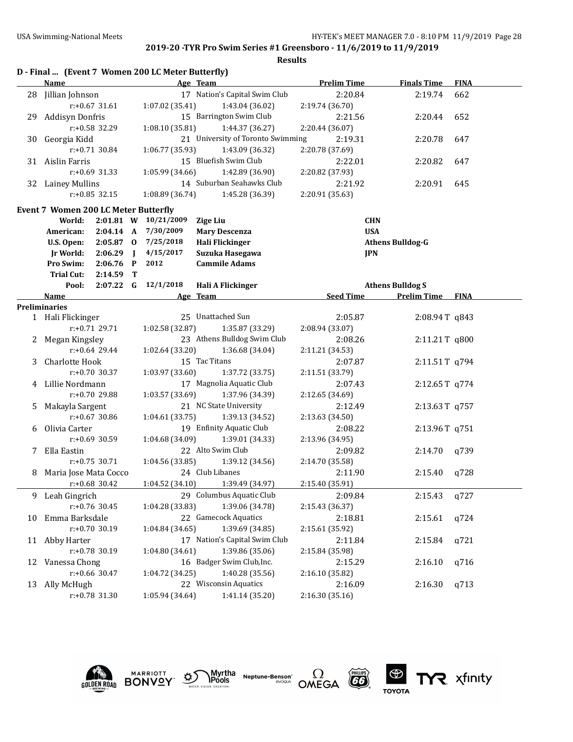## D - Final ... (Event 7 Women 200 LC Meter Butterfly)

| | Name | Age | Team | Prelim Time | Finals Time | FINA |
|---|---|---|---|---|---|---|
| 28 | Jillian Johnson | 17 | Nation's Capital Swim Club | 2:20.84 | 2:19.74 | 662 |
| | r:+0.67 31.61 | 1:07.02 (35.41) | 1:43.04 (36.02) | 2:19.74 (36.70) | | |
| 29 | Addisyn Donfris | 15 | Barrington Swim Club | 2:21.56 | 2:20.44 | 652 |
| | r:+0.58 32.29 | 1:08.10 (35.81) | 1:44.37 (36.27) | 2:20.44 (36.07) | | |
| 30 | Georgia Kidd | 21 | University of Toronto Swimming | 2:19.31 | 2:20.78 | 647 |
| | r:+0.71 30.84 | 1:06.77 (35.93) | 1:43.09 (36.32) | 2:20.78 (37.69) | | |
| 31 | Aislin Farris | 15 | Bluefish Swim Club | 2:22.01 | 2:20.82 | 647 |
| | r:+0.69 31.33 | 1:05.99 (34.66) | 1:42.89 (36.90) | 2:20.82 (37.93) | | |
| 32 | Lainey Mullins | 14 | Suburban Seahawks Club | 2:21.92 | 2:20.91 | 645 |
| | r:+0.85 32.15 | 1:08.89 (36.74) | 1:45.28 (36.39) | 2:20.91 (35.63) | | |

## Event 7 Women 200 LC Meter Butterfly

| Record | Time | | Date | Name | Team |
|---|---|---|---|---|---|
| World: | 2:01.81 | W | 10/21/2009 | Zige Liu | CHN |
| American: | 2:04.14 | A | 7/30/2009 | Mary Descenza | USA |
| U.S. Open: | 2:05.87 | O | 7/25/2018 | Hali Flickinger | Athens Bulldog-G |
| Jr World: | 2:06.29 | J | 4/15/2017 | Suzuka Hasegawa | JPN |
| Pro Swim: | 2:06.76 | P | 2012 | Cammile Adams | |
| Trial Cut: | 2:14.59 | T | | | |
| Pool: | 2:07.22 | G | 12/1/2018 | Hali A Flickinger | Athens Bulldog S |

### Preliminaries

| | Name | Age | Team | Seed Time | Prelim Time | FINA |
|---|---|---|---|---|---|---|
| 1 | Hali Flickinger | 25 | Unattached Sun | 2:05.87 | 2:08.94 T | q843 |
| | r:+0.71 29.71 | 1:02.58 (32.87) | 1:35.87 (33.29) | 2:08.94 (33.07) | | |
| 2 | Megan Kingsley | 23 | Athens Bulldog Swim Club | 2:08.26 | 2:11.21 T | q800 |
| | r:+0.64 29.44 | 1:02.64 (33.20) | 1:36.68 (34.04) | 2:11.21 (34.53) | | |
| 3 | Charlotte Hook | 15 | Tac Titans | 2:07.87 | 2:11.51 T | q794 |
| | r:+0.70 30.37 | 1:03.97 (33.60) | 1:37.72 (33.75) | 2:11.51 (33.79) | | |
| 4 | Lillie Nordmann | 17 | Magnolia Aquatic Club | 2:07.43 | 2:12.65 T | q774 |
| | r:+0.70 29.88 | 1:03.57 (33.69) | 1:37.96 (34.39) | 2:12.65 (34.69) | | |
| 5 | Makayla Sargent | 21 | NC State University | 2:12.49 | 2:13.63 T | q757 |
| | r:+0.67 30.86 | 1:04.61 (33.75) | 1:39.13 (34.52) | 2:13.63 (34.50) | | |
| 6 | Olivia Carter | 19 | Enfinity Aquatic Club | 2:08.22 | 2:13.96 T | q751 |
| | r:+0.69 30.59 | 1:04.68 (34.09) | 1:39.01 (34.33) | 2:13.96 (34.95) | | |
| 7 | Ella Eastin | 22 | Alto Swim Club | 2:09.82 | 2:14.70 | q739 |
| | r:+0.75 30.71 | 1:04.56 (33.85) | 1:39.12 (34.56) | 2:14.70 (35.58) | | |
| 8 | Maria Jose Mata Cocco | 24 | Club Libanes | 2:11.90 | 2:15.40 | q728 |
| | r:+0.68 30.42 | 1:04.52 (34.10) | 1:39.49 (34.97) | 2:15.40 (35.91) | | |
| 9 | Leah Gingrich | 29 | Columbus Aquatic Club | 2:09.84 | 2:15.43 | q727 |
| | r:+0.76 30.45 | 1:04.28 (33.83) | 1:39.06 (34.78) | 2:15.43 (36.37) | | |
| 10 | Emma Barksdale | 22 | Gamecock Aquatics | 2:18.81 | 2:15.61 | q724 |
| | r:+0.70 30.19 | 1:04.84 (34.65) | 1:39.69 (34.85) | 2:15.61 (35.92) | | |
| 11 | Abby Harter | 17 | Nation's Capital Swim Club | 2:11.84 | 2:15.84 | q721 |
| | r:+0.78 30.19 | 1:04.80 (34.61) | 1:39.86 (35.06) | 2:15.84 (35.98) | | |
| 12 | Vanessa Chong | 16 | Badger Swim Club,Inc. | 2:15.29 | 2:16.10 | q716 |
| | r:+0.66 30.47 | 1:04.72 (34.25) | 1:40.28 (35.56) | 2:16.10 (35.82) | | |
| 13 | Ally McHugh | 22 | Wisconsin Aquatics | 2:16.09 | 2:16.30 | q713 |
| | r:+0.78 31.30 | 1:05.94 (34.64) | 1:41.14 (35.20) | 2:16.30 (35.16) | | |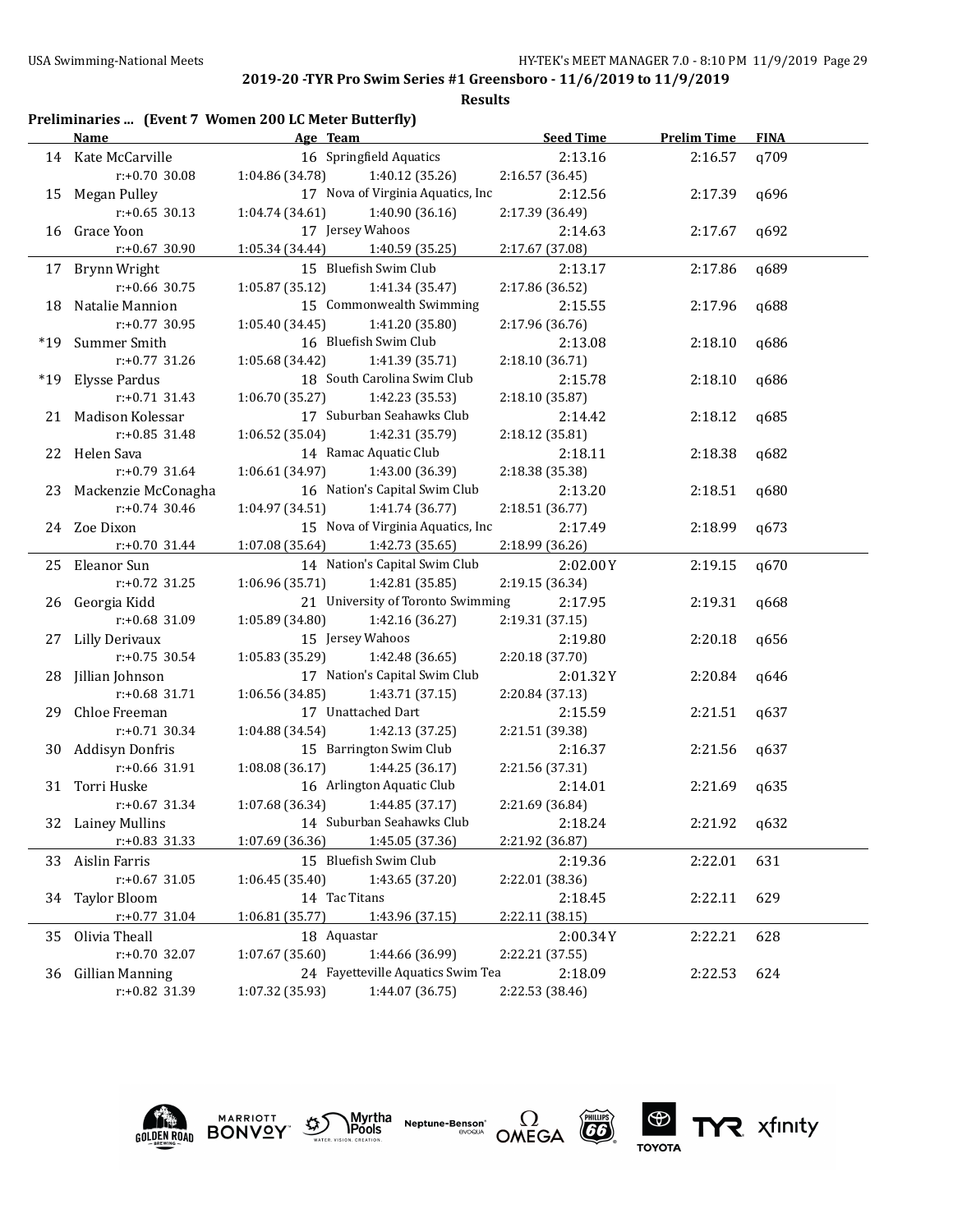**2019-20 -TYR Pro Swim Series #1 Greensboro - 11/6/2019 to 11/9/2019**

**Results**

**Preliminaries ... (Event 7 Women 200 LC Meter Butterfly)**

| | Name | Age | Team | Seed Time | Prelim Time | FINA |
|---|---|---|---|---|---|---|
| 14 | Kate McCarville | 16 | Springfield Aquatics | 2:13.16 | 2:16.57 | q709 |
| | r:+0.70 30.08 | 1:04.86 (34.78) | 1:40.12 (35.26) | 2:16.57 (36.45) | | |
| 15 | Megan Pulley | 17 | Nova of Virginia Aquatics, Inc | 2:12.56 | 2:17.39 | q696 |
| | r:+0.65 30.13 | 1:04.74 (34.61) | 1:40.90 (36.16) | 2:17.39 (36.49) | | |
| 16 | Grace Yoon | 17 | Jersey Wahoos | 2:14.63 | 2:17.67 | q692 |
| | r:+0.67 30.90 | 1:05.34 (34.44) | 1:40.59 (35.25) | 2:17.67 (37.08) | | |
| 17 | Brynn Wright | 15 | Bluefish Swim Club | 2:13.17 | 2:17.86 | q689 |
| | r:+0.66 30.75 | 1:05.87 (35.12) | 1:41.34 (35.47) | 2:17.86 (36.52) | | |
| 18 | Natalie Mannion | 15 | Commonwealth Swimming | 2:15.55 | 2:17.96 | q688 |
| | r:+0.77 30.95 | 1:05.40 (34.45) | 1:41.20 (35.80) | 2:17.96 (36.76) | | |
| *19 | Summer Smith | 16 | Bluefish Swim Club | 2:13.08 | 2:18.10 | q686 |
| | r:+0.77 31.26 | 1:05.68 (34.42) | 1:41.39 (35.71) | 2:18.10 (36.71) | | |
| *19 | Elysse Pardus | 18 | South Carolina Swim Club | 2:15.78 | 2:18.10 | q686 |
| | r:+0.71 31.43 | 1:06.70 (35.27) | 1:42.23 (35.53) | 2:18.10 (35.87) | | |
| 21 | Madison Kolessar | 17 | Suburban Seahawks Club | 2:14.42 | 2:18.12 | q685 |
| | r:+0.85 31.48 | 1:06.52 (35.04) | 1:42.31 (35.79) | 2:18.12 (35.81) | | |
| 22 | Helen Sava | 14 | Ramac Aquatic Club | 2:18.11 | 2:18.38 | q682 |
| | r:+0.79 31.64 | 1:06.61 (34.97) | 1:43.00 (36.39) | 2:18.38 (35.38) | | |
| 23 | Mackenzie McConagha | 16 | Nation's Capital Swim Club | 2:13.20 | 2:18.51 | q680 |
| | r:+0.74 30.46 | 1:04.97 (34.51) | 1:41.74 (36.77) | 2:18.51 (36.77) | | |
| 24 | Zoe Dixon | 15 | Nova of Virginia Aquatics, Inc | 2:17.49 | 2:18.99 | q673 |
| | r:+0.70 31.44 | 1:07.08 (35.64) | 1:42.73 (35.65) | 2:18.99 (36.26) | | |
| 25 | Eleanor Sun | 14 | Nation's Capital Swim Club | 2:02.00Y | 2:19.15 | q670 |
| | r:+0.72 31.25 | 1:06.96 (35.71) | 1:42.81 (35.85) | 2:19.15 (36.34) | | |
| 26 | Georgia Kidd | 21 | University of Toronto Swimming | 2:17.95 | 2:19.31 | q668 |
| | r:+0.68 31.09 | 1:05.89 (34.80) | 1:42.16 (36.27) | 2:19.31 (37.15) | | |
| 27 | Lilly Derivaux | 15 | Jersey Wahoos | 2:19.80 | 2:20.18 | q656 |
| | r:+0.75 30.54 | 1:05.83 (35.29) | 1:42.48 (36.65) | 2:20.18 (37.70) | | |
| 28 | Jillian Johnson | 17 | Nation's Capital Swim Club | 2:01.32Y | 2:20.84 | q646 |
| | r:+0.68 31.71 | 1:06.56 (34.85) | 1:43.71 (37.15) | 2:20.84 (37.13) | | |
| 29 | Chloe Freeman | 17 | Unattached Dart | 2:15.59 | 2:21.51 | q637 |
| | r:+0.71 30.34 | 1:04.88 (34.54) | 1:42.13 (37.25) | 2:21.51 (39.38) | | |
| 30 | Addisyn Donfris | 15 | Barrington Swim Club | 2:16.37 | 2:21.56 | q637 |
| | r:+0.66 31.91 | 1:08.08 (36.17) | 1:44.25 (36.17) | 2:21.56 (37.31) | | |
| 31 | Torri Huske | 16 | Arlington Aquatic Club | 2:14.01 | 2:21.69 | q635 |
| | r:+0.67 31.34 | 1:07.68 (36.34) | 1:44.85 (37.17) | 2:21.69 (36.84) | | |
| 32 | Lainey Mullins | 14 | Suburban Seahawks Club | 2:18.24 | 2:21.92 | q632 |
| | r:+0.83 31.33 | 1:07.69 (36.36) | 1:45.05 (37.36) | 2:21.92 (36.87) | | |
| 33 | Aislin Farris | 15 | Bluefish Swim Club | 2:19.36 | 2:22.01 | 631 |
| | r:+0.67 31.05 | 1:06.45 (35.40) | 1:43.65 (37.20) | 2:22.01 (38.36) | | |
| 34 | Taylor Bloom | 14 | Tac Titans | 2:18.45 | 2:22.11 | 629 |
| | r:+0.77 31.04 | 1:06.81 (35.77) | 1:43.96 (37.15) | 2:22.11 (38.15) | | |
| 35 | Olivia Theall | 18 | Aquastar | 2:00.34Y | 2:22.21 | 628 |
| | r:+0.70 32.07 | 1:07.67 (35.60) | 1:44.66 (36.99) | 2:22.21 (37.55) | | |
| 36 | Gillian Manning | 24 | Fayetteville Aquatics Swim Tea | 2:18.09 | 2:22.53 | 624 |
| | r:+0.82 31.39 | 1:07.32 (35.93) | 1:44.07 (36.75) | 2:22.53 (38.46) | | |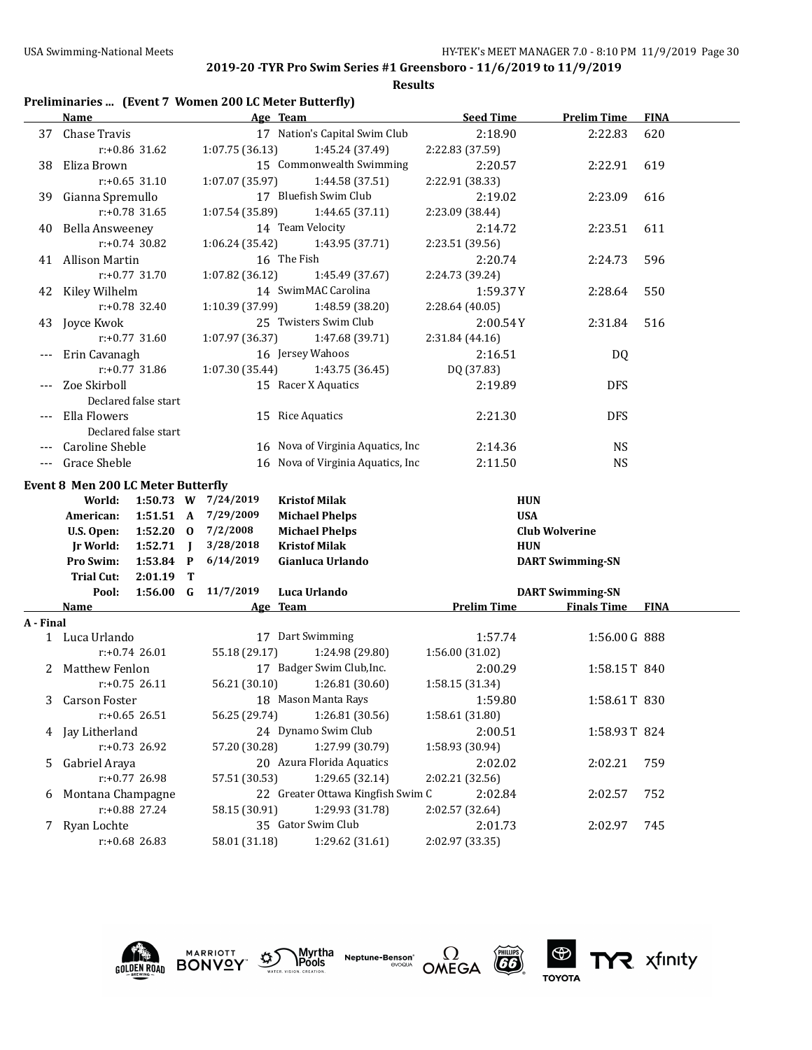**2019-20 -TYR Pro Swim Series #1 Greensboro - 11/6/2019 to 11/9/2019**

**Results**

### Preliminaries ... (Event 7 Women 200 LC Meter Butterfly)

| | Name | Age | Team | Seed Time | Prelim Time | FINA |
|---|---|---|---|---|---|---|
| 37 | Chase Travis | 17 | Nation's Capital Swim Club | 2:18.90 | 2:22.83 | 620 |
| | r:+0.86 31.62 | 1:07.75 (36.13) | 1:45.24 (37.49) | 2:22.83 (37.59) | | |
| 38 | Eliza Brown | 15 | Commonwealth Swimming | 2:20.57 | 2:22.91 | 619 |
| | r:+0.65 31.10 | 1:07.07 (35.97) | 1:44.58 (37.51) | 2:22.91 (38.33) | | |
| 39 | Gianna Spremullo | 17 | Bluefish Swim Club | 2:19.02 | 2:23.09 | 616 |
| | r:+0.78 31.65 | 1:07.54 (35.89) | 1:44.65 (37.11) | 2:23.09 (38.44) | | |
| 40 | Bella Answeeney | 14 | Team Velocity | 2:14.72 | 2:23.51 | 611 |
| | r:+0.74 30.82 | 1:06.24 (35.42) | 1:43.95 (37.71) | 2:23.51 (39.56) | | |
| 41 | Allison Martin | 16 | The Fish | 2:20.74 | 2:24.73 | 596 |
| | r:+0.77 31.70 | 1:07.82 (36.12) | 1:45.49 (37.67) | 2:24.73 (39.24) | | |
| 42 | Kiley Wilhelm | 14 | SwimMAC Carolina | 1:59.37Y | 2:28.64 | 550 |
| | r:+0.78 32.40 | 1:10.39 (37.99) | 1:48.59 (38.20) | 2:28.64 (40.05) | | |
| 43 | Joyce Kwok | 25 | Twisters Swim Club | 2:00.54Y | 2:31.84 | 516 |
| | r:+0.77 31.60 | 1:07.97 (36.37) | 1:47.68 (39.71) | 2:31.84 (44.16) | | |
| --- | Erin Cavanagh | 16 | Jersey Wahoos | 2:16.51 | DQ | |
| | r:+0.77 31.86 | 1:07.30 (35.44) | 1:43.75 (36.45) | DQ (37.83) | | |
| --- | Zoe Skirboll | 15 | Racer X Aquatics | 2:19.89 | DFS | |
| | Declared false start | | | | | |
| --- | Ella Flowers | 15 | Rice Aquatics | 2:21.30 | DFS | |
| | Declared false start | | | | | |
| --- | Caroline Sheble | 16 | Nova of Virginia Aquatics, Inc | 2:14.36 | NS | |
| --- | Grace Sheble | 16 | Nova of Virginia Aquatics, Inc | 2:11.50 | NS | |

### Event 8 Men 200 LC Meter Butterfly

| Record | Time | Code | Date | Name | Team |
|---|---|---|---|---|---|
| World: | 1:50.73 | W | 7/24/2019 | Kristof Milak | HUN |
| American: | 1:51.51 | A | 7/29/2009 | Michael Phelps | USA |
| U.S. Open: | 1:52.20 | O | 7/2/2008 | Michael Phelps | Club Wolverine |
| Jr World: | 1:52.71 | J | 3/28/2018 | Kristof Milak | HUN |
| Pro Swim: | 1:53.84 | P | 6/14/2019 | Gianluca Urlando | DART Swimming-SN |
| Trial Cut: | 2:01.19 | T | | | |
| Pool: | 1:56.00 | G | 11/7/2019 | Luca Urlando | DART Swimming-SN |

**A - Final**

| | Name | Age | Team | Prelim Time | Finals Time | FINA |
|---|---|---|---|---|---|---|
| 1 | Luca Urlando | 17 | Dart Swimming | 1:57.74 | 1:56.00G | 888 |
| | r:+0.74 26.01 | 55.18 (29.17) | 1:24.98 (29.80) | 1:56.00 (31.02) | | |
| 2 | Matthew Fenlon | 17 | Badger Swim Club,Inc. | 2:00.29 | 1:58.15T | 840 |
| | r:+0.75 26.11 | 56.21 (30.10) | 1:26.81 (30.60) | 1:58.15 (31.34) | | |
| 3 | Carson Foster | 18 | Mason Manta Rays | 1:59.80 | 1:58.61T | 830 |
| | r:+0.65 26.51 | 56.25 (29.74) | 1:26.81 (30.56) | 1:58.61 (31.80) | | |
| 4 | Jay Litherland | 24 | Dynamo Swim Club | 2:00.51 | 1:58.93T | 824 |
| | r:+0.73 26.92 | 57.20 (30.28) | 1:27.99 (30.79) | 1:58.93 (30.94) | | |
| 5 | Gabriel Araya | 20 | Azura Florida Aquatics | 2:02.02 | 2:02.21 | 759 |
| | r:+0.77 26.98 | 57.51 (30.53) | 1:29.65 (32.14) | 2:02.21 (32.56) | | |
| 6 | Montana Champagne | 22 | Greater Ottawa Kingfish Swim C | 2:02.84 | 2:02.57 | 752 |
| | r:+0.88 27.24 | 58.15 (30.91) | 1:29.93 (31.78) | 2:02.57 (32.64) | | |
| 7 | Ryan Lochte | 35 | Gator Swim Club | 2:01.73 | 2:02.97 | 745 |
| | r:+0.68 26.83 | 58.01 (31.18) | 1:29.62 (31.61) | 2:02.97 (33.35) | | |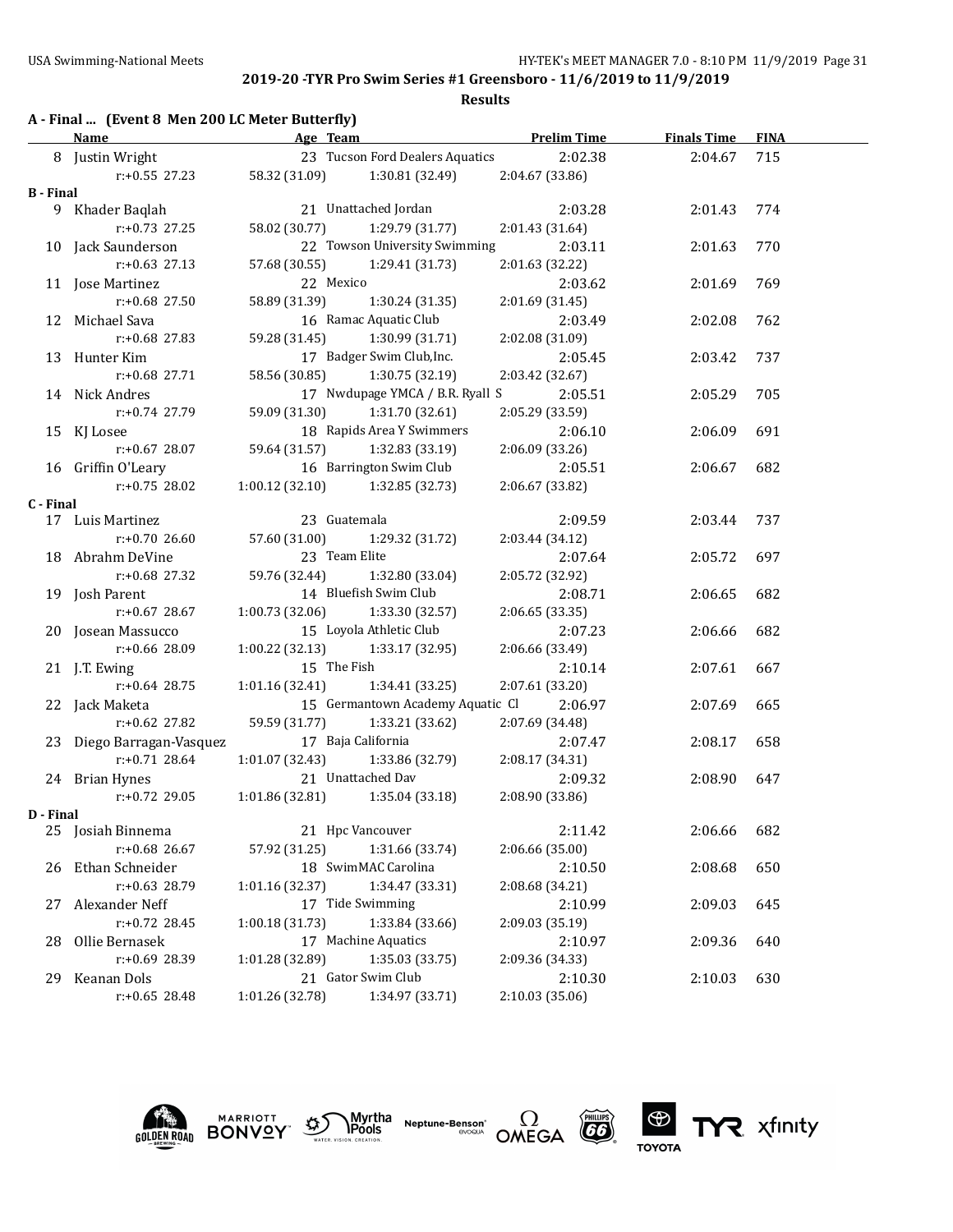**2019-20 -TYR Pro Swim Series #1 Greensboro - 11/6/2019 to 11/9/2019**

**Results**

**A - Final ... (Event 8 Men 200 LC Meter Butterfly)**

| | Name | Age | Team | Prelim Time | Finals Time | FINA |
|---|---|---|---|---|---|---|
| 8 | Justin Wright | 23 | Tucson Ford Dealers Aquatics | 2:02.38 | 2:04.67 | 715 |
| | r:+0.55 27.23 | 58.32 (31.09) | 1:30.81 (32.49) | 2:04.67 (33.86) | | |
| **B - Final** | | | | | | |
| 9 | Khader Baqlah | 21 | Unattached Jordan | 2:03.28 | 2:01.43 | 774 |
| | r:+0.73 27.25 | 58.02 (30.77) | 1:29.79 (31.77) | 2:01.43 (31.64) | | |
| 10 | Jack Saunderson | 22 | Towson University Swimming | 2:03.11 | 2:01.63 | 770 |
| | r:+0.63 27.13 | 57.68 (30.55) | 1:29.41 (31.73) | 2:01.63 (32.22) | | |
| 11 | Jose Martinez | 22 | Mexico | 2:03.62 | 2:01.69 | 769 |
| | r:+0.68 27.50 | 58.89 (31.39) | 1:30.24 (31.35) | 2:01.69 (31.45) | | |
| 12 | Michael Sava | 16 | Ramac Aquatic Club | 2:03.49 | 2:02.08 | 762 |
| | r:+0.68 27.83 | 59.28 (31.45) | 1:30.99 (31.71) | 2:02.08 (31.09) | | |
| 13 | Hunter Kim | 17 | Badger Swim Club,Inc. | 2:05.45 | 2:03.42 | 737 |
| | r:+0.68 27.71 | 58.56 (30.85) | 1:30.75 (32.19) | 2:03.42 (32.67) | | |
| 14 | Nick Andres | 17 | Nwdupage YMCA / B.R. Ryall S | 2:05.51 | 2:05.29 | 705 |
| | r:+0.74 27.79 | 59.09 (31.30) | 1:31.70 (32.61) | 2:05.29 (33.59) | | |
| 15 | KJ Losee | 18 | Rapids Area Y Swimmers | 2:06.10 | 2:06.09 | 691 |
| | r:+0.67 28.07 | 59.64 (31.57) | 1:32.83 (33.19) | 2:06.09 (33.26) | | |
| 16 | Griffin O'Leary | 16 | Barrington Swim Club | 2:05.51 | 2:06.67 | 682 |
| | r:+0.75 28.02 | 1:00.12 (32.10) | 1:32.85 (32.73) | 2:06.67 (33.82) | | |
| **C - Final** | | | | | | |
| 17 | Luis Martinez | 23 | Guatemala | 2:09.59 | 2:03.44 | 737 |
| | r:+0.70 26.60 | 57.60 (31.00) | 1:29.32 (31.72) | 2:03.44 (34.12) | | |
| 18 | Abrahm DeVine | 23 | Team Elite | 2:07.64 | 2:05.72 | 697 |
| | r:+0.68 27.32 | 59.76 (32.44) | 1:32.80 (33.04) | 2:05.72 (32.92) | | |
| 19 | Josh Parent | 14 | Bluefish Swim Club | 2:08.71 | 2:06.65 | 682 |
| | r:+0.67 28.67 | 1:00.73 (32.06) | 1:33.30 (32.57) | 2:06.65 (33.35) | | |
| 20 | Josean Massucco | 15 | Loyola Athletic Club | 2:07.23 | 2:06.66 | 682 |
| | r:+0.66 28.09 | 1:00.22 (32.13) | 1:33.17 (32.95) | 2:06.66 (33.49) | | |
| 21 | J.T. Ewing | 15 | The Fish | 2:10.14 | 2:07.61 | 667 |
| | r:+0.64 28.75 | 1:01.16 (32.41) | 1:34.41 (33.25) | 2:07.61 (33.20) | | |
| 22 | Jack Maketa | 15 | Germantown Academy Aquatic Cl | 2:06.97 | 2:07.69 | 665 |
| | r:+0.62 27.82 | 59.59 (31.77) | 1:33.21 (33.62) | 2:07.69 (34.48) | | |
| 23 | Diego Barragan-Vasquez | 17 | Baja California | 2:07.47 | 2:08.17 | 658 |
| | r:+0.71 28.64 | 1:01.07 (32.43) | 1:33.86 (32.79) | 2:08.17 (34.31) | | |
| 24 | Brian Hynes | 21 | Unattached Dav | 2:09.32 | 2:08.90 | 647 |
| | r:+0.72 29.05 | 1:01.86 (32.81) | 1:35.04 (33.18) | 2:08.90 (33.86) | | |
| **D - Final** | | | | | | |
| 25 | Josiah Binnema | 21 | Hpc Vancouver | 2:11.42 | 2:06.66 | 682 |
| | r:+0.68 26.67 | 57.92 (31.25) | 1:31.66 (33.74) | 2:06.66 (35.00) | | |
| 26 | Ethan Schneider | 18 | SwimMAC Carolina | 2:10.50 | 2:08.68 | 650 |
| | r:+0.63 28.79 | 1:01.16 (32.37) | 1:34.47 (33.31) | 2:08.68 (34.21) | | |
| 27 | Alexander Neff | 17 | Tide Swimming | 2:10.99 | 2:09.03 | 645 |
| | r:+0.72 28.45 | 1:00.18 (31.73) | 1:33.84 (33.66) | 2:09.03 (35.19) | | |
| 28 | Ollie Bernasek | 17 | Machine Aquatics | 2:10.97 | 2:09.36 | 640 |
| | r:+0.69 28.39 | 1:01.28 (32.89) | 1:35.03 (33.75) | 2:09.36 (34.33) | | |
| 29 | Keanan Dols | 21 | Gator Swim Club | 2:10.30 | 2:10.03 | 630 |
| | r:+0.65 28.48 | 1:01.26 (32.78) | 1:34.97 (33.71) | 2:10.03 (35.06) | | |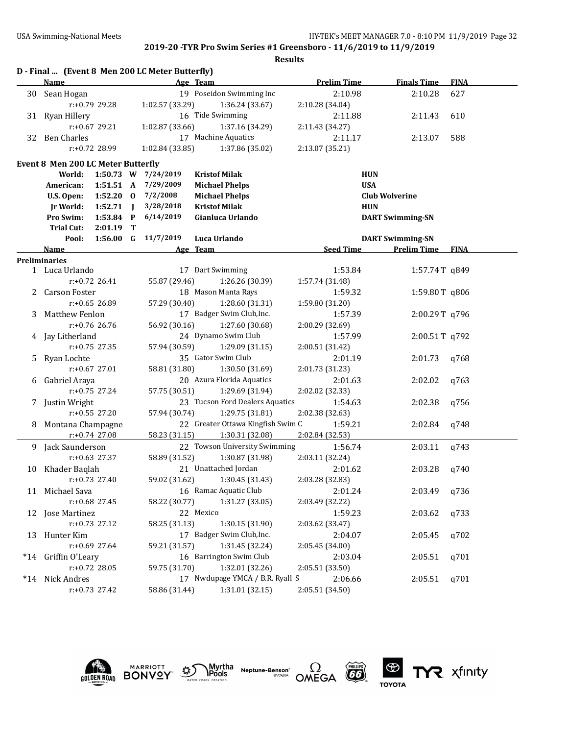2019-20 -TYR Pro Swim Series #1 Greensboro - 11/6/2019 to 11/9/2019

Results

## D - Final ... (Event 8 Men 200 LC Meter Butterfly)

| | Name | Age | Team | Prelim Time | Finals Time | FINA |
|---|---|---|---|---|---|---|
| 30 | Sean Hogan | 19 | Poseidon Swimming Inc | 2:10.98 | 2:10.28 | 627 |
| | r:+0.79 29.28 | 1:02.57 (33.29) | 1:36.24 (33.67) | 2:10.28 (34.04) | | |
| 31 | Ryan Hillery | 16 | Tide Swimming | 2:11.88 | 2:11.43 | 610 |
| | r:+0.67 29.21 | 1:02.87 (33.66) | 1:37.16 (34.29) | 2:11.43 (34.27) | | |
| 32 | Ben Charles | 17 | Machine Aquatics | 2:11.17 | 2:13.07 | 588 |
| | r:+0.72 28.99 | 1:02.84 (33.85) | 1:37.86 (35.02) | 2:13.07 (35.21) | | |

## Event 8 Men 200 LC Meter Butterfly

| Record | Time | | Date | Name | Team |
|---|---|---|---|---|---|
| World: | 1:50.73 | W | 7/24/2019 | Kristof Milak | HUN |
| American: | 1:51.51 | A | 7/29/2009 | Michael Phelps | USA |
| U.S. Open: | 1:52.20 | O | 7/2/2008 | Michael Phelps | Club Wolverine |
| Jr World: | 1:52.71 | J | 3/28/2018 | Kristof Milak | HUN |
| Pro Swim: | 1:53.84 | P | 6/14/2019 | Gianluca Urlando | DART Swimming-SN |
| Trial Cut: | 2:01.19 | T | | | |
| Pool: | 1:56.00 | G | 11/7/2019 | Luca Urlando | DART Swimming-SN |

### Preliminaries

| | Name | Age | Team | Seed Time | Prelim Time | FINA |
|---|---|---|---|---|---|---|
| 1 | Luca Urlando | 17 | Dart Swimming | 1:53.84 | 1:57.74 T | q849 |
| | r:+0.72 26.41 | 55.87 (29.46) | 1:26.26 (30.39) | 1:57.74 (31.48) | | |
| 2 | Carson Foster | 18 | Mason Manta Rays | 1:59.32 | 1:59.80 T | q806 |
| | r:+0.65 26.89 | 57.29 (30.40) | 1:28.60 (31.31) | 1:59.80 (31.20) | | |
| 3 | Matthew Fenlon | 17 | Badger Swim Club,Inc. | 1:57.39 | 2:00.29 T | q796 |
| | r:+0.76 26.76 | 56.92 (30.16) | 1:27.60 (30.68) | 2:00.29 (32.69) | | |
| 4 | Jay Litherland | 24 | Dynamo Swim Club | 1:57.99 | 2:00.51 T | q792 |
| | r:+0.75 27.35 | 57.94 (30.59) | 1:29.09 (31.15) | 2:00.51 (31.42) | | |
| 5 | Ryan Lochte | 35 | Gator Swim Club | 2:01.19 | 2:01.73 | q768 |
| | r:+0.67 27.01 | 58.81 (31.80) | 1:30.50 (31.69) | 2:01.73 (31.23) | | |
| 6 | Gabriel Araya | 20 | Azura Florida Aquatics | 2:01.63 | 2:02.02 | q763 |
| | r:+0.75 27.24 | 57.75 (30.51) | 1:29.69 (31.94) | 2:02.02 (32.33) | | |
| 7 | Justin Wright | 23 | Tucson Ford Dealers Aquatics | 1:54.63 | 2:02.38 | q756 |
| | r:+0.55 27.20 | 57.94 (30.74) | 1:29.75 (31.81) | 2:02.38 (32.63) | | |
| 8 | Montana Champagne | 22 | Greater Ottawa Kingfish Swim C | 1:59.21 | 2:02.84 | q748 |
| | r:+0.74 27.08 | 58.23 (31.15) | 1:30.31 (32.08) | 2:02.84 (32.53) | | |
| 9 | Jack Saunderson | 22 | Towson University Swimming | 1:56.74 | 2:03.11 | q743 |
| | r:+0.63 27.37 | 58.89 (31.52) | 1:30.87 (31.98) | 2:03.11 (32.24) | | |
| 10 | Khader Baqlah | 21 | Unattached Jordan | 2:01.62 | 2:03.28 | q740 |
| | r:+0.73 27.40 | 59.02 (31.62) | 1:30.45 (31.43) | 2:03.28 (32.83) | | |
| 11 | Michael Sava | 16 | Ramac Aquatic Club | 2:01.24 | 2:03.49 | q736 |
| | r:+0.68 27.45 | 58.22 (30.77) | 1:31.27 (33.05) | 2:03.49 (32.22) | | |
| 12 | Jose Martinez | 22 | Mexico | 1:59.23 | 2:03.62 | q733 |
| | r:+0.73 27.12 | 58.25 (31.13) | 1:30.15 (31.90) | 2:03.62 (33.47) | | |
| 13 | Hunter Kim | 17 | Badger Swim Club,Inc. | 2:04.07 | 2:05.45 | q702 |
| | r:+0.69 27.64 | 59.21 (31.57) | 1:31.45 (32.24) | 2:05.45 (34.00) | | |
| *14 | Griffin O'Leary | 16 | Barrington Swim Club | 2:03.04 | 2:05.51 | q701 |
| | r:+0.72 28.05 | 59.75 (31.70) | 1:32.01 (32.26) | 2:05.51 (33.50) | | |
| *14 | Nick Andres | 17 | Nwdupage YMCA / B.R. Ryall S | 2:06.66 | 2:05.51 | q701 |
| | r:+0.73 27.42 | 58.86 (31.44) | 1:31.01 (32.15) | 2:05.51 (34.50) | | |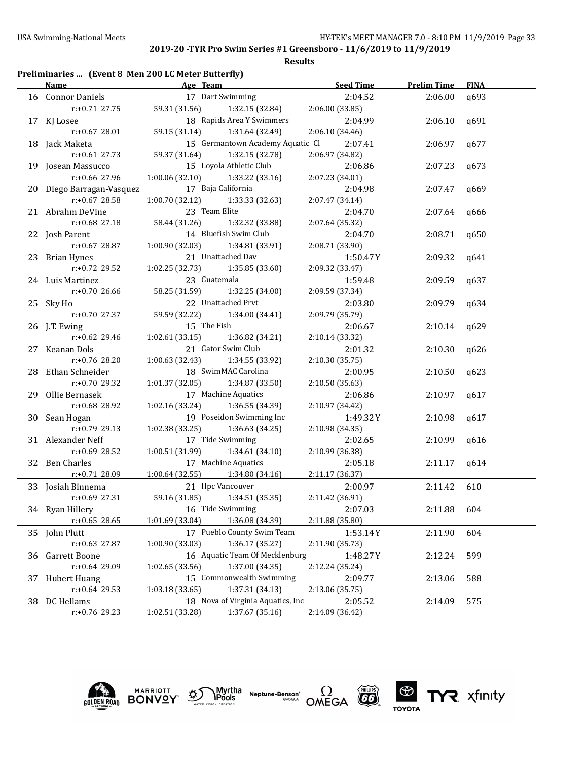## 2019-20 -TYR Pro Swim Series #1 Greensboro - 11/6/2019 to 11/9/2019

**Results**

### Preliminaries ... (Event 8 Men 200 LC Meter Butterfly)

| | Name | Age | Team | Seed Time | Prelim Time | FINA |
|---|---|---|---|---|---|---|
| 16 | Connor Daniels | 17 | Dart Swimming | 2:04.52 | 2:06.00 | q693 |
| | r:+0.71 27.75 | 59.31 (31.56) | 1:32.15 (32.84) | 2:06.00 (33.85) | | |
| 17 | KJ Losee | 18 | Rapids Area Y Swimmers | 2:04.99 | 2:06.10 | q691 |
| | r:+0.67 28.01 | 59.15 (31.14) | 1:31.64 (32.49) | 2:06.10 (34.46) | | |
| 18 | Jack Maketa | 15 | Germantown Academy Aquatic Cl | 2:07.41 | 2:06.97 | q677 |
| | r:+0.61 27.73 | 59.37 (31.64) | 1:32.15 (32.78) | 2:06.97 (34.82) | | |
| 19 | Josean Massucco | 15 | Loyola Athletic Club | 2:06.86 | 2:07.23 | q673 |
| | r:+0.66 27.96 | 1:00.06 (32.10) | 1:33.22 (33.16) | 2:07.23 (34.01) | | |
| 20 | Diego Barragan-Vasquez | 17 | Baja California | 2:04.98 | 2:07.47 | q669 |
| | r:+0.67 28.58 | 1:00.70 (32.12) | 1:33.33 (32.63) | 2:07.47 (34.14) | | |
| 21 | Abrahm DeVine | 23 | Team Elite | 2:04.70 | 2:07.64 | q666 |
| | r:+0.68 27.18 | 58.44 (31.26) | 1:32.32 (33.88) | 2:07.64 (35.32) | | |
| 22 | Josh Parent | 14 | Bluefish Swim Club | 2:04.70 | 2:08.71 | q650 |
| | r:+0.67 28.87 | 1:00.90 (32.03) | 1:34.81 (33.91) | 2:08.71 (33.90) | | |
| 23 | Brian Hynes | 21 | Unattached Dav | 1:50.47Y | 2:09.32 | q641 |
| | r:+0.72 29.52 | 1:02.25 (32.73) | 1:35.85 (33.60) | 2:09.32 (33.47) | | |
| 24 | Luis Martinez | 23 | Guatemala | 1:59.48 | 2:09.59 | q637 |
| | r:+0.70 26.66 | 58.25 (31.59) | 1:32.25 (34.00) | 2:09.59 (37.34) | | |
| 25 | Sky Ho | 22 | Unattached Prvt | 2:03.80 | 2:09.79 | q634 |
| | r:+0.70 27.37 | 59.59 (32.22) | 1:34.00 (34.41) | 2:09.79 (35.79) | | |
| 26 | J.T. Ewing | 15 | The Fish | 2:06.67 | 2:10.14 | q629 |
| | r:+0.62 29.46 | 1:02.61 (33.15) | 1:36.82 (34.21) | 2:10.14 (33.32) | | |
| 27 | Keanan Dols | 21 | Gator Swim Club | 2:01.32 | 2:10.30 | q626 |
| | r:+0.76 28.20 | 1:00.63 (32.43) | 1:34.55 (33.92) | 2:10.30 (35.75) | | |
| 28 | Ethan Schneider | 18 | SwimMAC Carolina | 2:00.95 | 2:10.50 | q623 |
| | r:+0.70 29.32 | 1:01.37 (32.05) | 1:34.87 (33.50) | 2:10.50 (35.63) | | |
| 29 | Ollie Bernasek | 17 | Machine Aquatics | 2:06.86 | 2:10.97 | q617 |
| | r:+0.68 28.92 | 1:02.16 (33.24) | 1:36.55 (34.39) | 2:10.97 (34.42) | | |
| 30 | Sean Hogan | 19 | Poseidon Swimming Inc | 1:49.32Y | 2:10.98 | q617 |
| | r:+0.79 29.13 | 1:02.38 (33.25) | 1:36.63 (34.25) | 2:10.98 (34.35) | | |
| 31 | Alexander Neff | 17 | Tide Swimming | 2:02.65 | 2:10.99 | q616 |
| | r:+0.69 28.52 | 1:00.51 (31.99) | 1:34.61 (34.10) | 2:10.99 (36.38) | | |
| 32 | Ben Charles | 17 | Machine Aquatics | 2:05.18 | 2:11.17 | q614 |
| | r:+0.71 28.09 | 1:00.64 (32.55) | 1:34.80 (34.16) | 2:11.17 (36.37) | | |
| 33 | Josiah Binnema | 21 | Hpc Vancouver | 2:00.97 | 2:11.42 | 610 |
| | r:+0.69 27.31 | 59.16 (31.85) | 1:34.51 (35.35) | 2:11.42 (36.91) | | |
| 34 | Ryan Hillery | 16 | Tide Swimming | 2:07.03 | 2:11.88 | 604 |
| | r:+0.65 28.65 | 1:01.69 (33.04) | 1:36.08 (34.39) | 2:11.88 (35.80) | | |
| 35 | John Plutt | 17 | Pueblo County Swim Team | 1:53.14Y | 2:11.90 | 604 |
| | r:+0.63 27.87 | 1:00.90 (33.03) | 1:36.17 (35.27) | 2:11.90 (35.73) | | |
| 36 | Garrett Boone | 16 | Aquatic Team Of Mecklenburg | 1:48.27Y | 2:12.24 | 599 |
| | r:+0.64 29.09 | 1:02.65 (33.56) | 1:37.00 (34.35) | 2:12.24 (35.24) | | |
| 37 | Hubert Huang | 15 | Commonwealth Swimming | 2:09.77 | 2:13.06 | 588 |
| | r:+0.64 29.53 | 1:03.18 (33.65) | 1:37.31 (34.13) | 2:13.06 (35.75) | | |
| 38 | DC Hellams | 18 | Nova of Virginia Aquatics, Inc | 2:05.52 | 2:14.09 | 575 |
| | r:+0.76 29.23 | 1:02.51 (33.28) | 1:37.67 (35.16) | 2:14.09 (36.42) | | |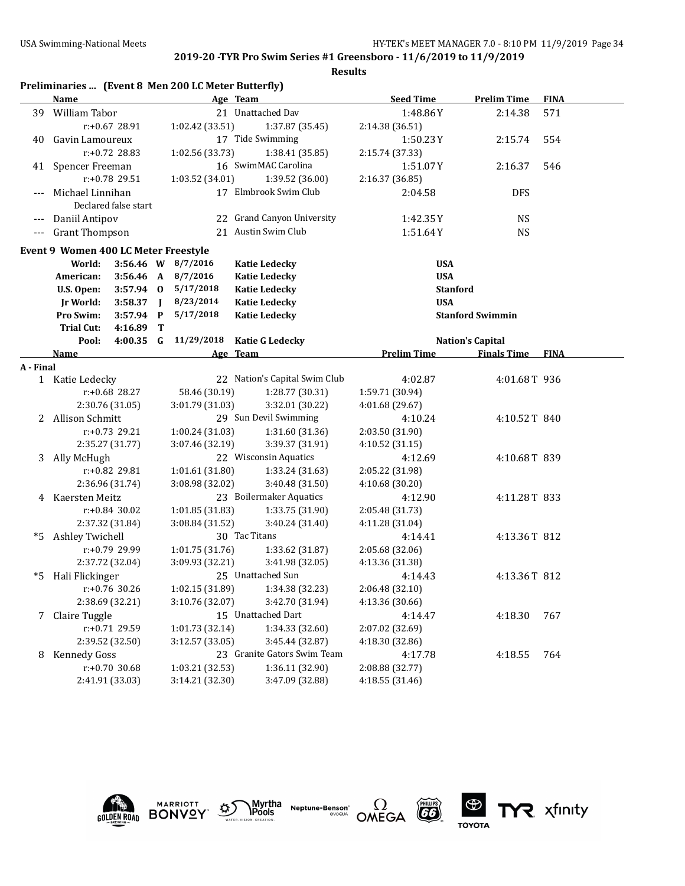## Preliminaries ... (Event 8 Men 200 LC Meter Butterfly)

| | Name | Age | Team | Seed Time | Prelim Time | FINA |
|---|---|---|---|---|---|---|
| 39 | William Tabor | 21 | Unattached Dav | 1:48.86Y | 2:14.38 | 571 |
| | r:+0.67 28.91 | 1:02.42 (33.51) | 1:37.87 (35.45) | 2:14.38 (36.51) | | |
| 40 | Gavin Lamoureux | 17 | Tide Swimming | 1:50.23Y | 2:15.74 | 554 |
| | r:+0.72 28.83 | 1:02.56 (33.73) | 1:38.41 (35.85) | 2:15.74 (37.33) | | |
| 41 | Spencer Freeman | 16 | SwimMAC Carolina | 1:51.07Y | 2:16.37 | 546 |
| | r:+0.78 29.51 | 1:03.52 (34.01) | 1:39.52 (36.00) | 2:16.37 (36.85) | | |
| --- | Michael Linnihan | 17 | Elmbrook Swim Club | 2:04.58 | DFS | |
| | Declared false start | | | | | |
| --- | Daniil Antipov | 22 | Grand Canyon University | 1:42.35Y | NS | |
| --- | Grant Thompson | 21 | Austin Swim Club | 1:51.64Y | NS | |

## Event 9 Women 400 LC Meter Freestyle

| | | | | | |
|---|---|---|---|---|---|
| World: | 3:56.46 | W | 8/7/2016 | Katie Ledecky | USA |
| American: | 3:56.46 | A | 8/7/2016 | Katie Ledecky | USA |
| U.S. Open: | 3:57.94 | O | 5/17/2018 | Katie Ledecky | Stanford |
| Jr World: | 3:58.37 | J | 8/23/2014 | Katie Ledecky | USA |
| Pro Swim: | 3:57.94 | P | 5/17/2018 | Katie Ledecky | Stanford Swimmin |
| Trial Cut: | 4:16.89 | T | | | |
| Pool: | 4:00.35 | G | 11/29/2018 | Katie G Ledecky | Nation's Capital |

### A - Final

| | Name | Age | Team | Prelim Time | Finals Time | FINA |
|---|---|---|---|---|---|---|
| 1 | Katie Ledecky | 22 | Nation's Capital Swim Club | 4:02.87 | 4:01.68T | 936 |
| | r:+0.68 28.27 | 58.46 (30.19) | 1:28.77 (30.31) | 1:59.71 (30.94) | | |
| | 2:30.76 (31.05) | 3:01.79 (31.03) | 3:32.01 (30.22) | 4:01.68 (29.67) | | |
| 2 | Allison Schmitt | 29 | Sun Devil Swimming | 4:10.24 | 4:10.52T | 840 |
| | r:+0.73 29.21 | 1:00.24 (31.03) | 1:31.60 (31.36) | 2:03.50 (31.90) | | |
| | 2:35.27 (31.77) | 3:07.46 (32.19) | 3:39.37 (31.91) | 4:10.52 (31.15) | | |
| 3 | Ally McHugh | 22 | Wisconsin Aquatics | 4:12.69 | 4:10.68T | 839 |
| | r:+0.82 29.81 | 1:01.61 (31.80) | 1:33.24 (31.63) | 2:05.22 (31.98) | | |
| | 2:36.96 (31.74) | 3:08.98 (32.02) | 3:40.48 (31.50) | 4:10.68 (30.20) | | |
| 4 | Kaersten Meitz | 23 | Boilermaker Aquatics | 4:12.90 | 4:11.28T | 833 |
| | r:+0.84 30.02 | 1:01.85 (31.83) | 1:33.75 (31.90) | 2:05.48 (31.73) | | |
| | 2:37.32 (31.84) | 3:08.84 (31.52) | 3:40.24 (31.40) | 4:11.28 (31.04) | | |
| *5 | Ashley Twichell | 30 | Tac Titans | 4:14.41 | 4:13.36T | 812 |
| | r:+0.79 29.99 | 1:01.75 (31.76) | 1:33.62 (31.87) | 2:05.68 (32.06) | | |
| | 2:37.72 (32.04) | 3:09.93 (32.21) | 3:41.98 (32.05) | 4:13.36 (31.38) | | |
| *5 | Hali Flickinger | 25 | Unattached Sun | 4:14.43 | 4:13.36T | 812 |
| | r:+0.76 30.26 | 1:02.15 (31.89) | 1:34.38 (32.23) | 2:06.48 (32.10) | | |
| | 2:38.69 (32.21) | 3:10.76 (32.07) | 3:42.70 (31.94) | 4:13.36 (30.66) | | |
| 7 | Claire Tuggle | 15 | Unattached Dart | 4:14.47 | 4:18.30 | 767 |
| | r:+0.71 29.59 | 1:01.73 (32.14) | 1:34.33 (32.60) | 2:07.02 (32.69) | | |
| | 2:39.52 (32.50) | 3:12.57 (33.05) | 3:45.44 (32.87) | 4:18.30 (32.86) | | |
| 8 | Kennedy Goss | 23 | Granite Gators Swim Team | 4:17.78 | 4:18.55 | 764 |
| | r:+0.70 30.68 | 1:03.21 (32.53) | 1:36.11 (32.90) | 2:08.88 (32.77) | | |
| | 2:41.91 (33.03) | 3:14.21 (32.30) | 3:47.09 (32.88) | 4:18.55 (31.46) | | |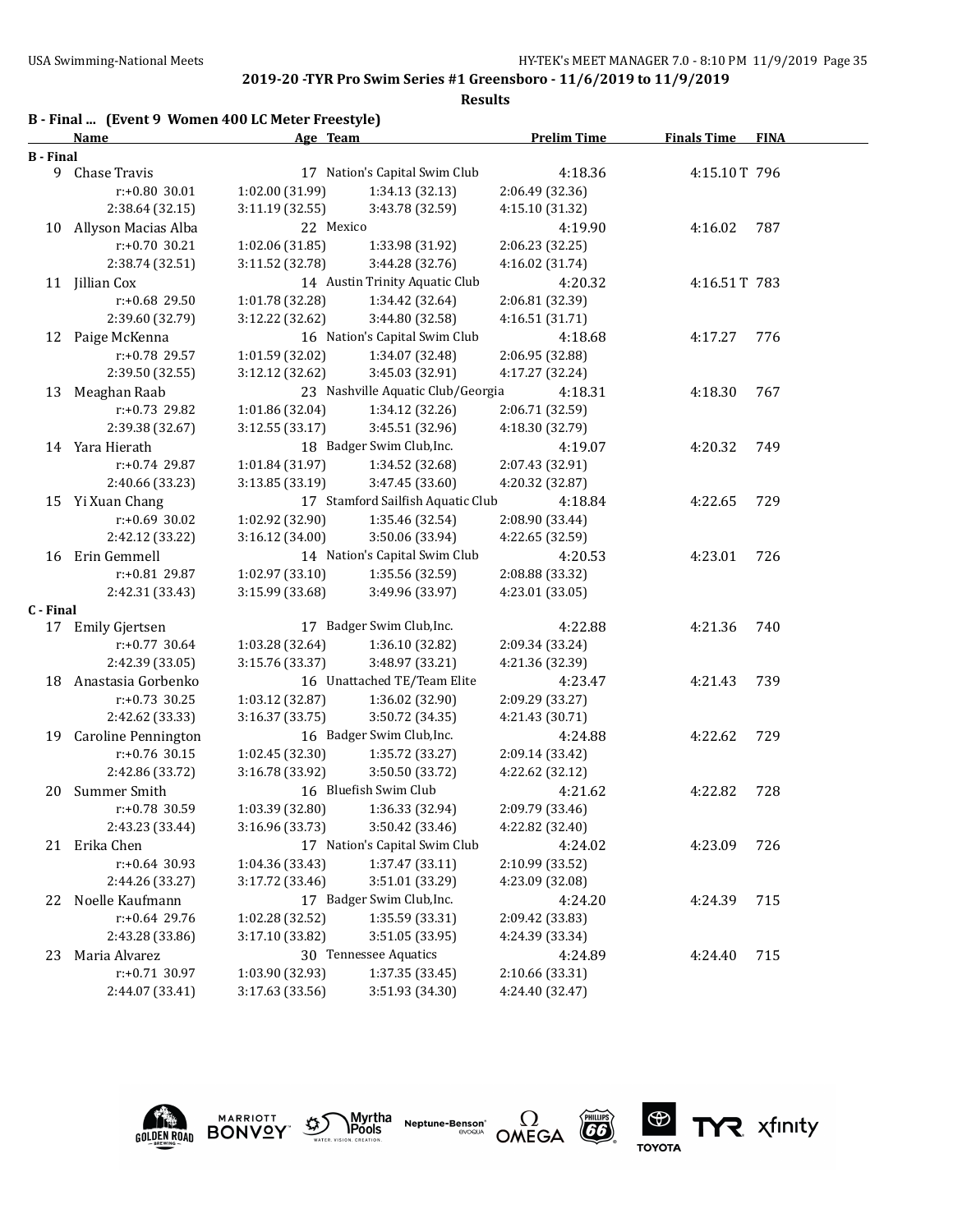**2019-20 -TYR Pro Swim Series #1 Greensboro - 11/6/2019 to 11/9/2019**

**Results**

**B - Final ... (Event 9 Women 400 LC Meter Freestyle)**

| Name | Age | Team | | Prelim Time | Finals Time | FINA |
|---|---|---|---|---|---|---|
| **B - Final** | | | | | | |
| 9 Chase Travis | 17 | Nation's Capital Swim Club | | 4:18.36 | 4:15.10T | 796 |
| r:+0.80 30.01 | 1:02.00 (31.99) | 1:34.13 (32.13) | 2:06.49 (32.36) | | | |
| 2:38.64 (32.15) | 3:11.19 (32.55) | 3:43.78 (32.59) | 4:15.10 (31.32) | | | |
| 10 Allyson Macias Alba | 22 | Mexico | | 4:19.90 | 4:16.02 | 787 |
| r:+0.70 30.21 | 1:02.06 (31.85) | 1:33.98 (31.92) | 2:06.23 (32.25) | | | |
| 2:38.74 (32.51) | 3:11.52 (32.78) | 3:44.28 (32.76) | 4:16.02 (31.74) | | | |
| 11 Jillian Cox | 14 | Austin Trinity Aquatic Club | | 4:20.32 | 4:16.51T | 783 |
| r:+0.68 29.50 | 1:01.78 (32.28) | 1:34.42 (32.64) | 2:06.81 (32.39) | | | |
| 2:39.60 (32.79) | 3:12.22 (32.62) | 3:44.80 (32.58) | 4:16.51 (31.71) | | | |
| 12 Paige McKenna | 16 | Nation's Capital Swim Club | | 4:18.68 | 4:17.27 | 776 |
| r:+0.78 29.57 | 1:01.59 (32.02) | 1:34.07 (32.48) | 2:06.95 (32.88) | | | |
| 2:39.50 (32.55) | 3:12.12 (32.62) | 3:45.03 (32.91) | 4:17.27 (32.24) | | | |
| 13 Meaghan Raab | 23 | Nashville Aquatic Club/Georgia | | 4:18.31 | 4:18.30 | 767 |
| r:+0.73 29.82 | 1:01.86 (32.04) | 1:34.12 (32.26) | 2:06.71 (32.59) | | | |
| 2:39.38 (32.67) | 3:12.55 (33.17) | 3:45.51 (32.96) | 4:18.30 (32.79) | | | |
| 14 Yara Hierath | 18 | Badger Swim Club,Inc. | | 4:19.07 | 4:20.32 | 749 |
| r:+0.74 29.87 | 1:01.84 (31.97) | 1:34.52 (32.68) | 2:07.43 (32.91) | | | |
| 2:40.66 (33.23) | 3:13.85 (33.19) | 3:47.45 (33.60) | 4:20.32 (32.87) | | | |
| 15 Yi Xuan Chang | 17 | Stamford Sailfish Aquatic Club | | 4:18.84 | 4:22.65 | 729 |
| r:+0.69 30.02 | 1:02.92 (32.90) | 1:35.46 (32.54) | 2:08.90 (33.44) | | | |
| 2:42.12 (33.22) | 3:16.12 (34.00) | 3:50.06 (33.94) | 4:22.65 (32.59) | | | |
| 16 Erin Gemmell | 14 | Nation's Capital Swim Club | | 4:20.53 | 4:23.01 | 726 |
| r:+0.81 29.87 | 1:02.97 (33.10) | 1:35.56 (32.59) | 2:08.88 (33.32) | | | |
| 2:42.31 (33.43) | 3:15.99 (33.68) | 3:49.96 (33.97) | 4:23.01 (33.05) | | | |
| **C - Final** | | | | | | |
| 17 Emily Gjertsen | 17 | Badger Swim Club,Inc. | | 4:22.88 | 4:21.36 | 740 |
| r:+0.77 30.64 | 1:03.28 (32.64) | 1:36.10 (32.82) | 2:09.34 (33.24) | | | |
| 2:42.39 (33.05) | 3:15.76 (33.37) | 3:48.97 (33.21) | 4:21.36 (32.39) | | | |
| 18 Anastasia Gorbenko | 16 | Unattached TE/Team Elite | | 4:23.47 | 4:21.43 | 739 |
| r:+0.73 30.25 | 1:03.12 (32.87) | 1:36.02 (32.90) | 2:09.29 (33.27) | | | |
| 2:42.62 (33.33) | 3:16.37 (33.75) | 3:50.72 (34.35) | 4:21.43 (30.71) | | | |
| 19 Caroline Pennington | 16 | Badger Swim Club,Inc. | | 4:24.88 | 4:22.62 | 729 |
| r:+0.76 30.15 | 1:02.45 (32.30) | 1:35.72 (33.27) | 2:09.14 (33.42) | | | |
| 2:42.86 (33.72) | 3:16.78 (33.92) | 3:50.50 (33.72) | 4:22.62 (32.12) | | | |
| 20 Summer Smith | 16 | Bluefish Swim Club | | 4:21.62 | 4:22.82 | 728 |
| r:+0.78 30.59 | 1:03.39 (32.80) | 1:36.33 (32.94) | 2:09.79 (33.46) | | | |
| 2:43.23 (33.44) | 3:16.96 (33.73) | 3:50.42 (33.46) | 4:22.82 (32.40) | | | |
| 21 Erika Chen | 17 | Nation's Capital Swim Club | | 4:24.02 | 4:23.09 | 726 |
| r:+0.64 30.93 | 1:04.36 (33.43) | 1:37.47 (33.11) | 2:10.99 (33.52) | | | |
| 2:44.26 (33.27) | 3:17.72 (33.46) | 3:51.01 (33.29) | 4:23.09 (32.08) | | | |
| 22 Noelle Kaufmann | 17 | Badger Swim Club,Inc. | | 4:24.20 | 4:24.39 | 715 |
| r:+0.64 29.76 | 1:02.28 (32.52) | 1:35.59 (33.31) | 2:09.42 (33.83) | | | |
| 2:43.28 (33.86) | 3:17.10 (33.82) | 3:51.05 (33.95) | 4:24.39 (33.34) | | | |
| 23 Maria Alvarez | 30 | Tennessee Aquatics | | 4:24.89 | 4:24.40 | 715 |
| r:+0.71 30.97 | 1:03.90 (32.93) | 1:37.35 (33.45) | 2:10.66 (33.31) | | | |
| 2:44.07 (33.41) | 3:17.63 (33.56) | 3:51.93 (34.30) | 4:24.40 (32.47) | | | |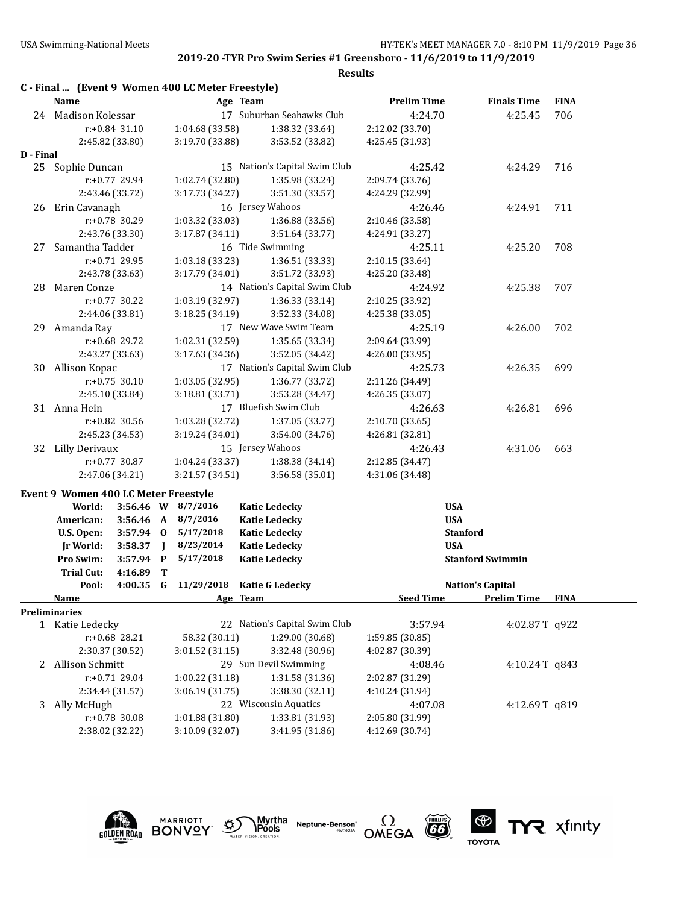## C - Final ... (Event 9 Women 400 LC Meter Freestyle)

| | Name | Age | Team | Prelim Time | Finals Time | FINA |
|---|---|---|---|---|---|---|
| 24 | Madison Kolessar | 17 | Suburban Seahawks Club | 4:24.70 | 4:25.45 | 706 |
| | r:+0.84 31.10 | 1:04.68 (33.58) | 1:38.32 (33.64) | 2:12.02 (33.70) | | |
| | 2:45.82 (33.80) | 3:19.70 (33.88) | 3:53.52 (33.82) | 4:25.45 (31.93) | | |

## D - Final

| | Name | Age | Team | Prelim Time | Finals Time | FINA |
|---|---|---|---|---|---|---|
| 25 | Sophie Duncan | 15 | Nation's Capital Swim Club | 4:25.42 | 4:24.29 | 716 |
| | r:+0.77 29.94 | 1:02.74 (32.80) | 1:35.98 (33.24) | 2:09.74 (33.76) | | |
| | 2:43.46 (33.72) | 3:17.73 (34.27) | 3:51.30 (33.57) | 4:24.29 (32.99) | | |
| 26 | Erin Cavanagh | 16 | Jersey Wahoos | 4:26.46 | 4:24.91 | 711 |
| | r:+0.78 30.29 | 1:03.32 (33.03) | 1:36.88 (33.56) | 2:10.46 (33.58) | | |
| | 2:43.76 (33.30) | 3:17.87 (34.11) | 3:51.64 (33.77) | 4:24.91 (33.27) | | |
| 27 | Samantha Tadder | 16 | Tide Swimming | 4:25.11 | 4:25.20 | 708 |
| | r:+0.71 29.95 | 1:03.18 (33.23) | 1:36.51 (33.33) | 2:10.15 (33.64) | | |
| | 2:43.78 (33.63) | 3:17.79 (34.01) | 3:51.72 (33.93) | 4:25.20 (33.48) | | |
| 28 | Maren Conze | 14 | Nation's Capital Swim Club | 4:24.92 | 4:25.38 | 707 |
| | r:+0.77 30.22 | 1:03.19 (32.97) | 1:36.33 (33.14) | 2:10.25 (33.92) | | |
| | 2:44.06 (33.81) | 3:18.25 (34.19) | 3:52.33 (34.08) | 4:25.38 (33.05) | | |
| 29 | Amanda Ray | 17 | New Wave Swim Team | 4:25.19 | 4:26.00 | 702 |
| | r:+0.68 29.72 | 1:02.31 (32.59) | 1:35.65 (33.34) | 2:09.64 (33.99) | | |
| | 2:43.27 (33.63) | 3:17.63 (34.36) | 3:52.05 (34.42) | 4:26.00 (33.95) | | |
| 30 | Allison Kopac | 17 | Nation's Capital Swim Club | 4:25.73 | 4:26.35 | 699 |
| | r:+0.75 30.10 | 1:03.05 (32.95) | 1:36.77 (33.72) | 2:11.26 (34.49) | | |
| | 2:45.10 (33.84) | 3:18.81 (33.71) | 3:53.28 (34.47) | 4:26.35 (33.07) | | |
| 31 | Anna Hein | 17 | Bluefish Swim Club | 4:26.63 | 4:26.81 | 696 |
| | r:+0.82 30.56 | 1:03.28 (32.72) | 1:37.05 (33.77) | 2:10.70 (33.65) | | |
| | 2:45.23 (34.53) | 3:19.24 (34.01) | 3:54.00 (34.76) | 4:26.81 (32.81) | | |
| 32 | Lilly Derivaux | 15 | Jersey Wahoos | 4:26.43 | 4:31.06 | 663 |
| | r:+0.77 30.87 | 1:04.24 (33.37) | 1:38.38 (34.14) | 2:12.85 (34.47) | | |
| | 2:47.06 (34.21) | 3:21.57 (34.51) | 3:56.58 (35.01) | 4:31.06 (34.48) | | |

## Event 9 Women 400 LC Meter Freestyle

| Record | Time | Code | Date | Name | Team |
|---|---|---|---|---|---|
| World: | 3:56.46 | W | 8/7/2016 | Katie Ledecky | USA |
| American: | 3:56.46 | A | 8/7/2016 | Katie Ledecky | USA |
| U.S. Open: | 3:57.94 | O | 5/17/2018 | Katie Ledecky | Stanford |
| Jr World: | 3:58.37 | J | 8/23/2014 | Katie Ledecky | USA |
| Pro Swim: | 3:57.94 | P | 5/17/2018 | Katie Ledecky | Stanford Swimmin |
| Trial Cut: | 4:16.89 | T | | | |
| Pool: | 4:00.35 | G | 11/29/2018 | Katie G Ledecky | Nation's Capital |

### Preliminaries

| | Name | Age | Team | Seed Time | Prelim Time | FINA |
|---|---|---|---|---|---|---|
| 1 | Katie Ledecky | 22 | Nation's Capital Swim Club | 3:57.94 | 4:02.87 T | q922 |
| | r:+0.68 28.21 | 58.32 (30.11) | 1:29.00 (30.68) | 1:59.85 (30.85) | | |
| | 2:30.37 (30.52) | 3:01.52 (31.15) | 3:32.48 (30.96) | 4:02.87 (30.39) | | |
| 2 | Allison Schmitt | 29 | Sun Devil Swimming | 4:08.46 | 4:10.24 T | q843 |
| | r:+0.71 29.04 | 1:00.22 (31.18) | 1:31.58 (31.36) | 2:02.87 (31.29) | | |
| | 2:34.44 (31.57) | 3:06.19 (31.75) | 3:38.30 (32.11) | 4:10.24 (31.94) | | |
| 3 | Ally McHugh | 22 | Wisconsin Aquatics | 4:07.08 | 4:12.69 T | q819 |
| | r:+0.78 30.08 | 1:01.88 (31.80) | 1:33.81 (31.93) | 2:05.80 (31.99) | | |
| | 2:38.02 (32.22) | 3:10.09 (32.07) | 3:41.95 (31.86) | 4:12.69 (30.74) | | |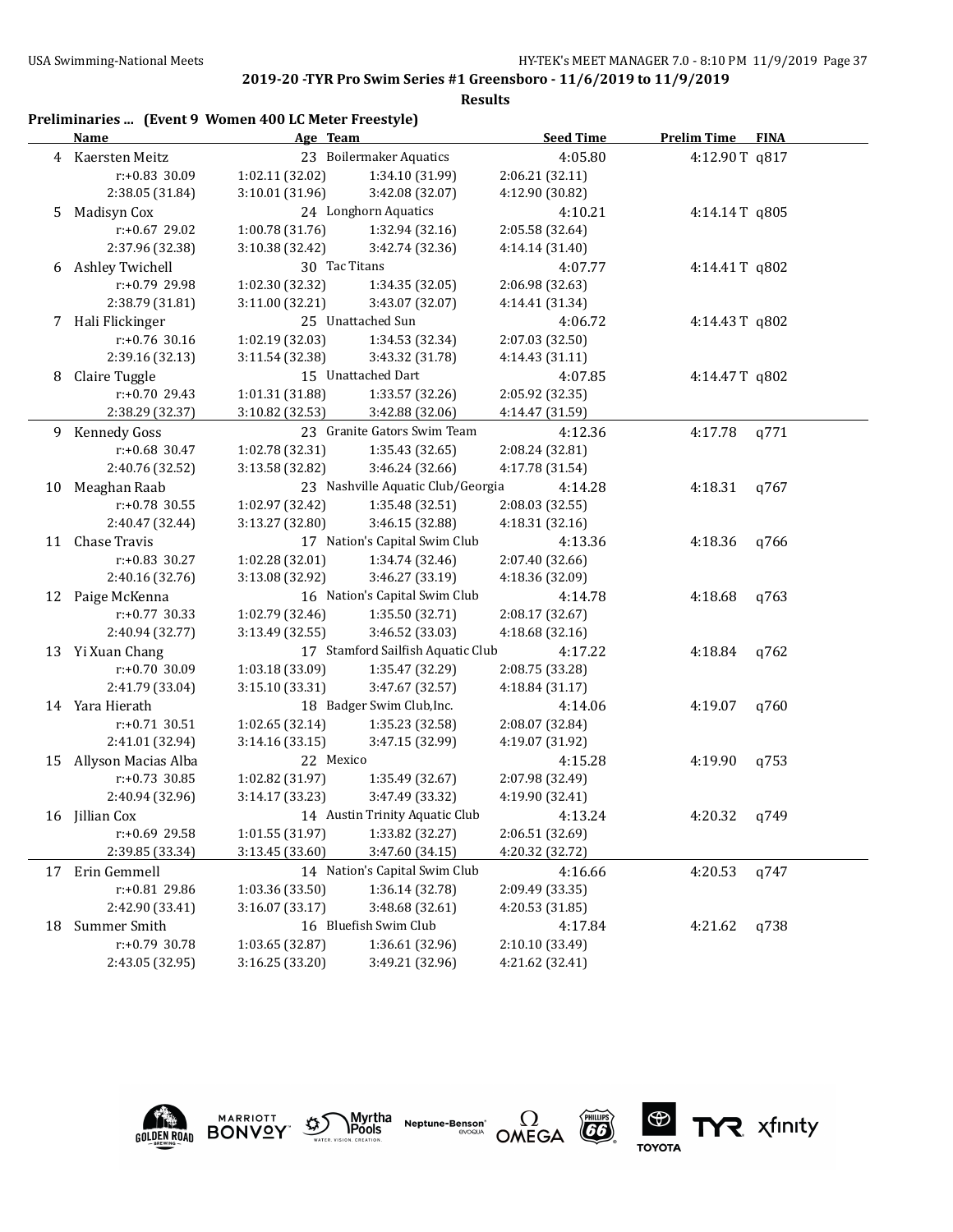**2019-20 -TYR Pro Swim Series #1 Greensboro - 11/6/2019 to 11/9/2019**

**Results**

### Preliminaries ... (Event 9 Women 400 LC Meter Freestyle)

| | Name | Age | Team | Seed Time | Prelim Time | FINA |
|---|---|---|---|---|---|---|
| 4 | Kaersten Meitz | 23 | Boilermaker Aquatics | 4:05.80 | 4:12.90T | q817 |
| | r:+0.83 30.09 | 1:02.11 (32.02) | 1:34.10 (31.99) | 2:06.21 (32.11) | | |
| | 2:38.05 (31.84) | 3:10.01 (31.96) | 3:42.08 (32.07) | 4:12.90 (30.82) | | |
| 5 | Madisyn Cox | 24 | Longhorn Aquatics | 4:10.21 | 4:14.14T | q805 |
| | r:+0.67 29.02 | 1:00.78 (31.76) | 1:32.94 (32.16) | 2:05.58 (32.64) | | |
| | 2:37.96 (32.38) | 3:10.38 (32.42) | 3:42.74 (32.36) | 4:14.14 (31.40) | | |
| 6 | Ashley Twichell | 30 | Tac Titans | 4:07.77 | 4:14.41T | q802 |
| | r:+0.79 29.98 | 1:02.30 (32.32) | 1:34.35 (32.05) | 2:06.98 (32.63) | | |
| | 2:38.79 (31.81) | 3:11.00 (32.21) | 3:43.07 (32.07) | 4:14.41 (31.34) | | |
| 7 | Hali Flickinger | 25 | Unattached Sun | 4:06.72 | 4:14.43T | q802 |
| | r:+0.76 30.16 | 1:02.19 (32.03) | 1:34.53 (32.34) | 2:07.03 (32.50) | | |
| | 2:39.16 (32.13) | 3:11.54 (32.38) | 3:43.32 (31.78) | 4:14.43 (31.11) | | |
| 8 | Claire Tuggle | 15 | Unattached Dart | 4:07.85 | 4:14.47T | q802 |
| | r:+0.70 29.43 | 1:01.31 (31.88) | 1:33.57 (32.26) | 2:05.92 (32.35) | | |
| | 2:38.29 (32.37) | 3:10.82 (32.53) | 3:42.88 (32.06) | 4:14.47 (31.59) | | |
| 9 | Kennedy Goss | 23 | Granite Gators Swim Team | 4:12.36 | 4:17.78 | q771 |
| | r:+0.68 30.47 | 1:02.78 (32.31) | 1:35.43 (32.65) | 2:08.24 (32.81) | | |
| | 2:40.76 (32.52) | 3:13.58 (32.82) | 3:46.24 (32.66) | 4:17.78 (31.54) | | |
| 10 | Meaghan Raab | 23 | Nashville Aquatic Club/Georgia | 4:14.28 | 4:18.31 | q767 |
| | r:+0.78 30.55 | 1:02.97 (32.42) | 1:35.48 (32.51) | 2:08.03 (32.55) | | |
| | 2:40.47 (32.44) | 3:13.27 (32.80) | 3:46.15 (32.88) | 4:18.31 (32.16) | | |
| 11 | Chase Travis | 17 | Nation's Capital Swim Club | 4:13.36 | 4:18.36 | q766 |
| | r:+0.83 30.27 | 1:02.28 (32.01) | 1:34.74 (32.46) | 2:07.40 (32.66) | | |
| | 2:40.16 (32.76) | 3:13.08 (32.92) | 3:46.27 (33.19) | 4:18.36 (32.09) | | |
| 12 | Paige McKenna | 16 | Nation's Capital Swim Club | 4:14.78 | 4:18.68 | q763 |
| | r:+0.77 30.33 | 1:02.79 (32.46) | 1:35.50 (32.71) | 2:08.17 (32.67) | | |
| | 2:40.94 (32.77) | 3:13.49 (32.55) | 3:46.52 (33.03) | 4:18.68 (32.16) | | |
| 13 | Yi Xuan Chang | 17 | Stamford Sailfish Aquatic Club | 4:17.22 | 4:18.84 | q762 |
| | r:+0.70 30.09 | 1:03.18 (33.09) | 1:35.47 (32.29) | 2:08.75 (33.28) | | |
| | 2:41.79 (33.04) | 3:15.10 (33.31) | 3:47.67 (32.57) | 4:18.84 (31.17) | | |
| 14 | Yara Hierath | 18 | Badger Swim Club,Inc. | 4:14.06 | 4:19.07 | q760 |
| | r:+0.71 30.51 | 1:02.65 (32.14) | 1:35.23 (32.58) | 2:08.07 (32.84) | | |
| | 2:41.01 (32.94) | 3:14.16 (33.15) | 3:47.15 (32.99) | 4:19.07 (31.92) | | |
| 15 | Allyson Macias Alba | 22 | Mexico | 4:15.28 | 4:19.90 | q753 |
| | r:+0.73 30.85 | 1:02.82 (31.97) | 1:35.49 (32.67) | 2:07.98 (32.49) | | |
| | 2:40.94 (32.96) | 3:14.17 (33.23) | 3:47.49 (33.32) | 4:19.90 (32.41) | | |
| 16 | Jillian Cox | 14 | Austin Trinity Aquatic Club | 4:13.24 | 4:20.32 | q749 |
| | r:+0.69 29.58 | 1:01.55 (31.97) | 1:33.82 (32.27) | 2:06.51 (32.69) | | |
| | 2:39.85 (33.34) | 3:13.45 (33.60) | 3:47.60 (34.15) | 4:20.32 (32.72) | | |
| 17 | Erin Gemmell | 14 | Nation's Capital Swim Club | 4:16.66 | 4:20.53 | q747 |
| | r:+0.81 29.86 | 1:03.36 (33.50) | 1:36.14 (32.78) | 2:09.49 (33.35) | | |
| | 2:42.90 (33.41) | 3:16.07 (33.17) | 3:48.68 (32.61) | 4:20.53 (31.85) | | |
| 18 | Summer Smith | 16 | Bluefish Swim Club | 4:17.84 | 4:21.62 | q738 |
| | r:+0.79 30.78 | 1:03.65 (32.87) | 1:36.61 (32.96) | 2:10.10 (33.49) | | |
| | 2:43.05 (32.95) | 3:16.25 (33.20) | 3:49.21 (32.96) | 4:21.62 (32.41) | | |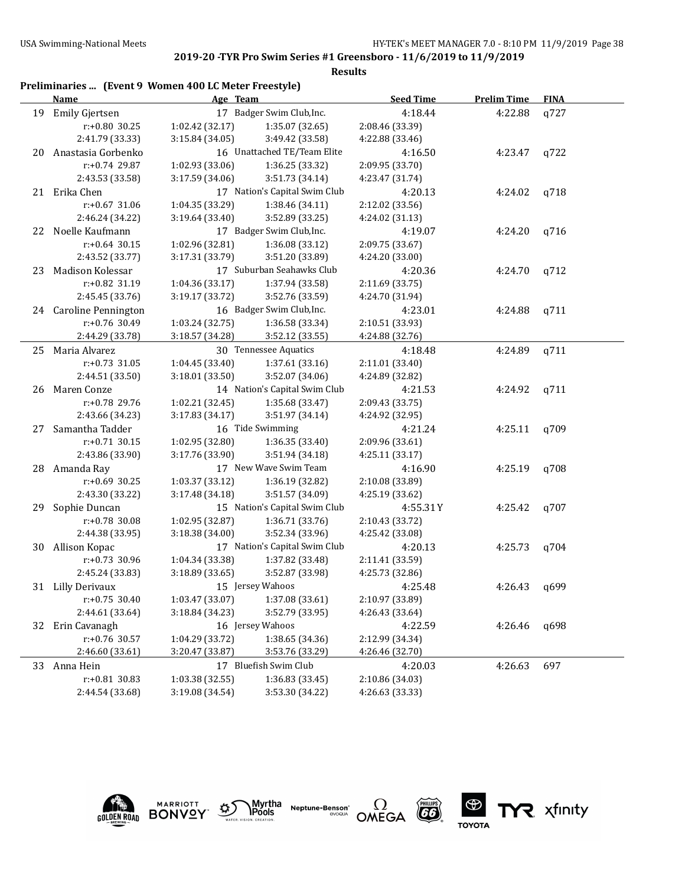**2019-20 -TYR Pro Swim Series #1 Greensboro - 11/6/2019 to 11/9/2019**

**Results**

### Preliminaries ... (Event 9 Women 400 LC Meter Freestyle)

| | Name | Age | Team | Seed Time | Prelim Time | FINA |
|---|---|---|---|---|---|---|
| 19 | Emily Gjertsen | 17 | Badger Swim Club,Inc. | 4:18.44 | 4:22.88 | q727 |
| | r:+0.80 30.25 | 1:02.42 (32.17) | 1:35.07 (32.65) | 2:08.46 (33.39) | | |
| | 2:41.79 (33.33) | 3:15.84 (34.05) | 3:49.42 (33.58) | 4:22.88 (33.46) | | |
| 20 | Anastasia Gorbenko | 16 | Unattached TE/Team Elite | 4:16.50 | 4:23.47 | q722 |
| | r:+0.74 29.87 | 1:02.93 (33.06) | 1:36.25 (33.32) | 2:09.95 (33.70) | | |
| | 2:43.53 (33.58) | 3:17.59 (34.06) | 3:51.73 (34.14) | 4:23.47 (31.74) | | |
| 21 | Erika Chen | 17 | Nation's Capital Swim Club | 4:20.13 | 4:24.02 | q718 |
| | r:+0.67 31.06 | 1:04.35 (33.29) | 1:38.46 (34.11) | 2:12.02 (33.56) | | |
| | 2:46.24 (34.22) | 3:19.64 (33.40) | 3:52.89 (33.25) | 4:24.02 (31.13) | | |
| 22 | Noelle Kaufmann | 17 | Badger Swim Club,Inc. | 4:19.07 | 4:24.20 | q716 |
| | r:+0.64 30.15 | 1:02.96 (32.81) | 1:36.08 (33.12) | 2:09.75 (33.67) | | |
| | 2:43.52 (33.77) | 3:17.31 (33.79) | 3:51.20 (33.89) | 4:24.20 (33.00) | | |
| 23 | Madison Kolessar | 17 | Suburban Seahawks Club | 4:20.36 | 4:24.70 | q712 |
| | r:+0.82 31.19 | 1:04.36 (33.17) | 1:37.94 (33.58) | 2:11.69 (33.75) | | |
| | 2:45.45 (33.76) | 3:19.17 (33.72) | 3:52.76 (33.59) | 4:24.70 (31.94) | | |
| 24 | Caroline Pennington | 16 | Badger Swim Club,Inc. | 4:23.01 | 4:24.88 | q711 |
| | r:+0.76 30.49 | 1:03.24 (32.75) | 1:36.58 (33.34) | 2:10.51 (33.93) | | |
| | 2:44.29 (33.78) | 3:18.57 (34.28) | 3:52.12 (33.55) | 4:24.88 (32.76) | | |
| 25 | Maria Alvarez | 30 | Tennessee Aquatics | 4:18.48 | 4:24.89 | q711 |
| | r:+0.73 31.05 | 1:04.45 (33.40) | 1:37.61 (33.16) | 2:11.01 (33.40) | | |
| | 2:44.51 (33.50) | 3:18.01 (33.50) | 3:52.07 (34.06) | 4:24.89 (32.82) | | |
| 26 | Maren Conze | 14 | Nation's Capital Swim Club | 4:21.53 | 4:24.92 | q711 |
| | r:+0.78 29.76 | 1:02.21 (32.45) | 1:35.68 (33.47) | 2:09.43 (33.75) | | |
| | 2:43.66 (34.23) | 3:17.83 (34.17) | 3:51.97 (34.14) | 4:24.92 (32.95) | | |
| 27 | Samantha Tadder | 16 | Tide Swimming | 4:21.24 | 4:25.11 | q709 |
| | r:+0.71 30.15 | 1:02.95 (32.80) | 1:36.35 (33.40) | 2:09.96 (33.61) | | |
| | 2:43.86 (33.90) | 3:17.76 (33.90) | 3:51.94 (34.18) | 4:25.11 (33.17) | | |
| 28 | Amanda Ray | 17 | New Wave Swim Team | 4:16.90 | 4:25.19 | q708 |
| | r:+0.69 30.25 | 1:03.37 (33.12) | 1:36.19 (32.82) | 2:10.08 (33.89) | | |
| | 2:43.30 (33.22) | 3:17.48 (34.18) | 3:51.57 (34.09) | 4:25.19 (33.62) | | |
| 29 | Sophie Duncan | 15 | Nation's Capital Swim Club | 4:55.31Y | 4:25.42 | q707 |
| | r:+0.78 30.08 | 1:02.95 (32.87) | 1:36.71 (33.76) | 2:10.43 (33.72) | | |
| | 2:44.38 (33.95) | 3:18.38 (34.00) | 3:52.34 (33.96) | 4:25.42 (33.08) | | |
| 30 | Allison Kopac | 17 | Nation's Capital Swim Club | 4:20.13 | 4:25.73 | q704 |
| | r:+0.73 30.96 | 1:04.34 (33.38) | 1:37.82 (33.48) | 2:11.41 (33.59) | | |
| | 2:45.24 (33.83) | 3:18.89 (33.65) | 3:52.87 (33.98) | 4:25.73 (32.86) | | |
| 31 | Lilly Derivaux | 15 | Jersey Wahoos | 4:25.48 | 4:26.43 | q699 |
| | r:+0.75 30.40 | 1:03.47 (33.07) | 1:37.08 (33.61) | 2:10.97 (33.89) | | |
| | 2:44.61 (33.64) | 3:18.84 (34.23) | 3:52.79 (33.95) | 4:26.43 (33.64) | | |
| 32 | Erin Cavanagh | 16 | Jersey Wahoos | 4:22.59 | 4:26.46 | q698 |
| | r:+0.76 30.57 | 1:04.29 (33.72) | 1:38.65 (34.36) | 2:12.99 (34.34) | | |
| | 2:46.60 (33.61) | 3:20.47 (33.87) | 3:53.76 (33.29) | 4:26.46 (32.70) | | |
| 33 | Anna Hein | 17 | Bluefish Swim Club | 4:20.03 | 4:26.63 | 697 |
| | r:+0.81 30.83 | 1:03.38 (32.55) | 1:36.83 (33.45) | 2:10.86 (34.03) | | |
| | 2:44.54 (33.68) | 3:19.08 (34.54) | 3:53.30 (34.22) | 4:26.63 (33.33) | | |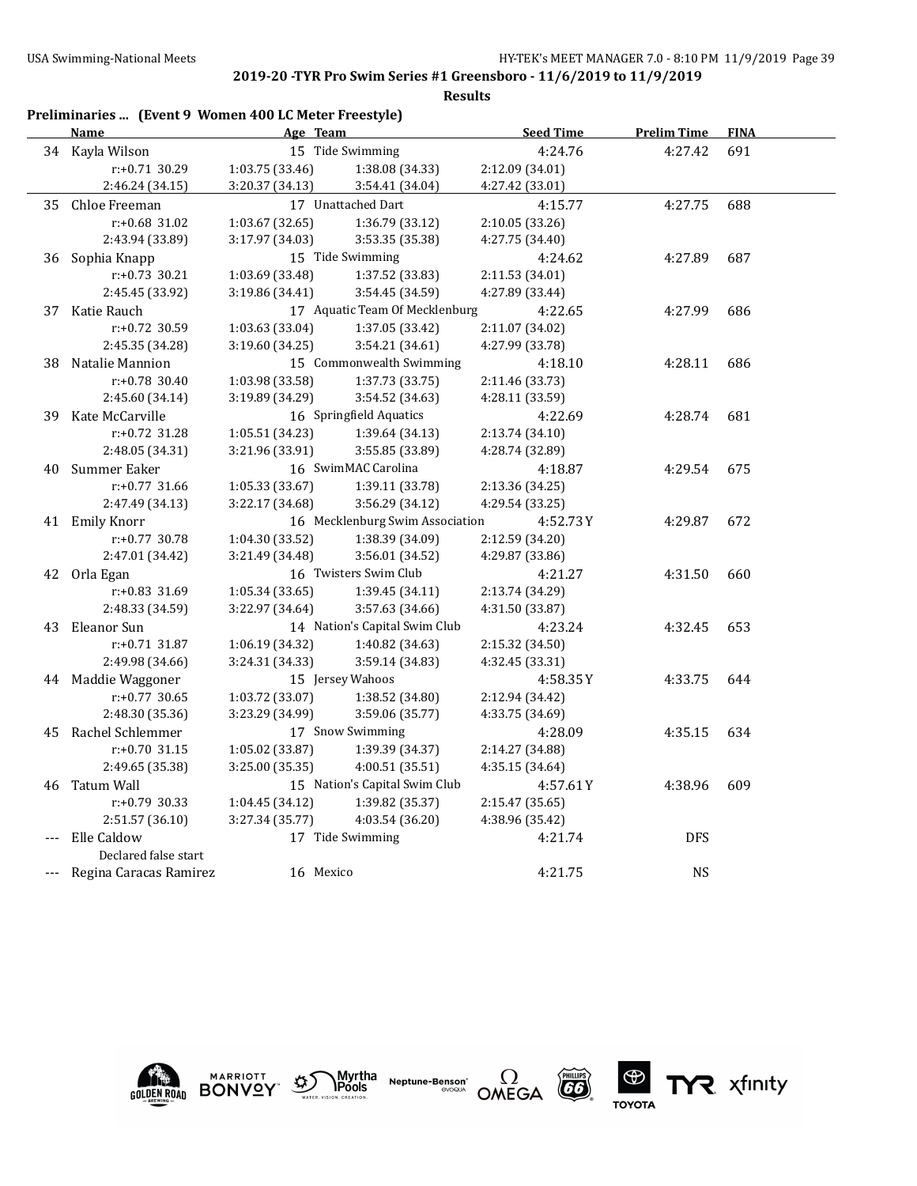**2019-20 -TYR Pro Swim Series #1 Greensboro - 11/6/2019 to 11/9/2019**

**Results**

### Preliminaries ... (Event 9 Women 400 LC Meter Freestyle)

| | Name | Age | Team | Seed Time | Prelim Time | FINA |
|---|---|---|---|---|---|---|
| 34 | Kayla Wilson | 15 | Tide Swimming | 4:24.76 | 4:27.42 | 691 |
| | r:+0.71 30.29 | 1:03.75 (33.46) | 1:38.08 (34.33) | 2:12.09 (34.01) | | |
| | 2:46.24 (34.15) | 3:20.37 (34.13) | 3:54.41 (34.04) | 4:27.42 (33.01) | | |
| 35 | Chloe Freeman | 17 | Unattached Dart | 4:15.77 | 4:27.75 | 688 |
| | r:+0.68 31.02 | 1:03.67 (32.65) | 1:36.79 (33.12) | 2:10.05 (33.26) | | |
| | 2:43.94 (33.89) | 3:17.97 (34.03) | 3:53.35 (35.38) | 4:27.75 (34.40) | | |
| 36 | Sophia Knapp | 15 | Tide Swimming | 4:24.62 | 4:27.89 | 687 |
| | r:+0.73 30.21 | 1:03.69 (33.48) | 1:37.52 (33.83) | 2:11.53 (34.01) | | |
| | 2:45.45 (33.92) | 3:19.86 (34.41) | 3:54.45 (34.59) | 4:27.89 (33.44) | | |
| 37 | Katie Rauch | 17 | Aquatic Team Of Mecklenburg | 4:22.65 | 4:27.99 | 686 |
| | r:+0.72 30.59 | 1:03.63 (33.04) | 1:37.05 (33.42) | 2:11.07 (34.02) | | |
| | 2:45.35 (34.28) | 3:19.60 (34.25) | 3:54.21 (34.61) | 4:27.99 (33.78) | | |
| 38 | Natalie Mannion | 15 | Commonwealth Swimming | 4:18.10 | 4:28.11 | 686 |
| | r:+0.78 30.40 | 1:03.98 (33.58) | 1:37.73 (33.75) | 2:11.46 (33.73) | | |
| | 2:45.60 (34.14) | 3:19.89 (34.29) | 3:54.52 (34.63) | 4:28.11 (33.59) | | |
| 39 | Kate McCarville | 16 | Springfield Aquatics | 4:22.69 | 4:28.74 | 681 |
| | r:+0.72 31.28 | 1:05.51 (34.23) | 1:39.64 (34.13) | 2:13.74 (34.10) | | |
| | 2:48.05 (34.31) | 3:21.96 (33.91) | 3:55.85 (33.89) | 4:28.74 (32.89) | | |
| 40 | Summer Eaker | 16 | SwimMAC Carolina | 4:18.87 | 4:29.54 | 675 |
| | r:+0.77 31.66 | 1:05.33 (33.67) | 1:39.11 (33.78) | 2:13.36 (34.25) | | |
| | 2:47.49 (34.13) | 3:22.17 (34.68) | 3:56.29 (34.12) | 4:29.54 (33.25) | | |
| 41 | Emily Knorr | 16 | Mecklenburg Swim Association | 4:52.73Y | 4:29.87 | 672 |
| | r:+0.77 30.78 | 1:04.30 (33.52) | 1:38.39 (34.09) | 2:12.59 (34.20) | | |
| | 2:47.01 (34.42) | 3:21.49 (34.48) | 3:56.01 (34.52) | 4:29.87 (33.86) | | |
| 42 | Orla Egan | 16 | Twisters Swim Club | 4:21.27 | 4:31.50 | 660 |
| | r:+0.83 31.69 | 1:05.34 (33.65) | 1:39.45 (34.11) | 2:13.74 (34.29) | | |
| | 2:48.33 (34.59) | 3:22.97 (34.64) | 3:57.63 (34.66) | 4:31.50 (33.87) | | |
| 43 | Eleanor Sun | 14 | Nation's Capital Swim Club | 4:23.24 | 4:32.45 | 653 |
| | r:+0.71 31.87 | 1:06.19 (34.32) | 1:40.82 (34.63) | 2:15.32 (34.50) | | |
| | 2:49.98 (34.66) | 3:24.31 (34.33) | 3:59.14 (34.83) | 4:32.45 (33.31) | | |
| 44 | Maddie Waggoner | 15 | Jersey Wahoos | 4:58.35Y | 4:33.75 | 644 |
| | r:+0.77 30.65 | 1:03.72 (33.07) | 1:38.52 (34.80) | 2:12.94 (34.42) | | |
| | 2:48.30 (35.36) | 3:23.29 (34.99) | 3:59.06 (35.77) | 4:33.75 (34.69) | | |
| 45 | Rachel Schlemmer | 17 | Snow Swimming | 4:28.09 | 4:35.15 | 634 |
| | r:+0.70 31.15 | 1:05.02 (33.87) | 1:39.39 (34.37) | 2:14.27 (34.88) | | |
| | 2:49.65 (35.38) | 3:25.00 (35.35) | 4:00.51 (35.51) | 4:35.15 (34.64) | | |
| 46 | Tatum Wall | 15 | Nation's Capital Swim Club | 4:57.61Y | 4:38.96 | 609 |
| | r:+0.79 30.33 | 1:04.45 (34.12) | 1:39.82 (35.37) | 2:15.47 (35.65) | | |
| | 2:51.57 (36.10) | 3:27.34 (35.77) | 4:03.54 (36.20) | 4:38.96 (35.42) | | |
| --- | Elle Caldow | 17 | Tide Swimming | 4:21.74 | DFS | |
| | Declared false start | | | | | |
| --- | Regina Caracas Ramirez | 16 | Mexico | 4:21.75 | NS | |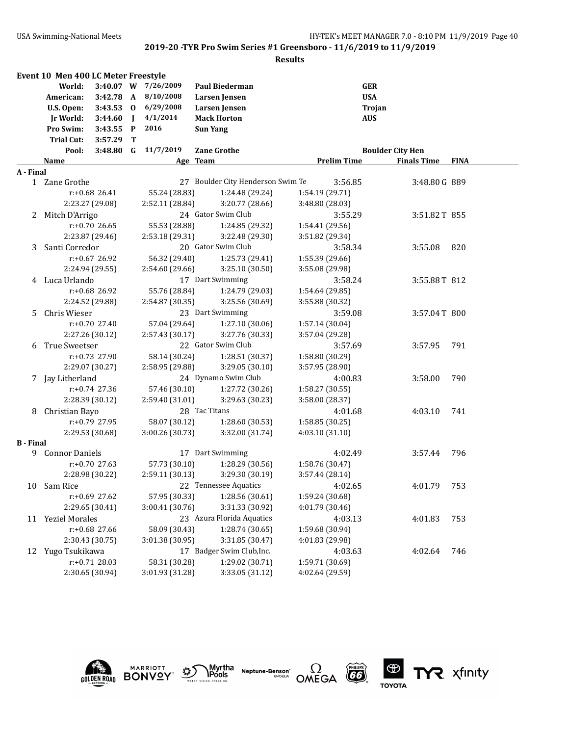**2019-20 -TYR Pro Swim Series #1 Greensboro - 11/6/2019 to 11/9/2019**

**Results**

## Event 10 Men 400 LC Meter Freestyle

| Record | Time | | Date | Name | Team |
|---|---|---|---|---|---|
| World: | 3:40.07 | W | 7/26/2009 | Paul Biederman | GER |
| American: | 3:42.78 | A | 8/10/2008 | Larsen Jensen | USA |
| U.S. Open: | 3:43.53 | O | 6/29/2008 | Larsen Jensen | Trojan |
| Jr World: | 3:44.60 | J | 4/1/2014 | Mack Horton | AUS |
| Pro Swim: | 3:43.55 | P | 2016 | Sun Yang | |
| Trial Cut: | 3:57.29 | T | | | |
| Pool: | 3:48.80 | G | 11/7/2019 | Zane Grothe | Boulder City Hen |

| Place | Name | Age | Team | Prelim Time | Finals Time | FINA |
|---|---|---|---|---|---|---|
| **A - Final** | | | | | | |
| 1 | Zane Grothe | 27 | Boulder City Henderson Swim Te | 3:56.85 | 3:48.80G | 889 |
| | r:+0.68 26.41 | 55.24 (28.83) | 1:24.48 (29.24) | 1:54.19 (29.71) | | |
| | 2:23.27 (29.08) | 2:52.11 (28.84) | 3:20.77 (28.66) | 3:48.80 (28.03) | | |
| 2 | Mitch D'Arrigo | 24 | Gator Swim Club | 3:55.29 | 3:51.82T | 855 |
| | r:+0.70 26.65 | 55.53 (28.88) | 1:24.85 (29.32) | 1:54.41 (29.56) | | |
| | 2:23.87 (29.46) | 2:53.18 (29.31) | 3:22.48 (29.30) | 3:51.82 (29.34) | | |
| 3 | Santi Corredor | 20 | Gator Swim Club | 3:58.34 | 3:55.08 | 820 |
| | r:+0.67 26.92 | 56.32 (29.40) | 1:25.73 (29.41) | 1:55.39 (29.66) | | |
| | 2:24.94 (29.55) | 2:54.60 (29.66) | 3:25.10 (30.50) | 3:55.08 (29.98) | | |
| 4 | Luca Urlando | 17 | Dart Swimming | 3:58.24 | 3:55.88T | 812 |
| | r:+0.68 26.92 | 55.76 (28.84) | 1:24.79 (29.03) | 1:54.64 (29.85) | | |
| | 2:24.52 (29.88) | 2:54.87 (30.35) | 3:25.56 (30.69) | 3:55.88 (30.32) | | |
| 5 | Chris Wieser | 23 | Dart Swimming | 3:59.08 | 3:57.04T | 800 |
| | r:+0.70 27.40 | 57.04 (29.64) | 1:27.10 (30.06) | 1:57.14 (30.04) | | |
| | 2:27.26 (30.12) | 2:57.43 (30.17) | 3:27.76 (30.33) | 3:57.04 (29.28) | | |
| 6 | True Sweetser | 22 | Gator Swim Club | 3:57.69 | 3:57.95 | 791 |
| | r:+0.73 27.90 | 58.14 (30.24) | 1:28.51 (30.37) | 1:58.80 (30.29) | | |
| | 2:29.07 (30.27) | 2:58.95 (29.88) | 3:29.05 (30.10) | 3:57.95 (28.90) | | |
| 7 | Jay Litherland | 24 | Dynamo Swim Club | 4:00.83 | 3:58.00 | 790 |
| | r:+0.74 27.36 | 57.46 (30.10) | 1:27.72 (30.26) | 1:58.27 (30.55) | | |
| | 2:28.39 (30.12) | 2:59.40 (31.01) | 3:29.63 (30.23) | 3:58.00 (28.37) | | |
| 8 | Christian Bayo | 28 | Tac Titans | 4:01.68 | 4:03.10 | 741 |
| | r:+0.79 27.95 | 58.07 (30.12) | 1:28.60 (30.53) | 1:58.85 (30.25) | | |
| | 2:29.53 (30.68) | 3:00.26 (30.73) | 3:32.00 (31.74) | 4:03.10 (31.10) | | |
| **B - Final** | | | | | | |
| 9 | Connor Daniels | 17 | Dart Swimming | 4:02.49 | 3:57.44 | 796 |
| | r:+0.70 27.63 | 57.73 (30.10) | 1:28.29 (30.56) | 1:58.76 (30.47) | | |
| | 2:28.98 (30.22) | 2:59.11 (30.13) | 3:29.30 (30.19) | 3:57.44 (28.14) | | |
| 10 | Sam Rice | 22 | Tennessee Aquatics | 4:02.65 | 4:01.79 | 753 |
| | r:+0.69 27.62 | 57.95 (30.33) | 1:28.56 (30.61) | 1:59.24 (30.68) | | |
| | 2:29.65 (30.41) | 3:00.41 (30.76) | 3:31.33 (30.92) | 4:01.79 (30.46) | | |
| 11 | Yeziel Morales | 23 | Azura Florida Aquatics | 4:03.13 | 4:01.83 | 753 |
| | r:+0.68 27.66 | 58.09 (30.43) | 1:28.74 (30.65) | 1:59.68 (30.94) | | |
| | 2:30.43 (30.75) | 3:01.38 (30.95) | 3:31.85 (30.47) | 4:01.83 (29.98) | | |
| 12 | Yugo Tsukikawa | 17 | Badger Swim Club,Inc. | 4:03.63 | 4:02.64 | 746 |
| | r:+0.71 28.03 | 58.31 (30.28) | 1:29.02 (30.71) | 1:59.71 (30.69) | | |
| | 2:30.65 (30.94) | 3:01.93 (31.28) | 3:33.05 (31.12) | 4:02.64 (29.59) | | |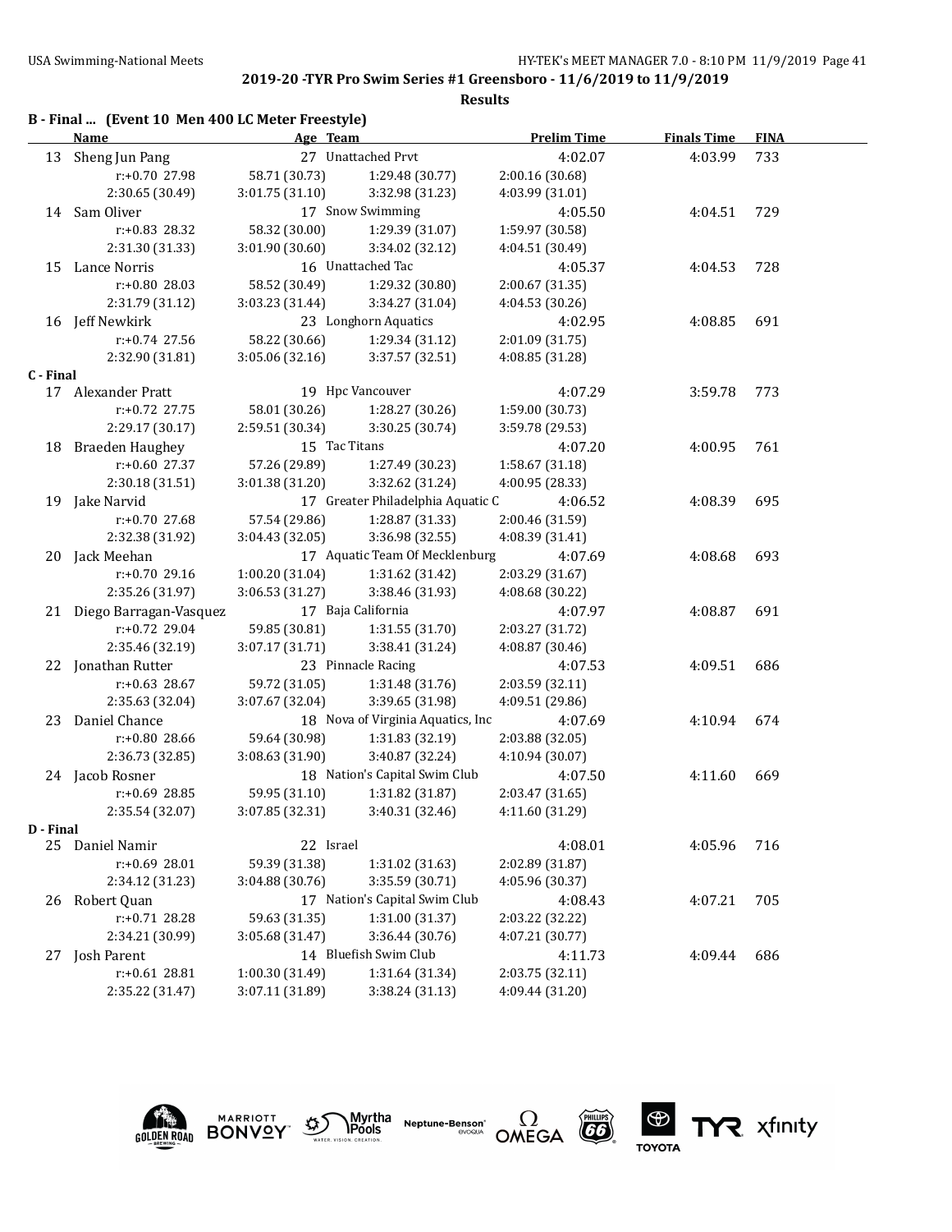## 2019-20 -TYR Pro Swim Series #1 Greensboro - 11/6/2019 to 11/9/2019

**Results**

### B - Final ... (Event 10 Men 400 LC Meter Freestyle)

| | Name | Age | Team | Prelim Time | Finals Time | FINA |
|---|---|---|---|---|---|---|
| 13 | Sheng Jun Pang | 27 | Unattached Prvt | 4:02.07 | 4:03.99 | 733 |
| | r:+0.70 27.98 | 58.71 (30.73) | 1:29.48 (30.77) | 2:00.16 (30.68) | | |
| | 2:30.65 (30.49) | 3:01.75 (31.10) | 3:32.98 (31.23) | 4:03.99 (31.01) | | |
| 14 | Sam Oliver | 17 | Snow Swimming | 4:05.50 | 4:04.51 | 729 |
| | r:+0.83 28.32 | 58.32 (30.00) | 1:29.39 (31.07) | 1:59.97 (30.58) | | |
| | 2:31.30 (31.33) | 3:01.90 (30.60) | 3:34.02 (32.12) | 4:04.51 (30.49) | | |
| 15 | Lance Norris | 16 | Unattached Tac | 4:05.37 | 4:04.53 | 728 |
| | r:+0.80 28.03 | 58.52 (30.49) | 1:29.32 (30.80) | 2:00.67 (31.35) | | |
| | 2:31.79 (31.12) | 3:03.23 (31.44) | 3:34.27 (31.04) | 4:04.53 (30.26) | | |
| 16 | Jeff Newkirk | 23 | Longhorn Aquatics | 4:02.95 | 4:08.85 | 691 |
| | r:+0.74 27.56 | 58.22 (30.66) | 1:29.34 (31.12) | 2:01.09 (31.75) | | |
| | 2:32.90 (31.81) | 3:05.06 (32.16) | 3:37.57 (32.51) | 4:08.85 (31.28) | | |

### C - Final

| | Name | Age | Team | Prelim Time | Finals Time | FINA |
|---|---|---|---|---|---|---|
| 17 | Alexander Pratt | 19 | Hpc Vancouver | 4:07.29 | 3:59.78 | 773 |
| | r:+0.72 27.75 | 58.01 (30.26) | 1:28.27 (30.26) | 1:59.00 (30.73) | | |
| | 2:29.17 (30.17) | 2:59.51 (30.34) | 3:30.25 (30.74) | 3:59.78 (29.53) | | |
| 18 | Braeden Haughey | 15 | Tac Titans | 4:07.20 | 4:00.95 | 761 |
| | r:+0.60 27.37 | 57.26 (29.89) | 1:27.49 (30.23) | 1:58.67 (31.18) | | |
| | 2:30.18 (31.51) | 3:01.38 (31.20) | 3:32.62 (31.24) | 4:00.95 (28.33) | | |
| 19 | Jake Narvid | 17 | Greater Philadelphia Aquatic C | 4:06.52 | 4:08.39 | 695 |
| | r:+0.70 27.68 | 57.54 (29.86) | 1:28.87 (31.33) | 2:00.46 (31.59) | | |
| | 2:32.38 (31.92) | 3:04.43 (32.05) | 3:36.98 (32.55) | 4:08.39 (31.41) | | |
| 20 | Jack Meehan | 17 | Aquatic Team Of Mecklenburg | 4:07.69 | 4:08.68 | 693 |
| | r:+0.70 29.16 | 1:00.20 (31.04) | 1:31.62 (31.42) | 2:03.29 (31.67) | | |
| | 2:35.26 (31.97) | 3:06.53 (31.27) | 3:38.46 (31.93) | 4:08.68 (30.22) | | |
| 21 | Diego Barragan-Vasquez | 17 | Baja California | 4:07.97 | 4:08.87 | 691 |
| | r:+0.72 29.04 | 59.85 (30.81) | 1:31.55 (31.70) | 2:03.27 (31.72) | | |
| | 2:35.46 (32.19) | 3:07.17 (31.71) | 3:38.41 (31.24) | 4:08.87 (30.46) | | |
| 22 | Jonathan Rutter | 23 | Pinnacle Racing | 4:07.53 | 4:09.51 | 686 |
| | r:+0.63 28.67 | 59.72 (31.05) | 1:31.48 (31.76) | 2:03.59 (32.11) | | |
| | 2:35.63 (32.04) | 3:07.67 (32.04) | 3:39.65 (31.98) | 4:09.51 (29.86) | | |
| 23 | Daniel Chance | 18 | Nova of Virginia Aquatics, Inc | 4:07.69 | 4:10.94 | 674 |
| | r:+0.80 28.66 | 59.64 (30.98) | 1:31.83 (32.19) | 2:03.88 (32.05) | | |
| | 2:36.73 (32.85) | 3:08.63 (31.90) | 3:40.87 (32.24) | 4:10.94 (30.07) | | |
| 24 | Jacob Rosner | 18 | Nation's Capital Swim Club | 4:07.50 | 4:11.60 | 669 |
| | r:+0.69 28.85 | 59.95 (31.10) | 1:31.82 (31.87) | 2:03.47 (31.65) | | |
| | 2:35.54 (32.07) | 3:07.85 (32.31) | 3:40.31 (32.46) | 4:11.60 (31.29) | | |

### D - Final

| | Name | Age | Team | Prelim Time | Finals Time | FINA |
|---|---|---|---|---|---|---|
| 25 | Daniel Namir | 22 | Israel | 4:08.01 | 4:05.96 | 716 |
| | r:+0.69 28.01 | 59.39 (31.38) | 1:31.02 (31.63) | 2:02.89 (31.87) | | |
| | 2:34.12 (31.23) | 3:04.88 (30.76) | 3:35.59 (30.71) | 4:05.96 (30.37) | | |
| 26 | Robert Quan | 17 | Nation's Capital Swim Club | 4:08.43 | 4:07.21 | 705 |
| | r:+0.71 28.28 | 59.63 (31.35) | 1:31.00 (31.37) | 2:03.22 (32.22) | | |
| | 2:34.21 (30.99) | 3:05.68 (31.47) | 3:36.44 (30.76) | 4:07.21 (30.77) | | |
| 27 | Josh Parent | 14 | Bluefish Swim Club | 4:11.73 | 4:09.44 | 686 |
| | r:+0.61 28.81 | 1:00.30 (31.49) | 1:31.64 (31.34) | 2:03.75 (32.11) | | |
| | 2:35.22 (31.47) | 3:07.11 (31.89) | 3:38.24 (31.13) | 4:09.44 (31.20) | | |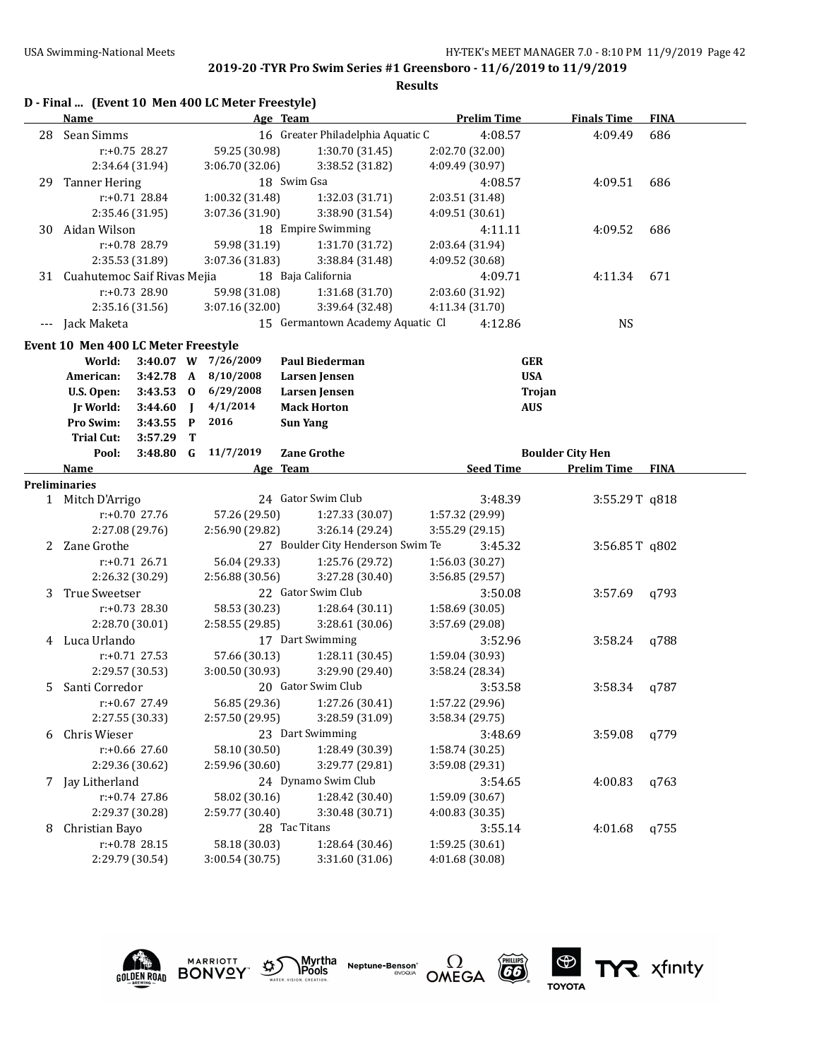## D - Final ... (Event 10 Men 400 LC Meter Freestyle)

| | Name | Age | Team | Prelim Time | Finals Time | FINA |
|---|---|---|---|---|---|---|
| 28 | Sean Simms | 16 | Greater Philadelphia Aquatic C | 4:08.57 | 4:09.49 | 686 |
| | r:+0.75 28.27 | 59.25 (30.98) | 1:30.70 (31.45) | 2:02.70 (32.00) | | |
| | 2:34.64 (31.94) | 3:06.70 (32.06) | 3:38.52 (31.82) | 4:09.49 (30.97) | | |
| 29 | Tanner Hering | 18 | Swim Gsa | 4:08.57 | 4:09.51 | 686 |
| | r:+0.71 28.84 | 1:00.32 (31.48) | 1:32.03 (31.71) | 2:03.51 (31.48) | | |
| | 2:35.46 (31.95) | 3:07.36 (31.90) | 3:38.90 (31.54) | 4:09.51 (30.61) | | |
| 30 | Aidan Wilson | 18 | Empire Swimming | 4:11.11 | 4:09.52 | 686 |
| | r:+0.78 28.79 | 59.98 (31.19) | 1:31.70 (31.72) | 2:03.64 (31.94) | | |
| | 2:35.53 (31.89) | 3:07.36 (31.83) | 3:38.84 (31.48) | 4:09.52 (30.68) | | |
| 31 | Cuahutemoc Saif Rivas Mejia | 18 | Baja California | 4:09.71 | 4:11.34 | 671 |
| | r:+0.73 28.90 | 59.98 (31.08) | 1:31.68 (31.70) | 2:03.60 (31.92) | | |
| | 2:35.16 (31.56) | 3:07.16 (32.00) | 3:39.64 (32.48) | 4:11.34 (31.70) | | |
| --- | Jack Maketa | 15 | Germantown Academy Aquatic Cl | 4:12.86 | NS | |

## Event 10 Men 400 LC Meter Freestyle

| | | | | | |
|---|---|---|---|---|---|
| World: | 3:40.07 | W | 7/26/2009 | Paul Biederman | GER |
| American: | 3:42.78 | A | 8/10/2008 | Larsen Jensen | USA |
| U.S. Open: | 3:43.53 | O | 6/29/2008 | Larsen Jensen | Trojan |
| Jr World: | 3:44.60 | J | 4/1/2014 | Mack Horton | AUS |
| Pro Swim: | 3:43.55 | P | 2016 | Sun Yang | |
| Trial Cut: | 3:57.29 | T | | | |
| Pool: | 3:48.80 | G | 11/7/2019 | Zane Grothe | Boulder City Hen |

**Preliminaries**

| | Name | Age | Team | Seed Time | Prelim Time | FINA |
|---|---|---|---|---|---|---|
| 1 | Mitch D'Arrigo | 24 | Gator Swim Club | 3:48.39 | 3:55.29T | q818 |
| | r:+0.70 27.76 | 57.26 (29.50) | 1:27.33 (30.07) | 1:57.32 (29.99) | | |
| | 2:27.08 (29.76) | 2:56.90 (29.82) | 3:26.14 (29.24) | 3:55.29 (29.15) | | |
| 2 | Zane Grothe | 27 | Boulder City Henderson Swim Te | 3:45.32 | 3:56.85T | q802 |
| | r:+0.71 26.71 | 56.04 (29.33) | 1:25.76 (29.72) | 1:56.03 (30.27) | | |
| | 2:26.32 (30.29) | 2:56.88 (30.56) | 3:27.28 (30.40) | 3:56.85 (29.57) | | |
| 3 | True Sweetser | 22 | Gator Swim Club | 3:50.08 | 3:57.69 | q793 |
| | r:+0.73 28.30 | 58.53 (30.23) | 1:28.64 (30.11) | 1:58.69 (30.05) | | |
| | 2:28.70 (30.01) | 2:58.55 (29.85) | 3:28.61 (30.06) | 3:57.69 (29.08) | | |
| 4 | Luca Urlando | 17 | Dart Swimming | 3:52.96 | 3:58.24 | q788 |
| | r:+0.71 27.53 | 57.66 (30.13) | 1:28.11 (30.45) | 1:59.04 (30.93) | | |
| | 2:29.57 (30.53) | 3:00.50 (30.93) | 3:29.90 (29.40) | 3:58.24 (28.34) | | |
| 5 | Santi Corredor | 20 | Gator Swim Club | 3:53.58 | 3:58.34 | q787 |
| | r:+0.67 27.49 | 56.85 (29.36) | 1:27.26 (30.41) | 1:57.22 (29.96) | | |
| | 2:27.55 (30.33) | 2:57.50 (29.95) | 3:28.59 (31.09) | 3:58.34 (29.75) | | |
| 6 | Chris Wieser | 23 | Dart Swimming | 3:48.69 | 3:59.08 | q779 |
| | r:+0.66 27.60 | 58.10 (30.50) | 1:28.49 (30.39) | 1:58.74 (30.25) | | |
| | 2:29.36 (30.62) | 2:59.96 (30.60) | 3:29.77 (29.81) | 3:59.08 (29.31) | | |
| 7 | Jay Litherland | 24 | Dynamo Swim Club | 3:54.65 | 4:00.83 | q763 |
| | r:+0.74 27.86 | 58.02 (30.16) | 1:28.42 (30.40) | 1:59.09 (30.67) | | |
| | 2:29.37 (30.28) | 2:59.77 (30.40) | 3:30.48 (30.71) | 4:00.83 (30.35) | | |
| 8 | Christian Bayo | 28 | Tac Titans | 3:55.14 | 4:01.68 | q755 |
| | r:+0.78 28.15 | 58.18 (30.03) | 1:28.64 (30.46) | 1:59.25 (30.61) | | |
| | 2:29.79 (30.54) | 3:00.54 (30.75) | 3:31.60 (31.06) | 4:01.68 (30.08) | | |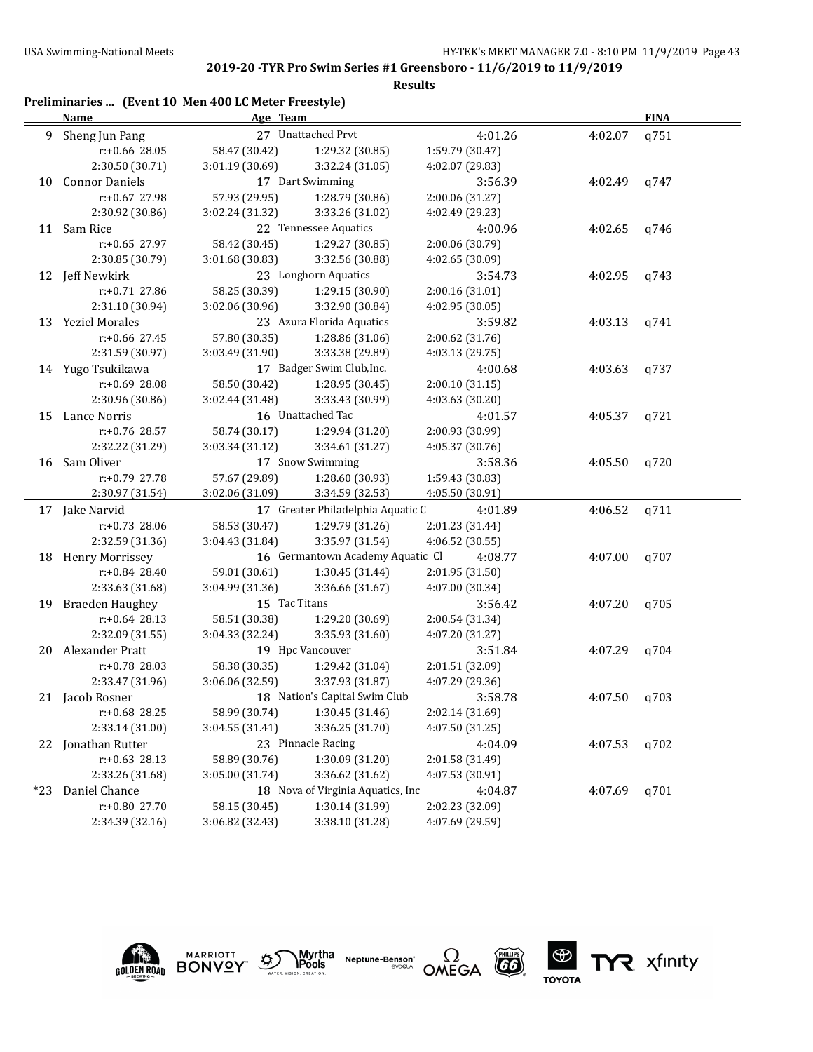**2019-20 -TYR Pro Swim Series #1 Greensboro - 11/6/2019 to 11/9/2019**

**Results**

### Preliminaries ... (Event 10 Men 400 LC Meter Freestyle)

| | Name | Age | Team | Seed | Prelim | FINA |
|---|---|---|---|---|---|---|
| 9 | Sheng Jun Pang | 27 | Unattached Prvt | 4:01.26 | 4:02.07 | q751 |
| | r:+0.66 28.05 | 58.47 (30.42) | 1:29.32 (30.85) | 1:59.79 (30.47) | | |
| | 2:30.50 (30.71) | 3:01.19 (30.69) | 3:32.24 (31.05) | 4:02.07 (29.83) | | |
| 10 | Connor Daniels | 17 | Dart Swimming | 3:56.39 | 4:02.49 | q747 |
| | r:+0.67 27.98 | 57.93 (29.95) | 1:28.79 (30.86) | 2:00.06 (31.27) | | |
| | 2:30.92 (30.86) | 3:02.24 (31.32) | 3:33.26 (31.02) | 4:02.49 (29.23) | | |
| 11 | Sam Rice | 22 | Tennessee Aquatics | 4:00.96 | 4:02.65 | q746 |
| | r:+0.65 27.97 | 58.42 (30.45) | 1:29.27 (30.85) | 2:00.06 (30.79) | | |
| | 2:30.85 (30.79) | 3:01.68 (30.83) | 3:32.56 (30.88) | 4:02.65 (30.09) | | |
| 12 | Jeff Newkirk | 23 | Longhorn Aquatics | 3:54.73 | 4:02.95 | q743 |
| | r:+0.71 27.86 | 58.25 (30.39) | 1:29.15 (30.90) | 2:00.16 (31.01) | | |
| | 2:31.10 (30.94) | 3:02.06 (30.96) | 3:32.90 (30.84) | 4:02.95 (30.05) | | |
| 13 | Yeziel Morales | 23 | Azura Florida Aquatics | 3:59.82 | 4:03.13 | q741 |
| | r:+0.66 27.45 | 57.80 (30.35) | 1:28.86 (31.06) | 2:00.62 (31.76) | | |
| | 2:31.59 (30.97) | 3:03.49 (31.90) | 3:33.38 (29.89) | 4:03.13 (29.75) | | |
| 14 | Yugo Tsukikawa | 17 | Badger Swim Club,Inc. | 4:00.68 | 4:03.63 | q737 |
| | r:+0.69 28.08 | 58.50 (30.42) | 1:28.95 (30.45) | 2:00.10 (31.15) | | |
| | 2:30.96 (30.86) | 3:02.44 (31.48) | 3:33.43 (30.99) | 4:03.63 (30.20) | | |
| 15 | Lance Norris | 16 | Unattached Tac | 4:01.57 | 4:05.37 | q721 |
| | r:+0.76 28.57 | 58.74 (30.17) | 1:29.94 (31.20) | 2:00.93 (30.99) | | |
| | 2:32.22 (31.29) | 3:03.34 (31.12) | 3:34.61 (31.27) | 4:05.37 (30.76) | | |
| 16 | Sam Oliver | 17 | Snow Swimming | 3:58.36 | 4:05.50 | q720 |
| | r:+0.79 27.78 | 57.67 (29.89) | 1:28.60 (30.93) | 1:59.43 (30.83) | | |
| | 2:30.97 (31.54) | 3:02.06 (31.09) | 3:34.59 (32.53) | 4:05.50 (30.91) | | |
| 17 | Jake Narvid | 17 | Greater Philadelphia Aquatic C | 4:01.89 | 4:06.52 | q711 |
| | r:+0.73 28.06 | 58.53 (30.47) | 1:29.79 (31.26) | 2:01.23 (31.44) | | |
| | 2:32.59 (31.36) | 3:04.43 (31.84) | 3:35.97 (31.54) | 4:06.52 (30.55) | | |
| 18 | Henry Morrissey | 16 | Germantown Academy Aquatic Cl | 4:08.77 | 4:07.00 | q707 |
| | r:+0.84 28.40 | 59.01 (30.61) | 1:30.45 (31.44) | 2:01.95 (31.50) | | |
| | 2:33.63 (31.68) | 3:04.99 (31.36) | 3:36.66 (31.67) | 4:07.00 (30.34) | | |
| 19 | Braeden Haughey | 15 | Tac Titans | 3:56.42 | 4:07.20 | q705 |
| | r:+0.64 28.13 | 58.51 (30.38) | 1:29.20 (30.69) | 2:00.54 (31.34) | | |
| | 2:32.09 (31.55) | 3:04.33 (32.24) | 3:35.93 (31.60) | 4:07.20 (31.27) | | |
| 20 | Alexander Pratt | 19 | Hpc Vancouver | 3:51.84 | 4:07.29 | q704 |
| | r:+0.78 28.03 | 58.38 (30.35) | 1:29.42 (31.04) | 2:01.51 (32.09) | | |
| | 2:33.47 (31.96) | 3:06.06 (32.59) | 3:37.93 (31.87) | 4:07.29 (29.36) | | |
| 21 | Jacob Rosner | 18 | Nation's Capital Swim Club | 3:58.78 | 4:07.50 | q703 |
| | r:+0.68 28.25 | 58.99 (30.74) | 1:30.45 (31.46) | 2:02.14 (31.69) | | |
| | 2:33.14 (31.00) | 3:04.55 (31.41) | 3:36.25 (31.70) | 4:07.50 (31.25) | | |
| 22 | Jonathan Rutter | 23 | Pinnacle Racing | 4:04.09 | 4:07.53 | q702 |
| | r:+0.63 28.13 | 58.89 (30.76) | 1:30.09 (31.20) | 2:01.58 (31.49) | | |
| | 2:33.26 (31.68) | 3:05.00 (31.74) | 3:36.62 (31.62) | 4:07.53 (30.91) | | |
| *23 | Daniel Chance | 18 | Nova of Virginia Aquatics, Inc | 4:04.87 | 4:07.69 | q701 |
| | r:+0.80 27.70 | 58.15 (30.45) | 1:30.14 (31.99) | 2:02.23 (32.09) | | |
| | 2:34.39 (32.16) | 3:06.82 (32.43) | 3:38.10 (31.28) | 4:07.69 (29.59) | | |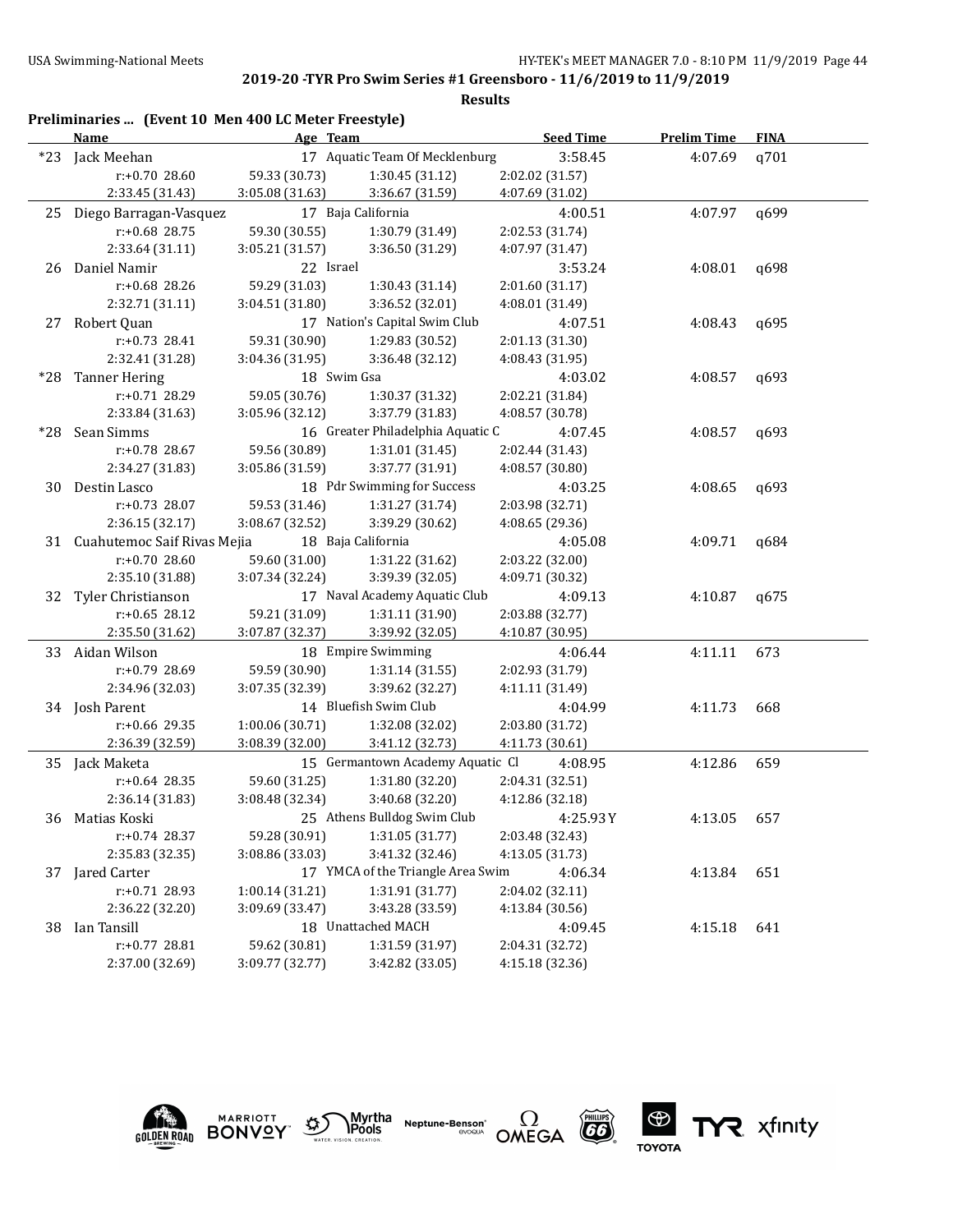**2019-20 -TYR Pro Swim Series #1 Greensboro - 11/6/2019 to 11/9/2019**

**Results**

### Preliminaries ... (Event 10 Men 400 LC Meter Freestyle)

| | Name | Age | Team | Seed Time | Prelim Time | FINA |
|---|---|---|---|---|---|---|
| *23 | Jack Meehan | 17 | Aquatic Team Of Mecklenburg | 3:58.45 | 4:07.69 | q701 |
| | r:+0.70 28.60 | 59.33 (30.73) | 1:30.45 (31.12) | 2:02.02 (31.57) | | |
| | 2:33.45 (31.43) | 3:05.08 (31.63) | 3:36.67 (31.59) | 4:07.69 (31.02) | | |
| 25 | Diego Barragan-Vasquez | 17 | Baja California | 4:00.51 | 4:07.97 | q699 |
| | r:+0.68 28.75 | 59.30 (30.55) | 1:30.79 (31.49) | 2:02.53 (31.74) | | |
| | 2:33.64 (31.11) | 3:05.21 (31.57) | 3:36.50 (31.29) | 4:07.97 (31.47) | | |
| 26 | Daniel Namir | 22 | Israel | 3:53.24 | 4:08.01 | q698 |
| | r:+0.68 28.26 | 59.29 (31.03) | 1:30.43 (31.14) | 2:01.60 (31.17) | | |
| | 2:32.71 (31.11) | 3:04.51 (31.80) | 3:36.52 (32.01) | 4:08.01 (31.49) | | |
| 27 | Robert Quan | 17 | Nation's Capital Swim Club | 4:07.51 | 4:08.43 | q695 |
| | r:+0.73 28.41 | 59.31 (30.90) | 1:29.83 (30.52) | 2:01.13 (31.30) | | |
| | 2:32.41 (31.28) | 3:04.36 (31.95) | 3:36.48 (32.12) | 4:08.43 (31.95) | | |
| *28 | Tanner Hering | 18 | Swim Gsa | 4:03.02 | 4:08.57 | q693 |
| | r:+0.71 28.29 | 59.05 (30.76) | 1:30.37 (31.32) | 2:02.21 (31.84) | | |
| | 2:33.84 (31.63) | 3:05.96 (32.12) | 3:37.79 (31.83) | 4:08.57 (30.78) | | |
| *28 | Sean Simms | 16 | Greater Philadelphia Aquatic C | 4:07.45 | 4:08.57 | q693 |
| | r:+0.78 28.67 | 59.56 (30.89) | 1:31.01 (31.45) | 2:02.44 (31.43) | | |
| | 2:34.27 (31.83) | 3:05.86 (31.59) | 3:37.77 (31.91) | 4:08.57 (30.80) | | |
| 30 | Destin Lasco | 18 | Pdr Swimming for Success | 4:03.25 | 4:08.65 | q693 |
| | r:+0.73 28.07 | 59.53 (31.46) | 1:31.27 (31.74) | 2:03.98 (32.71) | | |
| | 2:36.15 (32.17) | 3:08.67 (32.52) | 3:39.29 (30.62) | 4:08.65 (29.36) | | |
| 31 | Cuahutemoc Saif Rivas Mejia | 18 | Baja California | 4:05.08 | 4:09.71 | q684 |
| | r:+0.70 28.60 | 59.60 (31.00) | 1:31.22 (31.62) | 2:03.22 (32.00) | | |
| | 2:35.10 (31.88) | 3:07.34 (32.24) | 3:39.39 (32.05) | 4:09.71 (30.32) | | |
| 32 | Tyler Christianson | 17 | Naval Academy Aquatic Club | 4:09.13 | 4:10.87 | q675 |
| | r:+0.65 28.12 | 59.21 (31.09) | 1:31.11 (31.90) | 2:03.88 (32.77) | | |
| | 2:35.50 (31.62) | 3:07.87 (32.37) | 3:39.92 (32.05) | 4:10.87 (30.95) | | |
| 33 | Aidan Wilson | 18 | Empire Swimming | 4:06.44 | 4:11.11 | 673 |
| | r:+0.79 28.69 | 59.59 (30.90) | 1:31.14 (31.55) | 2:02.93 (31.79) | | |
| | 2:34.96 (32.03) | 3:07.35 (32.39) | 3:39.62 (32.27) | 4:11.11 (31.49) | | |
| 34 | Josh Parent | 14 | Bluefish Swim Club | 4:04.99 | 4:11.73 | 668 |
| | r:+0.66 29.35 | 1:00.06 (30.71) | 1:32.08 (32.02) | 2:03.80 (31.72) | | |
| | 2:36.39 (32.59) | 3:08.39 (32.00) | 3:41.12 (32.73) | 4:11.73 (30.61) | | |
| 35 | Jack Maketa | 15 | Germantown Academy Aquatic Cl | 4:08.95 | 4:12.86 | 659 |
| | r:+0.64 28.35 | 59.60 (31.25) | 1:31.80 (32.20) | 2:04.31 (32.51) | | |
| | 2:36.14 (31.83) | 3:08.48 (32.34) | 3:40.68 (32.20) | 4:12.86 (32.18) | | |
| 36 | Matias Koski | 25 | Athens Bulldog Swim Club | 4:25.93Y | 4:13.05 | 657 |
| | r:+0.74 28.37 | 59.28 (30.91) | 1:31.05 (31.77) | 2:03.48 (32.43) | | |
| | 2:35.83 (32.35) | 3:08.86 (33.03) | 3:41.32 (32.46) | 4:13.05 (31.73) | | |
| 37 | Jared Carter | 17 | YMCA of the Triangle Area Swim | 4:06.34 | 4:13.84 | 651 |
| | r:+0.71 28.93 | 1:00.14 (31.21) | 1:31.91 (31.77) | 2:04.02 (32.11) | | |
| | 2:36.22 (32.20) | 3:09.69 (33.47) | 3:43.28 (33.59) | 4:13.84 (30.56) | | |
| 38 | Ian Tansill | 18 | Unattached MACH | 4:09.45 | 4:15.18 | 641 |
| | r:+0.77 28.81 | 59.62 (30.81) | 1:31.59 (31.97) | 2:04.31 (32.72) | | |
| | 2:37.00 (32.69) | 3:09.77 (32.77) | 3:42.82 (33.05) | 4:15.18 (32.36) | | |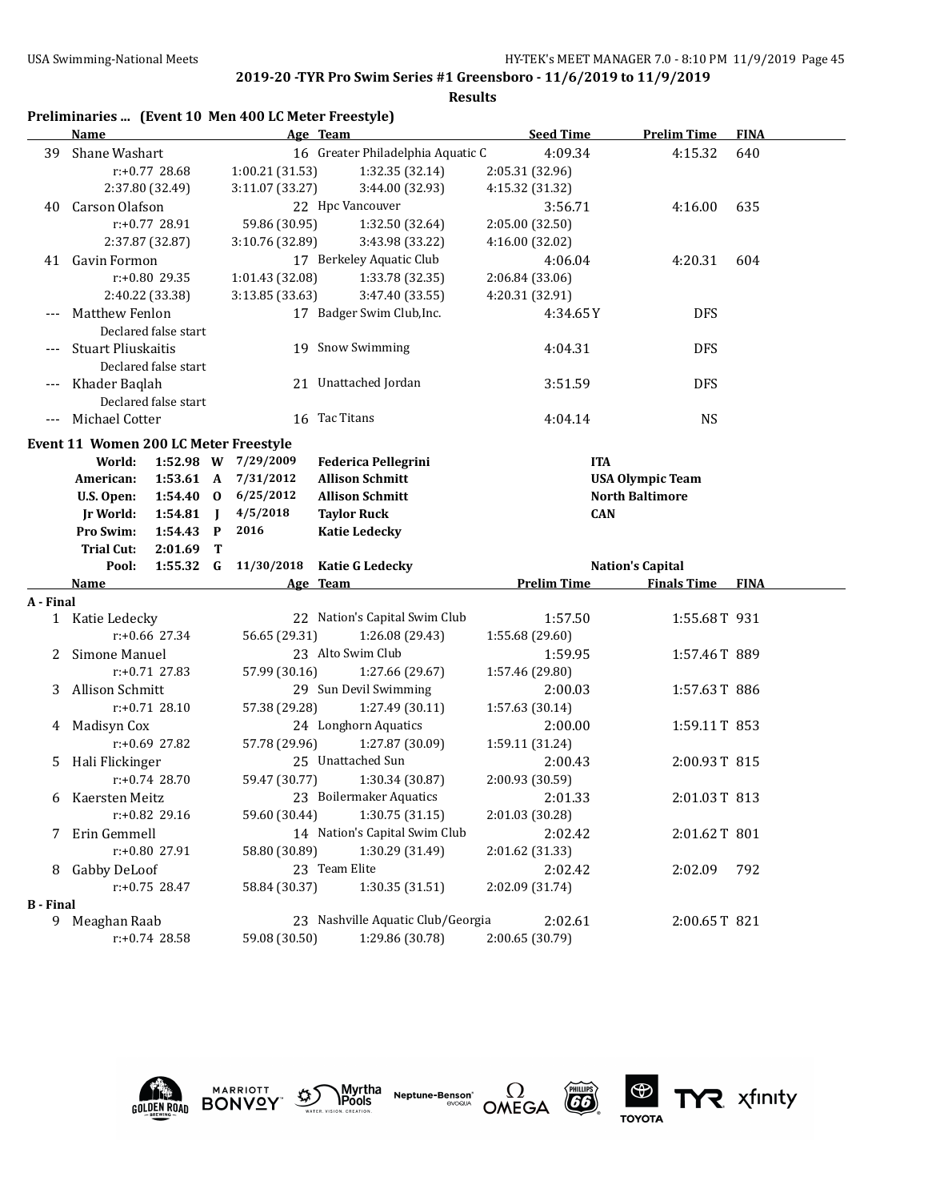**2019-20 -TYR Pro Swim Series #1 Greensboro - 11/6/2019 to 11/9/2019**

**Results**

## Preliminaries ... (Event 10 Men 400 LC Meter Freestyle)

| | Name | Age | Team | Seed Time | Prelim Time | FINA |
|---|---|---|---|---|---|---|
| 39 | Shane Washart | 16 | Greater Philadelphia Aquatic C | 4:09.34 | 4:15.32 | 640 |
| | r:+0.77 28.68 | 1:00.21 (31.53) | 1:32.35 (32.14) | 2:05.31 (32.96) | | |
| | 2:37.80 (32.49) | 3:11.07 (33.27) | 3:44.00 (32.93) | 4:15.32 (31.32) | | |
| 40 | Carson Olafson | 22 | Hpc Vancouver | 3:56.71 | 4:16.00 | 635 |
| | r:+0.77 28.91 | 59.86 (30.95) | 1:32.50 (32.64) | 2:05.00 (32.50) | | |
| | 2:37.87 (32.87) | 3:10.76 (32.89) | 3:43.98 (33.22) | 4:16.00 (32.02) | | |
| 41 | Gavin Formon | 17 | Berkeley Aquatic Club | 4:06.04 | 4:20.31 | 604 |
| | r:+0.80 29.35 | 1:01.43 (32.08) | 1:33.78 (32.35) | 2:06.84 (33.06) | | |
| | 2:40.22 (33.38) | 3:13.85 (33.63) | 3:47.40 (33.55) | 4:20.31 (32.91) | | |
| --- | Matthew Fenlon | 17 | Badger Swim Club,Inc. | 4:34.65Y | DFS | |
| | Declared false start | | | | | |
| --- | Stuart Pliuskaitis | 19 | Snow Swimming | 4:04.31 | DFS | |
| | Declared false start | | | | | |
| --- | Khader Baqlah | 21 | Unattached Jordan | 3:51.59 | DFS | |
| | Declared false start | | | | | |
| --- | Michael Cotter | 16 | Tac Titans | 4:04.14 | NS | |

## Event 11 Women 200 LC Meter Freestyle

| | | | | | |
|---|---|---|---|---|---|
| World: | 1:52.98 | W | 7/29/2009 | Federica Pellegrini | ITA |
| American: | 1:53.61 | A | 7/31/2012 | Allison Schmitt | USA Olympic Team |
| U.S. Open: | 1:54.40 | O | 6/25/2012 | Allison Schmitt | North Baltimore |
| Jr World: | 1:54.81 | J | 4/5/2018 | Taylor Ruck | CAN |
| Pro Swim: | 1:54.43 | P | 2016 | Katie Ledecky | |
| Trial Cut: | 2:01.69 | T | | | |
| Pool: | 1:55.32 | G | 11/30/2018 | Katie G Ledecky | Nation's Capital |

| | Name | Age | Team | Prelim Time | Finals Time | FINA |
|---|---|---|---|---|---|---|
| **A - Final** | | | | | | |
| 1 | Katie Ledecky | 22 | Nation's Capital Swim Club | 1:57.50 | 1:55.68T | 931 |
| | r:+0.66 27.34 | 56.65 (29.31) | 1:26.08 (29.43) | 1:55.68 (29.60) | | |
| 2 | Simone Manuel | 23 | Alto Swim Club | 1:59.95 | 1:57.46T | 889 |
| | r:+0.71 27.83 | 57.99 (30.16) | 1:27.66 (29.67) | 1:57.46 (29.80) | | |
| 3 | Allison Schmitt | 29 | Sun Devil Swimming | 2:00.03 | 1:57.63T | 886 |
| | r:+0.71 28.10 | 57.38 (29.28) | 1:27.49 (30.11) | 1:57.63 (30.14) | | |
| 4 | Madisyn Cox | 24 | Longhorn Aquatics | 2:00.00 | 1:59.11T | 853 |
| | r:+0.69 27.82 | 57.78 (29.96) | 1:27.87 (30.09) | 1:59.11 (31.24) | | |
| 5 | Hali Flickinger | 25 | Unattached Sun | 2:00.43 | 2:00.93T | 815 |
| | r:+0.74 28.70 | 59.47 (30.77) | 1:30.34 (30.87) | 2:00.93 (30.59) | | |
| 6 | Kaersten Meitz | 23 | Boilermaker Aquatics | 2:01.33 | 2:01.03T | 813 |
| | r:+0.82 29.16 | 59.60 (30.44) | 1:30.75 (31.15) | 2:01.03 (30.28) | | |
| 7 | Erin Gemmell | 14 | Nation's Capital Swim Club | 2:02.42 | 2:01.62T | 801 |
| | r:+0.80 27.91 | 58.80 (30.89) | 1:30.29 (31.49) | 2:01.62 (31.33) | | |
| 8 | Gabby DeLoof | 23 | Team Elite | 2:02.42 | 2:02.09 | 792 |
| | r:+0.75 28.47 | 58.84 (30.37) | 1:30.35 (31.51) | 2:02.09 (31.74) | | |
| **B - Final** | | | | | | |
| 9 | Meaghan Raab | 23 | Nashville Aquatic Club/Georgia | 2:02.61 | 2:00.65T | 821 |
| | r:+0.74 28.58 | 59.08 (30.50) | 1:29.86 (30.78) | 2:00.65 (30.79) | | |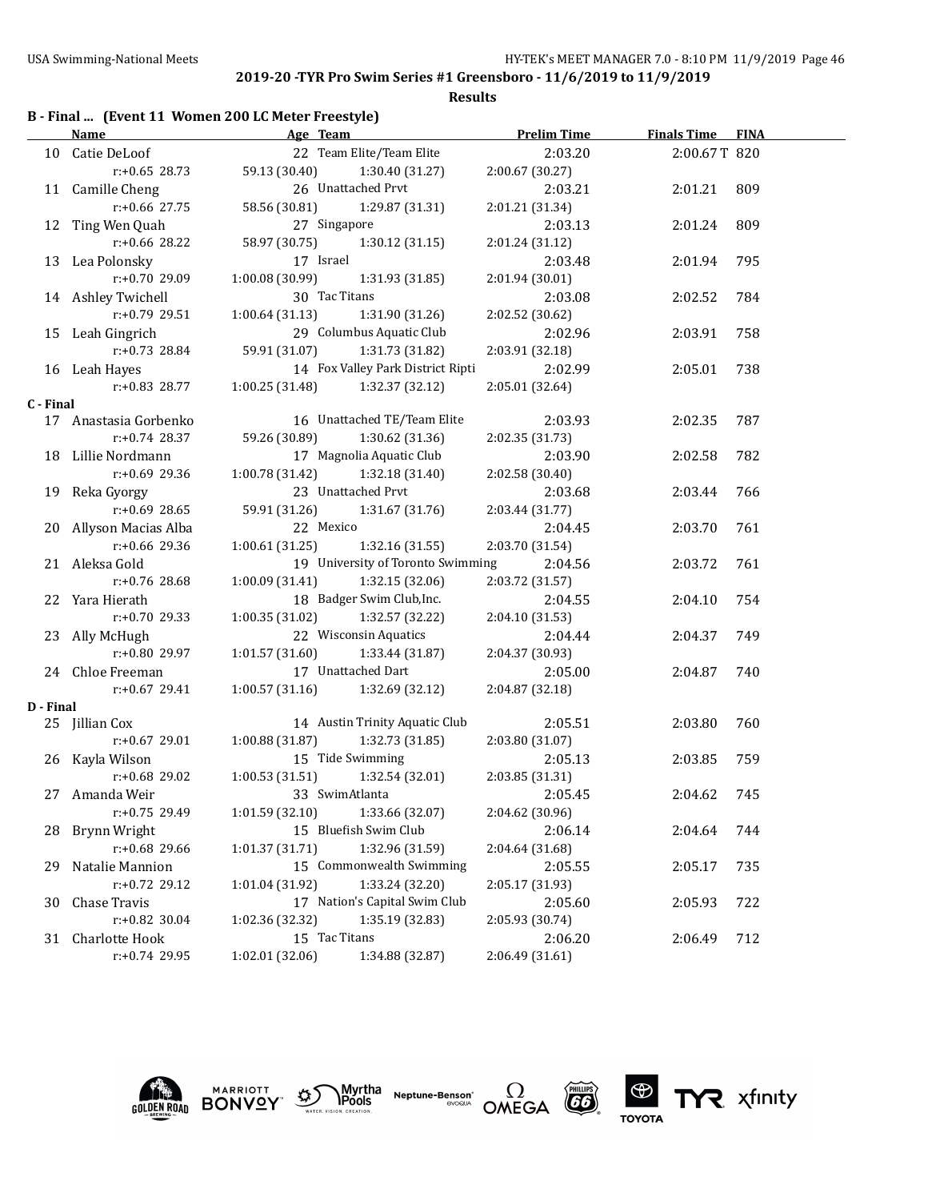**2019-20 -TYR Pro Swim Series #1 Greensboro - 11/6/2019 to 11/9/2019**

**Results**

### B - Final ... (Event 11 Women 200 LC Meter Freestyle)

| | Name | Age | Team | Prelim Time | Finals Time | FINA |
|---|---|---|---|---|---|---|
| 10 | Catie DeLoof | 22 | Team Elite/Team Elite | 2:03.20 | 2:00.67 T | 820 |
| | r:+0.65 28.73 | 59.13 (30.40) | 1:30.40 (31.27) | 2:00.67 (30.27) | | |
| 11 | Camille Cheng | 26 | Unattached Prvt | 2:03.21 | 2:01.21 | 809 |
| | r:+0.66 27.75 | 58.56 (30.81) | 1:29.87 (31.31) | 2:01.21 (31.34) | | |
| 12 | Ting Wen Quah | 27 | Singapore | 2:03.13 | 2:01.24 | 809 |
| | r:+0.66 28.22 | 58.97 (30.75) | 1:30.12 (31.15) | 2:01.24 (31.12) | | |
| 13 | Lea Polonsky | 17 | Israel | 2:03.48 | 2:01.94 | 795 |
| | r:+0.70 29.09 | 1:00.08 (30.99) | 1:31.93 (31.85) | 2:01.94 (30.01) | | |
| 14 | Ashley Twichell | 30 | Tac Titans | 2:03.08 | 2:02.52 | 784 |
| | r:+0.79 29.51 | 1:00.64 (31.13) | 1:31.90 (31.26) | 2:02.52 (30.62) | | |
| 15 | Leah Gingrich | 29 | Columbus Aquatic Club | 2:02.96 | 2:03.91 | 758 |
| | r:+0.73 28.84 | 59.91 (31.07) | 1:31.73 (31.82) | 2:03.91 (32.18) | | |
| 16 | Leah Hayes | 14 | Fox Valley Park District Ripti | 2:02.99 | 2:05.01 | 738 |
| | r:+0.83 28.77 | 1:00.25 (31.48) | 1:32.37 (32.12) | 2:05.01 (32.64) | | |

### C - Final

| | Name | Age | Team | Prelim Time | Finals Time | FINA |
|---|---|---|---|---|---|---|
| 17 | Anastasia Gorbenko | 16 | Unattached TE/Team Elite | 2:03.93 | 2:02.35 | 787 |
| | r:+0.74 28.37 | 59.26 (30.89) | 1:30.62 (31.36) | 2:02.35 (31.73) | | |
| 18 | Lillie Nordmann | 17 | Magnolia Aquatic Club | 2:03.90 | 2:02.58 | 782 |
| | r:+0.69 29.36 | 1:00.78 (31.42) | 1:32.18 (31.40) | 2:02.58 (30.40) | | |
| 19 | Reka Gyorgy | 23 | Unattached Prvt | 2:03.68 | 2:03.44 | 766 |
| | r:+0.69 28.65 | 59.91 (31.26) | 1:31.67 (31.76) | 2:03.44 (31.77) | | |
| 20 | Allyson Macias Alba | 22 | Mexico | 2:04.45 | 2:03.70 | 761 |
| | r:+0.66 29.36 | 1:00.61 (31.25) | 1:32.16 (31.55) | 2:03.70 (31.54) | | |
| 21 | Aleksa Gold | 19 | University of Toronto Swimming | 2:04.56 | 2:03.72 | 761 |
| | r:+0.76 28.68 | 1:00.09 (31.41) | 1:32.15 (32.06) | 2:03.72 (31.57) | | |
| 22 | Yara Hierath | 18 | Badger Swim Club,Inc. | 2:04.55 | 2:04.10 | 754 |
| | r:+0.70 29.33 | 1:00.35 (31.02) | 1:32.57 (32.22) | 2:04.10 (31.53) | | |
| 23 | Ally McHugh | 22 | Wisconsin Aquatics | 2:04.44 | 2:04.37 | 749 |
| | r:+0.80 29.97 | 1:01.57 (31.60) | 1:33.44 (31.87) | 2:04.37 (30.93) | | |
| 24 | Chloe Freeman | 17 | Unattached Dart | 2:05.00 | 2:04.87 | 740 |
| | r:+0.67 29.41 | 1:00.57 (31.16) | 1:32.69 (32.12) | 2:04.87 (32.18) | | |

### D - Final

| | Name | Age | Team | Prelim Time | Finals Time | FINA |
|---|---|---|---|---|---|---|
| 25 | Jillian Cox | 14 | Austin Trinity Aquatic Club | 2:05.51 | 2:03.80 | 760 |
| | r:+0.67 29.01 | 1:00.88 (31.87) | 1:32.73 (31.85) | 2:03.80 (31.07) | | |
| 26 | Kayla Wilson | 15 | Tide Swimming | 2:05.13 | 2:03.85 | 759 |
| | r:+0.68 29.02 | 1:00.53 (31.51) | 1:32.54 (32.01) | 2:03.85 (31.31) | | |
| 27 | Amanda Weir | 33 | SwimAtlanta | 2:05.45 | 2:04.62 | 745 |
| | r:+0.75 29.49 | 1:01.59 (32.10) | 1:33.66 (32.07) | 2:04.62 (30.96) | | |
| 28 | Brynn Wright | 15 | Bluefish Swim Club | 2:06.14 | 2:04.64 | 744 |
| | r:+0.68 29.66 | 1:01.37 (31.71) | 1:32.96 (31.59) | 2:04.64 (31.68) | | |
| 29 | Natalie Mannion | 15 | Commonwealth Swimming | 2:05.55 | 2:05.17 | 735 |
| | r:+0.72 29.12 | 1:01.04 (31.92) | 1:33.24 (32.20) | 2:05.17 (31.93) | | |
| 30 | Chase Travis | 17 | Nation's Capital Swim Club | 2:05.60 | 2:05.93 | 722 |
| | r:+0.82 30.04 | 1:02.36 (32.32) | 1:35.19 (32.83) | 2:05.93 (30.74) | | |
| 31 | Charlotte Hook | 15 | Tac Titans | 2:06.20 | 2:06.49 | 712 |
| | r:+0.74 29.95 | 1:02.01 (32.06) | 1:34.88 (32.87) | 2:06.49 (31.61) | | |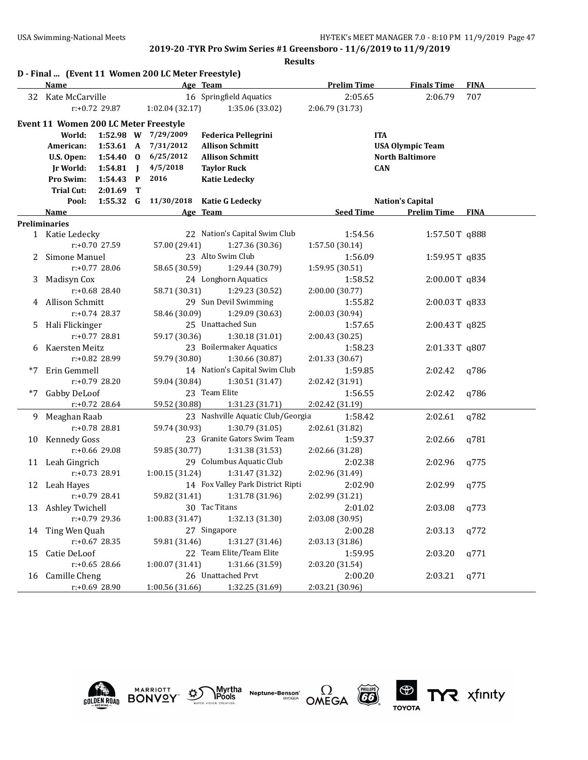**2019-20 -TYR Pro Swim Series #1 Greensboro - 11/6/2019 to 11/9/2019**

**Results**

## D - Final ... (Event 11 Women 200 LC Meter Freestyle)

| | Name | Age | Team | Prelim Time | Finals Time | FINA |
|---|---|---|---|---|---|---|
| 32 | Kate McCarville | 16 | Springfield Aquatics | 2:05.65 | 2:06.79 | 707 |
| | r:+0.72 29.87 | 1:02.04 (32.17) | 1:35.06 (33.02) | 2:06.79 (31.73) | | |

## Event 11 Women 200 LC Meter Freestyle

| Record | Time | | Date | Name | Team |
|---|---|---|---|---|---|
| World: | 1:52.98 | W | 7/29/2009 | Federica Pellegrini | ITA |
| American: | 1:53.61 | A | 7/31/2012 | Allison Schmitt | USA Olympic Team |
| U.S. Open: | 1:54.40 | O | 6/25/2012 | Allison Schmitt | North Baltimore |
| Jr World: | 1:54.81 | J | 4/5/2018 | Taylor Ruck | CAN |
| Pro Swim: | 1:54.43 | P | 2016 | Katie Ledecky | |
| Trial Cut: | 2:01.69 | T | | | |
| Pool: | 1:55.32 | G | 11/30/2018 | Katie G Ledecky | Nation's Capital |

### Preliminaries

| | Name | Age | Team | Seed Time | Prelim Time | FINA |
|---|---|---|---|---|---|---|
| 1 | Katie Ledecky | 22 | Nation's Capital Swim Club | 1:54.56 | 1:57.50 T | q888 |
| | r:+0.70 27.59 | 57.00 (29.41) | 1:27.36 (30.36) | 1:57.50 (30.14) | | |
| 2 | Simone Manuel | 23 | Alto Swim Club | 1:56.09 | 1:59.95 T | q835 |
| | r:+0.77 28.06 | 58.65 (30.59) | 1:29.44 (30.79) | 1:59.95 (30.51) | | |
| 3 | Madisyn Cox | 24 | Longhorn Aquatics | 1:58.52 | 2:00.00 T | q834 |
| | r:+0.68 28.40 | 58.71 (30.31) | 1:29.23 (30.52) | 2:00.00 (30.77) | | |
| 4 | Allison Schmitt | 29 | Sun Devil Swimming | 1:55.82 | 2:00.03 T | q833 |
| | r:+0.74 28.37 | 58.46 (30.09) | 1:29.09 (30.63) | 2:00.03 (30.94) | | |
| 5 | Hali Flickinger | 25 | Unattached Sun | 1:57.65 | 2:00.43 T | q825 |
| | r:+0.77 28.81 | 59.17 (30.36) | 1:30.18 (31.01) | 2:00.43 (30.25) | | |
| 6 | Kaersten Meitz | 23 | Boilermaker Aquatics | 1:58.23 | 2:01.33 T | q807 |
| | r:+0.82 28.99 | 59.79 (30.80) | 1:30.66 (30.87) | 2:01.33 (30.67) | | |
| *7 | Erin Gemmell | 14 | Nation's Capital Swim Club | 1:59.85 | 2:02.42 | q786 |
| | r:+0.79 28.20 | 59.04 (30.84) | 1:30.51 (31.47) | 2:02.42 (31.91) | | |
| *7 | Gabby DeLoof | 23 | Team Elite | 1:56.55 | 2:02.42 | q786 |
| | r:+0.72 28.64 | 59.52 (30.88) | 1:31.23 (31.71) | 2:02.42 (31.19) | | |
| 9 | Meaghan Raab | 23 | Nashville Aquatic Club/Georgia | 1:58.42 | 2:02.61 | q782 |
| | r:+0.78 28.81 | 59.74 (30.93) | 1:30.79 (31.05) | 2:02.61 (31.82) | | |
| 10 | Kennedy Goss | 23 | Granite Gators Swim Team | 1:59.37 | 2:02.66 | q781 |
| | r:+0.66 29.08 | 59.85 (30.77) | 1:31.38 (31.53) | 2:02.66 (31.28) | | |
| 11 | Leah Gingrich | 29 | Columbus Aquatic Club | 2:02.38 | 2:02.96 | q775 |
| | r:+0.73 28.91 | 1:00.15 (31.24) | 1:31.47 (31.32) | 2:02.96 (31.49) | | |
| 12 | Leah Hayes | 14 | Fox Valley Park District Ripti | 2:02.90 | 2:02.99 | q775 |
| | r:+0.79 28.41 | 59.82 (31.41) | 1:31.78 (31.96) | 2:02.99 (31.21) | | |
| 13 | Ashley Twichell | 30 | Tac Titans | 2:01.02 | 2:03.08 | q773 |
| | r:+0.79 29.36 | 1:00.83 (31.47) | 1:32.13 (31.30) | 2:03.08 (30.95) | | |
| 14 | Ting Wen Quah | 27 | Singapore | 2:00.28 | 2:03.13 | q772 |
| | r:+0.67 28.35 | 59.81 (31.46) | 1:31.27 (31.46) | 2:03.13 (31.86) | | |
| 15 | Catie DeLoof | 22 | Team Elite/Team Elite | 1:59.95 | 2:03.20 | q771 |
| | r:+0.65 28.66 | 1:00.07 (31.41) | 1:31.66 (31.59) | 2:03.20 (31.54) | | |
| 16 | Camille Cheng | 26 | Unattached Prvt | 2:00.20 | 2:03.21 | q771 |
| | r:+0.69 28.90 | 1:00.56 (31.66) | 1:32.25 (31.69) | 2:03.21 (30.96) | | |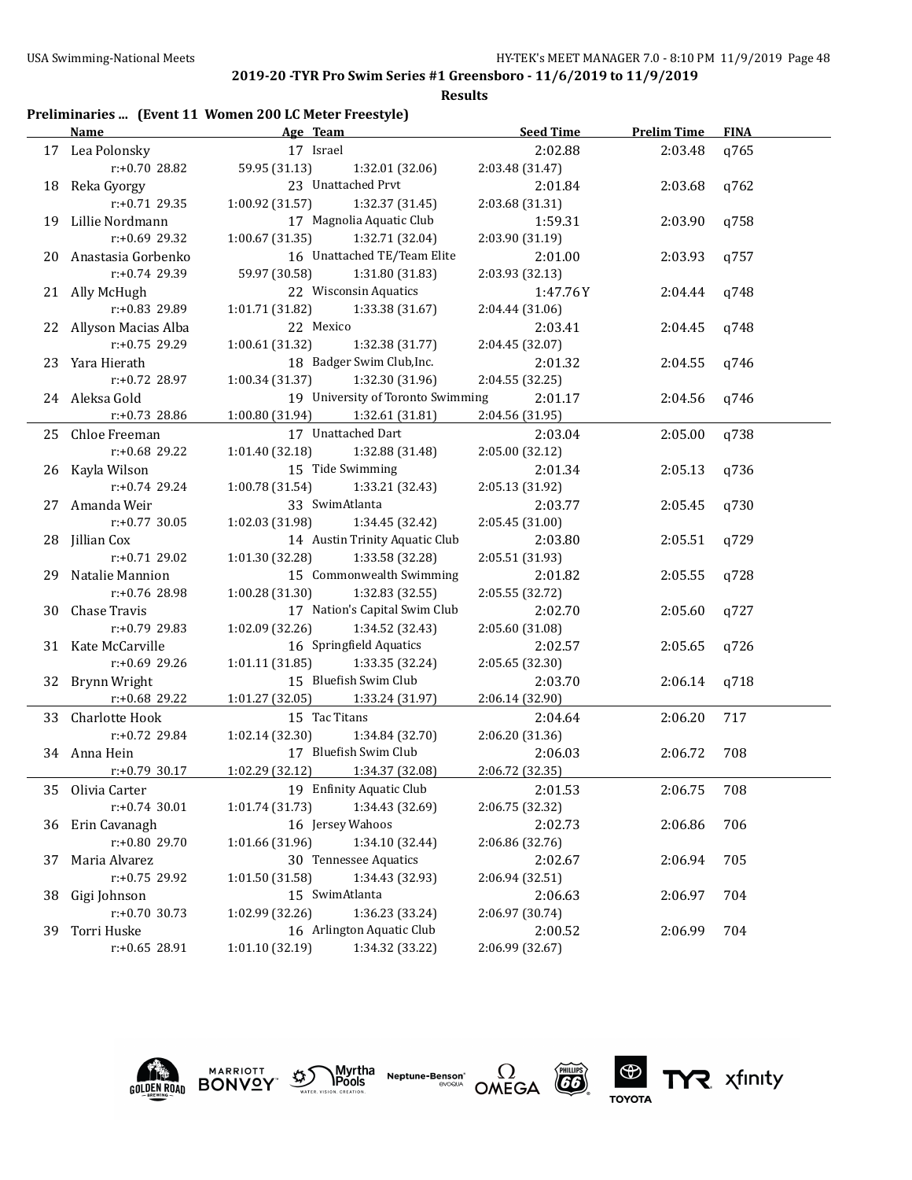**2019-20 -TYR Pro Swim Series #1 Greensboro - 11/6/2019 to 11/9/2019**

**Results**

### Preliminaries ... (Event 11 Women 200 LC Meter Freestyle)

| | Name | Age | Team | Seed Time | Prelim Time | FINA |
|---|---|---|---|---|---|---|
| 17 | Lea Polonsky | 17 | Israel | 2:02.88 | 2:03.48 | q765 |
| | r:+0.70 28.82 | 59.95 (31.13) | 1:32.01 (32.06) | 2:03.48 (31.47) | | |
| 18 | Reka Gyorgy | 23 | Unattached Prvt | 2:01.84 | 2:03.68 | q762 |
| | r:+0.71 29.35 | 1:00.92 (31.57) | 1:32.37 (31.45) | 2:03.68 (31.31) | | |
| 19 | Lillie Nordmann | 17 | Magnolia Aquatic Club | 1:59.31 | 2:03.90 | q758 |
| | r:+0.69 29.32 | 1:00.67 (31.35) | 1:32.71 (32.04) | 2:03.90 (31.19) | | |
| 20 | Anastasia Gorbenko | 16 | Unattached TE/Team Elite | 2:01.00 | 2:03.93 | q757 |
| | r:+0.74 29.39 | 59.97 (30.58) | 1:31.80 (31.83) | 2:03.93 (32.13) | | |
| 21 | Ally McHugh | 22 | Wisconsin Aquatics | 1:47.76Y | 2:04.44 | q748 |
| | r:+0.83 29.89 | 1:01.71 (31.82) | 1:33.38 (31.67) | 2:04.44 (31.06) | | |
| 22 | Allyson Macias Alba | 22 | Mexico | 2:03.41 | 2:04.45 | q748 |
| | r:+0.75 29.29 | 1:00.61 (31.32) | 1:32.38 (31.77) | 2:04.45 (32.07) | | |
| 23 | Yara Hierath | 18 | Badger Swim Club,Inc. | 2:01.32 | 2:04.55 | q746 |
| | r:+0.72 28.97 | 1:00.34 (31.37) | 1:32.30 (31.96) | 2:04.55 (32.25) | | |
| 24 | Aleksa Gold | 19 | University of Toronto Swimming | 2:01.17 | 2:04.56 | q746 |
| | r:+0.73 28.86 | 1:00.80 (31.94) | 1:32.61 (31.81) | 2:04.56 (31.95) | | |
| 25 | Chloe Freeman | 17 | Unattached Dart | 2:03.04 | 2:05.00 | q738 |
| | r:+0.68 29.22 | 1:01.40 (32.18) | 1:32.88 (31.48) | 2:05.00 (32.12) | | |
| 26 | Kayla Wilson | 15 | Tide Swimming | 2:01.34 | 2:05.13 | q736 |
| | r:+0.74 29.24 | 1:00.78 (31.54) | 1:33.21 (32.43) | 2:05.13 (31.92) | | |
| 27 | Amanda Weir | 33 | SwimAtlanta | 2:03.77 | 2:05.45 | q730 |
| | r:+0.77 30.05 | 1:02.03 (31.98) | 1:34.45 (32.42) | 2:05.45 (31.00) | | |
| 28 | Jillian Cox | 14 | Austin Trinity Aquatic Club | 2:03.80 | 2:05.51 | q729 |
| | r:+0.71 29.02 | 1:01.30 (32.28) | 1:33.58 (32.28) | 2:05.51 (31.93) | | |
| 29 | Natalie Mannion | 15 | Commonwealth Swimming | 2:01.82 | 2:05.55 | q728 |
| | r:+0.76 28.98 | 1:00.28 (31.30) | 1:32.83 (32.55) | 2:05.55 (32.72) | | |
| 30 | Chase Travis | 17 | Nation's Capital Swim Club | 2:02.70 | 2:05.60 | q727 |
| | r:+0.79 29.83 | 1:02.09 (32.26) | 1:34.52 (32.43) | 2:05.60 (31.08) | | |
| 31 | Kate McCarville | 16 | Springfield Aquatics | 2:02.57 | 2:05.65 | q726 |
| | r:+0.69 29.26 | 1:01.11 (31.85) | 1:33.35 (32.24) | 2:05.65 (32.30) | | |
| 32 | Brynn Wright | 15 | Bluefish Swim Club | 2:03.70 | 2:06.14 | q718 |
| | r:+0.68 29.22 | 1:01.27 (32.05) | 1:33.24 (31.97) | 2:06.14 (32.90) | | |
| 33 | Charlotte Hook | 15 | Tac Titans | 2:04.64 | 2:06.20 | 717 |
| | r:+0.72 29.84 | 1:02.14 (32.30) | 1:34.84 (32.70) | 2:06.20 (31.36) | | |
| 34 | Anna Hein | 17 | Bluefish Swim Club | 2:06.03 | 2:06.72 | 708 |
| | r:+0.79 30.17 | 1:02.29 (32.12) | 1:34.37 (32.08) | 2:06.72 (32.35) | | |
| 35 | Olivia Carter | 19 | Enfinity Aquatic Club | 2:01.53 | 2:06.75 | 708 |
| | r:+0.74 30.01 | 1:01.74 (31.73) | 1:34.43 (32.69) | 2:06.75 (32.32) | | |
| 36 | Erin Cavanagh | 16 | Jersey Wahoos | 2:02.73 | 2:06.86 | 706 |
| | r:+0.80 29.70 | 1:01.66 (31.96) | 1:34.10 (32.44) | 2:06.86 (32.76) | | |
| 37 | Maria Alvarez | 30 | Tennessee Aquatics | 2:02.67 | 2:06.94 | 705 |
| | r:+0.75 29.92 | 1:01.50 (31.58) | 1:34.43 (32.93) | 2:06.94 (32.51) | | |
| 38 | Gigi Johnson | 15 | SwimAtlanta | 2:06.63 | 2:06.97 | 704 |
| | r:+0.70 30.73 | 1:02.99 (32.26) | 1:36.23 (33.24) | 2:06.97 (30.74) | | |
| 39 | Torri Huske | 16 | Arlington Aquatic Club | 2:00.52 | 2:06.99 | 704 |
| | r:+0.65 28.91 | 1:01.10 (32.19) | 1:34.32 (33.22) | 2:06.99 (32.67) | | |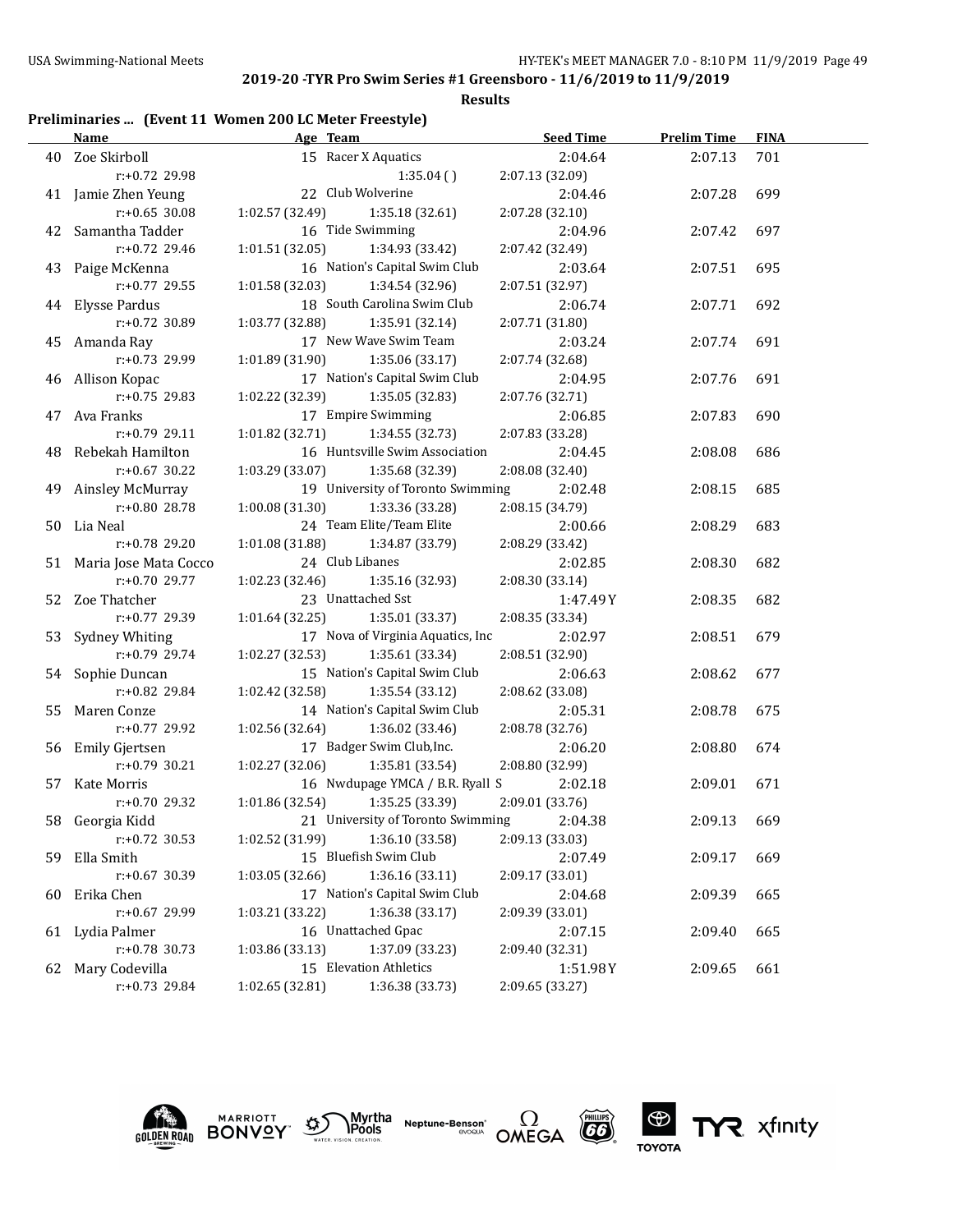**2019-20 -TYR Pro Swim Series #1 Greensboro - 11/6/2019 to 11/9/2019**

**Results**

### Preliminaries ... (Event 11 Women 200 LC Meter Freestyle)

| | Name | Age | Team | Seed Time | Prelim Time | FINA |
|---|---|---|---|---|---|---|
| 40 | Zoe Skirboll | 15 | Racer X Aquatics | 2:04.64 | 2:07.13 | 701 |
| | r:+0.72 29.98 | | 1:35.04 ( ) | 2:07.13 (32.09) | | |
| 41 | Jamie Zhen Yeung | 22 | Club Wolverine | 2:04.46 | 2:07.28 | 699 |
| | r:+0.65 30.08 | 1:02.57 (32.49) | 1:35.18 (32.61) | 2:07.28 (32.10) | | |
| 42 | Samantha Tadder | 16 | Tide Swimming | 2:04.96 | 2:07.42 | 697 |
| | r:+0.72 29.46 | 1:01.51 (32.05) | 1:34.93 (33.42) | 2:07.42 (32.49) | | |
| 43 | Paige McKenna | 16 | Nation's Capital Swim Club | 2:03.64 | 2:07.51 | 695 |
| | r:+0.77 29.55 | 1:01.58 (32.03) | 1:34.54 (32.96) | 2:07.51 (32.97) | | |
| 44 | Elysse Pardus | 18 | South Carolina Swim Club | 2:06.74 | 2:07.71 | 692 |
| | r:+0.72 30.89 | 1:03.77 (32.88) | 1:35.91 (32.14) | 2:07.71 (31.80) | | |
| 45 | Amanda Ray | 17 | New Wave Swim Team | 2:03.24 | 2:07.74 | 691 |
| | r:+0.73 29.99 | 1:01.89 (31.90) | 1:35.06 (33.17) | 2:07.74 (32.68) | | |
| 46 | Allison Kopac | 17 | Nation's Capital Swim Club | 2:04.95 | 2:07.76 | 691 |
| | r:+0.75 29.83 | 1:02.22 (32.39) | 1:35.05 (32.83) | 2:07.76 (32.71) | | |
| 47 | Ava Franks | 17 | Empire Swimming | 2:06.85 | 2:07.83 | 690 |
| | r:+0.79 29.11 | 1:01.82 (32.71) | 1:34.55 (32.73) | 2:07.83 (33.28) | | |
| 48 | Rebekah Hamilton | 16 | Huntsville Swim Association | 2:04.45 | 2:08.08 | 686 |
| | r:+0.67 30.22 | 1:03.29 (33.07) | 1:35.68 (32.39) | 2:08.08 (32.40) | | |
| 49 | Ainsley McMurray | 19 | University of Toronto Swimming | 2:02.48 | 2:08.15 | 685 |
| | r:+0.80 28.78 | 1:00.08 (31.30) | 1:33.36 (33.28) | 2:08.15 (34.79) | | |
| 50 | Lia Neal | 24 | Team Elite/Team Elite | 2:00.66 | 2:08.29 | 683 |
| | r:+0.78 29.20 | 1:01.08 (31.88) | 1:34.87 (33.79) | 2:08.29 (33.42) | | |
| 51 | Maria Jose Mata Cocco | 24 | Club Libanes | 2:02.85 | 2:08.30 | 682 |
| | r:+0.70 29.77 | 1:02.23 (32.46) | 1:35.16 (32.93) | 2:08.30 (33.14) | | |
| 52 | Zoe Thatcher | 23 | Unattached Sst | 1:47.49Y | 2:08.35 | 682 |
| | r:+0.77 29.39 | 1:01.64 (32.25) | 1:35.01 (33.37) | 2:08.35 (33.34) | | |
| 53 | Sydney Whiting | 17 | Nova of Virginia Aquatics, Inc | 2:02.97 | 2:08.51 | 679 |
| | r:+0.79 29.74 | 1:02.27 (32.53) | 1:35.61 (33.34) | 2:08.51 (32.90) | | |
| 54 | Sophie Duncan | 15 | Nation's Capital Swim Club | 2:06.63 | 2:08.62 | 677 |
| | r:+0.82 29.84 | 1:02.42 (32.58) | 1:35.54 (33.12) | 2:08.62 (33.08) | | |
| 55 | Maren Conze | 14 | Nation's Capital Swim Club | 2:05.31 | 2:08.78 | 675 |
| | r:+0.77 29.92 | 1:02.56 (32.64) | 1:36.02 (33.46) | 2:08.78 (32.76) | | |
| 56 | Emily Gjertsen | 17 | Badger Swim Club,Inc. | 2:06.20 | 2:08.80 | 674 |
| | r:+0.79 30.21 | 1:02.27 (32.06) | 1:35.81 (33.54) | 2:08.80 (32.99) | | |
| 57 | Kate Morris | 16 | Nwdupage YMCA / B.R. Ryall S | 2:02.18 | 2:09.01 | 671 |
| | r:+0.70 29.32 | 1:01.86 (32.54) | 1:35.25 (33.39) | 2:09.01 (33.76) | | |
| 58 | Georgia Kidd | 21 | University of Toronto Swimming | 2:04.38 | 2:09.13 | 669 |
| | r:+0.72 30.53 | 1:02.52 (31.99) | 1:36.10 (33.58) | 2:09.13 (33.03) | | |
| 59 | Ella Smith | 15 | Bluefish Swim Club | 2:07.49 | 2:09.17 | 669 |
| | r:+0.67 30.39 | 1:03.05 (32.66) | 1:36.16 (33.11) | 2:09.17 (33.01) | | |
| 60 | Erika Chen | 17 | Nation's Capital Swim Club | 2:04.68 | 2:09.39 | 665 |
| | r:+0.67 29.99 | 1:03.21 (33.22) | 1:36.38 (33.17) | 2:09.39 (33.01) | | |
| 61 | Lydia Palmer | 16 | Unattached Gpac | 2:07.15 | 2:09.40 | 665 |
| | r:+0.78 30.73 | 1:03.86 (33.13) | 1:37.09 (33.23) | 2:09.40 (32.31) | | |
| 62 | Mary Codevilla | 15 | Elevation Athletics | 1:51.98Y | 2:09.65 | 661 |
| | r:+0.73 29.84 | 1:02.65 (32.81) | 1:36.38 (33.73) | 2:09.65 (33.27) | | |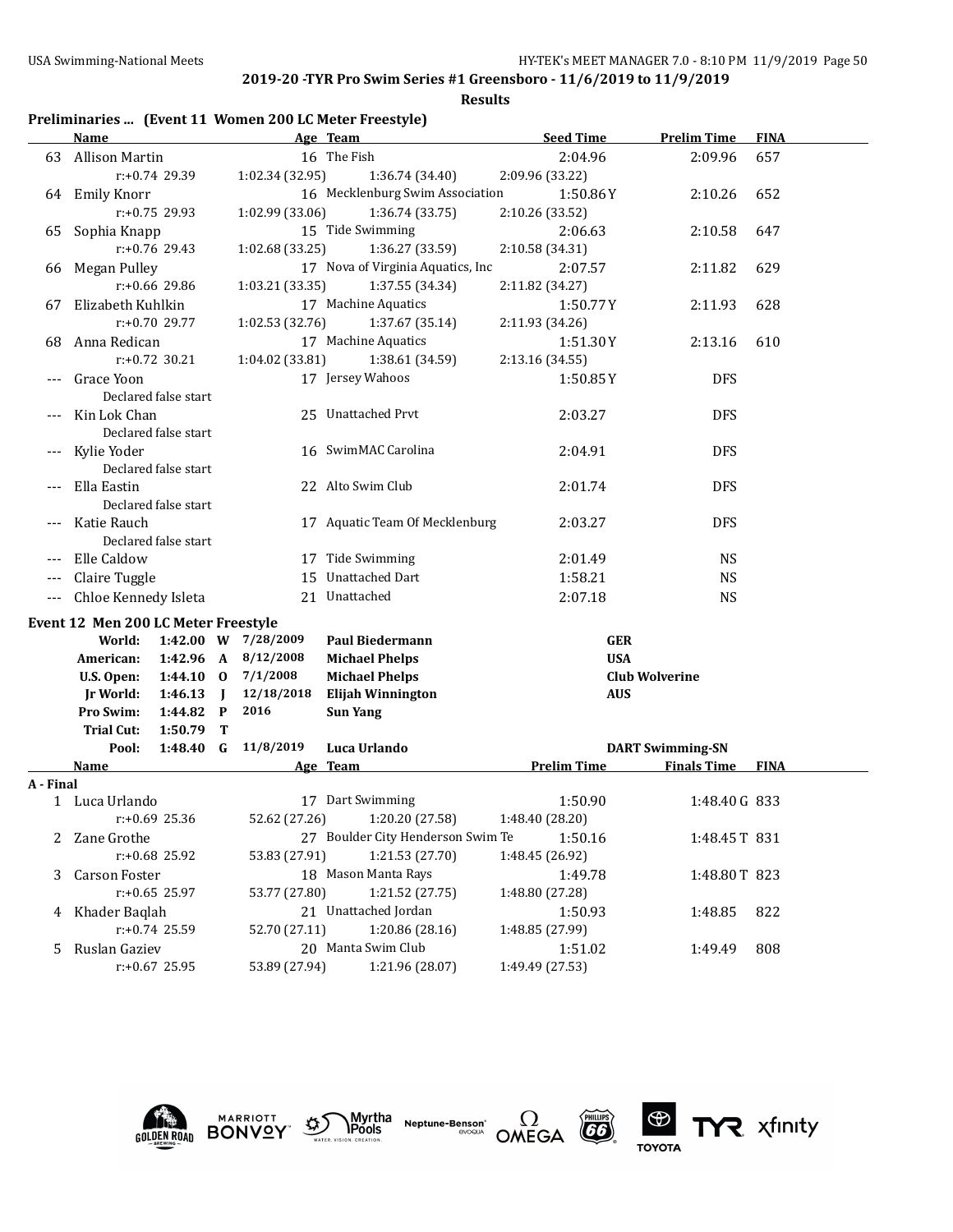**2019-20 -TYR Pro Swim Series #1 Greensboro - 11/6/2019 to 11/9/2019**

**Results**

### Preliminaries ... (Event 11 Women 200 LC Meter Freestyle)

| | Name | Age | Team | Seed Time | Prelim Time | FINA |
|---|---|---|---|---|---|---|
| 63 | Allison Martin | 16 | The Fish | 2:04.96 | 2:09.96 | 657 |
| | r:+0.74 29.39 | 1:02.34 (32.95) | 1:36.74 (34.40) | 2:09.96 (33.22) | | |
| 64 | Emily Knorr | 16 | Mecklenburg Swim Association | 1:50.86Y | 2:10.26 | 652 |
| | r:+0.75 29.93 | 1:02.99 (33.06) | 1:36.74 (33.75) | 2:10.26 (33.52) | | |
| 65 | Sophia Knapp | 15 | Tide Swimming | 2:06.63 | 2:10.58 | 647 |
| | r:+0.76 29.43 | 1:02.68 (33.25) | 1:36.27 (33.59) | 2:10.58 (34.31) | | |
| 66 | Megan Pulley | 17 | Nova of Virginia Aquatics, Inc | 2:07.57 | 2:11.82 | 629 |
| | r:+0.66 29.86 | 1:03.21 (33.35) | 1:37.55 (34.34) | 2:11.82 (34.27) | | |
| 67 | Elizabeth Kuhlkin | 17 | Machine Aquatics | 1:50.77Y | 2:11.93 | 628 |
| | r:+0.70 29.77 | 1:02.53 (32.76) | 1:37.67 (35.14) | 2:11.93 (34.26) | | |
| 68 | Anna Redican | 17 | Machine Aquatics | 1:51.30Y | 2:13.16 | 610 |
| | r:+0.72 30.21 | 1:04.02 (33.81) | 1:38.61 (34.59) | 2:13.16 (34.55) | | |
| --- | Grace Yoon | 17 | Jersey Wahoos | 1:50.85Y | DFS | |
| | Declared false start | | | | | |
| --- | Kin Lok Chan | 25 | Unattached Prvt | 2:03.27 | DFS | |
| | Declared false start | | | | | |
| --- | Kylie Yoder | 16 | SwimMAC Carolina | 2:04.91 | DFS | |
| | Declared false start | | | | | |
| --- | Ella Eastin | 22 | Alto Swim Club | 2:01.74 | DFS | |
| | Declared false start | | | | | |
| --- | Katie Rauch | 17 | Aquatic Team Of Mecklenburg | 2:03.27 | DFS | |
| | Declared false start | | | | | |
| --- | Elle Caldow | 17 | Tide Swimming | 2:01.49 | NS | |
| --- | Claire Tuggle | 15 | Unattached Dart | 1:58.21 | NS | |
| --- | Chloe Kennedy Isleta | 21 | Unattached | 2:07.18 | NS | |

### Event 12 Men 200 LC Meter Freestyle

| Record | Time | | Date | Name | Team |
|---|---|---|---|---|---|
| World: | 1:42.00 | W | 7/28/2009 | Paul Biedermann | GER |
| American: | 1:42.96 | A | 8/12/2008 | Michael Phelps | USA |
| U.S. Open: | 1:44.10 | O | 7/1/2008 | Michael Phelps | Club Wolverine |
| Jr World: | 1:46.13 | J | 12/18/2018 | Elijah Winnington | AUS |
| Pro Swim: | 1:44.82 | P | 2016 | Sun Yang | |
| Trial Cut: | 1:50.79 | T | | | |
| Pool: | 1:48.40 | G | 11/8/2019 | Luca Urlando | DART Swimming-SN |

**A - Final**

| | Name | Age | Team | Prelim Time | Finals Time | FINA |
|---|---|---|---|---|---|---|
| 1 | Luca Urlando | 17 | Dart Swimming | 1:50.90 | 1:48.40 G | 833 |
| | r:+0.69 25.36 | 52.62 (27.26) | 1:20.20 (27.58) | 1:48.40 (28.20) | | |
| 2 | Zane Grothe | 27 | Boulder City Henderson Swim Te | 1:50.16 | 1:48.45 T | 831 |
| | r:+0.68 25.92 | 53.83 (27.91) | 1:21.53 (27.70) | 1:48.45 (26.92) | | |
| 3 | Carson Foster | 18 | Mason Manta Rays | 1:49.78 | 1:48.80 T | 823 |
| | r:+0.65 25.97 | 53.77 (27.80) | 1:21.52 (27.75) | 1:48.80 (27.28) | | |
| 4 | Khader Baqlah | 21 | Unattached Jordan | 1:50.93 | 1:48.85 | 822 |
| | r:+0.74 25.59 | 52.70 (27.11) | 1:20.86 (28.16) | 1:48.85 (27.99) | | |
| 5 | Ruslan Gaziev | 20 | Manta Swim Club | 1:51.02 | 1:49.49 | 808 |
| | r:+0.67 25.95 | 53.89 (27.94) | 1:21.96 (28.07) | 1:49.49 (27.53) | | |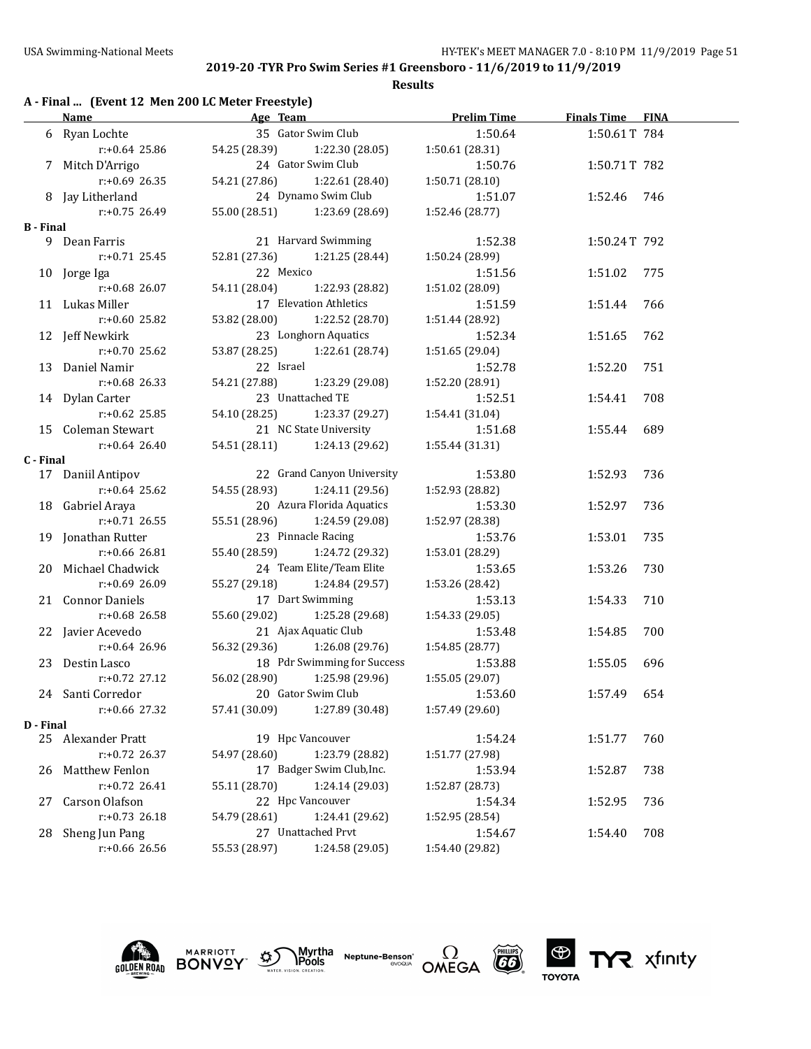## 2019-20 -TYR Pro Swim Series #1 Greensboro - 11/6/2019 to 11/9/2019

### Results

**A - Final ... (Event 12 Men 200 LC Meter Freestyle)**

| | Name | Age | Team | Prelim Time | Finals Time | FINA |
|---|---|---|---|---|---|---|
| 6 | Ryan Lochte | 35 | Gator Swim Club | 1:50.64 | 1:50.61T | 784 |
| | r:+0.64 25.86 | 54.25 (28.39) | 1:22.30 (28.05) | 1:50.61 (28.31) | | |
| 7 | Mitch D'Arrigo | 24 | Gator Swim Club | 1:50.76 | 1:50.71T | 782 |
| | r:+0.69 26.35 | 54.21 (27.86) | 1:22.61 (28.40) | 1:50.71 (28.10) | | |
| 8 | Jay Litherland | 24 | Dynamo Swim Club | 1:51.07 | 1:52.46 | 746 |
| | r:+0.75 26.49 | 55.00 (28.51) | 1:23.69 (28.69) | 1:52.46 (28.77) | | |
| **B - Final** | | | | | | |
| 9 | Dean Farris | 21 | Harvard Swimming | 1:52.38 | 1:50.24T | 792 |
| | r:+0.71 25.45 | 52.81 (27.36) | 1:21.25 (28.44) | 1:50.24 (28.99) | | |
| 10 | Jorge Iga | 22 | Mexico | 1:51.56 | 1:51.02 | 775 |
| | r:+0.68 26.07 | 54.11 (28.04) | 1:22.93 (28.82) | 1:51.02 (28.09) | | |
| 11 | Lukas Miller | 17 | Elevation Athletics | 1:51.59 | 1:51.44 | 766 |
| | r:+0.60 25.82 | 53.82 (28.00) | 1:22.52 (28.70) | 1:51.44 (28.92) | | |
| 12 | Jeff Newkirk | 23 | Longhorn Aquatics | 1:52.34 | 1:51.65 | 762 |
| | r:+0.70 25.62 | 53.87 (28.25) | 1:22.61 (28.74) | 1:51.65 (29.04) | | |
| 13 | Daniel Namir | 22 | Israel | 1:52.78 | 1:52.20 | 751 |
| | r:+0.68 26.33 | 54.21 (27.88) | 1:23.29 (29.08) | 1:52.20 (28.91) | | |
| 14 | Dylan Carter | 23 | Unattached TE | 1:52.51 | 1:54.41 | 708 |
| | r:+0.62 25.85 | 54.10 (28.25) | 1:23.37 (29.27) | 1:54.41 (31.04) | | |
| 15 | Coleman Stewart | 21 | NC State University | 1:51.68 | 1:55.44 | 689 |
| | r:+0.64 26.40 | 54.51 (28.11) | 1:24.13 (29.62) | 1:55.44 (31.31) | | |
| **C - Final** | | | | | | |
| 17 | Daniil Antipov | 22 | Grand Canyon University | 1:53.80 | 1:52.93 | 736 |
| | r:+0.64 25.62 | 54.55 (28.93) | 1:24.11 (29.56) | 1:52.93 (28.82) | | |
| 18 | Gabriel Araya | 20 | Azura Florida Aquatics | 1:53.30 | 1:52.97 | 736 |
| | r:+0.71 26.55 | 55.51 (28.96) | 1:24.59 (29.08) | 1:52.97 (28.38) | | |
| 19 | Jonathan Rutter | 23 | Pinnacle Racing | 1:53.76 | 1:53.01 | 735 |
| | r:+0.66 26.81 | 55.40 (28.59) | 1:24.72 (29.32) | 1:53.01 (28.29) | | |
| 20 | Michael Chadwick | 24 | Team Elite/Team Elite | 1:53.65 | 1:53.26 | 730 |
| | r:+0.69 26.09 | 55.27 (29.18) | 1:24.84 (29.57) | 1:53.26 (28.42) | | |
| 21 | Connor Daniels | 17 | Dart Swimming | 1:53.13 | 1:54.33 | 710 |
| | r:+0.68 26.58 | 55.60 (29.02) | 1:25.28 (29.68) | 1:54.33 (29.05) | | |
| 22 | Javier Acevedo | 21 | Ajax Aquatic Club | 1:53.48 | 1:54.85 | 700 |
| | r:+0.64 26.96 | 56.32 (29.36) | 1:26.08 (29.76) | 1:54.85 (28.77) | | |
| 23 | Destin Lasco | 18 | Pdr Swimming for Success | 1:53.88 | 1:55.05 | 696 |
| | r:+0.72 27.12 | 56.02 (28.90) | 1:25.98 (29.96) | 1:55.05 (29.07) | | |
| 24 | Santi Corredor | 20 | Gator Swim Club | 1:53.60 | 1:57.49 | 654 |
| | r:+0.66 27.32 | 57.41 (30.09) | 1:27.89 (30.48) | 1:57.49 (29.60) | | |
| **D - Final** | | | | | | |
| 25 | Alexander Pratt | 19 | Hpc Vancouver | 1:54.24 | 1:51.77 | 760 |
| | r:+0.72 26.37 | 54.97 (28.60) | 1:23.79 (28.82) | 1:51.77 (27.98) | | |
| 26 | Matthew Fenlon | 17 | Badger Swim Club,Inc. | 1:53.94 | 1:52.87 | 738 |
| | r:+0.72 26.41 | 55.11 (28.70) | 1:24.14 (29.03) | 1:52.87 (28.73) | | |
| 27 | Carson Olafson | 22 | Hpc Vancouver | 1:54.34 | 1:52.95 | 736 |
| | r:+0.73 26.18 | 54.79 (28.61) | 1:24.41 (29.62) | 1:52.95 (28.54) | | |
| 28 | Sheng Jun Pang | 27 | Unattached Prvt | 1:54.67 | 1:54.40 | 708 |
| | r:+0.66 26.56 | 55.53 (28.97) | 1:24.58 (29.05) | 1:54.40 (29.82) | | |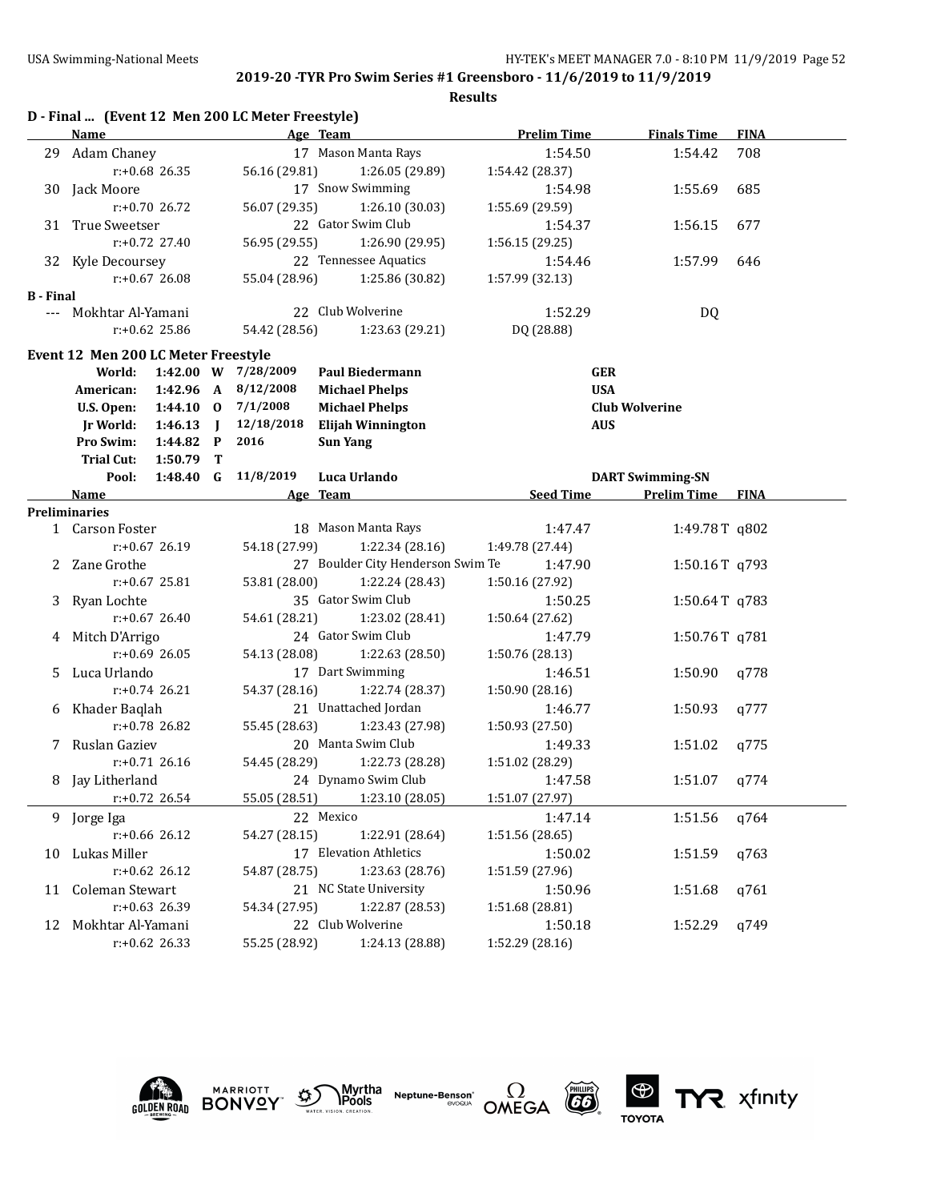## 2019-20 -TYR Pro Swim Series #1 Greensboro - 11/6/2019 to 11/9/2019

**Results**

### D - Final ... (Event 12 Men 200 LC Meter Freestyle)

| | Name | Age | Team | Prelim Time | Finals Time | FINA |
|---|---|---|---|---|---|---|
| 29 | Adam Chaney | 17 | Mason Manta Rays | 1:54.50 | 1:54.42 | 708 |
| | r:+0.68 26.35 | 56.16 (29.81) | 1:26.05 (29.89) | 1:54.42 (28.37) | | |
| 30 | Jack Moore | 17 | Snow Swimming | 1:54.98 | 1:55.69 | 685 |
| | r:+0.70 26.72 | 56.07 (29.35) | 1:26.10 (30.03) | 1:55.69 (29.59) | | |
| 31 | True Sweetser | 22 | Gator Swim Club | 1:54.37 | 1:56.15 | 677 |
| | r:+0.72 27.40 | 56.95 (29.55) | 1:26.90 (29.95) | 1:56.15 (29.25) | | |
| 32 | Kyle Decoursey | 22 | Tennessee Aquatics | 1:54.46 | 1:57.99 | 646 |
| | r:+0.67 26.08 | 55.04 (28.96) | 1:25.86 (30.82) | 1:57.99 (32.13) | | |

**B - Final**

| | Name | Age | Team | Prelim Time | Finals Time | FINA |
|---|---|---|---|---|---|---|
| --- | Mokhtar Al-Yamani | 22 | Club Wolverine | 1:52.29 | DQ | |
| | r:+0.62 25.86 | 54.42 (28.56) | 1:23.63 (29.21) | DQ (28.88) | | |

### Event 12 Men 200 LC Meter Freestyle

| | Time | | Date | Name | Team |
|---|---|---|---|---|---|
| World: | 1:42.00 | W | 7/28/2009 | Paul Biedermann | GER |
| American: | 1:42.96 | A | 8/12/2008 | Michael Phelps | USA |
| U.S. Open: | 1:44.10 | O | 7/1/2008 | Michael Phelps | Club Wolverine |
| Jr World: | 1:46.13 | J | 12/18/2018 | Elijah Winnington | AUS |
| Pro Swim: | 1:44.82 | P | 2016 | Sun Yang | |
| Trial Cut: | 1:50.79 | T | | | |
| Pool: | 1:48.40 | G | 11/8/2019 | Luca Urlando | DART Swimming-SN |

**Preliminaries**

| | Name | Age | Team | Seed Time | Prelim Time | FINA |
|---|---|---|---|---|---|---|
| 1 | Carson Foster | 18 | Mason Manta Rays | 1:47.47 | 1:49.78 T | q802 |
| | r:+0.67 26.19 | 54.18 (27.99) | 1:22.34 (28.16) | 1:49.78 (27.44) | | |
| 2 | Zane Grothe | 27 | Boulder City Henderson Swim Te | 1:47.90 | 1:50.16 T | q793 |
| | r:+0.67 25.81 | 53.81 (28.00) | 1:22.24 (28.43) | 1:50.16 (27.92) | | |
| 3 | Ryan Lochte | 35 | Gator Swim Club | 1:50.25 | 1:50.64 T | q783 |
| | r:+0.67 26.40 | 54.61 (28.21) | 1:23.02 (28.41) | 1:50.64 (27.62) | | |
| 4 | Mitch D'Arrigo | 24 | Gator Swim Club | 1:47.79 | 1:50.76 T | q781 |
| | r:+0.69 26.05 | 54.13 (28.08) | 1:22.63 (28.50) | 1:50.76 (28.13) | | |
| 5 | Luca Urlando | 17 | Dart Swimming | 1:46.51 | 1:50.90 | q778 |
| | r:+0.74 26.21 | 54.37 (28.16) | 1:22.74 (28.37) | 1:50.90 (28.16) | | |
| 6 | Khader Baqlah | 21 | Unattached Jordan | 1:46.77 | 1:50.93 | q777 |
| | r:+0.78 26.82 | 55.45 (28.63) | 1:23.43 (27.98) | 1:50.93 (27.50) | | |
| 7 | Ruslan Gaziev | 20 | Manta Swim Club | 1:49.33 | 1:51.02 | q775 |
| | r:+0.71 26.16 | 54.45 (28.29) | 1:22.73 (28.28) | 1:51.02 (28.29) | | |
| 8 | Jay Litherland | 24 | Dynamo Swim Club | 1:47.58 | 1:51.07 | q774 |
| | r:+0.72 26.54 | 55.05 (28.51) | 1:23.10 (28.05) | 1:51.07 (27.97) | | |
| 9 | Jorge Iga | 22 | Mexico | 1:47.14 | 1:51.56 | q764 |
| | r:+0.66 26.12 | 54.27 (28.15) | 1:22.91 (28.64) | 1:51.56 (28.65) | | |
| 10 | Lukas Miller | 17 | Elevation Athletics | 1:50.02 | 1:51.59 | q763 |
| | r:+0.62 26.12 | 54.87 (28.75) | 1:23.63 (28.76) | 1:51.59 (27.96) | | |
| 11 | Coleman Stewart | 21 | NC State University | 1:50.96 | 1:51.68 | q761 |
| | r:+0.63 26.39 | 54.34 (27.95) | 1:22.87 (28.53) | 1:51.68 (28.81) | | |
| 12 | Mokhtar Al-Yamani | 22 | Club Wolverine | 1:50.18 | 1:52.29 | q749 |
| | r:+0.62 26.33 | 55.25 (28.92) | 1:24.13 (28.88) | 1:52.29 (28.16) | | |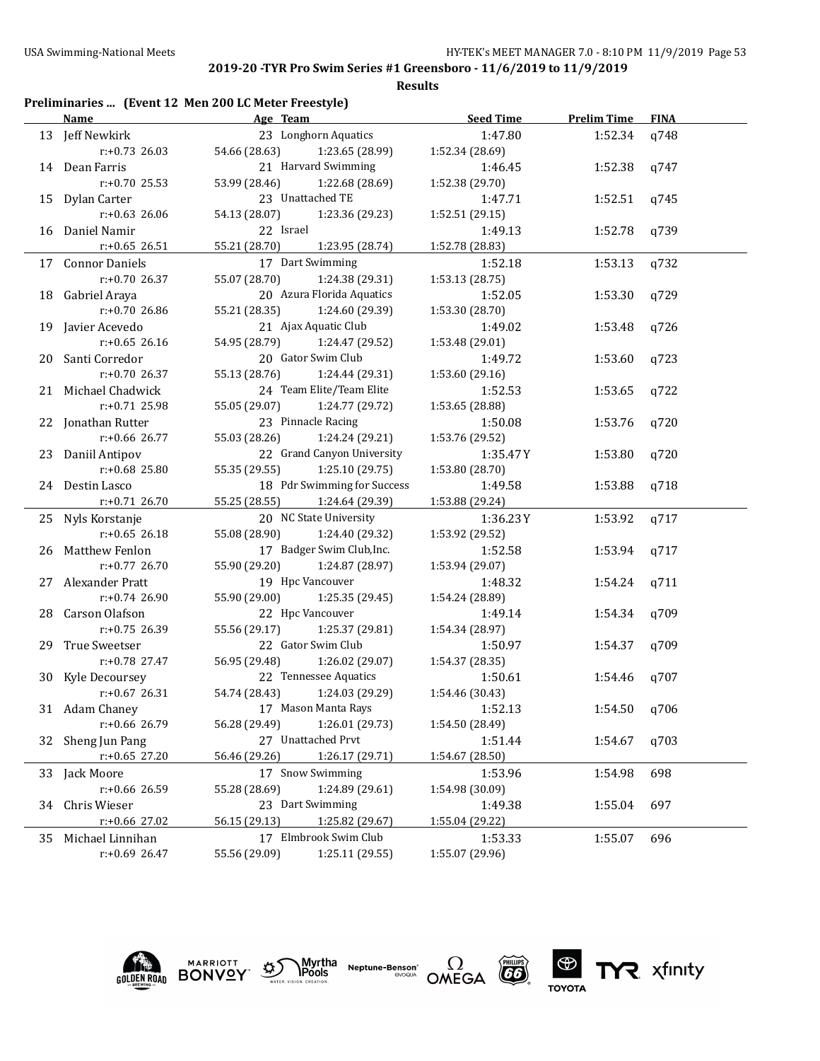**2019-20 -TYR Pro Swim Series #1 Greensboro - 11/6/2019 to 11/9/2019**

**Results**

### Preliminaries ... (Event 12 Men 200 LC Meter Freestyle)

| | Name | Age | Team | Seed Time | Prelim Time | FINA |
|---|---|---|---|---|---|---|
| 13 | Jeff Newkirk | 23 | Longhorn Aquatics | 1:47.80 | 1:52.34 | q748 |
| | r:+0.73 26.03 | 54.66 (28.63) | 1:23.65 (28.99) | 1:52.34 (28.69) | | |
| 14 | Dean Farris | 21 | Harvard Swimming | 1:46.45 | 1:52.38 | q747 |
| | r:+0.70 25.53 | 53.99 (28.46) | 1:22.68 (28.69) | 1:52.38 (29.70) | | |
| 15 | Dylan Carter | 23 | Unattached TE | 1:47.71 | 1:52.51 | q745 |
| | r:+0.63 26.06 | 54.13 (28.07) | 1:23.36 (29.23) | 1:52.51 (29.15) | | |
| 16 | Daniel Namir | 22 | Israel | 1:49.13 | 1:52.78 | q739 |
| | r:+0.65 26.51 | 55.21 (28.70) | 1:23.95 (28.74) | 1:52.78 (28.83) | | |
| 17 | Connor Daniels | 17 | Dart Swimming | 1:52.18 | 1:53.13 | q732 |
| | r:+0.70 26.37 | 55.07 (28.70) | 1:24.38 (29.31) | 1:53.13 (28.75) | | |
| 18 | Gabriel Araya | 20 | Azura Florida Aquatics | 1:52.05 | 1:53.30 | q729 |
| | r:+0.70 26.86 | 55.21 (28.35) | 1:24.60 (29.39) | 1:53.30 (28.70) | | |
| 19 | Javier Acevedo | 21 | Ajax Aquatic Club | 1:49.02 | 1:53.48 | q726 |
| | r:+0.65 26.16 | 54.95 (28.79) | 1:24.47 (29.52) | 1:53.48 (29.01) | | |
| 20 | Santi Corredor | 20 | Gator Swim Club | 1:49.72 | 1:53.60 | q723 |
| | r:+0.70 26.37 | 55.13 (28.76) | 1:24.44 (29.31) | 1:53.60 (29.16) | | |
| 21 | Michael Chadwick | 24 | Team Elite/Team Elite | 1:52.53 | 1:53.65 | q722 |
| | r:+0.71 25.98 | 55.05 (29.07) | 1:24.77 (29.72) | 1:53.65 (28.88) | | |
| 22 | Jonathan Rutter | 23 | Pinnacle Racing | 1:50.08 | 1:53.76 | q720 |
| | r:+0.66 26.77 | 55.03 (28.26) | 1:24.24 (29.21) | 1:53.76 (29.52) | | |
| 23 | Daniil Antipov | 22 | Grand Canyon University | 1:35.47Y | 1:53.80 | q720 |
| | r:+0.68 25.80 | 55.35 (29.55) | 1:25.10 (29.75) | 1:53.80 (28.70) | | |
| 24 | Destin Lasco | 18 | Pdr Swimming for Success | 1:49.58 | 1:53.88 | q718 |
| | r:+0.71 26.70 | 55.25 (28.55) | 1:24.64 (29.39) | 1:53.88 (29.24) | | |
| 25 | Nyls Korstanje | 20 | NC State University | 1:36.23Y | 1:53.92 | q717 |
| | r:+0.65 26.18 | 55.08 (28.90) | 1:24.40 (29.32) | 1:53.92 (29.52) | | |
| 26 | Matthew Fenlon | 17 | Badger Swim Club,Inc. | 1:52.58 | 1:53.94 | q717 |
| | r:+0.77 26.70 | 55.90 (29.20) | 1:24.87 (28.97) | 1:53.94 (29.07) | | |
| 27 | Alexander Pratt | 19 | Hpc Vancouver | 1:48.32 | 1:54.24 | q711 |
| | r:+0.74 26.90 | 55.90 (29.00) | 1:25.35 (29.45) | 1:54.24 (28.89) | | |
| 28 | Carson Olafson | 22 | Hpc Vancouver | 1:49.14 | 1:54.34 | q709 |
| | r:+0.75 26.39 | 55.56 (29.17) | 1:25.37 (29.81) | 1:54.34 (28.97) | | |
| 29 | True Sweetser | 22 | Gator Swim Club | 1:50.97 | 1:54.37 | q709 |
| | r:+0.78 27.47 | 56.95 (29.48) | 1:26.02 (29.07) | 1:54.37 (28.35) | | |
| 30 | Kyle Decoursey | 22 | Tennessee Aquatics | 1:50.61 | 1:54.46 | q707 |
| | r:+0.67 26.31 | 54.74 (28.43) | 1:24.03 (29.29) | 1:54.46 (30.43) | | |
| 31 | Adam Chaney | 17 | Mason Manta Rays | 1:52.13 | 1:54.50 | q706 |
| | r:+0.66 26.79 | 56.28 (29.49) | 1:26.01 (29.73) | 1:54.50 (28.49) | | |
| 32 | Sheng Jun Pang | 27 | Unattached Prvt | 1:51.44 | 1:54.67 | q703 |
| | r:+0.65 27.20 | 56.46 (29.26) | 1:26.17 (29.71) | 1:54.67 (28.50) | | |
| 33 | Jack Moore | 17 | Snow Swimming | 1:53.96 | 1:54.98 | 698 |
| | r:+0.66 26.59 | 55.28 (28.69) | 1:24.89 (29.61) | 1:54.98 (30.09) | | |
| 34 | Chris Wieser | 23 | Dart Swimming | 1:49.38 | 1:55.04 | 697 |
| | r:+0.66 27.02 | 56.15 (29.13) | 1:25.82 (29.67) | 1:55.04 (29.22) | | |
| 35 | Michael Linnihan | 17 | Elmbrook Swim Club | 1:53.33 | 1:55.07 | 696 |
| | r:+0.69 26.47 | 55.56 (29.09) | 1:25.11 (29.55) | 1:55.07 (29.96) | | |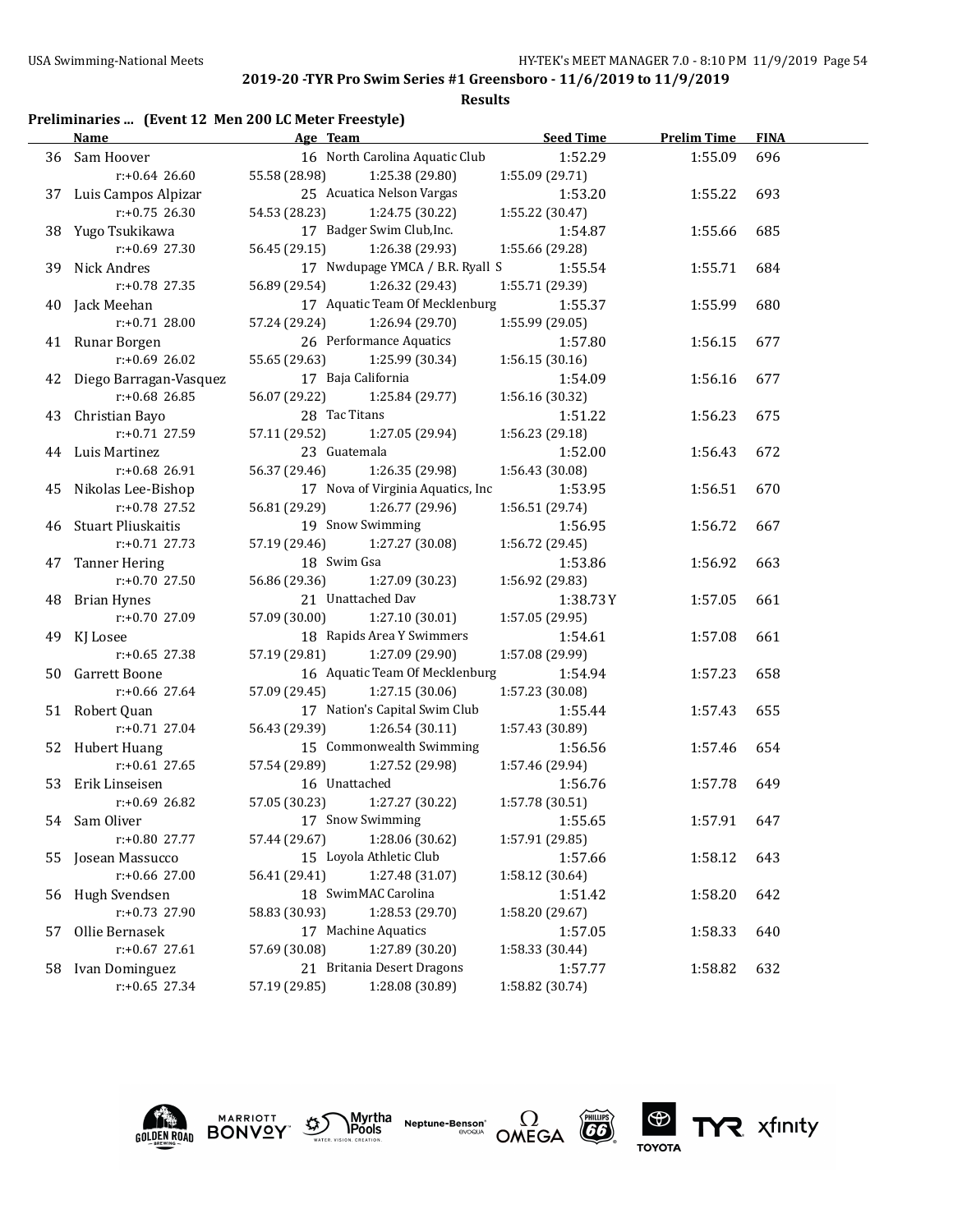**2019-20 -TYR Pro Swim Series #1 Greensboro - 11/6/2019 to 11/9/2019**

**Results**

### Preliminaries ... (Event 12 Men 200 LC Meter Freestyle)

| | Name | Age | Team | Seed Time | Prelim Time | FINA |
|---|---|---|---|---|---|---|
| 36 | Sam Hoover | 16 | North Carolina Aquatic Club | 1:52.29 | 1:55.09 | 696 |
| | r:+0.64 26.60 | 55.58 (28.98) | 1:25.38 (29.80) | 1:55.09 (29.71) | | |
| 37 | Luis Campos Alpizar | 25 | Acuatica Nelson Vargas | 1:53.20 | 1:55.22 | 693 |
| | r:+0.75 26.30 | 54.53 (28.23) | 1:24.75 (30.22) | 1:55.22 (30.47) | | |
| 38 | Yugo Tsukikawa | 17 | Badger Swim Club,Inc. | 1:54.87 | 1:55.66 | 685 |
| | r:+0.69 27.30 | 56.45 (29.15) | 1:26.38 (29.93) | 1:55.66 (29.28) | | |
| 39 | Nick Andres | 17 | Nwdupage YMCA / B.R. Ryall S | 1:55.54 | 1:55.71 | 684 |
| | r:+0.78 27.35 | 56.89 (29.54) | 1:26.32 (29.43) | 1:55.71 (29.39) | | |
| 40 | Jack Meehan | 17 | Aquatic Team Of Mecklenburg | 1:55.37 | 1:55.99 | 680 |
| | r:+0.71 28.00 | 57.24 (29.24) | 1:26.94 (29.70) | 1:55.99 (29.05) | | |
| 41 | Runar Borgen | 26 | Performance Aquatics | 1:57.80 | 1:56.15 | 677 |
| | r:+0.69 26.02 | 55.65 (29.63) | 1:25.99 (30.34) | 1:56.15 (30.16) | | |
| 42 | Diego Barragan-Vasquez | 17 | Baja California | 1:54.09 | 1:56.16 | 677 |
| | r:+0.68 26.85 | 56.07 (29.22) | 1:25.84 (29.77) | 1:56.16 (30.32) | | |
| 43 | Christian Bayo | 28 | Tac Titans | 1:51.22 | 1:56.23 | 675 |
| | r:+0.71 27.59 | 57.11 (29.52) | 1:27.05 (29.94) | 1:56.23 (29.18) | | |
| 44 | Luis Martinez | 23 | Guatemala | 1:52.00 | 1:56.43 | 672 |
| | r:+0.68 26.91 | 56.37 (29.46) | 1:26.35 (29.98) | 1:56.43 (30.08) | | |
| 45 | Nikolas Lee-Bishop | 17 | Nova of Virginia Aquatics, Inc | 1:53.95 | 1:56.51 | 670 |
| | r:+0.78 27.52 | 56.81 (29.29) | 1:26.77 (29.96) | 1:56.51 (29.74) | | |
| 46 | Stuart Pliuskaitis | 19 | Snow Swimming | 1:56.95 | 1:56.72 | 667 |
| | r:+0.71 27.73 | 57.19 (29.46) | 1:27.27 (30.08) | 1:56.72 (29.45) | | |
| 47 | Tanner Hering | 18 | Swim Gsa | 1:53.86 | 1:56.92 | 663 |
| | r:+0.70 27.50 | 56.86 (29.36) | 1:27.09 (30.23) | 1:56.92 (29.83) | | |
| 48 | Brian Hynes | 21 | Unattached Dav | 1:38.73Y | 1:57.05 | 661 |
| | r:+0.70 27.09 | 57.09 (30.00) | 1:27.10 (30.01) | 1:57.05 (29.95) | | |
| 49 | KJ Losee | 18 | Rapids Area Y Swimmers | 1:54.61 | 1:57.08 | 661 |
| | r:+0.65 27.38 | 57.19 (29.81) | 1:27.09 (29.90) | 1:57.08 (29.99) | | |
| 50 | Garrett Boone | 16 | Aquatic Team Of Mecklenburg | 1:54.94 | 1:57.23 | 658 |
| | r:+0.66 27.64 | 57.09 (29.45) | 1:27.15 (30.06) | 1:57.23 (30.08) | | |
| 51 | Robert Quan | 17 | Nation's Capital Swim Club | 1:55.44 | 1:57.43 | 655 |
| | r:+0.71 27.04 | 56.43 (29.39) | 1:26.54 (30.11) | 1:57.43 (30.89) | | |
| 52 | Hubert Huang | 15 | Commonwealth Swimming | 1:56.56 | 1:57.46 | 654 |
| | r:+0.61 27.65 | 57.54 (29.89) | 1:27.52 (29.98) | 1:57.46 (29.94) | | |
| 53 | Erik Linseisen | 16 | Unattached | 1:56.76 | 1:57.78 | 649 |
| | r:+0.69 26.82 | 57.05 (30.23) | 1:27.27 (30.22) | 1:57.78 (30.51) | | |
| 54 | Sam Oliver | 17 | Snow Swimming | 1:55.65 | 1:57.91 | 647 |
| | r:+0.80 27.77 | 57.44 (29.67) | 1:28.06 (30.62) | 1:57.91 (29.85) | | |
| 55 | Josean Massucco | 15 | Loyola Athletic Club | 1:57.66 | 1:58.12 | 643 |
| | r:+0.66 27.00 | 56.41 (29.41) | 1:27.48 (31.07) | 1:58.12 (30.64) | | |
| 56 | Hugh Svendsen | 18 | SwimMAC Carolina | 1:51.42 | 1:58.20 | 642 |
| | r:+0.73 27.90 | 58.83 (30.93) | 1:28.53 (29.70) | 1:58.20 (29.67) | | |
| 57 | Ollie Bernasek | 17 | Machine Aquatics | 1:57.05 | 1:58.33 | 640 |
| | r:+0.67 27.61 | 57.69 (30.08) | 1:27.89 (30.20) | 1:58.33 (30.44) | | |
| 58 | Ivan Dominguez | 21 | Britania Desert Dragons | 1:57.77 | 1:58.82 | 632 |
| | r:+0.65 27.34 | 57.19 (29.85) | 1:28.08 (30.89) | 1:58.82 (30.74) | | |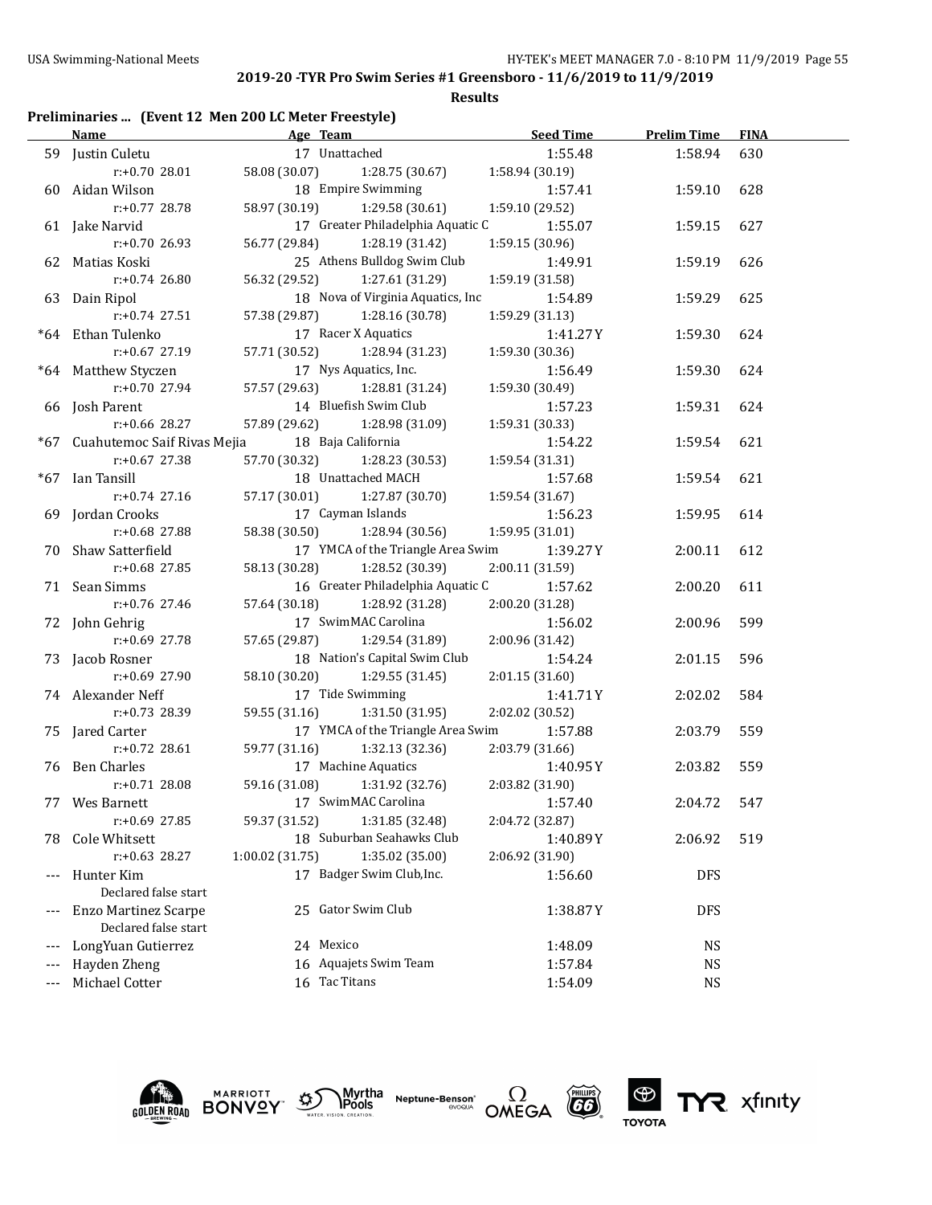## 2019-20 -TYR Pro Swim Series #1 Greensboro - 11/6/2019 to 11/9/2019

**Results**

### Preliminaries ... (Event 12 Men 200 LC Meter Freestyle)

| | Name | Age | Team | Seed Time | Prelim Time | FINA |
|---|---|---|---|---|---|---|
| 59 | Justin Culetu | 17 | Unattached | 1:55.48 | 1:58.94 | 630 |
| | r:+0.70 28.01 | 58.08 (30.07) | 1:28.75 (30.67) | 1:58.94 (30.19) | | |
| 60 | Aidan Wilson | 18 | Empire Swimming | 1:57.41 | 1:59.10 | 628 |
| | r:+0.77 28.78 | 58.97 (30.19) | 1:29.58 (30.61) | 1:59.10 (29.52) | | |
| 61 | Jake Narvid | 17 | Greater Philadelphia Aquatic C | 1:55.07 | 1:59.15 | 627 |
| | r:+0.70 26.93 | 56.77 (29.84) | 1:28.19 (31.42) | 1:59.15 (30.96) | | |
| 62 | Matias Koski | 25 | Athens Bulldog Swim Club | 1:49.91 | 1:59.19 | 626 |
| | r:+0.74 26.80 | 56.32 (29.52) | 1:27.61 (31.29) | 1:59.19 (31.58) | | |
| 63 | Dain Ripol | 18 | Nova of Virginia Aquatics, Inc | 1:54.89 | 1:59.29 | 625 |
| | r:+0.74 27.51 | 57.38 (29.87) | 1:28.16 (30.78) | 1:59.29 (31.13) | | |
| *64 | Ethan Tulenko | 17 | Racer X Aquatics | 1:41.27Y | 1:59.30 | 624 |
| | r:+0.67 27.19 | 57.71 (30.52) | 1:28.94 (31.23) | 1:59.30 (30.36) | | |
| *64 | Matthew Styczen | 17 | Nys Aquatics, Inc. | 1:56.49 | 1:59.30 | 624 |
| | r:+0.70 27.94 | 57.57 (29.63) | 1:28.81 (31.24) | 1:59.30 (30.49) | | |
| 66 | Josh Parent | 14 | Bluefish Swim Club | 1:57.23 | 1:59.31 | 624 |
| | r:+0.66 28.27 | 57.89 (29.62) | 1:28.98 (31.09) | 1:59.31 (30.33) | | |
| *67 | Cuahutemoc Saif Rivas Mejia | 18 | Baja California | 1:54.22 | 1:59.54 | 621 |
| | r:+0.67 27.38 | 57.70 (30.32) | 1:28.23 (30.53) | 1:59.54 (31.31) | | |
| *67 | Ian Tansill | 18 | Unattached MACH | 1:57.68 | 1:59.54 | 621 |
| | r:+0.74 27.16 | 57.17 (30.01) | 1:27.87 (30.70) | 1:59.54 (31.67) | | |
| 69 | Jordan Crooks | 17 | Cayman Islands | 1:56.23 | 1:59.95 | 614 |
| | r:+0.68 27.88 | 58.38 (30.50) | 1:28.94 (30.56) | 1:59.95 (31.01) | | |
| 70 | Shaw Satterfield | 17 | YMCA of the Triangle Area Swim | 1:39.27Y | 2:00.11 | 612 |
| | r:+0.68 27.85 | 58.13 (30.28) | 1:28.52 (30.39) | 2:00.11 (31.59) | | |
| 71 | Sean Simms | 16 | Greater Philadelphia Aquatic C | 1:57.62 | 2:00.20 | 611 |
| | r:+0.76 27.46 | 57.64 (30.18) | 1:28.92 (31.28) | 2:00.20 (31.28) | | |
| 72 | John Gehrig | 17 | SwimMAC Carolina | 1:56.02 | 2:00.96 | 599 |
| | r:+0.69 27.78 | 57.65 (29.87) | 1:29.54 (31.89) | 2:00.96 (31.42) | | |
| 73 | Jacob Rosner | 18 | Nation's Capital Swim Club | 1:54.24 | 2:01.15 | 596 |
| | r:+0.69 27.90 | 58.10 (30.20) | 1:29.55 (31.45) | 2:01.15 (31.60) | | |
| 74 | Alexander Neff | 17 | Tide Swimming | 1:41.71Y | 2:02.02 | 584 |
| | r:+0.73 28.39 | 59.55 (31.16) | 1:31.50 (31.95) | 2:02.02 (30.52) | | |
| 75 | Jared Carter | 17 | YMCA of the Triangle Area Swim | 1:57.88 | 2:03.79 | 559 |
| | r:+0.72 28.61 | 59.77 (31.16) | 1:32.13 (32.36) | 2:03.79 (31.66) | | |
| 76 | Ben Charles | 17 | Machine Aquatics | 1:40.95Y | 2:03.82 | 559 |
| | r:+0.71 28.08 | 59.16 (31.08) | 1:31.92 (32.76) | 2:03.82 (31.90) | | |
| 77 | Wes Barnett | 17 | SwimMAC Carolina | 1:57.40 | 2:04.72 | 547 |
| | r:+0.69 27.85 | 59.37 (31.52) | 1:31.85 (32.48) | 2:04.72 (32.87) | | |
| 78 | Cole Whitsett | 18 | Suburban Seahawks Club | 1:40.89Y | 2:06.92 | 519 |
| | r:+0.63 28.27 | 1:00.02 (31.75) | 1:35.02 (35.00) | 2:06.92 (31.90) | | |
| --- | Hunter Kim | 17 | Badger Swim Club,Inc. | 1:56.60 | DFS | |
| | Declared false start | | | | | |
| --- | Enzo Martinez Scarpe | 25 | Gator Swim Club | 1:38.87Y | DFS | |
| | Declared false start | | | | | |
| --- | LongYuan Gutierrez | 24 | Mexico | 1:48.09 | NS | |
| --- | Hayden Zheng | 16 | Aquajets Swim Team | 1:57.84 | NS | |
| --- | Michael Cotter | 16 | Tac Titans | 1:54.09 | NS | |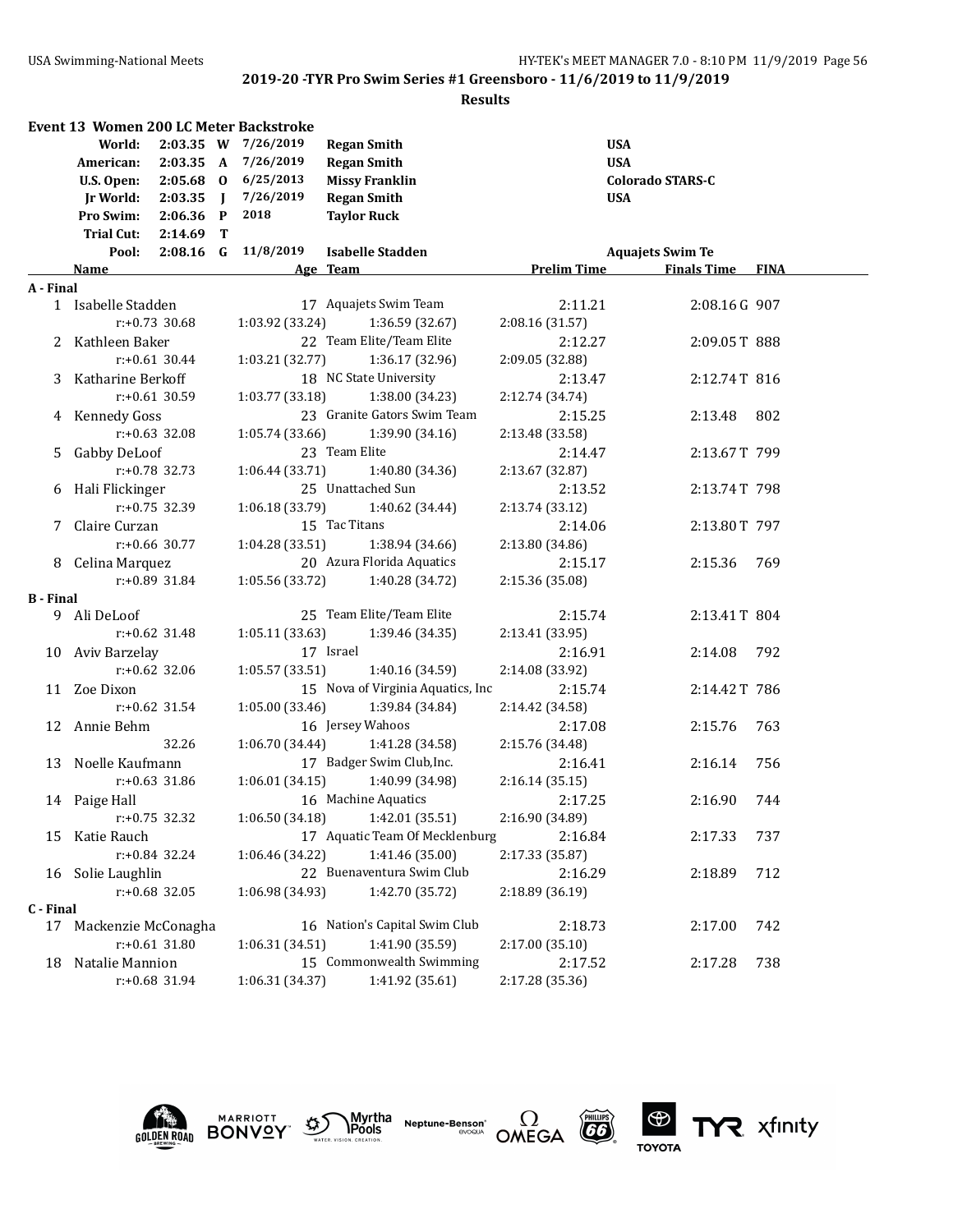## 2019-20 -TYR Pro Swim Series #1 Greensboro - 11/6/2019 to 11/9/2019

### Results

### Event 13 Women 200 LC Meter Backstroke

| Record | Time | Code | Date | Name | Team |
|---|---|---|---|---|---|
| World: | 2:03.35 | W | 7/26/2019 | Regan Smith | USA |
| American: | 2:03.35 | A | 7/26/2019 | Regan Smith | USA |
| U.S. Open: | 2:05.68 | O | 6/25/2013 | Missy Franklin | Colorado STARS-C |
| Jr World: | 2:03.35 | J | 7/26/2019 | Regan Smith | USA |
| Pro Swim: | 2:06.36 | P | 2018 | Taylor Ruck | |
| Trial Cut: | 2:14.69 | T | | | |
| Pool: | 2:08.16 | G | 11/8/2019 | Isabelle Stadden | Aquajets Swim Te |

| | Name | Age | Team | Prelim Time | Finals Time | FINA |
|---|---|---|---|---|---|---|
| **A - Final** | | | | | | |
| 1 | Isabelle Stadden | 17 | Aquajets Swim Team | 2:11.21 | 2:08.16G | 907 |
| | r:+0.73 30.68 | 1:03.92 (33.24) | 1:36.59 (32.67) | 2:08.16 (31.57) | | |
| 2 | Kathleen Baker | 22 | Team Elite/Team Elite | 2:12.27 | 2:09.05T | 888 |
| | r:+0.61 30.44 | 1:03.21 (32.77) | 1:36.17 (32.96) | 2:09.05 (32.88) | | |
| 3 | Katharine Berkoff | 18 | NC State University | 2:13.47 | 2:12.74T | 816 |
| | r:+0.61 30.59 | 1:03.77 (33.18) | 1:38.00 (34.23) | 2:12.74 (34.74) | | |
| 4 | Kennedy Goss | 23 | Granite Gators Swim Team | 2:15.25 | 2:13.48 | 802 |
| | r:+0.63 32.08 | 1:05.74 (33.66) | 1:39.90 (34.16) | 2:13.48 (33.58) | | |
| 5 | Gabby DeLoof | 23 | Team Elite | 2:14.47 | 2:13.67T | 799 |
| | r:+0.78 32.73 | 1:06.44 (33.71) | 1:40.80 (34.36) | 2:13.67 (32.87) | | |
| 6 | Hali Flickinger | 25 | Unattached Sun | 2:13.52 | 2:13.74T | 798 |
| | r:+0.75 32.39 | 1:06.18 (33.79) | 1:40.62 (34.44) | 2:13.74 (33.12) | | |
| 7 | Claire Curzan | 15 | Tac Titans | 2:14.06 | 2:13.80T | 797 |
| | r:+0.66 30.77 | 1:04.28 (33.51) | 1:38.94 (34.66) | 2:13.80 (34.86) | | |
| 8 | Celina Marquez | 20 | Azura Florida Aquatics | 2:15.17 | 2:15.36 | 769 |
| | r:+0.89 31.84 | 1:05.56 (33.72) | 1:40.28 (34.72) | 2:15.36 (35.08) | | |
| **B - Final** | | | | | | |
| 9 | Ali DeLoof | 25 | Team Elite/Team Elite | 2:15.74 | 2:13.41T | 804 |
| | r:+0.62 31.48 | 1:05.11 (33.63) | 1:39.46 (34.35) | 2:13.41 (33.95) | | |
| 10 | Aviv Barzelay | 17 | Israel | 2:16.91 | 2:14.08 | 792 |
| | r:+0.62 32.06 | 1:05.57 (33.51) | 1:40.16 (34.59) | 2:14.08 (33.92) | | |
| 11 | Zoe Dixon | 15 | Nova of Virginia Aquatics, Inc | 2:15.74 | 2:14.42T | 786 |
| | r:+0.62 31.54 | 1:05.00 (33.46) | 1:39.84 (34.84) | 2:14.42 (34.58) | | |
| 12 | Annie Behm | 16 | Jersey Wahoos | 2:17.08 | 2:15.76 | 763 |
| | 32.26 | 1:06.70 (34.44) | 1:41.28 (34.58) | 2:15.76 (34.48) | | |
| 13 | Noelle Kaufmann | 17 | Badger Swim Club,Inc. | 2:16.41 | 2:16.14 | 756 |
| | r:+0.63 31.86 | 1:06.01 (34.15) | 1:40.99 (34.98) | 2:16.14 (35.15) | | |
| 14 | Paige Hall | 16 | Machine Aquatics | 2:17.25 | 2:16.90 | 744 |
| | r:+0.75 32.32 | 1:06.50 (34.18) | 1:42.01 (35.51) | 2:16.90 (34.89) | | |
| 15 | Katie Rauch | 17 | Aquatic Team Of Mecklenburg | 2:16.84 | 2:17.33 | 737 |
| | r:+0.84 32.24 | 1:06.46 (34.22) | 1:41.46 (35.00) | 2:17.33 (35.87) | | |
| 16 | Solie Laughlin | 22 | Buenaventura Swim Club | 2:16.29 | 2:18.89 | 712 |
| | r:+0.68 32.05 | 1:06.98 (34.93) | 1:42.70 (35.72) | 2:18.89 (36.19) | | |
| **C - Final** | | | | | | |
| 17 | Mackenzie McConagha | 16 | Nation's Capital Swim Club | 2:18.73 | 2:17.00 | 742 |
| | r:+0.61 31.80 | 1:06.31 (34.51) | 1:41.90 (35.59) | 2:17.00 (35.10) | | |
| 18 | Natalie Mannion | 15 | Commonwealth Swimming | 2:17.52 | 2:17.28 | 738 |
| | r:+0.68 31.94 | 1:06.31 (34.37) | 1:41.92 (35.61) | 2:17.28 (35.36) | | |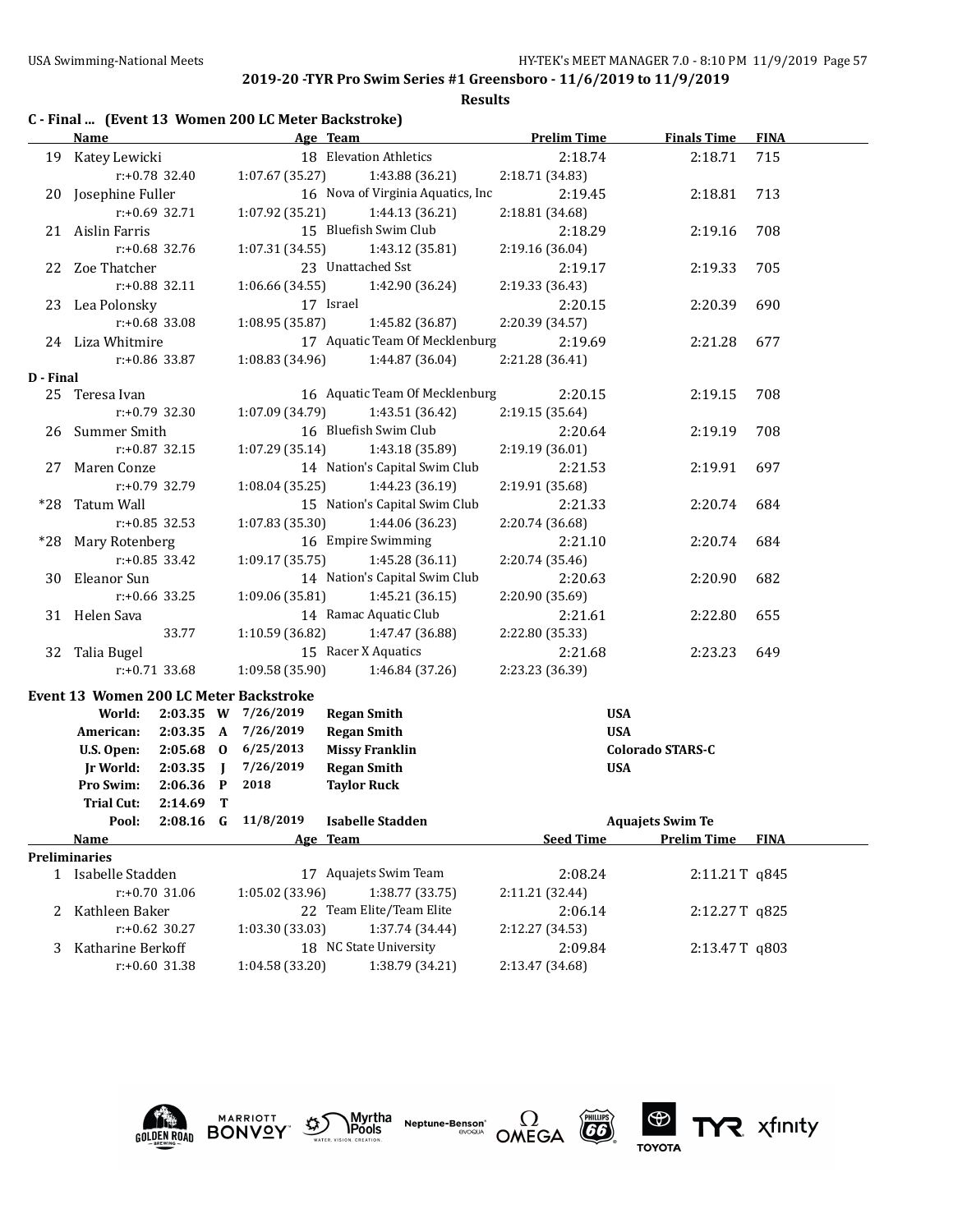**2019-20 -TYR Pro Swim Series #1 Greensboro - 11/6/2019 to 11/9/2019**

**Results**

### C - Final ... (Event 13 Women 200 LC Meter Backstroke)

| | Name | Age | Team | Prelim Time | Finals Time | FINA |
|---|---|---|---|---|---|---|
| 19 | Katey Lewicki | 18 | Elevation Athletics | 2:18.74 | 2:18.71 | 715 |
| | r:+0.78 32.40 | 1:07.67 (35.27) | 1:43.88 (36.21) | 2:18.71 (34.83) | | |
| 20 | Josephine Fuller | 16 | Nova of Virginia Aquatics, Inc | 2:19.45 | 2:18.81 | 713 |
| | r:+0.69 32.71 | 1:07.92 (35.21) | 1:44.13 (36.21) | 2:18.81 (34.68) | | |
| 21 | Aislin Farris | 15 | Bluefish Swim Club | 2:18.29 | 2:19.16 | 708 |
| | r:+0.68 32.76 | 1:07.31 (34.55) | 1:43.12 (35.81) | 2:19.16 (36.04) | | |
| 22 | Zoe Thatcher | 23 | Unattached Sst | 2:19.17 | 2:19.33 | 705 |
| | r:+0.88 32.11 | 1:06.66 (34.55) | 1:42.90 (36.24) | 2:19.33 (36.43) | | |
| 23 | Lea Polonsky | 17 | Israel | 2:20.15 | 2:20.39 | 690 |
| | r:+0.68 33.08 | 1:08.95 (35.87) | 1:45.82 (36.87) | 2:20.39 (34.57) | | |
| 24 | Liza Whitmire | 17 | Aquatic Team Of Mecklenburg | 2:19.69 | 2:21.28 | 677 |
| | r:+0.86 33.87 | 1:08.83 (34.96) | 1:44.87 (36.04) | 2:21.28 (36.41) | | |

### D - Final

| | Name | Age | Team | Prelim Time | Finals Time | FINA |
|---|---|---|---|---|---|---|
| 25 | Teresa Ivan | 16 | Aquatic Team Of Mecklenburg | 2:20.15 | 2:19.15 | 708 |
| | r:+0.79 32.30 | 1:07.09 (34.79) | 1:43.51 (36.42) | 2:19.15 (35.64) | | |
| 26 | Summer Smith | 16 | Bluefish Swim Club | 2:20.64 | 2:19.19 | 708 |
| | r:+0.87 32.15 | 1:07.29 (35.14) | 1:43.18 (35.89) | 2:19.19 (36.01) | | |
| 27 | Maren Conze | 14 | Nation's Capital Swim Club | 2:21.53 | 2:19.91 | 697 |
| | r:+0.79 32.79 | 1:08.04 (35.25) | 1:44.23 (36.19) | 2:19.91 (35.68) | | |
| *28 | Tatum Wall | 15 | Nation's Capital Swim Club | 2:21.33 | 2:20.74 | 684 |
| | r:+0.85 32.53 | 1:07.83 (35.30) | 1:44.06 (36.23) | 2:20.74 (36.68) | | |
| *28 | Mary Rotenberg | 16 | Empire Swimming | 2:21.10 | 2:20.74 | 684 |
| | r:+0.85 33.42 | 1:09.17 (35.75) | 1:45.28 (36.11) | 2:20.74 (35.46) | | |
| 30 | Eleanor Sun | 14 | Nation's Capital Swim Club | 2:20.63 | 2:20.90 | 682 |
| | r:+0.66 33.25 | 1:09.06 (35.81) | 1:45.21 (36.15) | 2:20.90 (35.69) | | |
| 31 | Helen Sava | 14 | Ramac Aquatic Club | 2:21.61 | 2:22.80 | 655 |
| | 33.77 | 1:10.59 (36.82) | 1:47.47 (36.88) | 2:22.80 (35.33) | | |
| 32 | Talia Bugel | 15 | Racer X Aquatics | 2:21.68 | 2:23.23 | 649 |
| | r:+0.71 33.68 | 1:09.58 (35.90) | 1:46.84 (37.26) | 2:23.23 (36.39) | | |

### Event 13 Women 200 LC Meter Backstroke

| Record | Time | Code | Date | Name | Team |
|---|---|---|---|---|---|
| World: | 2:03.35 | W | 7/26/2019 | Regan Smith | USA |
| American: | 2:03.35 | A | 7/26/2019 | Regan Smith | USA |
| U.S. Open: | 2:05.68 | O | 6/25/2013 | Missy Franklin | Colorado STARS-C |
| Jr World: | 2:03.35 | J | 7/26/2019 | Regan Smith | USA |
| Pro Swim: | 2:06.36 | P | 2018 | Taylor Ruck | |
| Trial Cut: | 2:14.69 | T | | | |
| Pool: | 2:08.16 | G | 11/8/2019 | Isabelle Stadden | Aquajets Swim Te |

### Preliminaries

| | Name | Age | Team | Seed Time | Prelim Time | FINA |
|---|---|---|---|---|---|---|
| 1 | Isabelle Stadden | 17 | Aquajets Swim Team | 2:08.24 | 2:11.21 T q | 845 |
| | r:+0.70 31.06 | 1:05.02 (33.96) | 1:38.77 (33.75) | 2:11.21 (32.44) | | |
| 2 | Kathleen Baker | 22 | Team Elite/Team Elite | 2:06.14 | 2:12.27 T q | 825 |
| | r:+0.62 30.27 | 1:03.30 (33.03) | 1:37.74 (34.44) | 2:12.27 (34.53) | | |
| 3 | Katharine Berkoff | 18 | NC State University | 2:09.84 | 2:13.47 T q | 803 |
| | r:+0.60 31.38 | 1:04.58 (33.20) | 1:38.79 (34.21) | 2:13.47 (34.68) | | |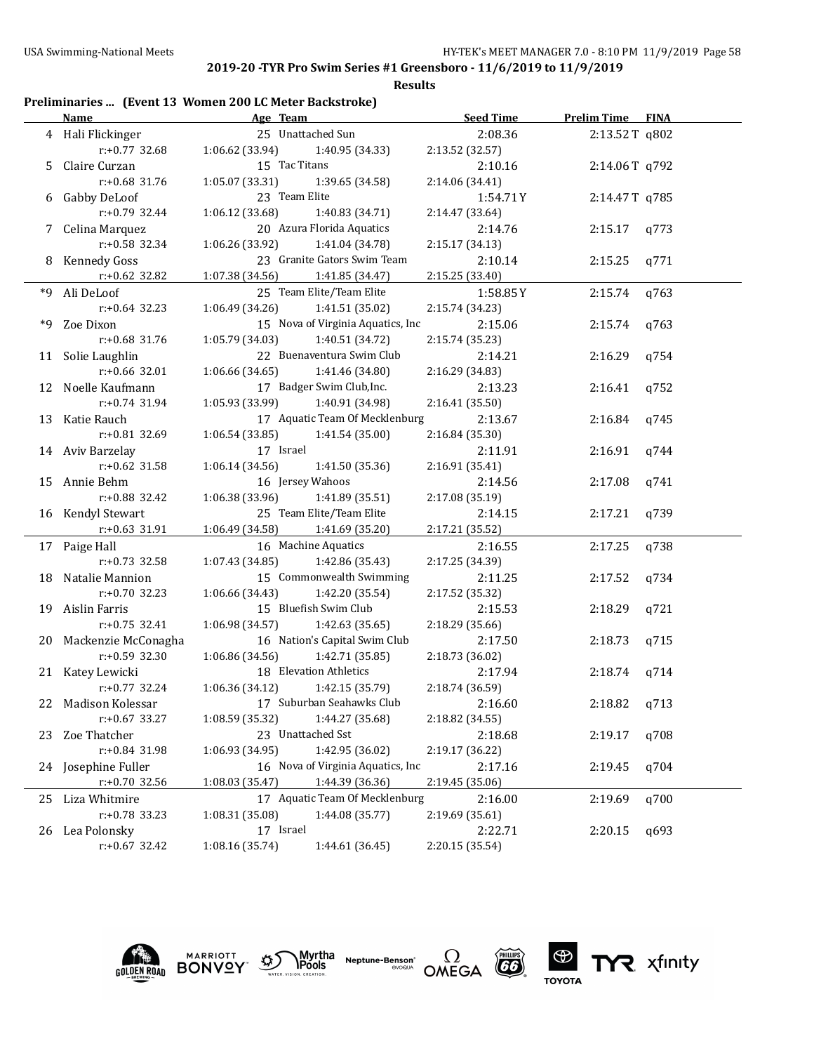## 2019-20 -TYR Pro Swim Series #1 Greensboro - 11/6/2019 to 11/9/2019

### Results

**Preliminaries ... (Event 13 Women 200 LC Meter Backstroke)**

| | Name | Age | Team | Seed Time | Prelim Time | FINA |
|---|---|---|---|---|---|---|
| 4 | Hali Flickinger | 25 | Unattached Sun | 2:08.36 | 2:13.52 T | q802 |
| | r:+0.77 32.68 | 1:06.62 (33.94) | 1:40.95 (34.33) | 2:13.52 (32.57) | | |
| 5 | Claire Curzan | 15 | Tac Titans | 2:10.16 | 2:14.06 T | q792 |
| | r:+0.68 31.76 | 1:05.07 (33.31) | 1:39.65 (34.58) | 2:14.06 (34.41) | | |
| 6 | Gabby DeLoof | 23 | Team Elite | 1:54.71Y | 2:14.47 T | q785 |
| | r:+0.79 32.44 | 1:06.12 (33.68) | 1:40.83 (34.71) | 2:14.47 (33.64) | | |
| 7 | Celina Marquez | 20 | Azura Florida Aquatics | 2:14.76 | 2:15.17 | q773 |
| | r:+0.58 32.34 | 1:06.26 (33.92) | 1:41.04 (34.78) | 2:15.17 (34.13) | | |
| 8 | Kennedy Goss | 23 | Granite Gators Swim Team | 2:10.14 | 2:15.25 | q771 |
| | r:+0.62 32.82 | 1:07.38 (34.56) | 1:41.85 (34.47) | 2:15.25 (33.40) | | |
| *9 | Ali DeLoof | 25 | Team Elite/Team Elite | 1:58.85Y | 2:15.74 | q763 |
| | r:+0.64 32.23 | 1:06.49 (34.26) | 1:41.51 (35.02) | 2:15.74 (34.23) | | |
| *9 | Zoe Dixon | 15 | Nova of Virginia Aquatics, Inc | 2:15.06 | 2:15.74 | q763 |
| | r:+0.68 31.76 | 1:05.79 (34.03) | 1:40.51 (34.72) | 2:15.74 (35.23) | | |
| 11 | Solie Laughlin | 22 | Buenaventura Swim Club | 2:14.21 | 2:16.29 | q754 |
| | r:+0.66 32.01 | 1:06.66 (34.65) | 1:41.46 (34.80) | 2:16.29 (34.83) | | |
| 12 | Noelle Kaufmann | 17 | Badger Swim Club,Inc. | 2:13.23 | 2:16.41 | q752 |
| | r:+0.74 31.94 | 1:05.93 (33.99) | 1:40.91 (34.98) | 2:16.41 (35.50) | | |
| 13 | Katie Rauch | 17 | Aquatic Team Of Mecklenburg | 2:13.67 | 2:16.84 | q745 |
| | r:+0.81 32.69 | 1:06.54 (33.85) | 1:41.54 (35.00) | 2:16.84 (35.30) | | |
| 14 | Aviv Barzelay | 17 | Israel | 2:11.91 | 2:16.91 | q744 |
| | r:+0.62 31.58 | 1:06.14 (34.56) | 1:41.50 (35.36) | 2:16.91 (35.41) | | |
| 15 | Annie Behm | 16 | Jersey Wahoos | 2:14.56 | 2:17.08 | q741 |
| | r:+0.88 32.42 | 1:06.38 (33.96) | 1:41.89 (35.51) | 2:17.08 (35.19) | | |
| 16 | Kendyl Stewart | 25 | Team Elite/Team Elite | 2:14.15 | 2:17.21 | q739 |
| | r:+0.63 31.91 | 1:06.49 (34.58) | 1:41.69 (35.20) | 2:17.21 (35.52) | | |
| 17 | Paige Hall | 16 | Machine Aquatics | 2:16.55 | 2:17.25 | q738 |
| | r:+0.73 32.58 | 1:07.43 (34.85) | 1:42.86 (35.43) | 2:17.25 (34.39) | | |
| 18 | Natalie Mannion | 15 | Commonwealth Swimming | 2:11.25 | 2:17.52 | q734 |
| | r:+0.70 32.23 | 1:06.66 (34.43) | 1:42.20 (35.54) | 2:17.52 (35.32) | | |
| 19 | Aislin Farris | 15 | Bluefish Swim Club | 2:15.53 | 2:18.29 | q721 |
| | r:+0.75 32.41 | 1:06.98 (34.57) | 1:42.63 (35.65) | 2:18.29 (35.66) | | |
| 20 | Mackenzie McConagha | 16 | Nation's Capital Swim Club | 2:17.50 | 2:18.73 | q715 |
| | r:+0.59 32.30 | 1:06.86 (34.56) | 1:42.71 (35.85) | 2:18.73 (36.02) | | |
| 21 | Katey Lewicki | 18 | Elevation Athletics | 2:17.94 | 2:18.74 | q714 |
| | r:+0.77 32.24 | 1:06.36 (34.12) | 1:42.15 (35.79) | 2:18.74 (36.59) | | |
| 22 | Madison Kolessar | 17 | Suburban Seahawks Club | 2:16.60 | 2:18.82 | q713 |
| | r:+0.67 33.27 | 1:08.59 (35.32) | 1:44.27 (35.68) | 2:18.82 (34.55) | | |
| 23 | Zoe Thatcher | 23 | Unattached Sst | 2:18.68 | 2:19.17 | q708 |
| | r:+0.84 31.98 | 1:06.93 (34.95) | 1:42.95 (36.02) | 2:19.17 (36.22) | | |
| 24 | Josephine Fuller | 16 | Nova of Virginia Aquatics, Inc | 2:17.16 | 2:19.45 | q704 |
| | r:+0.70 32.56 | 1:08.03 (35.47) | 1:44.39 (36.36) | 2:19.45 (35.06) | | |
| 25 | Liza Whitmire | 17 | Aquatic Team Of Mecklenburg | 2:16.00 | 2:19.69 | q700 |
| | r:+0.78 33.23 | 1:08.31 (35.08) | 1:44.08 (35.77) | 2:19.69 (35.61) | | |
| 26 | Lea Polonsky | 17 | Israel | 2:22.71 | 2:20.15 | q693 |
| | r:+0.67 32.42 | 1:08.16 (35.74) | 1:44.61 (36.45) | 2:20.15 (35.54) | | |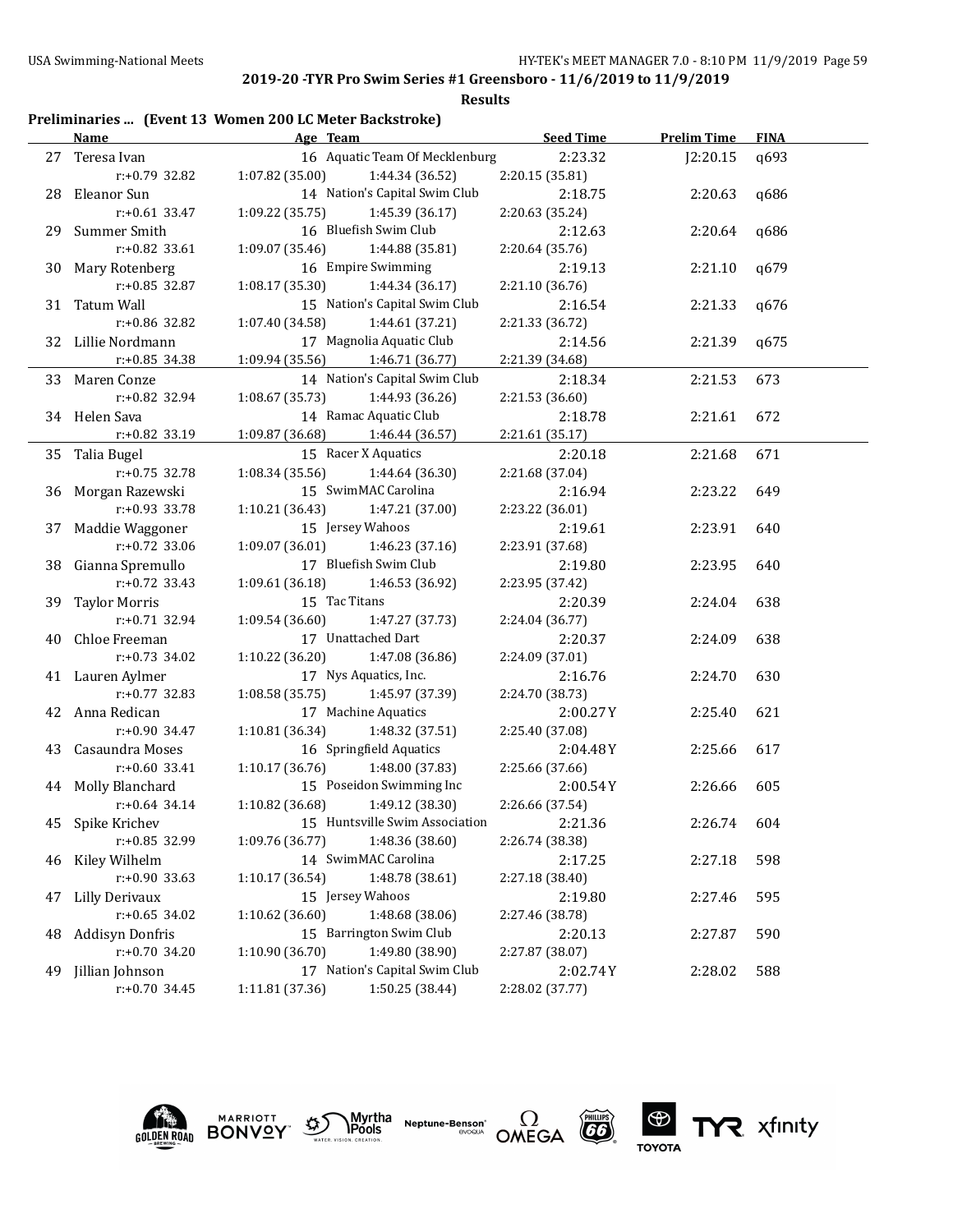## 2019-20 -TYR Pro Swim Series #1 Greensboro - 11/6/2019 to 11/9/2019

**Results**

### Preliminaries ... (Event 13 Women 200 LC Meter Backstroke)

| | Name | Age | Team | Seed Time | Prelim Time | FINA |
|---|---|---|---|---|---|---|
| 27 | Teresa Ivan | 16 | Aquatic Team Of Mecklenburg | 2:23.32 | J2:20.15 | q693 |
| | r:+0.79 32.82 | 1:07.82 (35.00) | 1:44.34 (36.52) | 2:20.15 (35.81) | | |
| 28 | Eleanor Sun | 14 | Nation's Capital Swim Club | 2:18.75 | 2:20.63 | q686 |
| | r:+0.61 33.47 | 1:09.22 (35.75) | 1:45.39 (36.17) | 2:20.63 (35.24) | | |
| 29 | Summer Smith | 16 | Bluefish Swim Club | 2:12.63 | 2:20.64 | q686 |
| | r:+0.82 33.61 | 1:09.07 (35.46) | 1:44.88 (35.81) | 2:20.64 (35.76) | | |
| 30 | Mary Rotenberg | 16 | Empire Swimming | 2:19.13 | 2:21.10 | q679 |
| | r:+0.85 32.87 | 1:08.17 (35.30) | 1:44.34 (36.17) | 2:21.10 (36.76) | | |
| 31 | Tatum Wall | 15 | Nation's Capital Swim Club | 2:16.54 | 2:21.33 | q676 |
| | r:+0.86 32.82 | 1:07.40 (34.58) | 1:44.61 (37.21) | 2:21.33 (36.72) | | |
| 32 | Lillie Nordmann | 17 | Magnolia Aquatic Club | 2:14.56 | 2:21.39 | q675 |
| | r:+0.85 34.38 | 1:09.94 (35.56) | 1:46.71 (36.77) | 2:21.39 (34.68) | | |
| 33 | Maren Conze | 14 | Nation's Capital Swim Club | 2:18.34 | 2:21.53 | 673 |
| | r:+0.82 32.94 | 1:08.67 (35.73) | 1:44.93 (36.26) | 2:21.53 (36.60) | | |
| 34 | Helen Sava | 14 | Ramac Aquatic Club | 2:18.78 | 2:21.61 | 672 |
| | r:+0.82 33.19 | 1:09.87 (36.68) | 1:46.44 (36.57) | 2:21.61 (35.17) | | |
| 35 | Talia Bugel | 15 | Racer X Aquatics | 2:20.18 | 2:21.68 | 671 |
| | r:+0.75 32.78 | 1:08.34 (35.56) | 1:44.64 (36.30) | 2:21.68 (37.04) | | |
| 36 | Morgan Razewski | 15 | SwimMAC Carolina | 2:16.94 | 2:23.22 | 649 |
| | r:+0.93 33.78 | 1:10.21 (36.43) | 1:47.21 (37.00) | 2:23.22 (36.01) | | |
| 37 | Maddie Waggoner | 15 | Jersey Wahoos | 2:19.61 | 2:23.91 | 640 |
| | r:+0.72 33.06 | 1:09.07 (36.01) | 1:46.23 (37.16) | 2:23.91 (37.68) | | |
| 38 | Gianna Spremullo | 17 | Bluefish Swim Club | 2:19.80 | 2:23.95 | 640 |
| | r:+0.72 33.43 | 1:09.61 (36.18) | 1:46.53 (36.92) | 2:23.95 (37.42) | | |
| 39 | Taylor Morris | 15 | Tac Titans | 2:20.39 | 2:24.04 | 638 |
| | r:+0.71 32.94 | 1:09.54 (36.60) | 1:47.27 (37.73) | 2:24.04 (36.77) | | |
| 40 | Chloe Freeman | 17 | Unattached Dart | 2:20.37 | 2:24.09 | 638 |
| | r:+0.73 34.02 | 1:10.22 (36.20) | 1:47.08 (36.86) | 2:24.09 (37.01) | | |
| 41 | Lauren Aylmer | 17 | Nys Aquatics, Inc. | 2:16.76 | 2:24.70 | 630 |
| | r:+0.77 32.83 | 1:08.58 (35.75) | 1:45.97 (37.39) | 2:24.70 (38.73) | | |
| 42 | Anna Redican | 17 | Machine Aquatics | 2:00.27Y | 2:25.40 | 621 |
| | r:+0.90 34.47 | 1:10.81 (36.34) | 1:48.32 (37.51) | 2:25.40 (37.08) | | |
| 43 | Casaundra Moses | 16 | Springfield Aquatics | 2:04.48Y | 2:25.66 | 617 |
| | r:+0.60 33.41 | 1:10.17 (36.76) | 1:48.00 (37.83) | 2:25.66 (37.66) | | |
| 44 | Molly Blanchard | 15 | Poseidon Swimming Inc | 2:00.54Y | 2:26.66 | 605 |
| | r:+0.64 34.14 | 1:10.82 (36.68) | 1:49.12 (38.30) | 2:26.66 (37.54) | | |
| 45 | Spike Krichev | 15 | Huntsville Swim Association | 2:21.36 | 2:26.74 | 604 |
| | r:+0.85 32.99 | 1:09.76 (36.77) | 1:48.36 (38.60) | 2:26.74 (38.38) | | |
| 46 | Kiley Wilhelm | 14 | SwimMAC Carolina | 2:17.25 | 2:27.18 | 598 |
| | r:+0.90 33.63 | 1:10.17 (36.54) | 1:48.78 (38.61) | 2:27.18 (38.40) | | |
| 47 | Lilly Derivaux | 15 | Jersey Wahoos | 2:19.80 | 2:27.46 | 595 |
| | r:+0.65 34.02 | 1:10.62 (36.60) | 1:48.68 (38.06) | 2:27.46 (38.78) | | |
| 48 | Addisyn Donfris | 15 | Barrington Swim Club | 2:20.13 | 2:27.87 | 590 |
| | r:+0.70 34.20 | 1:10.90 (36.70) | 1:49.80 (38.90) | 2:27.87 (38.07) | | |
| 49 | Jillian Johnson | 17 | Nation's Capital Swim Club | 2:02.74Y | 2:28.02 | 588 |
| | r:+0.70 34.45 | 1:11.81 (37.36) | 1:50.25 (38.44) | 2:28.02 (37.77) | | |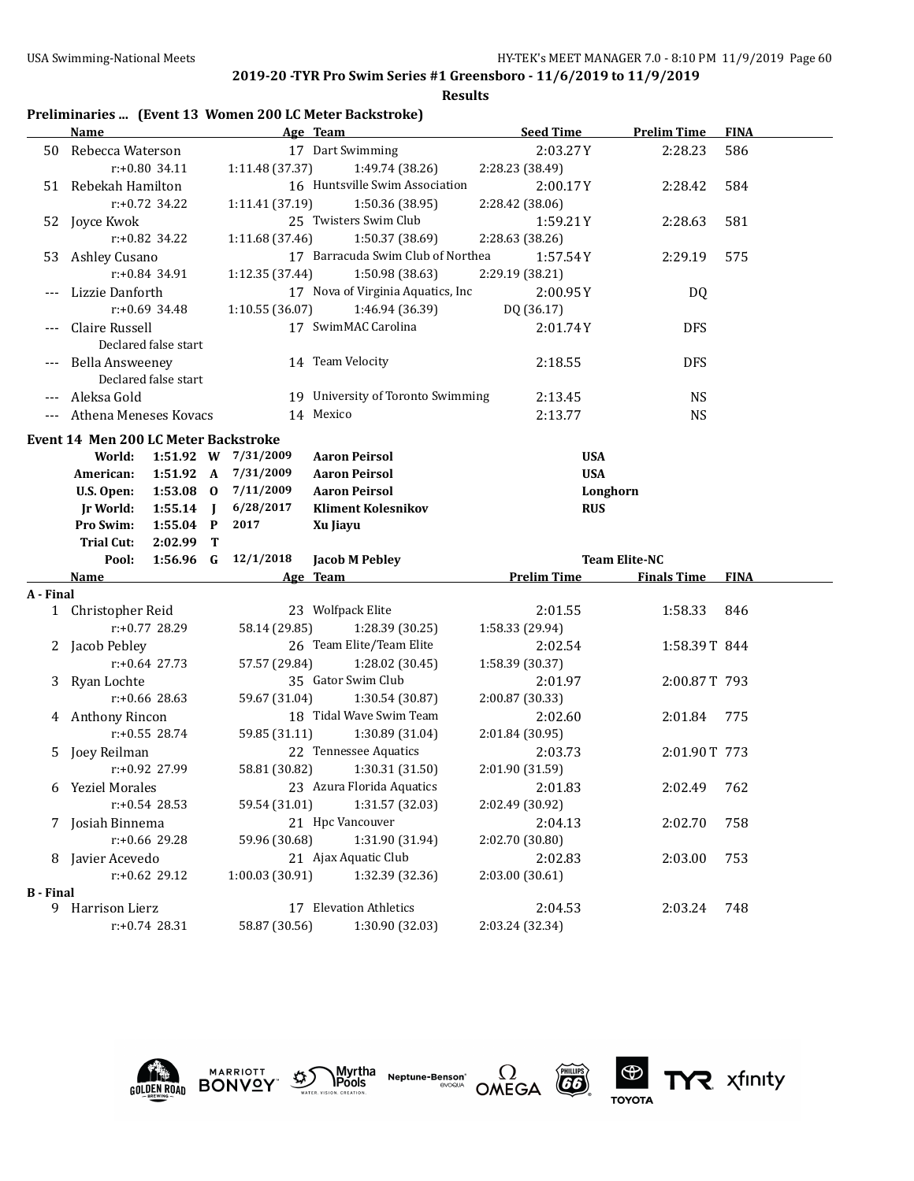## 2019-20 -TYR Pro Swim Series #1 Greensboro - 11/6/2019 to 11/9/2019

**Results**

### Preliminaries ... (Event 13 Women 200 LC Meter Backstroke)

| | Name | Age | Team | Seed Time | Prelim Time | FINA |
|---|---|---|---|---|---|---|
| 50 | Rebecca Waterson | 17 | Dart Swimming | 2:03.27Y | 2:28.23 | 586 |
| | r:+0.80 34.11 | 1:11.48 (37.37) | 1:49.74 (38.26) | 2:28.23 (38.49) | | |
| 51 | Rebekah Hamilton | 16 | Huntsville Swim Association | 2:00.17Y | 2:28.42 | 584 |
| | r:+0.72 34.22 | 1:11.41 (37.19) | 1:50.36 (38.95) | 2:28.42 (38.06) | | |
| 52 | Joyce Kwok | 25 | Twisters Swim Club | 1:59.21Y | 2:28.63 | 581 |
| | r:+0.82 34.22 | 1:11.68 (37.46) | 1:50.37 (38.69) | 2:28.63 (38.26) | | |
| 53 | Ashley Cusano | 17 | Barracuda Swim Club of Northea | 1:57.54Y | 2:29.19 | 575 |
| | r:+0.84 34.91 | 1:12.35 (37.44) | 1:50.98 (38.63) | 2:29.19 (38.21) | | |
| --- | Lizzie Danforth | 17 | Nova of Virginia Aquatics, Inc | 2:00.95Y | DQ | |
| | r:+0.69 34.48 | 1:10.55 (36.07) | 1:46.94 (36.39) | DQ (36.17) | | |
| --- | Claire Russell | 17 | SwimMAC Carolina | 2:01.74Y | DFS | |
| | Declared false start | | | | | |
| --- | Bella Answeeney | 14 | Team Velocity | 2:18.55 | DFS | |
| | Declared false start | | | | | |
| --- | Aleksa Gold | 19 | University of Toronto Swimming | 2:13.45 | NS | |
| --- | Athena Meneses Kovacs | 14 | Mexico | 2:13.77 | NS | |

### Event 14 Men 200 LC Meter Backstroke

| Record | Time | | Date | Name | Team |
|---|---|---|---|---|---|
| World: | 1:51.92 | W | 7/31/2009 | Aaron Peirsol | USA |
| American: | 1:51.92 | A | 7/31/2009 | Aaron Peirsol | USA |
| U.S. Open: | 1:53.08 | O | 7/11/2009 | Aaron Peirsol | Longhorn |
| Jr World: | 1:55.14 | J | 6/28/2017 | Kliment Kolesnikov | RUS |
| Pro Swim: | 1:55.04 | P | 2017 | Xu Jiayu | |
| Trial Cut: | 2:02.99 | T | | | |
| Pool: | 1:56.96 | G | 12/1/2018 | Jacob M Pebley | Team Elite-NC |

| | Name | Age | Team | Prelim Time | Finals Time | FINA |
|---|---|---|---|---|---|---|
| **A - Final** | | | | | | |
| 1 | Christopher Reid | 23 | Wolfpack Elite | 2:01.55 | 1:58.33 | 846 |
| | r:+0.77 28.29 | 58.14 (29.85) | 1:28.39 (30.25) | 1:58.33 (29.94) | | |
| 2 | Jacob Pebley | 26 | Team Elite/Team Elite | 2:02.54 | 1:58.39T | 844 |
| | r:+0.64 27.73 | 57.57 (29.84) | 1:28.02 (30.45) | 1:58.39 (30.37) | | |
| 3 | Ryan Lochte | 35 | Gator Swim Club | 2:01.97 | 2:00.87T | 793 |
| | r:+0.66 28.63 | 59.67 (31.04) | 1:30.54 (30.87) | 2:00.87 (30.33) | | |
| 4 | Anthony Rincon | 18 | Tidal Wave Swim Team | 2:02.60 | 2:01.84 | 775 |
| | r:+0.55 28.74 | 59.85 (31.11) | 1:30.89 (31.04) | 2:01.84 (30.95) | | |
| 5 | Joey Reilman | 22 | Tennessee Aquatics | 2:03.73 | 2:01.90T | 773 |
| | r:+0.92 27.99 | 58.81 (30.82) | 1:30.31 (31.50) | 2:01.90 (31.59) | | |
| 6 | Yeziel Morales | 23 | Azura Florida Aquatics | 2:01.83 | 2:02.49 | 762 |
| | r:+0.54 28.53 | 59.54 (31.01) | 1:31.57 (32.03) | 2:02.49 (30.92) | | |
| 7 | Josiah Binnema | 21 | Hpc Vancouver | 2:04.13 | 2:02.70 | 758 |
| | r:+0.66 29.28 | 59.96 (30.68) | 1:31.90 (31.94) | 2:02.70 (30.80) | | |
| 8 | Javier Acevedo | 21 | Ajax Aquatic Club | 2:02.83 | 2:03.00 | 753 |
| | r:+0.62 29.12 | 1:00.03 (30.91) | 1:32.39 (32.36) | 2:03.00 (30.61) | | |
| **B - Final** | | | | | | |
| 9 | Harrison Lierz | 17 | Elevation Athletics | 2:04.53 | 2:03.24 | 748 |
| | r:+0.74 28.31 | 58.87 (30.56) | 1:30.90 (32.03) | 2:03.24 (32.34) | | |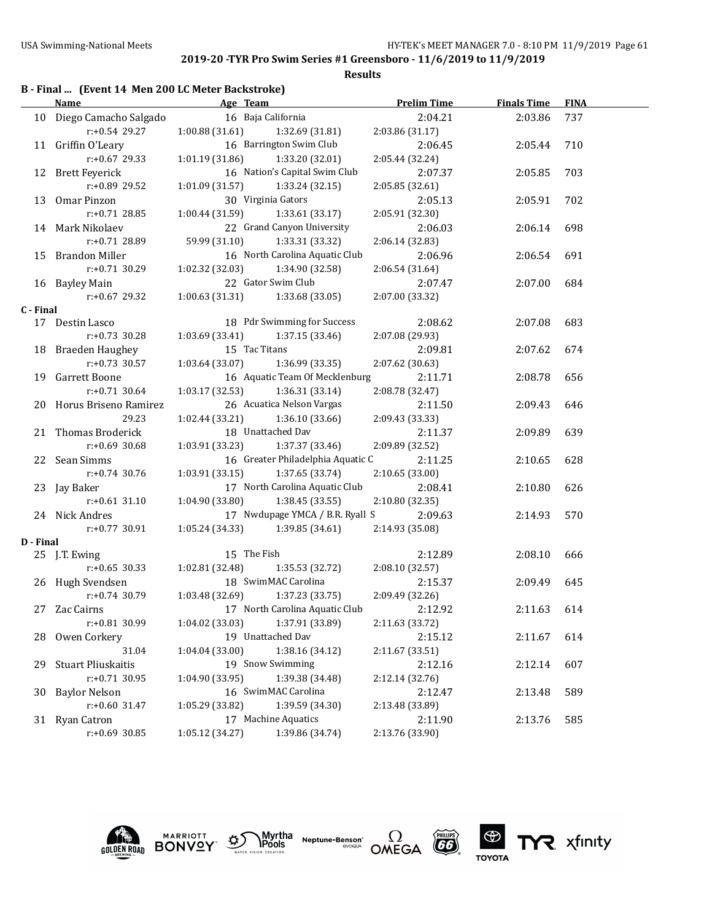**2019-20 -TYR Pro Swim Series #1 Greensboro - 11/6/2019 to 11/9/2019**

**Results**

### B - Final ... (Event 14 Men 200 LC Meter Backstroke)

| | Name | Age | Team | Prelim Time | Finals Time | FINA |
|---|---|---|---|---|---|---|
| 10 | Diego Camacho Salgado | 16 | Baja California | 2:04.21 | 2:03.86 | 737 |
| | r:+0.54 29.27 | 1:00.88 (31.61) | 1:32.69 (31.81) | 2:03.86 (31.17) | | |
| 11 | Griffin O'Leary | 16 | Barrington Swim Club | 2:06.45 | 2:05.44 | 710 |
| | r:+0.67 29.33 | 1:01.19 (31.86) | 1:33.20 (32.01) | 2:05.44 (32.24) | | |
| 12 | Brett Feyerick | 16 | Nation's Capital Swim Club | 2:07.37 | 2:05.85 | 703 |
| | r:+0.89 29.52 | 1:01.09 (31.57) | 1:33.24 (32.15) | 2:05.85 (32.61) | | |
| 13 | Omar Pinzon | 30 | Virginia Gators | 2:05.13 | 2:05.91 | 702 |
| | r:+0.71 28.85 | 1:00.44 (31.59) | 1:33.61 (33.17) | 2:05.91 (32.30) | | |
| 14 | Mark Nikolaev | 22 | Grand Canyon University | 2:06.03 | 2:06.14 | 698 |
| | r:+0.71 28.89 | 59.99 (31.10) | 1:33.31 (33.32) | 2:06.14 (32.83) | | |
| 15 | Brandon Miller | 16 | North Carolina Aquatic Club | 2:06.96 | 2:06.54 | 691 |
| | r:+0.71 30.29 | 1:02.32 (32.03) | 1:34.90 (32.58) | 2:06.54 (31.64) | | |
| 16 | Bayley Main | 22 | Gator Swim Club | 2:07.47 | 2:07.00 | 684 |
| | r:+0.67 29.32 | 1:00.63 (31.31) | 1:33.68 (33.05) | 2:07.00 (33.32) | | |

### C - Final

| | Name | Age | Team | Prelim Time | Finals Time | FINA |
|---|---|---|---|---|---|---|
| 17 | Destin Lasco | 18 | Pdr Swimming for Success | 2:08.62 | 2:07.08 | 683 |
| | r:+0.73 30.28 | 1:03.69 (33.41) | 1:37.15 (33.46) | 2:07.08 (29.93) | | |
| 18 | Braeden Haughey | 15 | Tac Titans | 2:09.81 | 2:07.62 | 674 |
| | r:+0.73 30.57 | 1:03.64 (33.07) | 1:36.99 (33.35) | 2:07.62 (30.63) | | |
| 19 | Garrett Boone | 16 | Aquatic Team Of Mecklenburg | 2:11.71 | 2:08.78 | 656 |
| | r:+0.71 30.64 | 1:03.17 (32.53) | 1:36.31 (33.14) | 2:08.78 (32.47) | | |
| 20 | Horus Briseno Ramirez | 26 | Acuatica Nelson Vargas | 2:11.50 | 2:09.43 | 646 |
| | 29.23 | 1:02.44 (33.21) | 1:36.10 (33.66) | 2:09.43 (33.33) | | |
| 21 | Thomas Broderick | 18 | Unattached Dav | 2:11.37 | 2:09.89 | 639 |
| | r:+0.69 30.68 | 1:03.91 (33.23) | 1:37.37 (33.46) | 2:09.89 (32.52) | | |
| 22 | Sean Simms | 16 | Greater Philadelphia Aquatic C | 2:11.25 | 2:10.65 | 628 |
| | r:+0.74 30.76 | 1:03.91 (33.15) | 1:37.65 (33.74) | 2:10.65 (33.00) | | |
| 23 | Jay Baker | 17 | North Carolina Aquatic Club | 2:08.41 | 2:10.80 | 626 |
| | r:+0.61 31.10 | 1:04.90 (33.80) | 1:38.45 (33.55) | 2:10.80 (32.35) | | |
| 24 | Nick Andres | 17 | Nwdupage YMCA / B.R. Ryall S | 2:09.63 | 2:14.93 | 570 |
| | r:+0.77 30.91 | 1:05.24 (34.33) | 1:39.85 (34.61) | 2:14.93 (35.08) | | |

### D - Final

| | Name | Age | Team | Prelim Time | Finals Time | FINA |
|---|---|---|---|---|---|---|
| 25 | J.T. Ewing | 15 | The Fish | 2:12.89 | 2:08.10 | 666 |
| | r:+0.65 30.33 | 1:02.81 (32.48) | 1:35.53 (32.72) | 2:08.10 (32.57) | | |
| 26 | Hugh Svendsen | 18 | SwimMAC Carolina | 2:15.37 | 2:09.49 | 645 |
| | r:+0.74 30.79 | 1:03.48 (32.69) | 1:37.23 (33.75) | 2:09.49 (32.26) | | |
| 27 | Zac Cairns | 17 | North Carolina Aquatic Club | 2:12.92 | 2:11.63 | 614 |
| | r:+0.81 30.99 | 1:04.02 (33.03) | 1:37.91 (33.89) | 2:11.63 (33.72) | | |
| 28 | Owen Corkery | 19 | Unattached Dav | 2:15.12 | 2:11.67 | 614 |
| | 31.04 | 1:04.04 (33.00) | 1:38.16 (34.12) | 2:11.67 (33.51) | | |
| 29 | Stuart Pliuskaitis | 19 | Snow Swimming | 2:12.16 | 2:12.14 | 607 |
| | r:+0.71 30.95 | 1:04.90 (33.95) | 1:39.38 (34.48) | 2:12.14 (32.76) | | |
| 30 | Baylor Nelson | 16 | SwimMAC Carolina | 2:12.47 | 2:13.48 | 589 |
| | r:+0.60 31.47 | 1:05.29 (33.82) | 1:39.59 (34.30) | 2:13.48 (33.89) | | |
| 31 | Ryan Catron | 17 | Machine Aquatics | 2:11.90 | 2:13.76 | 585 |
| | r:+0.69 30.85 | 1:05.12 (34.27) | 1:39.86 (34.74) | 2:13.76 (33.90) | | |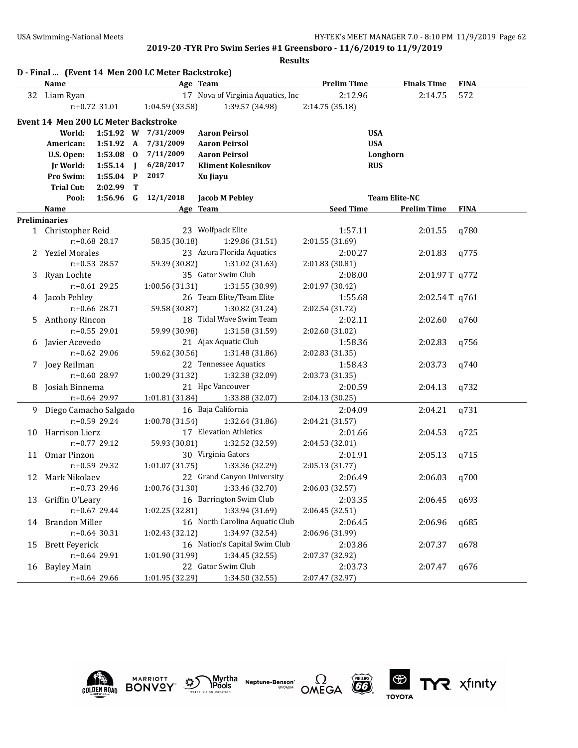**2019-20 -TYR Pro Swim Series #1 Greensboro - 11/6/2019 to 11/9/2019**

**Results**

## D - Final ... (Event 14 Men 200 LC Meter Backstroke)

| | Name | Age | Team | Prelim Time | Finals Time | FINA |
|---|---|---|---|---|---|---|
| 32 | Liam Ryan | 17 | Nova of Virginia Aquatics, Inc | 2:12.96 | 2:14.75 | 572 |
| | r:+0.72 31.01 | 1:04.59 (33.58) | 1:39.57 (34.98) | 2:14.75 (35.18) | | |

## Event 14 Men 200 LC Meter Backstroke

| | Time | | Date | Name | Team |
|---|---|---|---|---|---|
| World: | 1:51.92 | W | 7/31/2009 | Aaron Peirsol | USA |
| American: | 1:51.92 | A | 7/31/2009 | Aaron Peirsol | USA |
| U.S. Open: | 1:53.08 | O | 7/11/2009 | Aaron Peirsol | Longhorn |
| Jr World: | 1:55.14 | J | 6/28/2017 | Kliment Kolesnikov | RUS |
| Pro Swim: | 1:55.04 | P | 2017 | Xu Jiayu | |
| Trial Cut: | 2:02.99 | T | | | |
| Pool: | 1:56.96 | G | 12/1/2018 | Jacob M Pebley | Team Elite-NC |

### Preliminaries

| | Name | Age | Team | Seed Time | Prelim Time | FINA |
|---|---|---|---|---|---|---|
| 1 | Christopher Reid | 23 | Wolfpack Elite | 1:57.11 | 2:01.55 | q780 |
| | r:+0.68 28.17 | 58.35 (30.18) | 1:29.86 (31.51) | 2:01.55 (31.69) | | |
| 2 | Yeziel Morales | 23 | Azura Florida Aquatics | 2:00.27 | 2:01.83 | q775 |
| | r:+0.53 28.57 | 59.39 (30.82) | 1:31.02 (31.63) | 2:01.83 (30.81) | | |
| 3 | Ryan Lochte | 35 | Gator Swim Club | 2:08.00 | 2:01.97 T | q772 |
| | r:+0.61 29.25 | 1:00.56 (31.31) | 1:31.55 (30.99) | 2:01.97 (30.42) | | |
| 4 | Jacob Pebley | 26 | Team Elite/Team Elite | 1:55.68 | 2:02.54 T | q761 |
| | r:+0.66 28.71 | 59.58 (30.87) | 1:30.82 (31.24) | 2:02.54 (31.72) | | |
| 5 | Anthony Rincon | 18 | Tidal Wave Swim Team | 2:02.11 | 2:02.60 | q760 |
| | r:+0.55 29.01 | 59.99 (30.98) | 1:31.58 (31.59) | 2:02.60 (31.02) | | |
| 6 | Javier Acevedo | 21 | Ajax Aquatic Club | 1:58.36 | 2:02.83 | q756 |
| | r:+0.62 29.06 | 59.62 (30.56) | 1:31.48 (31.86) | 2:02.83 (31.35) | | |
| 7 | Joey Reilman | 22 | Tennessee Aquatics | 1:58.43 | 2:03.73 | q740 |
| | r:+0.60 28.97 | 1:00.29 (31.32) | 1:32.38 (32.09) | 2:03.73 (31.35) | | |
| 8 | Josiah Binnema | 21 | Hpc Vancouver | 2:00.59 | 2:04.13 | q732 |
| | r:+0.64 29.97 | 1:01.81 (31.84) | 1:33.88 (32.07) | 2:04.13 (30.25) | | |
| 9 | Diego Camacho Salgado | 16 | Baja California | 2:04.09 | 2:04.21 | q731 |
| | r:+0.59 29.24 | 1:00.78 (31.54) | 1:32.64 (31.86) | 2:04.21 (31.57) | | |
| 10 | Harrison Lierz | 17 | Elevation Athletics | 2:01.66 | 2:04.53 | q725 |
| | r:+0.77 29.12 | 59.93 (30.81) | 1:32.52 (32.59) | 2:04.53 (32.01) | | |
| 11 | Omar Pinzon | 30 | Virginia Gators | 2:01.91 | 2:05.13 | q715 |
| | r:+0.59 29.32 | 1:01.07 (31.75) | 1:33.36 (32.29) | 2:05.13 (31.77) | | |
| 12 | Mark Nikolaev | 22 | Grand Canyon University | 2:06.49 | 2:06.03 | q700 |
| | r:+0.73 29.46 | 1:00.76 (31.30) | 1:33.46 (32.70) | 2:06.03 (32.57) | | |
| 13 | Griffin O'Leary | 16 | Barrington Swim Club | 2:03.35 | 2:06.45 | q693 |
| | r:+0.67 29.44 | 1:02.25 (32.81) | 1:33.94 (31.69) | 2:06.45 (32.51) | | |
| 14 | Brandon Miller | 16 | North Carolina Aquatic Club | 2:06.45 | 2:06.96 | q685 |
| | r:+0.64 30.31 | 1:02.43 (32.12) | 1:34.97 (32.54) | 2:06.96 (31.99) | | |
| 15 | Brett Feyerick | 16 | Nation's Capital Swim Club | 2:03.86 | 2:07.37 | q678 |
| | r:+0.64 29.91 | 1:01.90 (31.99) | 1:34.45 (32.55) | 2:07.37 (32.92) | | |
| 16 | Bayley Main | 22 | Gator Swim Club | 2:03.73 | 2:07.47 | q676 |
| | r:+0.64 29.66 | 1:01.95 (32.29) | 1:34.50 (32.55) | 2:07.47 (32.97) | | |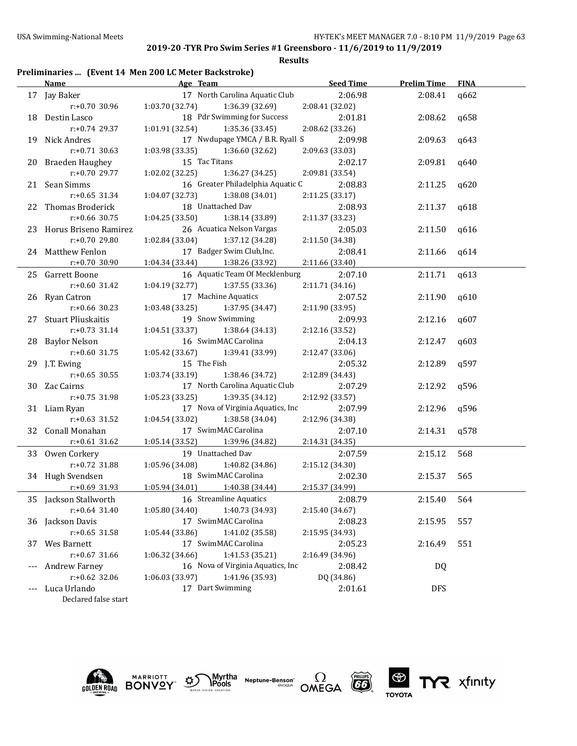## 2019-20 -TYR Pro Swim Series #1 Greensboro - 11/6/2019 to 11/9/2019

### Results

**Preliminaries ... (Event 14 Men 200 LC Meter Backstroke)**

| | Name | Age | Team | Seed Time | Prelim Time | FINA |
|---|---|---|---|---|---|---|
| 17 | Jay Baker | 17 | North Carolina Aquatic Club | 2:06.98 | 2:08.41 | q662 |
| | r:+0.70 30.96 | 1:03.70 (32.74) | 1:36.39 (32.69) | 2:08.41 (32.02) | | |
| 18 | Destin Lasco | 18 | Pdr Swimming for Success | 2:01.81 | 2:08.62 | q658 |
| | r:+0.74 29.37 | 1:01.91 (32.54) | 1:35.36 (33.45) | 2:08.62 (33.26) | | |
| 19 | Nick Andres | 17 | Nwdupage YMCA / B.R. Ryall S | 2:09.98 | 2:09.63 | q643 |
| | r:+0.71 30.63 | 1:03.98 (33.35) | 1:36.60 (32.62) | 2:09.63 (33.03) | | |
| 20 | Braeden Haughey | 15 | Tac Titans | 2:02.17 | 2:09.81 | q640 |
| | r:+0.70 29.77 | 1:02.02 (32.25) | 1:36.27 (34.25) | 2:09.81 (33.54) | | |
| 21 | Sean Simms | 16 | Greater Philadelphia Aquatic C | 2:08.83 | 2:11.25 | q620 |
| | r:+0.65 31.34 | 1:04.07 (32.73) | 1:38.08 (34.01) | 2:11.25 (33.17) | | |
| 22 | Thomas Broderick | 18 | Unattached Dav | 2:08.93 | 2:11.37 | q618 |
| | r:+0.66 30.75 | 1:04.25 (33.50) | 1:38.14 (33.89) | 2:11.37 (33.23) | | |
| 23 | Horus Briseno Ramirez | 26 | Acuatica Nelson Vargas | 2:05.03 | 2:11.50 | q616 |
| | r:+0.70 29.80 | 1:02.84 (33.04) | 1:37.12 (34.28) | 2:11.50 (34.38) | | |
| 24 | Matthew Fenlon | 17 | Badger Swim Club,Inc. | 2:08.41 | 2:11.66 | q614 |
| | r:+0.70 30.90 | 1:04.34 (33.44) | 1:38.26 (33.92) | 2:11.66 (33.40) | | |
| 25 | Garrett Boone | 16 | Aquatic Team Of Mecklenburg | 2:07.10 | 2:11.71 | q613 |
| | r:+0.60 31.42 | 1:04.19 (32.77) | 1:37.55 (33.36) | 2:11.71 (34.16) | | |
| 26 | Ryan Catron | 17 | Machine Aquatics | 2:07.52 | 2:11.90 | q610 |
| | r:+0.66 30.23 | 1:03.48 (33.25) | 1:37.95 (34.47) | 2:11.90 (33.95) | | |
| 27 | Stuart Pliuskaitis | 19 | Snow Swimming | 2:09.93 | 2:12.16 | q607 |
| | r:+0.73 31.14 | 1:04.51 (33.37) | 1:38.64 (34.13) | 2:12.16 (33.52) | | |
| 28 | Baylor Nelson | 16 | SwimMAC Carolina | 2:04.13 | 2:12.47 | q603 |
| | r:+0.60 31.75 | 1:05.42 (33.67) | 1:39.41 (33.99) | 2:12.47 (33.06) | | |
| 29 | J.T. Ewing | 15 | The Fish | 2:05.32 | 2:12.89 | q597 |
| | r:+0.65 30.55 | 1:03.74 (33.19) | 1:38.46 (34.72) | 2:12.89 (34.43) | | |
| 30 | Zac Cairns | 17 | North Carolina Aquatic Club | 2:07.29 | 2:12.92 | q596 |
| | r:+0.75 31.98 | 1:05.23 (33.25) | 1:39.35 (34.12) | 2:12.92 (33.57) | | |
| 31 | Liam Ryan | 17 | Nova of Virginia Aquatics, Inc | 2:07.99 | 2:12.96 | q596 |
| | r:+0.63 31.52 | 1:04.54 (33.02) | 1:38.58 (34.04) | 2:12.96 (34.38) | | |
| 32 | Conall Monahan | 17 | SwimMAC Carolina | 2:07.10 | 2:14.31 | q578 |
| | r:+0.61 31.62 | 1:05.14 (33.52) | 1:39.96 (34.82) | 2:14.31 (34.35) | | |
| 33 | Owen Corkery | 19 | Unattached Dav | 2:07.59 | 2:15.12 | 568 |
| | r:+0.72 31.88 | 1:05.96 (34.08) | 1:40.82 (34.86) | 2:15.12 (34.30) | | |
| 34 | Hugh Svendsen | 18 | SwimMAC Carolina | 2:02.30 | 2:15.37 | 565 |
| | r:+0.69 31.93 | 1:05.94 (34.01) | 1:40.38 (34.44) | 2:15.37 (34.99) | | |
| 35 | Jackson Stallworth | 16 | Streamline Aquatics | 2:08.79 | 2:15.40 | 564 |
| | r:+0.64 31.40 | 1:05.80 (34.40) | 1:40.73 (34.93) | 2:15.40 (34.67) | | |
| 36 | Jackson Davis | 17 | SwimMAC Carolina | 2:08.23 | 2:15.95 | 557 |
| | r:+0.65 31.58 | 1:05.44 (33.86) | 1:41.02 (35.58) | 2:15.95 (34.93) | | |
| 37 | Wes Barnett | 17 | SwimMAC Carolina | 2:05.23 | 2:16.49 | 551 |
| | r:+0.67 31.66 | 1:06.32 (34.66) | 1:41.53 (35.21) | 2:16.49 (34.96) | | |
| --- | Andrew Farney | 16 | Nova of Virginia Aquatics, Inc | 2:08.42 | DQ | |
| | r:+0.62 32.06 | 1:06.03 (33.97) | 1:41.96 (35.93) | DQ (34.86) | | |
| --- | Luca Urlando | 17 | Dart Swimming | 2:01.61 | DFS | |
| | Declared false start | | | | | |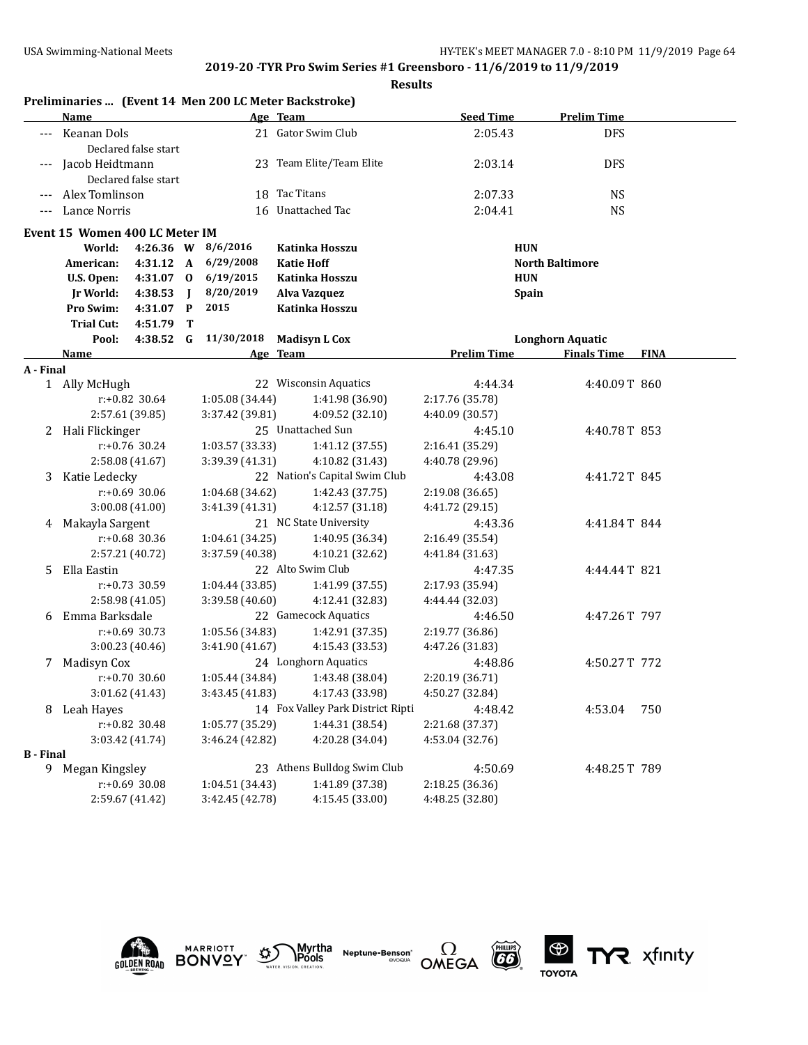## 2019-20 -TYR Pro Swim Series #1 Greensboro - 11/6/2019 to 11/9/2019

### Results

**Preliminaries ... (Event 14 Men 200 LC Meter Backstroke)**

| | Name | Age | Team | Seed Time | Prelim Time |
|---|---|---|---|---|---|
| --- | Keanan Dols | 21 | Gator Swim Club | 2:05.43 | DFS |
| | Declared false start | | | | |
| --- | Jacob Heidtmann | 23 | Team Elite/Team Elite | 2:03.14 | DFS |
| | Declared false start | | | | |
| --- | Alex Tomlinson | 18 | Tac Titans | 2:07.33 | NS |
| --- | Lance Norris | 16 | Unattached Tac | 2:04.41 | NS |

**Event 15 Women 400 LC Meter IM**

| | | | | | |
|---|---|---|---|---|---|
| World: | 4:26.36 | W | 8/6/2016 | Katinka Hosszu | HUN |
| American: | 4:31.12 | A | 6/29/2008 | Katie Hoff | North Baltimore |
| U.S. Open: | 4:31.07 | O | 6/19/2015 | Katinka Hosszu | HUN |
| Jr World: | 4:38.53 | J | 8/20/2019 | Alva Vazquez | Spain |
| Pro Swim: | 4:31.07 | P | 2015 | Katinka Hosszu | |
| Trial Cut: | 4:51.79 | T | | | |
| Pool: | 4:38.52 | G | 11/30/2018 | Madisyn L Cox | Longhorn Aquatic |

| | Name | Age | Team | Prelim Time | Finals Time | FINA |
|---|---|---|---|---|---|---|
| **A - Final** | | | | | | |
| 1 | Ally McHugh | 22 | Wisconsin Aquatics | 4:44.34 | 4:40.09 T | 860 |
| | r:+0.82 30.64 | 1:05.08 (34.44) | 1:41.98 (36.90) | 2:17.76 (35.78) | | |
| | 2:57.61 (39.85) | 3:37.42 (39.81) | 4:09.52 (32.10) | 4:40.09 (30.57) | | |
| 2 | Hali Flickinger | 25 | Unattached Sun | 4:45.10 | 4:40.78 T | 853 |
| | r:+0.76 30.24 | 1:03.57 (33.33) | 1:41.12 (37.55) | 2:16.41 (35.29) | | |
| | 2:58.08 (41.67) | 3:39.39 (41.31) | 4:10.82 (31.43) | 4:40.78 (29.96) | | |
| 3 | Katie Ledecky | 22 | Nation's Capital Swim Club | 4:43.08 | 4:41.72 T | 845 |
| | r:+0.69 30.06 | 1:04.68 (34.62) | 1:42.43 (37.75) | 2:19.08 (36.65) | | |
| | 3:00.08 (41.00) | 3:41.39 (41.31) | 4:12.57 (31.18) | 4:41.72 (29.15) | | |
| 4 | Makayla Sargent | 21 | NC State University | 4:43.36 | 4:41.84 T | 844 |
| | r:+0.68 30.36 | 1:04.61 (34.25) | 1:40.95 (36.34) | 2:16.49 (35.54) | | |
| | 2:57.21 (40.72) | 3:37.59 (40.38) | 4:10.21 (32.62) | 4:41.84 (31.63) | | |
| 5 | Ella Eastin | 22 | Alto Swim Club | 4:47.35 | 4:44.44 T | 821 |
| | r:+0.73 30.59 | 1:04.44 (33.85) | 1:41.99 (37.55) | 2:17.93 (35.94) | | |
| | 2:58.98 (41.05) | 3:39.58 (40.60) | 4:12.41 (32.83) | 4:44.44 (32.03) | | |
| 6 | Emma Barksdale | 22 | Gamecock Aquatics | 4:46.50 | 4:47.26 T | 797 |
| | r:+0.69 30.73 | 1:05.56 (34.83) | 1:42.91 (37.35) | 2:19.77 (36.86) | | |
| | 3:00.23 (40.46) | 3:41.90 (41.67) | 4:15.43 (33.53) | 4:47.26 (31.83) | | |
| 7 | Madisyn Cox | 24 | Longhorn Aquatics | 4:48.86 | 4:50.27 T | 772 |
| | r:+0.70 30.60 | 1:05.44 (34.84) | 1:43.48 (38.04) | 2:20.19 (36.71) | | |
| | 3:01.62 (41.43) | 3:43.45 (41.83) | 4:17.43 (33.98) | 4:50.27 (32.84) | | |
| 8 | Leah Hayes | 14 | Fox Valley Park District Ripti | 4:48.42 | 4:53.04 | 750 |
| | r:+0.82 30.48 | 1:05.77 (35.29) | 1:44.31 (38.54) | 2:21.68 (37.37) | | |
| | 3:03.42 (41.74) | 3:46.24 (42.82) | 4:20.28 (34.04) | 4:53.04 (32.76) | | |
| **B - Final** | | | | | | |
| 9 | Megan Kingsley | 23 | Athens Bulldog Swim Club | 4:50.69 | 4:48.25 T | 789 |
| | r:+0.69 30.08 | 1:04.51 (34.43) | 1:41.89 (37.38) | 2:18.25 (36.36) | | |
| | 2:59.67 (41.42) | 3:42.45 (42.78) | 4:15.45 (33.00) | 4:48.25 (32.80) | | |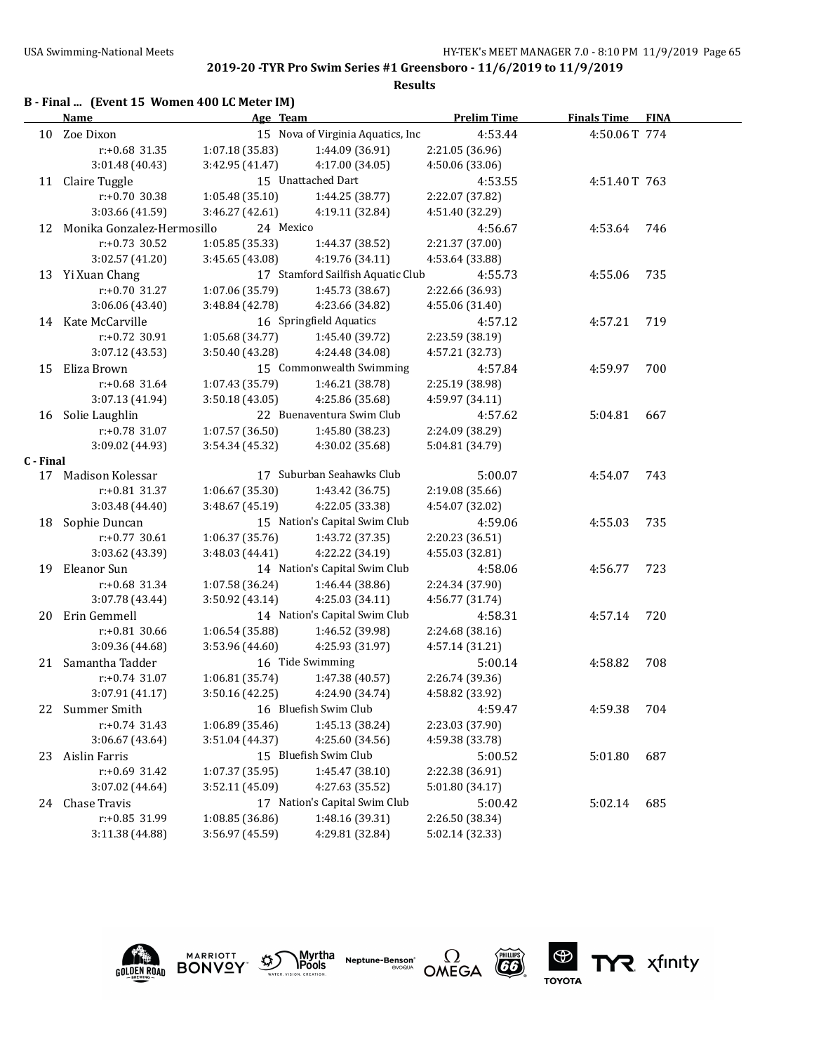**2019-20 -TYR Pro Swim Series #1 Greensboro - 11/6/2019 to 11/9/2019**

**Results**

**B - Final ... (Event 15 Women 400 LC Meter IM)**

| | Name | Age | Team | Prelim Time | Finals Time | FINA |
|---|---|---|---|---|---|---|
| 10 | Zoe Dixon | 15 | Nova of Virginia Aquatics, Inc | 4:53.44 | 4:50.06T | 774 |
| | r:+0.68 31.35 | 1:07.18 (35.83) | 1:44.09 (36.91) | 2:21.05 (36.96) | | |
| | 3:01.48 (40.43) | 3:42.95 (41.47) | 4:17.00 (34.05) | 4:50.06 (33.06) | | |
| 11 | Claire Tuggle | 15 | Unattached Dart | 4:53.55 | 4:51.40T | 763 |
| | r:+0.70 30.38 | 1:05.48 (35.10) | 1:44.25 (38.77) | 2:22.07 (37.82) | | |
| | 3:03.66 (41.59) | 3:46.27 (42.61) | 4:19.11 (32.84) | 4:51.40 (32.29) | | |
| 12 | Monika Gonzalez-Hermosillo | 24 | Mexico | 4:56.67 | 4:53.64 | 746 |
| | r:+0.73 30.52 | 1:05.85 (35.33) | 1:44.37 (38.52) | 2:21.37 (37.00) | | |
| | 3:02.57 (41.20) | 3:45.65 (43.08) | 4:19.76 (34.11) | 4:53.64 (33.88) | | |
| 13 | Yi Xuan Chang | 17 | Stamford Sailfish Aquatic Club | 4:55.73 | 4:55.06 | 735 |
| | r:+0.70 31.27 | 1:07.06 (35.79) | 1:45.73 (38.67) | 2:22.66 (36.93) | | |
| | 3:06.06 (43.40) | 3:48.84 (42.78) | 4:23.66 (34.82) | 4:55.06 (31.40) | | |
| 14 | Kate McCarville | 16 | Springfield Aquatics | 4:57.12 | 4:57.21 | 719 |
| | r:+0.72 30.91 | 1:05.68 (34.77) | 1:45.40 (39.72) | 2:23.59 (38.19) | | |
| | 3:07.12 (43.53) | 3:50.40 (43.28) | 4:24.48 (34.08) | 4:57.21 (32.73) | | |
| 15 | Eliza Brown | 15 | Commonwealth Swimming | 4:57.84 | 4:59.97 | 700 |
| | r:+0.68 31.64 | 1:07.43 (35.79) | 1:46.21 (38.78) | 2:25.19 (38.98) | | |
| | 3:07.13 (41.94) | 3:50.18 (43.05) | 4:25.86 (35.68) | 4:59.97 (34.11) | | |
| 16 | Solie Laughlin | 22 | Buenaventura Swim Club | 4:57.62 | 5:04.81 | 667 |
| | r:+0.78 31.07 | 1:07.57 (36.50) | 1:45.80 (38.23) | 2:24.09 (38.29) | | |
| | 3:09.02 (44.93) | 3:54.34 (45.32) | 4:30.02 (35.68) | 5:04.81 (34.79) | | |

**C - Final**

| | Name | Age | Team | Prelim Time | Finals Time | FINA |
|---|---|---|---|---|---|---|
| 17 | Madison Kolessar | 17 | Suburban Seahawks Club | 5:00.07 | 4:54.07 | 743 |
| | r:+0.81 31.37 | 1:06.67 (35.30) | 1:43.42 (36.75) | 2:19.08 (35.66) | | |
| | 3:03.48 (44.40) | 3:48.67 (45.19) | 4:22.05 (33.38) | 4:54.07 (32.02) | | |
| 18 | Sophie Duncan | 15 | Nation's Capital Swim Club | 4:59.06 | 4:55.03 | 735 |
| | r:+0.77 30.61 | 1:06.37 (35.76) | 1:43.72 (37.35) | 2:20.23 (36.51) | | |
| | 3:03.62 (43.39) | 3:48.03 (44.41) | 4:22.22 (34.19) | 4:55.03 (32.81) | | |
| 19 | Eleanor Sun | 14 | Nation's Capital Swim Club | 4:58.06 | 4:56.77 | 723 |
| | r:+0.68 31.34 | 1:07.58 (36.24) | 1:46.44 (38.86) | 2:24.34 (37.90) | | |
| | 3:07.78 (43.44) | 3:50.92 (43.14) | 4:25.03 (34.11) | 4:56.77 (31.74) | | |
| 20 | Erin Gemmell | 14 | Nation's Capital Swim Club | 4:58.31 | 4:57.14 | 720 |
| | r:+0.81 30.66 | 1:06.54 (35.88) | 1:46.52 (39.98) | 2:24.68 (38.16) | | |
| | 3:09.36 (44.68) | 3:53.96 (44.60) | 4:25.93 (31.97) | 4:57.14 (31.21) | | |
| 21 | Samantha Tadder | 16 | Tide Swimming | 5:00.14 | 4:58.82 | 708 |
| | r:+0.74 31.07 | 1:06.81 (35.74) | 1:47.38 (40.57) | 2:26.74 (39.36) | | |
| | 3:07.91 (41.17) | 3:50.16 (42.25) | 4:24.90 (34.74) | 4:58.82 (33.92) | | |
| 22 | Summer Smith | 16 | Bluefish Swim Club | 4:59.47 | 4:59.38 | 704 |
| | r:+0.74 31.43 | 1:06.89 (35.46) | 1:45.13 (38.24) | 2:23.03 (37.90) | | |
| | 3:06.67 (43.64) | 3:51.04 (44.37) | 4:25.60 (34.56) | 4:59.38 (33.78) | | |
| 23 | Aislin Farris | 15 | Bluefish Swim Club | 5:00.52 | 5:01.80 | 687 |
| | r:+0.69 31.42 | 1:07.37 (35.95) | 1:45.47 (38.10) | 2:22.38 (36.91) | | |
| | 3:07.02 (44.64) | 3:52.11 (45.09) | 4:27.63 (35.52) | 5:01.80 (34.17) | | |
| 24 | Chase Travis | 17 | Nation's Capital Swim Club | 5:00.42 | 5:02.14 | 685 |
| | r:+0.85 31.99 | 1:08.85 (36.86) | 1:48.16 (39.31) | 2:26.50 (38.34) | | |
| | 3:11.38 (44.88) | 3:56.97 (45.59) | 4:29.81 (32.84) | 5:02.14 (32.33) | | |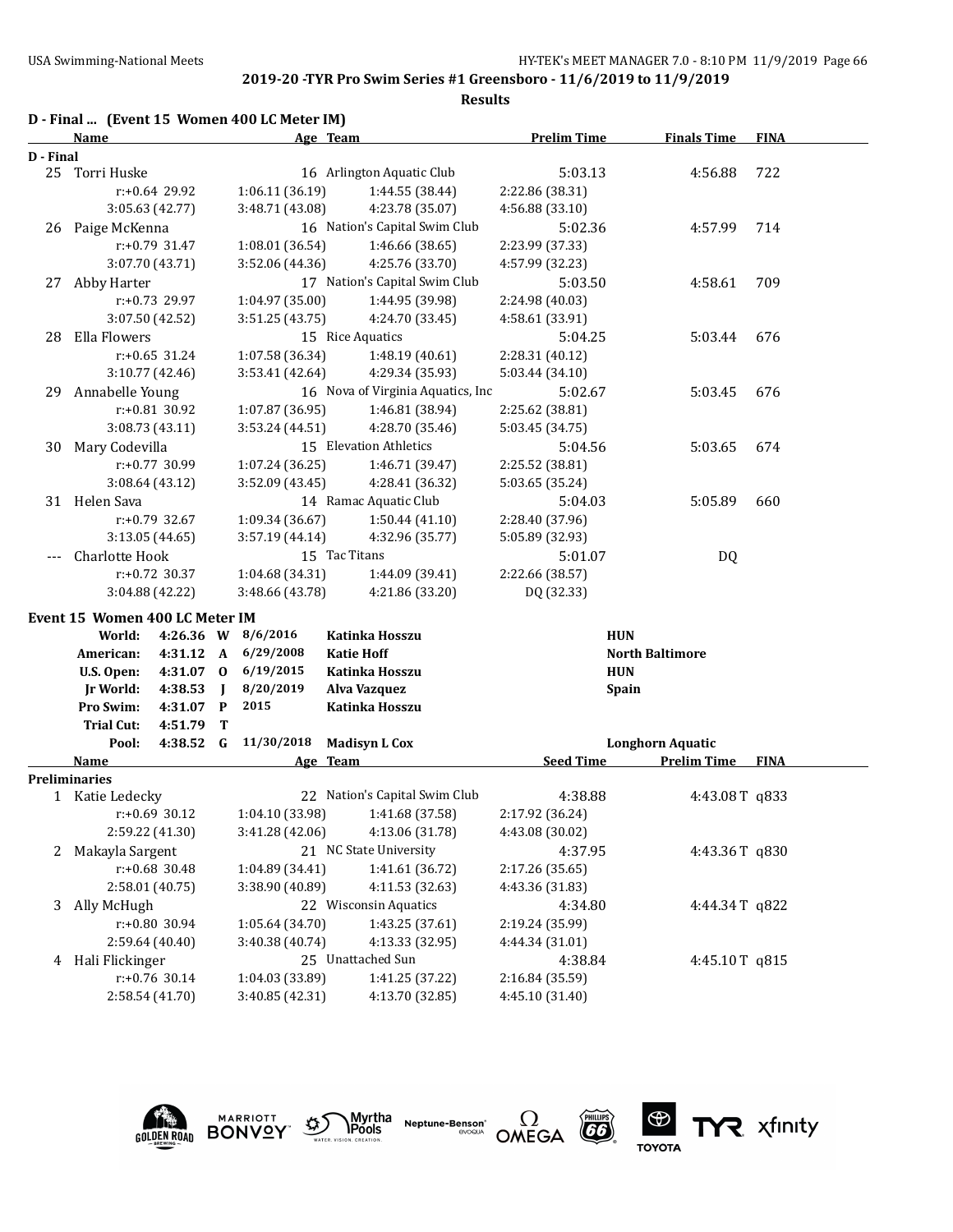**2019-20 -TYR Pro Swim Series #1 Greensboro - 11/6/2019 to 11/9/2019**

**Results**

## D - Final ... (Event 15 Women 400 LC Meter IM)

| | Name | Age | Team | Prelim Time | Finals Time | FINA |
|---|---|---|---|---|---|---|
| **D - Final** | | | | | | |
| 25 | Torri Huske | 16 | Arlington Aquatic Club | 5:03.13 | 4:56.88 | 722 |
| | r:+0.64 29.92 | 1:06.11 (36.19) | 1:44.55 (38.44) | 2:22.86 (38.31) | | |
| | 3:05.63 (42.77) | 3:48.71 (43.08) | 4:23.78 (35.07) | 4:56.88 (33.10) | | |
| 26 | Paige McKenna | 16 | Nation's Capital Swim Club | 5:02.36 | 4:57.99 | 714 |
| | r:+0.79 31.47 | 1:08.01 (36.54) | 1:46.66 (38.65) | 2:23.99 (37.33) | | |
| | 3:07.70 (43.71) | 3:52.06 (44.36) | 4:25.76 (33.70) | 4:57.99 (32.23) | | |
| 27 | Abby Harter | 17 | Nation's Capital Swim Club | 5:03.50 | 4:58.61 | 709 |
| | r:+0.73 29.97 | 1:04.97 (35.00) | 1:44.95 (39.98) | 2:24.98 (40.03) | | |
| | 3:07.50 (42.52) | 3:51.25 (43.75) | 4:24.70 (33.45) | 4:58.61 (33.91) | | |
| 28 | Ella Flowers | 15 | Rice Aquatics | 5:04.25 | 5:03.44 | 676 |
| | r:+0.65 31.24 | 1:07.58 (36.34) | 1:48.19 (40.61) | 2:28.31 (40.12) | | |
| | 3:10.77 (42.46) | 3:53.41 (42.64) | 4:29.34 (35.93) | 5:03.44 (34.10) | | |
| 29 | Annabelle Young | 16 | Nova of Virginia Aquatics, Inc | 5:02.67 | 5:03.45 | 676 |
| | r:+0.81 30.92 | 1:07.87 (36.95) | 1:46.81 (38.94) | 2:25.62 (38.81) | | |
| | 3:08.73 (43.11) | 3:53.24 (44.51) | 4:28.70 (35.46) | 5:03.45 (34.75) | | |
| 30 | Mary Codevilla | 15 | Elevation Athletics | 5:04.56 | 5:03.65 | 674 |
| | r:+0.77 30.99 | 1:07.24 (36.25) | 1:46.71 (39.47) | 2:25.52 (38.81) | | |
| | 3:08.64 (43.12) | 3:52.09 (43.45) | 4:28.41 (36.32) | 5:03.65 (35.24) | | |
| 31 | Helen Sava | 14 | Ramac Aquatic Club | 5:04.03 | 5:05.89 | 660 |
| | r:+0.79 32.67 | 1:09.34 (36.67) | 1:50.44 (41.10) | 2:28.40 (37.96) | | |
| | 3:13.05 (44.65) | 3:57.19 (44.14) | 4:32.96 (35.77) | 5:05.89 (32.93) | | |
| --- | Charlotte Hook | 15 | Tac Titans | 5:01.07 | DQ | |
| | r:+0.72 30.37 | 1:04.68 (34.31) | 1:44.09 (39.41) | 2:22.66 (38.57) | | |
| | 3:04.88 (42.22) | 3:48.66 (43.78) | 4:21.86 (33.20) | DQ (32.33) | | |

## Event 15 Women 400 LC Meter IM

| Record | Time | | Date | Name | Team |
|---|---|---|---|---|---|
| World: | 4:26.36 | W | 8/6/2016 | Katinka Hosszu | HUN |
| American: | 4:31.12 | A | 6/29/2008 | Katie Hoff | North Baltimore |
| U.S. Open: | 4:31.07 | O | 6/19/2015 | Katinka Hosszu | HUN |
| Jr World: | 4:38.53 | J | 8/20/2019 | Alva Vazquez | Spain |
| Pro Swim: | 4:31.07 | P | 2015 | Katinka Hosszu | |
| Trial Cut: | 4:51.79 | T | | | |
| Pool: | 4:38.52 | G | 11/30/2018 | Madisyn L Cox | Longhorn Aquatic |

| | Name | Age | Team | Seed Time | Prelim Time | FINA |
|---|---|---|---|---|---|---|
| **Preliminaries** | | | | | | |
| 1 | Katie Ledecky | 22 | Nation's Capital Swim Club | 4:38.88 | 4:43.08 T | q833 |
| | r:+0.69 30.12 | 1:04.10 (33.98) | 1:41.68 (37.58) | 2:17.92 (36.24) | | |
| | 2:59.22 (41.30) | 3:41.28 (42.06) | 4:13.06 (31.78) | 4:43.08 (30.02) | | |
| 2 | Makayla Sargent | 21 | NC State University | 4:37.95 | 4:43.36 T | q830 |
| | r:+0.68 30.48 | 1:04.89 (34.41) | 1:41.61 (36.72) | 2:17.26 (35.65) | | |
| | 2:58.01 (40.75) | 3:38.90 (40.89) | 4:11.53 (32.63) | 4:43.36 (31.83) | | |
| 3 | Ally McHugh | 22 | Wisconsin Aquatics | 4:34.80 | 4:44.34 T | q822 |
| | r:+0.80 30.94 | 1:05.64 (34.70) | 1:43.25 (37.61) | 2:19.24 (35.99) | | |
| | 2:59.64 (40.40) | 3:40.38 (40.74) | 4:13.33 (32.95) | 4:44.34 (31.01) | | |
| 4 | Hali Flickinger | 25 | Unattached Sun | 4:38.84 | 4:45.10 T | q815 |
| | r:+0.76 30.14 | 1:04.03 (33.89) | 1:41.25 (37.22) | 2:16.84 (35.59) | | |
| | 2:58.54 (41.70) | 3:40.85 (42.31) | 4:13.70 (32.85) | 4:45.10 (31.40) | | |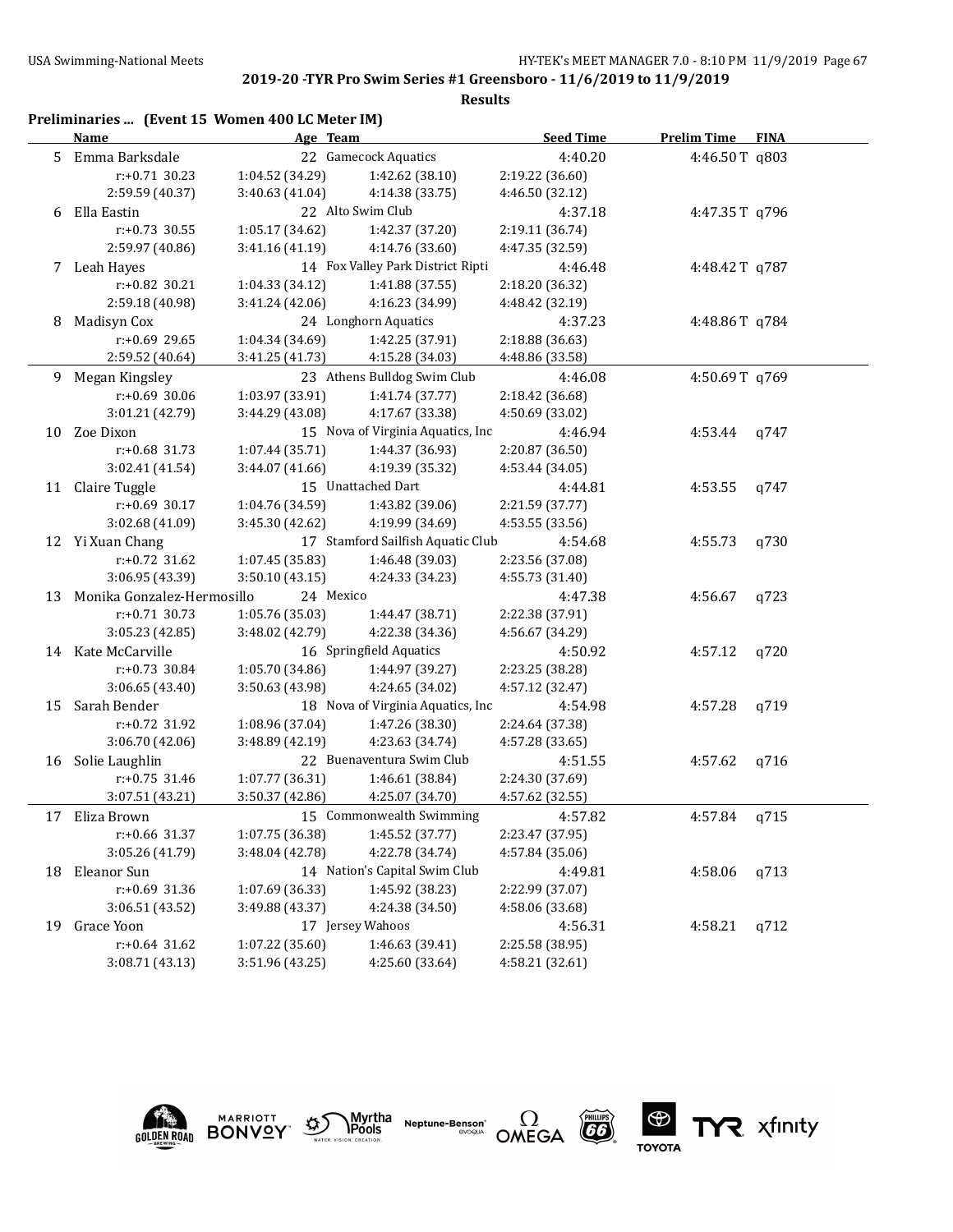**2019-20 -TYR Pro Swim Series #1 Greensboro - 11/6/2019 to 11/9/2019**

**Results**

## Preliminaries ... (Event 15 Women 400 LC Meter IM)

| | Name | Age | Team | Seed Time | Prelim Time | FINA |
|---|---|---|---|---|---|---|
| 5 | Emma Barksdale | 22 | Gamecock Aquatics | 4:40.20 | 4:46.50T | q803 |
| | r:+0.71 30.23 | 1:04.52 (34.29) | 1:42.62 (38.10) | 2:19.22 (36.60) | | |
| | 2:59.59 (40.37) | 3:40.63 (41.04) | 4:14.38 (33.75) | 4:46.50 (32.12) | | |
| 6 | Ella Eastin | 22 | Alto Swim Club | 4:37.18 | 4:47.35T | q796 |
| | r:+0.73 30.55 | 1:05.17 (34.62) | 1:42.37 (37.20) | 2:19.11 (36.74) | | |
| | 2:59.97 (40.86) | 3:41.16 (41.19) | 4:14.76 (33.60) | 4:47.35 (32.59) | | |
| 7 | Leah Hayes | 14 | Fox Valley Park District Ripti | 4:46.48 | 4:48.42T | q787 |
| | r:+0.82 30.21 | 1:04.33 (34.12) | 1:41.88 (37.55) | 2:18.20 (36.32) | | |
| | 2:59.18 (40.98) | 3:41.24 (42.06) | 4:16.23 (34.99) | 4:48.42 (32.19) | | |
| 8 | Madisyn Cox | 24 | Longhorn Aquatics | 4:37.23 | 4:48.86T | q784 |
| | r:+0.69 29.65 | 1:04.34 (34.69) | 1:42.25 (37.91) | 2:18.88 (36.63) | | |
| | 2:59.52 (40.64) | 3:41.25 (41.73) | 4:15.28 (34.03) | 4:48.86 (33.58) | | |
| 9 | Megan Kingsley | 23 | Athens Bulldog Swim Club | 4:46.08 | 4:50.69T | q769 |
| | r:+0.69 30.06 | 1:03.97 (33.91) | 1:41.74 (37.77) | 2:18.42 (36.68) | | |
| | 3:01.21 (42.79) | 3:44.29 (43.08) | 4:17.67 (33.38) | 4:50.69 (33.02) | | |
| 10 | Zoe Dixon | 15 | Nova of Virginia Aquatics, Inc | 4:46.94 | 4:53.44 | q747 |
| | r:+0.68 31.73 | 1:07.44 (35.71) | 1:44.37 (36.93) | 2:20.87 (36.50) | | |
| | 3:02.41 (41.54) | 3:44.07 (41.66) | 4:19.39 (35.32) | 4:53.44 (34.05) | | |
| 11 | Claire Tuggle | 15 | Unattached Dart | 4:44.81 | 4:53.55 | q747 |
| | r:+0.69 30.17 | 1:04.76 (34.59) | 1:43.82 (39.06) | 2:21.59 (37.77) | | |
| | 3:02.68 (41.09) | 3:45.30 (42.62) | 4:19.99 (34.69) | 4:53.55 (33.56) | | |
| 12 | Yi Xuan Chang | 17 | Stamford Sailfish Aquatic Club | 4:54.68 | 4:55.73 | q730 |
| | r:+0.72 31.62 | 1:07.45 (35.83) | 1:46.48 (39.03) | 2:23.56 (37.08) | | |
| | 3:06.95 (43.39) | 3:50.10 (43.15) | 4:24.33 (34.23) | 4:55.73 (31.40) | | |
| 13 | Monika Gonzalez-Hermosillo | 24 | Mexico | 4:47.38 | 4:56.67 | q723 |
| | r:+0.71 30.73 | 1:05.76 (35.03) | 1:44.47 (38.71) | 2:22.38 (37.91) | | |
| | 3:05.23 (42.85) | 3:48.02 (42.79) | 4:22.38 (34.36) | 4:56.67 (34.29) | | |
| 14 | Kate McCarville | 16 | Springfield Aquatics | 4:50.92 | 4:57.12 | q720 |
| | r:+0.73 30.84 | 1:05.70 (34.86) | 1:44.97 (39.27) | 2:23.25 (38.28) | | |
| | 3:06.65 (43.40) | 3:50.63 (43.98) | 4:24.65 (34.02) | 4:57.12 (32.47) | | |
| 15 | Sarah Bender | 18 | Nova of Virginia Aquatics, Inc | 4:54.98 | 4:57.28 | q719 |
| | r:+0.72 31.92 | 1:08.96 (37.04) | 1:47.26 (38.30) | 2:24.64 (37.38) | | |
| | 3:06.70 (42.06) | 3:48.89 (42.19) | 4:23.63 (34.74) | 4:57.28 (33.65) | | |
| 16 | Solie Laughlin | 22 | Buenaventura Swim Club | 4:51.55 | 4:57.62 | q716 |
| | r:+0.75 31.46 | 1:07.77 (36.31) | 1:46.61 (38.84) | 2:24.30 (37.69) | | |
| | 3:07.51 (43.21) | 3:50.37 (42.86) | 4:25.07 (34.70) | 4:57.62 (32.55) | | |
| 17 | Eliza Brown | 15 | Commonwealth Swimming | 4:57.82 | 4:57.84 | q715 |
| | r:+0.66 31.37 | 1:07.75 (36.38) | 1:45.52 (37.77) | 2:23.47 (37.95) | | |
| | 3:05.26 (41.79) | 3:48.04 (42.78) | 4:22.78 (34.74) | 4:57.84 (35.06) | | |
| 18 | Eleanor Sun | 14 | Nation's Capital Swim Club | 4:49.81 | 4:58.06 | q713 |
| | r:+0.69 31.36 | 1:07.69 (36.33) | 1:45.92 (38.23) | 2:22.99 (37.07) | | |
| | 3:06.51 (43.52) | 3:49.88 (43.37) | 4:24.38 (34.50) | 4:58.06 (33.68) | | |
| 19 | Grace Yoon | 17 | Jersey Wahoos | 4:56.31 | 4:58.21 | q712 |
| | r:+0.64 31.62 | 1:07.22 (35.60) | 1:46.63 (39.41) | 2:25.58 (38.95) | | |
| | 3:08.71 (43.13) | 3:51.96 (43.25) | 4:25.60 (33.64) | 4:58.21 (32.61) | | |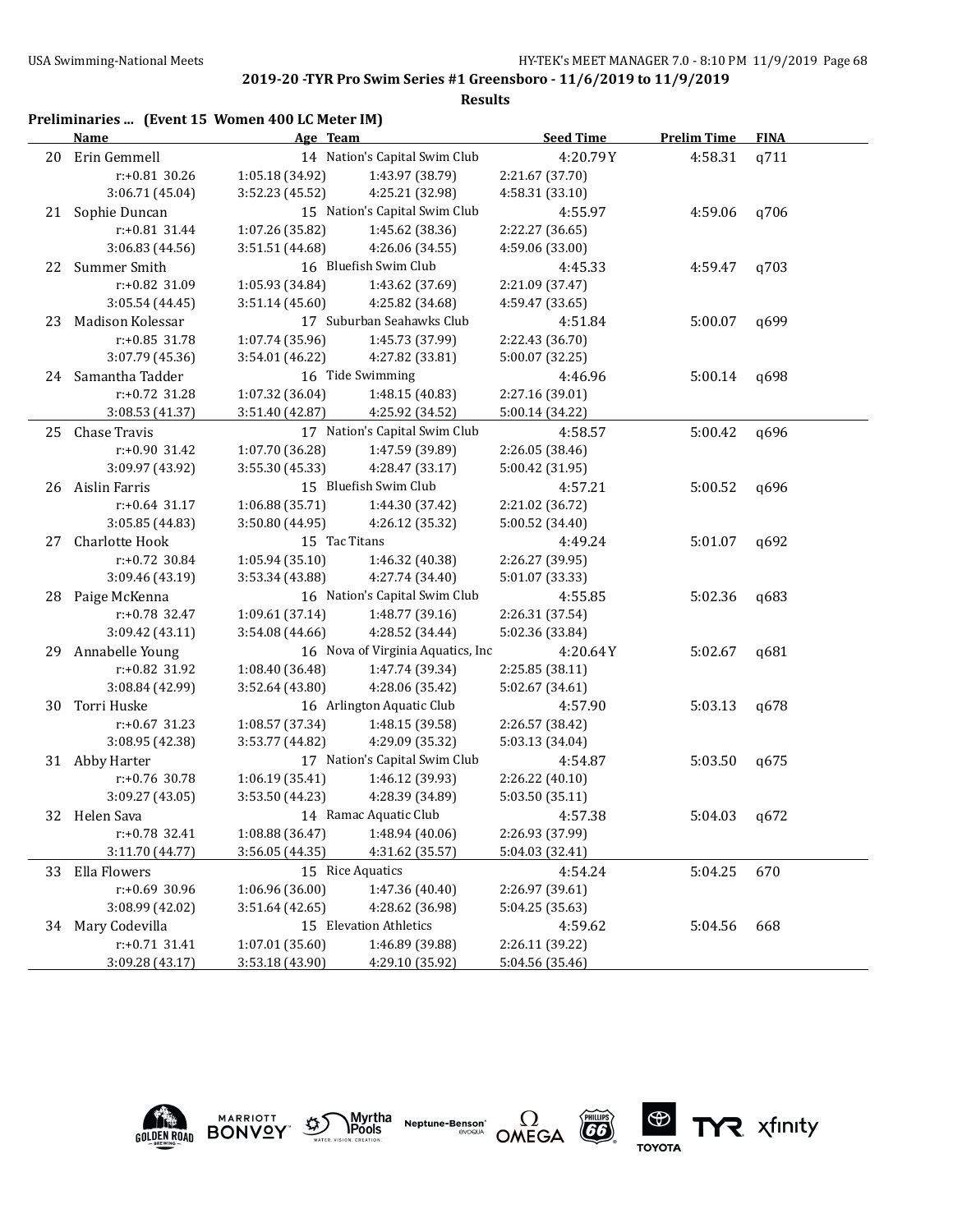**2019-20 -TYR Pro Swim Series #1 Greensboro - 11/6/2019 to 11/9/2019**

**Results**

### Preliminaries ... (Event 15 Women 400 LC Meter IM)

| | Name | Age | Team | Seed Time | Prelim Time | FINA |
|---|---|---|---|---|---|---|
| 20 | Erin Gemmell | 14 | Nation's Capital Swim Club | 4:20.79Y | 4:58.31 | q711 |
| | r:+0.81 30.26 | 1:05.18 (34.92) | 1:43.97 (38.79) | 2:21.67 (37.70) | | |
| | 3:06.71 (45.04) | 3:52.23 (45.52) | 4:25.21 (32.98) | 4:58.31 (33.10) | | |
| 21 | Sophie Duncan | 15 | Nation's Capital Swim Club | 4:55.97 | 4:59.06 | q706 |
| | r:+0.81 31.44 | 1:07.26 (35.82) | 1:45.62 (38.36) | 2:22.27 (36.65) | | |
| | 3:06.83 (44.56) | 3:51.51 (44.68) | 4:26.06 (34.55) | 4:59.06 (33.00) | | |
| 22 | Summer Smith | 16 | Bluefish Swim Club | 4:45.33 | 4:59.47 | q703 |
| | r:+0.82 31.09 | 1:05.93 (34.84) | 1:43.62 (37.69) | 2:21.09 (37.47) | | |
| | 3:05.54 (44.45) | 3:51.14 (45.60) | 4:25.82 (34.68) | 4:59.47 (33.65) | | |
| 23 | Madison Kolessar | 17 | Suburban Seahawks Club | 4:51.84 | 5:00.07 | q699 |
| | r:+0.85 31.78 | 1:07.74 (35.96) | 1:45.73 (37.99) | 2:22.43 (36.70) | | |
| | 3:07.79 (45.36) | 3:54.01 (46.22) | 4:27.82 (33.81) | 5:00.07 (32.25) | | |
| 24 | Samantha Tadder | 16 | Tide Swimming | 4:46.96 | 5:00.14 | q698 |
| | r:+0.72 31.28 | 1:07.32 (36.04) | 1:48.15 (40.83) | 2:27.16 (39.01) | | |
| | 3:08.53 (41.37) | 3:51.40 (42.87) | 4:25.92 (34.52) | 5:00.14 (34.22) | | |
| 25 | Chase Travis | 17 | Nation's Capital Swim Club | 4:58.57 | 5:00.42 | q696 |
| | r:+0.90 31.42 | 1:07.70 (36.28) | 1:47.59 (39.89) | 2:26.05 (38.46) | | |
| | 3:09.97 (43.92) | 3:55.30 (45.33) | 4:28.47 (33.17) | 5:00.42 (31.95) | | |
| 26 | Aislin Farris | 15 | Bluefish Swim Club | 4:57.21 | 5:00.52 | q696 |
| | r:+0.64 31.17 | 1:06.88 (35.71) | 1:44.30 (37.42) | 2:21.02 (36.72) | | |
| | 3:05.85 (44.83) | 3:50.80 (44.95) | 4:26.12 (35.32) | 5:00.52 (34.40) | | |
| 27 | Charlotte Hook | 15 | Tac Titans | 4:49.24 | 5:01.07 | q692 |
| | r:+0.72 30.84 | 1:05.94 (35.10) | 1:46.32 (40.38) | 2:26.27 (39.95) | | |
| | 3:09.46 (43.19) | 3:53.34 (43.88) | 4:27.74 (34.40) | 5:01.07 (33.33) | | |
| 28 | Paige McKenna | 16 | Nation's Capital Swim Club | 4:55.85 | 5:02.36 | q683 |
| | r:+0.78 32.47 | 1:09.61 (37.14) | 1:48.77 (39.16) | 2:26.31 (37.54) | | |
| | 3:09.42 (43.11) | 3:54.08 (44.66) | 4:28.52 (34.44) | 5:02.36 (33.84) | | |
| 29 | Annabelle Young | 16 | Nova of Virginia Aquatics, Inc | 4:20.64Y | 5:02.67 | q681 |
| | r:+0.82 31.92 | 1:08.40 (36.48) | 1:47.74 (39.34) | 2:25.85 (38.11) | | |
| | 3:08.84 (42.99) | 3:52.64 (43.80) | 4:28.06 (35.42) | 5:02.67 (34.61) | | |
| 30 | Torri Huske | 16 | Arlington Aquatic Club | 4:57.90 | 5:03.13 | q678 |
| | r:+0.67 31.23 | 1:08.57 (37.34) | 1:48.15 (39.58) | 2:26.57 (38.42) | | |
| | 3:08.95 (42.38) | 3:53.77 (44.82) | 4:29.09 (35.32) | 5:03.13 (34.04) | | |
| 31 | Abby Harter | 17 | Nation's Capital Swim Club | 4:54.87 | 5:03.50 | q675 |
| | r:+0.76 30.78 | 1:06.19 (35.41) | 1:46.12 (39.93) | 2:26.22 (40.10) | | |
| | 3:09.27 (43.05) | 3:53.50 (44.23) | 4:28.39 (34.89) | 5:03.50 (35.11) | | |
| 32 | Helen Sava | 14 | Ramac Aquatic Club | 4:57.38 | 5:04.03 | q672 |
| | r:+0.78 32.41 | 1:08.88 (36.47) | 1:48.94 (40.06) | 2:26.93 (37.99) | | |
| | 3:11.70 (44.77) | 3:56.05 (44.35) | 4:31.62 (35.57) | 5:04.03 (32.41) | | |
| 33 | Ella Flowers | 15 | Rice Aquatics | 4:54.24 | 5:04.25 | 670 |
| | r:+0.69 30.96 | 1:06.96 (36.00) | 1:47.36 (40.40) | 2:26.97 (39.61) | | |
| | 3:08.99 (42.02) | 3:51.64 (42.65) | 4:28.62 (36.98) | 5:04.25 (35.63) | | |
| 34 | Mary Codevilla | 15 | Elevation Athletics | 4:59.62 | 5:04.56 | 668 |
| | r:+0.71 31.41 | 1:07.01 (35.60) | 1:46.89 (39.88) | 2:26.11 (39.22) | | |
| | 3:09.28 (43.17) | 3:53.18 (43.90) | 4:29.10 (35.92) | 5:04.56 (35.46) | | |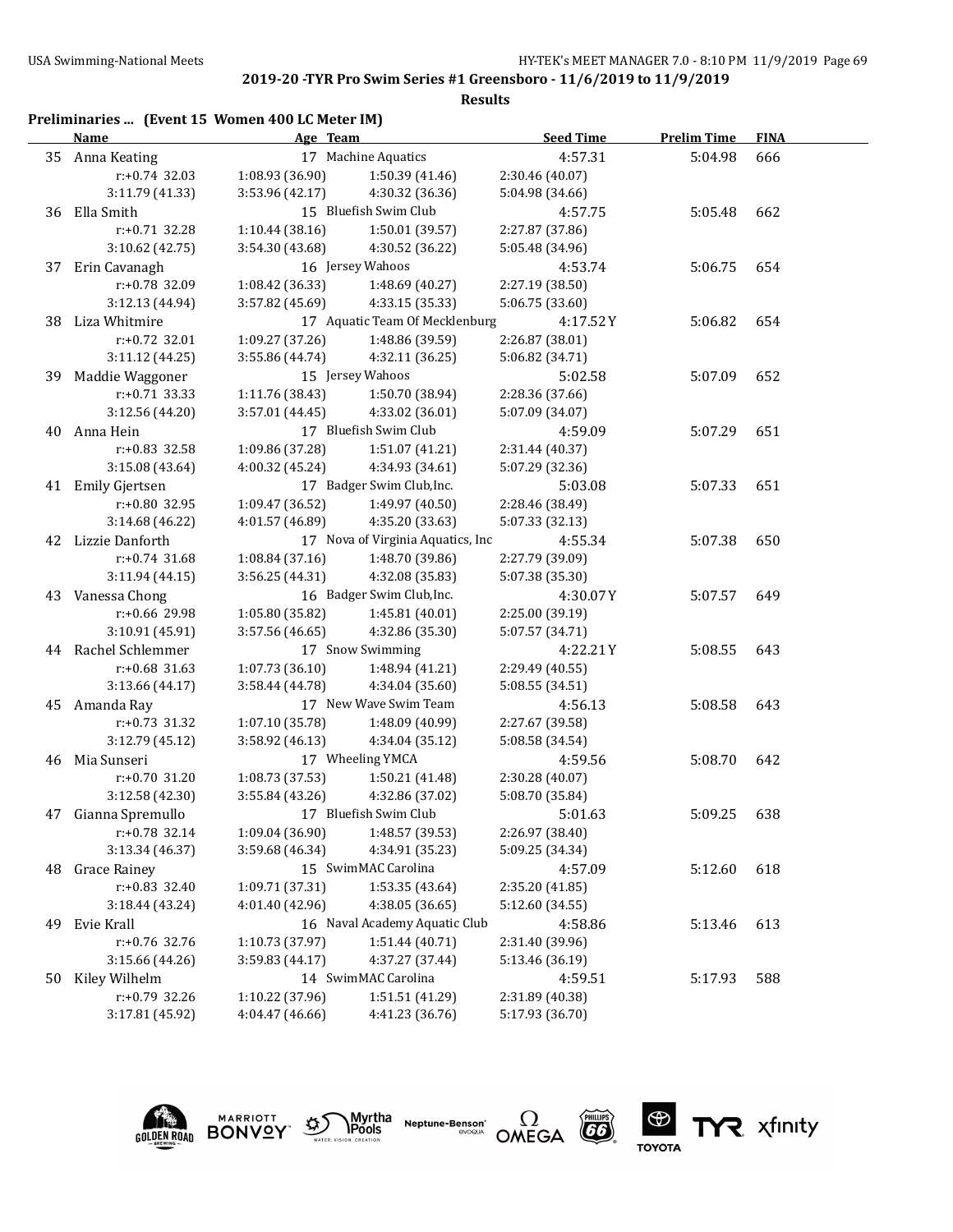**2019-20 -TYR Pro Swim Series #1 Greensboro - 11/6/2019 to 11/9/2019**

**Results**

**Preliminaries ... (Event 15 Women 400 LC Meter IM)**

| | Name | Age | Team | Seed Time | Prelim Time | FINA |
|---|---|---|---|---|---|---|
| 35 | Anna Keating | 17 | Machine Aquatics | 4:57.31 | 5:04.98 | 666 |
| | r:+0.74 32.03 | 1:08.93 (36.90) | 1:50.39 (41.46) | 2:30.46 (40.07) | | |
| | 3:11.79 (41.33) | 3:53.96 (42.17) | 4:30.32 (36.36) | 5:04.98 (34.66) | | |
| 36 | Ella Smith | 15 | Bluefish Swim Club | 4:57.75 | 5:05.48 | 662 |
| | r:+0.71 32.28 | 1:10.44 (38.16) | 1:50.01 (39.57) | 2:27.87 (37.86) | | |
| | 3:10.62 (42.75) | 3:54.30 (43.68) | 4:30.52 (36.22) | 5:05.48 (34.96) | | |
| 37 | Erin Cavanagh | 16 | Jersey Wahoos | 4:53.74 | 5:06.75 | 654 |
| | r:+0.78 32.09 | 1:08.42 (36.33) | 1:48.69 (40.27) | 2:27.19 (38.50) | | |
| | 3:12.13 (44.94) | 3:57.82 (45.69) | 4:33.15 (35.33) | 5:06.75 (33.60) | | |
| 38 | Liza Whitmire | 17 | Aquatic Team Of Mecklenburg | 4:17.52Y | 5:06.82 | 654 |
| | r:+0.72 32.01 | 1:09.27 (37.26) | 1:48.86 (39.59) | 2:26.87 (38.01) | | |
| | 3:11.12 (44.25) | 3:55.86 (44.74) | 4:32.11 (36.25) | 5:06.82 (34.71) | | |
| 39 | Maddie Waggoner | 15 | Jersey Wahoos | 5:02.58 | 5:07.09 | 652 |
| | r:+0.71 33.33 | 1:11.76 (38.43) | 1:50.70 (38.94) | 2:28.36 (37.66) | | |
| | 3:12.56 (44.20) | 3:57.01 (44.45) | 4:33.02 (36.01) | 5:07.09 (34.07) | | |
| 40 | Anna Hein | 17 | Bluefish Swim Club | 4:59.09 | 5:07.29 | 651 |
| | r:+0.83 32.58 | 1:09.86 (37.28) | 1:51.07 (41.21) | 2:31.44 (40.37) | | |
| | 3:15.08 (43.64) | 4:00.32 (45.24) | 4:34.93 (34.61) | 5:07.29 (32.36) | | |
| 41 | Emily Gjertsen | 17 | Badger Swim Club,Inc. | 5:03.08 | 5:07.33 | 651 |
| | r:+0.80 32.95 | 1:09.47 (36.52) | 1:49.97 (40.50) | 2:28.46 (38.49) | | |
| | 3:14.68 (46.22) | 4:01.57 (46.89) | 4:35.20 (33.63) | 5:07.33 (32.13) | | |
| 42 | Lizzie Danforth | 17 | Nova of Virginia Aquatics, Inc | 4:55.34 | 5:07.38 | 650 |
| | r:+0.74 31.68 | 1:08.84 (37.16) | 1:48.70 (39.86) | 2:27.79 (39.09) | | |
| | 3:11.94 (44.15) | 3:56.25 (44.31) | 4:32.08 (35.83) | 5:07.38 (35.30) | | |
| 43 | Vanessa Chong | 16 | Badger Swim Club,Inc. | 4:30.07Y | 5:07.57 | 649 |
| | r:+0.66 29.98 | 1:05.80 (35.82) | 1:45.81 (40.01) | 2:25.00 (39.19) | | |
| | 3:10.91 (45.91) | 3:57.56 (46.65) | 4:32.86 (35.30) | 5:07.57 (34.71) | | |
| 44 | Rachel Schlemmer | 17 | Snow Swimming | 4:22.21Y | 5:08.55 | 643 |
| | r:+0.68 31.63 | 1:07.73 (36.10) | 1:48.94 (41.21) | 2:29.49 (40.55) | | |
| | 3:13.66 (44.17) | 3:58.44 (44.78) | 4:34.04 (35.60) | 5:08.55 (34.51) | | |
| 45 | Amanda Ray | 17 | New Wave Swim Team | 4:56.13 | 5:08.58 | 643 |
| | r:+0.73 31.32 | 1:07.10 (35.78) | 1:48.09 (40.99) | 2:27.67 (39.58) | | |
| | 3:12.79 (45.12) | 3:58.92 (46.13) | 4:34.04 (35.12) | 5:08.58 (34.54) | | |
| 46 | Mia Sunseri | 17 | Wheeling YMCA | 4:59.56 | 5:08.70 | 642 |
| | r:+0.70 31.20 | 1:08.73 (37.53) | 1:50.21 (41.48) | 2:30.28 (40.07) | | |
| | 3:12.58 (42.30) | 3:55.84 (43.26) | 4:32.86 (37.02) | 5:08.70 (35.84) | | |
| 47 | Gianna Spremullo | 17 | Bluefish Swim Club | 5:01.63 | 5:09.25 | 638 |
| | r:+0.78 32.14 | 1:09.04 (36.90) | 1:48.57 (39.53) | 2:26.97 (38.40) | | |
| | 3:13.34 (46.37) | 3:59.68 (46.34) | 4:34.91 (35.23) | 5:09.25 (34.34) | | |
| 48 | Grace Rainey | 15 | SwimMAC Carolina | 4:57.09 | 5:12.60 | 618 |
| | r:+0.83 32.40 | 1:09.71 (37.31) | 1:53.35 (43.64) | 2:35.20 (41.85) | | |
| | 3:18.44 (43.24) | 4:01.40 (42.96) | 4:38.05 (36.65) | 5:12.60 (34.55) | | |
| 49 | Evie Krall | 16 | Naval Academy Aquatic Club | 4:58.86 | 5:13.46 | 613 |
| | r:+0.76 32.76 | 1:10.73 (37.97) | 1:51.44 (40.71) | 2:31.40 (39.96) | | |
| | 3:15.66 (44.26) | 3:59.83 (44.17) | 4:37.27 (37.44) | 5:13.46 (36.19) | | |
| 50 | Kiley Wilhelm | 14 | SwimMAC Carolina | 4:59.51 | 5:17.93 | 588 |
| | r:+0.79 32.26 | 1:10.22 (37.96) | 1:51.51 (41.29) | 2:31.89 (40.38) | | |
| | 3:17.81 (45.92) | 4:04.47 (46.66) | 4:41.23 (36.76) | 5:17.93 (36.70) | | |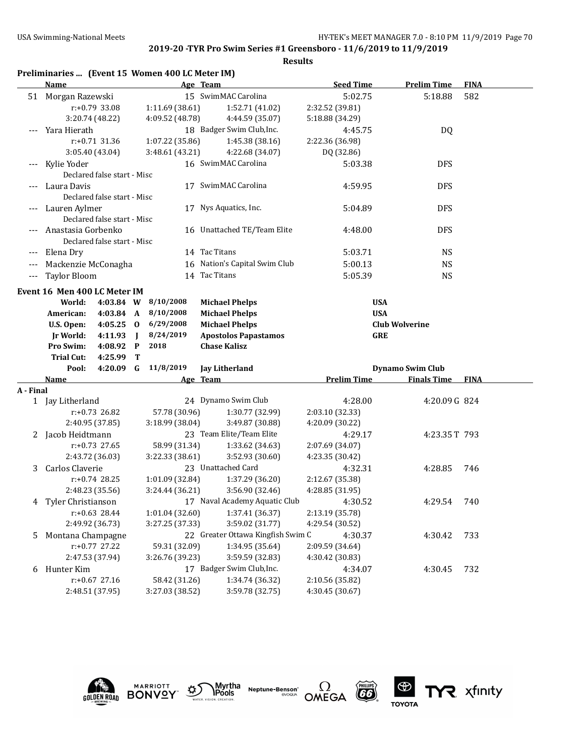**2019-20 -TYR Pro Swim Series #1 Greensboro - 11/6/2019 to 11/9/2019**

**Results**

**Preliminaries ... (Event 15 Women 400 LC Meter IM)**

| | Name | Age | Team | Seed Time | Prelim Time | FINA |
|---|---|---|---|---|---|---|
| 51 | Morgan Razewski | 15 | SwimMAC Carolina | 5:02.75 | 5:18.88 | 582 |
| | r:+0.79 33.08 | 1:11.69 (38.61) | 1:52.71 (41.02) | 2:32.52 (39.81) | | |
| | 3:20.74 (48.22) | 4:09.52 (48.78) | 4:44.59 (35.07) | 5:18.88 (34.29) | | |
| --- | Yara Hierath | 18 | Badger Swim Club,Inc. | 4:45.75 | DQ | |
| | r:+0.71 31.36 | 1:07.22 (35.86) | 1:45.38 (38.16) | 2:22.36 (36.98) | | |
| | 3:05.40 (43.04) | 3:48.61 (43.21) | 4:22.68 (34.07) | DQ (32.86) | | |
| --- | Kylie Yoder | 16 | SwimMAC Carolina | 5:03.38 | DFS | |
| | Declared false start - Misc | | | | | |
| --- | Laura Davis | 17 | SwimMAC Carolina | 4:59.95 | DFS | |
| | Declared false start - Misc | | | | | |
| --- | Lauren Aylmer | 17 | Nys Aquatics, Inc. | 5:04.89 | DFS | |
| | Declared false start - Misc | | | | | |
| --- | Anastasia Gorbenko | 16 | Unattached TE/Team Elite | 4:48.00 | DFS | |
| | Declared false start - Misc | | | | | |
| --- | Elena Dry | 14 | Tac Titans | 5:03.71 | NS | |
| --- | Mackenzie McConagha | 16 | Nation's Capital Swim Club | 5:00.13 | NS | |
| --- | Taylor Bloom | 14 | Tac Titans | 5:05.39 | NS | |

**Event 16 Men 400 LC Meter IM**

| | | | Date | Name | Team |
|---|---|---|---|---|---|
| World: | 4:03.84 | W | 8/10/2008 | Michael Phelps | USA |
| American: | 4:03.84 | A | 8/10/2008 | Michael Phelps | USA |
| U.S. Open: | 4:05.25 | O | 6/29/2008 | Michael Phelps | Club Wolverine |
| Jr World: | 4:11.93 | J | 8/24/2019 | Apostolos Papastamos | GRE |
| Pro Swim: | 4:08.92 | P | 2018 | Chase Kalisz | |
| Trial Cut: | 4:25.99 | T | | | |
| Pool: | 4:20.09 | G | 11/8/2019 | Jay Litherland | Dynamo Swim Club |

| | Name | Age | Team | Prelim Time | Finals Time | FINA |
|---|---|---|---|---|---|---|
| **A - Final** | | | | | | |
| 1 | Jay Litherland | 24 | Dynamo Swim Club | 4:28.00 | 4:20.09 G | 824 |
| | r:+0.73 26.82 | 57.78 (30.96) | 1:30.77 (32.99) | 2:03.10 (32.33) | | |
| | 2:40.95 (37.85) | 3:18.99 (38.04) | 3:49.87 (30.88) | 4:20.09 (30.22) | | |
| 2 | Jacob Heidtmann | 23 | Team Elite/Team Elite | 4:29.17 | 4:23.35 T | 793 |
| | r:+0.73 27.65 | 58.99 (31.34) | 1:33.62 (34.63) | 2:07.69 (34.07) | | |
| | 2:43.72 (36.03) | 3:22.33 (38.61) | 3:52.93 (30.60) | 4:23.35 (30.42) | | |
| 3 | Carlos Claverie | 23 | Unattached Card | 4:32.31 | 4:28.85 | 746 |
| | r:+0.74 28.25 | 1:01.09 (32.84) | 1:37.29 (36.20) | 2:12.67 (35.38) | | |
| | 2:48.23 (35.56) | 3:24.44 (36.21) | 3:56.90 (32.46) | 4:28.85 (31.95) | | |
| 4 | Tyler Christianson | 17 | Naval Academy Aquatic Club | 4:30.52 | 4:29.54 | 740 |
| | r:+0.63 28.44 | 1:01.04 (32.60) | 1:37.41 (36.37) | 2:13.19 (35.78) | | |
| | 2:49.92 (36.73) | 3:27.25 (37.33) | 3:59.02 (31.77) | 4:29.54 (30.52) | | |
| 5 | Montana Champagne | 22 | Greater Ottawa Kingfish Swim C | 4:30.37 | 4:30.42 | 733 |
| | r:+0.77 27.22 | 59.31 (32.09) | 1:34.95 (35.64) | 2:09.59 (34.64) | | |
| | 2:47.53 (37.94) | 3:26.76 (39.23) | 3:59.59 (32.83) | 4:30.42 (30.83) | | |
| 6 | Hunter Kim | 17 | Badger Swim Club,Inc. | 4:34.07 | 4:30.45 | 732 |
| | r:+0.67 27.16 | 58.42 (31.26) | 1:34.74 (36.32) | 2:10.56 (35.82) | | |
| | 2:48.51 (37.95) | 3:27.03 (38.52) | 3:59.78 (32.75) | 4:30.45 (30.67) | | |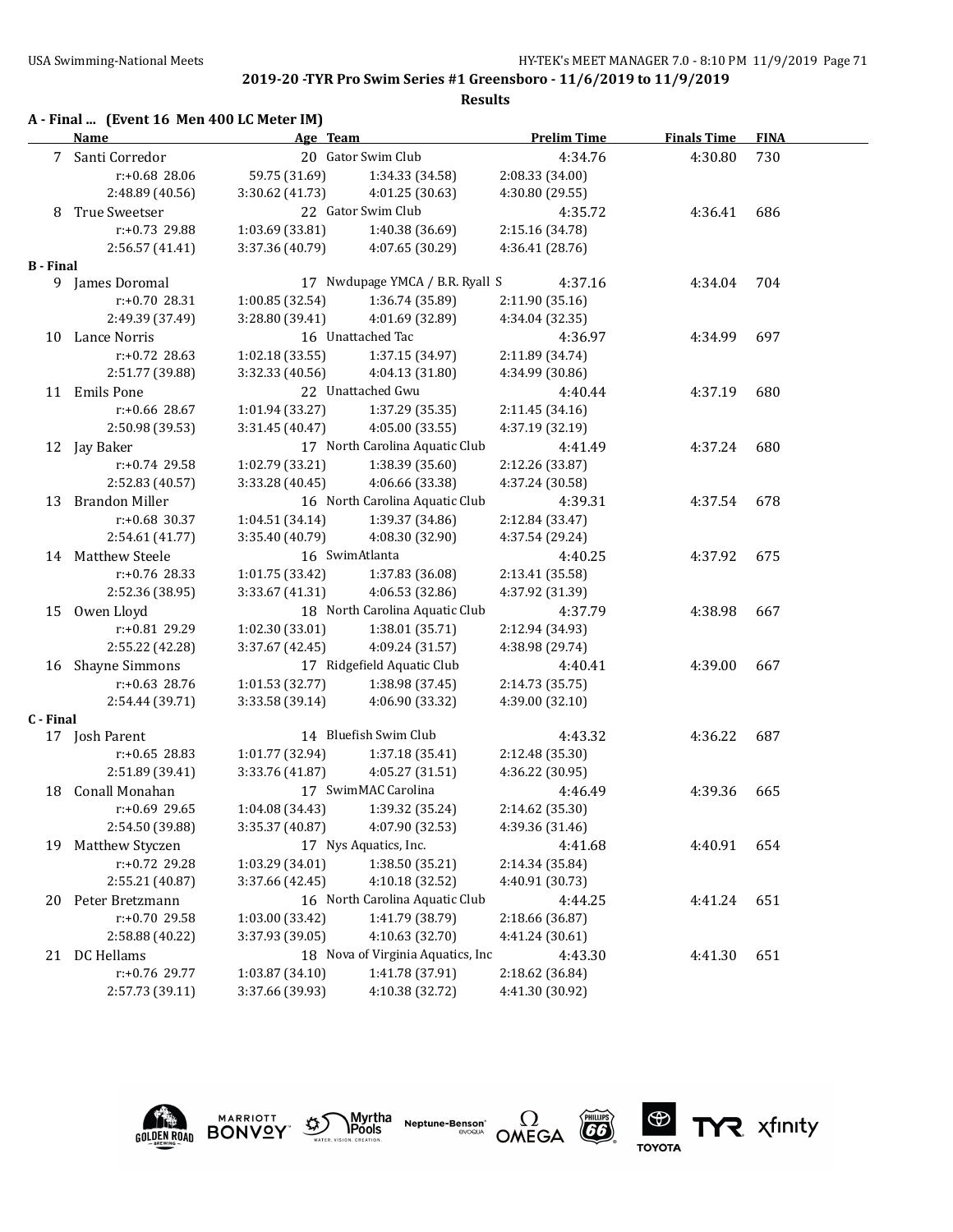**2019-20 -TYR Pro Swim Series #1 Greensboro - 11/6/2019 to 11/9/2019**

**Results**

### A - Final ... (Event 16 Men 400 LC Meter IM)

| | Name | Age | Team | Prelim Time | Finals Time | FINA |
|---|---|---|---|---|---|---|
| 7 | Santi Corredor | 20 | Gator Swim Club | 4:34.76 | 4:30.80 | 730 |
| | r:+0.68 28.06 | 59.75 (31.69) | 1:34.33 (34.58) | 2:08.33 (34.00) | | |
| | 2:48.89 (40.56) | 3:30.62 (41.73) | 4:01.25 (30.63) | 4:30.80 (29.55) | | |
| 8 | True Sweetser | 22 | Gator Swim Club | 4:35.72 | 4:36.41 | 686 |
| | r:+0.73 29.88 | 1:03.69 (33.81) | 1:40.38 (36.69) | 2:15.16 (34.78) | | |
| | 2:56.57 (41.41) | 3:37.36 (40.79) | 4:07.65 (30.29) | 4:36.41 (28.76) | | |

### B - Final

| | Name | Age | Team | Prelim Time | Finals Time | FINA |
|---|---|---|---|---|---|---|
| 9 | James Doromal | 17 | Nwdupage YMCA / B.R. Ryall S | 4:37.16 | 4:34.04 | 704 |
| | r:+0.70 28.31 | 1:00.85 (32.54) | 1:36.74 (35.89) | 2:11.90 (35.16) | | |
| | 2:49.39 (37.49) | 3:28.80 (39.41) | 4:01.69 (32.89) | 4:34.04 (32.35) | | |
| 10 | Lance Norris | 16 | Unattached Tac | 4:36.97 | 4:34.99 | 697 |
| | r:+0.72 28.63 | 1:02.18 (33.55) | 1:37.15 (34.97) | 2:11.89 (34.74) | | |
| | 2:51.77 (39.88) | 3:32.33 (40.56) | 4:04.13 (31.80) | 4:34.99 (30.86) | | |
| 11 | Emils Pone | 22 | Unattached Gwu | 4:40.44 | 4:37.19 | 680 |
| | r:+0.66 28.67 | 1:01.94 (33.27) | 1:37.29 (35.35) | 2:11.45 (34.16) | | |
| | 2:50.98 (39.53) | 3:31.45 (40.47) | 4:05.00 (33.55) | 4:37.19 (32.19) | | |
| 12 | Jay Baker | 17 | North Carolina Aquatic Club | 4:41.49 | 4:37.24 | 680 |
| | r:+0.74 29.58 | 1:02.79 (33.21) | 1:38.39 (35.60) | 2:12.26 (33.87) | | |
| | 2:52.83 (40.57) | 3:33.28 (40.45) | 4:06.66 (33.38) | 4:37.24 (30.58) | | |
| 13 | Brandon Miller | 16 | North Carolina Aquatic Club | 4:39.31 | 4:37.54 | 678 |
| | r:+0.68 30.37 | 1:04.51 (34.14) | 1:39.37 (34.86) | 2:12.84 (33.47) | | |
| | 2:54.61 (41.77) | 3:35.40 (40.79) | 4:08.30 (32.90) | 4:37.54 (29.24) | | |
| 14 | Matthew Steele | 16 | SwimAtlanta | 4:40.25 | 4:37.92 | 675 |
| | r:+0.76 28.33 | 1:01.75 (33.42) | 1:37.83 (36.08) | 2:13.41 (35.58) | | |
| | 2:52.36 (38.95) | 3:33.67 (41.31) | 4:06.53 (32.86) | 4:37.92 (31.39) | | |
| 15 | Owen Lloyd | 18 | North Carolina Aquatic Club | 4:37.79 | 4:38.98 | 667 |
| | r:+0.81 29.29 | 1:02.30 (33.01) | 1:38.01 (35.71) | 2:12.94 (34.93) | | |
| | 2:55.22 (42.28) | 3:37.67 (42.45) | 4:09.24 (31.57) | 4:38.98 (29.74) | | |
| 16 | Shayne Simmons | 17 | Ridgefield Aquatic Club | 4:40.41 | 4:39.00 | 667 |
| | r:+0.63 28.76 | 1:01.53 (32.77) | 1:38.98 (37.45) | 2:14.73 (35.75) | | |
| | 2:54.44 (39.71) | 3:33.58 (39.14) | 4:06.90 (33.32) | 4:39.00 (32.10) | | |

### C - Final

| | Name | Age | Team | Prelim Time | Finals Time | FINA |
|---|---|---|---|---|---|---|
| 17 | Josh Parent | 14 | Bluefish Swim Club | 4:43.32 | 4:36.22 | 687 |
| | r:+0.65 28.83 | 1:01.77 (32.94) | 1:37.18 (35.41) | 2:12.48 (35.30) | | |
| | 2:51.89 (39.41) | 3:33.76 (41.87) | 4:05.27 (31.51) | 4:36.22 (30.95) | | |
| 18 | Conall Monahan | 17 | SwimMAC Carolina | 4:46.49 | 4:39.36 | 665 |
| | r:+0.69 29.65 | 1:04.08 (34.43) | 1:39.32 (35.24) | 2:14.62 (35.30) | | |
| | 2:54.50 (39.88) | 3:35.37 (40.87) | 4:07.90 (32.53) | 4:39.36 (31.46) | | |
| 19 | Matthew Styczen | 17 | Nys Aquatics, Inc. | 4:41.68 | 4:40.91 | 654 |
| | r:+0.72 29.28 | 1:03.29 (34.01) | 1:38.50 (35.21) | 2:14.34 (35.84) | | |
| | 2:55.21 (40.87) | 3:37.66 (42.45) | 4:10.18 (32.52) | 4:40.91 (30.73) | | |
| 20 | Peter Bretzmann | 16 | North Carolina Aquatic Club | 4:44.25 | 4:41.24 | 651 |
| | r:+0.70 29.58 | 1:03.00 (33.42) | 1:41.79 (38.79) | 2:18.66 (36.87) | | |
| | 2:58.88 (40.22) | 3:37.93 (39.05) | 4:10.63 (32.70) | 4:41.24 (30.61) | | |
| 21 | DC Hellams | 18 | Nova of Virginia Aquatics, Inc | 4:43.30 | 4:41.30 | 651 |
| | r:+0.76 29.77 | 1:03.87 (34.10) | 1:41.78 (37.91) | 2:18.62 (36.84) | | |
| | 2:57.73 (39.11) | 3:37.66 (39.93) | 4:10.38 (32.72) | 4:41.30 (30.92) | | |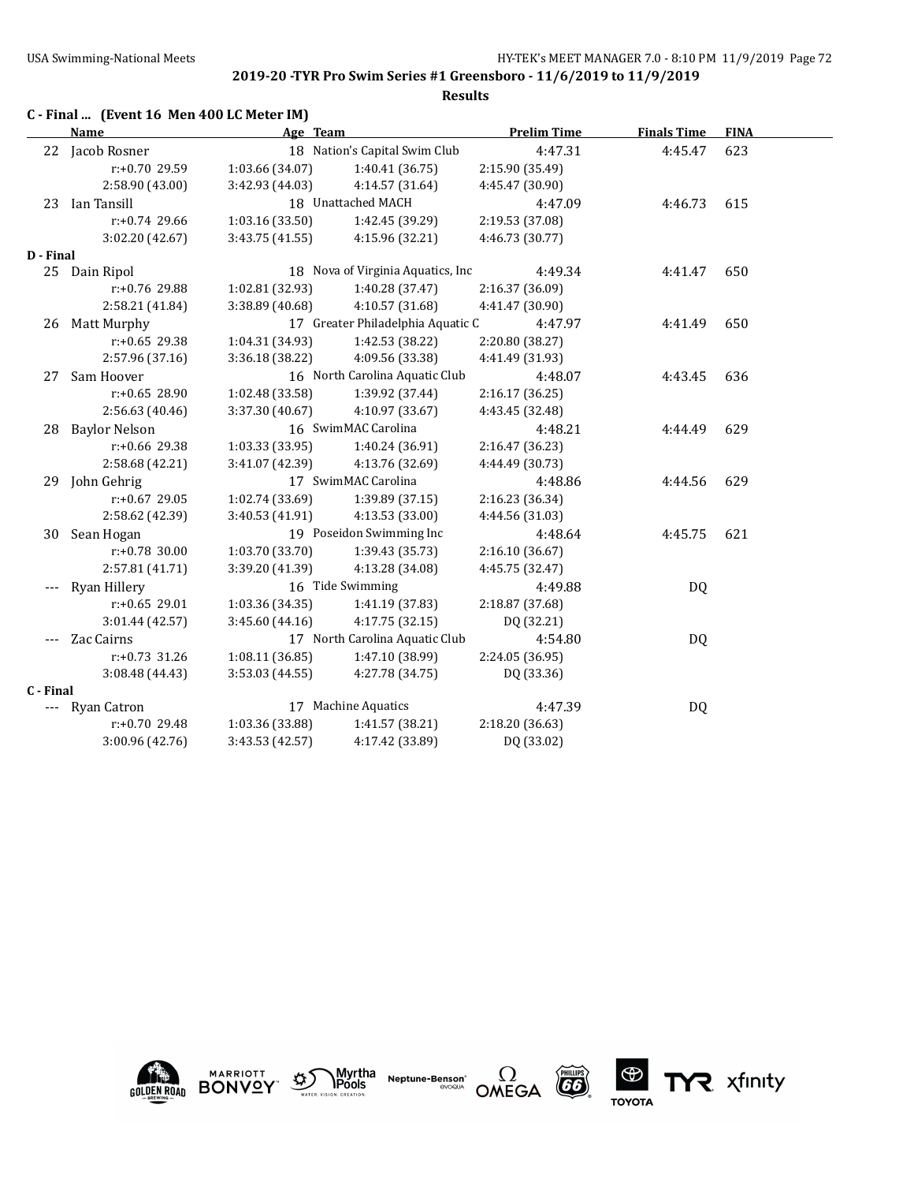**2019-20 -TYR Pro Swim Series #1 Greensboro - 11/6/2019 to 11/9/2019**

**Results**

### C - Final ... (Event 16 Men 400 LC Meter IM)

| | Name | Age | Team | Prelim Time | Finals Time | FINA |
|---|---|---|---|---|---|---|
| 22 | Jacob Rosner | 18 | Nation's Capital Swim Club | 4:47.31 | 4:45.47 | 623 |
| | r:+0.70 29.59 | 1:03.66 (34.07) | 1:40.41 (36.75) | 2:15.90 (35.49) | | |
| | 2:58.90 (43.00) | 3:42.93 (44.03) | 4:14.57 (31.64) | 4:45.47 (30.90) | | |
| 23 | Ian Tansill | 18 | Unattached MACH | 4:47.09 | 4:46.73 | 615 |
| | r:+0.74 29.66 | 1:03.16 (33.50) | 1:42.45 (39.29) | 2:19.53 (37.08) | | |
| | 3:02.20 (42.67) | 3:43.75 (41.55) | 4:15.96 (32.21) | 4:46.73 (30.77) | | |

### D - Final

| | Name | Age | Team | Prelim Time | Finals Time | FINA |
|---|---|---|---|---|---|---|
| 25 | Dain Ripol | 18 | Nova of Virginia Aquatics, Inc | 4:49.34 | 4:41.47 | 650 |
| | r:+0.76 29.88 | 1:02.81 (32.93) | 1:40.28 (37.47) | 2:16.37 (36.09) | | |
| | 2:58.21 (41.84) | 3:38.89 (40.68) | 4:10.57 (31.68) | 4:41.47 (30.90) | | |
| 26 | Matt Murphy | 17 | Greater Philadelphia Aquatic C | 4:47.97 | 4:41.49 | 650 |
| | r:+0.65 29.38 | 1:04.31 (34.93) | 1:42.53 (38.22) | 2:20.80 (38.27) | | |
| | 2:57.96 (37.16) | 3:36.18 (38.22) | 4:09.56 (33.38) | 4:41.49 (31.93) | | |
| 27 | Sam Hoover | 16 | North Carolina Aquatic Club | 4:48.07 | 4:43.45 | 636 |
| | r:+0.65 28.90 | 1:02.48 (33.58) | 1:39.92 (37.44) | 2:16.17 (36.25) | | |
| | 2:56.63 (40.46) | 3:37.30 (40.67) | 4:10.97 (33.67) | 4:43.45 (32.48) | | |
| 28 | Baylor Nelson | 16 | SwimMAC Carolina | 4:48.21 | 4:44.49 | 629 |
| | r:+0.66 29.38 | 1:03.33 (33.95) | 1:40.24 (36.91) | 2:16.47 (36.23) | | |
| | 2:58.68 (42.21) | 3:41.07 (42.39) | 4:13.76 (32.69) | 4:44.49 (30.73) | | |
| 29 | John Gehrig | 17 | SwimMAC Carolina | 4:48.86 | 4:44.56 | 629 |
| | r:+0.67 29.05 | 1:02.74 (33.69) | 1:39.89 (37.15) | 2:16.23 (36.34) | | |
| | 2:58.62 (42.39) | 3:40.53 (41.91) | 4:13.53 (33.00) | 4:44.56 (31.03) | | |
| 30 | Sean Hogan | 19 | Poseidon Swimming Inc | 4:48.64 | 4:45.75 | 621 |
| | r:+0.78 30.00 | 1:03.70 (33.70) | 1:39.43 (35.73) | 2:16.10 (36.67) | | |
| | 2:57.81 (41.71) | 3:39.20 (41.39) | 4:13.28 (34.08) | 4:45.75 (32.47) | | |
| --- | Ryan Hillery | 16 | Tide Swimming | 4:49.88 | DQ | |
| | r:+0.65 29.01 | 1:03.36 (34.35) | 1:41.19 (37.83) | 2:18.87 (37.68) | | |
| | 3:01.44 (42.57) | 3:45.60 (44.16) | 4:17.75 (32.15) | DQ (32.21) | | |
| --- | Zac Cairns | 17 | North Carolina Aquatic Club | 4:54.80 | DQ | |
| | r:+0.73 31.26 | 1:08.11 (36.85) | 1:47.10 (38.99) | 2:24.05 (36.95) | | |
| | 3:08.48 (44.43) | 3:53.03 (44.55) | 4:27.78 (34.75) | DQ (33.36) | | |

### C - Final

| | Name | Age | Team | Prelim Time | Finals Time | FINA |
|---|---|---|---|---|---|---|
| --- | Ryan Catron | 17 | Machine Aquatics | 4:47.39 | DQ | |
| | r:+0.70 29.48 | 1:03.36 (33.88) | 1:41.57 (38.21) | 2:18.20 (36.63) | | |
| | 3:00.96 (42.76) | 3:43.53 (42.57) | 4:17.42 (33.89) | DQ (33.02) | | |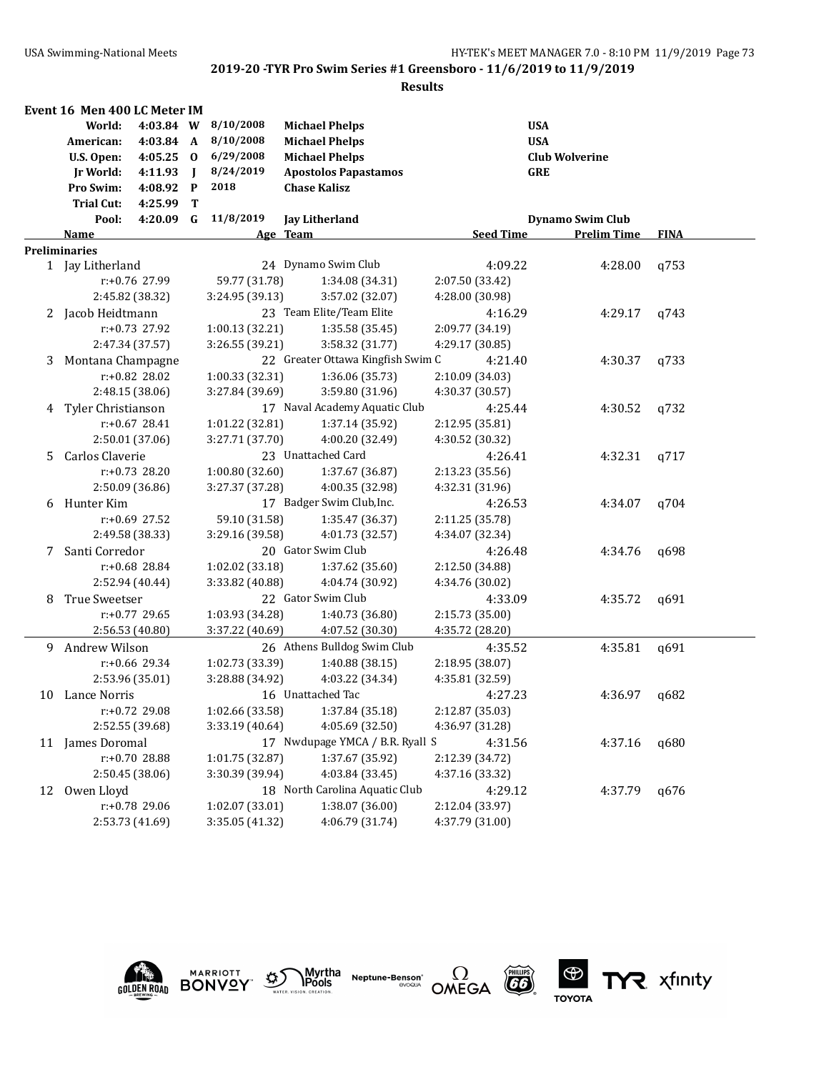**2019-20 -TYR Pro Swim Series #1 Greensboro - 11/6/2019 to 11/9/2019**

**Results**

## Event 16 Men 400 LC Meter IM

| Record | Time | Code | Date | Name | Team |
|---|---|---|---|---|---|
| World: | 4:03.84 | W | 8/10/2008 | Michael Phelps | USA |
| American: | 4:03.84 | A | 8/10/2008 | Michael Phelps | USA |
| U.S. Open: | 4:05.25 | O | 6/29/2008 | Michael Phelps | Club Wolverine |
| Jr World: | 4:11.93 | J | 8/24/2019 | Apostolos Papastamos | GRE |
| Pro Swim: | 4:08.92 | P | 2018 | Chase Kalisz | |
| Trial Cut: | 4:25.99 | T | | | |
| Pool: | 4:20.09 | G | 11/8/2019 | Jay Litherland | Dynamo Swim Club |

### Preliminaries

| | Name | Age | Team | Seed Time | Prelim Time | FINA |
|---|---|---|---|---|---|---|
| 1 | Jay Litherland | 24 | Dynamo Swim Club | 4:09.22 | 4:28.00 | q753 |
| | r:+0.76 27.99 | 59.77 (31.78) | 1:34.08 (34.31) | 2:07.50 (33.42) | | |
| | 2:45.82 (38.32) | 3:24.95 (39.13) | 3:57.02 (32.07) | 4:28.00 (30.98) | | |
| 2 | Jacob Heidtmann | 23 | Team Elite/Team Elite | 4:16.29 | 4:29.17 | q743 |
| | r:+0.73 27.92 | 1:00.13 (32.21) | 1:35.58 (35.45) | 2:09.77 (34.19) | | |
| | 2:47.34 (37.57) | 3:26.55 (39.21) | 3:58.32 (31.77) | 4:29.17 (30.85) | | |
| 3 | Montana Champagne | 22 | Greater Ottawa Kingfish Swim C | 4:21.40 | 4:30.37 | q733 |
| | r:+0.82 28.02 | 1:00.33 (32.31) | 1:36.06 (35.73) | 2:10.09 (34.03) | | |
| | 2:48.15 (38.06) | 3:27.84 (39.69) | 3:59.80 (31.96) | 4:30.37 (30.57) | | |
| 4 | Tyler Christianson | 17 | Naval Academy Aquatic Club | 4:25.44 | 4:30.52 | q732 |
| | r:+0.67 28.41 | 1:01.22 (32.81) | 1:37.14 (35.92) | 2:12.95 (35.81) | | |
| | 2:50.01 (37.06) | 3:27.71 (37.70) | 4:00.20 (32.49) | 4:30.52 (30.32) | | |
| 5 | Carlos Claverie | 23 | Unattached Card | 4:26.41 | 4:32.31 | q717 |
| | r:+0.73 28.20 | 1:00.80 (32.60) | 1:37.67 (36.87) | 2:13.23 (35.56) | | |
| | 2:50.09 (36.86) | 3:27.37 (37.28) | 4:00.35 (32.98) | 4:32.31 (31.96) | | |
| 6 | Hunter Kim | 17 | Badger Swim Club,Inc. | 4:26.53 | 4:34.07 | q704 |
| | r:+0.69 27.52 | 59.10 (31.58) | 1:35.47 (36.37) | 2:11.25 (35.78) | | |
| | 2:49.58 (38.33) | 3:29.16 (39.58) | 4:01.73 (32.57) | 4:34.07 (32.34) | | |
| 7 | Santi Corredor | 20 | Gator Swim Club | 4:26.48 | 4:34.76 | q698 |
| | r:+0.68 28.84 | 1:02.02 (33.18) | 1:37.62 (35.60) | 2:12.50 (34.88) | | |
| | 2:52.94 (40.44) | 3:33.82 (40.88) | 4:04.74 (30.92) | 4:34.76 (30.02) | | |
| 8 | True Sweetser | 22 | Gator Swim Club | 4:33.09 | 4:35.72 | q691 |
| | r:+0.77 29.65 | 1:03.93 (34.28) | 1:40.73 (36.80) | 2:15.73 (35.00) | | |
| | 2:56.53 (40.80) | 3:37.22 (40.69) | 4:07.52 (30.30) | 4:35.72 (28.20) | | |
| 9 | Andrew Wilson | 26 | Athens Bulldog Swim Club | 4:35.52 | 4:35.81 | q691 |
| | r:+0.66 29.34 | 1:02.73 (33.39) | 1:40.88 (38.15) | 2:18.95 (38.07) | | |
| | 2:53.96 (35.01) | 3:28.88 (34.92) | 4:03.22 (34.34) | 4:35.81 (32.59) | | |
| 10 | Lance Norris | 16 | Unattached Tac | 4:27.23 | 4:36.97 | q682 |
| | r:+0.72 29.08 | 1:02.66 (33.58) | 1:37.84 (35.18) | 2:12.87 (35.03) | | |
| | 2:52.55 (39.68) | 3:33.19 (40.64) | 4:05.69 (32.50) | 4:36.97 (31.28) | | |
| 11 | James Doromal | 17 | Nwdupage YMCA / B.R. Ryall S | 4:31.56 | 4:37.16 | q680 |
| | r:+0.70 28.88 | 1:01.75 (32.87) | 1:37.67 (35.92) | 2:12.39 (34.72) | | |
| | 2:50.45 (38.06) | 3:30.39 (39.94) | 4:03.84 (33.45) | 4:37.16 (33.32) | | |
| 12 | Owen Lloyd | 18 | North Carolina Aquatic Club | 4:29.12 | 4:37.79 | q676 |
| | r:+0.78 29.06 | 1:02.07 (33.01) | 1:38.07 (36.00) | 2:12.04 (33.97) | | |
| | 2:53.73 (41.69) | 3:35.05 (41.32) | 4:06.79 (31.74) | 4:37.79 (31.00) | | |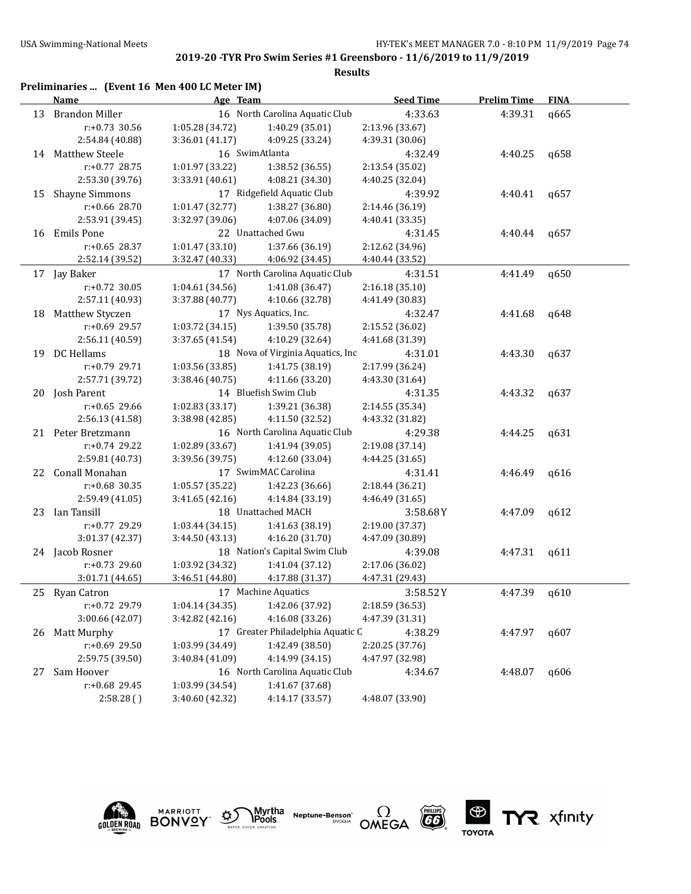**2019-20 -TYR Pro Swim Series #1 Greensboro - 11/6/2019 to 11/9/2019**

**Results**

**Preliminaries ... (Event 16 Men 400 LC Meter IM)**

| | Name | Age | Team | Seed Time | Prelim Time | FINA |
|---|---|---|---|---|---|---|
| 13 | Brandon Miller | 16 | North Carolina Aquatic Club | 4:33.63 | 4:39.31 | q665 |
| | r:+0.73 30.56 | 1:05.28 (34.72) | 1:40.29 (35.01) | 2:13.96 (33.67) | | |
| | 2:54.84 (40.88) | 3:36.01 (41.17) | 4:09.25 (33.24) | 4:39.31 (30.06) | | |
| 14 | Matthew Steele | 16 | SwimAtlanta | 4:32.49 | 4:40.25 | q658 |
| | r:+0.77 28.75 | 1:01.97 (33.22) | 1:38.52 (36.55) | 2:13.54 (35.02) | | |
| | 2:53.30 (39.76) | 3:33.91 (40.61) | 4:08.21 (34.30) | 4:40.25 (32.04) | | |
| 15 | Shayne Simmons | 17 | Ridgefield Aquatic Club | 4:39.92 | 4:40.41 | q657 |
| | r:+0.66 28.70 | 1:01.47 (32.77) | 1:38.27 (36.80) | 2:14.46 (36.19) | | |
| | 2:53.91 (39.45) | 3:32.97 (39.06) | 4:07.06 (34.09) | 4:40.41 (33.35) | | |
| 16 | Emils Pone | 22 | Unattached Gwu | 4:31.45 | 4:40.44 | q657 |
| | r:+0.65 28.37 | 1:01.47 (33.10) | 1:37.66 (36.19) | 2:12.62 (34.96) | | |
| | 2:52.14 (39.52) | 3:32.47 (40.33) | 4:06.92 (34.45) | 4:40.44 (33.52) | | |
| 17 | Jay Baker | 17 | North Carolina Aquatic Club | 4:31.51 | 4:41.49 | q650 |
| | r:+0.72 30.05 | 1:04.61 (34.56) | 1:41.08 (36.47) | 2:16.18 (35.10) | | |
| | 2:57.11 (40.93) | 3:37.88 (40.77) | 4:10.66 (32.78) | 4:41.49 (30.83) | | |
| 18 | Matthew Styczen | 17 | Nys Aquatics, Inc. | 4:32.47 | 4:41.68 | q648 |
| | r:+0.69 29.57 | 1:03.72 (34.15) | 1:39.50 (35.78) | 2:15.52 (36.02) | | |
| | 2:56.11 (40.59) | 3:37.65 (41.54) | 4:10.29 (32.64) | 4:41.68 (31.39) | | |
| 19 | DC Hellams | 18 | Nova of Virginia Aquatics, Inc | 4:31.01 | 4:43.30 | q637 |
| | r:+0.79 29.71 | 1:03.56 (33.85) | 1:41.75 (38.19) | 2:17.99 (36.24) | | |
| | 2:57.71 (39.72) | 3:38.46 (40.75) | 4:11.66 (33.20) | 4:43.30 (31.64) | | |
| 20 | Josh Parent | 14 | Bluefish Swim Club | 4:31.35 | 4:43.32 | q637 |
| | r:+0.65 29.66 | 1:02.83 (33.17) | 1:39.21 (36.38) | 2:14.55 (35.34) | | |
| | 2:56.13 (41.58) | 3:38.98 (42.85) | 4:11.50 (32.52) | 4:43.32 (31.82) | | |
| 21 | Peter Bretzmann | 16 | North Carolina Aquatic Club | 4:29.38 | 4:44.25 | q631 |
| | r:+0.74 29.22 | 1:02.89 (33.67) | 1:41.94 (39.05) | 2:19.08 (37.14) | | |
| | 2:59.81 (40.73) | 3:39.56 (39.75) | 4:12.60 (33.04) | 4:44.25 (31.65) | | |
| 22 | Conall Monahan | 17 | SwimMAC Carolina | 4:31.41 | 4:46.49 | q616 |
| | r:+0.68 30.35 | 1:05.57 (35.22) | 1:42.23 (36.66) | 2:18.44 (36.21) | | |
| | 2:59.49 (41.05) | 3:41.65 (42.16) | 4:14.84 (33.19) | 4:46.49 (31.65) | | |
| 23 | Ian Tansill | 18 | Unattached MACH | 3:58.68Y | 4:47.09 | q612 |
| | r:+0.77 29.29 | 1:03.44 (34.15) | 1:41.63 (38.19) | 2:19.00 (37.37) | | |
| | 3:01.37 (42.37) | 3:44.50 (43.13) | 4:16.20 (31.70) | 4:47.09 (30.89) | | |
| 24 | Jacob Rosner | 18 | Nation's Capital Swim Club | 4:39.08 | 4:47.31 | q611 |
| | r:+0.73 29.60 | 1:03.92 (34.32) | 1:41.04 (37.12) | 2:17.06 (36.02) | | |
| | 3:01.71 (44.65) | 3:46.51 (44.80) | 4:17.88 (31.37) | 4:47.31 (29.43) | | |
| 25 | Ryan Catron | 17 | Machine Aquatics | 3:58.52Y | 4:47.39 | q610 |
| | r:+0.72 29.79 | 1:04.14 (34.35) | 1:42.06 (37.92) | 2:18.59 (36.53) | | |
| | 3:00.66 (42.07) | 3:42.82 (42.16) | 4:16.08 (33.26) | 4:47.39 (31.31) | | |
| 26 | Matt Murphy | 17 | Greater Philadelphia Aquatic C | 4:38.29 | 4:47.97 | q607 |
| | r:+0.69 29.50 | 1:03.99 (34.49) | 1:42.49 (38.50) | 2:20.25 (37.76) | | |
| | 2:59.75 (39.50) | 3:40.84 (41.09) | 4:14.99 (34.15) | 4:47.97 (32.98) | | |
| 27 | Sam Hoover | 16 | North Carolina Aquatic Club | 4:34.67 | 4:48.07 | q606 |
| | r:+0.68 29.45 | 1:03.99 (34.54) | 1:41.67 (37.68) | | | |
| | 2:58.28 ( ) | 3:40.60 (42.32) | 4:14.17 (33.57) | 4:48.07 (33.90) | | |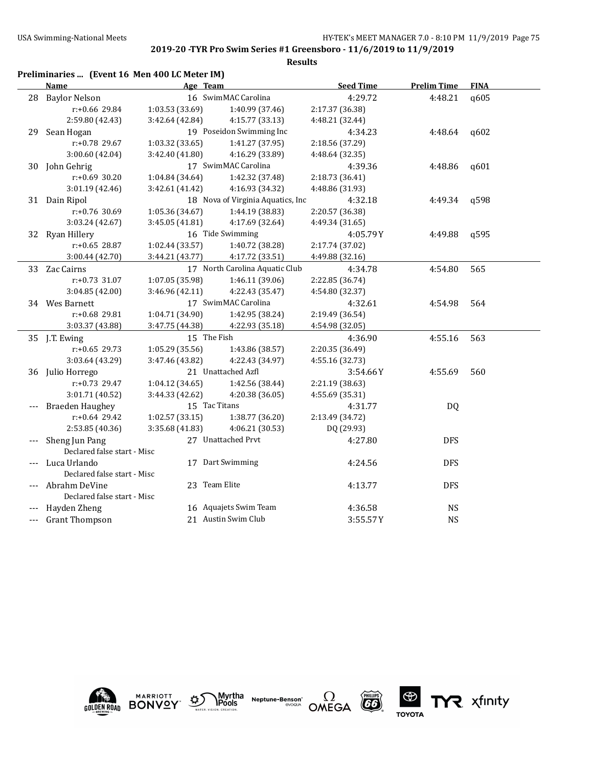**2019-20 -TYR Pro Swim Series #1 Greensboro - 11/6/2019 to 11/9/2019**

**Results**

**Preliminaries ... (Event 16 Men 400 LC Meter IM)**

| | Name | Age | Team | Seed Time | Prelim Time | FINA |
|---|---|---|---|---|---|---|
| 28 | Baylor Nelson | 16 | SwimMAC Carolina | 4:29.72 | 4:48.21 | q605 |
| | r:+0.66 29.84 | 1:03.53 (33.69) | 1:40.99 (37.46) | 2:17.37 (36.38) | | |
| | 2:59.80 (42.43) | 3:42.64 (42.84) | 4:15.77 (33.13) | 4:48.21 (32.44) | | |
| 29 | Sean Hogan | 19 | Poseidon Swimming Inc | 4:34.23 | 4:48.64 | q602 |
| | r:+0.78 29.67 | 1:03.32 (33.65) | 1:41.27 (37.95) | 2:18.56 (37.29) | | |
| | 3:00.60 (42.04) | 3:42.40 (41.80) | 4:16.29 (33.89) | 4:48.64 (32.35) | | |
| 30 | John Gehrig | 17 | SwimMAC Carolina | 4:39.36 | 4:48.86 | q601 |
| | r:+0.69 30.20 | 1:04.84 (34.64) | 1:42.32 (37.48) | 2:18.73 (36.41) | | |
| | 3:01.19 (42.46) | 3:42.61 (41.42) | 4:16.93 (34.32) | 4:48.86 (31.93) | | |
| 31 | Dain Ripol | 18 | Nova of Virginia Aquatics, Inc | 4:32.18 | 4:49.34 | q598 |
| | r:+0.76 30.69 | 1:05.36 (34.67) | 1:44.19 (38.83) | 2:20.57 (36.38) | | |
| | 3:03.24 (42.67) | 3:45.05 (41.81) | 4:17.69 (32.64) | 4:49.34 (31.65) | | |
| 32 | Ryan Hillery | 16 | Tide Swimming | 4:05.79Y | 4:49.88 | q595 |
| | r:+0.65 28.87 | 1:02.44 (33.57) | 1:40.72 (38.28) | 2:17.74 (37.02) | | |
| | 3:00.44 (42.70) | 3:44.21 (43.77) | 4:17.72 (33.51) | 4:49.88 (32.16) | | |
| 33 | Zac Cairns | 17 | North Carolina Aquatic Club | 4:34.78 | 4:54.80 | 565 |
| | r:+0.73 31.07 | 1:07.05 (35.98) | 1:46.11 (39.06) | 2:22.85 (36.74) | | |
| | 3:04.85 (42.00) | 3:46.96 (42.11) | 4:22.43 (35.47) | 4:54.80 (32.37) | | |
| 34 | Wes Barnett | 17 | SwimMAC Carolina | 4:32.61 | 4:54.98 | 564 |
| | r:+0.68 29.81 | 1:04.71 (34.90) | 1:42.95 (38.24) | 2:19.49 (36.54) | | |
| | 3:03.37 (43.88) | 3:47.75 (44.38) | 4:22.93 (35.18) | 4:54.98 (32.05) | | |
| 35 | J.T. Ewing | 15 | The Fish | 4:36.90 | 4:55.16 | 563 |
| | r:+0.65 29.73 | 1:05.29 (35.56) | 1:43.86 (38.57) | 2:20.35 (36.49) | | |
| | 3:03.64 (43.29) | 3:47.46 (43.82) | 4:22.43 (34.97) | 4:55.16 (32.73) | | |
| 36 | Julio Horrego | 21 | Unattached Azfl | 3:54.66Y | 4:55.69 | 560 |
| | r:+0.73 29.47 | 1:04.12 (34.65) | 1:42.56 (38.44) | 2:21.19 (38.63) | | |
| | 3:01.71 (40.52) | 3:44.33 (42.62) | 4:20.38 (36.05) | 4:55.69 (35.31) | | |
| --- | Braeden Haughey | 15 | Tac Titans | 4:31.77 | DQ | |
| | r:+0.64 29.42 | 1:02.57 (33.15) | 1:38.77 (36.20) | 2:13.49 (34.72) | | |
| | 2:53.85 (40.36) | 3:35.68 (41.83) | 4:06.21 (30.53) | DQ (29.93) | | |
| --- | Sheng Jun Pang | 27 | Unattached Prvt | 4:27.80 | DFS | |
| | Declared false start - Misc | | | | | |
| --- | Luca Urlando | 17 | Dart Swimming | 4:24.56 | DFS | |
| | Declared false start - Misc | | | | | |
| --- | Abrahm DeVine | 23 | Team Elite | 4:13.77 | DFS | |
| | Declared false start - Misc | | | | | |
| --- | Hayden Zheng | 16 | Aquajets Swim Team | 4:36.58 | NS | |
| --- | Grant Thompson | 21 | Austin Swim Club | 3:55.57Y | NS | |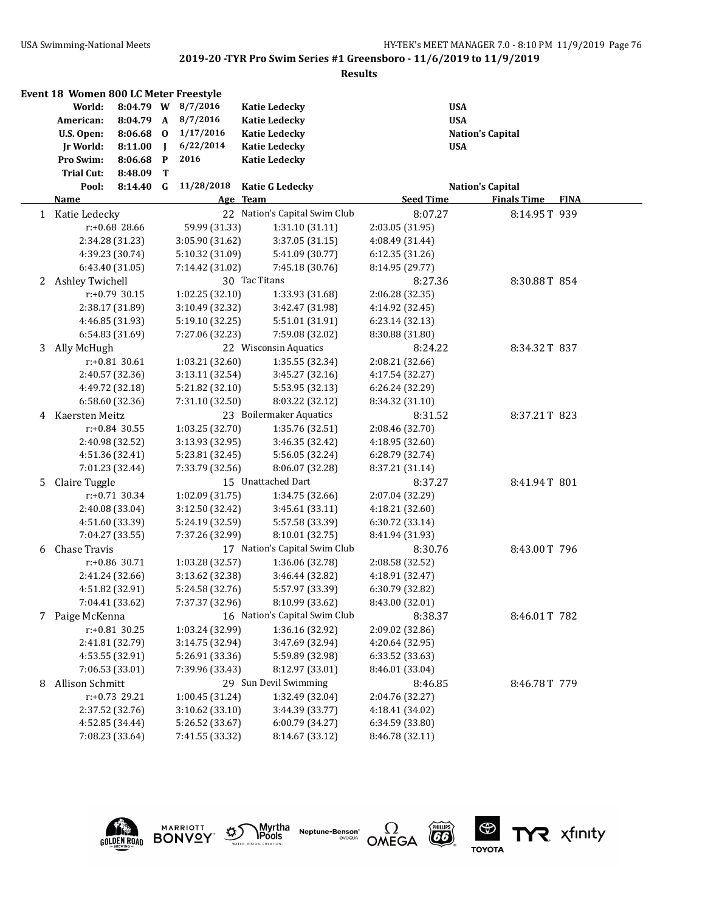## 2019-20 -TYR Pro Swim Series #1 Greensboro - 11/6/2019 to 11/9/2019

**Results**

### Event 18 Women 800 LC Meter Freestyle

| | | | | | |
|---|---|---|---|---|---|
| **World:** | **8:04.79** | **W** | **8/7/2016** | **Katie Ledecky** | **USA** |
| **American:** | **8:04.79** | **A** | **8/7/2016** | **Katie Ledecky** | **USA** |
| **U.S. Open:** | **8:06.68** | **O** | **1/17/2016** | **Katie Ledecky** | **Nation's Capital** |
| **Jr World:** | **8:11.00** | **J** | **6/22/2014** | **Katie Ledecky** | **USA** |
| **Pro Swim:** | **8:06.68** | **P** | **2016** | **Katie Ledecky** | |
| **Trial Cut:** | **8:48.09** | **T** | | | |
| **Pool:** | **8:14.40** | **G** | **11/28/2018** | **Katie G Ledecky** | **Nation's Capital** |

| | Name | Age | Team | Seed Time | Finals Time | FINA |
|---|---|---|---|---|---|---|
| 1 | Katie Ledecky | 22 | Nation's Capital Swim Club | 8:07.27 | 8:14.95T | 939 |
| | r:+0.68 28.66 | 59.99 (31.33) | 1:31.10 (31.11) | 2:03.05 (31.95) | | |
| | 2:34.28 (31.23) | 3:05.90 (31.62) | 3:37.05 (31.15) | 4:08.49 (31.44) | | |
| | 4:39.23 (30.74) | 5:10.32 (31.09) | 5:41.09 (30.77) | 6:12.35 (31.26) | | |
| | 6:43.40 (31.05) | 7:14.42 (31.02) | 7:45.18 (30.76) | 8:14.95 (29.77) | | |
| 2 | Ashley Twichell | 30 | Tac Titans | 8:27.36 | 8:30.88T | 854 |
| | r:+0.79 30.15 | 1:02.25 (32.10) | 1:33.93 (31.68) | 2:06.28 (32.35) | | |
| | 2:38.17 (31.89) | 3:10.49 (32.32) | 3:42.47 (31.98) | 4:14.92 (32.45) | | |
| | 4:46.85 (31.93) | 5:19.10 (32.25) | 5:51.01 (31.91) | 6:23.14 (32.13) | | |
| | 6:54.83 (31.69) | 7:27.06 (32.23) | 7:59.08 (32.02) | 8:30.88 (31.80) | | |
| 3 | Ally McHugh | 22 | Wisconsin Aquatics | 8:24.22 | 8:34.32T | 837 |
| | r:+0.81 30.61 | 1:03.21 (32.60) | 1:35.55 (32.34) | 2:08.21 (32.66) | | |
| | 2:40.57 (32.36) | 3:13.11 (32.54) | 3:45.27 (32.16) | 4:17.54 (32.27) | | |
| | 4:49.72 (32.18) | 5:21.82 (32.10) | 5:53.95 (32.13) | 6:26.24 (32.29) | | |
| | 6:58.60 (32.36) | 7:31.10 (32.50) | 8:03.22 (32.12) | 8:34.32 (31.10) | | |
| 4 | Kaersten Meitz | 23 | Boilermaker Aquatics | 8:31.52 | 8:37.21T | 823 |
| | r:+0.84 30.55 | 1:03.25 (32.70) | 1:35.76 (32.51) | 2:08.46 (32.70) | | |
| | 2:40.98 (32.52) | 3:13.93 (32.95) | 3:46.35 (32.42) | 4:18.95 (32.60) | | |
| | 4:51.36 (32.41) | 5:23.81 (32.45) | 5:56.05 (32.24) | 6:28.79 (32.74) | | |
| | 7:01.23 (32.44) | 7:33.79 (32.56) | 8:06.07 (32.28) | 8:37.21 (31.14) | | |
| 5 | Claire Tuggle | 15 | Unattached Dart | 8:37.27 | 8:41.94T | 801 |
| | r:+0.71 30.34 | 1:02.09 (31.75) | 1:34.75 (32.66) | 2:07.04 (32.29) | | |
| | 2:40.08 (33.04) | 3:12.50 (32.42) | 3:45.61 (33.11) | 4:18.21 (32.60) | | |
| | 4:51.60 (33.39) | 5:24.19 (32.59) | 5:57.58 (33.39) | 6:30.72 (33.14) | | |
| | 7:04.27 (33.55) | 7:37.26 (32.99) | 8:10.01 (32.75) | 8:41.94 (31.93) | | |
| 6 | Chase Travis | 17 | Nation's Capital Swim Club | 8:30.76 | 8:43.00T | 796 |
| | r:+0.86 30.71 | 1:03.28 (32.57) | 1:36.06 (32.78) | 2:08.58 (32.52) | | |
| | 2:41.24 (32.66) | 3:13.62 (32.38) | 3:46.44 (32.82) | 4:18.91 (32.47) | | |
| | 4:51.82 (32.91) | 5:24.58 (32.76) | 5:57.97 (33.39) | 6:30.79 (32.82) | | |
| | 7:04.41 (33.62) | 7:37.37 (32.96) | 8:10.99 (33.62) | 8:43.00 (32.01) | | |
| 7 | Paige McKenna | 16 | Nation's Capital Swim Club | 8:38.37 | 8:46.01T | 782 |
| | r:+0.81 30.25 | 1:03.24 (32.99) | 1:36.16 (32.92) | 2:09.02 (32.86) | | |
| | 2:41.81 (32.79) | 3:14.75 (32.94) | 3:47.69 (32.94) | 4:20.64 (32.95) | | |
| | 4:53.55 (32.91) | 5:26.91 (33.36) | 5:59.89 (32.98) | 6:33.52 (33.63) | | |
| | 7:06.53 (33.01) | 7:39.96 (33.43) | 8:12.97 (33.01) | 8:46.01 (33.04) | | |
| 8 | Allison Schmitt | 29 | Sun Devil Swimming | 8:46.85 | 8:46.78T | 779 |
| | r:+0.73 29.21 | 1:00.45 (31.24) | 1:32.49 (32.04) | 2:04.76 (32.27) | | |
| | 2:37.52 (32.76) | 3:10.62 (33.10) | 3:44.39 (33.77) | 4:18.41 (34.02) | | |
| | 4:52.85 (34.44) | 5:26.52 (33.67) | 6:00.79 (34.27) | 6:34.59 (33.80) | | |
| | 7:08.23 (33.64) | 7:41.55 (33.32) | 8:14.67 (33.12) | 8:46.78 (32.11) | | |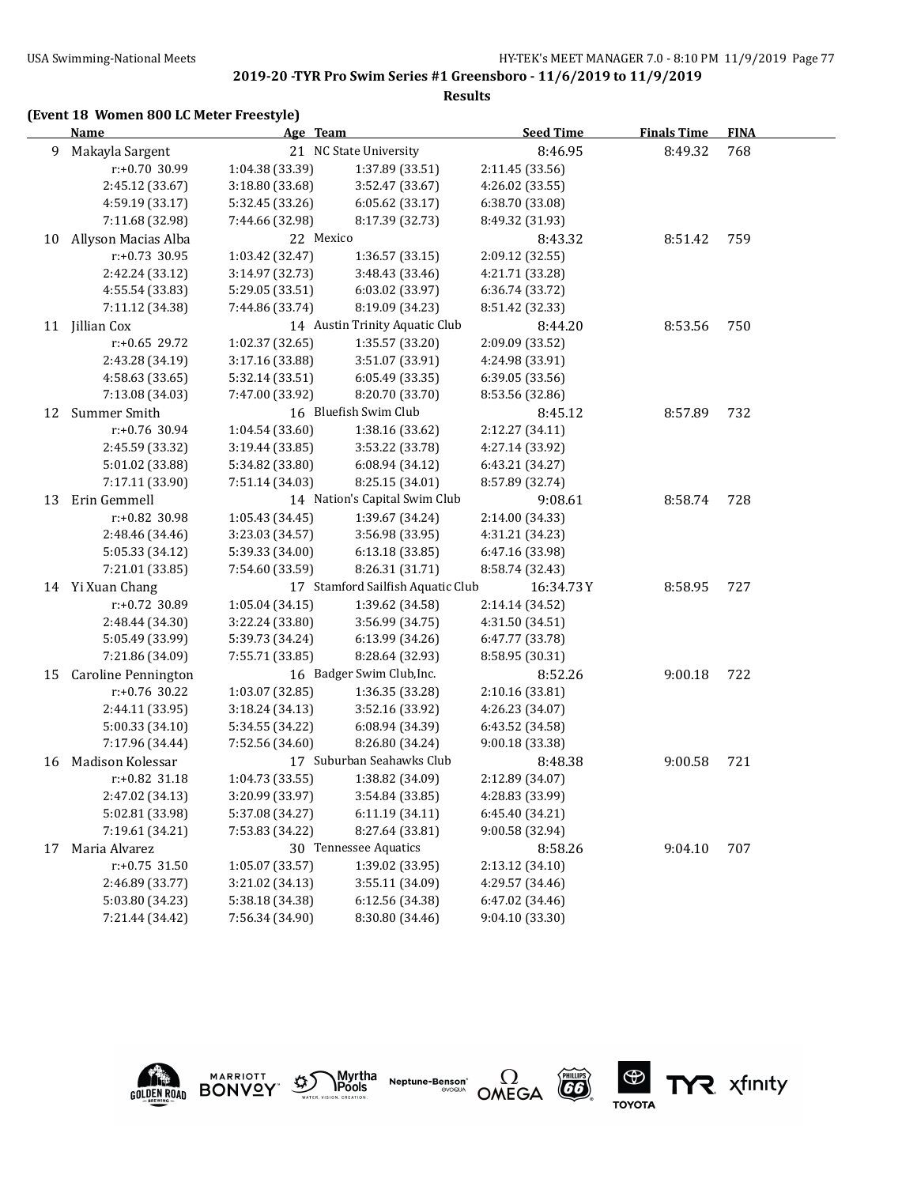**2019-20 -TYR Pro Swim Series #1 Greensboro - 11/6/2019 to 11/9/2019**

**Results**

**(Event 18 Women 800 LC Meter Freestyle)**

| | Name | Age | Team | Seed Time | Finals Time | FINA |
|---|---|---|---|---|---|---|
| 9 | Makayla Sargent | 21 | NC State University | 8:46.95 | 8:49.32 | 768 |
| | r:+0.70 30.99 | 1:04.38 (33.39) | 1:37.89 (33.51) | 2:11.45 (33.56) | | |
| | 2:45.12 (33.67) | 3:18.80 (33.68) | 3:52.47 (33.67) | 4:26.02 (33.55) | | |
| | 4:59.19 (33.17) | 5:32.45 (33.26) | 6:05.62 (33.17) | 6:38.70 (33.08) | | |
| | 7:11.68 (32.98) | 7:44.66 (32.98) | 8:17.39 (32.73) | 8:49.32 (31.93) | | |
| 10 | Allyson Macias Alba | 22 | Mexico | 8:43.32 | 8:51.42 | 759 |
| | r:+0.73 30.95 | 1:03.42 (32.47) | 1:36.57 (33.15) | 2:09.12 (32.55) | | |
| | 2:42.24 (33.12) | 3:14.97 (32.73) | 3:48.43 (33.46) | 4:21.71 (33.28) | | |
| | 4:55.54 (33.83) | 5:29.05 (33.51) | 6:03.02 (33.97) | 6:36.74 (33.72) | | |
| | 7:11.12 (34.38) | 7:44.86 (33.74) | 8:19.09 (34.23) | 8:51.42 (32.33) | | |
| 11 | Jillian Cox | 14 | Austin Trinity Aquatic Club | 8:44.20 | 8:53.56 | 750 |
| | r:+0.65 29.72 | 1:02.37 (32.65) | 1:35.57 (33.20) | 2:09.09 (33.52) | | |
| | 2:43.28 (34.19) | 3:17.16 (33.88) | 3:51.07 (33.91) | 4:24.98 (33.91) | | |
| | 4:58.63 (33.65) | 5:32.14 (33.51) | 6:05.49 (33.35) | 6:39.05 (33.56) | | |
| | 7:13.08 (34.03) | 7:47.00 (33.92) | 8:20.70 (33.70) | 8:53.56 (32.86) | | |
| 12 | Summer Smith | 16 | Bluefish Swim Club | 8:45.12 | 8:57.89 | 732 |
| | r:+0.76 30.94 | 1:04.54 (33.60) | 1:38.16 (33.62) | 2:12.27 (34.11) | | |
| | 2:45.59 (33.32) | 3:19.44 (33.85) | 3:53.22 (33.78) | 4:27.14 (33.92) | | |
| | 5:01.02 (33.88) | 5:34.82 (33.80) | 6:08.94 (34.12) | 6:43.21 (34.27) | | |
| | 7:17.11 (33.90) | 7:51.14 (34.03) | 8:25.15 (34.01) | 8:57.89 (32.74) | | |
| 13 | Erin Gemmell | 14 | Nation's Capital Swim Club | 9:08.61 | 8:58.74 | 728 |
| | r:+0.82 30.98 | 1:05.43 (34.45) | 1:39.67 (34.24) | 2:14.00 (34.33) | | |
| | 2:48.46 (34.46) | 3:23.03 (34.57) | 3:56.98 (33.95) | 4:31.21 (34.23) | | |
| | 5:05.33 (34.12) | 5:39.33 (34.00) | 6:13.18 (33.85) | 6:47.16 (33.98) | | |
| | 7:21.01 (33.85) | 7:54.60 (33.59) | 8:26.31 (31.71) | 8:58.74 (32.43) | | |
| 14 | Yi Xuan Chang | 17 | Stamford Sailfish Aquatic Club | 16:34.73Y | 8:58.95 | 727 |
| | r:+0.72 30.89 | 1:05.04 (34.15) | 1:39.62 (34.58) | 2:14.14 (34.52) | | |
| | 2:48.44 (34.30) | 3:22.24 (33.80) | 3:56.99 (34.75) | 4:31.50 (34.51) | | |
| | 5:05.49 (33.99) | 5:39.73 (34.24) | 6:13.99 (34.26) | 6:47.77 (33.78) | | |
| | 7:21.86 (34.09) | 7:55.71 (33.85) | 8:28.64 (32.93) | 8:58.95 (30.31) | | |
| 15 | Caroline Pennington | 16 | Badger Swim Club,Inc. | 8:52.26 | 9:00.18 | 722 |
| | r:+0.76 30.22 | 1:03.07 (32.85) | 1:36.35 (33.28) | 2:10.16 (33.81) | | |
| | 2:44.11 (33.95) | 3:18.24 (34.13) | 3:52.16 (33.92) | 4:26.23 (34.07) | | |
| | 5:00.33 (34.10) | 5:34.55 (34.22) | 6:08.94 (34.39) | 6:43.52 (34.58) | | |
| | 7:17.96 (34.44) | 7:52.56 (34.60) | 8:26.80 (34.24) | 9:00.18 (33.38) | | |
| 16 | Madison Kolessar | 17 | Suburban Seahawks Club | 8:48.38 | 9:00.58 | 721 |
| | r:+0.82 31.18 | 1:04.73 (33.55) | 1:38.82 (34.09) | 2:12.89 (34.07) | | |
| | 2:47.02 (34.13) | 3:20.99 (33.97) | 3:54.84 (33.85) | 4:28.83 (33.99) | | |
| | 5:02.81 (33.98) | 5:37.08 (34.27) | 6:11.19 (34.11) | 6:45.40 (34.21) | | |
| | 7:19.61 (34.21) | 7:53.83 (34.22) | 8:27.64 (33.81) | 9:00.58 (32.94) | | |
| 17 | Maria Alvarez | 30 | Tennessee Aquatics | 8:58.26 | 9:04.10 | 707 |
| | r:+0.75 31.50 | 1:05.07 (33.57) | 1:39.02 (33.95) | 2:13.12 (34.10) | | |
| | 2:46.89 (33.77) | 3:21.02 (34.13) | 3:55.11 (34.09) | 4:29.57 (34.46) | | |
| | 5:03.80 (34.23) | 5:38.18 (34.38) | 6:12.56 (34.38) | 6:47.02 (34.46) | | |
| | 7:21.44 (34.42) | 7:56.34 (34.90) | 8:30.80 (34.46) | 9:04.10 (33.30) | | |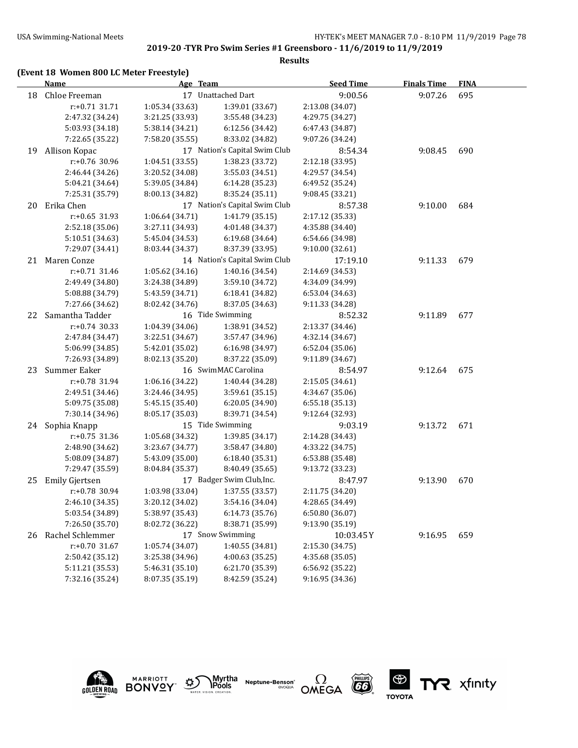**2019-20 -TYR Pro Swim Series #1 Greensboro - 11/6/2019 to 11/9/2019**

**Results**

**(Event 18 Women 800 LC Meter Freestyle)**

| | Name | Age | Team | Seed Time | Finals Time | FINA |
|---|---|---|---|---|---|---|
| 18 | Chloe Freeman | 17 | Unattached Dart | 9:00.56 | 9:07.26 | 695 |
| | r:+0.71 31.71 | 1:05.34 (33.63) | 1:39.01 (33.67) | 2:13.08 (34.07) | | |
| | 2:47.32 (34.24) | 3:21.25 (33.93) | 3:55.48 (34.23) | 4:29.75 (34.27) | | |
| | 5:03.93 (34.18) | 5:38.14 (34.21) | 6:12.56 (34.42) | 6:47.43 (34.87) | | |
| | 7:22.65 (35.22) | 7:58.20 (35.55) | 8:33.02 (34.82) | 9:07.26 (34.24) | | |
| 19 | Allison Kopac | 17 | Nation's Capital Swim Club | 8:54.34 | 9:08.45 | 690 |
| | r:+0.76 30.96 | 1:04.51 (33.55) | 1:38.23 (33.72) | 2:12.18 (33.95) | | |
| | 2:46.44 (34.26) | 3:20.52 (34.08) | 3:55.03 (34.51) | 4:29.57 (34.54) | | |
| | 5:04.21 (34.64) | 5:39.05 (34.84) | 6:14.28 (35.23) | 6:49.52 (35.24) | | |
| | 7:25.31 (35.79) | 8:00.13 (34.82) | 8:35.24 (35.11) | 9:08.45 (33.21) | | |
| 20 | Erika Chen | 17 | Nation's Capital Swim Club | 8:57.38 | 9:10.00 | 684 |
| | r:+0.65 31.93 | 1:06.64 (34.71) | 1:41.79 (35.15) | 2:17.12 (35.33) | | |
| | 2:52.18 (35.06) | 3:27.11 (34.93) | 4:01.48 (34.37) | 4:35.88 (34.40) | | |
| | 5:10.51 (34.63) | 5:45.04 (34.53) | 6:19.68 (34.64) | 6:54.66 (34.98) | | |
| | 7:29.07 (34.41) | 8:03.44 (34.37) | 8:37.39 (33.95) | 9:10.00 (32.61) | | |
| 21 | Maren Conze | 14 | Nation's Capital Swim Club | 17:19.10 | 9:11.33 | 679 |
| | r:+0.71 31.46 | 1:05.62 (34.16) | 1:40.16 (34.54) | 2:14.69 (34.53) | | |
| | 2:49.49 (34.80) | 3:24.38 (34.89) | 3:59.10 (34.72) | 4:34.09 (34.99) | | |
| | 5:08.88 (34.79) | 5:43.59 (34.71) | 6:18.41 (34.82) | 6:53.04 (34.63) | | |
| | 7:27.66 (34.62) | 8:02.42 (34.76) | 8:37.05 (34.63) | 9:11.33 (34.28) | | |
| 22 | Samantha Tadder | 16 | Tide Swimming | 8:52.32 | 9:11.89 | 677 |
| | r:+0.74 30.33 | 1:04.39 (34.06) | 1:38.91 (34.52) | 2:13.37 (34.46) | | |
| | 2:47.84 (34.47) | 3:22.51 (34.67) | 3:57.47 (34.96) | 4:32.14 (34.67) | | |
| | 5:06.99 (34.85) | 5:42.01 (35.02) | 6:16.98 (34.97) | 6:52.04 (35.06) | | |
| | 7:26.93 (34.89) | 8:02.13 (35.20) | 8:37.22 (35.09) | 9:11.89 (34.67) | | |
| 23 | Summer Eaker | 16 | SwimMAC Carolina | 8:54.97 | 9:12.64 | 675 |
| | r:+0.78 31.94 | 1:06.16 (34.22) | 1:40.44 (34.28) | 2:15.05 (34.61) | | |
| | 2:49.51 (34.46) | 3:24.46 (34.95) | 3:59.61 (35.15) | 4:34.67 (35.06) | | |
| | 5:09.75 (35.08) | 5:45.15 (35.40) | 6:20.05 (34.90) | 6:55.18 (35.13) | | |
| | 7:30.14 (34.96) | 8:05.17 (35.03) | 8:39.71 (34.54) | 9:12.64 (32.93) | | |
| 24 | Sophia Knapp | 15 | Tide Swimming | 9:03.19 | 9:13.72 | 671 |
| | r:+0.75 31.36 | 1:05.68 (34.32) | 1:39.85 (34.17) | 2:14.28 (34.43) | | |
| | 2:48.90 (34.62) | 3:23.67 (34.77) | 3:58.47 (34.80) | 4:33.22 (34.75) | | |
| | 5:08.09 (34.87) | 5:43.09 (35.00) | 6:18.40 (35.31) | 6:53.88 (35.48) | | |
| | 7:29.47 (35.59) | 8:04.84 (35.37) | 8:40.49 (35.65) | 9:13.72 (33.23) | | |
| 25 | Emily Gjertsen | 17 | Badger Swim Club,Inc. | 8:47.97 | 9:13.90 | 670 |
| | r:+0.78 30.94 | 1:03.98 (33.04) | 1:37.55 (33.57) | 2:11.75 (34.20) | | |
| | 2:46.10 (34.35) | 3:20.12 (34.02) | 3:54.16 (34.04) | 4:28.65 (34.49) | | |
| | 5:03.54 (34.89) | 5:38.97 (35.43) | 6:14.73 (35.76) | 6:50.80 (36.07) | | |
| | 7:26.50 (35.70) | 8:02.72 (36.22) | 8:38.71 (35.99) | 9:13.90 (35.19) | | |
| 26 | Rachel Schlemmer | 17 | Snow Swimming | 10:03.45Y | 9:16.95 | 659 |
| | r:+0.70 31.67 | 1:05.74 (34.07) | 1:40.55 (34.81) | 2:15.30 (34.75) | | |
| | 2:50.42 (35.12) | 3:25.38 (34.96) | 4:00.63 (35.25) | 4:35.68 (35.05) | | |
| | 5:11.21 (35.53) | 5:46.31 (35.10) | 6:21.70 (35.39) | 6:56.92 (35.22) | | |
| | 7:32.16 (35.24) | 8:07.35 (35.19) | 8:42.59 (35.24) | 9:16.95 (34.36) | | |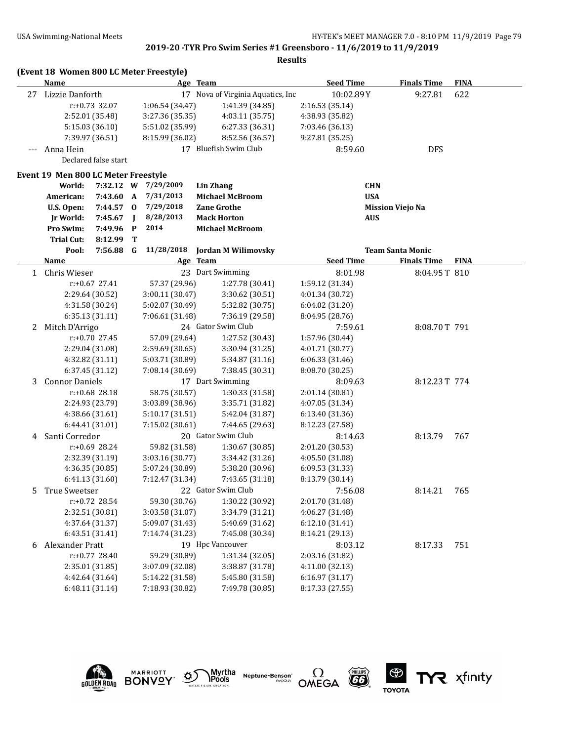**2019-20 -TYR Pro Swim Series #1 Greensboro - 11/6/2019 to 11/9/2019**

**Results**

**(Event 18 Women 800 LC Meter Freestyle)**

| | Name | Age | Team | Seed Time | Finals Time | FINA |
|---|---|---|---|---|---|---|
| 27 | Lizzie Danforth | 17 | Nova of Virginia Aquatics, Inc | 10:02.89Y | 9:27.81 | 622 |
| | r:+0.73 32.07 | 1:06.54 (34.47) | 1:41.39 (34.85) | 2:16.53 (35.14) | | |
| | 2:52.01 (35.48) | 3:27.36 (35.35) | 4:03.11 (35.75) | 4:38.93 (35.82) | | |
| | 5:15.03 (36.10) | 5:51.02 (35.99) | 6:27.33 (36.31) | 7:03.46 (36.13) | | |
| | 7:39.97 (36.51) | 8:15.99 (36.02) | 8:52.56 (36.57) | 9:27.81 (35.25) | | |
| --- | Anna Hein | 17 | Bluefish Swim Club | 8:59.60 | DFS | |
| | Declared false start | | | | | |

**Event 19 Men 800 LC Meter Freestyle**

| Record | Time | Code | Date | Name | Team |
|---|---|---|---|---|---|
| World: | 7:32.12 | W | 7/29/2009 | Lin Zhang | CHN |
| American: | 7:43.60 | A | 7/31/2013 | Michael McBroom | USA |
| U.S. Open: | 7:44.57 | O | 7/29/2018 | Zane Grothe | Mission Viejo Na |
| Jr World: | 7:45.67 | J | 8/28/2013 | Mack Horton | AUS |
| Pro Swim: | 7:49.96 | P | 2014 | Michael McBroom | |
| Trial Cut: | 8:12.99 | T | | | |
| Pool: | 7:56.88 | G | 11/28/2018 | Jordan M Wilimovsky | Team Santa Monic |

| | Name | Age | Team | Seed Time | Finals Time | FINA |
|---|---|---|---|---|---|---|
| 1 | Chris Wieser | 23 | Dart Swimming | 8:01.98 | 8:04.95T | 810 |
| | r:+0.67 27.41 | 57.37 (29.96) | 1:27.78 (30.41) | 1:59.12 (31.34) | | |
| | 2:29.64 (30.52) | 3:00.11 (30.47) | 3:30.62 (30.51) | 4:01.34 (30.72) | | |
| | 4:31.58 (30.24) | 5:02.07 (30.49) | 5:32.82 (30.75) | 6:04.02 (31.20) | | |
| | 6:35.13 (31.11) | 7:06.61 (31.48) | 7:36.19 (29.58) | 8:04.95 (28.76) | | |
| 2 | Mitch D'Arrigo | 24 | Gator Swim Club | 7:59.61 | 8:08.70T | 791 |
| | r:+0.70 27.45 | 57.09 (29.64) | 1:27.52 (30.43) | 1:57.96 (30.44) | | |
| | 2:29.04 (31.08) | 2:59.69 (30.65) | 3:30.94 (31.25) | 4:01.71 (30.77) | | |
| | 4:32.82 (31.11) | 5:03.71 (30.89) | 5:34.87 (31.16) | 6:06.33 (31.46) | | |
| | 6:37.45 (31.12) | 7:08.14 (30.69) | 7:38.45 (30.31) | 8:08.70 (30.25) | | |
| 3 | Connor Daniels | 17 | Dart Swimming | 8:09.63 | 8:12.23T | 774 |
| | r:+0.68 28.18 | 58.75 (30.57) | 1:30.33 (31.58) | 2:01.14 (30.81) | | |
| | 2:24.93 (23.79) | 3:03.89 (38.96) | 3:35.71 (31.82) | 4:07.05 (31.34) | | |
| | 4:38.66 (31.61) | 5:10.17 (31.51) | 5:42.04 (31.87) | 6:13.40 (31.36) | | |
| | 6:44.41 (31.01) | 7:15.02 (30.61) | 7:44.65 (29.63) | 8:12.23 (27.58) | | |
| 4 | Santi Corredor | 20 | Gator Swim Club | 8:14.63 | 8:13.79 | 767 |
| | r:+0.69 28.24 | 59.82 (31.58) | 1:30.67 (30.85) | 2:01.20 (30.53) | | |
| | 2:32.39 (31.19) | 3:03.16 (30.77) | 3:34.42 (31.26) | 4:05.50 (31.08) | | |
| | 4:36.35 (30.85) | 5:07.24 (30.89) | 5:38.20 (30.96) | 6:09.53 (31.33) | | |
| | 6:41.13 (31.60) | 7:12.47 (31.34) | 7:43.65 (31.18) | 8:13.79 (30.14) | | |
| 5 | True Sweetser | 22 | Gator Swim Club | 7:56.08 | 8:14.21 | 765 |
| | r:+0.72 28.54 | 59.30 (30.76) | 1:30.22 (30.92) | 2:01.70 (31.48) | | |
| | 2:32.51 (30.81) | 3:03.58 (31.07) | 3:34.79 (31.21) | 4:06.27 (31.48) | | |
| | 4:37.64 (31.37) | 5:09.07 (31.43) | 5:40.69 (31.62) | 6:12.10 (31.41) | | |
| | 6:43.51 (31.41) | 7:14.74 (31.23) | 7:45.08 (30.34) | 8:14.21 (29.13) | | |
| 6 | Alexander Pratt | 19 | Hpc Vancouver | 8:03.12 | 8:17.33 | 751 |
| | r:+0.77 28.40 | 59.29 (30.89) | 1:31.34 (32.05) | 2:03.16 (31.82) | | |
| | 2:35.01 (31.85) | 3:07.09 (32.08) | 3:38.87 (31.78) | 4:11.00 (32.13) | | |
| | 4:42.64 (31.64) | 5:14.22 (31.58) | 5:45.80 (31.58) | 6:16.97 (31.17) | | |
| | 6:48.11 (31.14) | 7:18.93 (30.82) | 7:49.78 (30.85) | 8:17.33 (27.55) | | |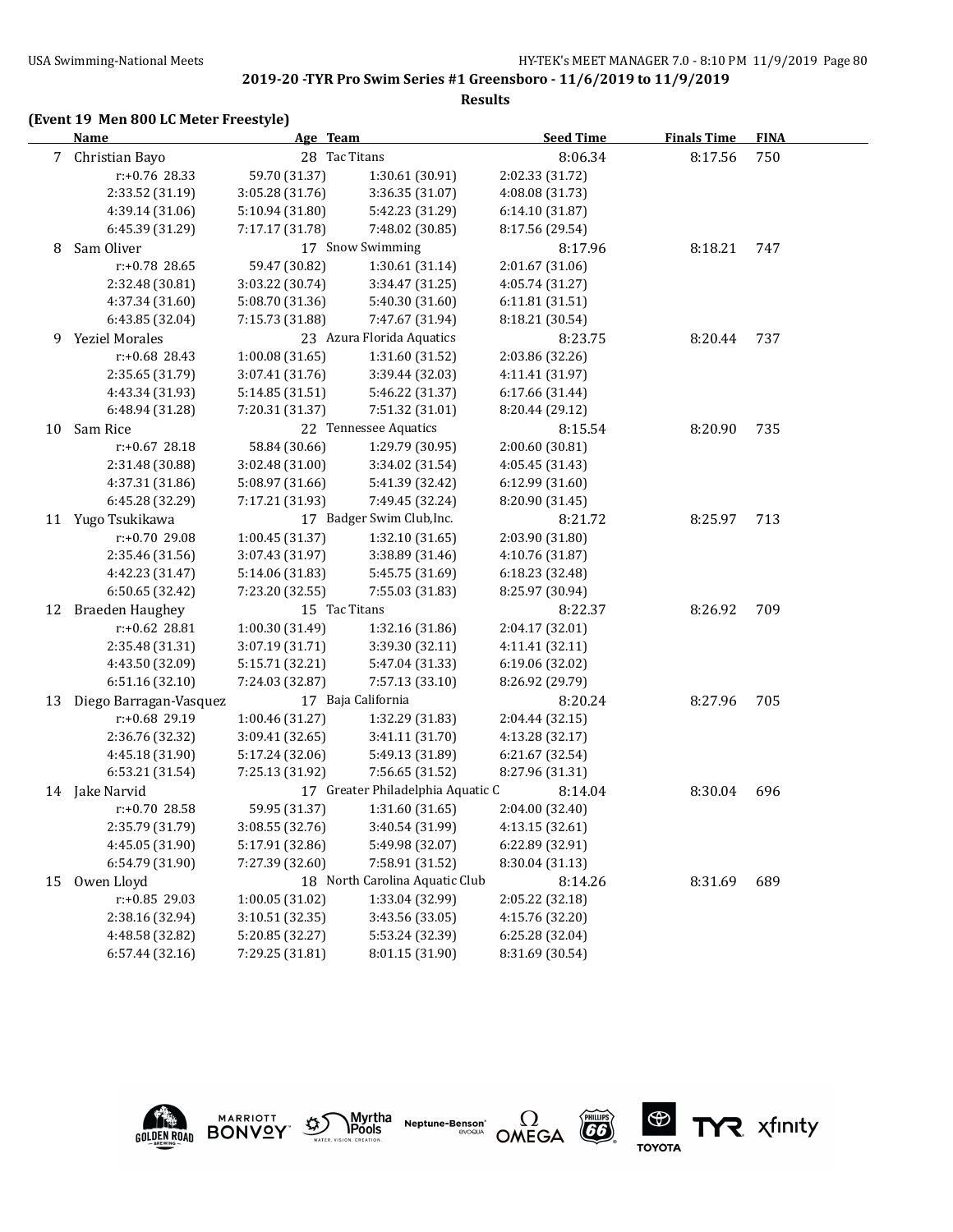## 2019-20 -TYR Pro Swim Series #1 Greensboro - 11/6/2019 to 11/9/2019

### Results

#### (Event 19 Men 800 LC Meter Freestyle)

| | Name | Age | Team | Seed Time | Finals Time | FINA |
|---|---|---|---|---|---|---|
| 7 | Christian Bayo | 28 | Tac Titans | 8:06.34 | 8:17.56 | 750 |
| | r:+0.76 28.33 | 59.70 (31.37) | 1:30.61 (30.91) | 2:02.33 (31.72) | | |
| | 2:33.52 (31.19) | 3:05.28 (31.76) | 3:36.35 (31.07) | 4:08.08 (31.73) | | |
| | 4:39.14 (31.06) | 5:10.94 (31.80) | 5:42.23 (31.29) | 6:14.10 (31.87) | | |
| | 6:45.39 (31.29) | 7:17.17 (31.78) | 7:48.02 (30.85) | 8:17.56 (29.54) | | |
| 8 | Sam Oliver | 17 | Snow Swimming | 8:17.96 | 8:18.21 | 747 |
| | r:+0.78 28.65 | 59.47 (30.82) | 1:30.61 (31.14) | 2:01.67 (31.06) | | |
| | 2:32.48 (30.81) | 3:03.22 (30.74) | 3:34.47 (31.25) | 4:05.74 (31.27) | | |
| | 4:37.34 (31.60) | 5:08.70 (31.36) | 5:40.30 (31.60) | 6:11.81 (31.51) | | |
| | 6:43.85 (32.04) | 7:15.73 (31.88) | 7:47.67 (31.94) | 8:18.21 (30.54) | | |
| 9 | Yeziel Morales | 23 | Azura Florida Aquatics | 8:23.75 | 8:20.44 | 737 |
| | r:+0.68 28.43 | 1:00.08 (31.65) | 1:31.60 (31.52) | 2:03.86 (32.26) | | |
| | 2:35.65 (31.79) | 3:07.41 (31.76) | 3:39.44 (32.03) | 4:11.41 (31.97) | | |
| | 4:43.34 (31.93) | 5:14.85 (31.51) | 5:46.22 (31.37) | 6:17.66 (31.44) | | |
| | 6:48.94 (31.28) | 7:20.31 (31.37) | 7:51.32 (31.01) | 8:20.44 (29.12) | | |
| 10 | Sam Rice | 22 | Tennessee Aquatics | 8:15.54 | 8:20.90 | 735 |
| | r:+0.67 28.18 | 58.84 (30.66) | 1:29.79 (30.95) | 2:00.60 (30.81) | | |
| | 2:31.48 (30.88) | 3:02.48 (31.00) | 3:34.02 (31.54) | 4:05.45 (31.43) | | |
| | 4:37.31 (31.86) | 5:08.97 (31.66) | 5:41.39 (32.42) | 6:12.99 (31.60) | | |
| | 6:45.28 (32.29) | 7:17.21 (31.93) | 7:49.45 (32.24) | 8:20.90 (31.45) | | |
| 11 | Yugo Tsukikawa | 17 | Badger Swim Club,Inc. | 8:21.72 | 8:25.97 | 713 |
| | r:+0.70 29.08 | 1:00.45 (31.37) | 1:32.10 (31.65) | 2:03.90 (31.80) | | |
| | 2:35.46 (31.56) | 3:07.43 (31.97) | 3:38.89 (31.46) | 4:10.76 (31.87) | | |
| | 4:42.23 (31.47) | 5:14.06 (31.83) | 5:45.75 (31.69) | 6:18.23 (32.48) | | |
| | 6:50.65 (32.42) | 7:23.20 (32.55) | 7:55.03 (31.83) | 8:25.97 (30.94) | | |
| 12 | Braeden Haughey | 15 | Tac Titans | 8:22.37 | 8:26.92 | 709 |
| | r:+0.62 28.81 | 1:00.30 (31.49) | 1:32.16 (31.86) | 2:04.17 (32.01) | | |
| | 2:35.48 (31.31) | 3:07.19 (31.71) | 3:39.30 (32.11) | 4:11.41 (32.11) | | |
| | 4:43.50 (32.09) | 5:15.71 (32.21) | 5:47.04 (31.33) | 6:19.06 (32.02) | | |
| | 6:51.16 (32.10) | 7:24.03 (32.87) | 7:57.13 (33.10) | 8:26.92 (29.79) | | |
| 13 | Diego Barragan-Vasquez | 17 | Baja California | 8:20.24 | 8:27.96 | 705 |
| | r:+0.68 29.19 | 1:00.46 (31.27) | 1:32.29 (31.83) | 2:04.44 (32.15) | | |
| | 2:36.76 (32.32) | 3:09.41 (32.65) | 3:41.11 (31.70) | 4:13.28 (32.17) | | |
| | 4:45.18 (31.90) | 5:17.24 (32.06) | 5:49.13 (31.89) | 6:21.67 (32.54) | | |
| | 6:53.21 (31.54) | 7:25.13 (31.92) | 7:56.65 (31.52) | 8:27.96 (31.31) | | |
| 14 | Jake Narvid | 17 | Greater Philadelphia Aquatic C | 8:14.04 | 8:30.04 | 696 |
| | r:+0.70 28.58 | 59.95 (31.37) | 1:31.60 (31.65) | 2:04.00 (32.40) | | |
| | 2:35.79 (31.79) | 3:08.55 (32.76) | 3:40.54 (31.99) | 4:13.15 (32.61) | | |
| | 4:45.05 (31.90) | 5:17.91 (32.86) | 5:49.98 (32.07) | 6:22.89 (32.91) | | |
| | 6:54.79 (31.90) | 7:27.39 (32.60) | 7:58.91 (31.52) | 8:30.04 (31.13) | | |
| 15 | Owen Lloyd | 18 | North Carolina Aquatic Club | 8:14.26 | 8:31.69 | 689 |
| | r:+0.85 29.03 | 1:00.05 (31.02) | 1:33.04 (32.99) | 2:05.22 (32.18) | | |
| | 2:38.16 (32.94) | 3:10.51 (32.35) | 3:43.56 (33.05) | 4:15.76 (32.20) | | |
| | 4:48.58 (32.82) | 5:20.85 (32.27) | 5:53.24 (32.39) | 6:25.28 (32.04) | | |
| | 6:57.44 (32.16) | 7:29.25 (31.81) | 8:01.15 (31.90) | 8:31.69 (30.54) | | |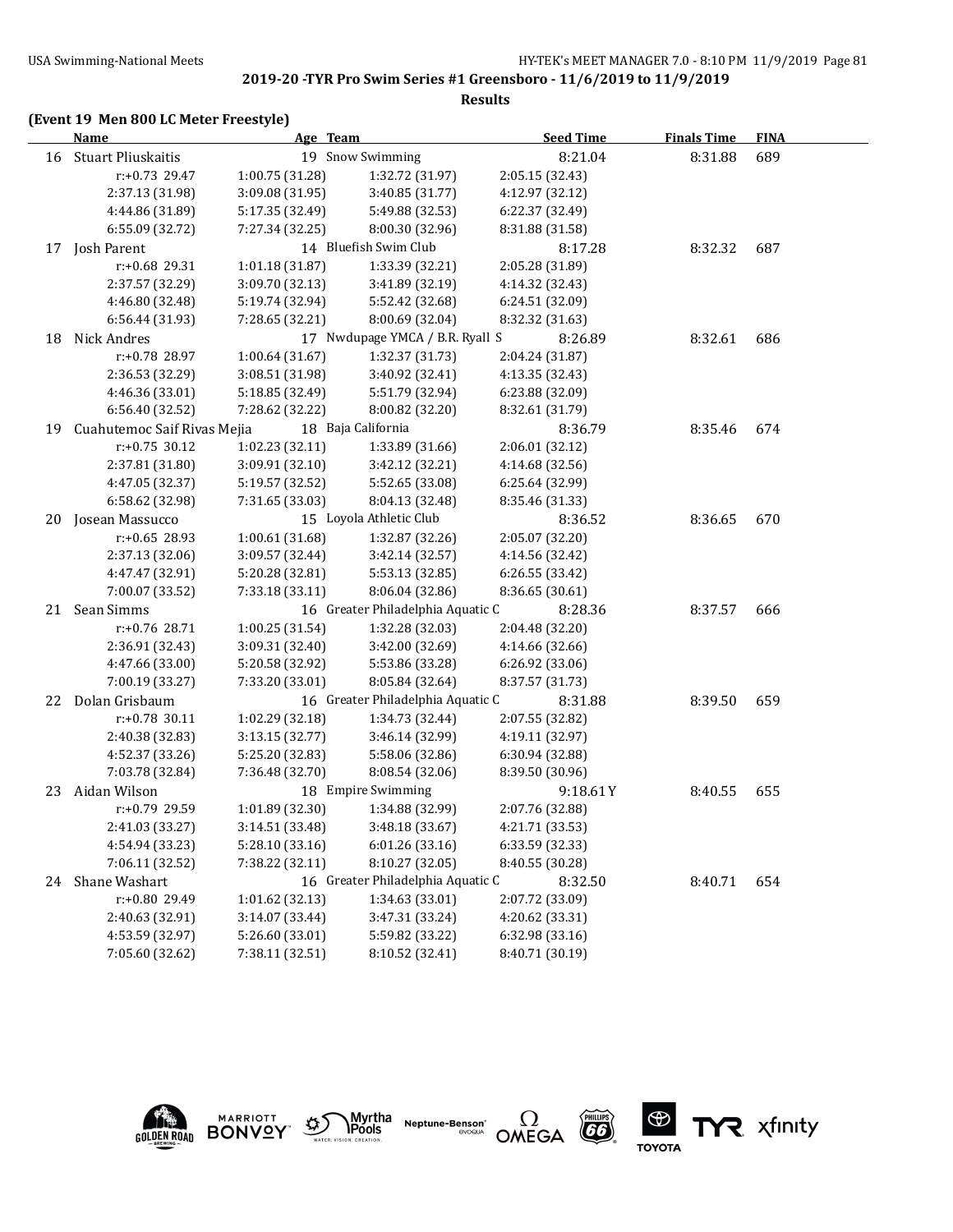**2019-20 -TYR Pro Swim Series #1 Greensboro - 11/6/2019 to 11/9/2019**

**Results**

**(Event 19 Men 800 LC Meter Freestyle)**

| | Name | Age | Team | Seed Time | Finals Time | FINA |
|---|---|---|---|---|---|---|
| 16 | Stuart Pliuskaitis | 19 | Snow Swimming | 8:21.04 | 8:31.88 | 689 |
| | r:+0.73 29.47 | 1:00.75 (31.28) | 1:32.72 (31.97) | 2:05.15 (32.43) | | |
| | 2:37.13 (31.98) | 3:09.08 (31.95) | 3:40.85 (31.77) | 4:12.97 (32.12) | | |
| | 4:44.86 (31.89) | 5:17.35 (32.49) | 5:49.88 (32.53) | 6:22.37 (32.49) | | |
| | 6:55.09 (32.72) | 7:27.34 (32.25) | 8:00.30 (32.96) | 8:31.88 (31.58) | | |
| 17 | Josh Parent | 14 | Bluefish Swim Club | 8:17.28 | 8:32.32 | 687 |
| | r:+0.68 29.31 | 1:01.18 (31.87) | 1:33.39 (32.21) | 2:05.28 (31.89) | | |
| | 2:37.57 (32.29) | 3:09.70 (32.13) | 3:41.89 (32.19) | 4:14.32 (32.43) | | |
| | 4:46.80 (32.48) | 5:19.74 (32.94) | 5:52.42 (32.68) | 6:24.51 (32.09) | | |
| | 6:56.44 (31.93) | 7:28.65 (32.21) | 8:00.69 (32.04) | 8:32.32 (31.63) | | |
| 18 | Nick Andres | 17 | Nwdupage YMCA / B.R. Ryall S | 8:26.89 | 8:32.61 | 686 |
| | r:+0.78 28.97 | 1:00.64 (31.67) | 1:32.37 (31.73) | 2:04.24 (31.87) | | |
| | 2:36.53 (32.29) | 3:08.51 (31.98) | 3:40.92 (32.41) | 4:13.35 (32.43) | | |
| | 4:46.36 (33.01) | 5:18.85 (32.49) | 5:51.79 (32.94) | 6:23.88 (32.09) | | |
| | 6:56.40 (32.52) | 7:28.62 (32.22) | 8:00.82 (32.20) | 8:32.61 (31.79) | | |
| 19 | Cuahutemoc Saif Rivas Mejia | 18 | Baja California | 8:36.79 | 8:35.46 | 674 |
| | r:+0.75 30.12 | 1:02.23 (32.11) | 1:33.89 (31.66) | 2:06.01 (32.12) | | |
| | 2:37.81 (31.80) | 3:09.91 (32.10) | 3:42.12 (32.21) | 4:14.68 (32.56) | | |
| | 4:47.05 (32.37) | 5:19.57 (32.52) | 5:52.65 (33.08) | 6:25.64 (32.99) | | |
| | 6:58.62 (32.98) | 7:31.65 (33.03) | 8:04.13 (32.48) | 8:35.46 (31.33) | | |
| 20 | Josean Massucco | 15 | Loyola Athletic Club | 8:36.52 | 8:36.65 | 670 |
| | r:+0.65 28.93 | 1:00.61 (31.68) | 1:32.87 (32.26) | 2:05.07 (32.20) | | |
| | 2:37.13 (32.06) | 3:09.57 (32.44) | 3:42.14 (32.57) | 4:14.56 (32.42) | | |
| | 4:47.47 (32.91) | 5:20.28 (32.81) | 5:53.13 (32.85) | 6:26.55 (33.42) | | |
| | 7:00.07 (33.52) | 7:33.18 (33.11) | 8:06.04 (32.86) | 8:36.65 (30.61) | | |
| 21 | Sean Simms | 16 | Greater Philadelphia Aquatic C | 8:28.36 | 8:37.57 | 666 |
| | r:+0.76 28.71 | 1:00.25 (31.54) | 1:32.28 (32.03) | 2:04.48 (32.20) | | |
| | 2:36.91 (32.43) | 3:09.31 (32.40) | 3:42.00 (32.69) | 4:14.66 (32.66) | | |
| | 4:47.66 (33.00) | 5:20.58 (32.92) | 5:53.86 (33.28) | 6:26.92 (33.06) | | |
| | 7:00.19 (33.27) | 7:33.20 (33.01) | 8:05.84 (32.64) | 8:37.57 (31.73) | | |
| 22 | Dolan Grisbaum | 16 | Greater Philadelphia Aquatic C | 8:31.88 | 8:39.50 | 659 |
| | r:+0.78 30.11 | 1:02.29 (32.18) | 1:34.73 (32.44) | 2:07.55 (32.82) | | |
| | 2:40.38 (32.83) | 3:13.15 (32.77) | 3:46.14 (32.99) | 4:19.11 (32.97) | | |
| | 4:52.37 (33.26) | 5:25.20 (32.83) | 5:58.06 (32.86) | 6:30.94 (32.88) | | |
| | 7:03.78 (32.84) | 7:36.48 (32.70) | 8:08.54 (32.06) | 8:39.50 (30.96) | | |
| 23 | Aidan Wilson | 18 | Empire Swimming | 9:18.61Y | 8:40.55 | 655 |
| | r:+0.79 29.59 | 1:01.89 (32.30) | 1:34.88 (32.99) | 2:07.76 (32.88) | | |
| | 2:41.03 (33.27) | 3:14.51 (33.48) | 3:48.18 (33.67) | 4:21.71 (33.53) | | |
| | 4:54.94 (33.23) | 5:28.10 (33.16) | 6:01.26 (33.16) | 6:33.59 (32.33) | | |
| | 7:06.11 (32.52) | 7:38.22 (32.11) | 8:10.27 (32.05) | 8:40.55 (30.28) | | |
| 24 | Shane Washart | 16 | Greater Philadelphia Aquatic C | 8:32.50 | 8:40.71 | 654 |
| | r:+0.80 29.49 | 1:01.62 (32.13) | 1:34.63 (33.01) | 2:07.72 (33.09) | | |
| | 2:40.63 (32.91) | 3:14.07 (33.44) | 3:47.31 (33.24) | 4:20.62 (33.31) | | |
| | 4:53.59 (32.97) | 5:26.60 (33.01) | 5:59.82 (33.22) | 6:32.98 (33.16) | | |
| | 7:05.60 (32.62) | 7:38.11 (32.51) | 8:10.52 (32.41) | 8:40.71 (30.19) | | |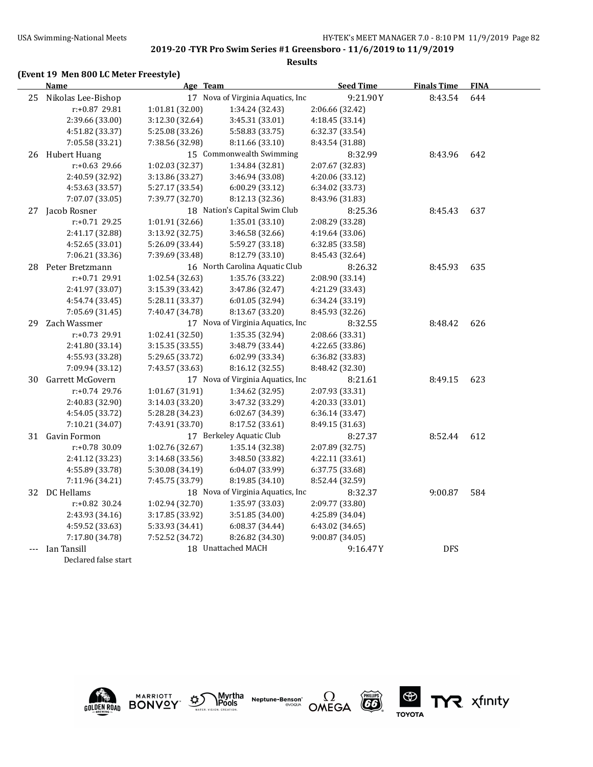## 2019-20 -TYR Pro Swim Series #1 Greensboro - 11/6/2019 to 11/9/2019

**Results**

### (Event 19 Men 800 LC Meter Freestyle)

| | Name | Age | Team | Seed Time | Finals Time | FINA |
|---|---|---|---|---|---|---|
| 25 | Nikolas Lee-Bishop | 17 | Nova of Virginia Aquatics, Inc | 9:21.90Y | 8:43.54 | 644 |
| | r:+0.87 29.81 | 1:01.81 (32.00) | 1:34.24 (32.43) | 2:06.66 (32.42) | | |
| | 2:39.66 (33.00) | 3:12.30 (32.64) | 3:45.31 (33.01) | 4:18.45 (33.14) | | |
| | 4:51.82 (33.37) | 5:25.08 (33.26) | 5:58.83 (33.75) | 6:32.37 (33.54) | | |
| | 7:05.58 (33.21) | 7:38.56 (32.98) | 8:11.66 (33.10) | 8:43.54 (31.88) | | |
| 26 | Hubert Huang | 15 | Commonwealth Swimming | 8:32.99 | 8:43.96 | 642 |
| | r:+0.63 29.66 | 1:02.03 (32.37) | 1:34.84 (32.81) | 2:07.67 (32.83) | | |
| | 2:40.59 (32.92) | 3:13.86 (33.27) | 3:46.94 (33.08) | 4:20.06 (33.12) | | |
| | 4:53.63 (33.57) | 5:27.17 (33.54) | 6:00.29 (33.12) | 6:34.02 (33.73) | | |
| | 7:07.07 (33.05) | 7:39.77 (32.70) | 8:12.13 (32.36) | 8:43.96 (31.83) | | |
| 27 | Jacob Rosner | 18 | Nation's Capital Swim Club | 8:25.36 | 8:45.43 | 637 |
| | r:+0.71 29.25 | 1:01.91 (32.66) | 1:35.01 (33.10) | 2:08.29 (33.28) | | |
| | 2:41.17 (32.88) | 3:13.92 (32.75) | 3:46.58 (32.66) | 4:19.64 (33.06) | | |
| | 4:52.65 (33.01) | 5:26.09 (33.44) | 5:59.27 (33.18) | 6:32.85 (33.58) | | |
| | 7:06.21 (33.36) | 7:39.69 (33.48) | 8:12.79 (33.10) | 8:45.43 (32.64) | | |
| 28 | Peter Bretzmann | 16 | North Carolina Aquatic Club | 8:26.32 | 8:45.93 | 635 |
| | r:+0.71 29.91 | 1:02.54 (32.63) | 1:35.76 (33.22) | 2:08.90 (33.14) | | |
| | 2:41.97 (33.07) | 3:15.39 (33.42) | 3:47.86 (32.47) | 4:21.29 (33.43) | | |
| | 4:54.74 (33.45) | 5:28.11 (33.37) | 6:01.05 (32.94) | 6:34.24 (33.19) | | |
| | 7:05.69 (31.45) | 7:40.47 (34.78) | 8:13.67 (33.20) | 8:45.93 (32.26) | | |
| 29 | Zach Wassmer | 17 | Nova of Virginia Aquatics, Inc | 8:32.55 | 8:48.42 | 626 |
| | r:+0.73 29.91 | 1:02.41 (32.50) | 1:35.35 (32.94) | 2:08.66 (33.31) | | |
| | 2:41.80 (33.14) | 3:15.35 (33.55) | 3:48.79 (33.44) | 4:22.65 (33.86) | | |
| | 4:55.93 (33.28) | 5:29.65 (33.72) | 6:02.99 (33.34) | 6:36.82 (33.83) | | |
| | 7:09.94 (33.12) | 7:43.57 (33.63) | 8:16.12 (32.55) | 8:48.42 (32.30) | | |
| 30 | Garrett McGovern | 17 | Nova of Virginia Aquatics, Inc | 8:21.61 | 8:49.15 | 623 |
| | r:+0.74 29.76 | 1:01.67 (31.91) | 1:34.62 (32.95) | 2:07.93 (33.31) | | |
| | 2:40.83 (32.90) | 3:14.03 (33.20) | 3:47.32 (33.29) | 4:20.33 (33.01) | | |
| | 4:54.05 (33.72) | 5:28.28 (34.23) | 6:02.67 (34.39) | 6:36.14 (33.47) | | |
| | 7:10.21 (34.07) | 7:43.91 (33.70) | 8:17.52 (33.61) | 8:49.15 (31.63) | | |
| 31 | Gavin Formon | 17 | Berkeley Aquatic Club | 8:27.37 | 8:52.44 | 612 |
| | r:+0.78 30.09 | 1:02.76 (32.67) | 1:35.14 (32.38) | 2:07.89 (32.75) | | |
| | 2:41.12 (33.23) | 3:14.68 (33.56) | 3:48.50 (33.82) | 4:22.11 (33.61) | | |
| | 4:55.89 (33.78) | 5:30.08 (34.19) | 6:04.07 (33.99) | 6:37.75 (33.68) | | |
| | 7:11.96 (34.21) | 7:45.75 (33.79) | 8:19.85 (34.10) | 8:52.44 (32.59) | | |
| 32 | DC Hellams | 18 | Nova of Virginia Aquatics, Inc | 8:32.37 | 9:00.87 | 584 |
| | r:+0.82 30.24 | 1:02.94 (32.70) | 1:35.97 (33.03) | 2:09.77 (33.80) | | |
| | 2:43.93 (34.16) | 3:17.85 (33.92) | 3:51.85 (34.00) | 4:25.89 (34.04) | | |
| | 4:59.52 (33.63) | 5:33.93 (34.41) | 6:08.37 (34.44) | 6:43.02 (34.65) | | |
| | 7:17.80 (34.78) | 7:52.52 (34.72) | 8:26.82 (34.30) | 9:00.87 (34.05) | | |
| --- | Ian Tansill | 18 | Unattached MACH | 9:16.47Y | DFS | |
| | Declared false start | | | | | |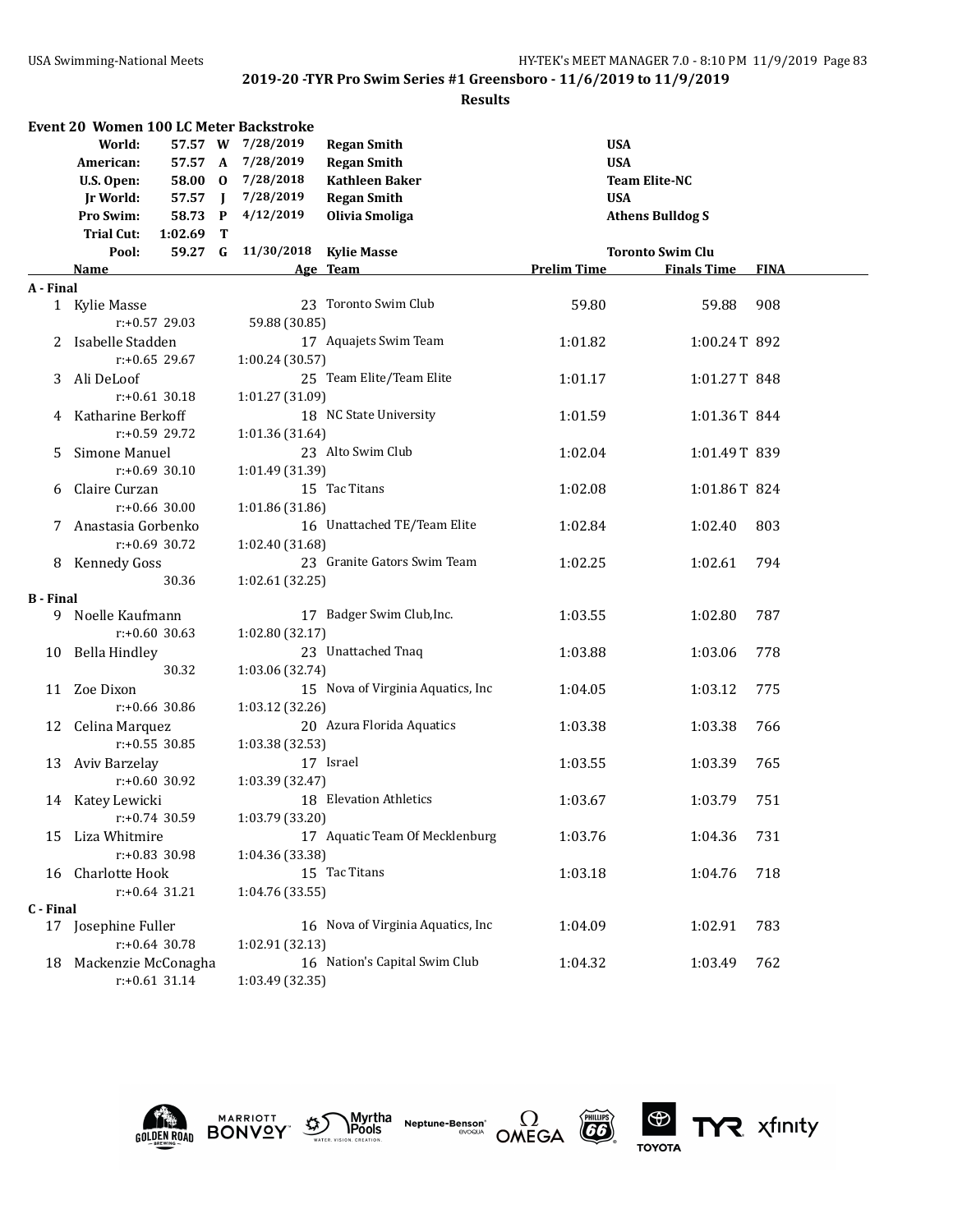## 2019-20 -TYR Pro Swim Series #1 Greensboro - 11/6/2019 to 11/9/2019

### Results

### Event 20 Women 100 LC Meter Backstroke

| Record | Time | Code | Date | Name | Team |
|---|---|---|---|---|---|
| World: | 57.57 | W | 7/28/2019 | Regan Smith | USA |
| American: | 57.57 | A | 7/28/2019 | Regan Smith | USA |
| U.S. Open: | 58.00 | O | 7/28/2018 | Kathleen Baker | Team Elite-NC |
| Jr World: | 57.57 | J | 7/28/2019 | Regan Smith | USA |
| Pro Swim: | 58.73 | P | 4/12/2019 | Olivia Smoliga | Athens Bulldog S |
| Trial Cut: | 1:02.69 | T | | | |
| Pool: | 59.27 | G | 11/30/2018 | Kylie Masse | Toronto Swim Clu |

| | Name | Age | Team | Prelim Time | Finals Time | FINA |
|---|---|---|---|---|---|---|
| **A - Final** | | | | | | |
| 1 | Kylie Masse | 23 | Toronto Swim Club | 59.80 | 59.88 | 908 |
| | r:+0.57 29.03 | | 59.88 (30.85) | | | |
| 2 | Isabelle Stadden | 17 | Aquajets Swim Team | 1:01.82 | 1:00.24 T | 892 |
| | r:+0.65 29.67 | | 1:00.24 (30.57) | | | |
| 3 | Ali DeLoof | 25 | Team Elite/Team Elite | 1:01.17 | 1:01.27 T | 848 |
| | r:+0.61 30.18 | | 1:01.27 (31.09) | | | |
| 4 | Katharine Berkoff | 18 | NC State University | 1:01.59 | 1:01.36 T | 844 |
| | r:+0.59 29.72 | | 1:01.36 (31.64) | | | |
| 5 | Simone Manuel | 23 | Alto Swim Club | 1:02.04 | 1:01.49 T | 839 |
| | r:+0.69 30.10 | | 1:01.49 (31.39) | | | |
| 6 | Claire Curzan | 15 | Tac Titans | 1:02.08 | 1:01.86 T | 824 |
| | r:+0.66 30.00 | | 1:01.86 (31.86) | | | |
| 7 | Anastasia Gorbenko | 16 | Unattached TE/Team Elite | 1:02.84 | 1:02.40 | 803 |
| | r:+0.69 30.72 | | 1:02.40 (31.68) | | | |
| 8 | Kennedy Goss | 23 | Granite Gators Swim Team | 1:02.25 | 1:02.61 | 794 |
| | 30.36 | | 1:02.61 (32.25) | | | |
| **B - Final** | | | | | | |
| 9 | Noelle Kaufmann | 17 | Badger Swim Club,Inc. | 1:03.55 | 1:02.80 | 787 |
| | r:+0.60 30.63 | | 1:02.80 (32.17) | | | |
| 10 | Bella Hindley | 23 | Unattached Tnaq | 1:03.88 | 1:03.06 | 778 |
| | 30.32 | | 1:03.06 (32.74) | | | |
| 11 | Zoe Dixon | 15 | Nova of Virginia Aquatics, Inc | 1:04.05 | 1:03.12 | 775 |
| | r:+0.66 30.86 | | 1:03.12 (32.26) | | | |
| 12 | Celina Marquez | 20 | Azura Florida Aquatics | 1:03.38 | 1:03.38 | 766 |
| | r:+0.55 30.85 | | 1:03.38 (32.53) | | | |
| 13 | Aviv Barzelay | 17 | Israel | 1:03.55 | 1:03.39 | 765 |
| | r:+0.60 30.92 | | 1:03.39 (32.47) | | | |
| 14 | Katey Lewicki | 18 | Elevation Athletics | 1:03.67 | 1:03.79 | 751 |
| | r:+0.74 30.59 | | 1:03.79 (33.20) | | | |
| 15 | Liza Whitmire | 17 | Aquatic Team Of Mecklenburg | 1:03.76 | 1:04.36 | 731 |
| | r:+0.83 30.98 | | 1:04.36 (33.38) | | | |
| 16 | Charlotte Hook | 15 | Tac Titans | 1:03.18 | 1:04.76 | 718 |
| | r:+0.64 31.21 | | 1:04.76 (33.55) | | | |
| **C - Final** | | | | | | |
| 17 | Josephine Fuller | 16 | Nova of Virginia Aquatics, Inc | 1:04.09 | 1:02.91 | 783 |
| | r:+0.64 30.78 | | 1:02.91 (32.13) | | | |
| 18 | Mackenzie McConagha | 16 | Nation's Capital Swim Club | 1:04.32 | 1:03.49 | 762 |
| | r:+0.61 31.14 | | 1:03.49 (32.35) | | | |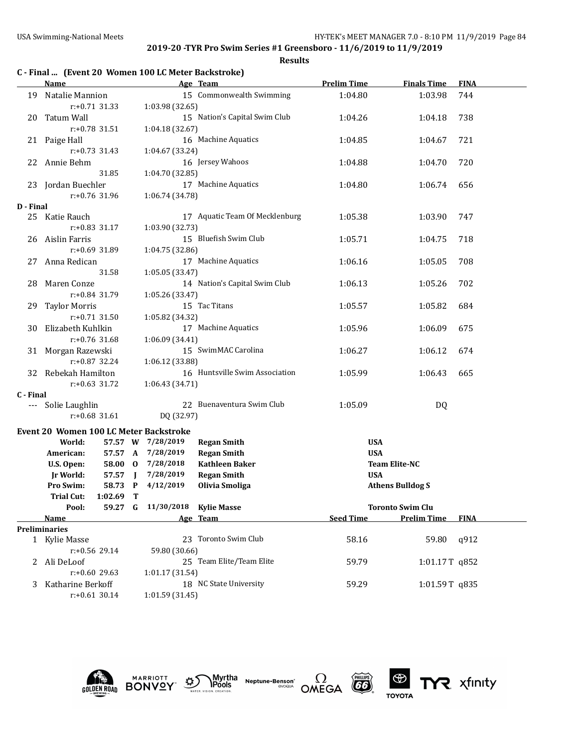**2019-20 -TYR Pro Swim Series #1 Greensboro - 11/6/2019 to 11/9/2019**

**Results**

### C - Final ... (Event 20 Women 100 LC Meter Backstroke)

| | Name | Age | Team | Prelim Time | Finals Time | FINA |
|---|---|---|---|---|---|---|
| 19 | Natalie Mannion | 15 | Commonwealth Swimming | 1:04.80 | 1:03.98 | 744 |
| | r:+0.71 31.33 | 1:03.98 (32.65) | | | | |
| 20 | Tatum Wall | 15 | Nation's Capital Swim Club | 1:04.26 | 1:04.18 | 738 |
| | r:+0.78 31.51 | 1:04.18 (32.67) | | | | |
| 21 | Paige Hall | 16 | Machine Aquatics | 1:04.85 | 1:04.67 | 721 |
| | r:+0.73 31.43 | 1:04.67 (33.24) | | | | |
| 22 | Annie Behm | 16 | Jersey Wahoos | 1:04.88 | 1:04.70 | 720 |
| | 31.85 | 1:04.70 (32.85) | | | | |
| 23 | Jordan Buechler | 17 | Machine Aquatics | 1:04.80 | 1:06.74 | 656 |
| | r:+0.76 31.96 | 1:06.74 (34.78) | | | | |

### D - Final

| | Name | Age | Team | Prelim Time | Finals Time | FINA |
|---|---|---|---|---|---|---|
| 25 | Katie Rauch | 17 | Aquatic Team Of Mecklenburg | 1:05.38 | 1:03.90 | 747 |
| | r:+0.83 31.17 | 1:03.90 (32.73) | | | | |
| 26 | Aislin Farris | 15 | Bluefish Swim Club | 1:05.71 | 1:04.75 | 718 |
| | r:+0.69 31.89 | 1:04.75 (32.86) | | | | |
| 27 | Anna Redican | 17 | Machine Aquatics | 1:06.16 | 1:05.05 | 708 |
| | 31.58 | 1:05.05 (33.47) | | | | |
| 28 | Maren Conze | 14 | Nation's Capital Swim Club | 1:06.13 | 1:05.26 | 702 |
| | r:+0.84 31.79 | 1:05.26 (33.47) | | | | |
| 29 | Taylor Morris | 15 | Tac Titans | 1:05.57 | 1:05.82 | 684 |
| | r:+0.71 31.50 | 1:05.82 (34.32) | | | | |
| 30 | Elizabeth Kuhlkin | 17 | Machine Aquatics | 1:05.96 | 1:06.09 | 675 |
| | r:+0.76 31.68 | 1:06.09 (34.41) | | | | |
| 31 | Morgan Razewski | 15 | SwimMAC Carolina | 1:06.27 | 1:06.12 | 674 |
| | r:+0.87 32.24 | 1:06.12 (33.88) | | | | |
| 32 | Rebekah Hamilton | 16 | Huntsville Swim Association | 1:05.99 | 1:06.43 | 665 |
| | r:+0.63 31.72 | 1:06.43 (34.71) | | | | |

### C - Final

| | Name | Age | Team | Prelim Time | Finals Time | FINA |
|---|---|---|---|---|---|---|
| --- | Solie Laughlin | 22 | Buenaventura Swim Club | 1:05.09 | DQ | |
| | r:+0.68 31.61 | DQ (32.97) | | | | |

### Event 20 Women 100 LC Meter Backstroke

| Record | Time | Code | Date | Name | Team |
|---|---|---|---|---|---|
| World: | 57.57 | W | 7/28/2019 | Regan Smith | USA |
| American: | 57.57 | A | 7/28/2019 | Regan Smith | USA |
| U.S. Open: | 58.00 | O | 7/28/2018 | Kathleen Baker | Team Elite-NC |
| Jr World: | 57.57 | J | 7/28/2019 | Regan Smith | USA |
| Pro Swim: | 58.73 | P | 4/12/2019 | Olivia Smoliga | Athens Bulldog S |
| Trial Cut: | 1:02.69 | T | | | |
| Pool: | 59.27 | G | 11/30/2018 | Kylie Masse | Toronto Swim Clu |

### Preliminaries

| | Name | Age | Team | Seed Time | Prelim Time | FINA |
|---|---|---|---|---|---|---|
| 1 | Kylie Masse | 23 | Toronto Swim Club | 58.16 | 59.80 | q912 |
| | r:+0.56 29.14 | 59.80 (30.66) | | | | |
| 2 | Ali DeLoof | 25 | Team Elite/Team Elite | 59.79 | 1:01.17 T | q852 |
| | r:+0.60 29.63 | 1:01.17 (31.54) | | | | |
| 3 | Katharine Berkoff | 18 | NC State University | 59.29 | 1:01.59 T | q835 |
| | r:+0.61 30.14 | 1:01.59 (31.45) | | | | |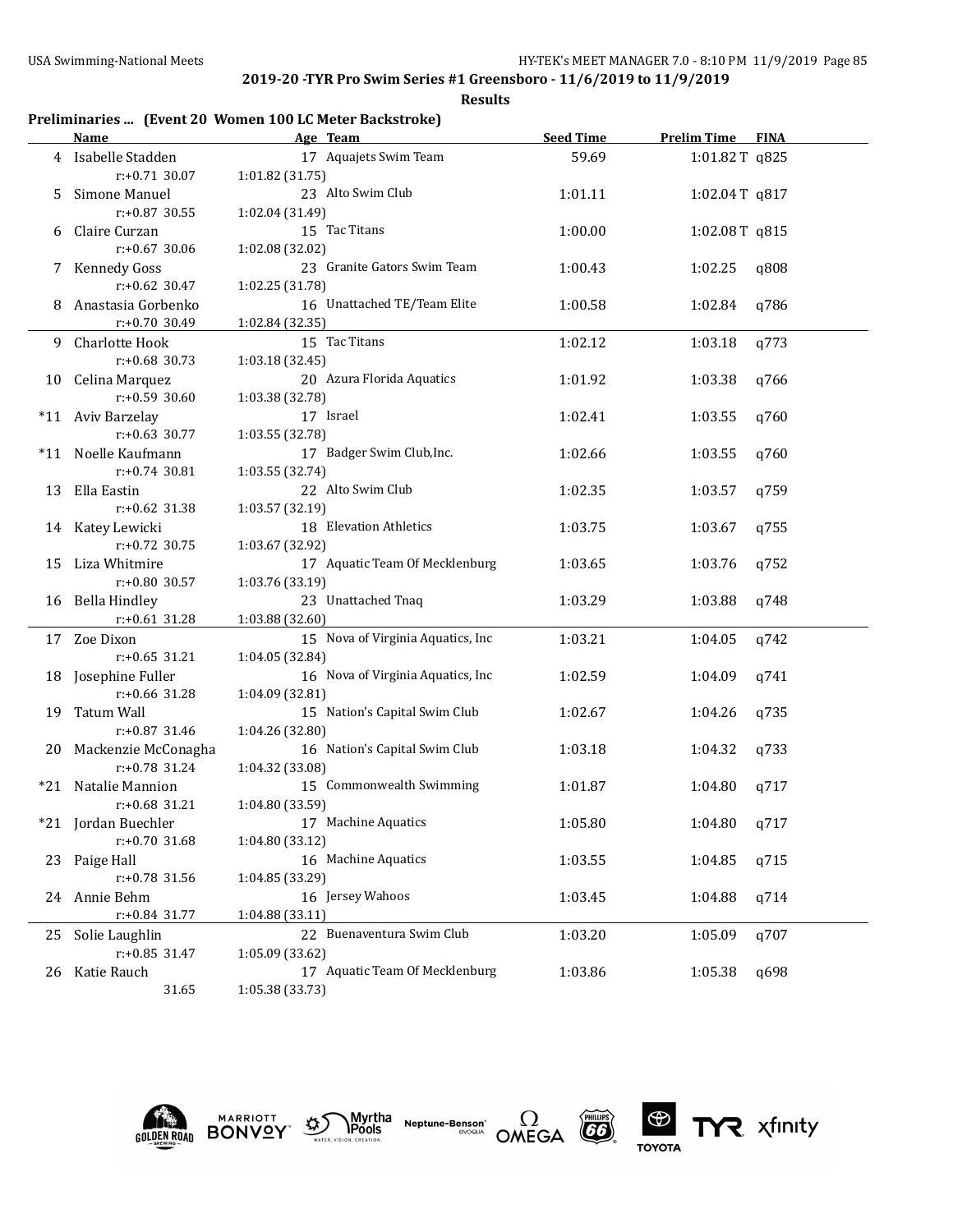## 2019-20 -TYR Pro Swim Series #1 Greensboro - 11/6/2019 to 11/9/2019

**Results**

### Preliminaries ... (Event 20 Women 100 LC Meter Backstroke)

| | Name | Age | Team | Seed Time | Prelim Time | FINA |
|---|---|---|---|---|---|---|
| 4 | Isabelle Stadden | 17 | Aquajets Swim Team | 59.69 | 1:01.82 T | q825 |
| | r:+0.71 30.07 | | 1:01.82 (31.75) | | | |
| 5 | Simone Manuel | 23 | Alto Swim Club | 1:01.11 | 1:02.04 T | q817 |
| | r:+0.87 30.55 | | 1:02.04 (31.49) | | | |
| 6 | Claire Curzan | 15 | Tac Titans | 1:00.00 | 1:02.08 T | q815 |
| | r:+0.67 30.06 | | 1:02.08 (32.02) | | | |
| 7 | Kennedy Goss | 23 | Granite Gators Swim Team | 1:00.43 | 1:02.25 | q808 |
| | r:+0.62 30.47 | | 1:02.25 (31.78) | | | |
| 8 | Anastasia Gorbenko | 16 | Unattached TE/Team Elite | 1:00.58 | 1:02.84 | q786 |
| | r:+0.70 30.49 | | 1:02.84 (32.35) | | | |
| 9 | Charlotte Hook | 15 | Tac Titans | 1:02.12 | 1:03.18 | q773 |
| | r:+0.68 30.73 | | 1:03.18 (32.45) | | | |
| 10 | Celina Marquez | 20 | Azura Florida Aquatics | 1:01.92 | 1:03.38 | q766 |
| | r:+0.59 30.60 | | 1:03.38 (32.78) | | | |
| *11 | Aviv Barzelay | 17 | Israel | 1:02.41 | 1:03.55 | q760 |
| | r:+0.63 30.77 | | 1:03.55 (32.78) | | | |
| *11 | Noelle Kaufmann | 17 | Badger Swim Club,Inc. | 1:02.66 | 1:03.55 | q760 |
| | r:+0.74 30.81 | | 1:03.55 (32.74) | | | |
| 13 | Ella Eastin | 22 | Alto Swim Club | 1:02.35 | 1:03.57 | q759 |
| | r:+0.62 31.38 | | 1:03.57 (32.19) | | | |
| 14 | Katey Lewicki | 18 | Elevation Athletics | 1:03.75 | 1:03.67 | q755 |
| | r:+0.72 30.75 | | 1:03.67 (32.92) | | | |
| 15 | Liza Whitmire | 17 | Aquatic Team Of Mecklenburg | 1:03.65 | 1:03.76 | q752 |
| | r:+0.80 30.57 | | 1:03.76 (33.19) | | | |
| 16 | Bella Hindley | 23 | Unattached Tnaq | 1:03.29 | 1:03.88 | q748 |
| | r:+0.61 31.28 | | 1:03.88 (32.60) | | | |
| 17 | Zoe Dixon | 15 | Nova of Virginia Aquatics, Inc | 1:03.21 | 1:04.05 | q742 |
| | r:+0.65 31.21 | | 1:04.05 (32.84) | | | |
| 18 | Josephine Fuller | 16 | Nova of Virginia Aquatics, Inc | 1:02.59 | 1:04.09 | q741 |
| | r:+0.66 31.28 | | 1:04.09 (32.81) | | | |
| 19 | Tatum Wall | 15 | Nation's Capital Swim Club | 1:02.67 | 1:04.26 | q735 |
| | r:+0.87 31.46 | | 1:04.26 (32.80) | | | |
| 20 | Mackenzie McConagha | 16 | Nation's Capital Swim Club | 1:03.18 | 1:04.32 | q733 |
| | r:+0.78 31.24 | | 1:04.32 (33.08) | | | |
| *21 | Natalie Mannion | 15 | Commonwealth Swimming | 1:01.87 | 1:04.80 | q717 |
| | r:+0.68 31.21 | | 1:04.80 (33.59) | | | |
| *21 | Jordan Buechler | 17 | Machine Aquatics | 1:05.80 | 1:04.80 | q717 |
| | r:+0.70 31.68 | | 1:04.80 (33.12) | | | |
| 23 | Paige Hall | 16 | Machine Aquatics | 1:03.55 | 1:04.85 | q715 |
| | r:+0.78 31.56 | | 1:04.85 (33.29) | | | |
| 24 | Annie Behm | 16 | Jersey Wahoos | 1:03.45 | 1:04.88 | q714 |
| | r:+0.84 31.77 | | 1:04.88 (33.11) | | | |
| 25 | Solie Laughlin | 22 | Buenaventura Swim Club | 1:03.20 | 1:05.09 | q707 |
| | r:+0.85 31.47 | | 1:05.09 (33.62) | | | |
| 26 | Katie Rauch | 17 | Aquatic Team Of Mecklenburg | 1:03.86 | 1:05.38 | q698 |
| | 31.65 | | 1:05.38 (33.73) | | | |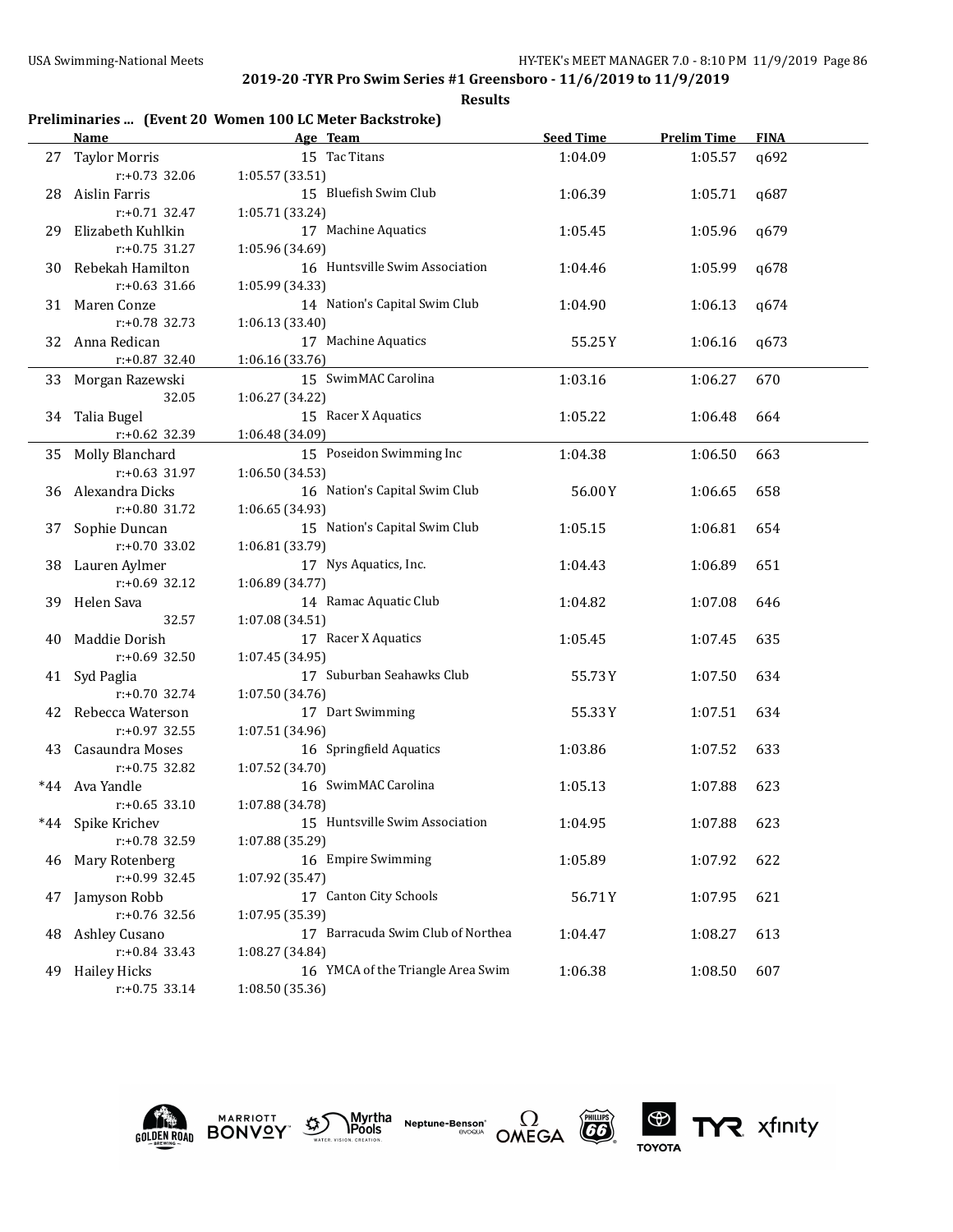## 2019-20 -TYR Pro Swim Series #1 Greensboro - 11/6/2019 to 11/9/2019

**Results**

### Preliminaries ... (Event 20 Women 100 LC Meter Backstroke)

| | Name | Age | Team | Seed Time | Prelim Time | FINA |
|---|---|---|---|---|---|---|
| 27 | Taylor Morris | 15 | Tac Titans | 1:04.09 | 1:05.57 | q692 |
| | r:+0.73 32.06 | | 1:05.57 (33.51) | | | |
| 28 | Aislin Farris | 15 | Bluefish Swim Club | 1:06.39 | 1:05.71 | q687 |
| | r:+0.71 32.47 | | 1:05.71 (33.24) | | | |
| 29 | Elizabeth Kuhlkin | 17 | Machine Aquatics | 1:05.45 | 1:05.96 | q679 |
| | r:+0.75 31.27 | | 1:05.96 (34.69) | | | |
| 30 | Rebekah Hamilton | 16 | Huntsville Swim Association | 1:04.46 | 1:05.99 | q678 |
| | r:+0.63 31.66 | | 1:05.99 (34.33) | | | |
| 31 | Maren Conze | 14 | Nation's Capital Swim Club | 1:04.90 | 1:06.13 | q674 |
| | r:+0.78 32.73 | | 1:06.13 (33.40) | | | |
| 32 | Anna Redican | 17 | Machine Aquatics | 55.25Y | 1:06.16 | q673 |
| | r:+0.87 32.40 | | 1:06.16 (33.76) | | | |
| 33 | Morgan Razewski | 15 | SwimMAC Carolina | 1:03.16 | 1:06.27 | 670 |
| | 32.05 | | 1:06.27 (34.22) | | | |
| 34 | Talia Bugel | 15 | Racer X Aquatics | 1:05.22 | 1:06.48 | 664 |
| | r:+0.62 32.39 | | 1:06.48 (34.09) | | | |
| 35 | Molly Blanchard | 15 | Poseidon Swimming Inc | 1:04.38 | 1:06.50 | 663 |
| | r:+0.63 31.97 | | 1:06.50 (34.53) | | | |
| 36 | Alexandra Dicks | 16 | Nation's Capital Swim Club | 56.00Y | 1:06.65 | 658 |
| | r:+0.80 31.72 | | 1:06.65 (34.93) | | | |
| 37 | Sophie Duncan | 15 | Nation's Capital Swim Club | 1:05.15 | 1:06.81 | 654 |
| | r:+0.70 33.02 | | 1:06.81 (33.79) | | | |
| 38 | Lauren Aylmer | 17 | Nys Aquatics, Inc. | 1:04.43 | 1:06.89 | 651 |
| | r:+0.69 32.12 | | 1:06.89 (34.77) | | | |
| 39 | Helen Sava | 14 | Ramac Aquatic Club | 1:04.82 | 1:07.08 | 646 |
| | 32.57 | | 1:07.08 (34.51) | | | |
| 40 | Maddie Dorish | 17 | Racer X Aquatics | 1:05.45 | 1:07.45 | 635 |
| | r:+0.69 32.50 | | 1:07.45 (34.95) | | | |
| 41 | Syd Paglia | 17 | Suburban Seahawks Club | 55.73Y | 1:07.50 | 634 |
| | r:+0.70 32.74 | | 1:07.50 (34.76) | | | |
| 42 | Rebecca Waterson | 17 | Dart Swimming | 55.33Y | 1:07.51 | 634 |
| | r:+0.97 32.55 | | 1:07.51 (34.96) | | | |
| 43 | Casaundra Moses | 16 | Springfield Aquatics | 1:03.86 | 1:07.52 | 633 |
| | r:+0.75 32.82 | | 1:07.52 (34.70) | | | |
| *44 | Ava Yandle | 16 | SwimMAC Carolina | 1:05.13 | 1:07.88 | 623 |
| | r:+0.65 33.10 | | 1:07.88 (34.78) | | | |
| *44 | Spike Krichev | 15 | Huntsville Swim Association | 1:04.95 | 1:07.88 | 623 |
| | r:+0.78 32.59 | | 1:07.88 (35.29) | | | |
| 46 | Mary Rotenberg | 16 | Empire Swimming | 1:05.89 | 1:07.92 | 622 |
| | r:+0.99 32.45 | | 1:07.92 (35.47) | | | |
| 47 | Jamyson Robb | 17 | Canton City Schools | 56.71Y | 1:07.95 | 621 |
| | r:+0.76 32.56 | | 1:07.95 (35.39) | | | |
| 48 | Ashley Cusano | 17 | Barracuda Swim Club of Northea | 1:04.47 | 1:08.27 | 613 |
| | r:+0.84 33.43 | | 1:08.27 (34.84) | | | |
| 49 | Hailey Hicks | 16 | YMCA of the Triangle Area Swim | 1:06.38 | 1:08.50 | 607 |
| | r:+0.75 33.14 | | 1:08.50 (35.36) | | | |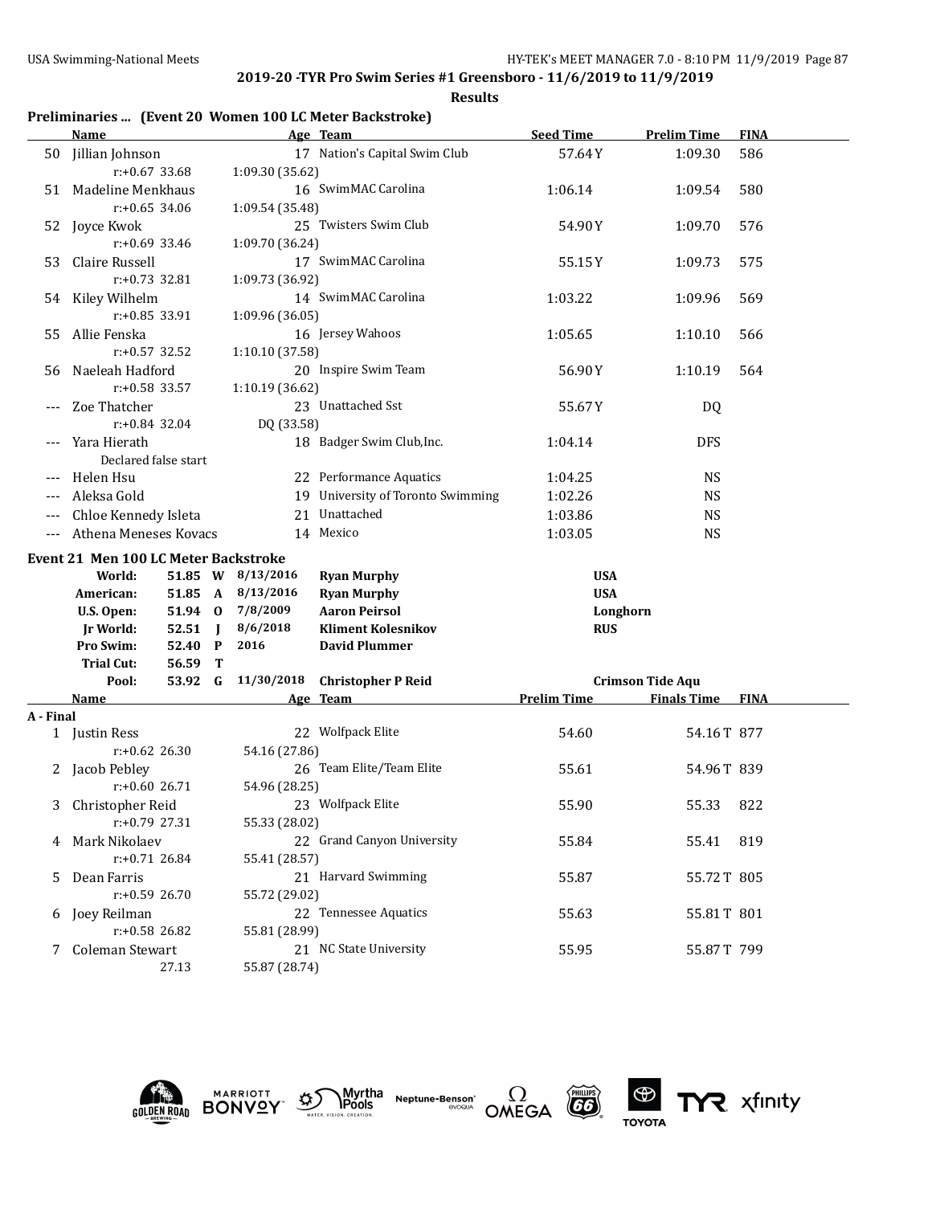**2019-20 -TYR Pro Swim Series #1 Greensboro - 11/6/2019 to 11/9/2019**

**Results**

### Preliminaries ... (Event 20 Women 100 LC Meter Backstroke)

| | Name | Age | Team | Seed Time | Prelim Time | FINA |
|---|---|---|---|---|---|---|
| 50 | Jillian Johnson | 17 | Nation's Capital Swim Club | 57.64Y | 1:09.30 | 586 |
| | r:+0.67 33.68 | | 1:09.30 (35.62) | | | |
| 51 | Madeline Menkhaus | 16 | SwimMAC Carolina | 1:06.14 | 1:09.54 | 580 |
| | r:+0.65 34.06 | | 1:09.54 (35.48) | | | |
| 52 | Joyce Kwok | 25 | Twisters Swim Club | 54.90Y | 1:09.70 | 576 |
| | r:+0.69 33.46 | | 1:09.70 (36.24) | | | |
| 53 | Claire Russell | 17 | SwimMAC Carolina | 55.15Y | 1:09.73 | 575 |
| | r:+0.73 32.81 | | 1:09.73 (36.92) | | | |
| 54 | Kiley Wilhelm | 14 | SwimMAC Carolina | 1:03.22 | 1:09.96 | 569 |
| | r:+0.85 33.91 | | 1:09.96 (36.05) | | | |
| 55 | Allie Fenska | 16 | Jersey Wahoos | 1:05.65 | 1:10.10 | 566 |
| | r:+0.57 32.52 | | 1:10.10 (37.58) | | | |
| 56 | Naeleah Hadford | 20 | Inspire Swim Team | 56.90Y | 1:10.19 | 564 |
| | r:+0.58 33.57 | | 1:10.19 (36.62) | | | |
| --- | Zoe Thatcher | 23 | Unattached Sst | 55.67Y | DQ | |
| | r:+0.84 32.04 | | DQ (33.58) | | | |
| --- | Yara Hierath | 18 | Badger Swim Club,Inc. | 1:04.14 | DFS | |
| | Declared false start | | | | | |
| --- | Helen Hsu | 22 | Performance Aquatics | 1:04.25 | NS | |
| --- | Aleksa Gold | 19 | University of Toronto Swimming | 1:02.26 | NS | |
| --- | Chloe Kennedy Isleta | 21 | Unattached | 1:03.86 | NS | |
| --- | Athena Meneses Kovacs | 14 | Mexico | 1:03.05 | NS | |

### Event 21 Men 100 LC Meter Backstroke

| | Time | | Date | Name | Team |
|---|---|---|---|---|---|
| World: | 51.85 | W | 8/13/2016 | Ryan Murphy | USA |
| American: | 51.85 | A | 8/13/2016 | Ryan Murphy | USA |
| U.S. Open: | 51.94 | O | 7/8/2009 | Aaron Peirsol | Longhorn |
| Jr World: | 52.51 | J | 8/6/2018 | Kliment Kolesnikov | RUS |
| Pro Swim: | 52.40 | P | 2016 | David Plummer | |
| Trial Cut: | 56.59 | T | | | |
| Pool: | 53.92 | G | 11/30/2018 | Christopher P Reid | Crimson Tide Aqu |

**A - Final**

| | Name | Age | Team | Prelim Time | Finals Time | FINA |
|---|---|---|---|---|---|---|
| 1 | Justin Ress | 22 | Wolfpack Elite | 54.60 | 54.16T | 877 |
| | r:+0.62 26.30 | | 54.16 (27.86) | | | |
| 2 | Jacob Pebley | 26 | Team Elite/Team Elite | 55.61 | 54.96T | 839 |
| | r:+0.60 26.71 | | 54.96 (28.25) | | | |
| 3 | Christopher Reid | 23 | Wolfpack Elite | 55.90 | 55.33 | 822 |
| | r:+0.79 27.31 | | 55.33 (28.02) | | | |
| 4 | Mark Nikolaev | 22 | Grand Canyon University | 55.84 | 55.41 | 819 |
| | r:+0.71 26.84 | | 55.41 (28.57) | | | |
| 5 | Dean Farris | 21 | Harvard Swimming | 55.87 | 55.72T | 805 |
| | r:+0.59 26.70 | | 55.72 (29.02) | | | |
| 6 | Joey Reilman | 22 | Tennessee Aquatics | 55.63 | 55.81T | 801 |
| | r:+0.58 26.82 | | 55.81 (28.99) | | | |
| 7 | Coleman Stewart | 21 | NC State University | 55.95 | 55.87T | 799 |
| | 27.13 | | 55.87 (28.74) | | | |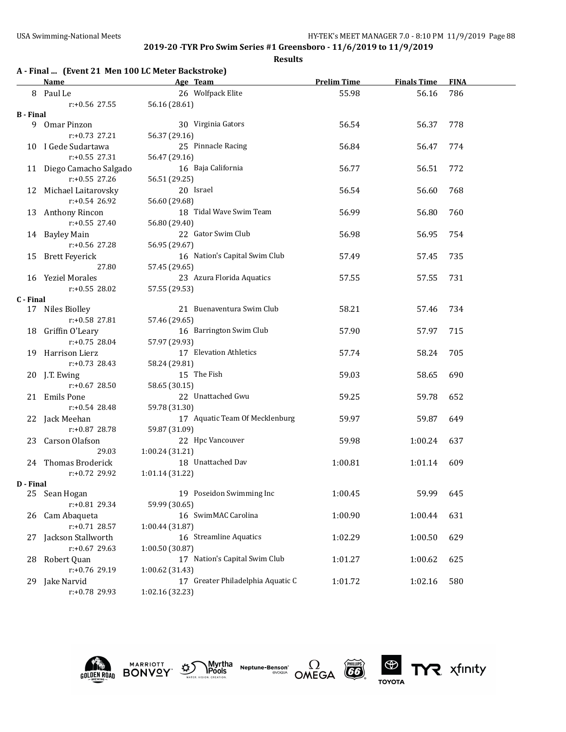**2019-20 -TYR Pro Swim Series #1 Greensboro - 11/6/2019 to 11/9/2019**

**Results**

### A - Final ... (Event 21 Men 100 LC Meter Backstroke)

| | Name | Age | Team | Prelim Time | Finals Time | FINA |
|---|---|---|---|---|---|---|
| 8 | Paul Le | 26 | Wolfpack Elite | 55.98 | 56.16 | 786 |
| | r:+0.56 27.55 | 56.16 (28.61) | | | | |
| **B - Final** | | | | | | |
| 9 | Omar Pinzon | 30 | Virginia Gators | 56.54 | 56.37 | 778 |
| | r:+0.73 27.21 | 56.37 (29.16) | | | | |
| 10 | I Gede Sudartawa | 25 | Pinnacle Racing | 56.84 | 56.47 | 774 |
| | r:+0.55 27.31 | 56.47 (29.16) | | | | |
| 11 | Diego Camacho Salgado | 16 | Baja California | 56.77 | 56.51 | 772 |
| | r:+0.55 27.26 | 56.51 (29.25) | | | | |
| 12 | Michael Laitarovsky | 20 | Israel | 56.54 | 56.60 | 768 |
| | r:+0.54 26.92 | 56.60 (29.68) | | | | |
| 13 | Anthony Rincon | 18 | Tidal Wave Swim Team | 56.99 | 56.80 | 760 |
| | r:+0.55 27.40 | 56.80 (29.40) | | | | |
| 14 | Bayley Main | 22 | Gator Swim Club | 56.98 | 56.95 | 754 |
| | r:+0.56 27.28 | 56.95 (29.67) | | | | |
| 15 | Brett Feyerick | 16 | Nation's Capital Swim Club | 57.49 | 57.45 | 735 |
| | 27.80 | 57.45 (29.65) | | | | |
| 16 | Yeziel Morales | 23 | Azura Florida Aquatics | 57.55 | 57.55 | 731 |
| | r:+0.55 28.02 | 57.55 (29.53) | | | | |
| **C - Final** | | | | | | |
| 17 | Niles Biolley | 21 | Buenaventura Swim Club | 58.21 | 57.46 | 734 |
| | r:+0.58 27.81 | 57.46 (29.65) | | | | |
| 18 | Griffin O'Leary | 16 | Barrington Swim Club | 57.90 | 57.97 | 715 |
| | r:+0.75 28.04 | 57.97 (29.93) | | | | |
| 19 | Harrison Lierz | 17 | Elevation Athletics | 57.74 | 58.24 | 705 |
| | r:+0.73 28.43 | 58.24 (29.81) | | | | |
| 20 | J.T. Ewing | 15 | The Fish | 59.03 | 58.65 | 690 |
| | r:+0.67 28.50 | 58.65 (30.15) | | | | |
| 21 | Emils Pone | 22 | Unattached Gwu | 59.25 | 59.78 | 652 |
| | r:+0.54 28.48 | 59.78 (31.30) | | | | |
| 22 | Jack Meehan | 17 | Aquatic Team Of Mecklenburg | 59.97 | 59.87 | 649 |
| | r:+0.87 28.78 | 59.87 (31.09) | | | | |
| 23 | Carson Olafson | 22 | Hpc Vancouver | 59.98 | 1:00.24 | 637 |
| | 29.03 | 1:00.24 (31.21) | | | | |
| 24 | Thomas Broderick | 18 | Unattached Dav | 1:00.81 | 1:01.14 | 609 |
| | r:+0.72 29.92 | 1:01.14 (31.22) | | | | |
| **D - Final** | | | | | | |
| 25 | Sean Hogan | 19 | Poseidon Swimming Inc | 1:00.45 | 59.99 | 645 |
| | r:+0.81 29.34 | 59.99 (30.65) | | | | |
| 26 | Cam Abaqueta | 16 | SwimMAC Carolina | 1:00.90 | 1:00.44 | 631 |
| | r:+0.71 28.57 | 1:00.44 (31.87) | | | | |
| 27 | Jackson Stallworth | 16 | Streamline Aquatics | 1:02.29 | 1:00.50 | 629 |
| | r:+0.67 29.63 | 1:00.50 (30.87) | | | | |
| 28 | Robert Quan | 17 | Nation's Capital Swim Club | 1:01.27 | 1:00.62 | 625 |
| | r:+0.76 29.19 | 1:00.62 (31.43) | | | | |
| 29 | Jake Narvid | 17 | Greater Philadelphia Aquatic C | 1:01.72 | 1:02.16 | 580 |
| | r:+0.78 29.93 | 1:02.16 (32.23) | | | | |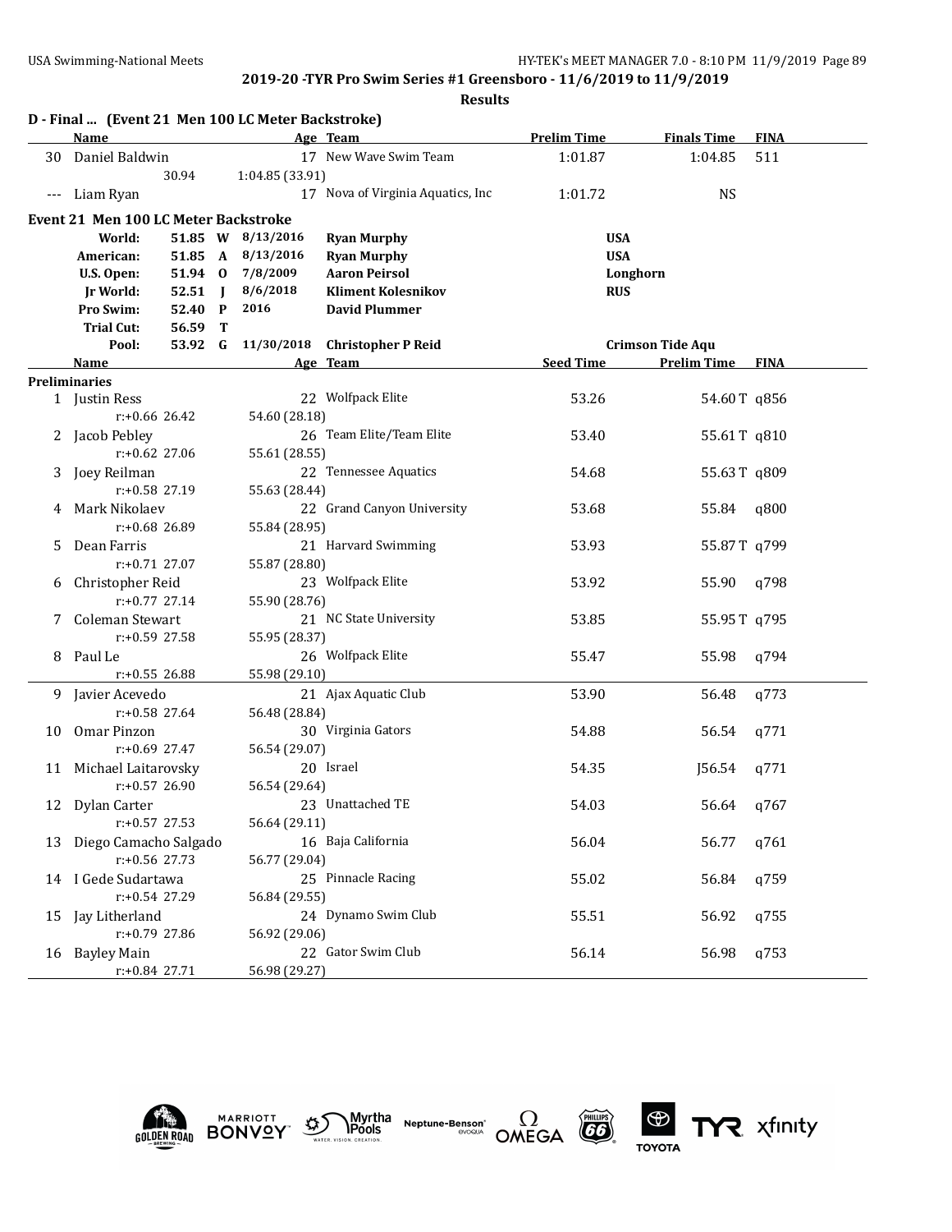## D - Final ... (Event 21 Men 100 LC Meter Backstroke)

| | Name | Age | Team | Prelim Time | Finals Time | FINA |
|---|---|---|---|---|---|---|
| 30 | Daniel Baldwin | 17 | New Wave Swim Team | 1:01.87 | 1:04.85 | 511 |
| | 30.94 | 1:04.85 (33.91) | | | | |
| --- | Liam Ryan | 17 | Nova of Virginia Aquatics, Inc | 1:01.72 | NS | |

## Event 21 Men 100 LC Meter Backstroke

| Record | Time | Code | Date | Name | Team |
|---|---|---|---|---|---|
| World: | 51.85 | W | 8/13/2016 | **Ryan Murphy** | USA |
| American: | 51.85 | A | 8/13/2016 | **Ryan Murphy** | USA |
| U.S. Open: | 51.94 | O | 7/8/2009 | **Aaron Peirsol** | Longhorn |
| Jr World: | 52.51 | J | 8/6/2018 | **Kliment Kolesnikov** | RUS |
| Pro Swim: | 52.40 | P | 2016 | **David Plummer** | |
| Trial Cut: | 56.59 | T | | | |
| Pool: | 53.92 | G | 11/30/2018 | **Christopher P Reid** | Crimson Tide Aqu |

### Preliminaries

| | Name | Age | Team | Seed Time | Prelim Time | FINA |
|---|---|---|---|---|---|---|
| 1 | Justin Ress | 22 | Wolfpack Elite | 53.26 | 54.60T | q856 |
| | r:+0.66 26.42 | 54.60 (28.18) | | | | |
| 2 | Jacob Pebley | 26 | Team Elite/Team Elite | 53.40 | 55.61T | q810 |
| | r:+0.62 27.06 | 55.61 (28.55) | | | | |
| 3 | Joey Reilman | 22 | Tennessee Aquatics | 54.68 | 55.63T | q809 |
| | r:+0.58 27.19 | 55.63 (28.44) | | | | |
| 4 | Mark Nikolaev | 22 | Grand Canyon University | 53.68 | 55.84 | q800 |
| | r:+0.68 26.89 | 55.84 (28.95) | | | | |
| 5 | Dean Farris | 21 | Harvard Swimming | 53.93 | 55.87T | q799 |
| | r:+0.71 27.07 | 55.87 (28.80) | | | | |
| 6 | Christopher Reid | 23 | Wolfpack Elite | 53.92 | 55.90 | q798 |
| | r:+0.77 27.14 | 55.90 (28.76) | | | | |
| 7 | Coleman Stewart | 21 | NC State University | 53.85 | 55.95T | q795 |
| | r:+0.59 27.58 | 55.95 (28.37) | | | | |
| 8 | Paul Le | 26 | Wolfpack Elite | 55.47 | 55.98 | q794 |
| | r:+0.55 26.88 | 55.98 (29.10) | | | | |
| 9 | Javier Acevedo | 21 | Ajax Aquatic Club | 53.90 | 56.48 | q773 |
| | r:+0.58 27.64 | 56.48 (28.84) | | | | |
| 10 | Omar Pinzon | 30 | Virginia Gators | 54.88 | 56.54 | q771 |
| | r:+0.69 27.47 | 56.54 (29.07) | | | | |
| 11 | Michael Laitarovsky | 20 | Israel | 54.35 | J56.54 | q771 |
| | r:+0.57 26.90 | 56.54 (29.64) | | | | |
| 12 | Dylan Carter | 23 | Unattached TE | 54.03 | 56.64 | q767 |
| | r:+0.57 27.53 | 56.64 (29.11) | | | | |
| 13 | Diego Camacho Salgado | 16 | Baja California | 56.04 | 56.77 | q761 |
| | r:+0.56 27.73 | 56.77 (29.04) | | | | |
| 14 | I Gede Sudartawa | 25 | Pinnacle Racing | 55.02 | 56.84 | q759 |
| | r:+0.54 27.29 | 56.84 (29.55) | | | | |
| 15 | Jay Litherland | 24 | Dynamo Swim Club | 55.51 | 56.92 | q755 |
| | r:+0.79 27.86 | 56.92 (29.06) | | | | |
| 16 | Bayley Main | 22 | Gator Swim Club | 56.14 | 56.98 | q753 |
| | r:+0.84 27.71 | 56.98 (29.27) | | | | |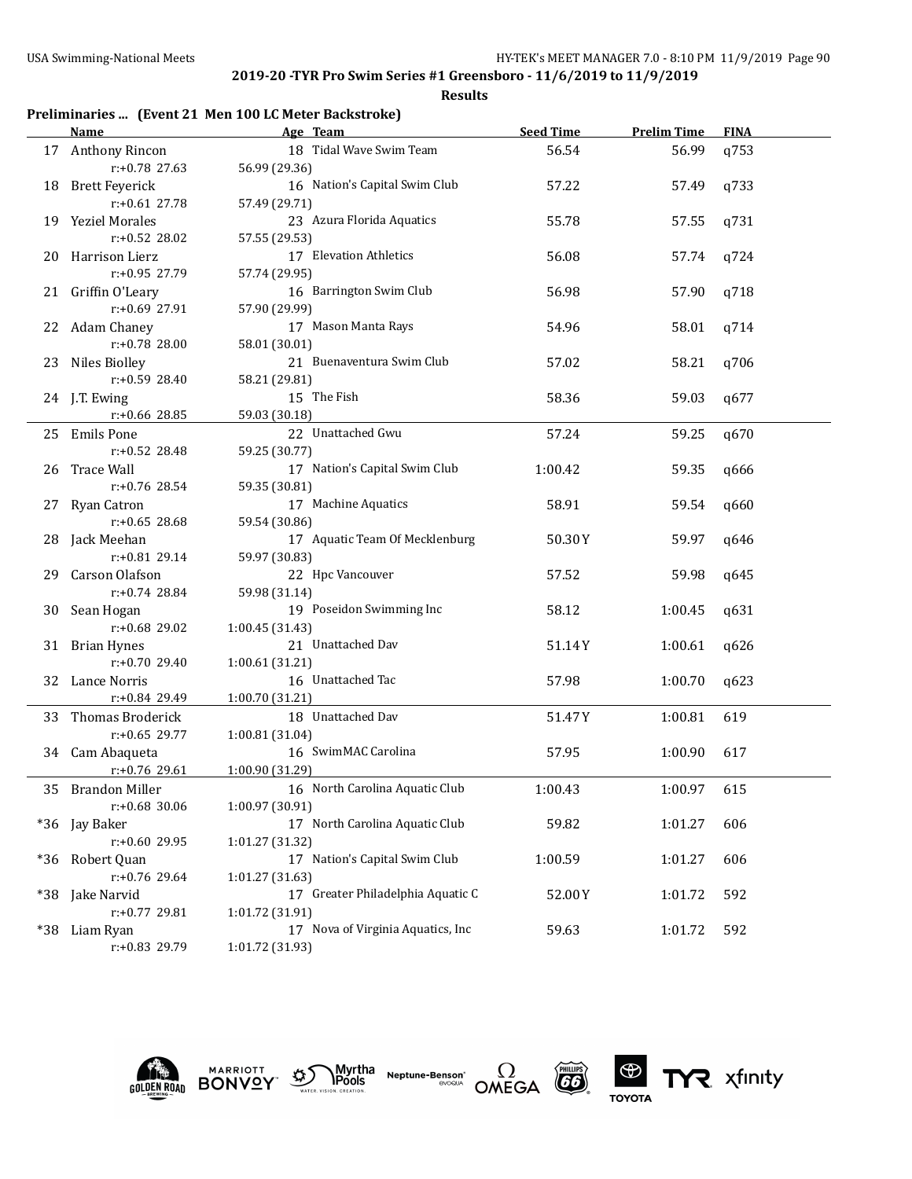## 2019-20 -TYR Pro Swim Series #1 Greensboro - 11/6/2019 to 11/9/2019

### Results

**Preliminaries ... (Event 21 Men 100 LC Meter Backstroke)**

| | Name | Age | Team | Seed Time | Prelim Time | FINA |
|---|---|---|---|---|---|---|
| 17 | Anthony Rincon | 18 | Tidal Wave Swim Team | 56.54 | 56.99 | q753 |
| | r:+0.78 27.63 | | 56.99 (29.36) | | | |
| 18 | Brett Feyerick | 16 | Nation's Capital Swim Club | 57.22 | 57.49 | q733 |
| | r:+0.61 27.78 | | 57.49 (29.71) | | | |
| 19 | Yeziel Morales | 23 | Azura Florida Aquatics | 55.78 | 57.55 | q731 |
| | r:+0.52 28.02 | | 57.55 (29.53) | | | |
| 20 | Harrison Lierz | 17 | Elevation Athletics | 56.08 | 57.74 | q724 |
| | r:+0.95 27.79 | | 57.74 (29.95) | | | |
| 21 | Griffin O'Leary | 16 | Barrington Swim Club | 56.98 | 57.90 | q718 |
| | r:+0.69 27.91 | | 57.90 (29.99) | | | |
| 22 | Adam Chaney | 17 | Mason Manta Rays | 54.96 | 58.01 | q714 |
| | r:+0.78 28.00 | | 58.01 (30.01) | | | |
| 23 | Niles Biolley | 21 | Buenaventura Swim Club | 57.02 | 58.21 | q706 |
| | r:+0.59 28.40 | | 58.21 (29.81) | | | |
| 24 | J.T. Ewing | 15 | The Fish | 58.36 | 59.03 | q677 |
| | r:+0.66 28.85 | | 59.03 (30.18) | | | |
| 25 | Emils Pone | 22 | Unattached Gwu | 57.24 | 59.25 | q670 |
| | r:+0.52 28.48 | | 59.25 (30.77) | | | |
| 26 | Trace Wall | 17 | Nation's Capital Swim Club | 1:00.42 | 59.35 | q666 |
| | r:+0.76 28.54 | | 59.35 (30.81) | | | |
| 27 | Ryan Catron | 17 | Machine Aquatics | 58.91 | 59.54 | q660 |
| | r:+0.65 28.68 | | 59.54 (30.86) | | | |
| 28 | Jack Meehan | 17 | Aquatic Team Of Mecklenburg | 50.30Y | 59.97 | q646 |
| | r:+0.81 29.14 | | 59.97 (30.83) | | | |
| 29 | Carson Olafson | 22 | Hpc Vancouver | 57.52 | 59.98 | q645 |
| | r:+0.74 28.84 | | 59.98 (31.14) | | | |
| 30 | Sean Hogan | 19 | Poseidon Swimming Inc | 58.12 | 1:00.45 | q631 |
| | r:+0.68 29.02 | | 1:00.45 (31.43) | | | |
| 31 | Brian Hynes | 21 | Unattached Dav | 51.14Y | 1:00.61 | q626 |
| | r:+0.70 29.40 | | 1:00.61 (31.21) | | | |
| 32 | Lance Norris | 16 | Unattached Tac | 57.98 | 1:00.70 | q623 |
| | r:+0.84 29.49 | | 1:00.70 (31.21) | | | |
| 33 | Thomas Broderick | 18 | Unattached Dav | 51.47Y | 1:00.81 | 619 |
| | r:+0.65 29.77 | | 1:00.81 (31.04) | | | |
| 34 | Cam Abaqueta | 16 | SwimMAC Carolina | 57.95 | 1:00.90 | 617 |
| | r:+0.76 29.61 | | 1:00.90 (31.29) | | | |
| 35 | Brandon Miller | 16 | North Carolina Aquatic Club | 1:00.43 | 1:00.97 | 615 |
| | r:+0.68 30.06 | | 1:00.97 (30.91) | | | |
| *36 | Jay Baker | 17 | North Carolina Aquatic Club | 59.82 | 1:01.27 | 606 |
| | r:+0.60 29.95 | | 1:01.27 (31.32) | | | |
| *36 | Robert Quan | 17 | Nation's Capital Swim Club | 1:00.59 | 1:01.27 | 606 |
| | r:+0.76 29.64 | | 1:01.27 (31.63) | | | |
| *38 | Jake Narvid | 17 | Greater Philadelphia Aquatic C | 52.00Y | 1:01.72 | 592 |
| | r:+0.77 29.81 | | 1:01.72 (31.91) | | | |
| *38 | Liam Ryan | 17 | Nova of Virginia Aquatics, Inc | 59.63 | 1:01.72 | 592 |
| | r:+0.83 29.79 | | 1:01.72 (31.93) | | | |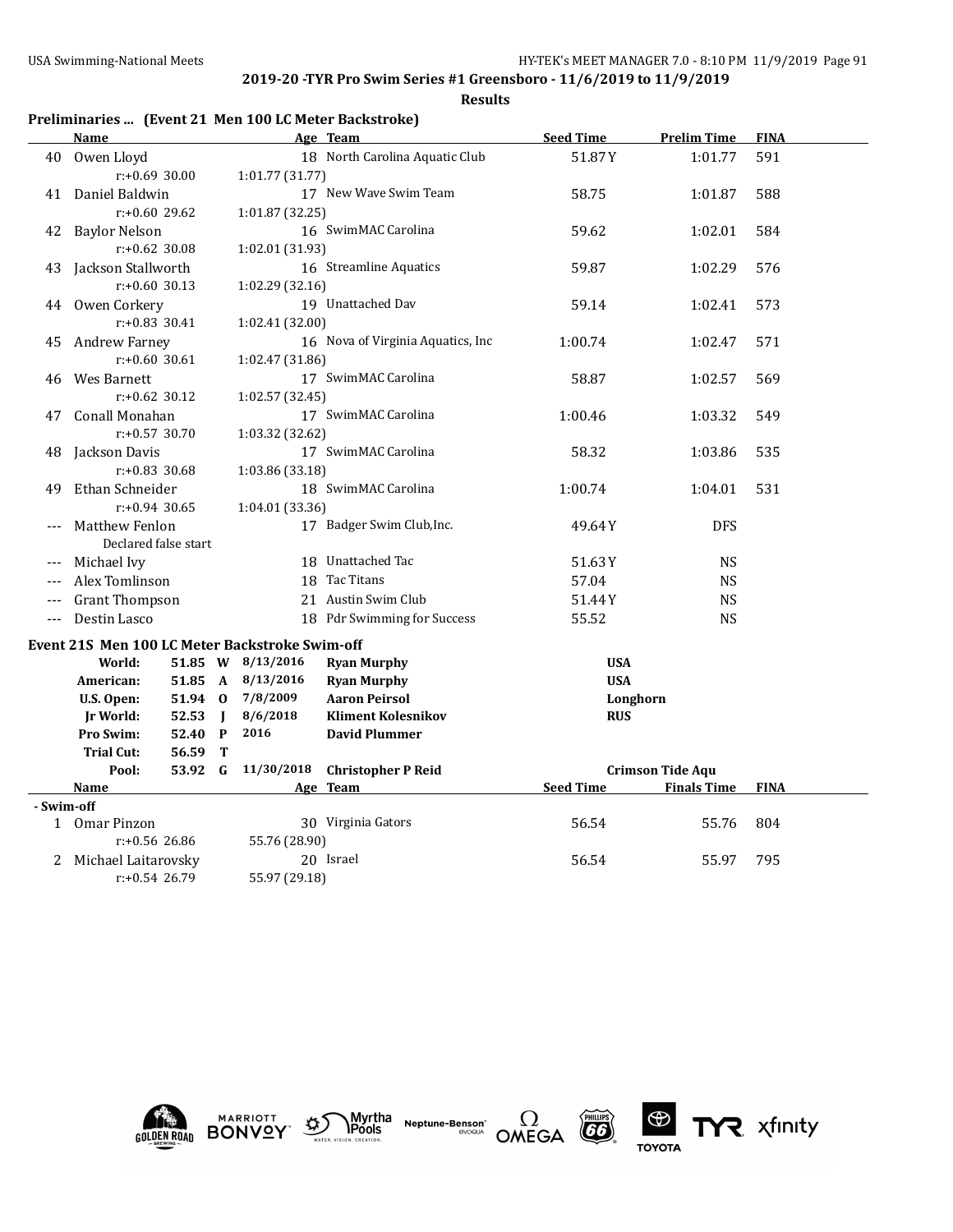## 2019-20 -TYR Pro Swim Series #1 Greensboro - 11/6/2019 to 11/9/2019

**Results**

### Preliminaries ... (Event 21 Men 100 LC Meter Backstroke)

| | Name | Age | Team | Seed Time | Prelim Time | FINA |
|---|---|---|---|---|---|---|
| 40 | Owen Lloyd | 18 | North Carolina Aquatic Club | 51.87Y | 1:01.77 | 591 |
| | r:+0.69 30.00 | | 1:01.77 (31.77) | | | |
| 41 | Daniel Baldwin | 17 | New Wave Swim Team | 58.75 | 1:01.87 | 588 |
| | r:+0.60 29.62 | | 1:01.87 (32.25) | | | |
| 42 | Baylor Nelson | 16 | SwimMAC Carolina | 59.62 | 1:02.01 | 584 |
| | r:+0.62 30.08 | | 1:02.01 (31.93) | | | |
| 43 | Jackson Stallworth | 16 | Streamline Aquatics | 59.87 | 1:02.29 | 576 |
| | r:+0.60 30.13 | | 1:02.29 (32.16) | | | |
| 44 | Owen Corkery | 19 | Unattached Dav | 59.14 | 1:02.41 | 573 |
| | r:+0.83 30.41 | | 1:02.41 (32.00) | | | |
| 45 | Andrew Farney | 16 | Nova of Virginia Aquatics, Inc | 1:00.74 | 1:02.47 | 571 |
| | r:+0.60 30.61 | | 1:02.47 (31.86) | | | |
| 46 | Wes Barnett | 17 | SwimMAC Carolina | 58.87 | 1:02.57 | 569 |
| | r:+0.62 30.12 | | 1:02.57 (32.45) | | | |
| 47 | Conall Monahan | 17 | SwimMAC Carolina | 1:00.46 | 1:03.32 | 549 |
| | r:+0.57 30.70 | | 1:03.32 (32.62) | | | |
| 48 | Jackson Davis | 17 | SwimMAC Carolina | 58.32 | 1:03.86 | 535 |
| | r:+0.83 30.68 | | 1:03.86 (33.18) | | | |
| 49 | Ethan Schneider | 18 | SwimMAC Carolina | 1:00.74 | 1:04.01 | 531 |
| | r:+0.94 30.65 | | 1:04.01 (33.36) | | | |
| --- | Matthew Fenlon | 17 | Badger Swim Club,Inc. | 49.64Y | DFS | |
| | Declared false start | | | | | |
| --- | Michael Ivy | 18 | Unattached Tac | 51.63Y | NS | |
| --- | Alex Tomlinson | 18 | Tac Titans | 57.04 | NS | |
| --- | Grant Thompson | 21 | Austin Swim Club | 51.44Y | NS | |
| --- | Destin Lasco | 18 | Pdr Swimming for Success | 55.52 | NS | |

### Event 21S Men 100 LC Meter Backstroke Swim-off

| Record | Time | | Date | Name | Team |
|---|---|---|---|---|---|
| World: | 51.85 | W | 8/13/2016 | Ryan Murphy | USA |
| American: | 51.85 | A | 8/13/2016 | Ryan Murphy | USA |
| U.S. Open: | 51.94 | O | 7/8/2009 | Aaron Peirsol | Longhorn |
| Jr World: | 52.53 | J | 8/6/2018 | Kliment Kolesnikov | RUS |
| Pro Swim: | 52.40 | P | 2016 | David Plummer | |
| Trial Cut: | 56.59 | T | | | |
| Pool: | 53.92 | G | 11/30/2018 | Christopher P Reid | Crimson Tide Aqu |

| | Name | Age | Team | Seed Time | Finals Time | FINA |
|---|---|---|---|---|---|---|
| **- Swim-off** | | | | | | |
| 1 | Omar Pinzon | 30 | Virginia Gators | 56.54 | 55.76 | 804 |
| | r:+0.56 26.86 | | 55.76 (28.90) | | | |
| 2 | Michael Laitarovsky | 20 | Israel | 56.54 | 55.97 | 795 |
| | r:+0.54 26.79 | | 55.97 (29.18) | | | |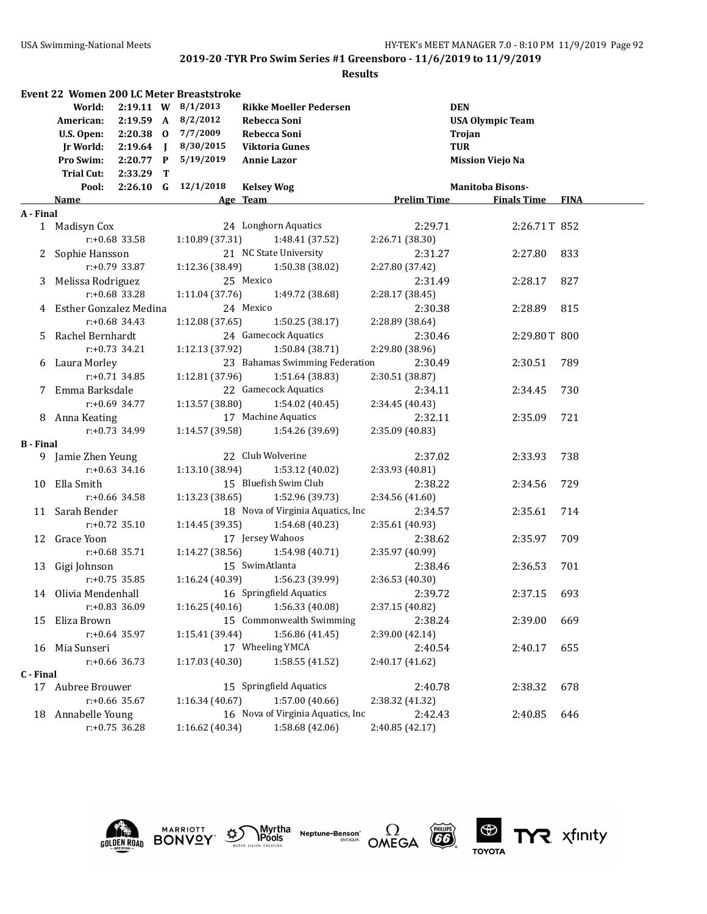**2019-20 -TYR Pro Swim Series #1 Greensboro - 11/6/2019 to 11/9/2019**

**Results**

## Event 22 Women 200 LC Meter Breaststroke

| Record | Time | | Date | Name | Team |
|---|---|---|---|---|---|
| World: | 2:19.11 | W | 8/1/2013 | Rikke Moeller Pedersen | DEN |
| American: | 2:19.59 | A | 8/2/2012 | Rebecca Soni | USA Olympic Team |
| U.S. Open: | 2:20.38 | O | 7/7/2009 | Rebecca Soni | Trojan |
| Jr World: | 2:19.64 | J | 8/30/2015 | Viktoria Gunes | TUR |
| Pro Swim: | 2:20.77 | P | 5/19/2019 | Annie Lazor | Mission Viejo Na |
| Trial Cut: | 2:33.29 | T | | | |
| Pool: | 2:26.10 | G | 12/1/2018 | Kelsey Wog | Manitoba Bisons- |

| | Name | Age | Team | Prelim Time | Finals Time | FINA |
|---|---|---|---|---|---|---|
| **A - Final** | | | | | | |
| 1 | Madisyn Cox | 24 | Longhorn Aquatics | 2:29.71 | 2:26.71T | 852 |
| | r:+0.68 33.58 | 1:10.89 (37.31) | 1:48.41 (37.52) | 2:26.71 (38.30) | | |
| 2 | Sophie Hansson | 21 | NC State University | 2:31.27 | 2:27.80 | 833 |
| | r:+0.79 33.87 | 1:12.36 (38.49) | 1:50.38 (38.02) | 2:27.80 (37.42) | | |
| 3 | Melissa Rodriguez | 25 | Mexico | 2:31.49 | 2:28.17 | 827 |
| | r:+0.68 33.28 | 1:11.04 (37.76) | 1:49.72 (38.68) | 2:28.17 (38.45) | | |
| 4 | Esther Gonzalez Medina | 24 | Mexico | 2:30.38 | 2:28.89 | 815 |
| | r:+0.68 34.43 | 1:12.08 (37.65) | 1:50.25 (38.17) | 2:28.89 (38.64) | | |
| 5 | Rachel Bernhardt | 24 | Gamecock Aquatics | 2:30.46 | 2:29.80T | 800 |
| | r:+0.73 34.21 | 1:12.13 (37.92) | 1:50.84 (38.71) | 2:29.80 (38.96) | | |
| 6 | Laura Morley | 23 | Bahamas Swimming Federation | 2:30.49 | 2:30.51 | 789 |
| | r:+0.71 34.85 | 1:12.81 (37.96) | 1:51.64 (38.83) | 2:30.51 (38.87) | | |
| 7 | Emma Barksdale | 22 | Gamecock Aquatics | 2:34.11 | 2:34.45 | 730 |
| | r:+0.69 34.77 | 1:13.57 (38.80) | 1:54.02 (40.45) | 2:34.45 (40.43) | | |
| 8 | Anna Keating | 17 | Machine Aquatics | 2:32.11 | 2:35.09 | 721 |
| | r:+0.73 34.99 | 1:14.57 (39.58) | 1:54.26 (39.69) | 2:35.09 (40.83) | | |
| **B - Final** | | | | | | |
| 9 | Jamie Zhen Yeung | 22 | Club Wolverine | 2:37.02 | 2:33.93 | 738 |
| | r:+0.63 34.16 | 1:13.10 (38.94) | 1:53.12 (40.02) | 2:33.93 (40.81) | | |
| 10 | Ella Smith | 15 | Bluefish Swim Club | 2:38.22 | 2:34.56 | 729 |
| | r:+0.66 34.58 | 1:13.23 (38.65) | 1:52.96 (39.73) | 2:34.56 (41.60) | | |
| 11 | Sarah Bender | 18 | Nova of Virginia Aquatics, Inc | 2:34.57 | 2:35.61 | 714 |
| | r:+0.72 35.10 | 1:14.45 (39.35) | 1:54.68 (40.23) | 2:35.61 (40.93) | | |
| 12 | Grace Yoon | 17 | Jersey Wahoos | 2:38.62 | 2:35.97 | 709 |
| | r:+0.68 35.71 | 1:14.27 (38.56) | 1:54.98 (40.71) | 2:35.97 (40.99) | | |
| 13 | Gigi Johnson | 15 | SwimAtlanta | 2:38.46 | 2:36.53 | 701 |
| | r:+0.75 35.85 | 1:16.24 (40.39) | 1:56.23 (39.99) | 2:36.53 (40.30) | | |
| 14 | Olivia Mendenhall | 16 | Springfield Aquatics | 2:39.72 | 2:37.15 | 693 |
| | r:+0.83 36.09 | 1:16.25 (40.16) | 1:56.33 (40.08) | 2:37.15 (40.82) | | |
| 15 | Eliza Brown | 15 | Commonwealth Swimming | 2:38.24 | 2:39.00 | 669 |
| | r:+0.64 35.97 | 1:15.41 (39.44) | 1:56.86 (41.45) | 2:39.00 (42.14) | | |
| 16 | Mia Sunseri | 17 | Wheeling YMCA | 2:40.54 | 2:40.17 | 655 |
| | r:+0.66 36.73 | 1:17.03 (40.30) | 1:58.55 (41.52) | 2:40.17 (41.62) | | |
| **C - Final** | | | | | | |
| 17 | Aubree Brouwer | 15 | Springfield Aquatics | 2:40.78 | 2:38.32 | 678 |
| | r:+0.66 35.67 | 1:16.34 (40.67) | 1:57.00 (40.66) | 2:38.32 (41.32) | | |
| 18 | Annabelle Young | 16 | Nova of Virginia Aquatics, Inc | 2:42.43 | 2:40.85 | 646 |
| | r:+0.75 36.28 | 1:16.62 (40.34) | 1:58.68 (42.06) | 2:40.85 (42.17) | | |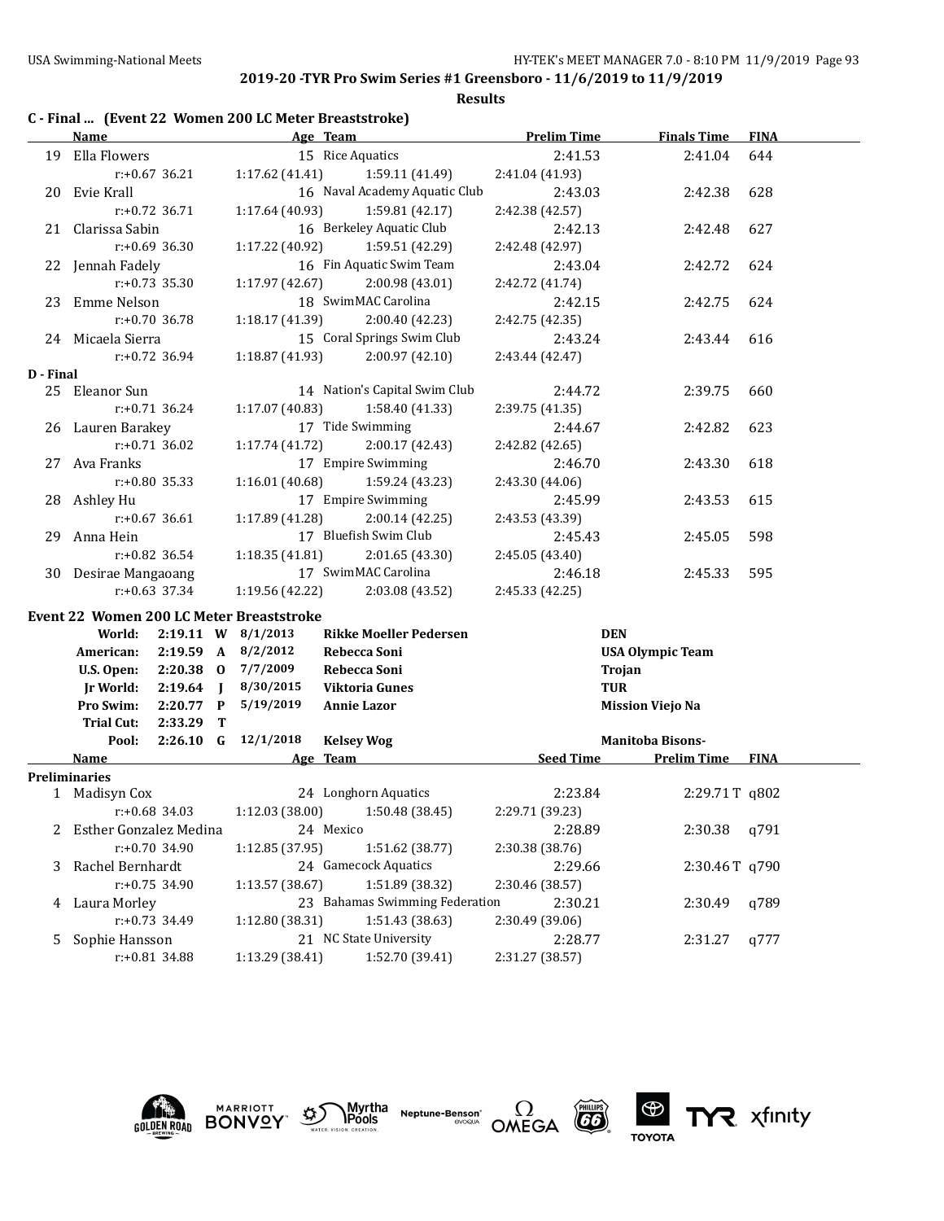**2019-20 -TYR Pro Swim Series #1 Greensboro - 11/6/2019 to 11/9/2019**

**Results**

### C - Final ... (Event 22 Women 200 LC Meter Breaststroke)

| | Name | Age | Team | Prelim Time | Finals Time | FINA |
|---|---|---|---|---|---|---|
| 19 | Ella Flowers | 15 | Rice Aquatics | 2:41.53 | 2:41.04 | 644 |
| | r:+0.67 36.21 | 1:17.62 (41.41) | 1:59.11 (41.49) | 2:41.04 (41.93) | | |
| 20 | Evie Krall | 16 | Naval Academy Aquatic Club | 2:43.03 | 2:42.38 | 628 |
| | r:+0.72 36.71 | 1:17.64 (40.93) | 1:59.81 (42.17) | 2:42.38 (42.57) | | |
| 21 | Clarissa Sabin | 16 | Berkeley Aquatic Club | 2:42.13 | 2:42.48 | 627 |
| | r:+0.69 36.30 | 1:17.22 (40.92) | 1:59.51 (42.29) | 2:42.48 (42.97) | | |
| 22 | Jennah Fadely | 16 | Fin Aquatic Swim Team | 2:43.04 | 2:42.72 | 624 |
| | r:+0.73 35.30 | 1:17.97 (42.67) | 2:00.98 (43.01) | 2:42.72 (41.74) | | |
| 23 | Emme Nelson | 18 | SwimMAC Carolina | 2:42.15 | 2:42.75 | 624 |
| | r:+0.70 36.78 | 1:18.17 (41.39) | 2:00.40 (42.23) | 2:42.75 (42.35) | | |
| 24 | Micaela Sierra | 15 | Coral Springs Swim Club | 2:43.24 | 2:43.44 | 616 |
| | r:+0.72 36.94 | 1:18.87 (41.93) | 2:00.97 (42.10) | 2:43.44 (42.47) | | |

### D - Final

| | Name | Age | Team | Prelim Time | Finals Time | FINA |
|---|---|---|---|---|---|---|
| 25 | Eleanor Sun | 14 | Nation's Capital Swim Club | 2:44.72 | 2:39.75 | 660 |
| | r:+0.71 36.24 | 1:17.07 (40.83) | 1:58.40 (41.33) | 2:39.75 (41.35) | | |
| 26 | Lauren Barakey | 17 | Tide Swimming | 2:44.67 | 2:42.82 | 623 |
| | r:+0.71 36.02 | 1:17.74 (41.72) | 2:00.17 (42.43) | 2:42.82 (42.65) | | |
| 27 | Ava Franks | 17 | Empire Swimming | 2:46.70 | 2:43.30 | 618 |
| | r:+0.80 35.33 | 1:16.01 (40.68) | 1:59.24 (43.23) | 2:43.30 (44.06) | | |
| 28 | Ashley Hu | 17 | Empire Swimming | 2:45.99 | 2:43.53 | 615 |
| | r:+0.67 36.61 | 1:17.89 (41.28) | 2:00.14 (42.25) | 2:43.53 (43.39) | | |
| 29 | Anna Hein | 17 | Bluefish Swim Club | 2:45.43 | 2:45.05 | 598 |
| | r:+0.82 36.54 | 1:18.35 (41.81) | 2:01.65 (43.30) | 2:45.05 (43.40) | | |
| 30 | Desirae Mangaoang | 17 | SwimMAC Carolina | 2:46.18 | 2:45.33 | 595 |
| | r:+0.63 37.34 | 1:19.56 (42.22) | 2:03.08 (43.52) | 2:45.33 (42.25) | | |

### Event 22 Women 200 LC Meter Breaststroke

| Record | Time | | Date | Name | Team |
|---|---|---|---|---|---|
| World: | 2:19.11 | W | 8/1/2013 | Rikke Moeller Pedersen | DEN |
| American: | 2:19.59 | A | 8/2/2012 | Rebecca Soni | USA Olympic Team |
| U.S. Open: | 2:20.38 | O | 7/7/2009 | Rebecca Soni | Trojan |
| Jr World: | 2:19.64 | J | 8/30/2015 | Viktoria Gunes | TUR |
| Pro Swim: | 2:20.77 | P | 5/19/2019 | Annie Lazor | Mission Viejo Na |
| Trial Cut: | 2:33.29 | T | | | |
| Pool: | 2:26.10 | G | 12/1/2018 | Kelsey Wog | Manitoba Bisons- |

### Preliminaries

| | Name | Age | Team | Seed Time | Prelim Time | FINA |
|---|---|---|---|---|---|---|
| 1 | Madisyn Cox | 24 | Longhorn Aquatics | 2:23.84 | 2:29.71 T | q802 |
| | r:+0.68 34.03 | 1:12.03 (38.00) | 1:50.48 (38.45) | 2:29.71 (39.23) | | |
| 2 | Esther Gonzalez Medina | 24 | Mexico | 2:28.89 | 2:30.38 | q791 |
| | r:+0.70 34.90 | 1:12.85 (37.95) | 1:51.62 (38.77) | 2:30.38 (38.76) | | |
| 3 | Rachel Bernhardt | 24 | Gamecock Aquatics | 2:29.66 | 2:30.46 T | q790 |
| | r:+0.75 34.90 | 1:13.57 (38.67) | 1:51.89 (38.32) | 2:30.46 (38.57) | | |
| 4 | Laura Morley | 23 | Bahamas Swimming Federation | 2:30.21 | 2:30.49 | q789 |
| | r:+0.73 34.49 | 1:12.80 (38.31) | 1:51.43 (38.63) | 2:30.49 (39.06) | | |
| 5 | Sophie Hansson | 21 | NC State University | 2:28.77 | 2:31.27 | q777 |
| | r:+0.81 34.88 | 1:13.29 (38.41) | 1:52.70 (39.41) | 2:31.27 (38.57) | | |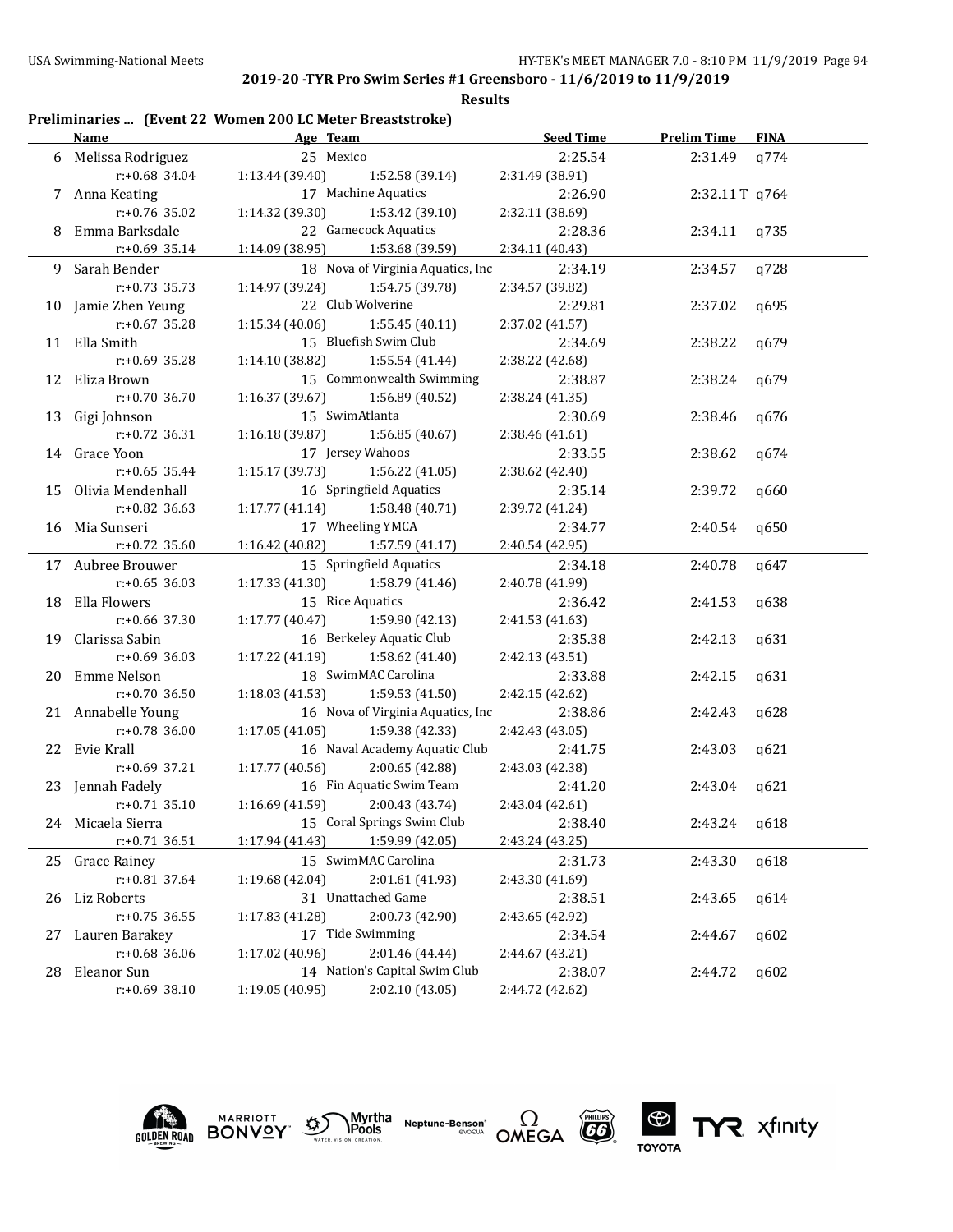## 2019-20 -TYR Pro Swim Series #1 Greensboro - 11/6/2019 to 11/9/2019

**Results**

### Preliminaries ... (Event 22 Women 200 LC Meter Breaststroke)

| | Name | Age | Team | Seed Time | Prelim Time | FINA |
|---|---|---|---|---|---|---|
| 6 | Melissa Rodriguez | 25 | Mexico | 2:25.54 | 2:31.49 | q774 |
| | r:+0.68 34.04 | 1:13.44 (39.40) | 1:52.58 (39.14) | 2:31.49 (38.91) | | |
| 7 | Anna Keating | 17 | Machine Aquatics | 2:26.90 | 2:32.11 T | q764 |
| | r:+0.76 35.02 | 1:14.32 (39.30) | 1:53.42 (39.10) | 2:32.11 (38.69) | | |
| 8 | Emma Barksdale | 22 | Gamecock Aquatics | 2:28.36 | 2:34.11 | q735 |
| | r:+0.69 35.14 | 1:14.09 (38.95) | 1:53.68 (39.59) | 2:34.11 (40.43) | | |
| 9 | Sarah Bender | 18 | Nova of Virginia Aquatics, Inc | 2:34.19 | 2:34.57 | q728 |
| | r:+0.73 35.73 | 1:14.97 (39.24) | 1:54.75 (39.78) | 2:34.57 (39.82) | | |
| 10 | Jamie Zhen Yeung | 22 | Club Wolverine | 2:29.81 | 2:37.02 | q695 |
| | r:+0.67 35.28 | 1:15.34 (40.06) | 1:55.45 (40.11) | 2:37.02 (41.57) | | |
| 11 | Ella Smith | 15 | Bluefish Swim Club | 2:34.69 | 2:38.22 | q679 |
| | r:+0.69 35.28 | 1:14.10 (38.82) | 1:55.54 (41.44) | 2:38.22 (42.68) | | |
| 12 | Eliza Brown | 15 | Commonwealth Swimming | 2:38.87 | 2:38.24 | q679 |
| | r:+0.70 36.70 | 1:16.37 (39.67) | 1:56.89 (40.52) | 2:38.24 (41.35) | | |
| 13 | Gigi Johnson | 15 | SwimAtlanta | 2:30.69 | 2:38.46 | q676 |
| | r:+0.72 36.31 | 1:16.18 (39.87) | 1:56.85 (40.67) | 2:38.46 (41.61) | | |
| 14 | Grace Yoon | 17 | Jersey Wahoos | 2:33.55 | 2:38.62 | q674 |
| | r:+0.65 35.44 | 1:15.17 (39.73) | 1:56.22 (41.05) | 2:38.62 (42.40) | | |
| 15 | Olivia Mendenhall | 16 | Springfield Aquatics | 2:35.14 | 2:39.72 | q660 |
| | r:+0.82 36.63 | 1:17.77 (41.14) | 1:58.48 (40.71) | 2:39.72 (41.24) | | |
| 16 | Mia Sunseri | 17 | Wheeling YMCA | 2:34.77 | 2:40.54 | q650 |
| | r:+0.72 35.60 | 1:16.42 (40.82) | 1:57.59 (41.17) | 2:40.54 (42.95) | | |
| 17 | Aubree Brouwer | 15 | Springfield Aquatics | 2:34.18 | 2:40.78 | q647 |
| | r:+0.65 36.03 | 1:17.33 (41.30) | 1:58.79 (41.46) | 2:40.78 (41.99) | | |
| 18 | Ella Flowers | 15 | Rice Aquatics | 2:36.42 | 2:41.53 | q638 |
| | r:+0.66 37.30 | 1:17.77 (40.47) | 1:59.90 (42.13) | 2:41.53 (41.63) | | |
| 19 | Clarissa Sabin | 16 | Berkeley Aquatic Club | 2:35.38 | 2:42.13 | q631 |
| | r:+0.69 36.03 | 1:17.22 (41.19) | 1:58.62 (41.40) | 2:42.13 (43.51) | | |
| 20 | Emme Nelson | 18 | SwimMAC Carolina | 2:33.88 | 2:42.15 | q631 |
| | r:+0.70 36.50 | 1:18.03 (41.53) | 1:59.53 (41.50) | 2:42.15 (42.62) | | |
| 21 | Annabelle Young | 16 | Nova of Virginia Aquatics, Inc | 2:38.86 | 2:42.43 | q628 |
| | r:+0.78 36.00 | 1:17.05 (41.05) | 1:59.38 (42.33) | 2:42.43 (43.05) | | |
| 22 | Evie Krall | 16 | Naval Academy Aquatic Club | 2:41.75 | 2:43.03 | q621 |
| | r:+0.69 37.21 | 1:17.77 (40.56) | 2:00.65 (42.88) | 2:43.03 (42.38) | | |
| 23 | Jennah Fadely | 16 | Fin Aquatic Swim Team | 2:41.20 | 2:43.04 | q621 |
| | r:+0.71 35.10 | 1:16.69 (41.59) | 2:00.43 (43.74) | 2:43.04 (42.61) | | |
| 24 | Micaela Sierra | 15 | Coral Springs Swim Club | 2:38.40 | 2:43.24 | q618 |
| | r:+0.71 36.51 | 1:17.94 (41.43) | 1:59.99 (42.05) | 2:43.24 (43.25) | | |
| 25 | Grace Rainey | 15 | SwimMAC Carolina | 2:31.73 | 2:43.30 | q618 |
| | r:+0.81 37.64 | 1:19.68 (42.04) | 2:01.61 (41.93) | 2:43.30 (41.69) | | |
| 26 | Liz Roberts | 31 | Unattached Game | 2:38.51 | 2:43.65 | q614 |
| | r:+0.75 36.55 | 1:17.83 (41.28) | 2:00.73 (42.90) | 2:43.65 (42.92) | | |
| 27 | Lauren Barakey | 17 | Tide Swimming | 2:34.54 | 2:44.67 | q602 |
| | r:+0.68 36.06 | 1:17.02 (40.96) | 2:01.46 (44.44) | 2:44.67 (43.21) | | |
| 28 | Eleanor Sun | 14 | Nation's Capital Swim Club | 2:38.07 | 2:44.72 | q602 |
| | r:+0.69 38.10 | 1:19.05 (40.95) | 2:02.10 (43.05) | 2:44.72 (42.62) | | |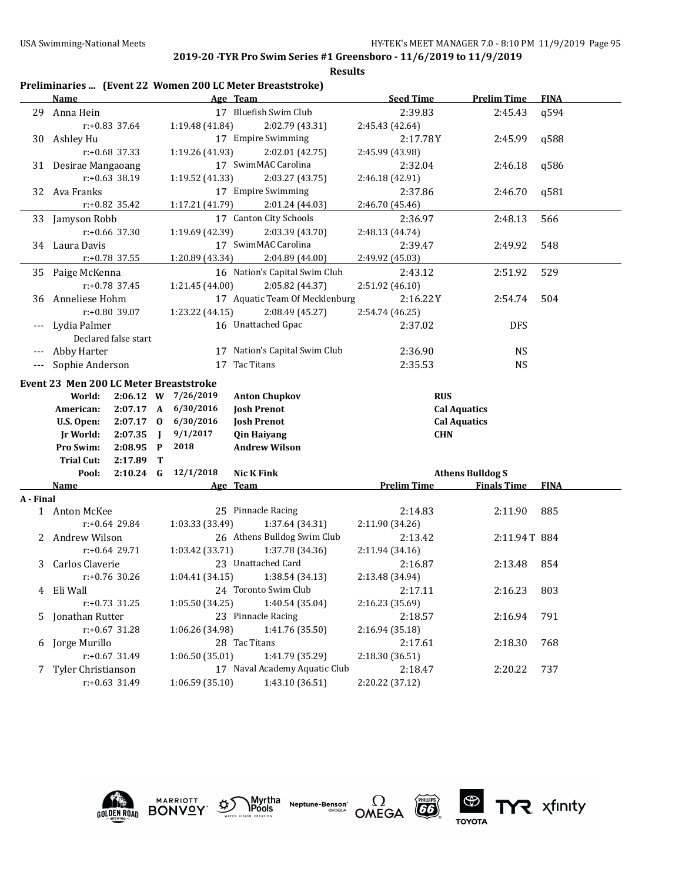## Preliminaries ... (Event 22 Women 200 LC Meter Breaststroke)

| | Name | Age | Team | Seed Time | Prelim Time | FINA |
|---|---|---|---|---|---|---|
| 29 | Anna Hein | 17 | Bluefish Swim Club | 2:39.83 | 2:45.43 | q594 |
| | r:+0.83 37.64 | 1:19.48 (41.84) | 2:02.79 (43.31) | 2:45.43 (42.64) | | |
| 30 | Ashley Hu | 17 | Empire Swimming | 2:17.78Y | 2:45.99 | q588 |
| | r:+0.68 37.33 | 1:19.26 (41.93) | 2:02.01 (42.75) | 2:45.99 (43.98) | | |
| 31 | Desirae Mangaoang | 17 | SwimMAC Carolina | 2:32.04 | 2:46.18 | q586 |
| | r:+0.63 38.19 | 1:19.52 (41.33) | 2:03.27 (43.75) | 2:46.18 (42.91) | | |
| 32 | Ava Franks | 17 | Empire Swimming | 2:37.86 | 2:46.70 | q581 |
| | r:+0.82 35.42 | 1:17.21 (41.79) | 2:01.24 (44.03) | 2:46.70 (45.46) | | |
| 33 | Jamyson Robb | 17 | Canton City Schools | 2:36.97 | 2:48.13 | 566 |
| | r:+0.66 37.30 | 1:19.69 (42.39) | 2:03.39 (43.70) | 2:48.13 (44.74) | | |
| 34 | Laura Davis | 17 | SwimMAC Carolina | 2:39.47 | 2:49.92 | 548 |
| | r:+0.78 37.55 | 1:20.89 (43.34) | 2:04.89 (44.00) | 2:49.92 (45.03) | | |
| 35 | Paige McKenna | 16 | Nation's Capital Swim Club | 2:43.12 | 2:51.92 | 529 |
| | r:+0.78 37.45 | 1:21.45 (44.00) | 2:05.82 (44.37) | 2:51.92 (46.10) | | |
| 36 | Anneliese Hohm | 17 | Aquatic Team Of Mecklenburg | 2:16.22Y | 2:54.74 | 504 |
| | r:+0.80 39.07 | 1:23.22 (44.15) | 2:08.49 (45.27) | 2:54.74 (46.25) | | |
| --- | Lydia Palmer | 16 | Unattached Gpac | 2:37.02 | DFS | |
| | Declared false start | | | | | |
| --- | Abby Harter | 17 | Nation's Capital Swim Club | 2:36.90 | NS | |
| --- | Sophie Anderson | 17 | Tac Titans | 2:35.53 | NS | |

## Event 23 Men 200 LC Meter Breaststroke

| Record | Time | | Date | Name | Team |
|---|---|---|---|---|---|
| World: | 2:06.12 | W | 7/26/2019 | Anton Chupkov | RUS |
| American: | 2:07.17 | A | 6/30/2016 | Josh Prenot | Cal Aquatics |
| U.S. Open: | 2:07.17 | O | 6/30/2016 | Josh Prenot | Cal Aquatics |
| Jr World: | 2:07.35 | J | 9/1/2017 | Qin Haiyang | CHN |
| Pro Swim: | 2:08.95 | P | 2018 | Andrew Wilson | |
| Trial Cut: | 2:17.89 | T | | | |
| Pool: | 2:10.24 | G | 12/1/2018 | Nic K Fink | Athens Bulldog S |

### A - Final

| | Name | Age | Team | Prelim Time | Finals Time | FINA |
|---|---|---|---|---|---|---|
| 1 | Anton McKee | 25 | Pinnacle Racing | 2:14.83 | 2:11.90 | 885 |
| | r:+0.64 29.84 | 1:03.33 (33.49) | 1:37.64 (34.31) | 2:11.90 (34.26) | | |
| 2 | Andrew Wilson | 26 | Athens Bulldog Swim Club | 2:13.42 | 2:11.94T | 884 |
| | r:+0.64 29.71 | 1:03.42 (33.71) | 1:37.78 (34.36) | 2:11.94 (34.16) | | |
| 3 | Carlos Claverie | 23 | Unattached Card | 2:16.87 | 2:13.48 | 854 |
| | r:+0.76 30.26 | 1:04.41 (34.15) | 1:38.54 (34.13) | 2:13.48 (34.94) | | |
| 4 | Eli Wall | 24 | Toronto Swim Club | 2:17.11 | 2:16.23 | 803 |
| | r:+0.73 31.25 | 1:05.50 (34.25) | 1:40.54 (35.04) | 2:16.23 (35.69) | | |
| 5 | Jonathan Rutter | 23 | Pinnacle Racing | 2:18.57 | 2:16.94 | 791 |
| | r:+0.67 31.28 | 1:06.26 (34.98) | 1:41.76 (35.50) | 2:16.94 (35.18) | | |
| 6 | Jorge Murillo | 28 | Tac Titans | 2:17.61 | 2:18.30 | 768 |
| | r:+0.67 31.49 | 1:06.50 (35.01) | 1:41.79 (35.29) | 2:18.30 (36.51) | | |
| 7 | Tyler Christianson | 17 | Naval Academy Aquatic Club | 2:18.47 | 2:20.22 | 737 |
| | r:+0.63 31.49 | 1:06.59 (35.10) | 1:43.10 (36.51) | 2:20.22 (37.12) | | |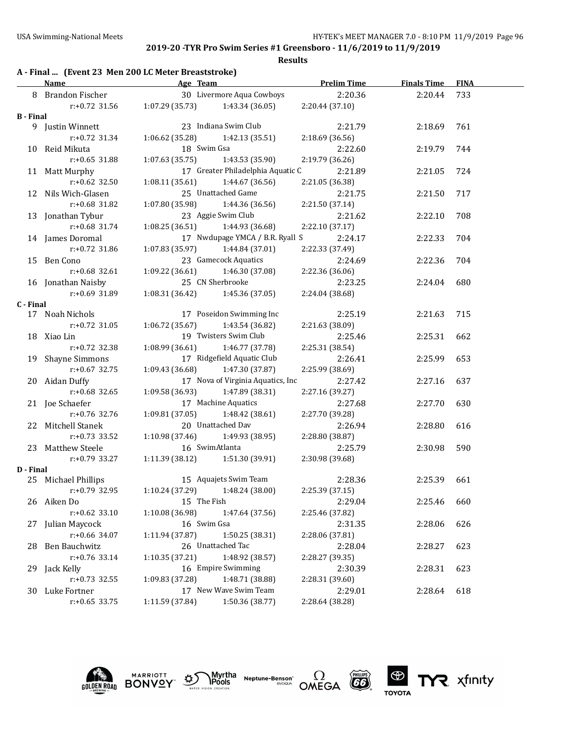## 2019-20 -TYR Pro Swim Series #1 Greensboro - 11/6/2019 to 11/9/2019

**Results**

### A - Final ... (Event 23 Men 200 LC Meter Breaststroke)

| | Name | Age | Team | Prelim Time | Finals Time | FINA |
|---|---|---|---|---|---|---|
| 8 | Brandon Fischer | 30 | Livermore Aqua Cowboys | 2:20.36 | 2:20.44 | 733 |
| | r:+0.72 31.56 | 1:07.29 (35.73) | 1:43.34 (36.05) | 2:20.44 (37.10) | | |
| **B - Final** | | | | | | |
| 9 | Justin Winnett | 23 | Indiana Swim Club | 2:21.79 | 2:18.69 | 761 |
| | r:+0.72 31.34 | 1:06.62 (35.28) | 1:42.13 (35.51) | 2:18.69 (36.56) | | |
| 10 | Reid Mikuta | 18 | Swim Gsa | 2:22.60 | 2:19.79 | 744 |
| | r:+0.65 31.88 | 1:07.63 (35.75) | 1:43.53 (35.90) | 2:19.79 (36.26) | | |
| 11 | Matt Murphy | 17 | Greater Philadelphia Aquatic C | 2:21.89 | 2:21.05 | 724 |
| | r:+0.62 32.50 | 1:08.11 (35.61) | 1:44.67 (36.56) | 2:21.05 (36.38) | | |
| 12 | Nils Wich-Glasen | 25 | Unattached Game | 2:21.75 | 2:21.50 | 717 |
| | r:+0.68 31.82 | 1:07.80 (35.98) | 1:44.36 (36.56) | 2:21.50 (37.14) | | |
| 13 | Jonathan Tybur | 23 | Aggie Swim Club | 2:21.62 | 2:22.10 | 708 |
| | r:+0.68 31.74 | 1:08.25 (36.51) | 1:44.93 (36.68) | 2:22.10 (37.17) | | |
| 14 | James Doromal | 17 | Nwdupage YMCA / B.R. Ryall S | 2:24.17 | 2:22.33 | 704 |
| | r:+0.72 31.86 | 1:07.83 (35.97) | 1:44.84 (37.01) | 2:22.33 (37.49) | | |
| 15 | Ben Cono | 23 | Gamecock Aquatics | 2:24.69 | 2:22.36 | 704 |
| | r:+0.68 32.61 | 1:09.22 (36.61) | 1:46.30 (37.08) | 2:22.36 (36.06) | | |
| 16 | Jonathan Naisby | 25 | CN Sherbrooke | 2:23.25 | 2:24.04 | 680 |
| | r:+0.69 31.89 | 1:08.31 (36.42) | 1:45.36 (37.05) | 2:24.04 (38.68) | | |
| **C - Final** | | | | | | |
| 17 | Noah Nichols | 17 | Poseidon Swimming Inc | 2:25.19 | 2:21.63 | 715 |
| | r:+0.72 31.05 | 1:06.72 (35.67) | 1:43.54 (36.82) | 2:21.63 (38.09) | | |
| 18 | Xiao Lin | 19 | Twisters Swim Club | 2:25.46 | 2:25.31 | 662 |
| | r:+0.72 32.38 | 1:08.99 (36.61) | 1:46.77 (37.78) | 2:25.31 (38.54) | | |
| 19 | Shayne Simmons | 17 | Ridgefield Aquatic Club | 2:26.41 | 2:25.99 | 653 |
| | r:+0.67 32.75 | 1:09.43 (36.68) | 1:47.30 (37.87) | 2:25.99 (38.69) | | |
| 20 | Aidan Duffy | 17 | Nova of Virginia Aquatics, Inc | 2:27.42 | 2:27.16 | 637 |
| | r:+0.68 32.65 | 1:09.58 (36.93) | 1:47.89 (38.31) | 2:27.16 (39.27) | | |
| 21 | Joe Schaefer | 17 | Machine Aquatics | 2:27.68 | 2:27.70 | 630 |
| | r:+0.76 32.76 | 1:09.81 (37.05) | 1:48.42 (38.61) | 2:27.70 (39.28) | | |
| 22 | Mitchell Stanek | 20 | Unattached Dav | 2:26.94 | 2:28.80 | 616 |
| | r:+0.73 33.52 | 1:10.98 (37.46) | 1:49.93 (38.95) | 2:28.80 (38.87) | | |
| 23 | Matthew Steele | 16 | SwimAtlanta | 2:25.79 | 2:30.98 | 590 |
| | r:+0.79 33.27 | 1:11.39 (38.12) | 1:51.30 (39.91) | 2:30.98 (39.68) | | |
| **D - Final** | | | | | | |
| 25 | Michael Phillips | 15 | Aquajets Swim Team | 2:28.36 | 2:25.39 | 661 |
| | r:+0.79 32.95 | 1:10.24 (37.29) | 1:48.24 (38.00) | 2:25.39 (37.15) | | |
| 26 | Aiken Do | 15 | The Fish | 2:29.04 | 2:25.46 | 660 |
| | r:+0.62 33.10 | 1:10.08 (36.98) | 1:47.64 (37.56) | 2:25.46 (37.82) | | |
| 27 | Julian Maycock | 16 | Swim Gsa | 2:31.35 | 2:28.06 | 626 |
| | r:+0.66 34.07 | 1:11.94 (37.87) | 1:50.25 (38.31) | 2:28.06 (37.81) | | |
| 28 | Ben Bauchwitz | 26 | Unattached Tac | 2:28.04 | 2:28.27 | 623 |
| | r:+0.76 33.14 | 1:10.35 (37.21) | 1:48.92 (38.57) | 2:28.27 (39.35) | | |
| 29 | Jack Kelly | 16 | Empire Swimming | 2:30.39 | 2:28.31 | 623 |
| | r:+0.73 32.55 | 1:09.83 (37.28) | 1:48.71 (38.88) | 2:28.31 (39.60) | | |
| 30 | Luke Fortner | 17 | New Wave Swim Team | 2:29.01 | 2:28.64 | 618 |
| | r:+0.65 33.75 | 1:11.59 (37.84) | 1:50.36 (38.77) | 2:28.64 (38.28) | | |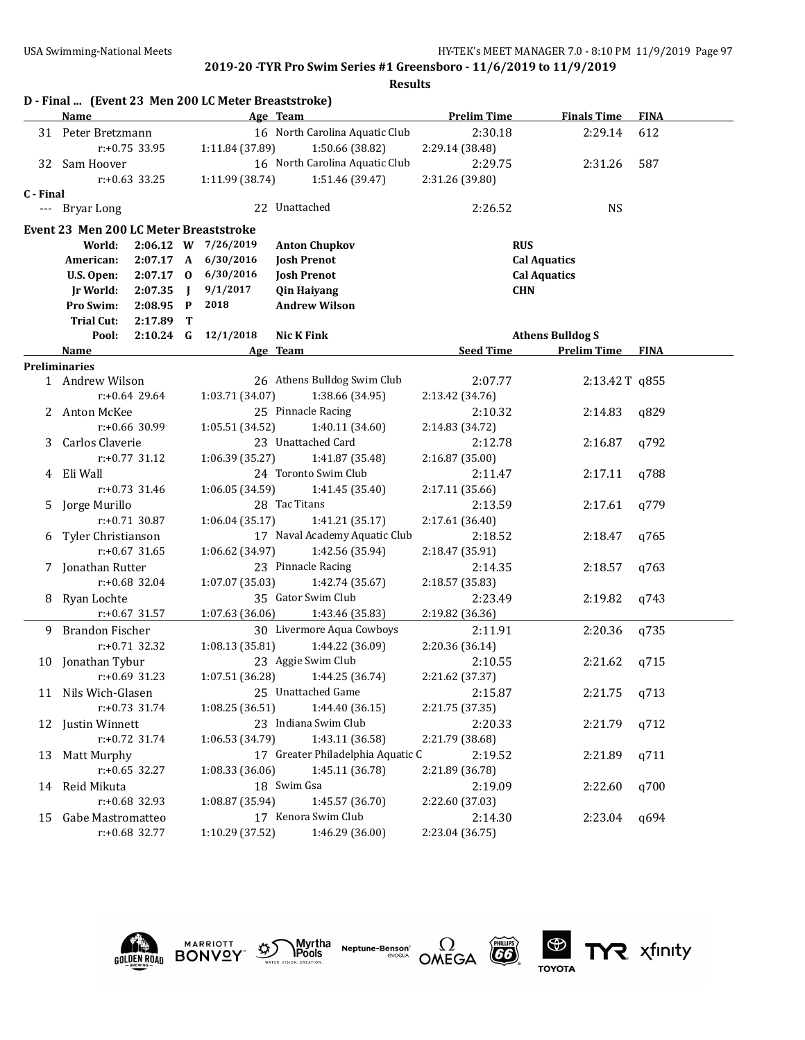**2019-20 -TYR Pro Swim Series #1 Greensboro - 11/6/2019 to 11/9/2019**

**Results**

### D - Final ... (Event 23 Men 200 LC Meter Breaststroke)

| | Name | Age | Team | Prelim Time | Finals Time | FINA |
|---|---|---|---|---|---|---|
| 31 | Peter Bretzmann | 16 | North Carolina Aquatic Club | 2:30.18 | 2:29.14 | 612 |
| | r:+0.75 33.95 | 1:11.84 (37.89) | 1:50.66 (38.82) | 2:29.14 (38.48) | | |
| 32 | Sam Hoover | 16 | North Carolina Aquatic Club | 2:29.75 | 2:31.26 | 587 |
| | r:+0.63 33.25 | 1:11.99 (38.74) | 1:51.46 (39.47) | 2:31.26 (39.80) | | |

**C - Final**

| | Name | Age | Team | Prelim Time | Finals Time | FINA |
|---|---|---|---|---|---|---|
| --- | Bryar Long | 22 | Unattached | 2:26.52 | NS | |

### Event 23 Men 200 LC Meter Breaststroke

| | | | | | |
|---|---|---|---|---|---|
| World: | 2:06.12 | W | 7/26/2019 | Anton Chupkov | RUS |
| American: | 2:07.17 | A | 6/30/2016 | Josh Prenot | Cal Aquatics |
| U.S. Open: | 2:07.17 | O | 6/30/2016 | Josh Prenot | Cal Aquatics |
| Jr World: | 2:07.35 | J | 9/1/2017 | Qin Haiyang | CHN |
| Pro Swim: | 2:08.95 | P | 2018 | Andrew Wilson | |
| Trial Cut: | 2:17.89 | T | | | |
| Pool: | 2:10.24 | G | 12/1/2018 | Nic K Fink | Athens Bulldog S |

**Preliminaries**

| | Name | Age | Team | Seed Time | Prelim Time | FINA |
|---|---|---|---|---|---|---|
| 1 | Andrew Wilson | 26 | Athens Bulldog Swim Club | 2:07.77 | 2:13.42 T | q855 |
| | r:+0.64 29.64 | 1:03.71 (34.07) | 1:38.66 (34.95) | 2:13.42 (34.76) | | |
| 2 | Anton McKee | 25 | Pinnacle Racing | 2:10.32 | 2:14.83 | q829 |
| | r:+0.66 30.99 | 1:05.51 (34.52) | 1:40.11 (34.60) | 2:14.83 (34.72) | | |
| 3 | Carlos Claverie | 23 | Unattached Card | 2:12.78 | 2:16.87 | q792 |
| | r:+0.77 31.12 | 1:06.39 (35.27) | 1:41.87 (35.48) | 2:16.87 (35.00) | | |
| 4 | Eli Wall | 24 | Toronto Swim Club | 2:11.47 | 2:17.11 | q788 |
| | r:+0.73 31.46 | 1:06.05 (34.59) | 1:41.45 (35.40) | 2:17.11 (35.66) | | |
| 5 | Jorge Murillo | 28 | Tac Titans | 2:13.59 | 2:17.61 | q779 |
| | r:+0.71 30.87 | 1:06.04 (35.17) | 1:41.21 (35.17) | 2:17.61 (36.40) | | |
| 6 | Tyler Christianson | 17 | Naval Academy Aquatic Club | 2:18.52 | 2:18.47 | q765 |
| | r:+0.67 31.65 | 1:06.62 (34.97) | 1:42.56 (35.94) | 2:18.47 (35.91) | | |
| 7 | Jonathan Rutter | 23 | Pinnacle Racing | 2:14.35 | 2:18.57 | q763 |
| | r:+0.68 32.04 | 1:07.07 (35.03) | 1:42.74 (35.67) | 2:18.57 (35.83) | | |
| 8 | Ryan Lochte | 35 | Gator Swim Club | 2:23.49 | 2:19.82 | q743 |
| | r:+0.67 31.57 | 1:07.63 (36.06) | 1:43.46 (35.83) | 2:19.82 (36.36) | | |
| 9 | Brandon Fischer | 30 | Livermore Aqua Cowboys | 2:11.91 | 2:20.36 | q735 |
| | r:+0.71 32.32 | 1:08.13 (35.81) | 1:44.22 (36.09) | 2:20.36 (36.14) | | |
| 10 | Jonathan Tybur | 23 | Aggie Swim Club | 2:10.55 | 2:21.62 | q715 |
| | r:+0.69 31.23 | 1:07.51 (36.28) | 1:44.25 (36.74) | 2:21.62 (37.37) | | |
| 11 | Nils Wich-Glasen | 25 | Unattached Game | 2:15.87 | 2:21.75 | q713 |
| | r:+0.73 31.74 | 1:08.25 (36.51) | 1:44.40 (36.15) | 2:21.75 (37.35) | | |
| 12 | Justin Winnett | 23 | Indiana Swim Club | 2:20.33 | 2:21.79 | q712 |
| | r:+0.72 31.74 | 1:06.53 (34.79) | 1:43.11 (36.58) | 2:21.79 (38.68) | | |
| 13 | Matt Murphy | 17 | Greater Philadelphia Aquatic C | 2:19.52 | 2:21.89 | q711 |
| | r:+0.65 32.27 | 1:08.33 (36.06) | 1:45.11 (36.78) | 2:21.89 (36.78) | | |
| 14 | Reid Mikuta | 18 | Swim Gsa | 2:19.09 | 2:22.60 | q700 |
| | r:+0.68 32.93 | 1:08.87 (35.94) | 1:45.57 (36.70) | 2:22.60 (37.03) | | |
| 15 | Gabe Mastromatteo | 17 | Kenora Swim Club | 2:14.30 | 2:23.04 | q694 |
| | r:+0.68 32.77 | 1:10.29 (37.52) | 1:46.29 (36.00) | 2:23.04 (36.75) | | |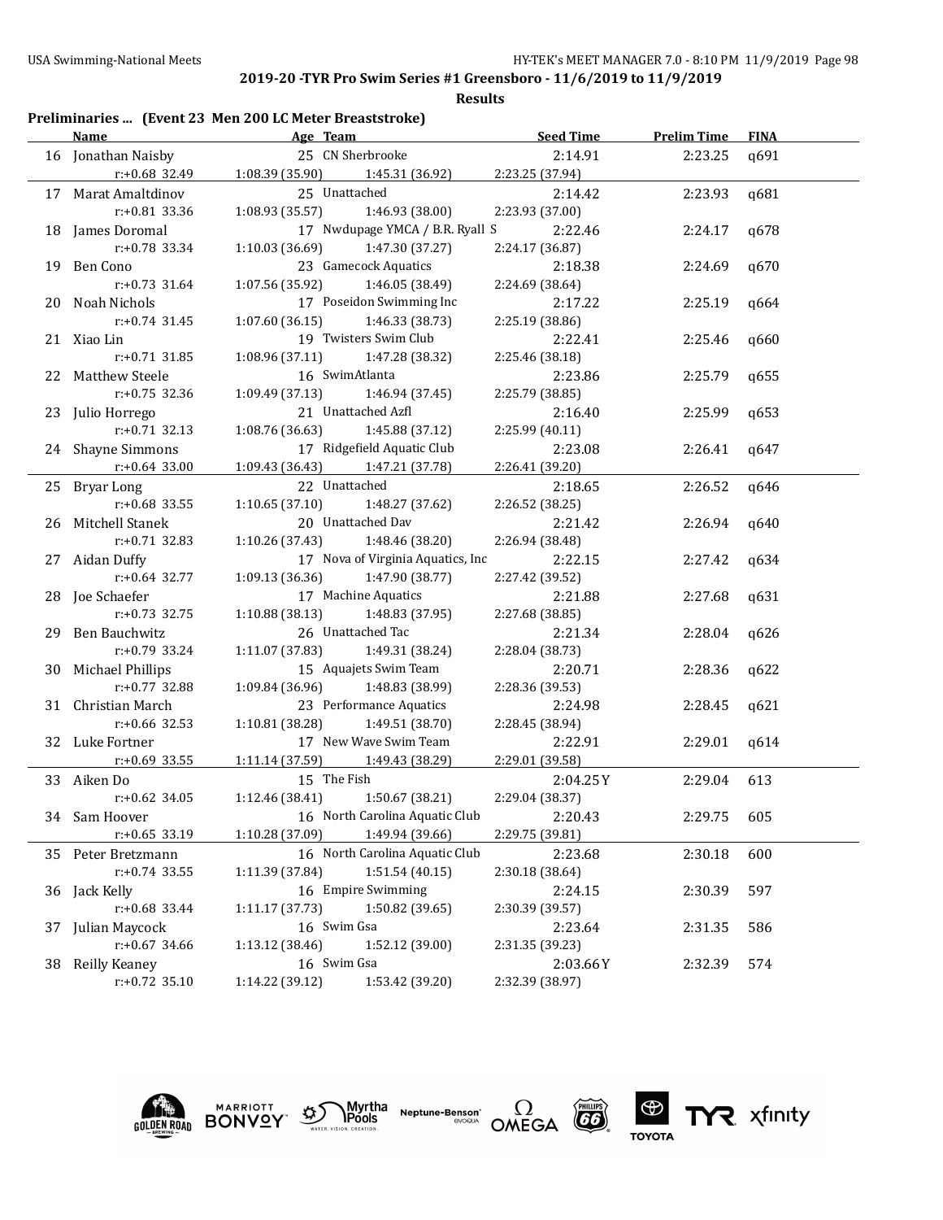## 2019-20 -TYR Pro Swim Series #1 Greensboro - 11/6/2019 to 11/9/2019

**Results**

### Preliminaries ... (Event 23 Men 200 LC Meter Breaststroke)

| | Name | Age | Team | Seed Time | Prelim Time | FINA |
|---|---|---|---|---|---|---|
| 16 | Jonathan Naisby | 25 | CN Sherbrooke | 2:14.91 | 2:23.25 | q691 |
| | r:+0.68 32.49 | 1:08.39 (35.90) | 1:45.31 (36.92) | 2:23.25 (37.94) | | |
| 17 | Marat Amaltdinov | 25 | Unattached | 2:14.42 | 2:23.93 | q681 |
| | r:+0.81 33.36 | 1:08.93 (35.57) | 1:46.93 (38.00) | 2:23.93 (37.00) | | |
| 18 | James Doromal | 17 | Nwdupage YMCA / B.R. Ryall S | 2:22.46 | 2:24.17 | q678 |
| | r:+0.78 33.34 | 1:10.03 (36.69) | 1:47.30 (37.27) | 2:24.17 (36.87) | | |
| 19 | Ben Cono | 23 | Gamecock Aquatics | 2:18.38 | 2:24.69 | q670 |
| | r:+0.73 31.64 | 1:07.56 (35.92) | 1:46.05 (38.49) | 2:24.69 (38.64) | | |
| 20 | Noah Nichols | 17 | Poseidon Swimming Inc | 2:17.22 | 2:25.19 | q664 |
| | r:+0.74 31.45 | 1:07.60 (36.15) | 1:46.33 (38.73) | 2:25.19 (38.86) | | |
| 21 | Xiao Lin | 19 | Twisters Swim Club | 2:22.41 | 2:25.46 | q660 |
| | r:+0.71 31.85 | 1:08.96 (37.11) | 1:47.28 (38.32) | 2:25.46 (38.18) | | |
| 22 | Matthew Steele | 16 | SwimAtlanta | 2:23.86 | 2:25.79 | q655 |
| | r:+0.75 32.36 | 1:09.49 (37.13) | 1:46.94 (37.45) | 2:25.79 (38.85) | | |
| 23 | Julio Horrego | 21 | Unattached Azfl | 2:16.40 | 2:25.99 | q653 |
| | r:+0.71 32.13 | 1:08.76 (36.63) | 1:45.88 (37.12) | 2:25.99 (40.11) | | |
| 24 | Shayne Simmons | 17 | Ridgefield Aquatic Club | 2:23.08 | 2:26.41 | q647 |
| | r:+0.64 33.00 | 1:09.43 (36.43) | 1:47.21 (37.78) | 2:26.41 (39.20) | | |
| 25 | Bryar Long | 22 | Unattached | 2:18.65 | 2:26.52 | q646 |
| | r:+0.68 33.55 | 1:10.65 (37.10) | 1:48.27 (37.62) | 2:26.52 (38.25) | | |
| 26 | Mitchell Stanek | 20 | Unattached Dav | 2:21.42 | 2:26.94 | q640 |
| | r:+0.71 32.83 | 1:10.26 (37.43) | 1:48.46 (38.20) | 2:26.94 (38.48) | | |
| 27 | Aidan Duffy | 17 | Nova of Virginia Aquatics, Inc | 2:22.15 | 2:27.42 | q634 |
| | r:+0.64 32.77 | 1:09.13 (36.36) | 1:47.90 (38.77) | 2:27.42 (39.52) | | |
| 28 | Joe Schaefer | 17 | Machine Aquatics | 2:21.88 | 2:27.68 | q631 |
| | r:+0.73 32.75 | 1:10.88 (38.13) | 1:48.83 (37.95) | 2:27.68 (38.85) | | |
| 29 | Ben Bauchwitz | 26 | Unattached Tac | 2:21.34 | 2:28.04 | q626 |
| | r:+0.79 33.24 | 1:11.07 (37.83) | 1:49.31 (38.24) | 2:28.04 (38.73) | | |
| 30 | Michael Phillips | 15 | Aquajets Swim Team | 2:20.71 | 2:28.36 | q622 |
| | r:+0.77 32.88 | 1:09.84 (36.96) | 1:48.83 (38.99) | 2:28.36 (39.53) | | |
| 31 | Christian March | 23 | Performance Aquatics | 2:24.98 | 2:28.45 | q621 |
| | r:+0.66 32.53 | 1:10.81 (38.28) | 1:49.51 (38.70) | 2:28.45 (38.94) | | |
| 32 | Luke Fortner | 17 | New Wave Swim Team | 2:22.91 | 2:29.01 | q614 |
| | r:+0.69 33.55 | 1:11.14 (37.59) | 1:49.43 (38.29) | 2:29.01 (39.58) | | |
| 33 | Aiken Do | 15 | The Fish | 2:04.25Y | 2:29.04 | 613 |
| | r:+0.62 34.05 | 1:12.46 (38.41) | 1:50.67 (38.21) | 2:29.04 (38.37) | | |
| 34 | Sam Hoover | 16 | North Carolina Aquatic Club | 2:20.43 | 2:29.75 | 605 |
| | r:+0.65 33.19 | 1:10.28 (37.09) | 1:49.94 (39.66) | 2:29.75 (39.81) | | |
| 35 | Peter Bretzmann | 16 | North Carolina Aquatic Club | 2:23.68 | 2:30.18 | 600 |
| | r:+0.74 33.55 | 1:11.39 (37.84) | 1:51.54 (40.15) | 2:30.18 (38.64) | | |
| 36 | Jack Kelly | 16 | Empire Swimming | 2:24.15 | 2:30.39 | 597 |
| | r:+0.68 33.44 | 1:11.17 (37.73) | 1:50.82 (39.65) | 2:30.39 (39.57) | | |
| 37 | Julian Maycock | 16 | Swim Gsa | 2:23.64 | 2:31.35 | 586 |
| | r:+0.67 34.66 | 1:13.12 (38.46) | 1:52.12 (39.00) | 2:31.35 (39.23) | | |
| 38 | Reilly Keaney | 16 | Swim Gsa | 2:03.66Y | 2:32.39 | 574 |
| | r:+0.72 35.10 | 1:14.22 (39.12) | 1:53.42 (39.20) | 2:32.39 (38.97) | | |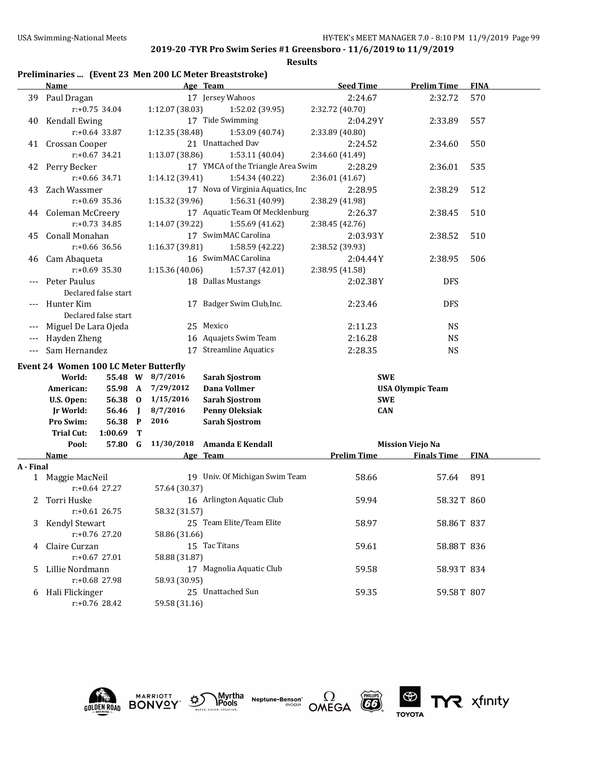## Results

### Preliminaries ... (Event 23 Men 200 LC Meter Breaststroke)

| | Name | Age | Team | Seed Time | Prelim Time | FINA |
|---|---|---|---|---|---|---|
| 39 | Paul Dragan | 17 | Jersey Wahoos | 2:24.67 | 2:32.72 | 570 |
| | r:+0.75 34.04 | 1:12.07 (38.03) | 1:52.02 (39.95) | 2:32.72 (40.70) | | |
| 40 | Kendall Ewing | 17 | Tide Swimming | 2:04.29Y | 2:33.89 | 557 |
| | r:+0.64 33.87 | 1:12.35 (38.48) | 1:53.09 (40.74) | 2:33.89 (40.80) | | |
| 41 | Crossan Cooper | 21 | Unattached Dav | 2:24.52 | 2:34.60 | 550 |
| | r:+0.67 34.21 | 1:13.07 (38.86) | 1:53.11 (40.04) | 2:34.60 (41.49) | | |
| 42 | Perry Becker | 17 | YMCA of the Triangle Area Swim | 2:28.29 | 2:36.01 | 535 |
| | r:+0.66 34.71 | 1:14.12 (39.41) | 1:54.34 (40.22) | 2:36.01 (41.67) | | |
| 43 | Zach Wassmer | 17 | Nova of Virginia Aquatics, Inc | 2:28.95 | 2:38.29 | 512 |
| | r:+0.69 35.36 | 1:15.32 (39.96) | 1:56.31 (40.99) | 2:38.29 (41.98) | | |
| 44 | Coleman McCreery | 17 | Aquatic Team Of Mecklenburg | 2:26.37 | 2:38.45 | 510 |
| | r:+0.73 34.85 | 1:14.07 (39.22) | 1:55.69 (41.62) | 2:38.45 (42.76) | | |
| 45 | Conall Monahan | 17 | SwimMAC Carolina | 2:03.93Y | 2:38.52 | 510 |
| | r:+0.66 36.56 | 1:16.37 (39.81) | 1:58.59 (42.22) | 2:38.52 (39.93) | | |
| 46 | Cam Abaqueta | 16 | SwimMAC Carolina | 2:04.44Y | 2:38.95 | 506 |
| | r:+0.69 35.30 | 1:15.36 (40.06) | 1:57.37 (42.01) | 2:38.95 (41.58) | | |
| --- | Peter Paulus | 18 | Dallas Mustangs | 2:02.38Y | DFS | |
| | Declared false start | | | | | |
| --- | Hunter Kim | 17 | Badger Swim Club,Inc. | 2:23.46 | DFS | |
| | Declared false start | | | | | |
| --- | Miguel De Lara Ojeda | 25 | Mexico | 2:11.23 | NS | |
| --- | Hayden Zheng | 16 | Aquajets Swim Team | 2:16.28 | NS | |
| --- | Sam Hernandez | 17 | Streamline Aquatics | 2:28.35 | NS | |

### Event 24 Women 100 LC Meter Butterfly

| Record | Time | Code | Date | Name | Team |
|---|---|---|---|---|---|
| World: | 55.48 | W | 8/7/2016 | Sarah Sjostrom | SWE |
| American: | 55.98 | A | 7/29/2012 | Dana Vollmer | USA Olympic Team |
| U.S. Open: | 56.38 | O | 1/15/2016 | Sarah Sjostrom | SWE |
| Jr World: | 56.46 | J | 8/7/2016 | Penny Oleksiak | CAN |
| Pro Swim: | 56.38 | P | 2016 | Sarah Sjostrom | |
| Trial Cut: | 1:00.69 | T | | | |
| Pool: | 57.80 | G | 11/30/2018 | Amanda E Kendall | Mission Viejo Na |

**A - Final**

| | Name | Age | Team | Prelim Time | Finals Time | FINA |
|---|---|---|---|---|---|---|
| 1 | Maggie MacNeil | 19 | Univ. Of Michigan Swim Team | 58.66 | 57.64 | 891 |
| | r:+0.64 27.27 | 57.64 (30.37) | | | | |
| 2 | Torri Huske | 16 | Arlington Aquatic Club | 59.94 | 58.32T | 860 |
| | r:+0.61 26.75 | 58.32 (31.57) | | | | |
| 3 | Kendyl Stewart | 25 | Team Elite/Team Elite | 58.97 | 58.86T | 837 |
| | r:+0.76 27.20 | 58.86 (31.66) | | | | |
| 4 | Claire Curzan | 15 | Tac Titans | 59.61 | 58.88T | 836 |
| | r:+0.67 27.01 | 58.88 (31.87) | | | | |
| 5 | Lillie Nordmann | 17 | Magnolia Aquatic Club | 59.58 | 58.93T | 834 |
| | r:+0.68 27.98 | 58.93 (30.95) | | | | |
| 6 | Hali Flickinger | 25 | Unattached Sun | 59.35 | 59.58T | 807 |
| | r:+0.76 28.42 | 59.58 (31.16) | | | | |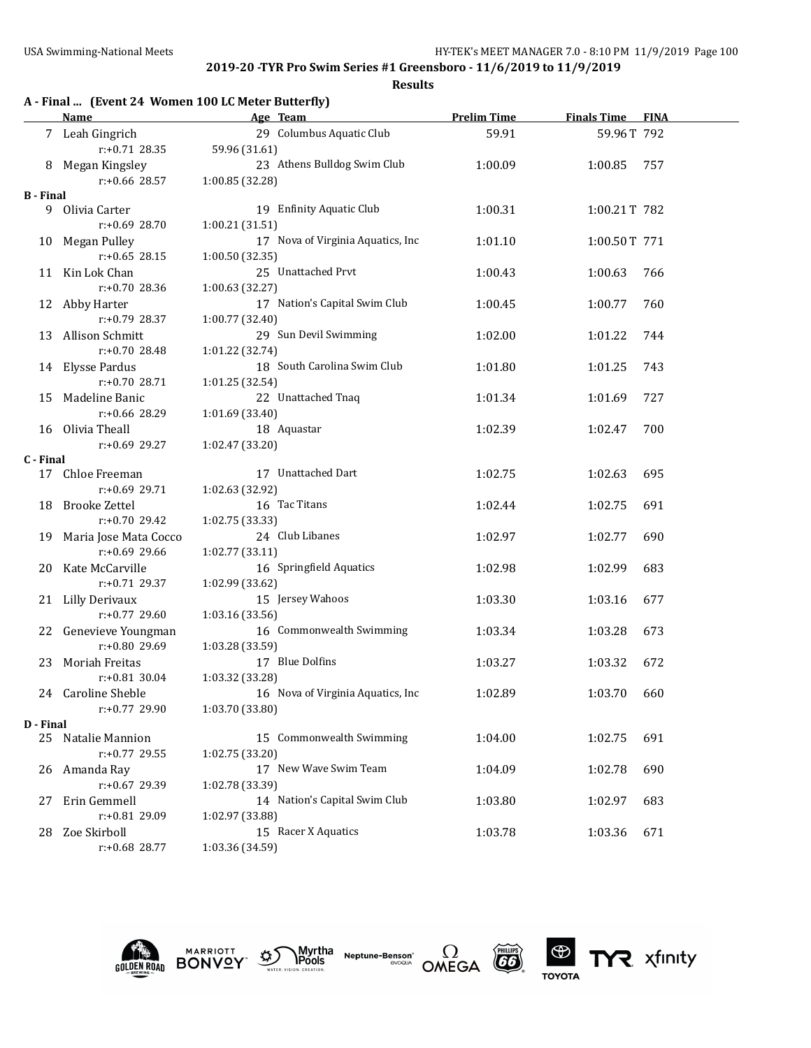**2019-20 -TYR Pro Swim Series #1 Greensboro - 11/6/2019 to 11/9/2019**

**Results**

### A - Final ... (Event 24 Women 100 LC Meter Butterfly)

| | Name | Age | Team | Prelim Time | Finals Time | FINA |
|---|---|---|---|---|---|---|
| 7 | Leah Gingrich | 29 | Columbus Aquatic Club | 59.91 | 59.96T | 792 |
| | r:+0.71 28.35 | 59.96 (31.61) | | | | |
| 8 | Megan Kingsley | 23 | Athens Bulldog Swim Club | 1:00.09 | 1:00.85 | 757 |
| | r:+0.66 28.57 | 1:00.85 (32.28) | | | | |
| **B - Final** | | | | | | |
| 9 | Olivia Carter | 19 | Enfinity Aquatic Club | 1:00.31 | 1:00.21T | 782 |
| | r:+0.69 28.70 | 1:00.21 (31.51) | | | | |
| 10 | Megan Pulley | 17 | Nova of Virginia Aquatics, Inc | 1:01.10 | 1:00.50T | 771 |
| | r:+0.65 28.15 | 1:00.50 (32.35) | | | | |
| 11 | Kin Lok Chan | 25 | Unattached Prvt | 1:00.43 | 1:00.63 | 766 |
| | r:+0.70 28.36 | 1:00.63 (32.27) | | | | |
| 12 | Abby Harter | 17 | Nation's Capital Swim Club | 1:00.45 | 1:00.77 | 760 |
| | r:+0.79 28.37 | 1:00.77 (32.40) | | | | |
| 13 | Allison Schmitt | 29 | Sun Devil Swimming | 1:02.00 | 1:01.22 | 744 |
| | r:+0.70 28.48 | 1:01.22 (32.74) | | | | |
| 14 | Elysse Pardus | 18 | South Carolina Swim Club | 1:01.80 | 1:01.25 | 743 |
| | r:+0.70 28.71 | 1:01.25 (32.54) | | | | |
| 15 | Madeline Banic | 22 | Unattached Tnaq | 1:01.34 | 1:01.69 | 727 |
| | r:+0.66 28.29 | 1:01.69 (33.40) | | | | |
| 16 | Olivia Theall | 18 | Aquastar | 1:02.39 | 1:02.47 | 700 |
| | r:+0.69 29.27 | 1:02.47 (33.20) | | | | |
| **C - Final** | | | | | | |
| 17 | Chloe Freeman | 17 | Unattached Dart | 1:02.75 | 1:02.63 | 695 |
| | r:+0.69 29.71 | 1:02.63 (32.92) | | | | |
| 18 | Brooke Zettel | 16 | Tac Titans | 1:02.44 | 1:02.75 | 691 |
| | r:+0.70 29.42 | 1:02.75 (33.33) | | | | |
| 19 | Maria Jose Mata Cocco | 24 | Club Libanes | 1:02.97 | 1:02.77 | 690 |
| | r:+0.69 29.66 | 1:02.77 (33.11) | | | | |
| 20 | Kate McCarville | 16 | Springfield Aquatics | 1:02.98 | 1:02.99 | 683 |
| | r:+0.71 29.37 | 1:02.99 (33.62) | | | | |
| 21 | Lilly Derivaux | 15 | Jersey Wahoos | 1:03.30 | 1:03.16 | 677 |
| | r:+0.77 29.60 | 1:03.16 (33.56) | | | | |
| 22 | Genevieve Youngman | 16 | Commonwealth Swimming | 1:03.34 | 1:03.28 | 673 |
| | r:+0.80 29.69 | 1:03.28 (33.59) | | | | |
| 23 | Moriah Freitas | 17 | Blue Dolfins | 1:03.27 | 1:03.32 | 672 |
| | r:+0.81 30.04 | 1:03.32 (33.28) | | | | |
| 24 | Caroline Sheble | 16 | Nova of Virginia Aquatics, Inc | 1:02.89 | 1:03.70 | 660 |
| | r:+0.77 29.90 | 1:03.70 (33.80) | | | | |
| **D - Final** | | | | | | |
| 25 | Natalie Mannion | 15 | Commonwealth Swimming | 1:04.00 | 1:02.75 | 691 |
| | r:+0.77 29.55 | 1:02.75 (33.20) | | | | |
| 26 | Amanda Ray | 17 | New Wave Swim Team | 1:04.09 | 1:02.78 | 690 |
| | r:+0.67 29.39 | 1:02.78 (33.39) | | | | |
| 27 | Erin Gemmell | 14 | Nation's Capital Swim Club | 1:03.80 | 1:02.97 | 683 |
| | r:+0.81 29.09 | 1:02.97 (33.88) | | | | |
| 28 | Zoe Skirboll | 15 | Racer X Aquatics | 1:03.78 | 1:03.36 | 671 |
| | r:+0.68 28.77 | 1:03.36 (34.59) | | | | |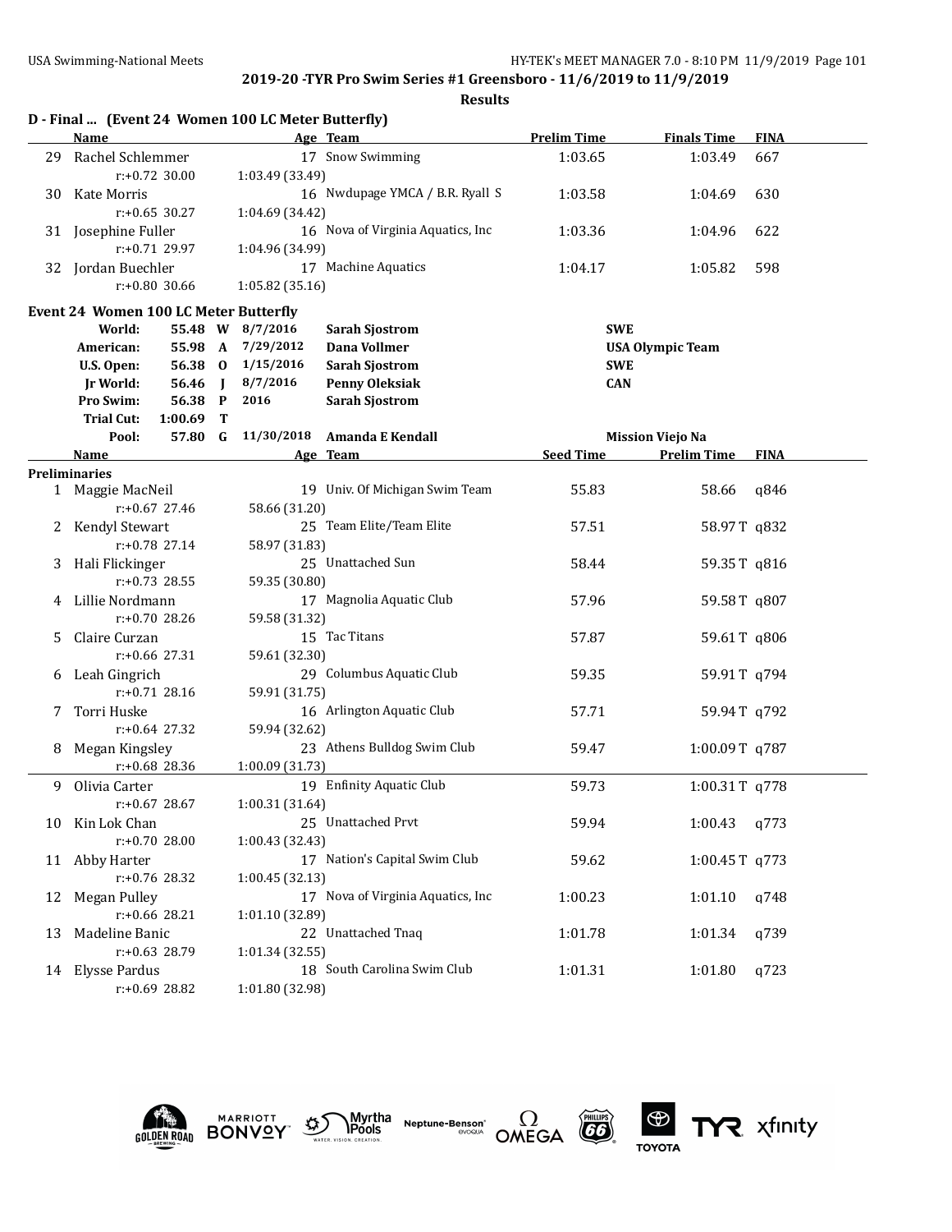**2019-20 -TYR Pro Swim Series #1 Greensboro - 11/6/2019 to 11/9/2019**

**Results**

### D - Final ... (Event 24 Women 100 LC Meter Butterfly)

| | Name | Age | Team | Prelim Time | Finals Time | FINA |
|---|---|---|---|---|---|---|
| 29 | Rachel Schlemmer | 17 | Snow Swimming | 1:03.65 | 1:03.49 | 667 |
| | r:+0.72 30.00 | | 1:03.49 (33.49) | | | |
| 30 | Kate Morris | 16 | Nwdupage YMCA / B.R. Ryall S | 1:03.58 | 1:04.69 | 630 |
| | r:+0.65 30.27 | | 1:04.69 (34.42) | | | |
| 31 | Josephine Fuller | 16 | Nova of Virginia Aquatics, Inc | 1:03.36 | 1:04.96 | 622 |
| | r:+0.71 29.97 | | 1:04.96 (34.99) | | | |
| 32 | Jordan Buechler | 17 | Machine Aquatics | 1:04.17 | 1:05.82 | 598 |
| | r:+0.80 30.66 | | 1:05.82 (35.16) | | | |

### Event 24 Women 100 LC Meter Butterfly

| | | | Date | Name | Team |
|---|---|---|---|---|---|
| World: | 55.48 | W | 8/7/2016 | Sarah Sjostrom | SWE |
| American: | 55.98 | A | 7/29/2012 | Dana Vollmer | USA Olympic Team |
| U.S. Open: | 56.38 | O | 1/15/2016 | Sarah Sjostrom | SWE |
| Jr World: | 56.46 | J | 8/7/2016 | Penny Oleksiak | CAN |
| Pro Swim: | 56.38 | P | 2016 | Sarah Sjostrom | |
| Trial Cut: | 1:00.69 | T | | | |
| Pool: | 57.80 | G | 11/30/2018 | Amanda E Kendall | Mission Viejo Na |

**Preliminaries**

| | Name | Age | Team | Seed Time | Prelim Time | FINA |
|---|---|---|---|---|---|---|
| 1 | Maggie MacNeil | 19 | Univ. Of Michigan Swim Team | 55.83 | 58.66 | q846 |
| | r:+0.67 27.46 | | 58.66 (31.20) | | | |
| 2 | Kendyl Stewart | 25 | Team Elite/Team Elite | 57.51 | 58.97T | q832 |
| | r:+0.78 27.14 | | 58.97 (31.83) | | | |
| 3 | Hali Flickinger | 25 | Unattached Sun | 58.44 | 59.35T | q816 |
| | r:+0.73 28.55 | | 59.35 (30.80) | | | |
| 4 | Lillie Nordmann | 17 | Magnolia Aquatic Club | 57.96 | 59.58T | q807 |
| | r:+0.70 28.26 | | 59.58 (31.32) | | | |
| 5 | Claire Curzan | 15 | Tac Titans | 57.87 | 59.61T | q806 |
| | r:+0.66 27.31 | | 59.61 (32.30) | | | |
| 6 | Leah Gingrich | 29 | Columbus Aquatic Club | 59.35 | 59.91T | q794 |
| | r:+0.71 28.16 | | 59.91 (31.75) | | | |
| 7 | Torri Huske | 16 | Arlington Aquatic Club | 57.71 | 59.94T | q792 |
| | r:+0.64 27.32 | | 59.94 (32.62) | | | |
| 8 | Megan Kingsley | 23 | Athens Bulldog Swim Club | 59.47 | 1:00.09T | q787 |
| | r:+0.68 28.36 | | 1:00.09 (31.73) | | | |
| 9 | Olivia Carter | 19 | Enfinity Aquatic Club | 59.73 | 1:00.31T | q778 |
| | r:+0.67 28.67 | | 1:00.31 (31.64) | | | |
| 10 | Kin Lok Chan | 25 | Unattached Prvt | 59.94 | 1:00.43 | q773 |
| | r:+0.70 28.00 | | 1:00.43 (32.43) | | | |
| 11 | Abby Harter | 17 | Nation's Capital Swim Club | 59.62 | 1:00.45T | q773 |
| | r:+0.76 28.32 | | 1:00.45 (32.13) | | | |
| 12 | Megan Pulley | 17 | Nova of Virginia Aquatics, Inc | 1:00.23 | 1:01.10 | q748 |
| | r:+0.66 28.21 | | 1:01.10 (32.89) | | | |
| 13 | Madeline Banic | 22 | Unattached Tnaq | 1:01.78 | 1:01.34 | q739 |
| | r:+0.63 28.79 | | 1:01.34 (32.55) | | | |
| 14 | Elysse Pardus | 18 | South Carolina Swim Club | 1:01.31 | 1:01.80 | q723 |
| | r:+0.69 28.82 | | 1:01.80 (32.98) | | | |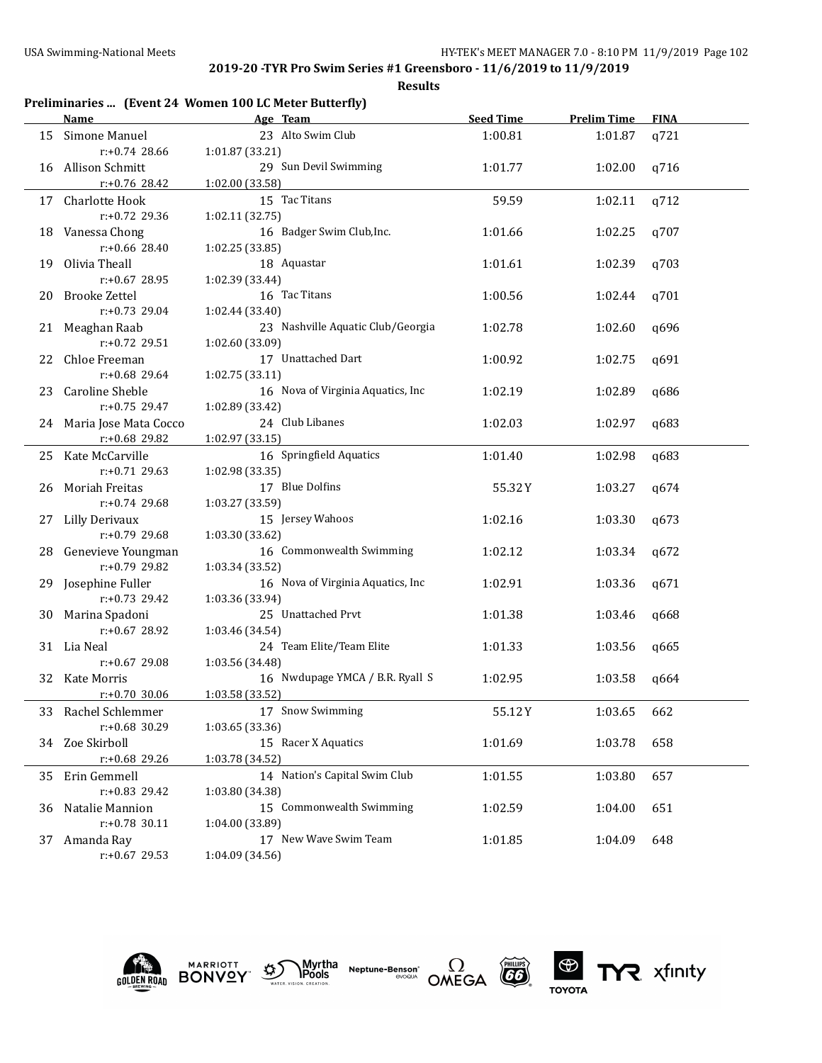## 2019-20 -TYR Pro Swim Series #1 Greensboro - 11/6/2019 to 11/9/2019

**Results**

### Preliminaries ... (Event 24 Women 100 LC Meter Butterfly)

| | Name | Age | Team | Seed Time | Prelim Time | FINA |
|---|---|---|---|---|---|---|
| 15 | Simone Manuel | 23 | Alto Swim Club | 1:00.81 | 1:01.87 | q721 |
| | r:+0.74 28.66 | 1:01.87 (33.21) | | | | |
| 16 | Allison Schmitt | 29 | Sun Devil Swimming | 1:01.77 | 1:02.00 | q716 |
| | r:+0.76 28.42 | 1:02.00 (33.58) | | | | |
| 17 | Charlotte Hook | 15 | Tac Titans | 59.59 | 1:02.11 | q712 |
| | r:+0.72 29.36 | 1:02.11 (32.75) | | | | |
| 18 | Vanessa Chong | 16 | Badger Swim Club,Inc. | 1:01.66 | 1:02.25 | q707 |
| | r:+0.66 28.40 | 1:02.25 (33.85) | | | | |
| 19 | Olivia Theall | 18 | Aquastar | 1:01.61 | 1:02.39 | q703 |
| | r:+0.67 28.95 | 1:02.39 (33.44) | | | | |
| 20 | Brooke Zettel | 16 | Tac Titans | 1:00.56 | 1:02.44 | q701 |
| | r:+0.73 29.04 | 1:02.44 (33.40) | | | | |
| 21 | Meaghan Raab | 23 | Nashville Aquatic Club/Georgia | 1:02.78 | 1:02.60 | q696 |
| | r:+0.72 29.51 | 1:02.60 (33.09) | | | | |
| 22 | Chloe Freeman | 17 | Unattached Dart | 1:00.92 | 1:02.75 | q691 |
| | r:+0.68 29.64 | 1:02.75 (33.11) | | | | |
| 23 | Caroline Sheble | 16 | Nova of Virginia Aquatics, Inc | 1:02.19 | 1:02.89 | q686 |
| | r:+0.75 29.47 | 1:02.89 (33.42) | | | | |
| 24 | Maria Jose Mata Cocco | 24 | Club Libanes | 1:02.03 | 1:02.97 | q683 |
| | r:+0.68 29.82 | 1:02.97 (33.15) | | | | |
| 25 | Kate McCarville | 16 | Springfield Aquatics | 1:01.40 | 1:02.98 | q683 |
| | r:+0.71 29.63 | 1:02.98 (33.35) | | | | |
| 26 | Moriah Freitas | 17 | Blue Dolfins | 55.32Y | 1:03.27 | q674 |
| | r:+0.74 29.68 | 1:03.27 (33.59) | | | | |
| 27 | Lilly Derivaux | 15 | Jersey Wahoos | 1:02.16 | 1:03.30 | q673 |
| | r:+0.79 29.68 | 1:03.30 (33.62) | | | | |
| 28 | Genevieve Youngman | 16 | Commonwealth Swimming | 1:02.12 | 1:03.34 | q672 |
| | r:+0.79 29.82 | 1:03.34 (33.52) | | | | |
| 29 | Josephine Fuller | 16 | Nova of Virginia Aquatics, Inc | 1:02.91 | 1:03.36 | q671 |
| | r:+0.73 29.42 | 1:03.36 (33.94) | | | | |
| 30 | Marina Spadoni | 25 | Unattached Prvt | 1:01.38 | 1:03.46 | q668 |
| | r:+0.67 28.92 | 1:03.46 (34.54) | | | | |
| 31 | Lia Neal | 24 | Team Elite/Team Elite | 1:01.33 | 1:03.56 | q665 |
| | r:+0.67 29.08 | 1:03.56 (34.48) | | | | |
| 32 | Kate Morris | 16 | Nwdupage YMCA / B.R. Ryall S | 1:02.95 | 1:03.58 | q664 |
| | r:+0.70 30.06 | 1:03.58 (33.52) | | | | |
| 33 | Rachel Schlemmer | 17 | Snow Swimming | 55.12Y | 1:03.65 | 662 |
| | r:+0.68 30.29 | 1:03.65 (33.36) | | | | |
| 34 | Zoe Skirboll | 15 | Racer X Aquatics | 1:01.69 | 1:03.78 | 658 |
| | r:+0.68 29.26 | 1:03.78 (34.52) | | | | |
| 35 | Erin Gemmell | 14 | Nation's Capital Swim Club | 1:01.55 | 1:03.80 | 657 |
| | r:+0.83 29.42 | 1:03.80 (34.38) | | | | |
| 36 | Natalie Mannion | 15 | Commonwealth Swimming | 1:02.59 | 1:04.00 | 651 |
| | r:+0.78 30.11 | 1:04.00 (33.89) | | | | |
| 37 | Amanda Ray | 17 | New Wave Swim Team | 1:01.85 | 1:04.09 | 648 |
| | r:+0.67 29.53 | 1:04.09 (34.56) | | | | |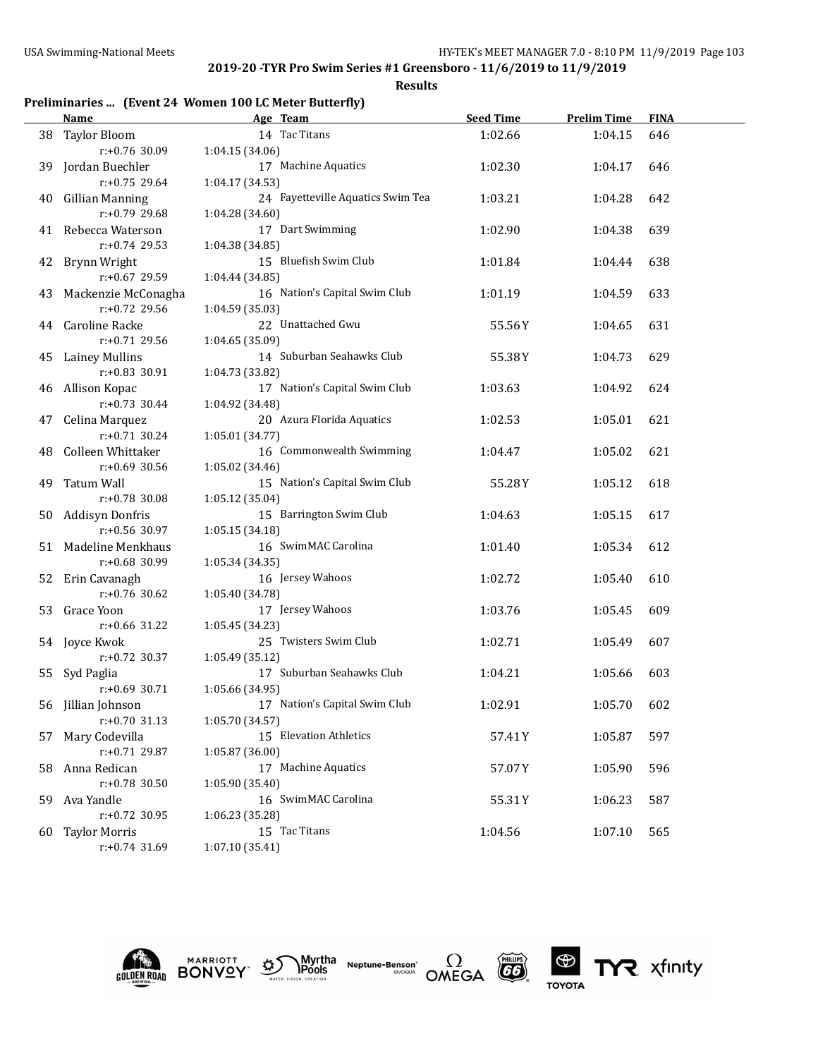**2019-20 -TYR Pro Swim Series #1 Greensboro - 11/6/2019 to 11/9/2019**

**Results**

**Preliminaries ... (Event 24 Women 100 LC Meter Butterfly)**

| | Name | Age | Team | Seed Time | Prelim Time | FINA |
|---|---|---|---|---|---|---|
| 38 | Taylor Bloom | 14 | Tac Titans | 1:02.66 | 1:04.15 | 646 |
| | r:+0.76 30.09 | | 1:04.15 (34.06) | | | |
| 39 | Jordan Buechler | 17 | Machine Aquatics | 1:02.30 | 1:04.17 | 646 |
| | r:+0.75 29.64 | | 1:04.17 (34.53) | | | |
| 40 | Gillian Manning | 24 | Fayetteville Aquatics Swim Tea | 1:03.21 | 1:04.28 | 642 |
| | r:+0.79 29.68 | | 1:04.28 (34.60) | | | |
| 41 | Rebecca Waterson | 17 | Dart Swimming | 1:02.90 | 1:04.38 | 639 |
| | r:+0.74 29.53 | | 1:04.38 (34.85) | | | |
| 42 | Brynn Wright | 15 | Bluefish Swim Club | 1:01.84 | 1:04.44 | 638 |
| | r:+0.67 29.59 | | 1:04.44 (34.85) | | | |
| 43 | Mackenzie McConagha | 16 | Nation's Capital Swim Club | 1:01.19 | 1:04.59 | 633 |
| | r:+0.72 29.56 | | 1:04.59 (35.03) | | | |
| 44 | Caroline Racke | 22 | Unattached Gwu | 55.56Y | 1:04.65 | 631 |
| | r:+0.71 29.56 | | 1:04.65 (35.09) | | | |
| 45 | Lainey Mullins | 14 | Suburban Seahawks Club | 55.38Y | 1:04.73 | 629 |
| | r:+0.83 30.91 | | 1:04.73 (33.82) | | | |
| 46 | Allison Kopac | 17 | Nation's Capital Swim Club | 1:03.63 | 1:04.92 | 624 |
| | r:+0.73 30.44 | | 1:04.92 (34.48) | | | |
| 47 | Celina Marquez | 20 | Azura Florida Aquatics | 1:02.53 | 1:05.01 | 621 |
| | r:+0.71 30.24 | | 1:05.01 (34.77) | | | |
| 48 | Colleen Whittaker | 16 | Commonwealth Swimming | 1:04.47 | 1:05.02 | 621 |
| | r:+0.69 30.56 | | 1:05.02 (34.46) | | | |
| 49 | Tatum Wall | 15 | Nation's Capital Swim Club | 55.28Y | 1:05.12 | 618 |
| | r:+0.78 30.08 | | 1:05.12 (35.04) | | | |
| 50 | Addisyn Donfris | 15 | Barrington Swim Club | 1:04.63 | 1:05.15 | 617 |
| | r:+0.56 30.97 | | 1:05.15 (34.18) | | | |
| 51 | Madeline Menkhaus | 16 | SwimMAC Carolina | 1:01.40 | 1:05.34 | 612 |
| | r:+0.68 30.99 | | 1:05.34 (34.35) | | | |
| 52 | Erin Cavanagh | 16 | Jersey Wahoos | 1:02.72 | 1:05.40 | 610 |
| | r:+0.76 30.62 | | 1:05.40 (34.78) | | | |
| 53 | Grace Yoon | 17 | Jersey Wahoos | 1:03.76 | 1:05.45 | 609 |
| | r:+0.66 31.22 | | 1:05.45 (34.23) | | | |
| 54 | Joyce Kwok | 25 | Twisters Swim Club | 1:02.71 | 1:05.49 | 607 |
| | r:+0.72 30.37 | | 1:05.49 (35.12) | | | |
| 55 | Syd Paglia | 17 | Suburban Seahawks Club | 1:04.21 | 1:05.66 | 603 |
| | r:+0.69 30.71 | | 1:05.66 (34.95) | | | |
| 56 | Jillian Johnson | 17 | Nation's Capital Swim Club | 1:02.91 | 1:05.70 | 602 |
| | r:+0.70 31.13 | | 1:05.70 (34.57) | | | |
| 57 | Mary Codevilla | 15 | Elevation Athletics | 57.41Y | 1:05.87 | 597 |
| | r:+0.71 29.87 | | 1:05.87 (36.00) | | | |
| 58 | Anna Redican | 17 | Machine Aquatics | 57.07Y | 1:05.90 | 596 |
| | r:+0.78 30.50 | | 1:05.90 (35.40) | | | |
| 59 | Ava Yandle | 16 | SwimMAC Carolina | 55.31Y | 1:06.23 | 587 |
| | r:+0.72 30.95 | | 1:06.23 (35.28) | | | |
| 60 | Taylor Morris | 15 | Tac Titans | 1:04.56 | 1:07.10 | 565 |
| | r:+0.74 31.69 | | 1:07.10 (35.41) | | | |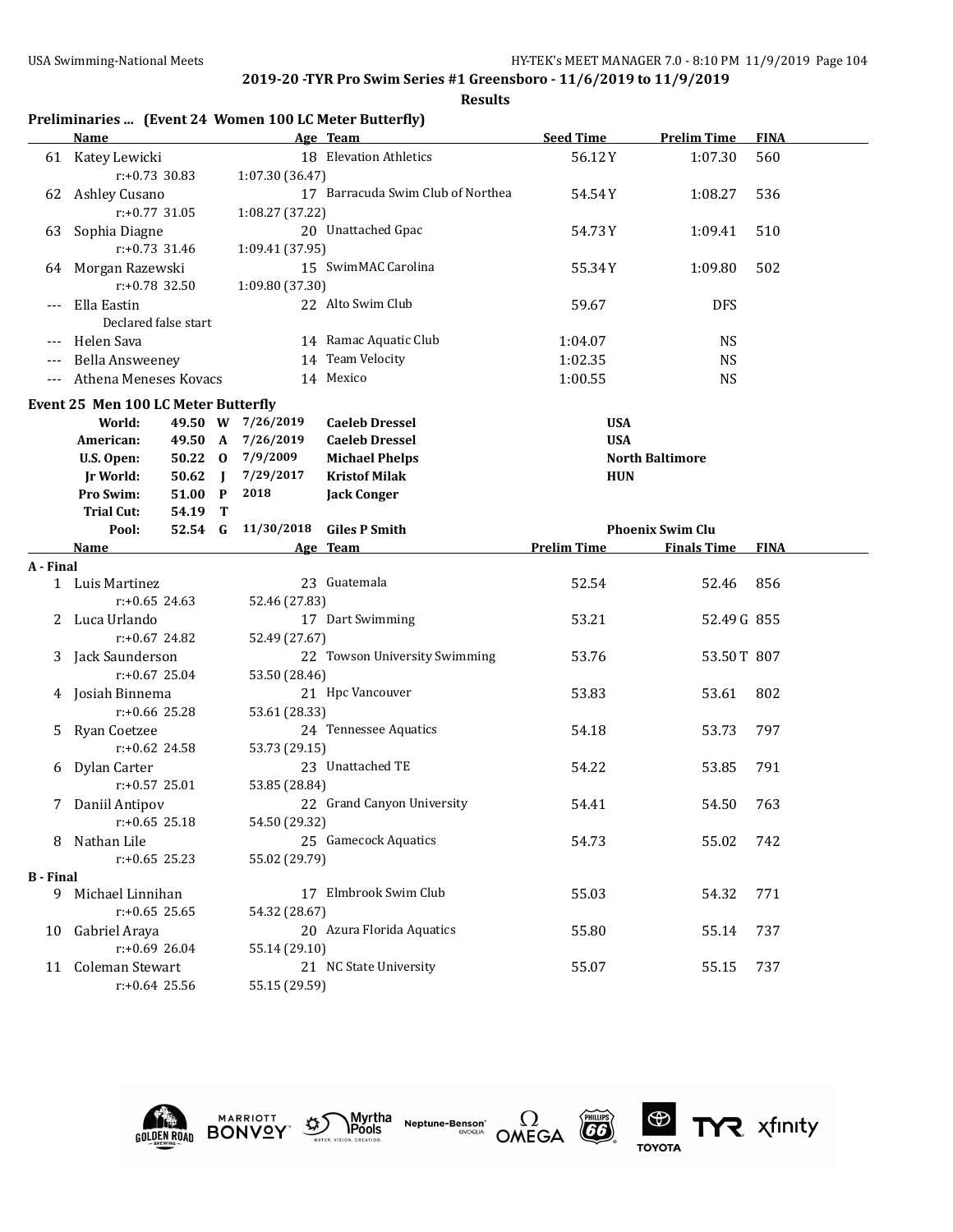## 2019-20 -TYR Pro Swim Series #1 Greensboro - 11/6/2019 to 11/9/2019

**Results**

### Preliminaries ... (Event 24 Women 100 LC Meter Butterfly)

| | Name | Age | Team | Seed Time | Prelim Time | FINA |
|---|---|---|---|---|---|---|
| 61 | Katey Lewicki | 18 | Elevation Athletics | 56.12Y | 1:07.30 | 560 |
| | r:+0.73 30.83 1:07.30 (36.47) | | | | | |
| 62 | Ashley Cusano | 17 | Barracuda Swim Club of Northea | 54.54Y | 1:08.27 | 536 |
| | r:+0.77 31.05 1:08.27 (37.22) | | | | | |
| 63 | Sophia Diagne | 20 | Unattached Gpac | 54.73Y | 1:09.41 | 510 |
| | r:+0.73 31.46 1:09.41 (37.95) | | | | | |
| 64 | Morgan Razewski | 15 | SwimMAC Carolina | 55.34Y | 1:09.80 | 502 |
| | r:+0.78 32.50 1:09.80 (37.30) | | | | | |
| --- | Ella Eastin | 22 | Alto Swim Club | 59.67 | DFS | |
| | Declared false start | | | | | |
| --- | Helen Sava | 14 | Ramac Aquatic Club | 1:04.07 | NS | |
| --- | Bella Answeeney | 14 | Team Velocity | 1:02.35 | NS | |
| --- | Athena Meneses Kovacs | 14 | Mexico | 1:00.55 | NS | |

### Event 25 Men 100 LC Meter Butterfly

| | | | | | |
|---|---|---|---|---|---|
| World: | 49.50 | W | 7/26/2019 | Caeleb Dressel | USA |
| American: | 49.50 | A | 7/26/2019 | Caeleb Dressel | USA |
| U.S. Open: | 50.22 | O | 7/9/2009 | Michael Phelps | North Baltimore |
| Jr World: | 50.62 | J | 7/29/2017 | Kristof Milak | HUN |
| Pro Swim: | 51.00 | P | 2018 | Jack Conger | |
| Trial Cut: | 54.19 | T | | | |
| Pool: | 52.54 | G | 11/30/2018 | Giles P Smith | Phoenix Swim Clu |

| | Name | Age | Team | Prelim Time | Finals Time | FINA |
|---|---|---|---|---|---|---|
| **A - Final** | | | | | | |
| 1 | Luis Martinez | 23 | Guatemala | 52.54 | 52.46 | 856 |
| | r:+0.65 24.63 52.46 (27.83) | | | | | |
| 2 | Luca Urlando | 17 | Dart Swimming | 53.21 | 52.49 G | 855 |
| | r:+0.67 24.82 52.49 (27.67) | | | | | |
| 3 | Jack Saunderson | 22 | Towson University Swimming | 53.76 | 53.50 T | 807 |
| | r:+0.67 25.04 53.50 (28.46) | | | | | |
| 4 | Josiah Binnema | 21 | Hpc Vancouver | 53.83 | 53.61 | 802 |
| | r:+0.66 25.28 53.61 (28.33) | | | | | |
| 5 | Ryan Coetzee | 24 | Tennessee Aquatics | 54.18 | 53.73 | 797 |
| | r:+0.62 24.58 53.73 (29.15) | | | | | |
| 6 | Dylan Carter | 23 | Unattached TE | 54.22 | 53.85 | 791 |
| | r:+0.57 25.01 53.85 (28.84) | | | | | |
| 7 | Daniil Antipov | 22 | Grand Canyon University | 54.41 | 54.50 | 763 |
| | r:+0.65 25.18 54.50 (29.32) | | | | | |
| 8 | Nathan Lile | 25 | Gamecock Aquatics | 54.73 | 55.02 | 742 |
| | r:+0.65 25.23 55.02 (29.79) | | | | | |
| **B - Final** | | | | | | |
| 9 | Michael Linnihan | 17 | Elmbrook Swim Club | 55.03 | 54.32 | 771 |
| | r:+0.65 25.65 54.32 (28.67) | | | | | |
| 10 | Gabriel Araya | 20 | Azura Florida Aquatics | 55.80 | 55.14 | 737 |
| | r:+0.69 26.04 55.14 (29.10) | | | | | |
| 11 | Coleman Stewart | 21 | NC State University | 55.07 | 55.15 | 737 |
| | r:+0.64 25.56 55.15 (29.59) | | | | | |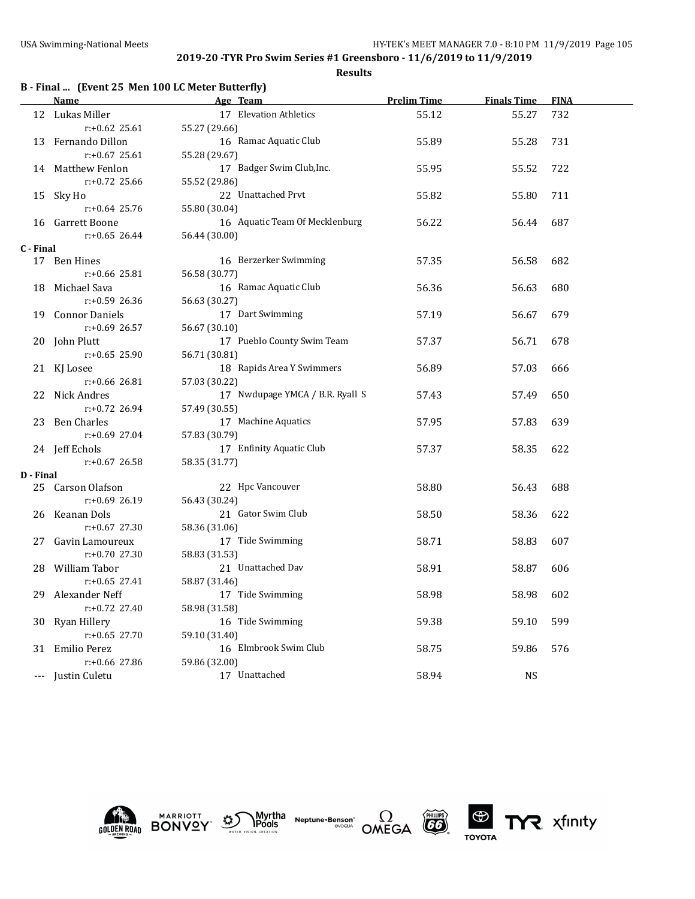## 2019-20 -TYR Pro Swim Series #1 Greensboro - 11/6/2019 to 11/9/2019

**Results**

### B - Final ... (Event 25 Men 100 LC Meter Butterfly)

| | Name | Age | Team | Prelim Time | Finals Time | FINA |
|---|---|---|---|---|---|---|
| 12 | Lukas Miller | 17 | Elevation Athletics | 55.12 | 55.27 | 732 |
| | r:+0.62 25.61 | | 55.27 (29.66) | | | |
| 13 | Fernando Dillon | 16 | Ramac Aquatic Club | 55.89 | 55.28 | 731 |
| | r:+0.67 25.61 | | 55.28 (29.67) | | | |
| 14 | Matthew Fenlon | 17 | Badger Swim Club,Inc. | 55.95 | 55.52 | 722 |
| | r:+0.72 25.66 | | 55.52 (29.86) | | | |
| 15 | Sky Ho | 22 | Unattached Prvt | 55.82 | 55.80 | 711 |
| | r:+0.64 25.76 | | 55.80 (30.04) | | | |
| 16 | Garrett Boone | 16 | Aquatic Team Of Mecklenburg | 56.22 | 56.44 | 687 |
| | r:+0.65 26.44 | | 56.44 (30.00) | | | |
| **C - Final** | | | | | | |
| 17 | Ben Hines | 16 | Berzerker Swimming | 57.35 | 56.58 | 682 |
| | r:+0.66 25.81 | | 56.58 (30.77) | | | |
| 18 | Michael Sava | 16 | Ramac Aquatic Club | 56.36 | 56.63 | 680 |
| | r:+0.59 26.36 | | 56.63 (30.27) | | | |
| 19 | Connor Daniels | 17 | Dart Swimming | 57.19 | 56.67 | 679 |
| | r:+0.69 26.57 | | 56.67 (30.10) | | | |
| 20 | John Plutt | 17 | Pueblo County Swim Team | 57.37 | 56.71 | 678 |
| | r:+0.65 25.90 | | 56.71 (30.81) | | | |
| 21 | KJ Losee | 18 | Rapids Area Y Swimmers | 56.89 | 57.03 | 666 |
| | r:+0.66 26.81 | | 57.03 (30.22) | | | |
| 22 | Nick Andres | 17 | Nwdupage YMCA / B.R. Ryall S | 57.43 | 57.49 | 650 |
| | r:+0.72 26.94 | | 57.49 (30.55) | | | |
| 23 | Ben Charles | 17 | Machine Aquatics | 57.95 | 57.83 | 639 |
| | r:+0.69 27.04 | | 57.83 (30.79) | | | |
| 24 | Jeff Echols | 17 | Enfinity Aquatic Club | 57.37 | 58.35 | 622 |
| | r:+0.67 26.58 | | 58.35 (31.77) | | | |
| **D - Final** | | | | | | |
| 25 | Carson Olafson | 22 | Hpc Vancouver | 58.80 | 56.43 | 688 |
| | r:+0.69 26.19 | | 56.43 (30.24) | | | |
| 26 | Keanan Dols | 21 | Gator Swim Club | 58.50 | 58.36 | 622 |
| | r:+0.67 27.30 | | 58.36 (31.06) | | | |
| 27 | Gavin Lamoureux | 17 | Tide Swimming | 58.71 | 58.83 | 607 |
| | r:+0.70 27.30 | | 58.83 (31.53) | | | |
| 28 | William Tabor | 21 | Unattached Dav | 58.91 | 58.87 | 606 |
| | r:+0.65 27.41 | | 58.87 (31.46) | | | |
| 29 | Alexander Neff | 17 | Tide Swimming | 58.98 | 58.98 | 602 |
| | r:+0.72 27.40 | | 58.98 (31.58) | | | |
| 30 | Ryan Hillery | 16 | Tide Swimming | 59.38 | 59.10 | 599 |
| | r:+0.65 27.70 | | 59.10 (31.40) | | | |
| 31 | Emilio Perez | 16 | Elmbrook Swim Club | 58.75 | 59.86 | 576 |
| | r:+0.66 27.86 | | 59.86 (32.00) | | | |
| --- | Justin Culetu | 17 | Unattached | 58.94 | NS | |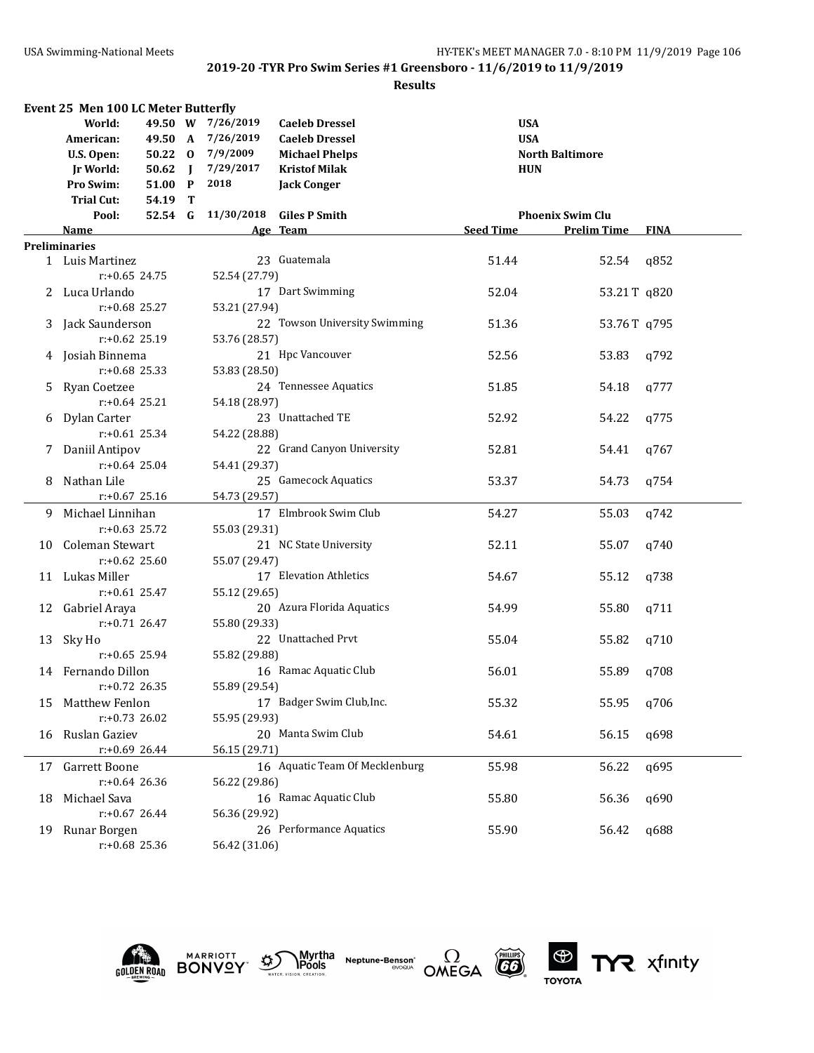## 2019-20 -TYR Pro Swim Series #1 Greensboro - 11/6/2019 to 11/9/2019

**Results**

### Event 25 Men 100 LC Meter Butterfly

| Record | Time | Code | Date | Name | Team |
|---|---|---|---|---|---|
| World: | 49.50 | W | 7/26/2019 | Caeleb Dressel | USA |
| American: | 49.50 | A | 7/26/2019 | Caeleb Dressel | USA |
| U.S. Open: | 50.22 | O | 7/9/2009 | Michael Phelps | North Baltimore |
| Jr World: | 50.62 | J | 7/29/2017 | Kristof Milak | HUN |
| Pro Swim: | 51.00 | P | 2018 | Jack Conger | |
| Trial Cut: | 54.19 | T | | | |
| Pool: | 52.54 | G | 11/30/2018 | Giles P Smith | Phoenix Swim Clu |

**Preliminaries**

| Place | Name | Age | Team | Seed Time | Prelim Time | FINA |
|---|---|---|---|---|---|---|
| 1 | Luis Martinez | 23 | Guatemala | 51.44 | 52.54 | q852 |
| | r:+0.65 25.24 52.54 (27.79) | | | | | |
| 2 | Luca Urlando | 17 | Dart Swimming | 52.04 | 53.21 T | q820 |
| | r:+0.68 25.27 53.21 (27.94) | | | | | |
| 3 | Jack Saunderson | 22 | Towson University Swimming | 51.36 | 53.76 T | q795 |
| | r:+0.62 25.19 53.76 (28.57) | | | | | |
| 4 | Josiah Binnema | 21 | Hpc Vancouver | 52.56 | 53.83 | q792 |
| | r:+0.68 25.33 53.83 (28.50) | | | | | |
| 5 | Ryan Coetzee | 24 | Tennessee Aquatics | 51.85 | 54.18 | q777 |
| | r:+0.64 25.21 54.18 (28.97) | | | | | |
| 6 | Dylan Carter | 23 | Unattached TE | 52.92 | 54.22 | q775 |
| | r:+0.61 25.34 54.22 (28.88) | | | | | |
| 7 | Daniil Antipov | 22 | Grand Canyon University | 52.81 | 54.41 | q767 |
| | r:+0.64 25.04 54.41 (29.37) | | | | | |
| 8 | Nathan Lile | 25 | Gamecock Aquatics | 53.37 | 54.73 | q754 |
| | r:+0.67 25.16 54.73 (29.57) | | | | | |
| 9 | Michael Linnihan | 17 | Elmbrook Swim Club | 54.27 | 55.03 | q742 |
| | r:+0.63 25.72 55.03 (29.31) | | | | | |
| 10 | Coleman Stewart | 21 | NC State University | 52.11 | 55.07 | q740 |
| | r:+0.62 25.60 55.07 (29.47) | | | | | |
| 11 | Lukas Miller | 17 | Elevation Athletics | 54.67 | 55.12 | q738 |
| | r:+0.61 25.47 55.12 (29.65) | | | | | |
| 12 | Gabriel Araya | 20 | Azura Florida Aquatics | 54.99 | 55.80 | q711 |
| | r:+0.71 26.47 55.80 (29.33) | | | | | |
| 13 | Sky Ho | 22 | Unattached Prvt | 55.04 | 55.82 | q710 |
| | r:+0.65 25.94 55.82 (29.88) | | | | | |
| 14 | Fernando Dillon | 16 | Ramac Aquatic Club | 56.01 | 55.89 | q708 |
| | r:+0.72 26.35 55.89 (29.54) | | | | | |
| 15 | Matthew Fenlon | 17 | Badger Swim Club,Inc. | 55.32 | 55.95 | q706 |
| | r:+0.73 26.02 55.95 (29.93) | | | | | |
| 16 | Ruslan Gaziev | 20 | Manta Swim Club | 54.61 | 56.15 | q698 |
| | r:+0.69 26.44 56.15 (29.71) | | | | | |
| 17 | Garrett Boone | 16 | Aquatic Team Of Mecklenburg | 55.98 | 56.22 | q695 |
| | r:+0.64 26.36 56.22 (29.86) | | | | | |
| 18 | Michael Sava | 16 | Ramac Aquatic Club | 55.80 | 56.36 | q690 |
| | r:+0.67 26.44 56.36 (29.92) | | | | | |
| 19 | Runar Borgen | 26 | Performance Aquatics | 55.90 | 56.42 | q688 |
| | r:+0.68 25.36 56.42 (31.06) | | | | | |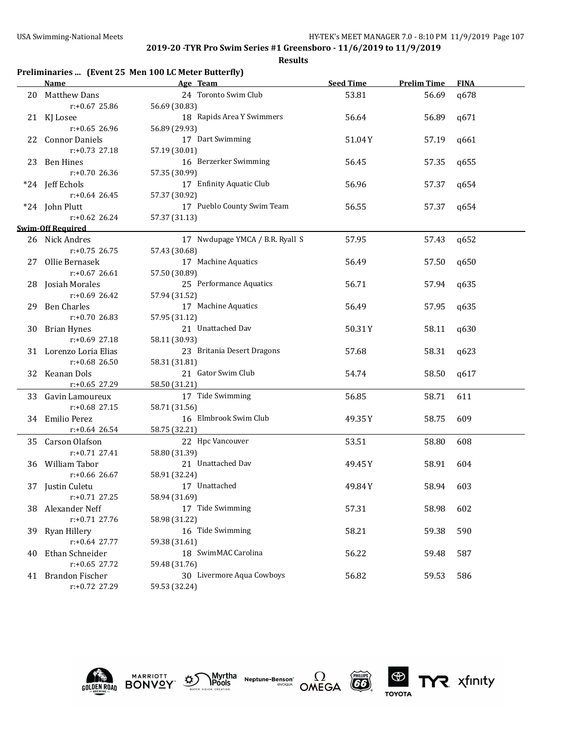USA Swimming-National Meets

**2019-20 -TYR Pro Swim Series #1 Greensboro - 11/6/2019 to 11/9/2019**

**Results**

### Preliminaries ... (Event 25 Men 100 LC Meter Butterfly)

| | Name | Age | Team | Seed Time | Prelim Time | FINA |
|---|---|---|---|---|---|---|
| 20 | Matthew Dans | 24 | Toronto Swim Club | 53.81 | 56.69 | q678 |
| | r:+0.67 25.86 | | 56.69 (30.83) | | | |
| 21 | KJ Losee | 18 | Rapids Area Y Swimmers | 56.64 | 56.89 | q671 |
| | r:+0.65 26.96 | | 56.89 (29.93) | | | |
| 22 | Connor Daniels | 17 | Dart Swimming | 51.04Y | 57.19 | q661 |
| | r:+0.73 27.18 | | 57.19 (30.01) | | | |
| 23 | Ben Hines | 16 | Berzerker Swimming | 56.45 | 57.35 | q655 |
| | r:+0.70 26.36 | | 57.35 (30.99) | | | |
| *24 | Jeff Echols | 17 | Enfinity Aquatic Club | 56.96 | 57.37 | q654 |
| | r:+0.64 26.45 | | 57.37 (30.92) | | | |
| *24 | John Plutt | 17 | Pueblo County Swim Team | 56.55 | 57.37 | q654 |
| | r:+0.62 26.24 | | 57.37 (31.13) | | | |
| **Swim-Off Required** | | | | | | |
| 26 | Nick Andres | 17 | Nwdupage YMCA / B.R. Ryall S | 57.95 | 57.43 | q652 |
| | r:+0.75 26.75 | | 57.43 (30.68) | | | |
| 27 | Ollie Bernasek | 17 | Machine Aquatics | 56.49 | 57.50 | q650 |
| | r:+0.67 26.61 | | 57.50 (30.89) | | | |
| 28 | Josiah Morales | 25 | Performance Aquatics | 56.71 | 57.94 | q635 |
| | r:+0.69 26.42 | | 57.94 (31.52) | | | |
| 29 | Ben Charles | 17 | Machine Aquatics | 56.49 | 57.95 | q635 |
| | r:+0.70 26.83 | | 57.95 (31.12) | | | |
| 30 | Brian Hynes | 21 | Unattached Dav | 50.31Y | 58.11 | q630 |
| | r:+0.69 27.18 | | 58.11 (30.93) | | | |
| 31 | Lorenzo Loria Elias | 23 | Britania Desert Dragons | 57.68 | 58.31 | q623 |
| | r:+0.68 26.50 | | 58.31 (31.81) | | | |
| 32 | Keanan Dols | 21 | Gator Swim Club | 54.74 | 58.50 | q617 |
| | r:+0.65 27.29 | | 58.50 (31.21) | | | |
| 33 | Gavin Lamoureux | 17 | Tide Swimming | 56.85 | 58.71 | 611 |
| | r:+0.68 27.15 | | 58.71 (31.56) | | | |
| 34 | Emilio Perez | 16 | Elmbrook Swim Club | 49.35Y | 58.75 | 609 |
| | r:+0.64 26.54 | | 58.75 (32.21) | | | |
| 35 | Carson Olafson | 22 | Hpc Vancouver | 53.51 | 58.80 | 608 |
| | r:+0.71 27.41 | | 58.80 (31.39) | | | |
| 36 | William Tabor | 21 | Unattached Dav | 49.45Y | 58.91 | 604 |
| | r:+0.66 26.67 | | 58.91 (32.24) | | | |
| 37 | Justin Culetu | 17 | Unattached | 49.84Y | 58.94 | 603 |
| | r:+0.71 27.25 | | 58.94 (31.69) | | | |
| 38 | Alexander Neff | 17 | Tide Swimming | 57.31 | 58.98 | 602 |
| | r:+0.71 27.76 | | 58.98 (31.22) | | | |
| 39 | Ryan Hillery | 16 | Tide Swimming | 58.21 | 59.38 | 590 |
| | r:+0.64 27.77 | | 59.38 (31.61) | | | |
| 40 | Ethan Schneider | 18 | SwimMAC Carolina | 56.22 | 59.48 | 587 |
| | r:+0.65 27.72 | | 59.48 (31.76) | | | |
| 41 | Brandon Fischer | 30 | Livermore Aqua Cowboys | 56.82 | 59.53 | 586 |
| | r:+0.72 27.29 | | 59.53 (32.24) | | | |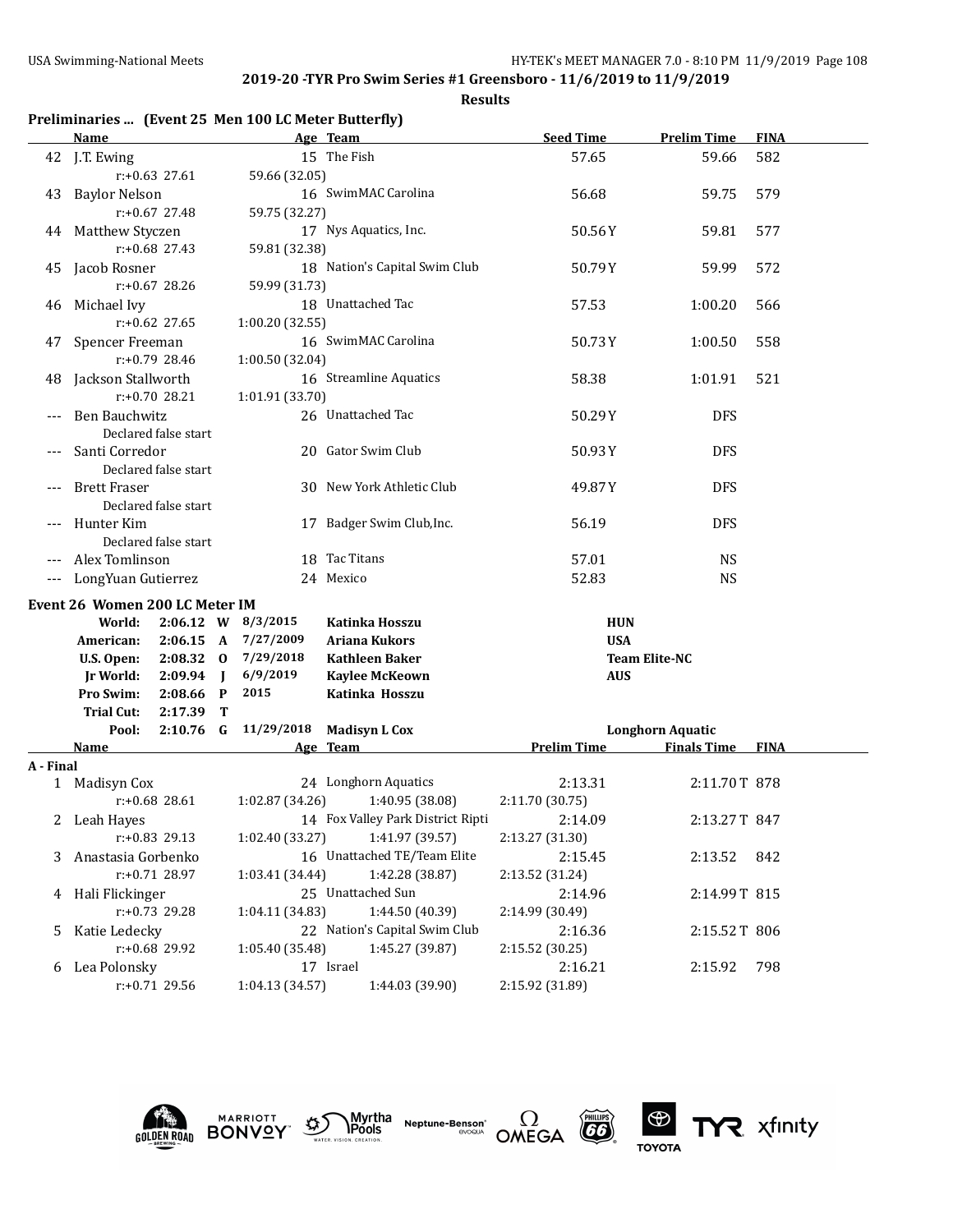## 2019-20 -TYR Pro Swim Series #1 Greensboro - 11/6/2019 to 11/9/2019

**Results**

### Preliminaries ... (Event 25 Men 100 LC Meter Butterfly)

| | Name | Age | Team | Seed Time | Prelim Time | FINA |
|---|---|---|---|---|---|---|
| 42 | J.T. Ewing | 15 | The Fish | 57.65 | 59.66 | 582 |
| | r:+0.63 27.61 | | 59.66 (32.05) | | | |
| 43 | Baylor Nelson | 16 | SwimMAC Carolina | 56.68 | 59.75 | 579 |
| | r:+0.67 27.48 | | 59.75 (32.27) | | | |
| 44 | Matthew Styczen | 17 | Nys Aquatics, Inc. | 50.56Y | 59.81 | 577 |
| | r:+0.68 27.43 | | 59.81 (32.38) | | | |
| 45 | Jacob Rosner | 18 | Nation's Capital Swim Club | 50.79Y | 59.99 | 572 |
| | r:+0.67 28.26 | | 59.99 (31.73) | | | |
| 46 | Michael Ivy | 18 | Unattached Tac | 57.53 | 1:00.20 | 566 |
| | r:+0.62 27.65 | | 1:00.20 (32.55) | | | |
| 47 | Spencer Freeman | 16 | SwimMAC Carolina | 50.73Y | 1:00.50 | 558 |
| | r:+0.79 28.46 | | 1:00.50 (32.04) | | | |
| 48 | Jackson Stallworth | 16 | Streamline Aquatics | 58.38 | 1:01.91 | 521 |
| | r:+0.70 28.21 | | 1:01.91 (33.70) | | | |
| --- | Ben Bauchwitz | 26 | Unattached Tac | 50.29Y | DFS | |
| | Declared false start | | | | | |
| --- | Santi Corredor | 20 | Gator Swim Club | 50.93Y | DFS | |
| | Declared false start | | | | | |
| --- | Brett Fraser | 30 | New York Athletic Club | 49.87Y | DFS | |
| | Declared false start | | | | | |
| --- | Hunter Kim | 17 | Badger Swim Club,Inc. | 56.19 | DFS | |
| | Declared false start | | | | | |
| --- | Alex Tomlinson | 18 | Tac Titans | 57.01 | NS | |
| --- | LongYuan Gutierrez | 24 | Mexico | 52.83 | NS | |

### Event 26 Women 200 LC Meter IM

| Record | Time | | Date | Name | Team |
|---|---|---|---|---|---|
| World: | 2:06.12 | W | 8/3/2015 | Katinka Hosszu | HUN |
| American: | 2:06.15 | A | 7/27/2009 | Ariana Kukors | USA |
| U.S. Open: | 2:08.32 | O | 7/29/2018 | Kathleen Baker | Team Elite-NC |
| Jr World: | 2:09.94 | J | 6/9/2019 | Kaylee McKeown | AUS |
| Pro Swim: | 2:08.66 | P | 2015 | Katinka Hosszu | |
| Trial Cut: | 2:17.39 | T | | | |
| Pool: | 2:10.76 | G | 11/29/2018 | Madisyn L Cox | Longhorn Aquatic |

| | Name | Age | Team | Prelim Time | Finals Time | FINA |
|---|---|---|---|---|---|---|
| **A - Final** | | | | | | |
| 1 | Madisyn Cox | 24 | Longhorn Aquatics | 2:13.31 | 2:11.70T | 878 |
| | r:+0.68 28.61 | 1:02.87 (34.26) | 1:40.95 (38.08) | 2:11.70 (30.75) | | |
| 2 | Leah Hayes | 14 | Fox Valley Park District Ripti | 2:14.09 | 2:13.27T | 847 |
| | r:+0.83 29.13 | 1:02.40 (33.27) | 1:41.97 (39.57) | 2:13.27 (31.30) | | |
| 3 | Anastasia Gorbenko | 16 | Unattached TE/Team Elite | 2:15.45 | 2:13.52 | 842 |
| | r:+0.71 28.97 | 1:03.41 (34.44) | 1:42.28 (38.87) | 2:13.52 (31.24) | | |
| 4 | Hali Flickinger | 25 | Unattached Sun | 2:14.96 | 2:14.99T | 815 |
| | r:+0.73 29.28 | 1:04.11 (34.83) | 1:44.50 (40.39) | 2:14.99 (30.49) | | |
| 5 | Katie Ledecky | 22 | Nation's Capital Swim Club | 2:16.36 | 2:15.52T | 806 |
| | r:+0.68 29.92 | 1:05.40 (35.48) | 1:45.27 (39.87) | 2:15.52 (30.25) | | |
| 6 | Lea Polonsky | 17 | Israel | 2:16.21 | 2:15.92 | 798 |
| | r:+0.71 29.56 | 1:04.13 (34.57) | 1:44.03 (39.90) | 2:15.92 (31.89) | | |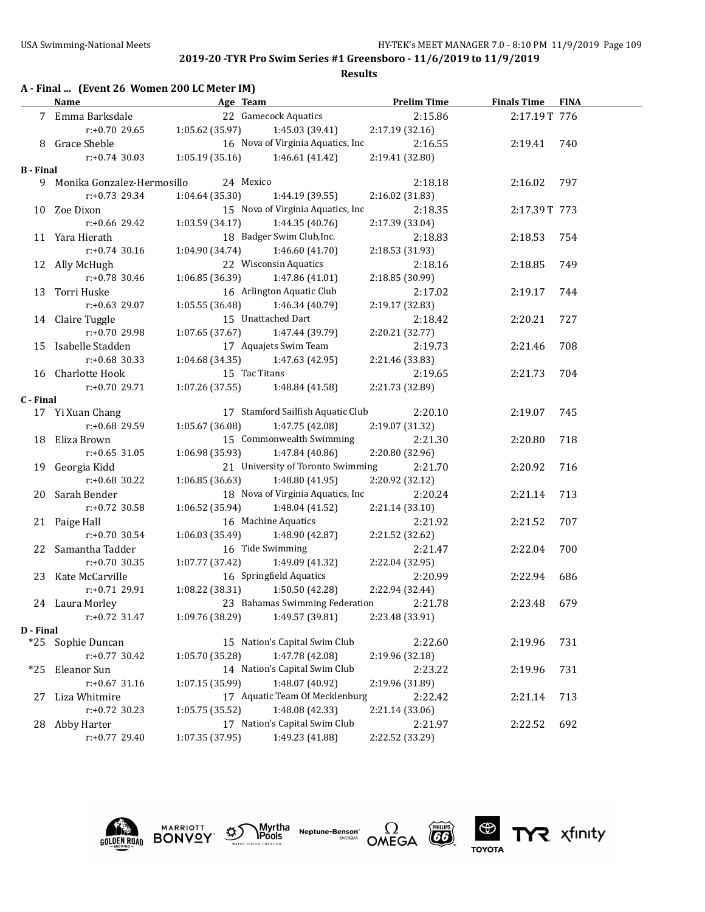## 2019-20 -TYR Pro Swim Series #1 Greensboro - 11/6/2019 to 11/9/2019

**Results**

### A - Final ... (Event 26 Women 200 LC Meter IM)

| | Name | Age | Team | Prelim Time | Finals Time | FINA |
|---|---|---|---|---|---|---|
| 7 | Emma Barksdale | 22 | Gamecock Aquatics | 2:15.86 | 2:17.19T | 776 |
| | r:+0.70 29.65 | 1:05.62 (35.97) | 1:45.03 (39.41) | 2:17.19 (32.16) | | |
| 8 | Grace Sheble | 16 | Nova of Virginia Aquatics, Inc | 2:16.55 | 2:19.41 | 740 |
| | r:+0.74 30.03 | 1:05.19 (35.16) | 1:46.61 (41.42) | 2:19.41 (32.80) | | |

### B - Final

| | Name | Age | Team | Prelim Time | Finals Time | FINA |
|---|---|---|---|---|---|---|
| 9 | Monika Gonzalez-Hermosillo | 24 | Mexico | 2:18.18 | 2:16.02 | 797 |
| | r:+0.73 29.34 | 1:04.64 (35.30) | 1:44.19 (39.55) | 2:16.02 (31.83) | | |
| 10 | Zoe Dixon | 15 | Nova of Virginia Aquatics, Inc | 2:18.35 | 2:17.39T | 773 |
| | r:+0.66 29.42 | 1:03.59 (34.17) | 1:44.35 (40.76) | 2:17.39 (33.04) | | |
| 11 | Yara Hierath | 18 | Badger Swim Club,Inc. | 2:18.83 | 2:18.53 | 754 |
| | r:+0.74 30.16 | 1:04.90 (34.74) | 1:46.60 (41.70) | 2:18.53 (31.93) | | |
| 12 | Ally McHugh | 22 | Wisconsin Aquatics | 2:18.16 | 2:18.85 | 749 |
| | r:+0.78 30.46 | 1:06.85 (36.39) | 1:47.86 (41.01) | 2:18.85 (30.99) | | |
| 13 | Torri Huske | 16 | Arlington Aquatic Club | 2:17.02 | 2:19.17 | 744 |
| | r:+0.63 29.07 | 1:05.55 (36.48) | 1:46.34 (40.79) | 2:19.17 (32.83) | | |
| 14 | Claire Tuggle | 15 | Unattached Dart | 2:18.42 | 2:20.21 | 727 |
| | r:+0.70 29.98 | 1:07.65 (37.67) | 1:47.44 (39.79) | 2:20.21 (32.77) | | |
| 15 | Isabelle Stadden | 17 | Aquajets Swim Team | 2:19.73 | 2:21.46 | 708 |
| | r:+0.68 30.33 | 1:04.68 (34.35) | 1:47.63 (42.95) | 2:21.46 (33.83) | | |
| 16 | Charlotte Hook | 15 | Tac Titans | 2:19.65 | 2:21.73 | 704 |
| | r:+0.70 29.71 | 1:07.26 (37.55) | 1:48.84 (41.58) | 2:21.73 (32.89) | | |

### C - Final

| | Name | Age | Team | Prelim Time | Finals Time | FINA |
|---|---|---|---|---|---|---|
| 17 | Yi Xuan Chang | 17 | Stamford Sailfish Aquatic Club | 2:20.10 | 2:19.07 | 745 |
| | r:+0.68 29.59 | 1:05.67 (36.08) | 1:47.75 (42.08) | 2:19.07 (31.32) | | |
| 18 | Eliza Brown | 15 | Commonwealth Swimming | 2:21.30 | 2:20.80 | 718 |
| | r:+0.65 31.05 | 1:06.98 (35.93) | 1:47.84 (40.86) | 2:20.80 (32.96) | | |
| 19 | Georgia Kidd | 21 | University of Toronto Swimming | 2:21.70 | 2:20.92 | 716 |
| | r:+0.68 30.22 | 1:06.85 (36.63) | 1:48.80 (41.95) | 2:20.92 (32.12) | | |
| 20 | Sarah Bender | 18 | Nova of Virginia Aquatics, Inc | 2:20.24 | 2:21.14 | 713 |
| | r:+0.72 30.58 | 1:06.52 (35.94) | 1:48.04 (41.52) | 2:21.14 (33.10) | | |
| 21 | Paige Hall | 16 | Machine Aquatics | 2:21.92 | 2:21.52 | 707 |
| | r:+0.70 30.54 | 1:06.03 (35.49) | 1:48.90 (42.87) | 2:21.52 (32.62) | | |
| 22 | Samantha Tadder | 16 | Tide Swimming | 2:21.47 | 2:22.04 | 700 |
| | r:+0.70 30.35 | 1:07.77 (37.42) | 1:49.09 (41.32) | 2:22.04 (32.95) | | |
| 23 | Kate McCarville | 16 | Springfield Aquatics | 2:20.99 | 2:22.94 | 686 |
| | r:+0.71 29.91 | 1:08.22 (38.31) | 1:50.50 (42.28) | 2:22.94 (32.44) | | |
| 24 | Laura Morley | 23 | Bahamas Swimming Federation | 2:21.78 | 2:23.48 | 679 |
| | r:+0.72 31.47 | 1:09.76 (38.29) | 1:49.57 (39.81) | 2:23.48 (33.91) | | |

### D - Final

| | Name | Age | Team | Prelim Time | Finals Time | FINA |
|---|---|---|---|---|---|---|
| *25 | Sophie Duncan | 15 | Nation's Capital Swim Club | 2:22.60 | 2:19.96 | 731 |
| | r:+0.77 30.42 | 1:05.70 (35.28) | 1:47.78 (42.08) | 2:19.96 (32.18) | | |
| *25 | Eleanor Sun | 14 | Nation's Capital Swim Club | 2:23.22 | 2:19.96 | 731 |
| | r:+0.67 31.16 | 1:07.15 (35.99) | 1:48.07 (40.92) | 2:19.96 (31.89) | | |
| 27 | Liza Whitmire | 17 | Aquatic Team Of Mecklenburg | 2:22.42 | 2:21.14 | 713 |
| | r:+0.72 30.23 | 1:05.75 (35.52) | 1:48.08 (42.33) | 2:21.14 (33.06) | | |
| 28 | Abby Harter | 17 | Nation's Capital Swim Club | 2:21.97 | 2:22.52 | 692 |
| | r:+0.77 29.40 | 1:07.35 (37.95) | 1:49.23 (41.88) | 2:22.52 (33.29) | | |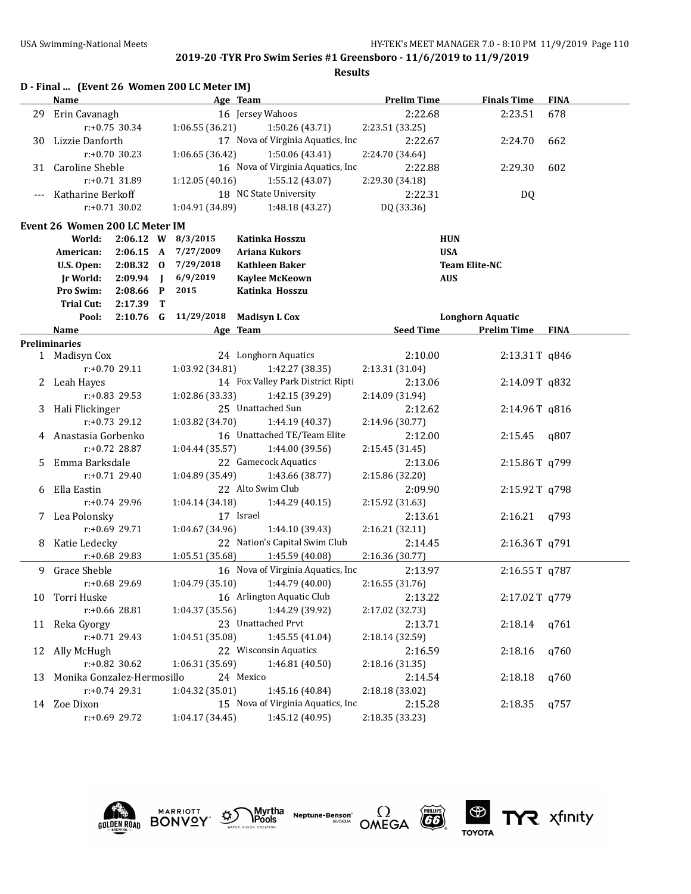**2019-20 -TYR Pro Swim Series #1 Greensboro - 11/6/2019 to 11/9/2019**

**Results**

### D - Final ... (Event 26 Women 200 LC Meter IM)

| | Name | Age | Team | Prelim Time | Finals Time | FINA |
|---|---|---|---|---|---|---|
| 29 | Erin Cavanagh | 16 | Jersey Wahoos | 2:22.68 | 2:23.51 | 678 |
| | r:+0.75 30.34 | 1:06.55 (36.21) | 1:50.26 (43.71) | 2:23.51 (33.25) | | |
| 30 | Lizzie Danforth | 17 | Nova of Virginia Aquatics, Inc | 2:22.67 | 2:24.70 | 662 |
| | r:+0.70 30.23 | 1:06.65 (36.42) | 1:50.06 (43.41) | 2:24.70 (34.64) | | |
| 31 | Caroline Sheble | 16 | Nova of Virginia Aquatics, Inc | 2:22.88 | 2:29.30 | 602 |
| | r:+0.71 31.89 | 1:12.05 (40.16) | 1:55.12 (43.07) | 2:29.30 (34.18) | | |
| --- | Katharine Berkoff | 18 | NC State University | 2:22.31 | DQ | |
| | r:+0.71 30.02 | 1:04.91 (34.89) | 1:48.18 (43.27) | DQ (33.36) | | |

### Event 26 Women 200 LC Meter IM

| Record | Time | | Date | Name | Team |
|---|---|---|---|---|---|
| World: | 2:06.12 | W | 8/3/2015 | Katinka Hosszu | HUN |
| American: | 2:06.15 | A | 7/27/2009 | Ariana Kukors | USA |
| U.S. Open: | 2:08.32 | O | 7/29/2018 | Kathleen Baker | Team Elite-NC |
| Jr World: | 2:09.94 | J | 6/9/2019 | Kaylee McKeown | AUS |
| Pro Swim: | 2:08.66 | P | 2015 | Katinka Hosszu | |
| Trial Cut: | 2:17.39 | T | | | |
| Pool: | 2:10.76 | G | 11/29/2018 | Madisyn L Cox | Longhorn Aquatic |

**Preliminaries**

| | Name | Age | Team | Seed Time | Prelim Time | FINA |
|---|---|---|---|---|---|---|
| 1 | Madisyn Cox | 24 | Longhorn Aquatics | 2:10.00 | 2:13.31 T | q846 |
| | r:+0.70 29.11 | 1:03.92 (34.81) | 1:42.27 (38.35) | 2:13.31 (31.04) | | |
| 2 | Leah Hayes | 14 | Fox Valley Park District Ripti | 2:13.06 | 2:14.09 T | q832 |
| | r:+0.83 29.53 | 1:02.86 (33.33) | 1:42.15 (39.29) | 2:14.09 (31.94) | | |
| 3 | Hali Flickinger | 25 | Unattached Sun | 2:12.62 | 2:14.96 T | q816 |
| | r:+0.73 29.12 | 1:03.82 (34.70) | 1:44.19 (40.37) | 2:14.96 (30.77) | | |
| 4 | Anastasia Gorbenko | 16 | Unattached TE/Team Elite | 2:12.00 | 2:15.45 | q807 |
| | r:+0.72 28.87 | 1:04.44 (35.57) | 1:44.00 (39.56) | 2:15.45 (31.45) | | |
| 5 | Emma Barksdale | 22 | Gamecock Aquatics | 2:13.06 | 2:15.86 T | q799 |
| | r:+0.71 29.40 | 1:04.89 (35.49) | 1:43.66 (38.77) | 2:15.86 (32.20) | | |
| 6 | Ella Eastin | 22 | Alto Swim Club | 2:09.90 | 2:15.92 T | q798 |
| | r:+0.74 29.96 | 1:04.14 (34.18) | 1:44.29 (40.15) | 2:15.92 (31.63) | | |
| 7 | Lea Polonsky | 17 | Israel | 2:13.61 | 2:16.21 | q793 |
| | r:+0.69 29.71 | 1:04.67 (34.96) | 1:44.10 (39.43) | 2:16.21 (32.11) | | |
| 8 | Katie Ledecky | 22 | Nation's Capital Swim Club | 2:14.45 | 2:16.36 T | q791 |
| | r:+0.68 29.83 | 1:05.51 (35.68) | 1:45.59 (40.08) | 2:16.36 (30.77) | | |
| 9 | Grace Sheble | 16 | Nova of Virginia Aquatics, Inc | 2:13.97 | 2:16.55 T | q787 |
| | r:+0.68 29.69 | 1:04.79 (35.10) | 1:44.79 (40.00) | 2:16.55 (31.76) | | |
| 10 | Torri Huske | 16 | Arlington Aquatic Club | 2:13.22 | 2:17.02 T | q779 |
| | r:+0.66 28.81 | 1:04.37 (35.56) | 1:44.29 (39.92) | 2:17.02 (32.73) | | |
| 11 | Reka Gyorgy | 23 | Unattached Prvt | 2:13.71 | 2:18.14 | q761 |
| | r:+0.71 29.43 | 1:04.51 (35.08) | 1:45.55 (41.04) | 2:18.14 (32.59) | | |
| 12 | Ally McHugh | 22 | Wisconsin Aquatics | 2:16.59 | 2:18.16 | q760 |
| | r:+0.82 30.62 | 1:06.31 (35.69) | 1:46.81 (40.50) | 2:18.16 (31.35) | | |
| 13 | Monika Gonzalez-Hermosillo | 24 | Mexico | 2:14.54 | 2:18.18 | q760 |
| | r:+0.74 29.31 | 1:04.32 (35.01) | 1:45.16 (40.84) | 2:18.18 (33.02) | | |
| 14 | Zoe Dixon | 15 | Nova of Virginia Aquatics, Inc | 2:15.28 | 2:18.35 | q757 |
| | r:+0.69 29.72 | 1:04.17 (34.45) | 1:45.12 (40.95) | 2:18.35 (33.23) | | |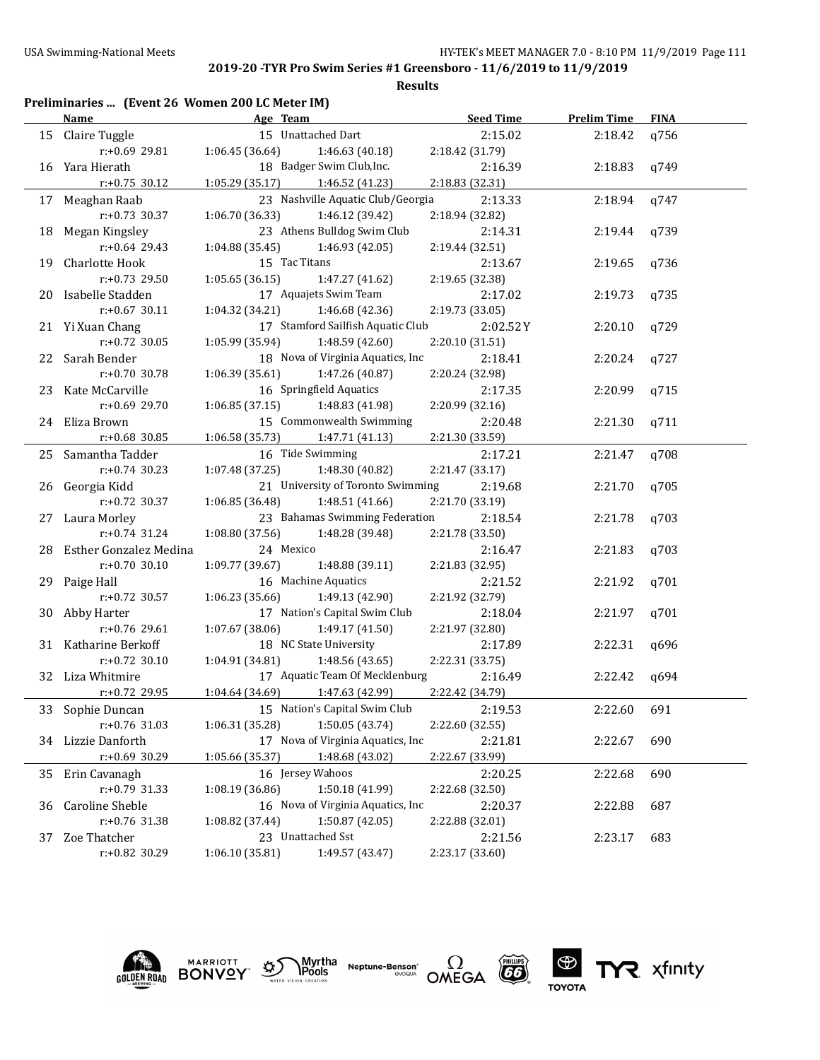**2019-20 -TYR Pro Swim Series #1 Greensboro - 11/6/2019 to 11/9/2019**

**Results**

### Preliminaries ... (Event 26 Women 200 LC Meter IM)

| | Name | Age | Team | Seed Time | Prelim Time | FINA |
|---|---|---|---|---|---|---|
| 15 | Claire Tuggle | 15 | Unattached Dart | 2:15.02 | 2:18.42 | q756 |
| | r:+0.69 29.81 | 1:06.45 (36.64) | 1:46.63 (40.18) | 2:18.42 (31.79) | | |
| 16 | Yara Hierath | 18 | Badger Swim Club,Inc. | 2:16.39 | 2:18.83 | q749 |
| | r:+0.75 30.12 | 1:05.29 (35.17) | 1:46.52 (41.23) | 2:18.83 (32.31) | | |
| 17 | Meaghan Raab | 23 | Nashville Aquatic Club/Georgia | 2:13.33 | 2:18.94 | q747 |
| | r:+0.73 30.37 | 1:06.70 (36.33) | 1:46.12 (39.42) | 2:18.94 (32.82) | | |
| 18 | Megan Kingsley | 23 | Athens Bulldog Swim Club | 2:14.31 | 2:19.44 | q739 |
| | r:+0.64 29.43 | 1:04.88 (35.45) | 1:46.93 (42.05) | 2:19.44 (32.51) | | |
| 19 | Charlotte Hook | 15 | Tac Titans | 2:13.67 | 2:19.65 | q736 |
| | r:+0.73 29.50 | 1:05.65 (36.15) | 1:47.27 (41.62) | 2:19.65 (32.38) | | |
| 20 | Isabelle Stadden | 17 | Aquajets Swim Team | 2:17.02 | 2:19.73 | q735 |
| | r:+0.67 30.11 | 1:04.32 (34.21) | 1:46.68 (42.36) | 2:19.73 (33.05) | | |
| 21 | Yi Xuan Chang | 17 | Stamford Sailfish Aquatic Club | 2:02.52Y | 2:20.10 | q729 |
| | r:+0.72 30.05 | 1:05.99 (35.94) | 1:48.59 (42.60) | 2:20.10 (31.51) | | |
| 22 | Sarah Bender | 18 | Nova of Virginia Aquatics, Inc | 2:18.41 | 2:20.24 | q727 |
| | r:+0.70 30.78 | 1:06.39 (35.61) | 1:47.26 (40.87) | 2:20.24 (32.98) | | |
| 23 | Kate McCarville | 16 | Springfield Aquatics | 2:17.35 | 2:20.99 | q715 |
| | r:+0.69 29.70 | 1:06.85 (37.15) | 1:48.83 (41.98) | 2:20.99 (32.16) | | |
| 24 | Eliza Brown | 15 | Commonwealth Swimming | 2:20.48 | 2:21.30 | q711 |
| | r:+0.68 30.85 | 1:06.58 (35.73) | 1:47.71 (41.13) | 2:21.30 (33.59) | | |
| 25 | Samantha Tadder | 16 | Tide Swimming | 2:17.21 | 2:21.47 | q708 |
| | r:+0.74 30.23 | 1:07.48 (37.25) | 1:48.30 (40.82) | 2:21.47 (33.17) | | |
| 26 | Georgia Kidd | 21 | University of Toronto Swimming | 2:19.68 | 2:21.70 | q705 |
| | r:+0.72 30.37 | 1:06.85 (36.48) | 1:48.51 (41.66) | 2:21.70 (33.19) | | |
| 27 | Laura Morley | 23 | Bahamas Swimming Federation | 2:18.54 | 2:21.78 | q703 |
| | r:+0.74 31.24 | 1:08.80 (37.56) | 1:48.28 (39.48) | 2:21.78 (33.50) | | |
| 28 | Esther Gonzalez Medina | 24 | Mexico | 2:16.47 | 2:21.83 | q703 |
| | r:+0.70 30.10 | 1:09.77 (39.67) | 1:48.88 (39.11) | 2:21.83 (32.95) | | |
| 29 | Paige Hall | 16 | Machine Aquatics | 2:21.52 | 2:21.92 | q701 |
| | r:+0.72 30.57 | 1:06.23 (35.66) | 1:49.13 (42.90) | 2:21.92 (32.79) | | |
| 30 | Abby Harter | 17 | Nation's Capital Swim Club | 2:18.04 | 2:21.97 | q701 |
| | r:+0.76 29.61 | 1:07.67 (38.06) | 1:49.17 (41.50) | 2:21.97 (32.80) | | |
| 31 | Katharine Berkoff | 18 | NC State University | 2:17.89 | 2:22.31 | q696 |
| | r:+0.72 30.10 | 1:04.91 (34.81) | 1:48.56 (43.65) | 2:22.31 (33.75) | | |
| 32 | Liza Whitmire | 17 | Aquatic Team Of Mecklenburg | 2:16.49 | 2:22.42 | q694 |
| | r:+0.72 29.95 | 1:04.64 (34.69) | 1:47.63 (42.99) | 2:22.42 (34.79) | | |
| 33 | Sophie Duncan | 15 | Nation's Capital Swim Club | 2:19.53 | 2:22.60 | 691 |
| | r:+0.76 31.03 | 1:06.31 (35.28) | 1:50.05 (43.74) | 2:22.60 (32.55) | | |
| 34 | Lizzie Danforth | 17 | Nova of Virginia Aquatics, Inc | 2:21.81 | 2:22.67 | 690 |
| | r:+0.69 30.29 | 1:05.66 (35.37) | 1:48.68 (43.02) | 2:22.67 (33.99) | | |
| 35 | Erin Cavanagh | 16 | Jersey Wahoos | 2:20.25 | 2:22.68 | 690 |
| | r:+0.79 31.33 | 1:08.19 (36.86) | 1:50.18 (41.99) | 2:22.68 (32.50) | | |
| 36 | Caroline Sheble | 16 | Nova of Virginia Aquatics, Inc | 2:20.37 | 2:22.88 | 687 |
| | r:+0.76 31.38 | 1:08.82 (37.44) | 1:50.87 (42.05) | 2:22.88 (32.01) | | |
| 37 | Zoe Thatcher | 23 | Unattached Sst | 2:21.56 | 2:23.17 | 683 |
| | r:+0.82 30.29 | 1:06.10 (35.81) | 1:49.57 (43.47) | 2:23.17 (33.60) | | |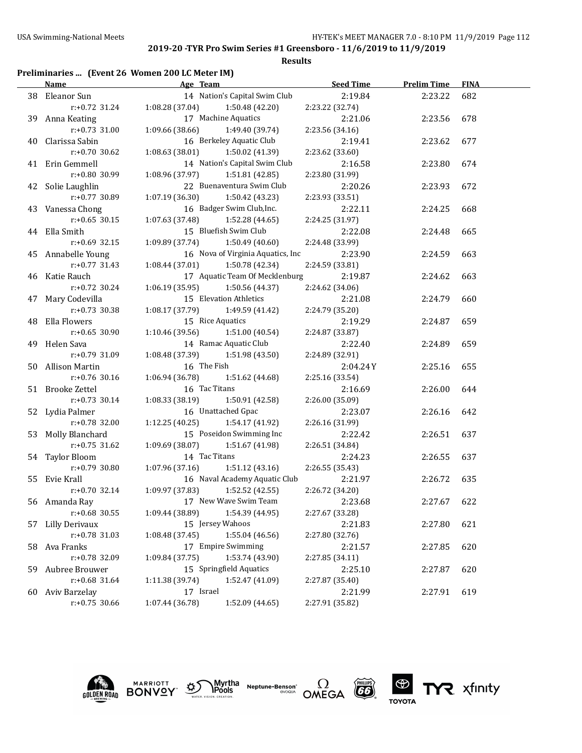**2019-20 -TYR Pro Swim Series #1 Greensboro - 11/6/2019 to 11/9/2019**

**Results**

**Preliminaries ... (Event 26 Women 200 LC Meter IM)**

| | Name | Age | Team | Seed Time | Prelim Time | FINA |
|---|---|---|---|---|---|---|
| 38 | Eleanor Sun | 14 | Nation's Capital Swim Club | 2:19.84 | 2:23.22 | 682 |
| | r:+0.72 31.24 | 1:08.28 (37.04) | 1:50.48 (42.20) | 2:23.22 (32.74) | | |
| 39 | Anna Keating | 17 | Machine Aquatics | 2:21.06 | 2:23.56 | 678 |
| | r:+0.73 31.00 | 1:09.66 (38.66) | 1:49.40 (39.74) | 2:23.56 (34.16) | | |
| 40 | Clarissa Sabin | 16 | Berkeley Aquatic Club | 2:19.41 | 2:23.62 | 677 |
| | r:+0.70 30.62 | 1:08.63 (38.01) | 1:50.02 (41.39) | 2:23.62 (33.60) | | |
| 41 | Erin Gemmell | 14 | Nation's Capital Swim Club | 2:16.58 | 2:23.80 | 674 |
| | r:+0.80 30.99 | 1:08.96 (37.97) | 1:51.81 (42.85) | 2:23.80 (31.99) | | |
| 42 | Solie Laughlin | 22 | Buenaventura Swim Club | 2:20.26 | 2:23.93 | 672 |
| | r:+0.77 30.89 | 1:07.19 (36.30) | 1:50.42 (43.23) | 2:23.93 (33.51) | | |
| 43 | Vanessa Chong | 16 | Badger Swim Club,Inc. | 2:22.11 | 2:24.25 | 668 |
| | r:+0.65 30.15 | 1:07.63 (37.48) | 1:52.28 (44.65) | 2:24.25 (31.97) | | |
| 44 | Ella Smith | 15 | Bluefish Swim Club | 2:22.08 | 2:24.48 | 665 |
| | r:+0.69 32.15 | 1:09.89 (37.74) | 1:50.49 (40.60) | 2:24.48 (33.99) | | |
| 45 | Annabelle Young | 16 | Nova of Virginia Aquatics, Inc | 2:23.90 | 2:24.59 | 663 |
| | r:+0.77 31.43 | 1:08.44 (37.01) | 1:50.78 (42.34) | 2:24.59 (33.81) | | |
| 46 | Katie Rauch | 17 | Aquatic Team Of Mecklenburg | 2:19.87 | 2:24.62 | 663 |
| | r:+0.72 30.24 | 1:06.19 (35.95) | 1:50.56 (44.37) | 2:24.62 (34.06) | | |
| 47 | Mary Codevilla | 15 | Elevation Athletics | 2:21.08 | 2:24.79 | 660 |
| | r:+0.73 30.38 | 1:08.17 (37.79) | 1:49.59 (41.42) | 2:24.79 (35.20) | | |
| 48 | Ella Flowers | 15 | Rice Aquatics | 2:19.29 | 2:24.87 | 659 |
| | r:+0.65 30.90 | 1:10.46 (39.56) | 1:51.00 (40.54) | 2:24.87 (33.87) | | |
| 49 | Helen Sava | 14 | Ramac Aquatic Club | 2:22.40 | 2:24.89 | 659 |
| | r:+0.79 31.09 | 1:08.48 (37.39) | 1:51.98 (43.50) | 2:24.89 (32.91) | | |
| 50 | Allison Martin | 16 | The Fish | 2:04.24Y | 2:25.16 | 655 |
| | r:+0.76 30.16 | 1:06.94 (36.78) | 1:51.62 (44.68) | 2:25.16 (33.54) | | |
| 51 | Brooke Zettel | 16 | Tac Titans | 2:16.69 | 2:26.00 | 644 |
| | r:+0.73 30.14 | 1:08.33 (38.19) | 1:50.91 (42.58) | 2:26.00 (35.09) | | |
| 52 | Lydia Palmer | 16 | Unattached Gpac | 2:23.07 | 2:26.16 | 642 |
| | r:+0.78 32.00 | 1:12.25 (40.25) | 1:54.17 (41.92) | 2:26.16 (31.99) | | |
| 53 | Molly Blanchard | 15 | Poseidon Swimming Inc | 2:22.42 | 2:26.51 | 637 |
| | r:+0.75 31.62 | 1:09.69 (38.07) | 1:51.67 (41.98) | 2:26.51 (34.84) | | |
| 54 | Taylor Bloom | 14 | Tac Titans | 2:24.23 | 2:26.55 | 637 |
| | r:+0.79 30.80 | 1:07.96 (37.16) | 1:51.12 (43.16) | 2:26.55 (35.43) | | |
| 55 | Evie Krall | 16 | Naval Academy Aquatic Club | 2:21.97 | 2:26.72 | 635 |
| | r:+0.70 32.14 | 1:09.97 (37.83) | 1:52.52 (42.55) | 2:26.72 (34.20) | | |
| 56 | Amanda Ray | 17 | New Wave Swim Team | 2:23.68 | 2:27.67 | 622 |
| | r:+0.68 30.55 | 1:09.44 (38.89) | 1:54.39 (44.95) | 2:27.67 (33.28) | | |
| 57 | Lilly Derivaux | 15 | Jersey Wahoos | 2:21.83 | 2:27.80 | 621 |
| | r:+0.78 31.03 | 1:08.48 (37.45) | 1:55.04 (46.56) | 2:27.80 (32.76) | | |
| 58 | Ava Franks | 17 | Empire Swimming | 2:21.57 | 2:27.85 | 620 |
| | r:+0.78 32.09 | 1:09.84 (37.75) | 1:53.74 (43.90) | 2:27.85 (34.11) | | |
| 59 | Aubree Brouwer | 15 | Springfield Aquatics | 2:25.10 | 2:27.87 | 620 |
| | r:+0.68 31.64 | 1:11.38 (39.74) | 1:52.47 (41.09) | 2:27.87 (35.40) | | |
| 60 | Aviv Barzelay | 17 | Israel | 2:21.99 | 2:27.91 | 619 |
| | r:+0.75 30.66 | 1:07.44 (36.78) | 1:52.09 (44.65) | 2:27.91 (35.82) | | |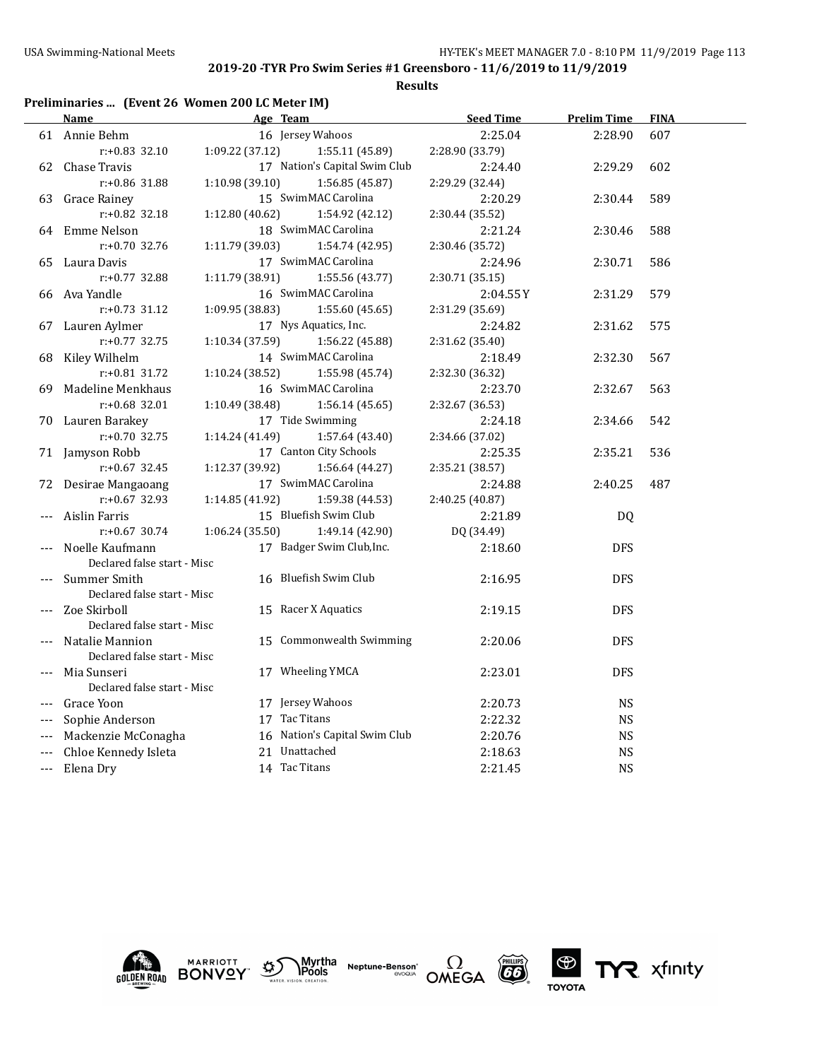**2019-20 -TYR Pro Swim Series #1 Greensboro - 11/6/2019 to 11/9/2019**

**Results**

**Preliminaries ... (Event 26 Women 200 LC Meter IM)**

| | Name | Age | Team | Seed Time | Prelim Time | FINA |
|---|---|---|---|---|---|---|
| 61 | Annie Behm | 16 | Jersey Wahoos | 2:25.04 | 2:28.90 | 607 |
| | r:+0.83 32.10 | 1:09.22 (37.12) | 1:55.11 (45.89) | 2:28.90 (33.79) | | |
| 62 | Chase Travis | 17 | Nation's Capital Swim Club | 2:24.40 | 2:29.29 | 602 |
| | r:+0.86 31.88 | 1:10.98 (39.10) | 1:56.85 (45.87) | 2:29.29 (32.44) | | |
| 63 | Grace Rainey | 15 | SwimMAC Carolina | 2:20.29 | 2:30.44 | 589 |
| | r:+0.82 32.18 | 1:12.80 (40.62) | 1:54.92 (42.12) | 2:30.44 (35.52) | | |
| 64 | Emme Nelson | 18 | SwimMAC Carolina | 2:21.24 | 2:30.46 | 588 |
| | r:+0.70 32.76 | 1:11.79 (39.03) | 1:54.74 (42.95) | 2:30.46 (35.72) | | |
| 65 | Laura Davis | 17 | SwimMAC Carolina | 2:24.96 | 2:30.71 | 586 |
| | r:+0.77 32.88 | 1:11.79 (38.91) | 1:55.56 (43.77) | 2:30.71 (35.15) | | |
| 66 | Ava Yandle | 16 | SwimMAC Carolina | 2:04.55Y | 2:31.29 | 579 |
| | r:+0.73 31.12 | 1:09.95 (38.83) | 1:55.60 (45.65) | 2:31.29 (35.69) | | |
| 67 | Lauren Aylmer | 17 | Nys Aquatics, Inc. | 2:24.82 | 2:31.62 | 575 |
| | r:+0.77 32.75 | 1:10.34 (37.59) | 1:56.22 (45.88) | 2:31.62 (35.40) | | |
| 68 | Kiley Wilhelm | 14 | SwimMAC Carolina | 2:18.49 | 2:32.30 | 567 |
| | r:+0.81 31.72 | 1:10.24 (38.52) | 1:55.98 (45.74) | 2:32.30 (36.32) | | |
| 69 | Madeline Menkhaus | 16 | SwimMAC Carolina | 2:23.70 | 2:32.67 | 563 |
| | r:+0.68 32.01 | 1:10.49 (38.48) | 1:56.14 (45.65) | 2:32.67 (36.53) | | |
| 70 | Lauren Barakey | 17 | Tide Swimming | 2:24.18 | 2:34.66 | 542 |
| | r:+0.70 32.75 | 1:14.24 (41.49) | 1:57.64 (43.40) | 2:34.66 (37.02) | | |
| 71 | Jamyson Robb | 17 | Canton City Schools | 2:25.35 | 2:35.21 | 536 |
| | r:+0.67 32.45 | 1:12.37 (39.92) | 1:56.64 (44.27) | 2:35.21 (38.57) | | |
| 72 | Desirae Mangaoang | 17 | SwimMAC Carolina | 2:24.88 | 2:40.25 | 487 |
| | r:+0.67 32.93 | 1:14.85 (41.92) | 1:59.38 (44.53) | 2:40.25 (40.87) | | |
| --- | Aislin Farris | 15 | Bluefish Swim Club | 2:21.89 | DQ | |
| | r:+0.67 30.74 | 1:06.24 (35.50) | 1:49.14 (42.90) | DQ (34.49) | | |
| --- | Noelle Kaufmann | 17 | Badger Swim Club,Inc. | 2:18.60 | DFS | |
| | Declared false start - Misc | | | | | |
| --- | Summer Smith | 16 | Bluefish Swim Club | 2:16.95 | DFS | |
| | Declared false start - Misc | | | | | |
| --- | Zoe Skirboll | 15 | Racer X Aquatics | 2:19.15 | DFS | |
| | Declared false start - Misc | | | | | |
| --- | Natalie Mannion | 15 | Commonwealth Swimming | 2:20.06 | DFS | |
| | Declared false start - Misc | | | | | |
| --- | Mia Sunseri | 17 | Wheeling YMCA | 2:23.01 | DFS | |
| | Declared false start - Misc | | | | | |
| --- | Grace Yoon | 17 | Jersey Wahoos | 2:20.73 | NS | |
| --- | Sophie Anderson | 17 | Tac Titans | 2:22.32 | NS | |
| --- | Mackenzie McConagha | 16 | Nation's Capital Swim Club | 2:20.76 | NS | |
| --- | Chloe Kennedy Isleta | 21 | Unattached | 2:18.63 | NS | |
| --- | Elena Dry | 14 | Tac Titans | 2:21.45 | NS | |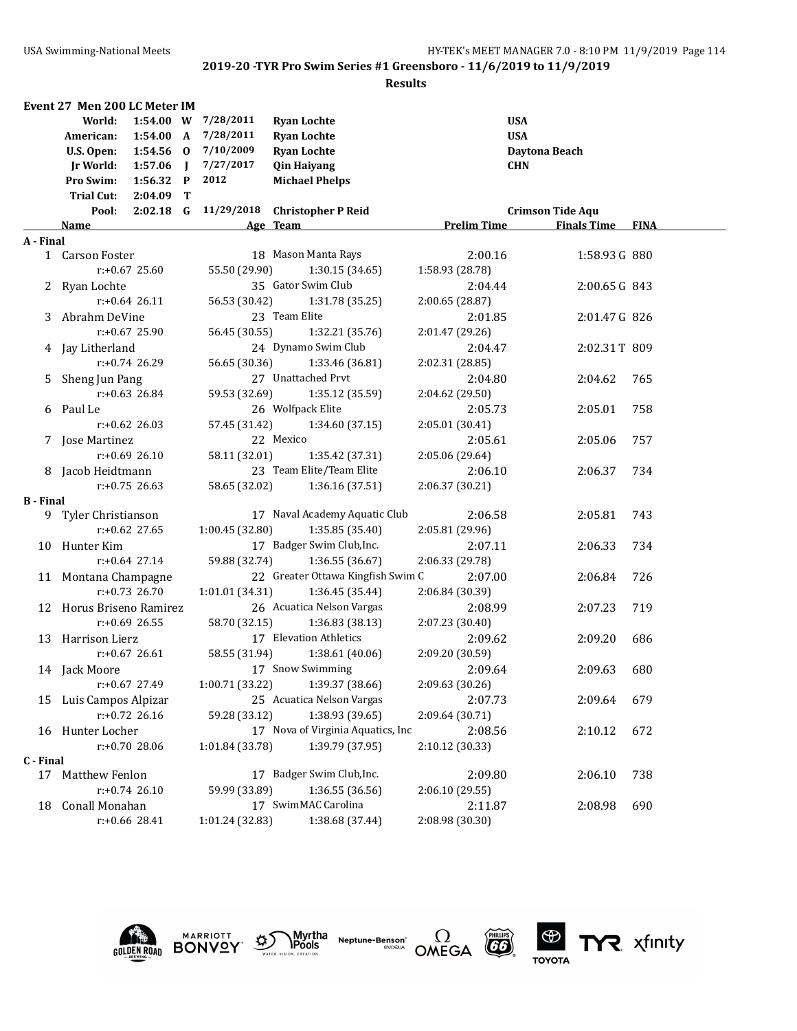# 2019-20 -TYR Pro Swim Series #1 Greensboro - 11/6/2019 to 11/9/2019

## Results

### Event 27 Men 200 LC Meter IM

| Record | Time | Code | Date | Name | Team |
|---|---|---|---|---|---|
| World: | 1:54.00 | W | 7/28/2011 | Ryan Lochte | USA |
| American: | 1:54.00 | A | 7/28/2011 | Ryan Lochte | USA |
| U.S. Open: | 1:54.56 | O | 7/10/2009 | Ryan Lochte | Daytona Beach |
| Jr World: | 1:57.06 | J | 7/27/2017 | Qin Haiyang | CHN |
| Pro Swim: | 1:56.32 | P | 2012 | Michael Phelps | |
| Trial Cut: | 2:04.09 | T | | | |
| Pool: | 2:02.18 | G | 11/29/2018 | Christopher P Reid | Crimson Tide Aqu |

| | Name | Age | Team | Prelim Time | Finals Time | FINA |
|---|---|---|---|---|---|---|
| **A - Final** | | | | | | |
| 1 | Carson Foster | 18 | Mason Manta Rays | 2:00.16 | 1:58.93 G | 880 |
| | r:+0.67 25.60 | 55.50 (29.90) | 1:30.15 (34.65) | 1:58.93 (28.78) | | |
| 2 | Ryan Lochte | 35 | Gator Swim Club | 2:04.44 | 2:00.65 G | 843 |
| | r:+0.64 26.11 | 56.53 (30.42) | 1:31.78 (35.25) | 2:00.65 (28.87) | | |
| 3 | Abrahm DeVine | 23 | Team Elite | 2:01.85 | 2:01.47 G | 826 |
| | r:+0.67 25.90 | 56.45 (30.55) | 1:32.21 (35.76) | 2:01.47 (29.26) | | |
| 4 | Jay Litherland | 24 | Dynamo Swim Club | 2:04.47 | 2:02.31 T | 809 |
| | r:+0.74 26.29 | 56.65 (30.36) | 1:33.46 (36.81) | 2:02.31 (28.85) | | |
| 5 | Sheng Jun Pang | 27 | Unattached Prvt | 2:04.80 | 2:04.62 | 765 |
| | r:+0.63 26.84 | 59.53 (32.69) | 1:35.12 (35.59) | 2:04.62 (29.50) | | |
| 6 | Paul Le | 26 | Wolfpack Elite | 2:05.73 | 2:05.01 | 758 |
| | r:+0.62 26.03 | 57.45 (31.42) | 1:34.60 (37.15) | 2:05.01 (30.41) | | |
| 7 | Jose Martinez | 22 | Mexico | 2:05.61 | 2:05.06 | 757 |
| | r:+0.69 26.10 | 58.11 (32.01) | 1:35.42 (37.31) | 2:05.06 (29.64) | | |
| 8 | Jacob Heidtmann | 23 | Team Elite/Team Elite | 2:06.10 | 2:06.37 | 734 |
| | r:+0.75 26.63 | 58.65 (32.02) | 1:36.16 (37.51) | 2:06.37 (30.21) | | |
| **B - Final** | | | | | | |
| 9 | Tyler Christianson | 17 | Naval Academy Aquatic Club | 2:06.58 | 2:05.81 | 743 |
| | r:+0.62 27.65 | 1:00.45 (32.80) | 1:35.85 (35.40) | 2:05.81 (29.96) | | |
| 10 | Hunter Kim | 17 | Badger Swim Club,Inc. | 2:07.11 | 2:06.33 | 734 |
| | r:+0.64 27.14 | 59.88 (32.74) | 1:36.55 (36.67) | 2:06.33 (29.78) | | |
| 11 | Montana Champagne | 22 | Greater Ottawa Kingfish Swim C | 2:07.00 | 2:06.84 | 726 |
| | r:+0.73 26.70 | 1:01.01 (34.31) | 1:36.45 (35.44) | 2:06.84 (30.39) | | |
| 12 | Horus Briseno Ramirez | 26 | Acuatica Nelson Vargas | 2:08.99 | 2:07.23 | 719 |
| | r:+0.69 26.55 | 58.70 (32.15) | 1:36.83 (38.13) | 2:07.23 (30.40) | | |
| 13 | Harrison Lierz | 17 | Elevation Athletics | 2:09.62 | 2:09.20 | 686 |
| | r:+0.67 26.61 | 58.55 (31.94) | 1:38.61 (40.06) | 2:09.20 (30.59) | | |
| 14 | Jack Moore | 17 | Snow Swimming | 2:09.64 | 2:09.63 | 680 |
| | r:+0.67 27.49 | 1:00.71 (33.22) | 1:39.37 (38.66) | 2:09.63 (30.26) | | |
| 15 | Luis Campos Alpizar | 25 | Acuatica Nelson Vargas | 2:07.73 | 2:09.64 | 679 |
| | r:+0.72 26.16 | 59.28 (33.12) | 1:38.93 (39.65) | 2:09.64 (30.71) | | |
| 16 | Hunter Locher | 17 | Nova of Virginia Aquatics, Inc | 2:08.56 | 2:10.12 | 672 |
| | r:+0.70 28.06 | 1:01.84 (33.78) | 1:39.79 (37.95) | 2:10.12 (30.33) | | |
| **C - Final** | | | | | | |
| 17 | Matthew Fenlon | 17 | Badger Swim Club,Inc. | 2:09.80 | 2:06.10 | 738 |
| | r:+0.74 26.10 | 59.99 (33.89) | 1:36.55 (36.56) | 2:06.10 (29.55) | | |
| 18 | Conall Monahan | 17 | SwimMAC Carolina | 2:11.87 | 2:08.98 | 690 |
| | r:+0.66 28.41 | 1:01.24 (32.83) | 1:38.68 (37.44) | 2:08.98 (30.30) | | |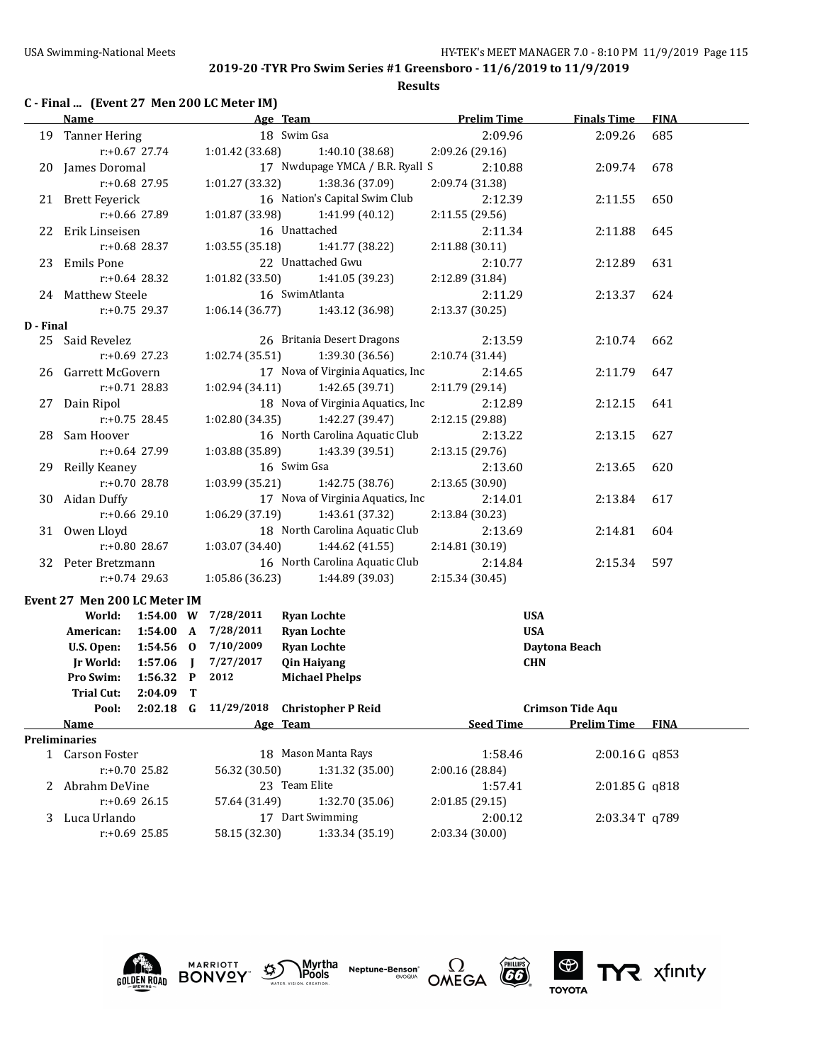## 2019-20 -TYR Pro Swim Series #1 Greensboro - 11/6/2019 to 11/9/2019

**Results**

### C - Final ... (Event 27 Men 200 LC Meter IM)

| | Name | Age | Team | Prelim Time | Finals Time | FINA |
|---|---|---|---|---|---|---|
| 19 | Tanner Hering | 18 | Swim Gsa | 2:09.96 | 2:09.26 | 685 |
| | r:+0.67 27.74 | 1:01.42 (33.68) | 1:40.10 (38.68) | 2:09.26 (29.16) | | |
| 20 | James Doromal | 17 | Nwdupage YMCA / B.R. Ryall S | 2:10.88 | 2:09.74 | 678 |
| | r:+0.68 27.95 | 1:01.27 (33.32) | 1:38.36 (37.09) | 2:09.74 (31.38) | | |
| 21 | Brett Feyerick | 16 | Nation's Capital Swim Club | 2:12.39 | 2:11.55 | 650 |
| | r:+0.66 27.89 | 1:01.87 (33.98) | 1:41.99 (40.12) | 2:11.55 (29.56) | | |
| 22 | Erik Linseisen | 16 | Unattached | 2:11.34 | 2:11.88 | 645 |
| | r:+0.68 28.37 | 1:03.55 (35.18) | 1:41.77 (38.22) | 2:11.88 (30.11) | | |
| 23 | Emils Pone | 22 | Unattached Gwu | 2:10.77 | 2:12.89 | 631 |
| | r:+0.64 28.32 | 1:01.82 (33.50) | 1:41.05 (39.23) | 2:12.89 (31.84) | | |
| 24 | Matthew Steele | 16 | SwimAtlanta | 2:11.29 | 2:13.37 | 624 |
| | r:+0.75 29.37 | 1:06.14 (36.77) | 1:43.12 (36.98) | 2:13.37 (30.25) | | |
| **D - Final** | | | | | | |
| 25 | Said Revelez | 26 | Britania Desert Dragons | 2:13.59 | 2:10.74 | 662 |
| | r:+0.69 27.23 | 1:02.74 (35.51) | 1:39.30 (36.56) | 2:10.74 (31.44) | | |
| 26 | Garrett McGovern | 17 | Nova of Virginia Aquatics, Inc | 2:14.65 | 2:11.79 | 647 |
| | r:+0.71 28.83 | 1:02.94 (34.11) | 1:42.65 (39.71) | 2:11.79 (29.14) | | |
| 27 | Dain Ripol | 18 | Nova of Virginia Aquatics, Inc | 2:12.89 | 2:12.15 | 641 |
| | r:+0.75 28.45 | 1:02.80 (34.35) | 1:42.27 (39.47) | 2:12.15 (29.88) | | |
| 28 | Sam Hoover | 16 | North Carolina Aquatic Club | 2:13.22 | 2:13.15 | 627 |
| | r:+0.64 27.99 | 1:03.88 (35.89) | 1:43.39 (39.51) | 2:13.15 (29.76) | | |
| 29 | Reilly Keaney | 16 | Swim Gsa | 2:13.60 | 2:13.65 | 620 |
| | r:+0.70 28.78 | 1:03.99 (35.21) | 1:42.75 (38.76) | 2:13.65 (30.90) | | |
| 30 | Aidan Duffy | 17 | Nova of Virginia Aquatics, Inc | 2:14.01 | 2:13.84 | 617 |
| | r:+0.66 29.10 | 1:06.29 (37.19) | 1:43.61 (37.32) | 2:13.84 (30.23) | | |
| 31 | Owen Lloyd | 18 | North Carolina Aquatic Club | 2:13.69 | 2:14.81 | 604 |
| | r:+0.80 28.67 | 1:03.07 (34.40) | 1:44.62 (41.55) | 2:14.81 (30.19) | | |
| 32 | Peter Bretzmann | 16 | North Carolina Aquatic Club | 2:14.84 | 2:15.34 | 597 |
| | r:+0.74 29.63 | 1:05.86 (36.23) | 1:44.89 (39.03) | 2:15.34 (30.45) | | |

### Event 27 Men 200 LC Meter IM

| Record | Time | | Date | Name | Location |
|---|---|---|---|---|---|
| World: | 1:54.00 | W | 7/28/2011 | Ryan Lochte | USA |
| American: | 1:54.00 | A | 7/28/2011 | Ryan Lochte | USA |
| U.S. Open: | 1:54.56 | O | 7/10/2009 | Ryan Lochte | Daytona Beach |
| Jr World: | 1:57.06 | J | 7/27/2017 | Qin Haiyang | CHN |
| Pro Swim: | 1:56.32 | P | 2012 | Michael Phelps | |
| Trial Cut: | 2:04.09 | T | | | |
| Pool: | 2:02.18 | G | 11/29/2018 | Christopher P Reid | Crimson Tide Aqu |

| | Name | Age | Team | Seed Time | Prelim Time | FINA |
|---|---|---|---|---|---|---|
| **Preliminaries** | | | | | | |
| 1 | Carson Foster | 18 | Mason Manta Rays | 1:58.46 | 2:00.16 G | q853 |
| | r:+0.70 25.82 | 56.32 (30.50) | 1:31.32 (35.00) | 2:00.16 (28.84) | | |
| 2 | Abrahm DeVine | 23 | Team Elite | 1:57.41 | 2:01.85 G | q818 |
| | r:+0.69 26.15 | 57.64 (31.49) | 1:32.70 (35.06) | 2:01.85 (29.15) | | |
| 3 | Luca Urlando | 17 | Dart Swimming | 2:00.12 | 2:03.34 T | q789 |
| | r:+0.69 25.85 | 58.15 (32.30) | 1:33.34 (35.19) | 2:03.34 (30.00) | | |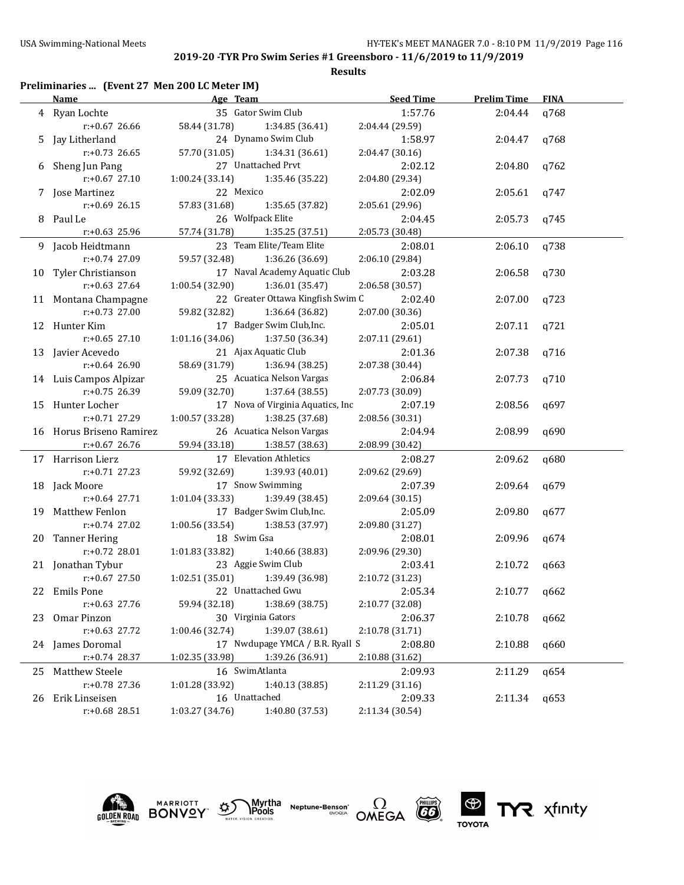## 2019-20 -TYR Pro Swim Series #1 Greensboro - 11/6/2019 to 11/9/2019

### Results

**Preliminaries ... (Event 27 Men 200 LC Meter IM)**

| | Name | Age | Team | Seed Time | Prelim Time | FINA |
|---|---|---|---|---|---|---|
| 4 | Ryan Lochte | 35 | Gator Swim Club | 1:57.76 | 2:04.44 | q768 |
| | r:+0.67 26.66 | 58.44 (31.78) | 1:34.85 (36.41) | 2:04.44 (29.59) | | |
| 5 | Jay Litherland | 24 | Dynamo Swim Club | 1:58.97 | 2:04.47 | q768 |
| | r:+0.73 26.65 | 57.70 (31.05) | 1:34.31 (36.61) | 2:04.47 (30.16) | | |
| 6 | Sheng Jun Pang | 27 | Unattached Prvt | 2:02.12 | 2:04.80 | q762 |
| | r:+0.67 27.10 | 1:00.24 (33.14) | 1:35.46 (35.22) | 2:04.80 (29.34) | | |
| 7 | Jose Martinez | 22 | Mexico | 2:02.09 | 2:05.61 | q747 |
| | r:+0.69 26.15 | 57.83 (31.68) | 1:35.65 (37.82) | 2:05.61 (29.96) | | |
| 8 | Paul Le | 26 | Wolfpack Elite | 2:04.45 | 2:05.73 | q745 |
| | r:+0.63 25.96 | 57.74 (31.78) | 1:35.25 (37.51) | 2:05.73 (30.48) | | |
| 9 | Jacob Heidtmann | 23 | Team Elite/Team Elite | 2:08.01 | 2:06.10 | q738 |
| | r:+0.74 27.09 | 59.57 (32.48) | 1:36.26 (36.69) | 2:06.10 (29.84) | | |
| 10 | Tyler Christianson | 17 | Naval Academy Aquatic Club | 2:03.28 | 2:06.58 | q730 |
| | r:+0.63 27.64 | 1:00.54 (32.90) | 1:36.01 (35.47) | 2:06.58 (30.57) | | |
| 11 | Montana Champagne | 22 | Greater Ottawa Kingfish Swim C | 2:02.40 | 2:07.00 | q723 |
| | r:+0.73 27.00 | 59.82 (32.82) | 1:36.64 (36.82) | 2:07.00 (30.36) | | |
| 12 | Hunter Kim | 17 | Badger Swim Club,Inc. | 2:05.01 | 2:07.11 | q721 |
| | r:+0.65 27.10 | 1:01.16 (34.06) | 1:37.50 (36.34) | 2:07.11 (29.61) | | |
| 13 | Javier Acevedo | 21 | Ajax Aquatic Club | 2:01.36 | 2:07.38 | q716 |
| | r:+0.64 26.90 | 58.69 (31.79) | 1:36.94 (38.25) | 2:07.38 (30.44) | | |
| 14 | Luis Campos Alpizar | 25 | Acuatica Nelson Vargas | 2:06.84 | 2:07.73 | q710 |
| | r:+0.75 26.39 | 59.09 (32.70) | 1:37.64 (38.55) | 2:07.73 (30.09) | | |
| 15 | Hunter Locher | 17 | Nova of Virginia Aquatics, Inc | 2:07.19 | 2:08.56 | q697 |
| | r:+0.71 27.29 | 1:00.57 (33.28) | 1:38.25 (37.68) | 2:08.56 (30.31) | | |
| 16 | Horus Briseno Ramirez | 26 | Acuatica Nelson Vargas | 2:04.94 | 2:08.99 | q690 |
| | r:+0.67 26.76 | 59.94 (33.18) | 1:38.57 (38.63) | 2:08.99 (30.42) | | |
| 17 | Harrison Lierz | 17 | Elevation Athletics | 2:08.27 | 2:09.62 | q680 |
| | r:+0.71 27.23 | 59.92 (32.69) | 1:39.93 (40.01) | 2:09.62 (29.69) | | |
| 18 | Jack Moore | 17 | Snow Swimming | 2:07.39 | 2:09.64 | q679 |
| | r:+0.64 27.71 | 1:01.04 (33.33) | 1:39.49 (38.45) | 2:09.64 (30.15) | | |
| 19 | Matthew Fenlon | 17 | Badger Swim Club,Inc. | 2:05.09 | 2:09.80 | q677 |
| | r:+0.74 27.02 | 1:00.56 (33.54) | 1:38.53 (37.97) | 2:09.80 (31.27) | | |
| 20 | Tanner Hering | 18 | Swim Gsa | 2:08.01 | 2:09.96 | q674 |
| | r:+0.72 28.01 | 1:01.83 (33.82) | 1:40.66 (38.83) | 2:09.96 (29.30) | | |
| 21 | Jonathan Tybur | 23 | Aggie Swim Club | 2:03.41 | 2:10.72 | q663 |
| | r:+0.67 27.50 | 1:02.51 (35.01) | 1:39.49 (36.98) | 2:10.72 (31.23) | | |
| 22 | Emils Pone | 22 | Unattached Gwu | 2:05.34 | 2:10.77 | q662 |
| | r:+0.63 27.76 | 59.94 (32.18) | 1:38.69 (38.75) | 2:10.77 (32.08) | | |
| 23 | Omar Pinzon | 30 | Virginia Gators | 2:06.37 | 2:10.78 | q662 |
| | r:+0.63 27.72 | 1:00.46 (32.74) | 1:39.07 (38.61) | 2:10.78 (31.71) | | |
| 24 | James Doromal | 17 | Nwdupage YMCA / B.R. Ryall S | 2:08.80 | 2:10.88 | q660 |
| | r:+0.74 28.37 | 1:02.35 (33.98) | 1:39.26 (36.91) | 2:10.88 (31.62) | | |
| 25 | Matthew Steele | 16 | SwimAtlanta | 2:09.93 | 2:11.29 | q654 |
| | r:+0.78 27.36 | 1:01.28 (33.92) | 1:40.13 (38.85) | 2:11.29 (31.16) | | |
| 26 | Erik Linseisen | 16 | Unattached | 2:09.33 | 2:11.34 | q653 |
| | r:+0.68 28.51 | 1:03.27 (34.76) | 1:40.80 (37.53) | 2:11.34 (30.54) | | |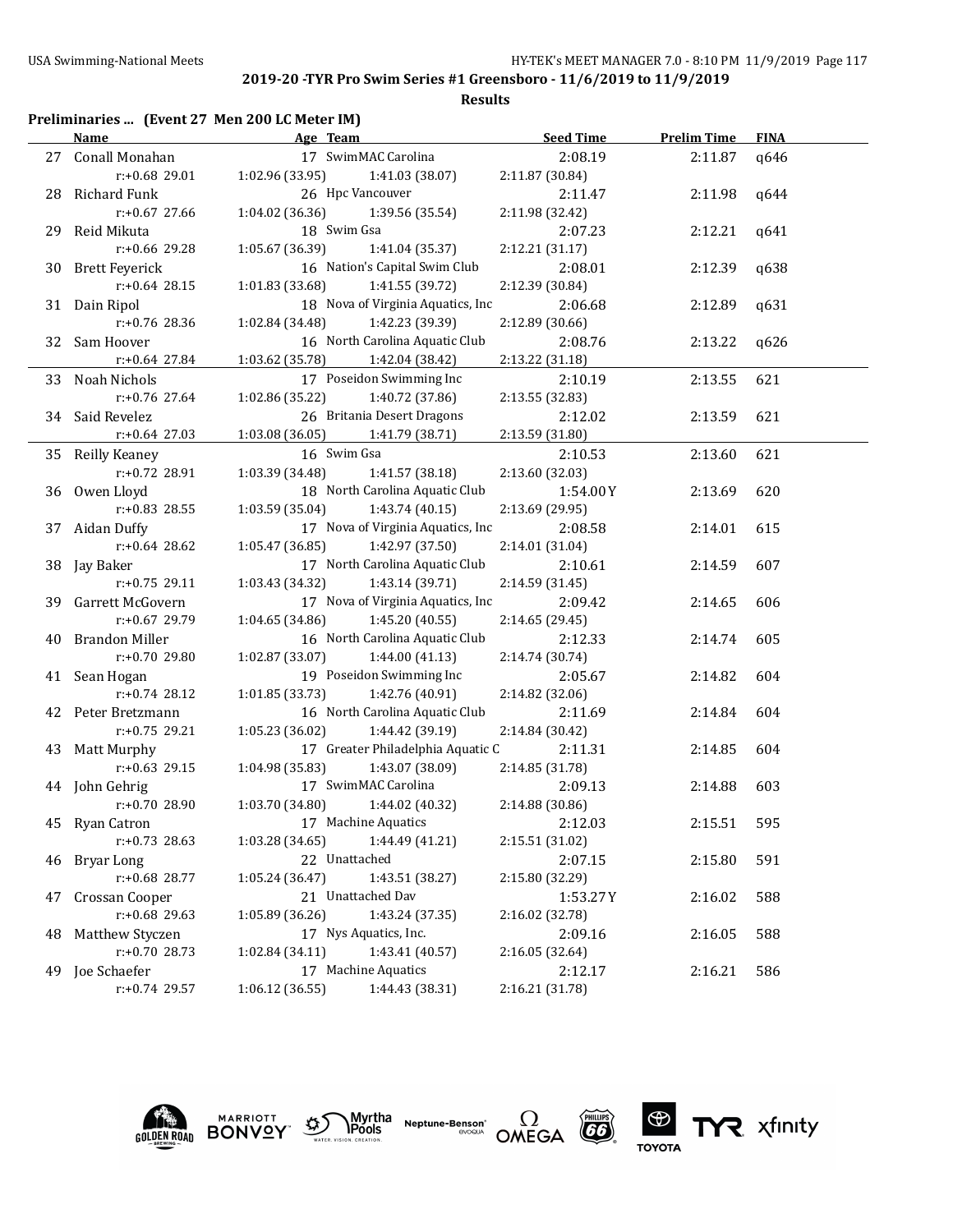**2019-20 -TYR Pro Swim Series #1 Greensboro - 11/6/2019 to 11/9/2019**

**Results**

**Preliminaries ... (Event 27 Men 200 LC Meter IM)**

| | Name | Age | Team | Seed Time | Prelim Time | FINA |
|---|---|---|---|---|---|---|
| 27 | Conall Monahan | 17 | SwimMAC Carolina | 2:08.19 | 2:11.87 | q646 |
| | r:+0.68 29.01 | 1:02.96 (33.95) | 1:41.03 (38.07) | 2:11.87 (30.84) | | |
| 28 | Richard Funk | 26 | Hpc Vancouver | 2:11.47 | 2:11.98 | q644 |
| | r:+0.67 27.66 | 1:04.02 (36.36) | 1:39.56 (35.54) | 2:11.98 (32.42) | | |
| 29 | Reid Mikuta | 18 | Swim Gsa | 2:07.23 | 2:12.21 | q641 |
| | r:+0.66 29.28 | 1:05.67 (36.39) | 1:41.04 (35.37) | 2:12.21 (31.17) | | |
| 30 | Brett Feyerick | 16 | Nation's Capital Swim Club | 2:08.01 | 2:12.39 | q638 |
| | r:+0.64 28.15 | 1:01.83 (33.68) | 1:41.55 (39.72) | 2:12.39 (30.84) | | |
| 31 | Dain Ripol | 18 | Nova of Virginia Aquatics, Inc | 2:06.68 | 2:12.89 | q631 |
| | r:+0.76 28.36 | 1:02.84 (34.48) | 1:42.23 (39.39) | 2:12.89 (30.66) | | |
| 32 | Sam Hoover | 16 | North Carolina Aquatic Club | 2:08.76 | 2:13.22 | q626 |
| | r:+0.64 27.84 | 1:03.62 (35.78) | 1:42.04 (38.42) | 2:13.22 (31.18) | | |
| 33 | Noah Nichols | 17 | Poseidon Swimming Inc | 2:10.19 | 2:13.55 | 621 |
| | r:+0.76 27.64 | 1:02.86 (35.22) | 1:40.72 (37.86) | 2:13.55 (32.83) | | |
| 34 | Said Revelez | 26 | Britania Desert Dragons | 2:12.02 | 2:13.59 | 621 |
| | r:+0.64 27.03 | 1:03.08 (36.05) | 1:41.79 (38.71) | 2:13.59 (31.80) | | |
| 35 | Reilly Keaney | 16 | Swim Gsa | 2:10.53 | 2:13.60 | 621 |
| | r:+0.72 28.91 | 1:03.39 (34.48) | 1:41.57 (38.18) | 2:13.60 (32.03) | | |
| 36 | Owen Lloyd | 18 | North Carolina Aquatic Club | 1:54.00Y | 2:13.69 | 620 |
| | r:+0.83 28.55 | 1:03.59 (35.04) | 1:43.74 (40.15) | 2:13.69 (29.95) | | |
| 37 | Aidan Duffy | 17 | Nova of Virginia Aquatics, Inc | 2:08.58 | 2:14.01 | 615 |
| | r:+0.64 28.62 | 1:05.47 (36.85) | 1:42.97 (37.50) | 2:14.01 (31.04) | | |
| 38 | Jay Baker | 17 | North Carolina Aquatic Club | 2:10.61 | 2:14.59 | 607 |
| | r:+0.75 29.11 | 1:03.43 (34.32) | 1:43.14 (39.71) | 2:14.59 (31.45) | | |
| 39 | Garrett McGovern | 17 | Nova of Virginia Aquatics, Inc | 2:09.42 | 2:14.65 | 606 |
| | r:+0.67 29.79 | 1:04.65 (34.86) | 1:45.20 (40.55) | 2:14.65 (29.45) | | |
| 40 | Brandon Miller | 16 | North Carolina Aquatic Club | 2:12.33 | 2:14.74 | 605 |
| | r:+0.70 29.80 | 1:02.87 (33.07) | 1:44.00 (41.13) | 2:14.74 (30.74) | | |
| 41 | Sean Hogan | 19 | Poseidon Swimming Inc | 2:05.67 | 2:14.82 | 604 |
| | r:+0.74 28.12 | 1:01.85 (33.73) | 1:42.76 (40.91) | 2:14.82 (32.06) | | |
| 42 | Peter Bretzmann | 16 | North Carolina Aquatic Club | 2:11.69 | 2:14.84 | 604 |
| | r:+0.75 29.21 | 1:05.23 (36.02) | 1:44.42 (39.19) | 2:14.84 (30.42) | | |
| 43 | Matt Murphy | 17 | Greater Philadelphia Aquatic C | 2:11.31 | 2:14.85 | 604 |
| | r:+0.63 29.15 | 1:04.98 (35.83) | 1:43.07 (38.09) | 2:14.85 (31.78) | | |
| 44 | John Gehrig | 17 | SwimMAC Carolina | 2:09.13 | 2:14.88 | 603 |
| | r:+0.70 28.90 | 1:03.70 (34.80) | 1:44.02 (40.32) | 2:14.88 (30.86) | | |
| 45 | Ryan Catron | 17 | Machine Aquatics | 2:12.03 | 2:15.51 | 595 |
| | r:+0.73 28.63 | 1:03.28 (34.65) | 1:44.49 (41.21) | 2:15.51 (31.02) | | |
| 46 | Bryar Long | 22 | Unattached | 2:07.15 | 2:15.80 | 591 |
| | r:+0.68 28.77 | 1:05.24 (36.47) | 1:43.51 (38.27) | 2:15.80 (32.29) | | |
| 47 | Crossan Cooper | 21 | Unattached Dav | 1:53.27Y | 2:16.02 | 588 |
| | r:+0.68 29.63 | 1:05.89 (36.26) | 1:43.24 (37.35) | 2:16.02 (32.78) | | |
| 48 | Matthew Styczen | 17 | Nys Aquatics, Inc. | 2:09.16 | 2:16.05 | 588 |
| | r:+0.70 28.73 | 1:02.84 (34.11) | 1:43.41 (40.57) | 2:16.05 (32.64) | | |
| 49 | Joe Schaefer | 17 | Machine Aquatics | 2:12.17 | 2:16.21 | 586 |
| | r:+0.74 29.57 | 1:06.12 (36.55) | 1:44.43 (38.31) | 2:16.21 (31.78) | | |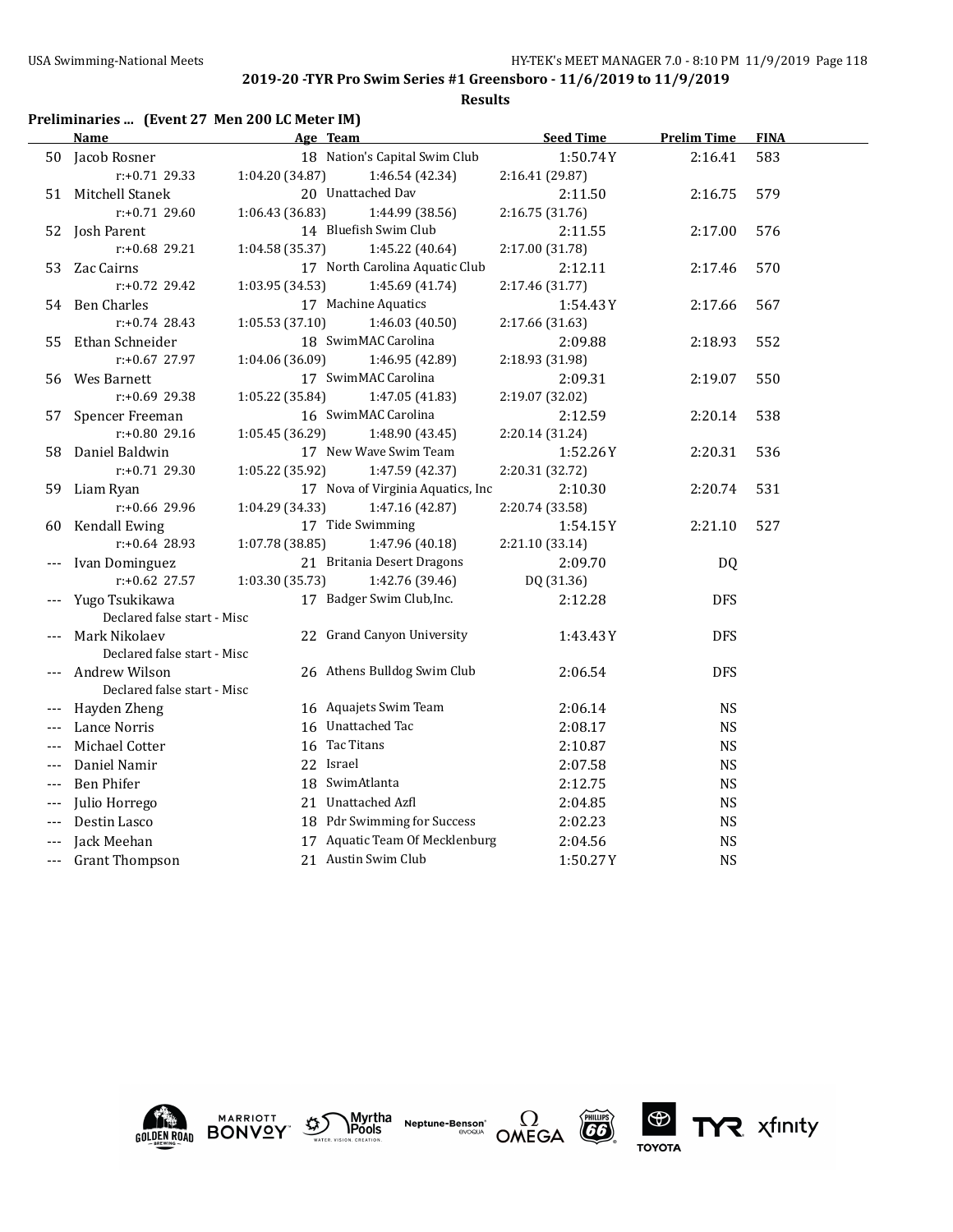**2019-20 -TYR Pro Swim Series #1 Greensboro - 11/6/2019 to 11/9/2019**

**Results**

### Preliminaries ... (Event 27 Men 200 LC Meter IM)

| | Name | Age | Team | Seed Time | Prelim Time | FINA |
|---|---|---|---|---|---|---|
| 50 | Jacob Rosner | 18 | Nation's Capital Swim Club | 1:50.74Y | 2:16.41 | 583 |
| | r:+0.71 29.33 | 1:04.20 (34.87) | 1:46.54 (42.34) | 2:16.41 (29.87) | | |
| 51 | Mitchell Stanek | 20 | Unattached Dav | 2:11.50 | 2:16.75 | 579 |
| | r:+0.71 29.60 | 1:06.43 (36.83) | 1:44.99 (38.56) | 2:16.75 (31.76) | | |
| 52 | Josh Parent | 14 | Bluefish Swim Club | 2:11.55 | 2:17.00 | 576 |
| | r:+0.68 29.21 | 1:04.58 (35.37) | 1:45.22 (40.64) | 2:17.00 (31.78) | | |
| 53 | Zac Cairns | 17 | North Carolina Aquatic Club | 2:12.11 | 2:17.46 | 570 |
| | r:+0.72 29.42 | 1:03.95 (34.53) | 1:45.69 (41.74) | 2:17.46 (31.77) | | |
| 54 | Ben Charles | 17 | Machine Aquatics | 1:54.43Y | 2:17.66 | 567 |
| | r:+0.74 28.43 | 1:05.53 (37.10) | 1:46.03 (40.50) | 2:17.66 (31.63) | | |
| 55 | Ethan Schneider | 18 | SwimMAC Carolina | 2:09.88 | 2:18.93 | 552 |
| | r:+0.67 27.97 | 1:04.06 (36.09) | 1:46.95 (42.89) | 2:18.93 (31.98) | | |
| 56 | Wes Barnett | 17 | SwimMAC Carolina | 2:09.31 | 2:19.07 | 550 |
| | r:+0.69 29.38 | 1:05.22 (35.84) | 1:47.05 (41.83) | 2:19.07 (32.02) | | |
| 57 | Spencer Freeman | 16 | SwimMAC Carolina | 2:12.59 | 2:20.14 | 538 |
| | r:+0.80 29.16 | 1:05.45 (36.29) | 1:48.90 (43.45) | 2:20.14 (31.24) | | |
| 58 | Daniel Baldwin | 17 | New Wave Swim Team | 1:52.26Y | 2:20.31 | 536 |
| | r:+0.71 29.30 | 1:05.22 (35.92) | 1:47.59 (42.37) | 2:20.31 (32.72) | | |
| 59 | Liam Ryan | 17 | Nova of Virginia Aquatics, Inc | 2:10.30 | 2:20.74 | 531 |
| | r:+0.66 29.96 | 1:04.29 (34.33) | 1:47.16 (42.87) | 2:20.74 (33.58) | | |
| 60 | Kendall Ewing | 17 | Tide Swimming | 1:54.15Y | 2:21.10 | 527 |
| | r:+0.64 28.93 | 1:07.78 (38.85) | 1:47.96 (40.18) | 2:21.10 (33.14) | | |
| --- | Ivan Dominguez | 21 | Britania Desert Dragons | 2:09.70 | DQ | |
| | r:+0.62 27.57 | 1:03.30 (35.73) | 1:42.76 (39.46) | DQ (31.36) | | |
| --- | Yugo Tsukikawa | 17 | Badger Swim Club,Inc. | 2:12.28 | DFS | |
| | Declared false start - Misc | | | | | |
| --- | Mark Nikolaev | 22 | Grand Canyon University | 1:43.43Y | DFS | |
| | Declared false start - Misc | | | | | |
| --- | Andrew Wilson | 26 | Athens Bulldog Swim Club | 2:06.54 | DFS | |
| | Declared false start - Misc | | | | | |
| --- | Hayden Zheng | 16 | Aquajets Swim Team | 2:06.14 | NS | |
| --- | Lance Norris | 16 | Unattached Tac | 2:08.17 | NS | |
| --- | Michael Cotter | 16 | Tac Titans | 2:10.87 | NS | |
| --- | Daniel Namir | 22 | Israel | 2:07.58 | NS | |
| --- | Ben Phifer | 18 | SwimAtlanta | 2:12.75 | NS | |
| --- | Julio Horrego | 21 | Unattached Azfl | 2:04.85 | NS | |
| --- | Destin Lasco | 18 | Pdr Swimming for Success | 2:02.23 | NS | |
| --- | Jack Meehan | 17 | Aquatic Team Of Mecklenburg | 2:04.56 | NS | |
| --- | Grant Thompson | 21 | Austin Swim Club | 1:50.27Y | NS | |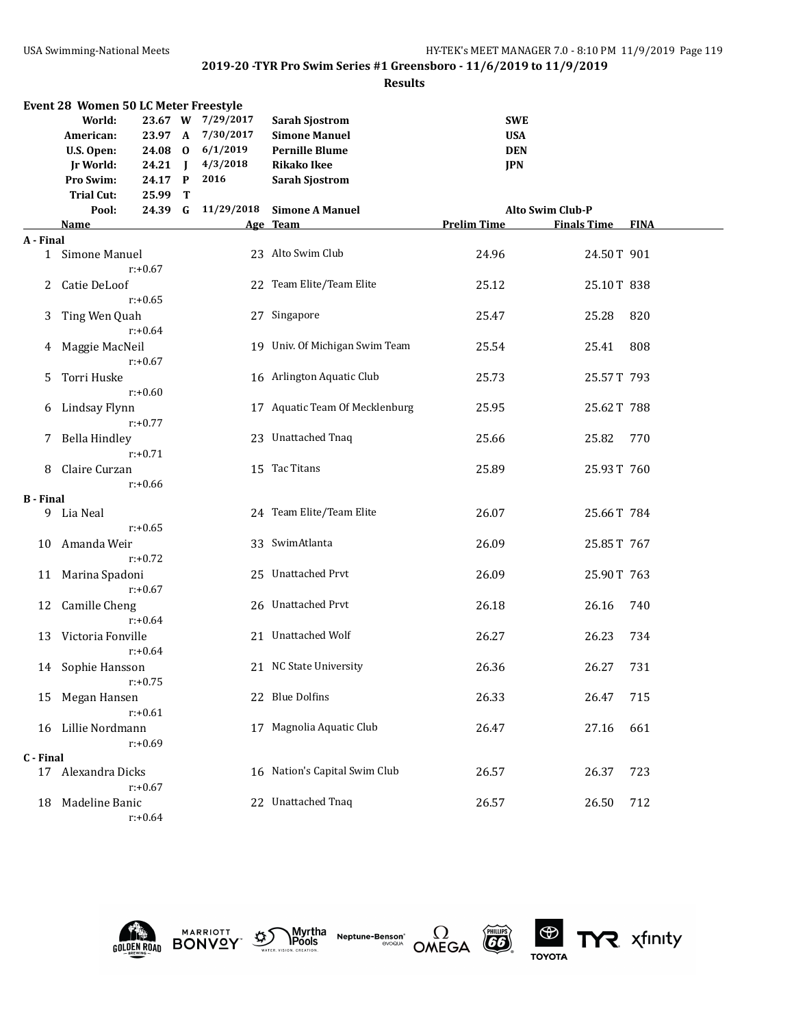**2019-20 -TYR Pro Swim Series #1 Greensboro - 11/6/2019 to 11/9/2019**

**Results**

## Event 28 Women 50 LC Meter Freestyle

| | | | | | |
|---|---|---|---|---|---|
| World: | 23.67 | W | 7/29/2017 | Sarah Sjostrom | SWE |
| American: | 23.97 | A | 7/30/2017 | Simone Manuel | USA |
| U.S. Open: | 24.08 | O | 6/1/2019 | Pernille Blume | DEN |
| Jr World: | 24.21 | J | 4/3/2018 | Rikako Ikee | JPN |
| Pro Swim: | 24.17 | P | 2016 | Sarah Sjostrom | |
| Trial Cut: | 25.99 | T | | | |
| Pool: | 24.39 | G | 11/29/2018 | Simone A Manuel | Alto Swim Club-P |

| | Name | Age | Team | Prelim Time | Finals Time | FINA |
|---|---|---|---|---|---|---|
| **A - Final** | | | | | | |
| 1 | Simone Manuel r:+0.67 | 23 | Alto Swim Club | 24.96 | 24.50T | 901 |
| 2 | Catie DeLoof r:+0.65 | 22 | Team Elite/Team Elite | 25.12 | 25.10T | 838 |
| 3 | Ting Wen Quah r:+0.64 | 27 | Singapore | 25.47 | 25.28 | 820 |
| 4 | Maggie MacNeil r:+0.67 | 19 | Univ. Of Michigan Swim Team | 25.54 | 25.41 | 808 |
| 5 | Torri Huske r:+0.60 | 16 | Arlington Aquatic Club | 25.73 | 25.57T | 793 |
| 6 | Lindsay Flynn r:+0.77 | 17 | Aquatic Team Of Mecklenburg | 25.95 | 25.62T | 788 |
| 7 | Bella Hindley r:+0.71 | 23 | Unattached Tnaq | 25.66 | 25.82 | 770 |
| 8 | Claire Curzan r:+0.66 | 15 | Tac Titans | 25.89 | 25.93T | 760 |
| **B - Final** | | | | | | |
| 9 | Lia Neal r:+0.65 | 24 | Team Elite/Team Elite | 26.07 | 25.66T | 784 |
| 10 | Amanda Weir r:+0.72 | 33 | SwimAtlanta | 26.09 | 25.85T | 767 |
| 11 | Marina Spadoni r:+0.67 | 25 | Unattached Prvt | 26.09 | 25.90T | 763 |
| 12 | Camille Cheng r:+0.64 | 26 | Unattached Prvt | 26.18 | 26.16 | 740 |
| 13 | Victoria Fonville r:+0.64 | 21 | Unattached Wolf | 26.27 | 26.23 | 734 |
| 14 | Sophie Hansson r:+0.75 | 21 | NC State University | 26.36 | 26.27 | 731 |
| 15 | Megan Hansen r:+0.61 | 22 | Blue Dolfins | 26.33 | 26.47 | 715 |
| 16 | Lillie Nordmann r:+0.69 | 17 | Magnolia Aquatic Club | 26.47 | 27.16 | 661 |
| **C - Final** | | | | | | |
| 17 | Alexandra Dicks r:+0.67 | 16 | Nation's Capital Swim Club | 26.57 | 26.37 | 723 |
| 18 | Madeline Banic r:+0.64 | 22 | Unattached Tnaq | 26.57 | 26.50 | 712 |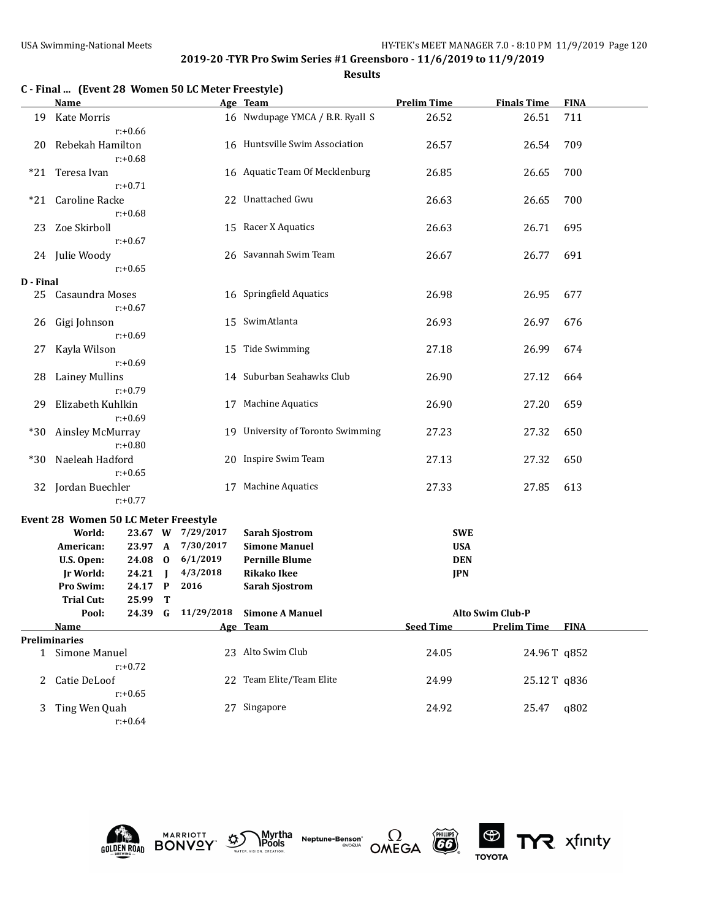**2019-20 -TYR Pro Swim Series #1 Greensboro - 11/6/2019 to 11/9/2019**

**Results**

### C - Final ... (Event 28 Women 50 LC Meter Freestyle)

| | Name | Age | Team | Prelim Time | Finals Time | FINA |
|---|---|---|---|---|---|---|
| 19 | Kate Morris | 16 | Nwdupage YMCA / B.R. Ryall S | 26.52 | 26.51 | 711 |
| | r:+0.66 | | | | | |
| 20 | Rebekah Hamilton | 16 | Huntsville Swim Association | 26.57 | 26.54 | 709 |
| | r:+0.68 | | | | | |
| *21 | Teresa Ivan | 16 | Aquatic Team Of Mecklenburg | 26.85 | 26.65 | 700 |
| | r:+0.71 | | | | | |
| *21 | Caroline Racke | 22 | Unattached Gwu | 26.63 | 26.65 | 700 |
| | r:+0.68 | | | | | |
| 23 | Zoe Skirboll | 15 | Racer X Aquatics | 26.63 | 26.71 | 695 |
| | r:+0.67 | | | | | |
| 24 | Julie Woody | 26 | Savannah Swim Team | 26.67 | 26.77 | 691 |
| | r:+0.65 | | | | | |

### D - Final

| | Name | Age | Team | Prelim Time | Finals Time | FINA |
|---|---|---|---|---|---|---|
| 25 | Casaundra Moses | 16 | Springfield Aquatics | 26.98 | 26.95 | 677 |
| | r:+0.67 | | | | | |
| 26 | Gigi Johnson | 15 | SwimAtlanta | 26.93 | 26.97 | 676 |
| | r:+0.69 | | | | | |
| 27 | Kayla Wilson | 15 | Tide Swimming | 27.18 | 26.99 | 674 |
| | r:+0.69 | | | | | |
| 28 | Lainey Mullins | 14 | Suburban Seahawks Club | 26.90 | 27.12 | 664 |
| | r:+0.79 | | | | | |
| 29 | Elizabeth Kuhlkin | 17 | Machine Aquatics | 26.90 | 27.20 | 659 |
| | r:+0.69 | | | | | |
| *30 | Ainsley McMurray | 19 | University of Toronto Swimming | 27.23 | 27.32 | 650 |
| | r:+0.80 | | | | | |
| *30 | Naeleah Hadford | 20 | Inspire Swim Team | 27.13 | 27.32 | 650 |
| | r:+0.65 | | | | | |
| 32 | Jordan Buechler | 17 | Machine Aquatics | 27.33 | 27.85 | 613 |
| | r:+0.77 | | | | | |

### Event 28 Women 50 LC Meter Freestyle

| Record | Time | | Date | Name | Team |
|---|---|---|---|---|---|
| World: | 23.67 | W | 7/29/2017 | Sarah Sjostrom | SWE |
| American: | 23.97 | A | 7/30/2017 | Simone Manuel | USA |
| U.S. Open: | 24.08 | O | 6/1/2019 | Pernille Blume | DEN |
| Jr World: | 24.21 | J | 4/3/2018 | Rikako Ikee | JPN |
| Pro Swim: | 24.17 | P | 2016 | Sarah Sjostrom | |
| Trial Cut: | 25.99 | T | | | |
| Pool: | 24.39 | G | 11/29/2018 | Simone A Manuel | Alto Swim Club-P |

### Preliminaries

| | Name | Age | Team | Seed Time | Prelim Time | FINA |
|---|---|---|---|---|---|---|
| 1 | Simone Manuel | 23 | Alto Swim Club | 24.05 | 24.96 T | q852 |
| | r:+0.72 | | | | | |
| 2 | Catie DeLoof | 22 | Team Elite/Team Elite | 24.99 | 25.12 T | q836 |
| | r:+0.65 | | | | | |
| 3 | Ting Wen Quah | 27 | Singapore | 24.92 | 25.47 | q802 |
| | r:+0.64 | | | | | |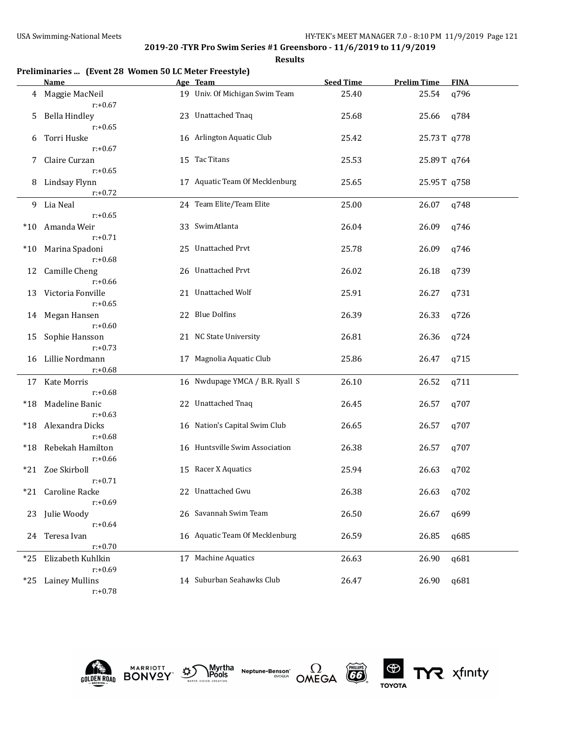## Results

### Preliminaries ... (Event 28 Women 50 LC Meter Freestyle)

| | Name | Age | Team | Seed Time | Prelim Time | FINA |
|---|---|---|---|---|---|---|
| 4 | Maggie MacNeil | 19 | Univ. Of Michigan Swim Team | 25.40 | 25.54 | q796 |
| | r:+0.67 | | | | | |
| 5 | Bella Hindley | 23 | Unattached Tnaq | 25.68 | 25.66 | q784 |
| | r:+0.65 | | | | | |
| 6 | Torri Huske | 16 | Arlington Aquatic Club | 25.42 | 25.73T | q778 |
| | r:+0.67 | | | | | |
| 7 | Claire Curzan | 15 | Tac Titans | 25.53 | 25.89T | q764 |
| | r:+0.65 | | | | | |
| 8 | Lindsay Flynn | 17 | Aquatic Team Of Mecklenburg | 25.65 | 25.95T | q758 |
| | r:+0.72 | | | | | |
| 9 | Lia Neal | 24 | Team Elite/Team Elite | 25.00 | 26.07 | q748 |
| | r:+0.65 | | | | | |
| *10 | Amanda Weir | 33 | SwimAtlanta | 26.04 | 26.09 | q746 |
| | r:+0.71 | | | | | |
| *10 | Marina Spadoni | 25 | Unattached Prvt | 25.78 | 26.09 | q746 |
| | r:+0.68 | | | | | |
| 12 | Camille Cheng | 26 | Unattached Prvt | 26.02 | 26.18 | q739 |
| | r:+0.66 | | | | | |
| 13 | Victoria Fonville | 21 | Unattached Wolf | 25.91 | 26.27 | q731 |
| | r:+0.65 | | | | | |
| 14 | Megan Hansen | 22 | Blue Dolfins | 26.39 | 26.33 | q726 |
| | r:+0.60 | | | | | |
| 15 | Sophie Hansson | 21 | NC State University | 26.81 | 26.36 | q724 |
| | r:+0.73 | | | | | |
| 16 | Lillie Nordmann | 17 | Magnolia Aquatic Club | 25.86 | 26.47 | q715 |
| | r:+0.68 | | | | | |
| 17 | Kate Morris | 16 | Nwdupage YMCA / B.R. Ryall S | 26.10 | 26.52 | q711 |
| | r:+0.68 | | | | | |
| *18 | Madeline Banic | 22 | Unattached Tnaq | 26.45 | 26.57 | q707 |
| | r:+0.63 | | | | | |
| *18 | Alexandra Dicks | 16 | Nation's Capital Swim Club | 26.65 | 26.57 | q707 |
| | r:+0.68 | | | | | |
| *18 | Rebekah Hamilton | 16 | Huntsville Swim Association | 26.38 | 26.57 | q707 |
| | r:+0.66 | | | | | |
| *21 | Zoe Skirboll | 15 | Racer X Aquatics | 25.94 | 26.63 | q702 |
| | r:+0.71 | | | | | |
| *21 | Caroline Racke | 22 | Unattached Gwu | 26.38 | 26.63 | q702 |
| | r:+0.69 | | | | | |
| 23 | Julie Woody | 26 | Savannah Swim Team | 26.50 | 26.67 | q699 |
| | r:+0.64 | | | | | |
| 24 | Teresa Ivan | 16 | Aquatic Team Of Mecklenburg | 26.59 | 26.85 | q685 |
| | r:+0.70 | | | | | |
| *25 | Elizabeth Kuhlkin | 17 | Machine Aquatics | 26.63 | 26.90 | q681 |
| | r:+0.69 | | | | | |
| *25 | Lainey Mullins | 14 | Suburban Seahawks Club | 26.47 | 26.90 | q681 |
| | r:+0.78 | | | | | |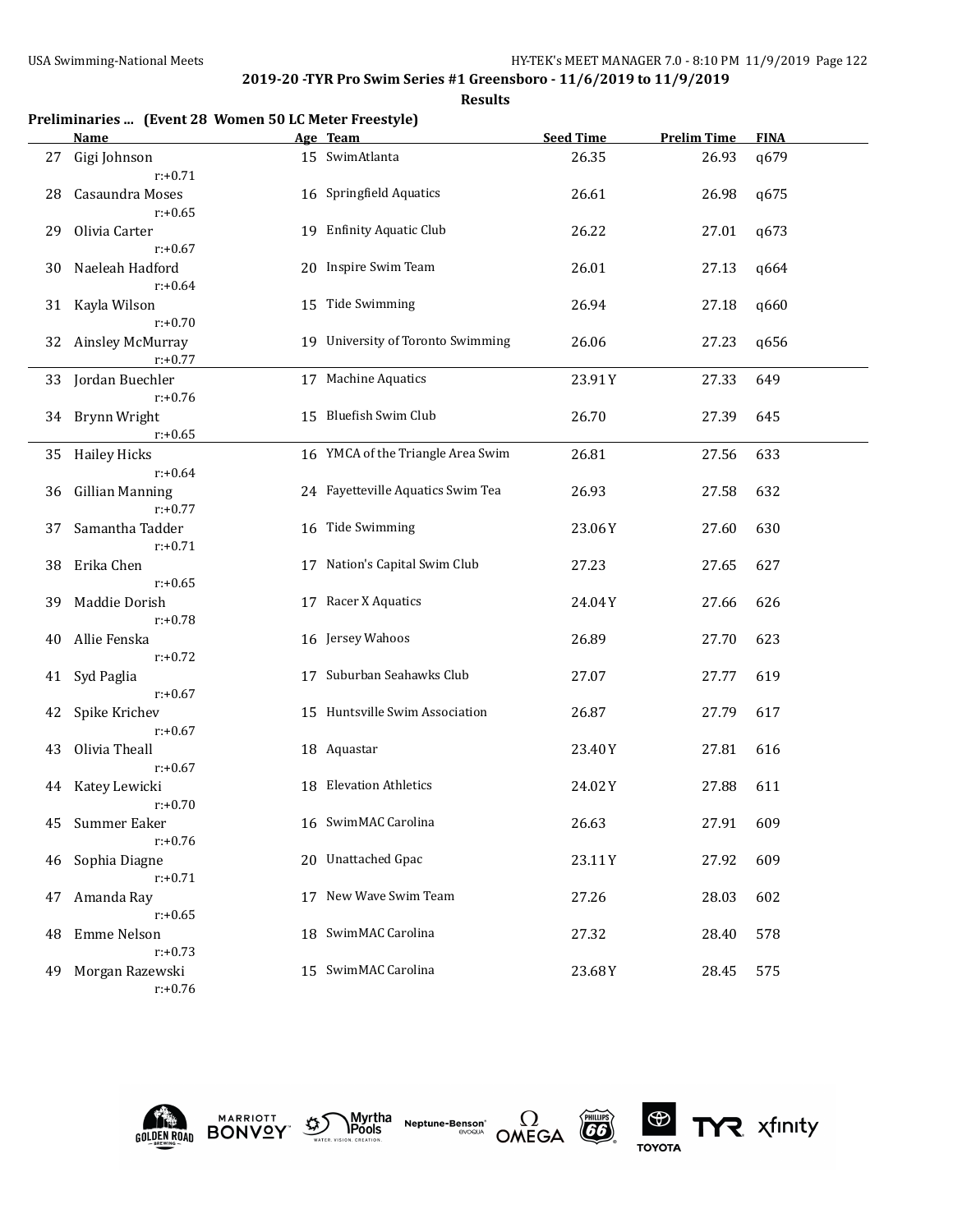## 2019-20 -TYR Pro Swim Series #1 Greensboro - 11/6/2019 to 11/9/2019

**Results**

### Preliminaries ... (Event 28 Women 50 LC Meter Freestyle)

| | Name | Age | Team | Seed Time | Prelim Time | FINA |
|---|---|---|---|---|---|---|
| 27 | Gigi Johnson<br>r:+0.71 | 15 | SwimAtlanta | 26.35 | 26.93 | q679 |
| 28 | Casaundra Moses<br>r:+0.65 | 16 | Springfield Aquatics | 26.61 | 26.98 | q675 |
| 29 | Olivia Carter<br>r:+0.67 | 19 | Enfinity Aquatic Club | 26.22 | 27.01 | q673 |
| 30 | Naeleah Hadford<br>r:+0.64 | 20 | Inspire Swim Team | 26.01 | 27.13 | q664 |
| 31 | Kayla Wilson<br>r:+0.70 | 15 | Tide Swimming | 26.94 | 27.18 | q660 |
| 32 | Ainsley McMurray<br>r:+0.77 | 19 | University of Toronto Swimming | 26.06 | 27.23 | q656 |
| 33 | Jordan Buechler<br>r:+0.76 | 17 | Machine Aquatics | 23.91Y | 27.33 | 649 |
| 34 | Brynn Wright<br>r:+0.65 | 15 | Bluefish Swim Club | 26.70 | 27.39 | 645 |
| 35 | Hailey Hicks<br>r:+0.64 | 16 | YMCA of the Triangle Area Swim | 26.81 | 27.56 | 633 |
| 36 | Gillian Manning<br>r:+0.77 | 24 | Fayetteville Aquatics Swim Tea | 26.93 | 27.58 | 632 |
| 37 | Samantha Tadder<br>r:+0.71 | 16 | Tide Swimming | 23.06Y | 27.60 | 630 |
| 38 | Erika Chen<br>r:+0.65 | 17 | Nation's Capital Swim Club | 27.23 | 27.65 | 627 |
| 39 | Maddie Dorish<br>r:+0.78 | 17 | Racer X Aquatics | 24.04Y | 27.66 | 626 |
| 40 | Allie Fenska<br>r:+0.72 | 16 | Jersey Wahoos | 26.89 | 27.70 | 623 |
| 41 | Syd Paglia<br>r:+0.67 | 17 | Suburban Seahawks Club | 27.07 | 27.77 | 619 |
| 42 | Spike Krichev<br>r:+0.67 | 15 | Huntsville Swim Association | 26.87 | 27.79 | 617 |
| 43 | Olivia Theall<br>r:+0.67 | 18 | Aquastar | 23.40Y | 27.81 | 616 |
| 44 | Katey Lewicki<br>r:+0.70 | 18 | Elevation Athletics | 24.02Y | 27.88 | 611 |
| 45 | Summer Eaker<br>r:+0.76 | 16 | SwimMAC Carolina | 26.63 | 27.91 | 609 |
| 46 | Sophia Diagne<br>r:+0.71 | 20 | Unattached Gpac | 23.11Y | 27.92 | 609 |
| 47 | Amanda Ray<br>r:+0.65 | 17 | New Wave Swim Team | 27.26 | 28.03 | 602 |
| 48 | Emme Nelson<br>r:+0.73 | 18 | SwimMAC Carolina | 27.32 | 28.40 | 578 |
| 49 | Morgan Razewski<br>r:+0.76 | 15 | SwimMAC Carolina | 23.68Y | 28.45 | 575 |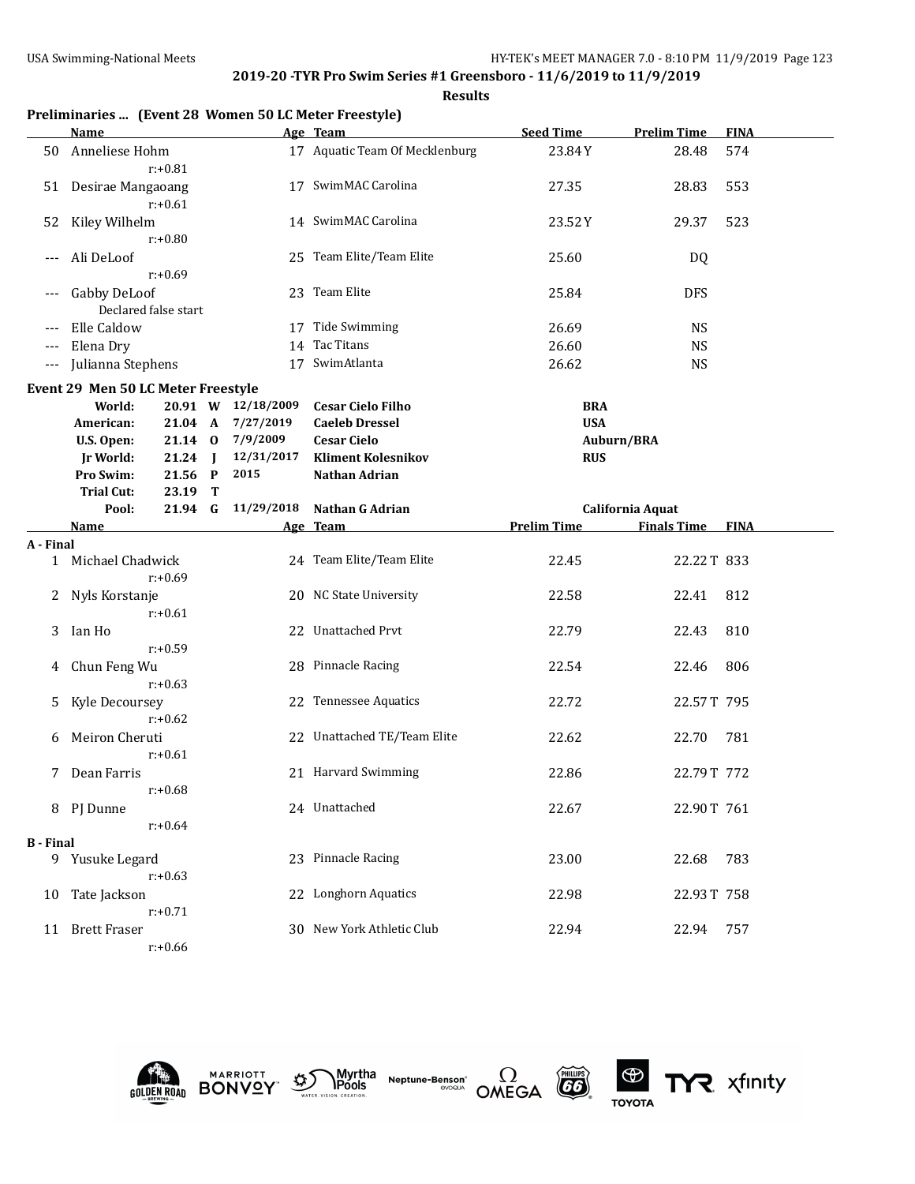**2019-20 -TYR Pro Swim Series #1 Greensboro - 11/6/2019 to 11/9/2019**

**Results**

### Preliminaries ... (Event 28 Women 50 LC Meter Freestyle)

| | Name | Age | Team | Seed Time | Prelim Time | FINA |
|---|---|---|---|---|---|---|
| 50 | Anneliese Hohm r:+0.81 | 17 | Aquatic Team Of Mecklenburg | 23.84Y | 28.48 | 574 |
| 51 | Desirae Mangaoang r:+0.61 | 17 | SwimMAC Carolina | 27.35 | 28.83 | 553 |
| 52 | Kiley Wilhelm r:+0.80 | 14 | SwimMAC Carolina | 23.52Y | 29.37 | 523 |
| --- | Ali DeLoof r:+0.69 | 25 | Team Elite/Team Elite | 25.60 | DQ | |
| --- | Gabby DeLoof Declared false start | 23 | Team Elite | 25.84 | DFS | |
| --- | Elle Caldow | 17 | Tide Swimming | 26.69 | NS | |
| --- | Elena Dry | 14 | Tac Titans | 26.60 | NS | |
| --- | Julianna Stephens | 17 | SwimAtlanta | 26.62 | NS | |

### Event 29 Men 50 LC Meter Freestyle

| Record | Time | | Date | Name | Team |
|---|---|---|---|---|---|
| World: | 20.91 | W | 12/18/2009 | Cesar Cielo Filho | BRA |
| American: | 21.04 | A | 7/27/2019 | Caeleb Dressel | USA |
| U.S. Open: | 21.14 | O | 7/9/2009 | Cesar Cielo | Auburn/BRA |
| Jr World: | 21.24 | J | 12/31/2017 | Kliment Kolesnikov | RUS |
| Pro Swim: | 21.56 | P | 2015 | Nathan Adrian | |
| Trial Cut: | 23.19 | T | | | |
| Pool: | 21.94 | G | 11/29/2018 | Nathan G Adrian | California Aquat |

| | Name | Age | Team | Prelim Time | Finals Time | FINA |
|---|---|---|---|---|---|---|
| **A - Final** | | | | | | |
| 1 | Michael Chadwick r:+0.69 | 24 | Team Elite/Team Elite | 22.45 | 22.22T | 833 |
| 2 | Nyls Korstanje r:+0.61 | 20 | NC State University | 22.58 | 22.41 | 812 |
| 3 | Ian Ho r:+0.59 | 22 | Unattached Prvt | 22.79 | 22.43 | 810 |
| 4 | Chun Feng Wu r:+0.63 | 28 | Pinnacle Racing | 22.54 | 22.46 | 806 |
| 5 | Kyle Decoursey r:+0.62 | 22 | Tennessee Aquatics | 22.72 | 22.57T | 795 |
| 6 | Meiron Cheruti r:+0.61 | 22 | Unattached TE/Team Elite | 22.62 | 22.70 | 781 |
| 7 | Dean Farris r:+0.68 | 21 | Harvard Swimming | 22.86 | 22.79T | 772 |
| 8 | PJ Dunne r:+0.64 | 24 | Unattached | 22.67 | 22.90T | 761 |
| **B - Final** | | | | | | |
| 9 | Yusuke Legard r:+0.63 | 23 | Pinnacle Racing | 23.00 | 22.68 | 783 |
| 10 | Tate Jackson r:+0.71 | 22 | Longhorn Aquatics | 22.98 | 22.93T | 758 |
| 11 | Brett Fraser r:+0.66 | 30 | New York Athletic Club | 22.94 | 22.94 | 757 |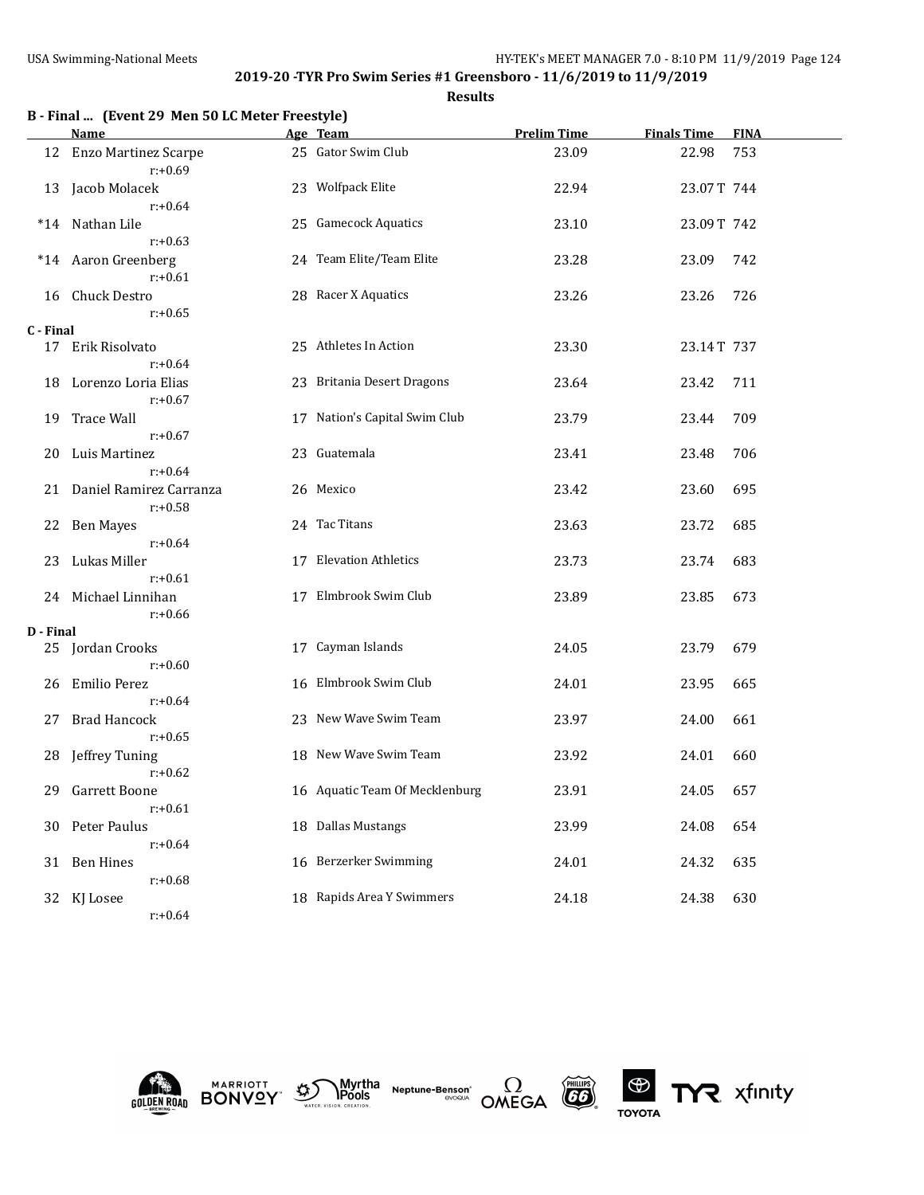**2019-20 -TYR Pro Swim Series #1 Greensboro - 11/6/2019 to 11/9/2019**

**Results**

### B - Final ... (Event 29 Men 50 LC Meter Freestyle)

| | Name | Age | Team | Prelim Time | Finals Time | FINA |
|---|---|---|---|---|---|---|
| 12 | Enzo Martinez Scarpe<br>r:+0.69 | 25 | Gator Swim Club | 23.09 | 22.98 | 753 |
| 13 | Jacob Molacek<br>r:+0.64 | 23 | Wolfpack Elite | 22.94 | 23.07T | 744 |
| *14 | Nathan Lile<br>r:+0.63 | 25 | Gamecock Aquatics | 23.10 | 23.09T | 742 |
| *14 | Aaron Greenberg<br>r:+0.61 | 24 | Team Elite/Team Elite | 23.28 | 23.09 | 742 |
| 16 | Chuck Destro<br>r:+0.65 | 28 | Racer X Aquatics | 23.26 | 23.26 | 726 |
| **C - Final** | | | | | | |
| 17 | Erik Risolvato<br>r:+0.64 | 25 | Athletes In Action | 23.30 | 23.14T | 737 |
| 18 | Lorenzo Loria Elias<br>r:+0.67 | 23 | Britania Desert Dragons | 23.64 | 23.42 | 711 |
| 19 | Trace Wall<br>r:+0.67 | 17 | Nation's Capital Swim Club | 23.79 | 23.44 | 709 |
| 20 | Luis Martinez<br>r:+0.64 | 23 | Guatemala | 23.41 | 23.48 | 706 |
| 21 | Daniel Ramirez Carranza<br>r:+0.58 | 26 | Mexico | 23.42 | 23.60 | 695 |
| 22 | Ben Mayes<br>r:+0.64 | 24 | Tac Titans | 23.63 | 23.72 | 685 |
| 23 | Lukas Miller<br>r:+0.61 | 17 | Elevation Athletics | 23.73 | 23.74 | 683 |
| 24 | Michael Linnihan<br>r:+0.66 | 17 | Elmbrook Swim Club | 23.89 | 23.85 | 673 |
| **D - Final** | | | | | | |
| 25 | Jordan Crooks<br>r:+0.60 | 17 | Cayman Islands | 24.05 | 23.79 | 679 |
| 26 | Emilio Perez<br>r:+0.64 | 16 | Elmbrook Swim Club | 24.01 | 23.95 | 665 |
| 27 | Brad Hancock<br>r:+0.65 | 23 | New Wave Swim Team | 23.97 | 24.00 | 661 |
| 28 | Jeffrey Tuning<br>r:+0.62 | 18 | New Wave Swim Team | 23.92 | 24.01 | 660 |
| 29 | Garrett Boone<br>r:+0.61 | 16 | Aquatic Team Of Mecklenburg | 23.91 | 24.05 | 657 |
| 30 | Peter Paulus<br>r:+0.64 | 18 | Dallas Mustangs | 23.99 | 24.08 | 654 |
| 31 | Ben Hines<br>r:+0.68 | 16 | Berzerker Swimming | 24.01 | 24.32 | 635 |
| 32 | KJ Losee<br>r:+0.64 | 18 | Rapids Area Y Swimmers | 24.18 | 24.38 | 630 |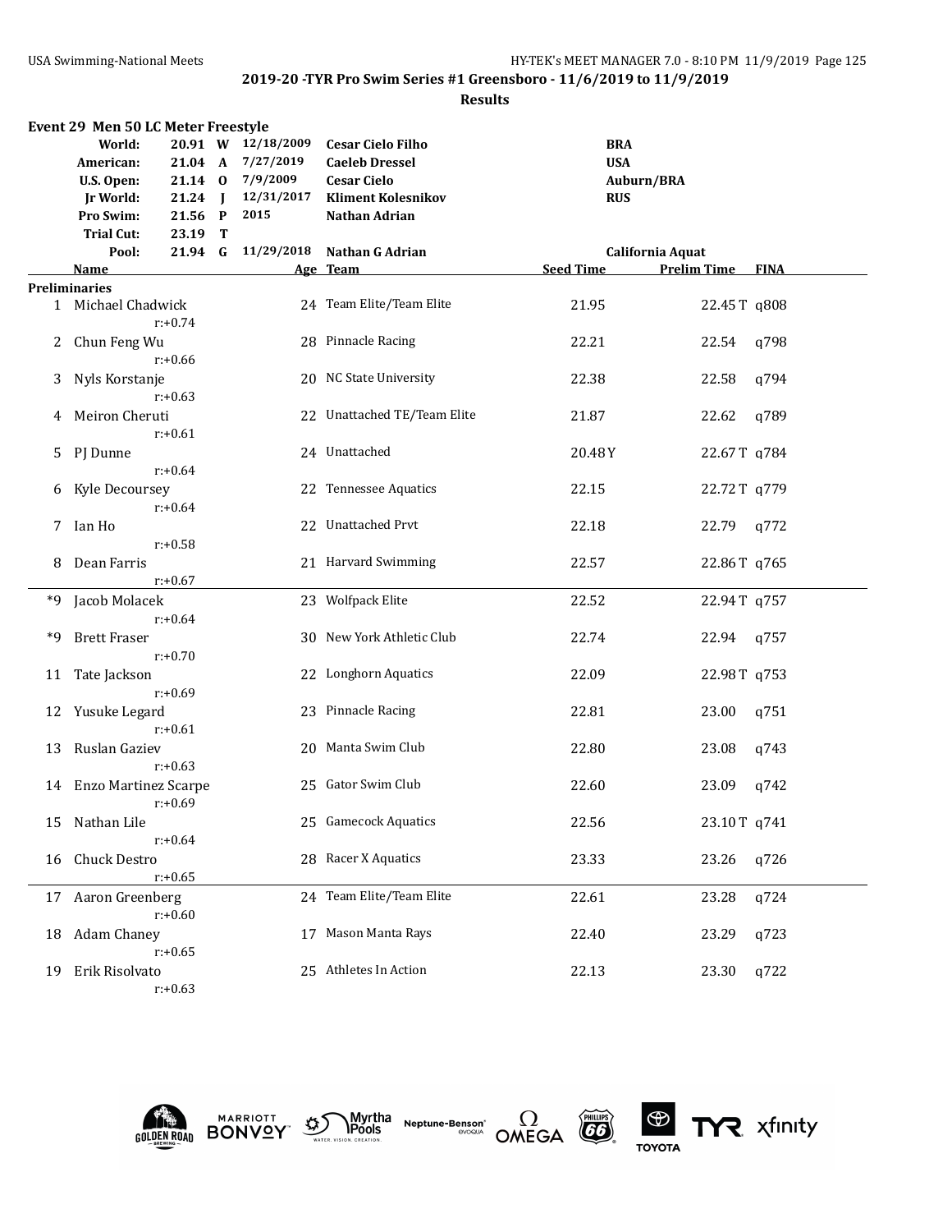**2019-20 -TYR Pro Swim Series #1 Greensboro - 11/6/2019 to 11/9/2019**

**Results**

### Event 29 Men 50 LC Meter Freestyle

| | | | | | |
|---|---|---|---|---|---|
| World: | 20.91 | W | 12/18/2009 | Cesar Cielo Filho | BRA |
| American: | 21.04 | A | 7/27/2019 | Caeleb Dressel | USA |
| U.S. Open: | 21.14 | O | 7/9/2009 | Cesar Cielo | Auburn/BRA |
| Jr World: | 21.24 | J | 12/31/2017 | Kliment Kolesnikov | RUS |
| Pro Swim: | 21.56 | P | 2015 | Nathan Adrian | |
| Trial Cut: | 23.19 | T | | | |
| Pool: | 21.94 | G | 11/29/2018 | Nathan G Adrian | California Aquat |

| | Name | Age | Team | Seed Time | Prelim Time | FINA |
|---|---|---|---|---|---|---|
| **Preliminaries** | | | | | | |
| 1 | Michael Chadwick r:+0.74 | 24 | Team Elite/Team Elite | 21.95 | 22.45T | q808 |
| 2 | Chun Feng Wu r:+0.66 | 28 | Pinnacle Racing | 22.21 | 22.54 | q798 |
| 3 | Nyls Korstanje r:+0.63 | 20 | NC State University | 22.38 | 22.58 | q794 |
| 4 | Meiron Cheruti r:+0.61 | 22 | Unattached TE/Team Elite | 21.87 | 22.62 | q789 |
| 5 | PJ Dunne r:+0.64 | 24 | Unattached | 20.48Y | 22.67T | q784 |
| 6 | Kyle Decoursey r:+0.64 | 22 | Tennessee Aquatics | 22.15 | 22.72T | q779 |
| 7 | Ian Ho r:+0.58 | 22 | Unattached Prvt | 22.18 | 22.79 | q772 |
| 8 | Dean Farris r:+0.67 | 21 | Harvard Swimming | 22.57 | 22.86T | q765 |
| *9 | Jacob Molacek r:+0.64 | 23 | Wolfpack Elite | 22.52 | 22.94T | q757 |
| *9 | Brett Fraser r:+0.70 | 30 | New York Athletic Club | 22.74 | 22.94 | q757 |
| 11 | Tate Jackson r:+0.69 | 22 | Longhorn Aquatics | 22.09 | 22.98T | q753 |
| 12 | Yusuke Legard r:+0.61 | 23 | Pinnacle Racing | 22.81 | 23.00 | q751 |
| 13 | Ruslan Gaziev r:+0.63 | 20 | Manta Swim Club | 22.80 | 23.08 | q743 |
| 14 | Enzo Martinez Scarpe r:+0.69 | 25 | Gator Swim Club | 22.60 | 23.09 | q742 |
| 15 | Nathan Lile r:+0.64 | 25 | Gamecock Aquatics | 22.56 | 23.10T | q741 |
| 16 | Chuck Destro r:+0.65 | 28 | Racer X Aquatics | 23.33 | 23.26 | q726 |
| 17 | Aaron Greenberg r:+0.60 | 24 | Team Elite/Team Elite | 22.61 | 23.28 | q724 |
| 18 | Adam Chaney r:+0.65 | 17 | Mason Manta Rays | 22.40 | 23.29 | q723 |
| 19 | Erik Risolvato r:+0.63 | 25 | Athletes In Action | 22.13 | 23.30 | q722 |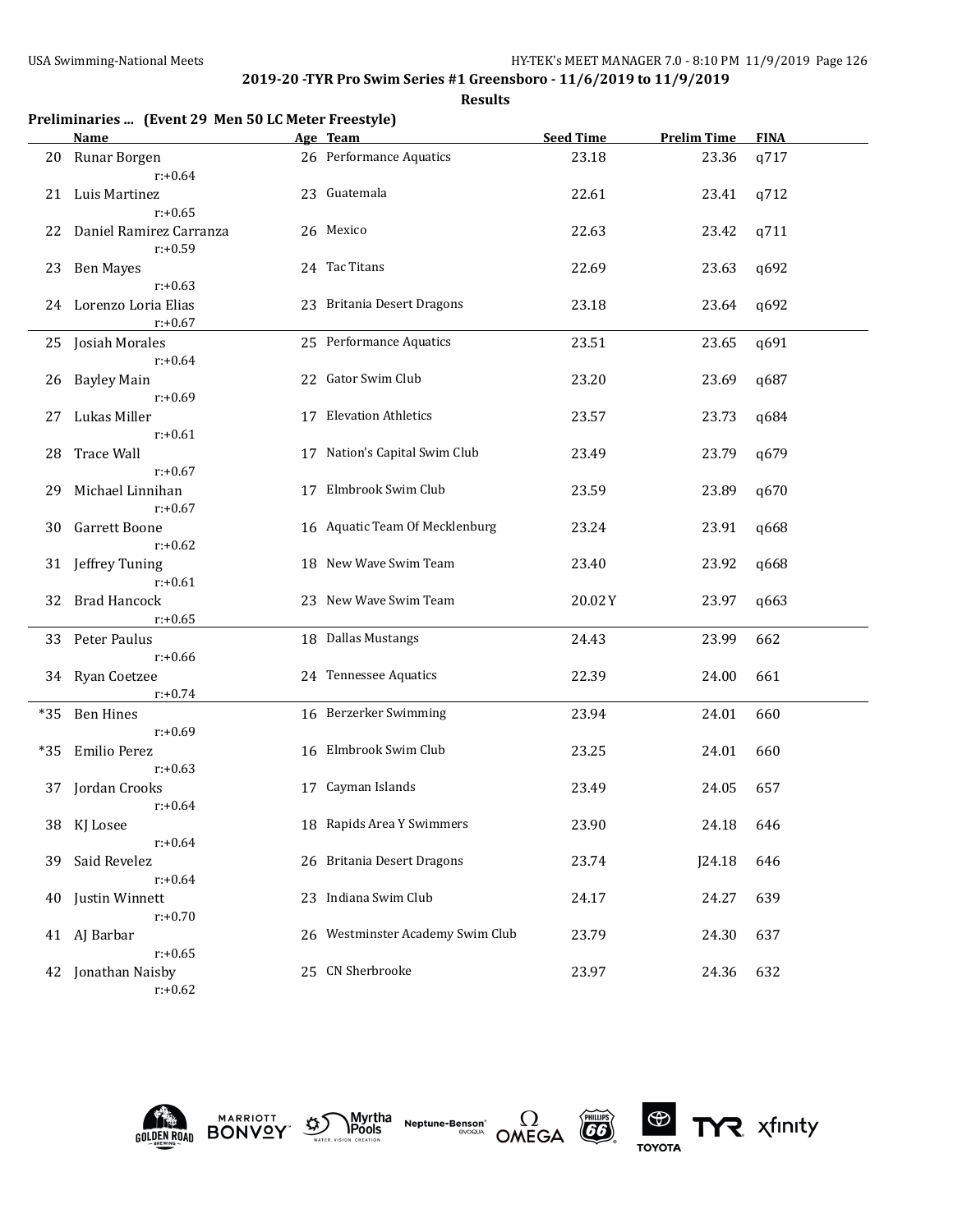**2019-20 -TYR Pro Swim Series #1 Greensboro - 11/6/2019 to 11/9/2019**

**Results**

**Preliminaries ... (Event 29 Men 50 LC Meter Freestyle)**

| | Name | Age | Team | Seed Time | Prelim Time | FINA |
|---|---|---|---|---|---|---|
| 20 | Runar Borgen<br>r:+0.64 | 26 | Performance Aquatics | 23.18 | 23.36 | q717 |
| 21 | Luis Martinez<br>r:+0.65 | 23 | Guatemala | 22.61 | 23.41 | q712 |
| 22 | Daniel Ramirez Carranza<br>r:+0.59 | 26 | Mexico | 22.63 | 23.42 | q711 |
| 23 | Ben Mayes<br>r:+0.63 | 24 | Tac Titans | 22.69 | 23.63 | q692 |
| 24 | Lorenzo Loria Elias<br>r:+0.67 | 23 | Britania Desert Dragons | 23.18 | 23.64 | q692 |
| 25 | Josiah Morales<br>r:+0.64 | 25 | Performance Aquatics | 23.51 | 23.65 | q691 |
| 26 | Bayley Main<br>r:+0.69 | 22 | Gator Swim Club | 23.20 | 23.69 | q687 |
| 27 | Lukas Miller<br>r:+0.61 | 17 | Elevation Athletics | 23.57 | 23.73 | q684 |
| 28 | Trace Wall<br>r:+0.67 | 17 | Nation's Capital Swim Club | 23.49 | 23.79 | q679 |
| 29 | Michael Linnihan<br>r:+0.67 | 17 | Elmbrook Swim Club | 23.59 | 23.89 | q670 |
| 30 | Garrett Boone<br>r:+0.62 | 16 | Aquatic Team Of Mecklenburg | 23.24 | 23.91 | q668 |
| 31 | Jeffrey Tuning<br>r:+0.61 | 18 | New Wave Swim Team | 23.40 | 23.92 | q668 |
| 32 | Brad Hancock<br>r:+0.65 | 23 | New Wave Swim Team | 20.02Y | 23.97 | q663 |
| 33 | Peter Paulus<br>r:+0.66 | 18 | Dallas Mustangs | 24.43 | 23.99 | 662 |
| 34 | Ryan Coetzee<br>r:+0.74 | 24 | Tennessee Aquatics | 22.39 | 24.00 | 661 |
| *35 | Ben Hines<br>r:+0.69 | 16 | Berzerker Swimming | 23.94 | 24.01 | 660 |
| *35 | Emilio Perez<br>r:+0.63 | 16 | Elmbrook Swim Club | 23.25 | 24.01 | 660 |
| 37 | Jordan Crooks<br>r:+0.64 | 17 | Cayman Islands | 23.49 | 24.05 | 657 |
| 38 | KJ Losee<br>r:+0.64 | 18 | Rapids Area Y Swimmers | 23.90 | 24.18 | 646 |
| 39 | Said Revelez<br>r:+0.64 | 26 | Britania Desert Dragons | 23.74 | J24.18 | 646 |
| 40 | Justin Winnett<br>r:+0.70 | 23 | Indiana Swim Club | 24.17 | 24.27 | 639 |
| 41 | AJ Barbar<br>r:+0.65 | 26 | Westminster Academy Swim Club | 23.79 | 24.30 | 637 |
| 42 | Jonathan Naisby<br>r:+0.62 | 25 | CN Sherbrooke | 23.97 | 24.36 | 632 |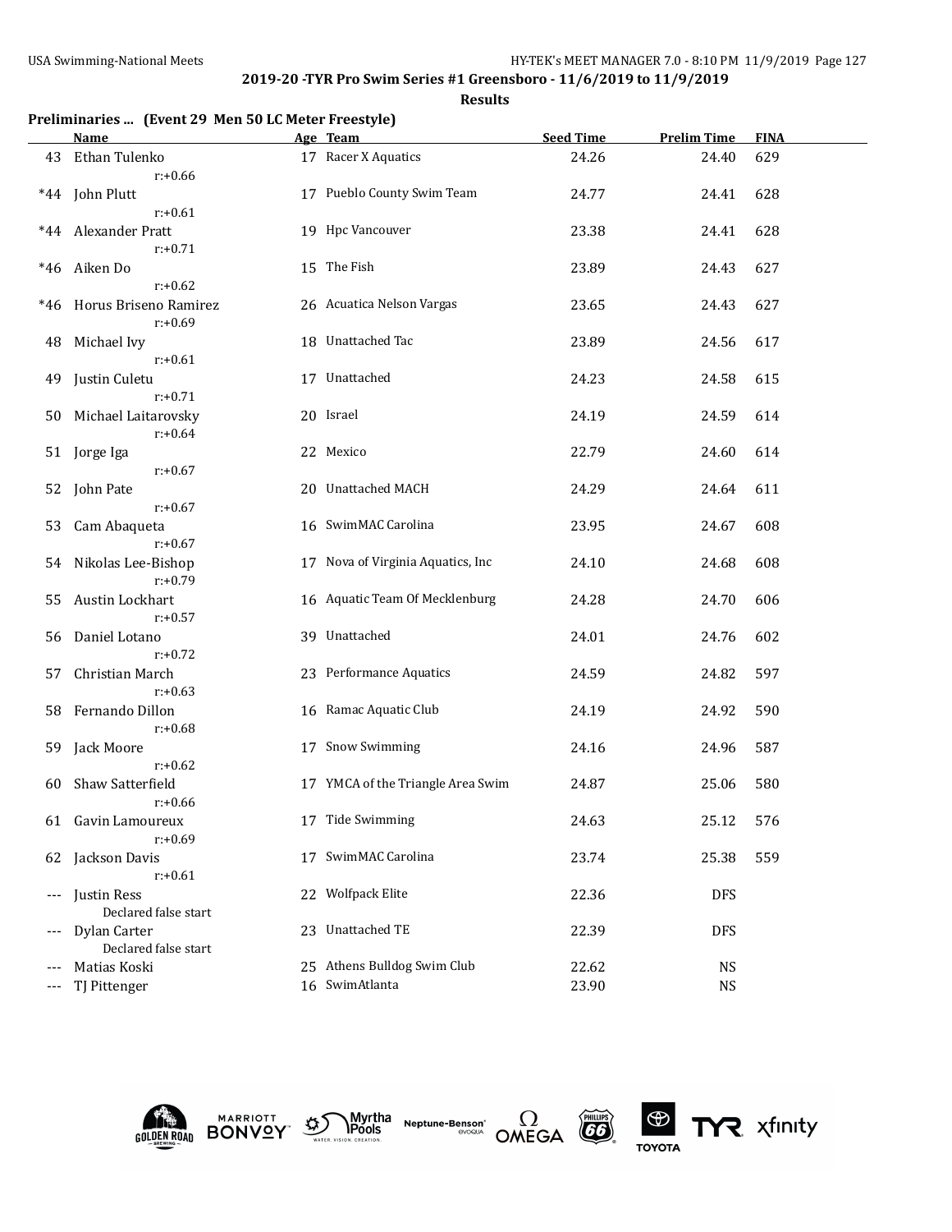## 2019-20 -TYR Pro Swim Series #1 Greensboro - 11/6/2019 to 11/9/2019

**Results**

### Preliminaries ... (Event 29 Men 50 LC Meter Freestyle)

| | Name | Age | Team | Seed Time | Prelim Time | FINA |
|---|---|---|---|---|---|---|
| 43 | Ethan Tulenko<br>r:+0.66 | 17 | Racer X Aquatics | 24.26 | 24.40 | 629 |
| *44 | John Plutt<br>r:+0.61 | 17 | Pueblo County Swim Team | 24.77 | 24.41 | 628 |
| *44 | Alexander Pratt<br>r:+0.71 | 19 | Hpc Vancouver | 23.38 | 24.41 | 628 |
| *46 | Aiken Do<br>r:+0.62 | 15 | The Fish | 23.89 | 24.43 | 627 |
| *46 | Horus Briseno Ramirez<br>r:+0.69 | 26 | Acuatica Nelson Vargas | 23.65 | 24.43 | 627 |
| 48 | Michael Ivy<br>r:+0.61 | 18 | Unattached Tac | 23.89 | 24.56 | 617 |
| 49 | Justin Culetu<br>r:+0.71 | 17 | Unattached | 24.23 | 24.58 | 615 |
| 50 | Michael Laitarovsky<br>r:+0.64 | 20 | Israel | 24.19 | 24.59 | 614 |
| 51 | Jorge Iga<br>r:+0.67 | 22 | Mexico | 22.79 | 24.60 | 614 |
| 52 | John Pate<br>r:+0.67 | 20 | Unattached MACH | 24.29 | 24.64 | 611 |
| 53 | Cam Abaqueta<br>r:+0.67 | 16 | SwimMAC Carolina | 23.95 | 24.67 | 608 |
| 54 | Nikolas Lee-Bishop<br>r:+0.79 | 17 | Nova of Virginia Aquatics, Inc | 24.10 | 24.68 | 608 |
| 55 | Austin Lockhart<br>r:+0.57 | 16 | Aquatic Team Of Mecklenburg | 24.28 | 24.70 | 606 |
| 56 | Daniel Lotano<br>r:+0.72 | 39 | Unattached | 24.01 | 24.76 | 602 |
| 57 | Christian March<br>r:+0.63 | 23 | Performance Aquatics | 24.59 | 24.82 | 597 |
| 58 | Fernando Dillon<br>r:+0.68 | 16 | Ramac Aquatic Club | 24.19 | 24.92 | 590 |
| 59 | Jack Moore<br>r:+0.62 | 17 | Snow Swimming | 24.16 | 24.96 | 587 |
| 60 | Shaw Satterfield<br>r:+0.66 | 17 | YMCA of the Triangle Area Swim | 24.87 | 25.06 | 580 |
| 61 | Gavin Lamoureux<br>r:+0.69 | 17 | Tide Swimming | 24.63 | 25.12 | 576 |
| 62 | Jackson Davis<br>r:+0.61 | 17 | SwimMAC Carolina | 23.74 | 25.38 | 559 |
| --- | Justin Ress<br>Declared false start | 22 | Wolfpack Elite | 22.36 | DFS | |
| --- | Dylan Carter<br>Declared false start | 23 | Unattached TE | 22.39 | DFS | |
| --- | Matias Koski | 25 | Athens Bulldog Swim Club | 22.62 | NS | |
| --- | TJ Pittenger | 16 | SwimAtlanta | 23.90 | NS | |